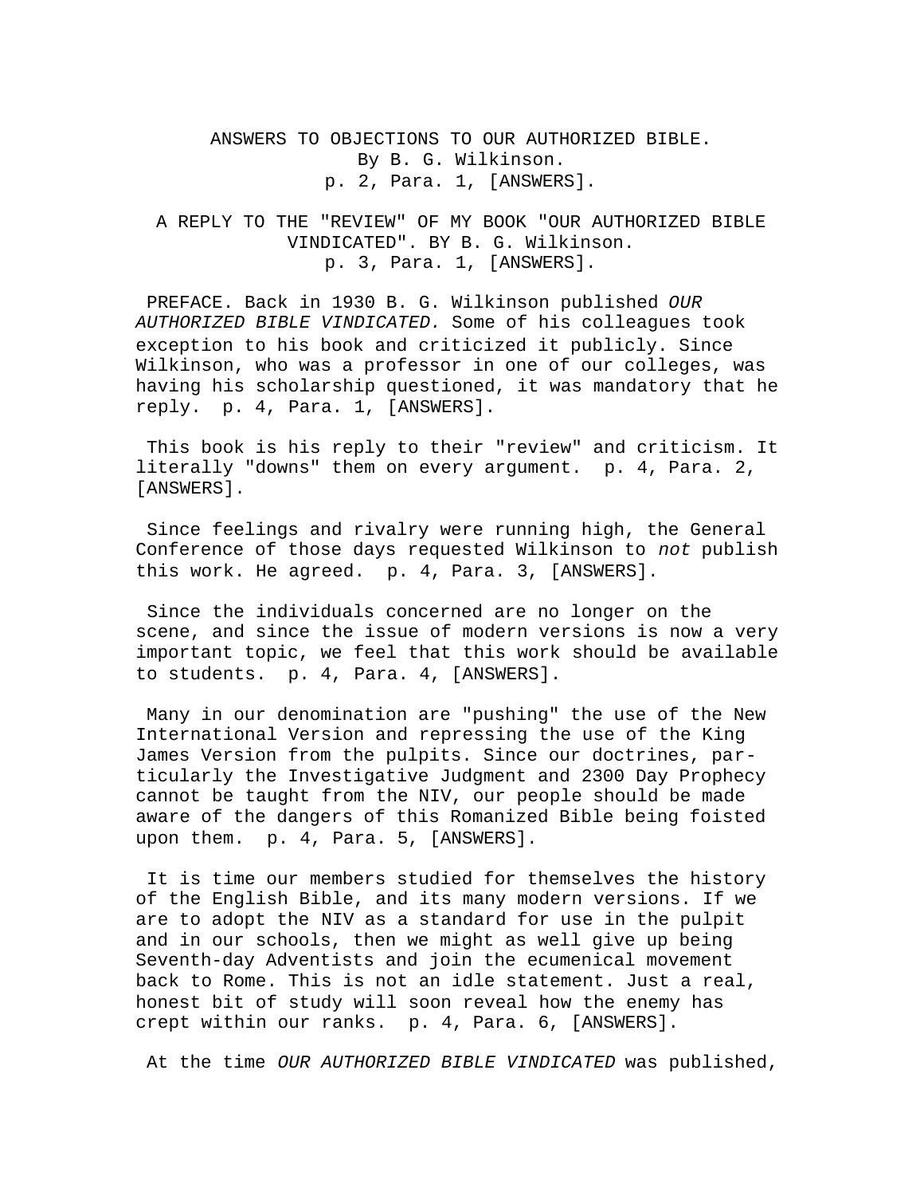# ANSWERS TO OBJECTIONS TO OUR AUTHORIZED BIBLE.

By B. G. Wilkinson.
p. 2, Para. 1, [ANSWERS].

## A REPLY TO THE "REVIEW" OF MY BOOK "OUR AUTHORIZED BIBLE VINDICATED". BY B. G. Wilkinson.

p. 3, Para. 1, [ANSWERS].

PREFACE. Back in 1930 B. G. Wilkinson published *OUR AUTHORIZED BIBLE VINDICATED.* Some of his colleagues took exception to his book and criticized it publicly. Since Wilkinson, who was a professor in one of our colleges, was having his scholarship questioned, it was mandatory that he reply. p. 4, Para. 1, [ANSWERS].

This book is his reply to their "review" and criticism. It literally "downs" them on every argument. p. 4, Para. 2, [ANSWERS].

Since feelings and rivalry were running high, the General Conference of those days requested Wilkinson to *not* publish this work. He agreed. p. 4, Para. 3, [ANSWERS].

Since the individuals concerned are no longer on the scene, and since the issue of modern versions is now a very important topic, we feel that this work should be available to students. p. 4, Para. 4, [ANSWERS].

Many in our denomination are "pushing" the use of the New International Version and repressing the use of the King James Version from the pulpits. Since our doctrines, particularly the Investigative Judgment and 2300 Day Prophecy cannot be taught from the NIV, our people should be made aware of the dangers of this Romanized Bible being foisted upon them. p. 4, Para. 5, [ANSWERS].

It is time our members studied for themselves the history of the English Bible, and its many modern versions. If we are to adopt the NIV as a standard for use in the pulpit and in our schools, then we might as well give up being Seventh-day Adventists and join the ecumenical movement back to Rome. This is not an idle statement. Just a real, honest bit of study will soon reveal how the enemy has crept within our ranks. p. 4, Para. 6, [ANSWERS].

At the time *OUR AUTHORIZED BIBLE VINDICATED* was published,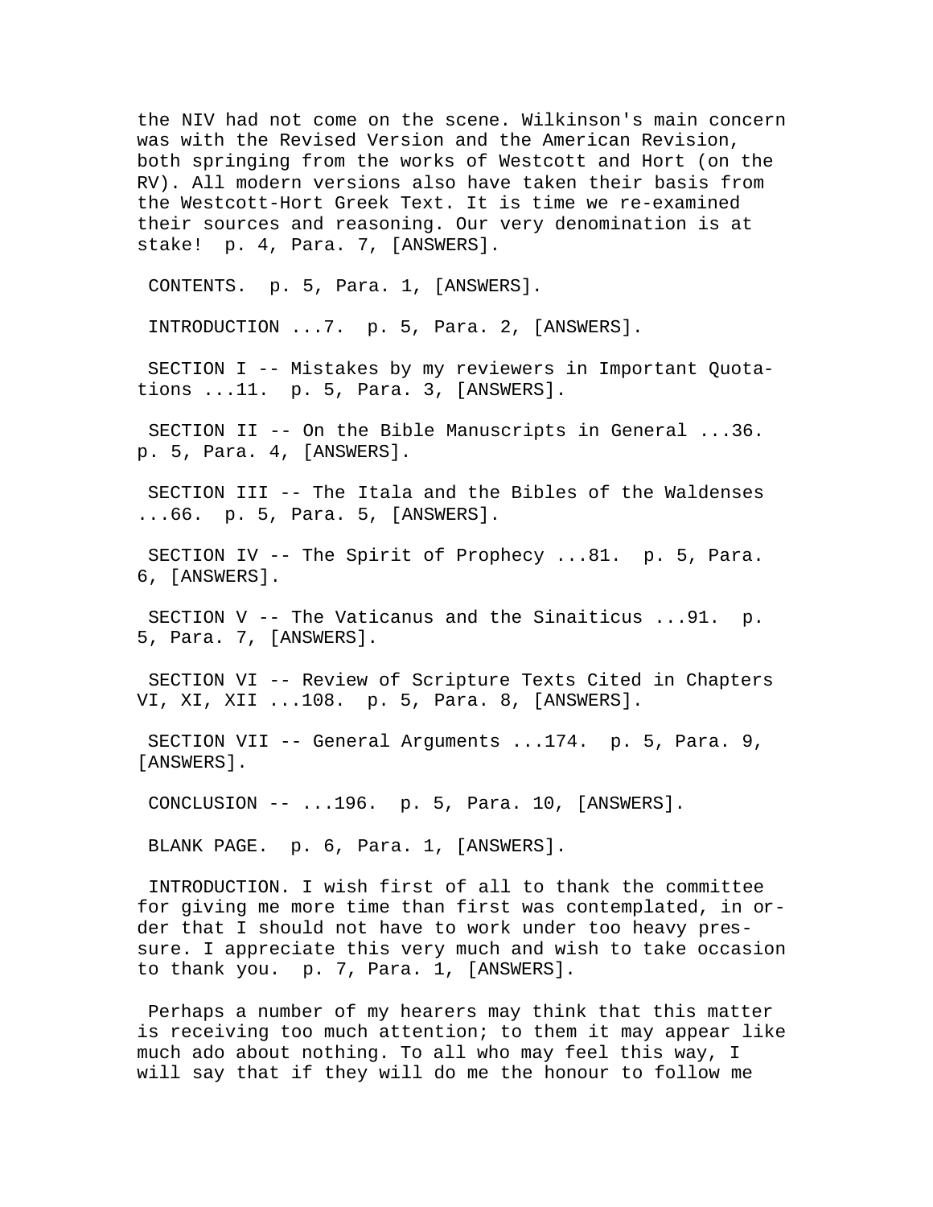the NIV had not come on the scene. Wilkinson's main concern was with the Revised Version and the American Revision, both springing from the works of Westcott and Hort (on the RV). All modern versions also have taken their basis from the Westcott-Hort Greek Text. It is time we re-examined their sources and reasoning. Our very denomination is at stake! p. 4, Para. 7, [ANSWERS].

CONTENTS. p. 5, Para. 1, [ANSWERS].

INTRODUCTION ...7. p. 5, Para. 2, [ANSWERS].

SECTION I -- Mistakes by my reviewers in Important Quotations ...11. p. 5, Para. 3, [ANSWERS].

SECTION II -- On the Bible Manuscripts in General ...36. p. 5, Para. 4, [ANSWERS].

SECTION III -- The Itala and the Bibles of the Waldenses ...66. p. 5, Para. 5, [ANSWERS].

SECTION IV -- The Spirit of Prophecy ...81. p. 5, Para. 6, [ANSWERS].

SECTION V -- The Vaticanus and the Sinaiticus ...91. p. 5, Para. 7, [ANSWERS].

SECTION VI -- Review of Scripture Texts Cited in Chapters VI, XI, XII ...108. p. 5, Para. 8, [ANSWERS].

SECTION VII -- General Arguments ...174. p. 5, Para. 9, [ANSWERS].

CONCLUSION -- ...196. p. 5, Para. 10, [ANSWERS].

BLANK PAGE. p. 6, Para. 1, [ANSWERS].

INTRODUCTION. I wish first of all to thank the committee for giving me more time than first was contemplated, in order that I should not have to work under too heavy pressure. I appreciate this very much and wish to take occasion to thank you. p. 7, Para. 1, [ANSWERS].

Perhaps a number of my hearers may think that this matter is receiving too much attention; to them it may appear like much ado about nothing. To all who may feel this way, I will say that if they will do me the honour to follow me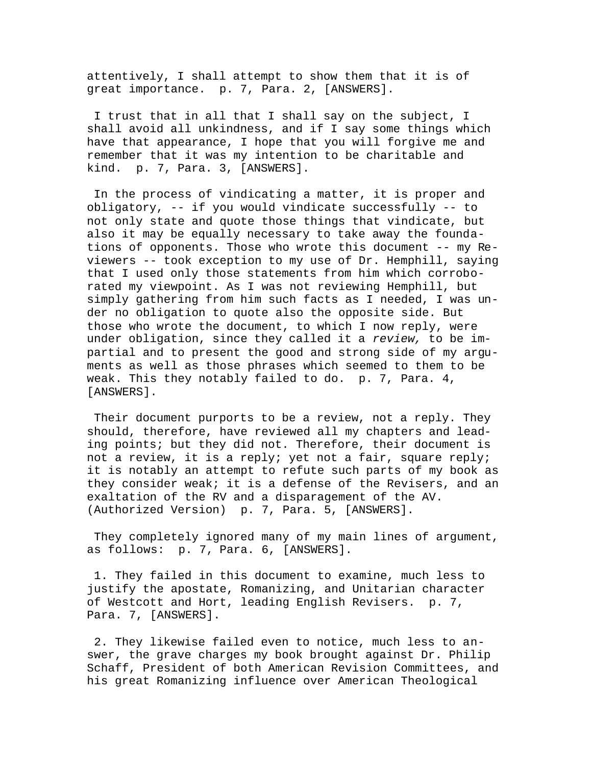attentively, I shall attempt to show them that it is of great importance. p. 7, Para. 2, [ANSWERS].

I trust that in all that I shall say on the subject, I shall avoid all unkindness, and if I say some things which have that appearance, I hope that you will forgive me and remember that it was my intention to be charitable and kind. p. 7, Para. 3, [ANSWERS].

In the process of vindicating a matter, it is proper and obligatory, -- if you would vindicate successfully -- to not only state and quote those things that vindicate, but also it may be equally necessary to take away the foundations of opponents. Those who wrote this document -- my Reviewers -- took exception to my use of Dr. Hemphill, saying that I used only those statements from him which corroborated my viewpoint. As I was not reviewing Hemphill, but simply gathering from him such facts as I needed, I was under no obligation to quote also the opposite side. But those who wrote the document, to which I now reply, were under obligation, since they called it a *review,* to be impartial and to present the good and strong side of my arguments as well as those phrases which seemed to them to be weak. This they notably failed to do. p. 7, Para. 4, [ANSWERS].

Their document purports to be a review, not a reply. They should, therefore, have reviewed all my chapters and leading points; but they did not. Therefore, their document is not a review, it is a reply; yet not a fair, square reply; it is notably an attempt to refute such parts of my book as they consider weak; it is a defense of the Revisers, and an exaltation of the RV and a disparagement of the AV. (Authorized Version) p. 7, Para. 5, [ANSWERS].

They completely ignored many of my main lines of argument, as follows: p. 7, Para. 6, [ANSWERS].

1. They failed in this document to examine, much less to justify the apostate, Romanizing, and Unitarian character of Westcott and Hort, leading English Revisers. p. 7, Para. 7, [ANSWERS].

2. They likewise failed even to notice, much less to answer, the grave charges my book brought against Dr. Philip Schaff, President of both American Revision Committees, and his great Romanizing influence over American Theological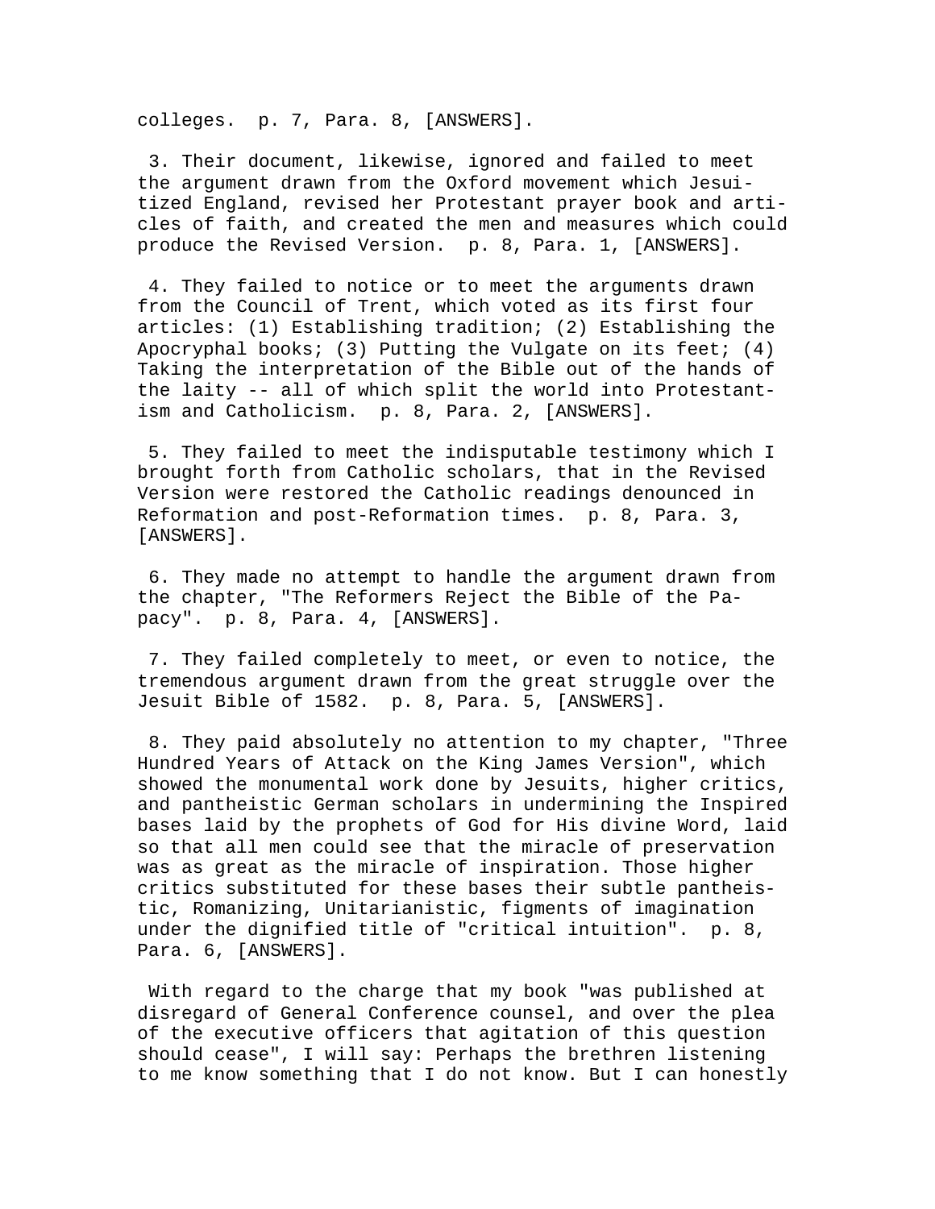colleges. p. 7, Para. 8, [ANSWERS].

3. Their document, likewise, ignored and failed to meet the argument drawn from the Oxford movement which Jesuitized England, revised her Protestant prayer book and articles of faith, and created the men and measures which could produce the Revised Version. p. 8, Para. 1, [ANSWERS].

4. They failed to notice or to meet the arguments drawn from the Council of Trent, which voted as its first four articles: (1) Establishing tradition; (2) Establishing the Apocryphal books; (3) Putting the Vulgate on its feet; (4) Taking the interpretation of the Bible out of the hands of the laity -- all of which split the world into Protestantism and Catholicism. p. 8, Para. 2, [ANSWERS].

5. They failed to meet the indisputable testimony which I brought forth from Catholic scholars, that in the Revised Version were restored the Catholic readings denounced in Reformation and post-Reformation times. p. 8, Para. 3, [ANSWERS].

6. They made no attempt to handle the argument drawn from the chapter, "The Reformers Reject the Bible of the Papacy". p. 8, Para. 4, [ANSWERS].

7. They failed completely to meet, or even to notice, the tremendous argument drawn from the great struggle over the Jesuit Bible of 1582. p. 8, Para. 5, [ANSWERS].

8. They paid absolutely no attention to my chapter, "Three Hundred Years of Attack on the King James Version", which showed the monumental work done by Jesuits, higher critics, and pantheistic German scholars in undermining the Inspired bases laid by the prophets of God for His divine Word, laid so that all men could see that the miracle of preservation was as great as the miracle of inspiration. Those higher critics substituted for these bases their subtle pantheistic, Romanizing, Unitarianistic, figments of imagination under the dignified title of "critical intuition". p. 8, Para. 6, [ANSWERS].

With regard to the charge that my book "was published at disregard of General Conference counsel, and over the plea of the executive officers that agitation of this question should cease", I will say: Perhaps the brethren listening to me know something that I do not know. But I can honestly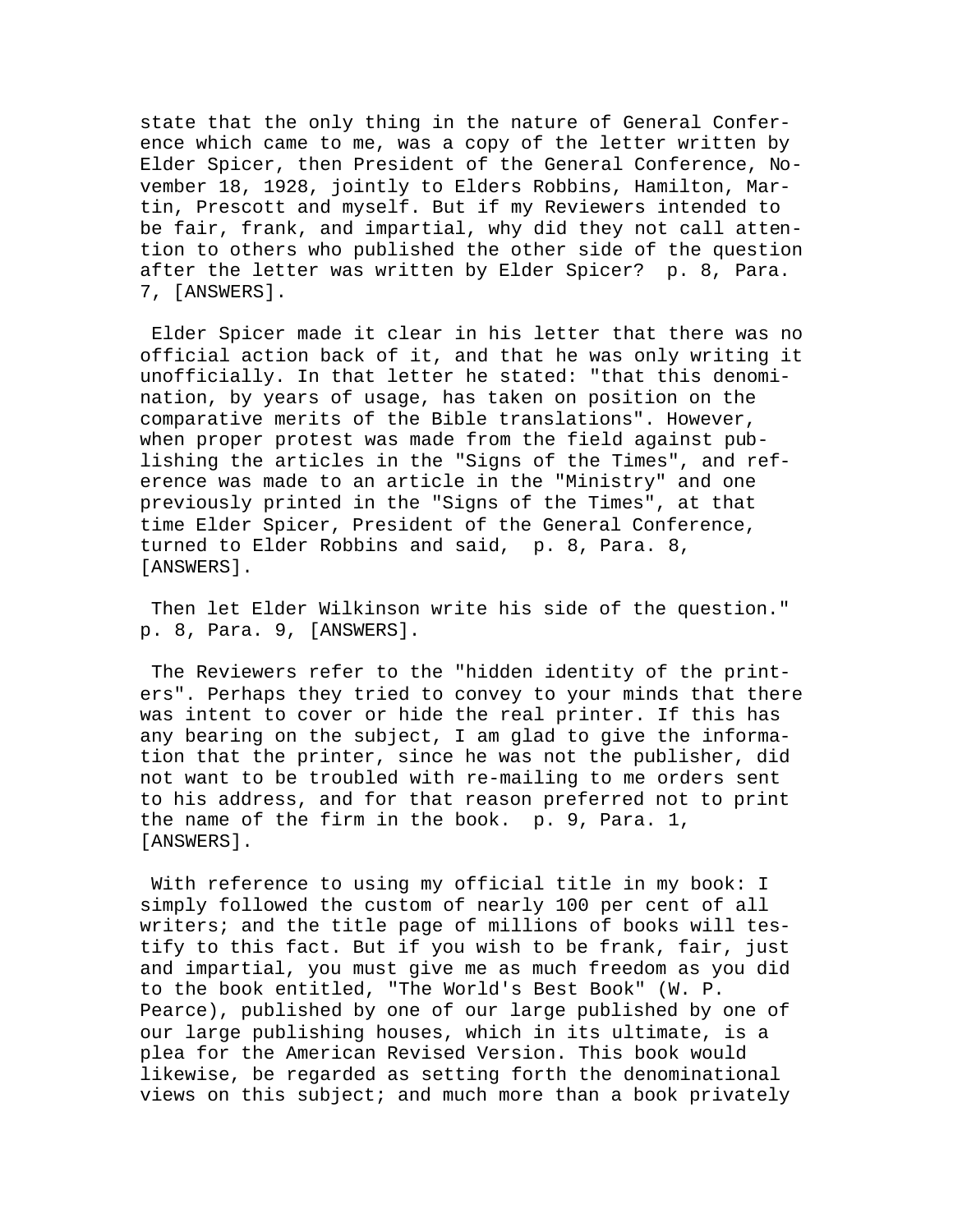state that the only thing in the nature of General Conference which came to me, was a copy of the letter written by Elder Spicer, then President of the General Conference, November 18, 1928, jointly to Elders Robbins, Hamilton, Martin, Prescott and myself. But if my Reviewers intended to be fair, frank, and impartial, why did they not call attention to others who published the other side of the question after the letter was written by Elder Spicer? p. 8, Para. 7, [ANSWERS].

Elder Spicer made it clear in his letter that there was no official action back of it, and that he was only writing it unofficially. In that letter he stated: "that this denomination, by years of usage, has taken on position on the comparative merits of the Bible translations". However, when proper protest was made from the field against publishing the articles in the "Signs of the Times", and reference was made to an article in the "Ministry" and one previously printed in the "Signs of the Times", at that time Elder Spicer, President of the General Conference, turned to Elder Robbins and said, p. 8, Para. 8, [ANSWERS].

Then let Elder Wilkinson write his side of the question." p. 8, Para. 9, [ANSWERS].

The Reviewers refer to the "hidden identity of the printers". Perhaps they tried to convey to your minds that there was intent to cover or hide the real printer. If this has any bearing on the subject, I am glad to give the information that the printer, since he was not the publisher, did not want to be troubled with re-mailing to me orders sent to his address, and for that reason preferred not to print the name of the firm in the book. p. 9, Para. 1, [ANSWERS].

With reference to using my official title in my book: I simply followed the custom of nearly 100 per cent of all writers; and the title page of millions of books will testify to this fact. But if you wish to be frank, fair, just and impartial, you must give me as much freedom as you did to the book entitled, "The World's Best Book" (W. P. Pearce), published by one of our large published by one of our large publishing houses, which in its ultimate, is a plea for the American Revised Version. This book would likewise, be regarded as setting forth the denominational views on this subject; and much more than a book privately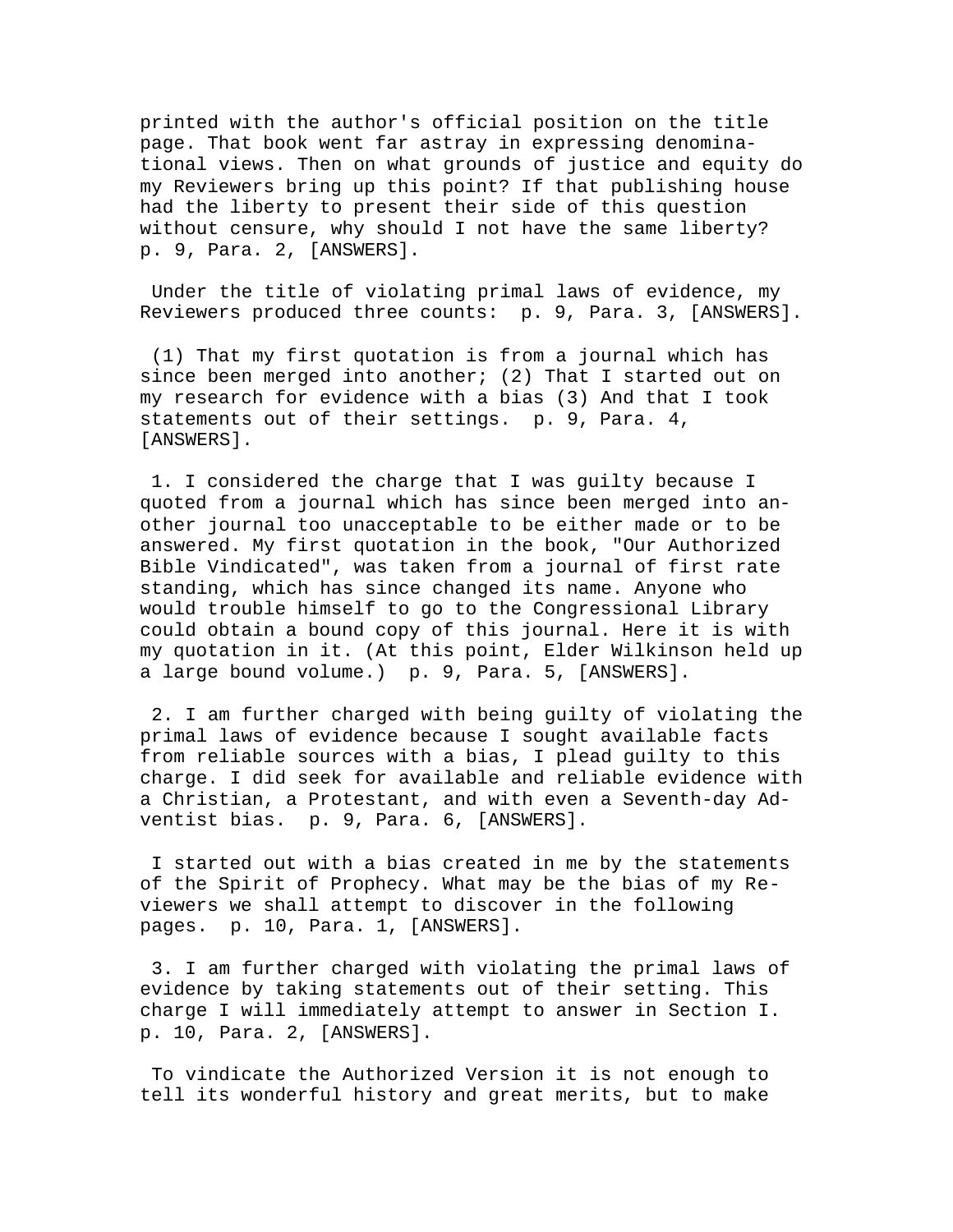printed with the author's official position on the title page. That book went far astray in expressing denominational views. Then on what grounds of justice and equity do my Reviewers bring up this point? If that publishing house had the liberty to present their side of this question without censure, why should I not have the same liberty? p. 9, Para. 2, [ANSWERS].

Under the title of violating primal laws of evidence, my Reviewers produced three counts: p. 9, Para. 3, [ANSWERS].

(1) That my first quotation is from a journal which has since been merged into another; (2) That I started out on my research for evidence with a bias (3) And that I took statements out of their settings. p. 9, Para. 4, [ANSWERS].

1. I considered the charge that I was guilty because I quoted from a journal which has since been merged into another journal too unacceptable to be either made or to be answered. My first quotation in the book, "Our Authorized Bible Vindicated", was taken from a journal of first rate standing, which has since changed its name. Anyone who would trouble himself to go to the Congressional Library could obtain a bound copy of this journal. Here it is with my quotation in it. (At this point, Elder Wilkinson held up a large bound volume.) p. 9, Para. 5, [ANSWERS].

2. I am further charged with being guilty of violating the primal laws of evidence because I sought available facts from reliable sources with a bias, I plead guilty to this charge. I did seek for available and reliable evidence with a Christian, a Protestant, and with even a Seventh-day Adventist bias. p. 9, Para. 6, [ANSWERS].

I started out with a bias created in me by the statements of the Spirit of Prophecy. What may be the bias of my Reviewers we shall attempt to discover in the following pages. p. 10, Para. 1, [ANSWERS].

3. I am further charged with violating the primal laws of evidence by taking statements out of their setting. This charge I will immediately attempt to answer in Section I. p. 10, Para. 2, [ANSWERS].

To vindicate the Authorized Version it is not enough to tell its wonderful history and great merits, but to make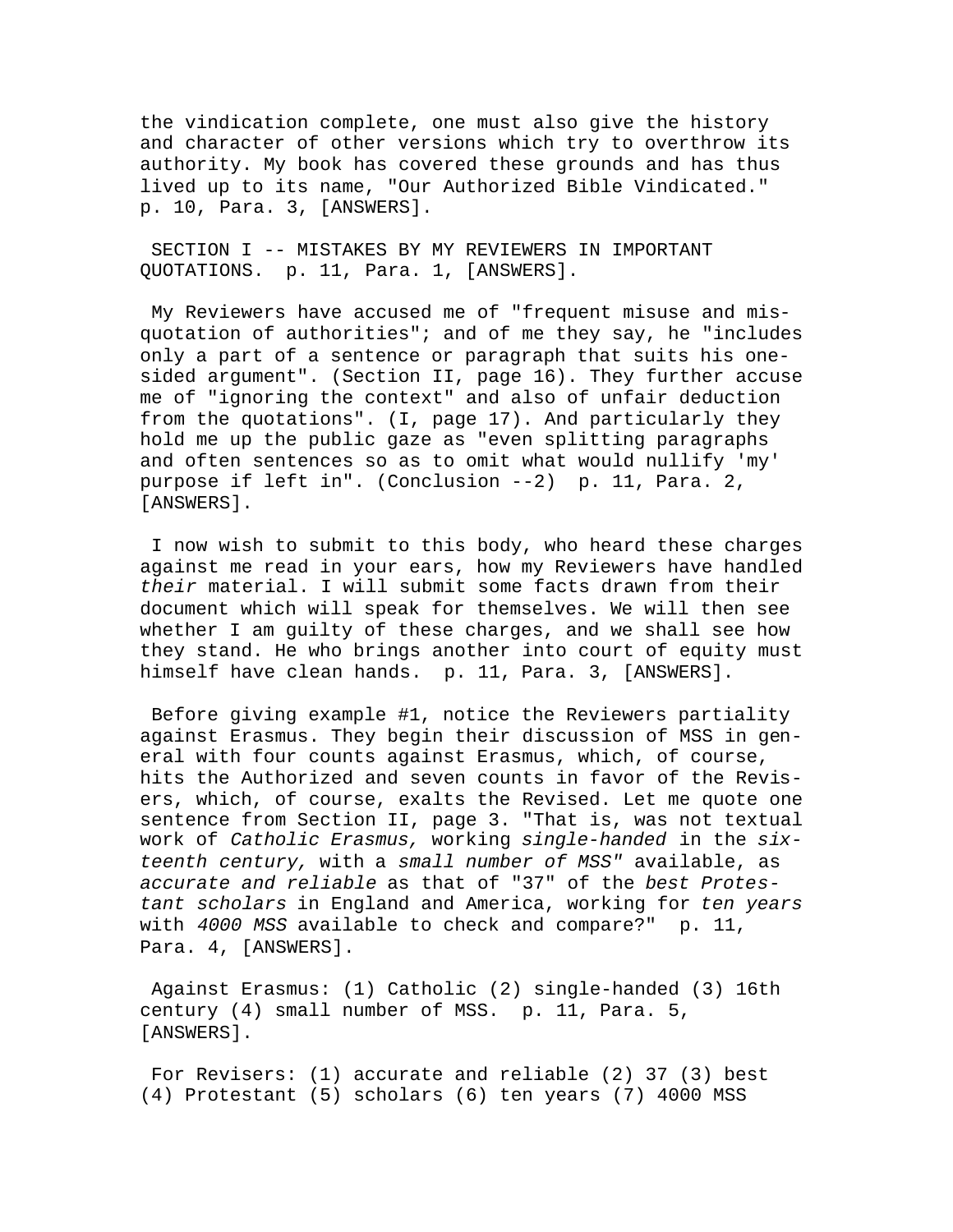the vindication complete, one must also give the history and character of other versions which try to overthrow its authority. My book has covered these grounds and has thus lived up to its name, "Our Authorized Bible Vindicated." p. 10, Para. 3, [ANSWERS].

SECTION I -- MISTAKES BY MY REVIEWERS IN IMPORTANT QUOTATIONS. p. 11, Para. 1, [ANSWERS].

My Reviewers have accused me of "frequent misuse and misquotation of authorities"; and of me they say, he "includes only a part of a sentence or paragraph that suits his one-sided argument". (Section II, page 16). They further accuse me of "ignoring the context" and also of unfair deduction from the quotations". (I, page 17). And particularly they hold me up the public gaze as "even splitting paragraphs and often sentences so as to omit what would nullify 'my' purpose if left in". (Conclusion --2) p. 11, Para. 2, [ANSWERS].

I now wish to submit to this body, who heard these charges against me read in your ears, how my Reviewers have handled *their* material. I will submit some facts drawn from their document which will speak for themselves. We will then see whether I am guilty of these charges, and we shall see how they stand. He who brings another into court of equity must himself have clean hands. p. 11, Para. 3, [ANSWERS].

Before giving example #1, notice the Reviewers partiality against Erasmus. They begin their discussion of MSS in general with four counts against Erasmus, which, of course, hits the Authorized and seven counts in favor of the Revisers, which, of course, exalts the Revised. Let me quote one sentence from Section II, page 3. "That is, was not textual work of *Catholic Erasmus,* working *single-handed* in the *sixteenth century,* with a *small number of MSS"* available, as *accurate and reliable* as that of "37" of the *best Protestant scholars* in England and America, working for *ten years* with *4000 MSS* available to check and compare?" p. 11, Para. 4, [ANSWERS].

Against Erasmus: (1) Catholic (2) single-handed (3) 16th century (4) small number of MSS. p. 11, Para. 5, [ANSWERS].

For Revisers: (1) accurate and reliable (2) 37 (3) best (4) Protestant (5) scholars (6) ten years (7) 4000 MSS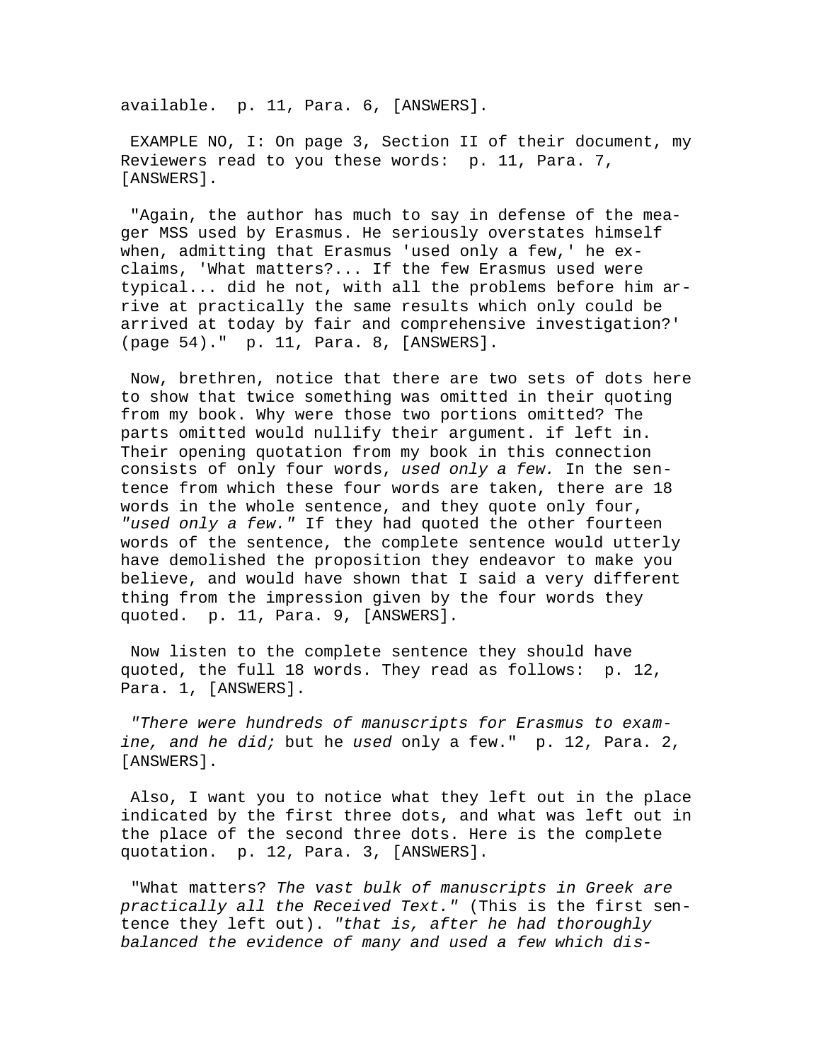available. p. 11, Para. 6, [ANSWERS].

EXAMPLE NO, I: On page 3, Section II of their document, my Reviewers read to you these words: p. 11, Para. 7, [ANSWERS].

"Again, the author has much to say in defense of the meager MSS used by Erasmus. He seriously overstates himself when, admitting that Erasmus 'used only a few,' he exclaims, 'What matters?... If the few Erasmus used were typical... did he not, with all the problems before him arrive at practically the same results which only could be arrived at today by fair and comprehensive investigation?' (page 54)." p. 11, Para. 8, [ANSWERS].

Now, brethren, notice that there are two sets of dots here to show that twice something was omitted in their quoting from my book. Why were those two portions omitted? The parts omitted would nullify their argument. if left in. Their opening quotation from my book in this connection consists of only four words, *used only a few.* In the sentence from which these four words are taken, there are 18 words in the whole sentence, and they quote only four, *"used only a few."* If they had quoted the other fourteen words of the sentence, the complete sentence would utterly have demolished the proposition they endeavor to make you believe, and would have shown that I said a very different thing from the impression given by the four words they quoted. p. 11, Para. 9, [ANSWERS].

Now listen to the complete sentence they should have quoted, the full 18 words. They read as follows: p. 12, Para. 1, [ANSWERS].

*"There were hundreds of manuscripts for Erasmus to examine, and he did;* but he *used* only a few." p. 12, Para. 2, [ANSWERS].

Also, I want you to notice what they left out in the place indicated by the first three dots, and what was left out in the place of the second three dots. Here is the complete quotation. p. 12, Para. 3, [ANSWERS].

"What matters? *The vast bulk of manuscripts in Greek are practically all the Received Text."* (This is the first sentence they left out). *"that is, after he had thoroughly balanced the evidence of many and used a few which dis-*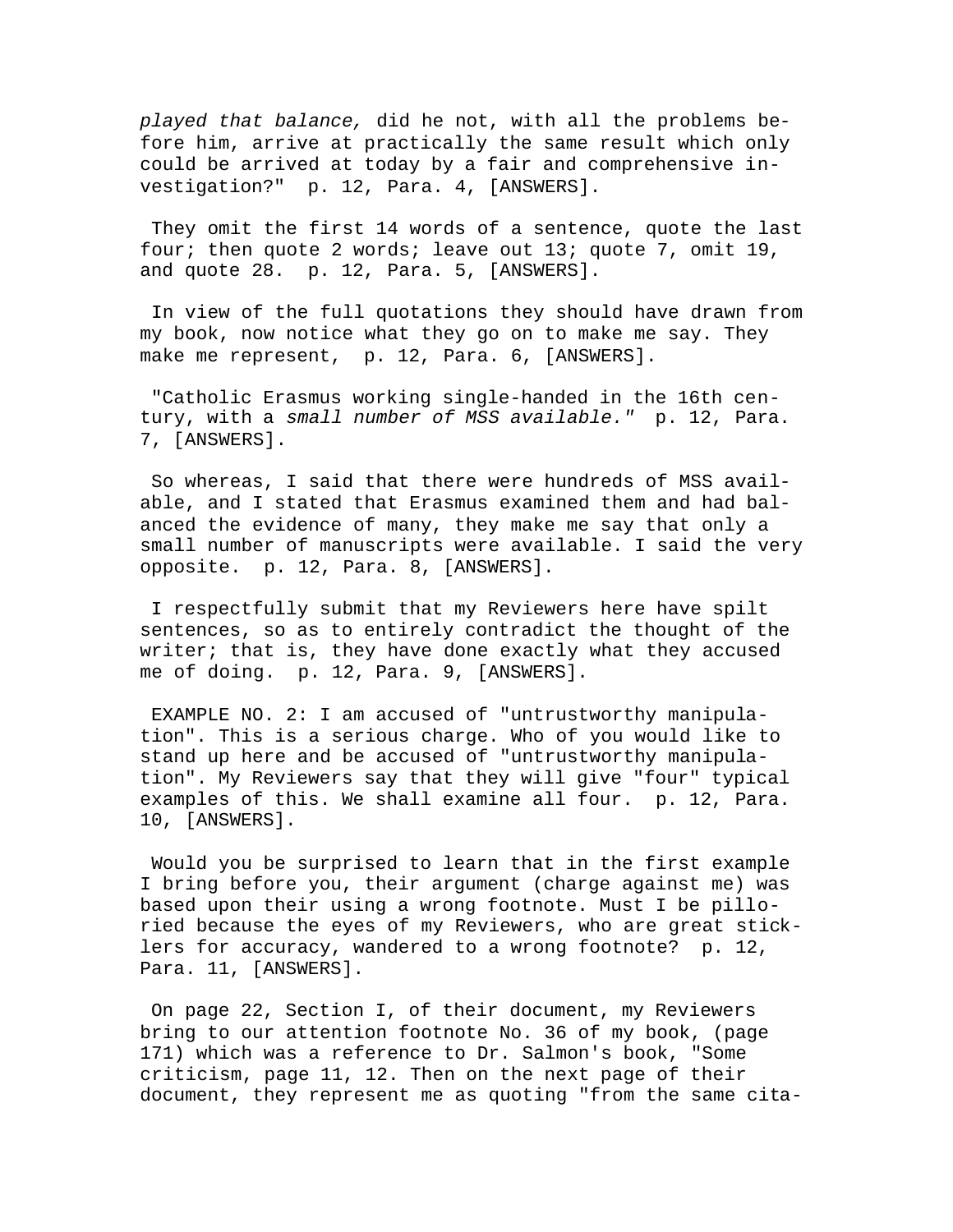*played that balance,* did he not, with all the problems before him, arrive at practically the same result which only could be arrived at today by a fair and comprehensive investigation?" p. 12, Para. 4, [ANSWERS].

They omit the first 14 words of a sentence, quote the last four; then quote 2 words; leave out 13; quote 7, omit 19, and quote 28. p. 12, Para. 5, [ANSWERS].

In view of the full quotations they should have drawn from my book, now notice what they go on to make me say. They make me represent, p. 12, Para. 6, [ANSWERS].

"Catholic Erasmus working single-handed in the 16th century, with a *small number of MSS available."* p. 12, Para. 7, [ANSWERS].

So whereas, I said that there were hundreds of MSS available, and I stated that Erasmus examined them and had balanced the evidence of many, they make me say that only a small number of manuscripts were available. I said the very opposite. p. 12, Para. 8, [ANSWERS].

I respectfully submit that my Reviewers here have spilt sentences, so as to entirely contradict the thought of the writer; that is, they have done exactly what they accused me of doing. p. 12, Para. 9, [ANSWERS].

EXAMPLE NO. 2: I am accused of "untrustworthy manipulation". This is a serious charge. Who of you would like to stand up here and be accused of "untrustworthy manipulation". My Reviewers say that they will give "four" typical examples of this. We shall examine all four. p. 12, Para. 10, [ANSWERS].

Would you be surprised to learn that in the first example I bring before you, their argument (charge against me) was based upon their using a wrong footnote. Must I be pilloried because the eyes of my Reviewers, who are great sticklers for accuracy, wandered to a wrong footnote? p. 12, Para. 11, [ANSWERS].

On page 22, Section I, of their document, my Reviewers bring to our attention footnote No. 36 of my book, (page 171) which was a reference to Dr. Salmon's book, "Some criticism, page 11, 12. Then on the next page of their document, they represent me as quoting "from the same cita-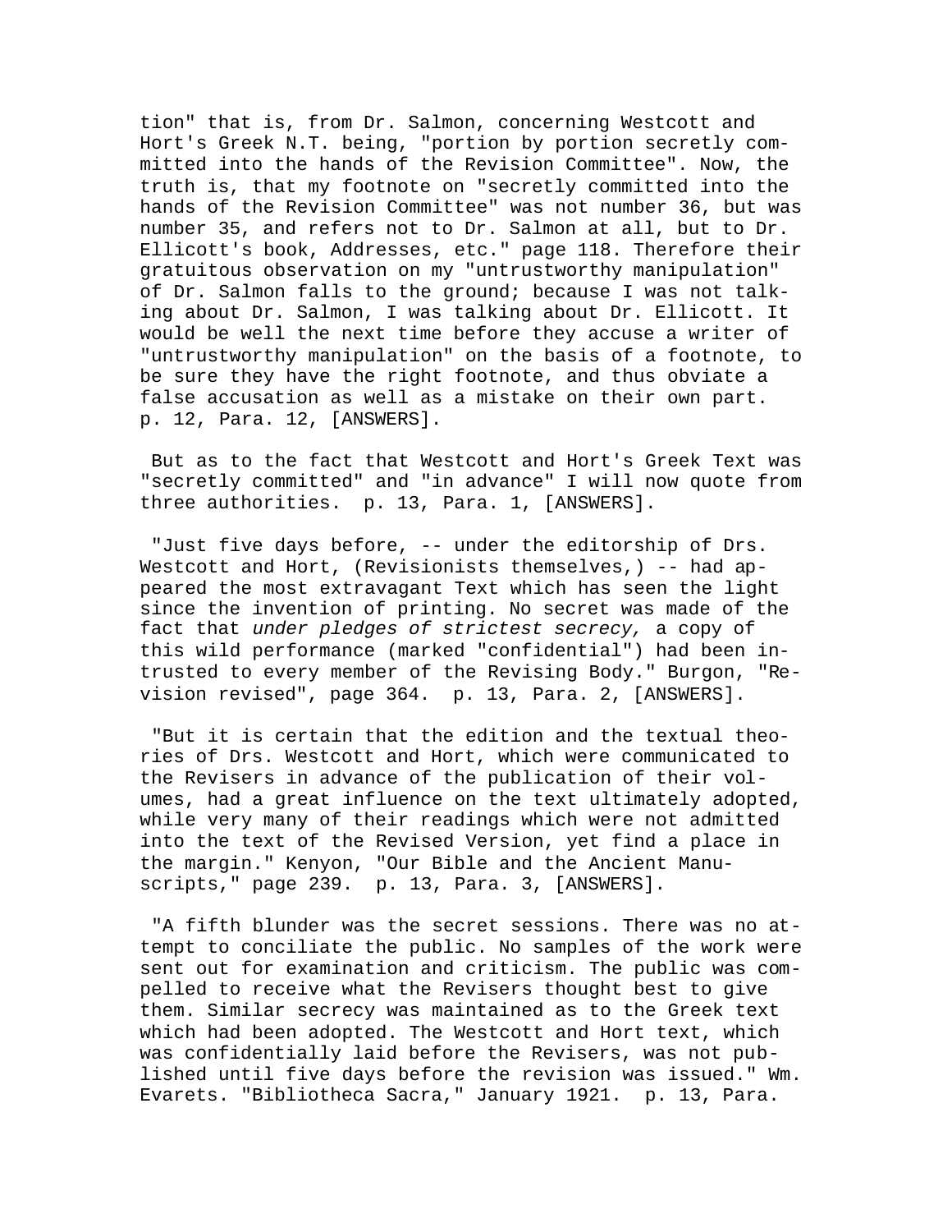tion" that is, from Dr. Salmon, concerning Westcott and Hort's Greek N.T. being, "portion by portion secretly committed into the hands of the Revision Committee". Now, the truth is, that my footnote on "secretly committed into the hands of the Revision Committee" was not number 36, but was number 35, and refers not to Dr. Salmon at all, but to Dr. Ellicott's book, Addresses, etc." page 118. Therefore their gratuitous observation on my "untrustworthy manipulation" of Dr. Salmon falls to the ground; because I was not talking about Dr. Salmon, I was talking about Dr. Ellicott. It would be well the next time before they accuse a writer of "untrustworthy manipulation" on the basis of a footnote, to be sure they have the right footnote, and thus obviate a false accusation as well as a mistake on their own part. p. 12, Para. 12, [ANSWERS].

But as to the fact that Westcott and Hort's Greek Text was "secretly committed" and "in advance" I will now quote from three authorities. p. 13, Para. 1, [ANSWERS].

"Just five days before, -- under the editorship of Drs. Westcott and Hort, (Revisionists themselves,) -- had appeared the most extravagant Text which has seen the light since the invention of printing. No secret was made of the fact that *under pledges of strictest secrecy,* a copy of this wild performance (marked "confidential") had been intrusted to every member of the Revising Body." Burgon, "Revision revised", page 364. p. 13, Para. 2, [ANSWERS].

"But it is certain that the edition and the textual theories of Drs. Westcott and Hort, which were communicated to the Revisers in advance of the publication of their volumes, had a great influence on the text ultimately adopted, while very many of their readings which were not admitted into the text of the Revised Version, yet find a place in the margin." Kenyon, "Our Bible and the Ancient Manuscripts," page 239. p. 13, Para. 3, [ANSWERS].

"A fifth blunder was the secret sessions. There was no attempt to conciliate the public. No samples of the work were sent out for examination and criticism. The public was compelled to receive what the Revisers thought best to give them. Similar secrecy was maintained as to the Greek text which had been adopted. The Westcott and Hort text, which was confidentially laid before the Revisers, was not published until five days before the revision was issued." Wm. Evarets. "Bibliotheca Sacra," January 1921. p. 13, Para.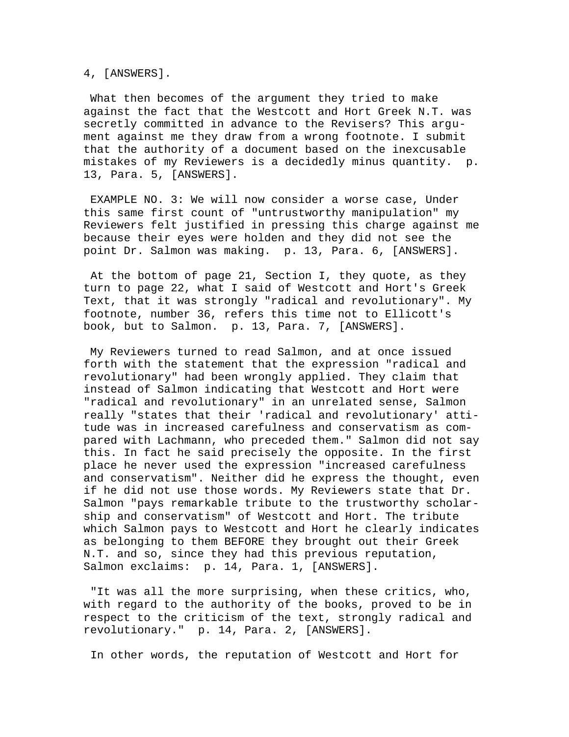4, [ANSWERS].

What then becomes of the argument they tried to make against the fact that the Westcott and Hort Greek N.T. was secretly committed in advance to the Revisers? This argument against me they draw from a wrong footnote. I submit that the authority of a document based on the inexcusable mistakes of my Reviewers is a decidedly minus quantity. p. 13, Para. 5, [ANSWERS].

EXAMPLE NO. 3: We will now consider a worse case, Under this same first count of "untrustworthy manipulation" my Reviewers felt justified in pressing this charge against me because their eyes were holden and they did not see the point Dr. Salmon was making. p. 13, Para. 6, [ANSWERS].

At the bottom of page 21, Section I, they quote, as they turn to page 22, what I said of Westcott and Hort's Greek Text, that it was strongly "radical and revolutionary". My footnote, number 36, refers this time not to Ellicott's book, but to Salmon. p. 13, Para. 7, [ANSWERS].

My Reviewers turned to read Salmon, and at once issued forth with the statement that the expression "radical and revolutionary" had been wrongly applied. They claim that instead of Salmon indicating that Westcott and Hort were "radical and revolutionary" in an unrelated sense, Salmon really "states that their 'radical and revolutionary' attitude was in increased carefulness and conservatism as compared with Lachmann, who preceded them." Salmon did not say this. In fact he said precisely the opposite. In the first place he never used the expression "increased carefulness and conservatism". Neither did he express the thought, even if he did not use those words. My Reviewers state that Dr. Salmon "pays remarkable tribute to the trustworthy scholarship and conservatism" of Westcott and Hort. The tribute which Salmon pays to Westcott and Hort he clearly indicates as belonging to them BEFORE they brought out their Greek N.T. and so, since they had this previous reputation, Salmon exclaims: p. 14, Para. 1, [ANSWERS].

"It was all the more surprising, when these critics, who, with regard to the authority of the books, proved to be in respect to the criticism of the text, strongly radical and revolutionary." p. 14, Para. 2, [ANSWERS].

In other words, the reputation of Westcott and Hort for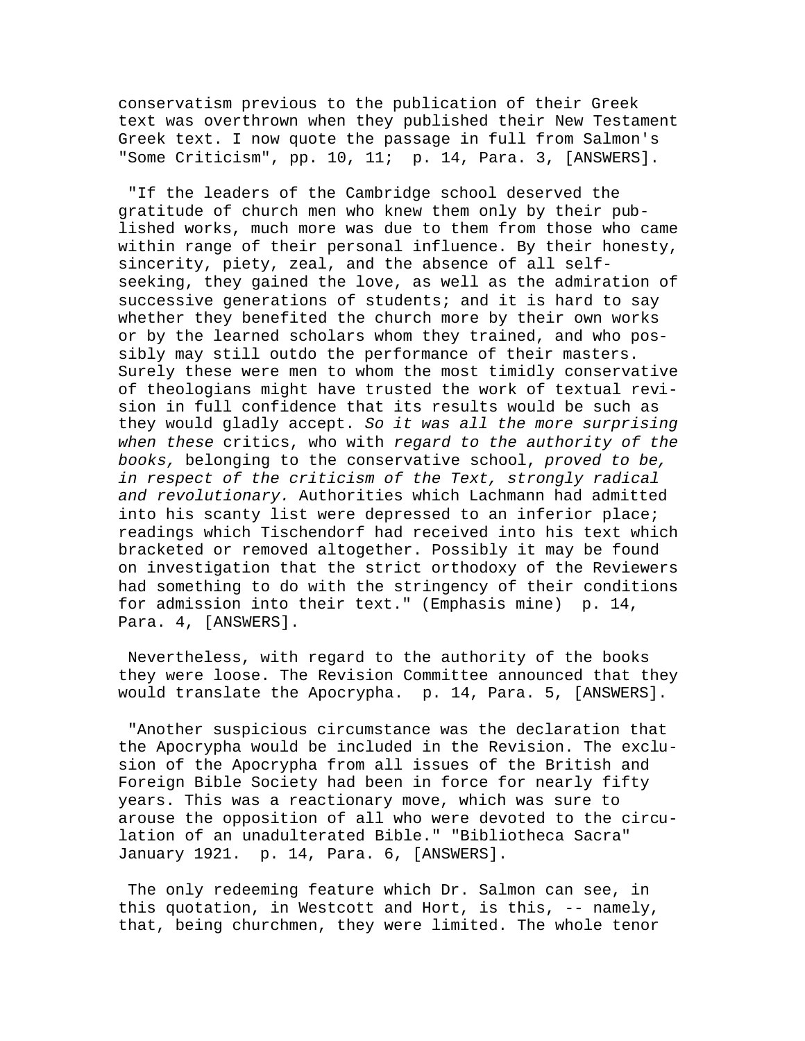conservatism previous to the publication of their Greek text was overthrown when they published their New Testament Greek text. I now quote the passage in full from Salmon's "Some Criticism", pp. 10, 11;  p. 14, Para. 3, [ANSWERS].

"If the leaders of the Cambridge school deserved the gratitude of church men who knew them only by their published works, much more was due to them from those who came within range of their personal influence. By their honesty, sincerity, piety, zeal, and the absence of all self-seeking, they gained the love, as well as the admiration of successive generations of students; and it is hard to say whether they benefited the church more by their own works or by the learned scholars whom they trained, and who possibly may still outdo the performance of their masters. Surely these were men to whom the most timidly conservative of theologians might have trusted the work of textual revision in full confidence that its results would be such as they would gladly accept. *So it was all the more surprising when these* critics, who with *regard to the authority of the books,* belonging to the conservative school, *proved to be, in respect of the criticism of the Text, strongly radical and revolutionary.* Authorities which Lachmann had admitted into his scanty list were depressed to an inferior place; readings which Tischendorf had received into his text which bracketed or removed altogether. Possibly it may be found on investigation that the strict orthodoxy of the Reviewers had something to do with the stringency of their conditions for admission into their text." (Emphasis mine)  p. 14, Para. 4, [ANSWERS].

Nevertheless, with regard to the authority of the books they were loose. The Revision Committee announced that they would translate the Apocrypha.  p. 14, Para. 5, [ANSWERS].

"Another suspicious circumstance was the declaration that the Apocrypha would be included in the Revision. The exclusion of the Apocrypha from all issues of the British and Foreign Bible Society had been in force for nearly fifty years. This was a reactionary move, which was sure to arouse the opposition of all who were devoted to the circulation of an unadulterated Bible." "Bibliotheca Sacra" January 1921.  p. 14, Para. 6, [ANSWERS].

The only redeeming feature which Dr. Salmon can see, in this quotation, in Westcott and Hort, is this, -- namely, that, being churchmen, they were limited. The whole tenor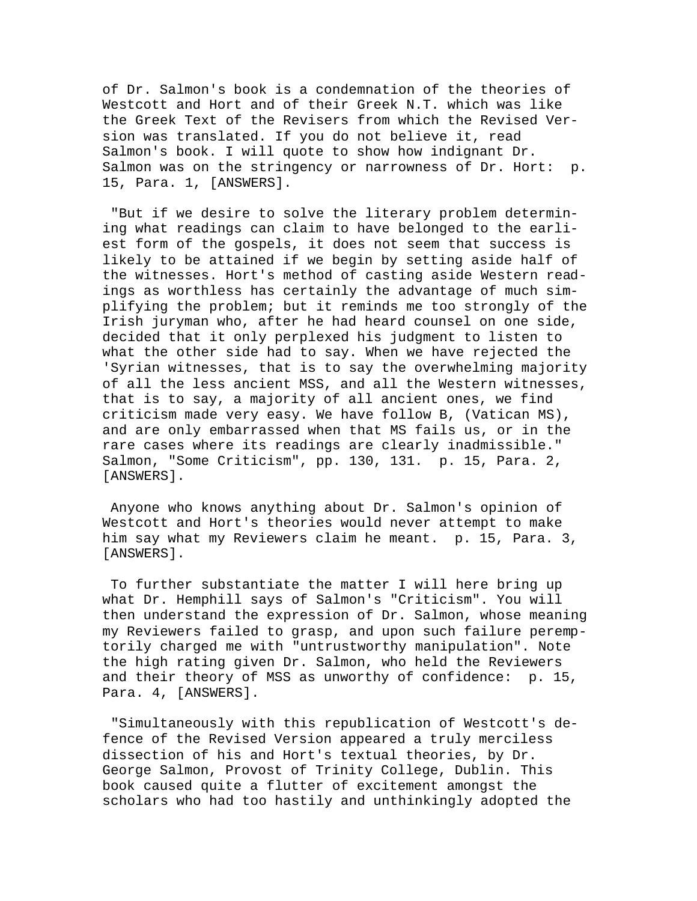of Dr. Salmon's book is a condemnation of the theories of Westcott and Hort and of their Greek N.T. which was like the Greek Text of the Revisers from which the Revised Version was translated. If you do not believe it, read Salmon's book. I will quote to show how indignant Dr. Salmon was on the stringency or narrowness of Dr. Hort: p. 15, Para. 1, [ANSWERS].

"But if we desire to solve the literary problem determining what readings can claim to have belonged to the earliest form of the gospels, it does not seem that success is likely to be attained if we begin by setting aside half of the witnesses. Hort's method of casting aside Western readings as worthless has certainly the advantage of much simplifying the problem; but it reminds me too strongly of the Irish juryman who, after he had heard counsel on one side, decided that it only perplexed his judgment to listen to what the other side had to say. When we have rejected the 'Syrian witnesses, that is to say the overwhelming majority of all the less ancient MSS, and all the Western witnesses, that is to say, a majority of all ancient ones, we find criticism made very easy. We have follow B, (Vatican MS), and are only embarrassed when that MS fails us, or in the rare cases where its readings are clearly inadmissible." Salmon, "Some Criticism", pp. 130, 131. p. 15, Para. 2, [ANSWERS].

Anyone who knows anything about Dr. Salmon's opinion of Westcott and Hort's theories would never attempt to make him say what my Reviewers claim he meant. p. 15, Para. 3, [ANSWERS].

To further substantiate the matter I will here bring up what Dr. Hemphill says of Salmon's "Criticism". You will then understand the expression of Dr. Salmon, whose meaning my Reviewers failed to grasp, and upon such failure peremptorily charged me with "untrustworthy manipulation". Note the high rating given Dr. Salmon, who held the Reviewers and their theory of MSS as unworthy of confidence: p. 15, Para. 4, [ANSWERS].

"Simultaneously with this republication of Westcott's defence of the Revised Version appeared a truly merciless dissection of his and Hort's textual theories, by Dr. George Salmon, Provost of Trinity College, Dublin. This book caused quite a flutter of excitement amongst the scholars who had too hastily and unthinkingly adopted the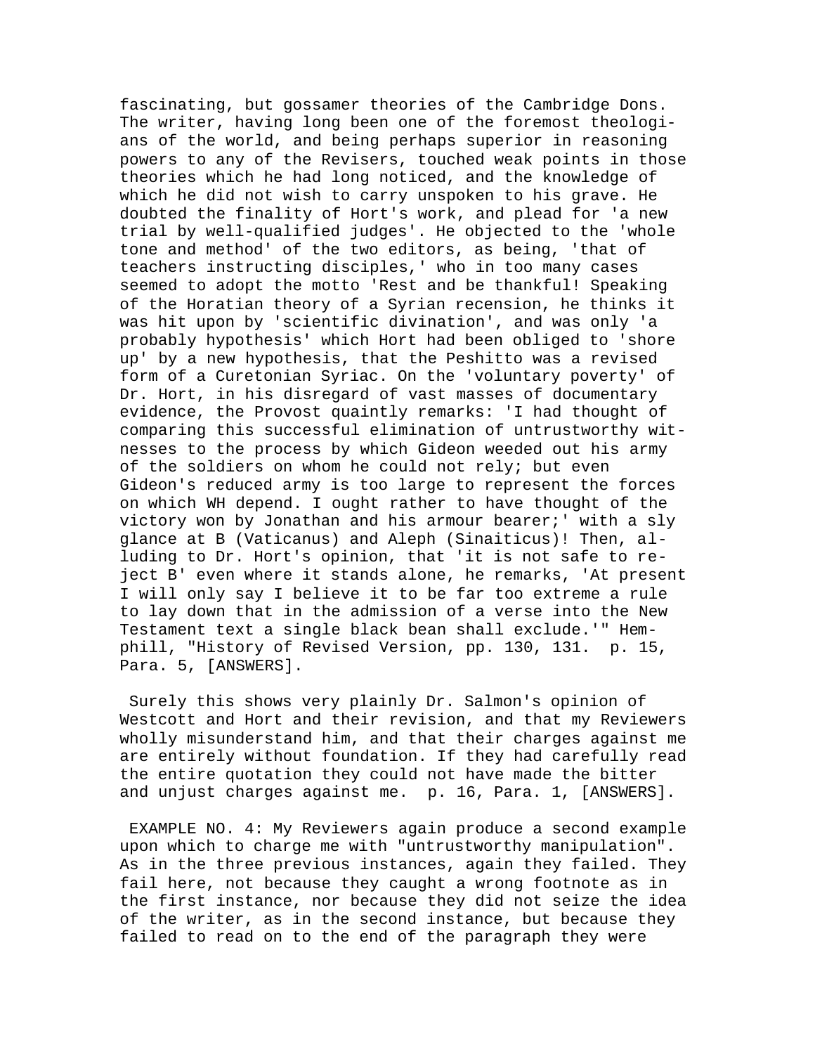fascinating, but gossamer theories of the Cambridge Dons. The writer, having long been one of the foremost theologians of the world, and being perhaps superior in reasoning powers to any of the Revisers, touched weak points in those theories which he had long noticed, and the knowledge of which he did not wish to carry unspoken to his grave. He doubted the finality of Hort's work, and plead for 'a new trial by well-qualified judges'. He objected to the 'whole tone and method' of the two editors, as being, 'that of teachers instructing disciples,' who in too many cases seemed to adopt the motto 'Rest and be thankful! Speaking of the Horatian theory of a Syrian recension, he thinks it was hit upon by 'scientific divination', and was only 'a probably hypothesis' which Hort had been obliged to 'shore up' by a new hypothesis, that the Peshitto was a revised form of a Curetonian Syriac. On the 'voluntary poverty' of Dr. Hort, in his disregard of vast masses of documentary evidence, the Provost quaintly remarks: 'I had thought of comparing this successful elimination of untrustworthy witnesses to the process by which Gideon weeded out his army of the soldiers on whom he could not rely; but even Gideon's reduced army is too large to represent the forces on which WH depend. I ought rather to have thought of the victory won by Jonathan and his armour bearer;' with a sly glance at B (Vaticanus) and Aleph (Sinaiticus)! Then, alluding to Dr. Hort's opinion, that 'it is not safe to reject B' even where it stands alone, he remarks, 'At present I will only say I believe it to be far too extreme a rule to lay down that in the admission of a verse into the New Testament text a single black bean shall exclude.'" Hemphill, "History of Revised Version, pp. 130, 131. p. 15, Para. 5, [ANSWERS].

Surely this shows very plainly Dr. Salmon's opinion of Westcott and Hort and their revision, and that my Reviewers wholly misunderstand him, and that their charges against me are entirely without foundation. If they had carefully read the entire quotation they could not have made the bitter and unjust charges against me. p. 16, Para. 1, [ANSWERS].

EXAMPLE NO. 4: My Reviewers again produce a second example upon which to charge me with "untrustworthy manipulation". As in the three previous instances, again they failed. They fail here, not because they caught a wrong footnote as in the first instance, nor because they did not seize the idea of the writer, as in the second instance, but because they failed to read on to the end of the paragraph they were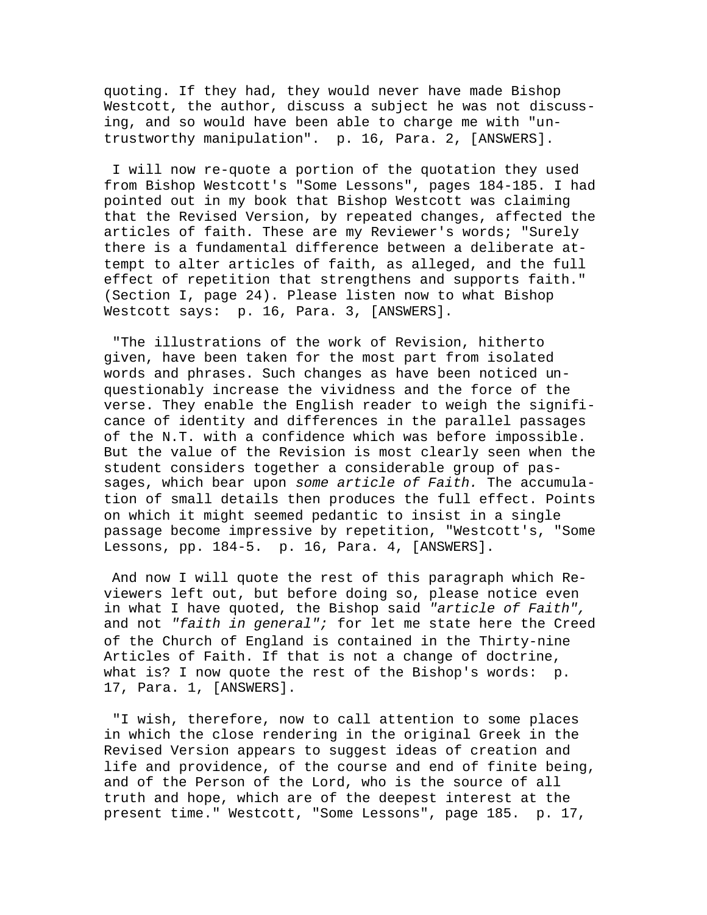quoting. If they had, they would never have made Bishop Westcott, the author, discuss a subject he was not discussing, and so would have been able to charge me with "untrustworthy manipulation". p. 16, Para. 2, [ANSWERS].

I will now re-quote a portion of the quotation they used from Bishop Westcott's "Some Lessons", pages 184-185. I had pointed out in my book that Bishop Westcott was claiming that the Revised Version, by repeated changes, affected the articles of faith. These are my Reviewer's words; "Surely there is a fundamental difference between a deliberate attempt to alter articles of faith, as alleged, and the full effect of repetition that strengthens and supports faith." (Section I, page 24). Please listen now to what Bishop Westcott says: p. 16, Para. 3, [ANSWERS].

"The illustrations of the work of Revision, hitherto given, have been taken for the most part from isolated words and phrases. Such changes as have been noticed unquestionably increase the vividness and the force of the verse. They enable the English reader to weigh the significance of identity and differences in the parallel passages of the N.T. with a confidence which was before impossible. But the value of the Revision is most clearly seen when the student considers together a considerable group of passages, which bear upon *some article of Faith.* The accumulation of small details then produces the full effect. Points on which it might seemed pedantic to insist in a single passage become impressive by repetition, "Westcott's, "Some Lessons, pp. 184-5. p. 16, Para. 4, [ANSWERS].

And now I will quote the rest of this paragraph which Reviewers left out, but before doing so, please notice even in what I have quoted, the Bishop said *"article of Faith",* and not *"faith in general";* for let me state here the Creed of the Church of England is contained in the Thirty-nine Articles of Faith. If that is not a change of doctrine, what is? I now quote the rest of the Bishop's words: p. 17, Para. 1, [ANSWERS].

"I wish, therefore, now to call attention to some places in which the close rendering in the original Greek in the Revised Version appears to suggest ideas of creation and life and providence, of the course and end of finite being, and of the Person of the Lord, who is the source of all truth and hope, which are of the deepest interest at the present time." Westcott, "Some Lessons", page 185. p. 17,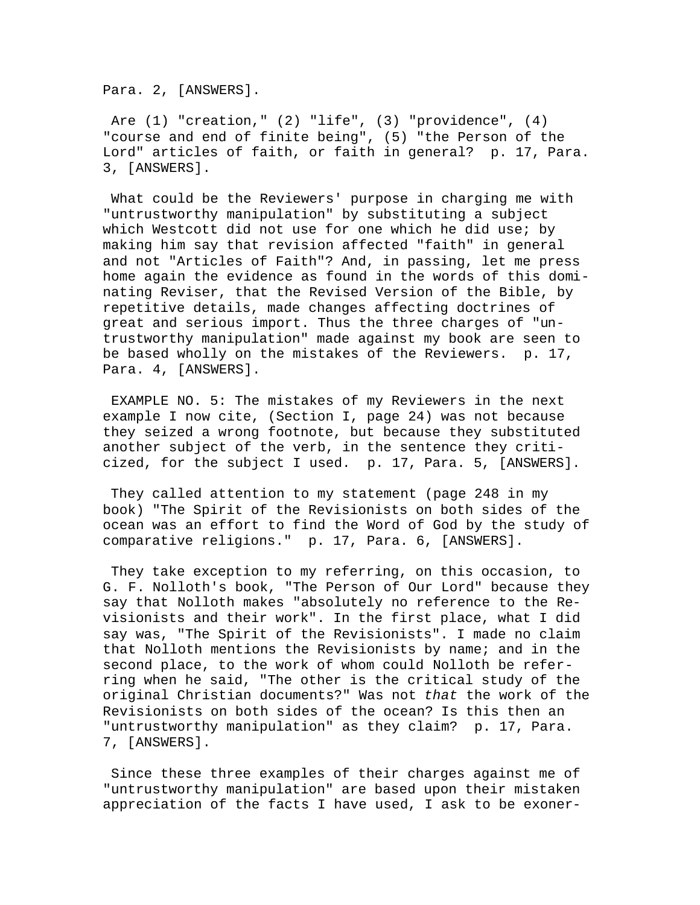Para. 2, [ANSWERS].

Are (1) "creation," (2) "life", (3) "providence", (4) "course and end of finite being", (5) "the Person of the Lord" articles of faith, or faith in general? p. 17, Para. 3, [ANSWERS].

What could be the Reviewers' purpose in charging me with "untrustworthy manipulation" by substituting a subject which Westcott did not use for one which he did use; by making him say that revision affected "faith" in general and not "Articles of Faith"? And, in passing, let me press home again the evidence as found in the words of this dominating Reviser, that the Revised Version of the Bible, by repetitive details, made changes affecting doctrines of great and serious import. Thus the three charges of "untrustworthy manipulation" made against my book are seen to be based wholly on the mistakes of the Reviewers. p. 17, Para. 4, [ANSWERS].

EXAMPLE NO. 5: The mistakes of my Reviewers in the next example I now cite, (Section I, page 24) was not because they seized a wrong footnote, but because they substituted another subject of the verb, in the sentence they criticized, for the subject I used. p. 17, Para. 5, [ANSWERS].

They called attention to my statement (page 248 in my book) "The Spirit of the Revisionists on both sides of the ocean was an effort to find the Word of God by the study of comparative religions." p. 17, Para. 6, [ANSWERS].

They take exception to my referring, on this occasion, to G. F. Nolloth's book, "The Person of Our Lord" because they say that Nolloth makes "absolutely no reference to the Revisionists and their work". In the first place, what I did say was, "The Spirit of the Revisionists". I made no claim that Nolloth mentions the Revisionists by name; and in the second place, to the work of whom could Nolloth be referring when he said, "The other is the critical study of the original Christian documents?" Was not *that* the work of the Revisionists on both sides of the ocean? Is this then an "untrustworthy manipulation" as they claim? p. 17, Para. 7, [ANSWERS].

Since these three examples of their charges against me of "untrustworthy manipulation" are based upon their mistaken appreciation of the facts I have used, I ask to be exoner-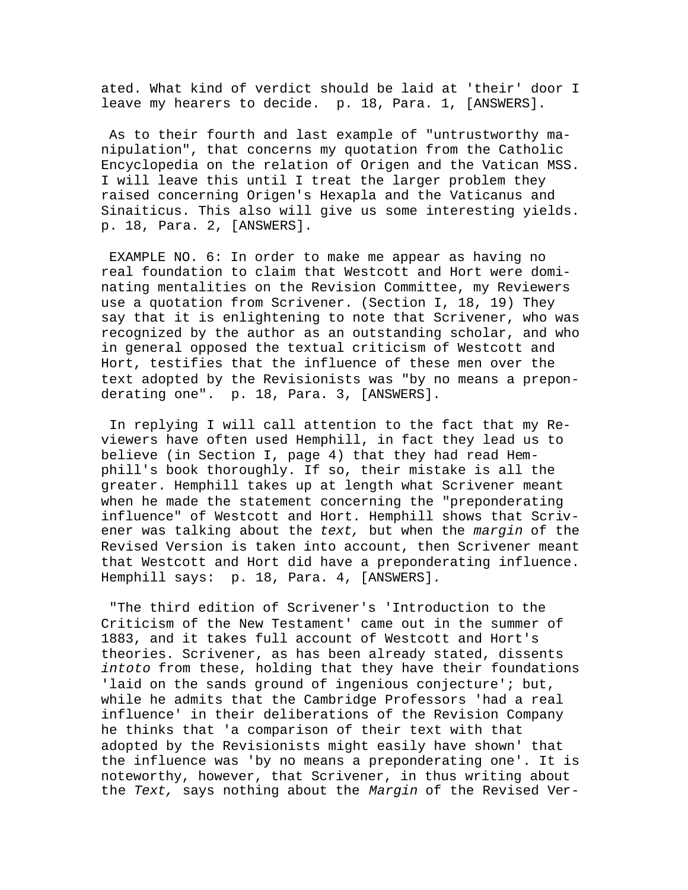ated. What kind of verdict should be laid at 'their' door I leave my hearers to decide. p. 18, Para. 1, [ANSWERS].

As to their fourth and last example of "untrustworthy manipulation", that concerns my quotation from the Catholic Encyclopedia on the relation of Origen and the Vatican MSS. I will leave this until I treat the larger problem they raised concerning Origen's Hexapla and the Vaticanus and Sinaiticus. This also will give us some interesting yields. p. 18, Para. 2, [ANSWERS].

EXAMPLE NO. 6: In order to make me appear as having no real foundation to claim that Westcott and Hort were dominating mentalities on the Revision Committee, my Reviewers use a quotation from Scrivener. (Section I, 18, 19) They say that it is enlightening to note that Scrivener, who was recognized by the author as an outstanding scholar, and who in general opposed the textual criticism of Westcott and Hort, testifies that the influence of these men over the text adopted by the Revisionists was "by no means a preponderating one". p. 18, Para. 3, [ANSWERS].

In replying I will call attention to the fact that my Reviewers have often used Hemphill, in fact they lead us to believe (in Section I, page 4) that they had read Hemphill's book thoroughly. If so, their mistake is all the greater. Hemphill takes up at length what Scrivener meant when he made the statement concerning the "preponderating influence" of Westcott and Hort. Hemphill shows that Scrivener was talking about the *text,* but when the *margin* of the Revised Version is taken into account, then Scrivener meant that Westcott and Hort did have a preponderating influence. Hemphill says: p. 18, Para. 4, [ANSWERS].

"The third edition of Scrivener's 'Introduction to the Criticism of the New Testament' came out in the summer of 1883, and it takes full account of Westcott and Hort's theories. Scrivener, as has been already stated, dissents *intoto* from these, holding that they have their foundations 'laid on the sands ground of ingenious conjecture'; but, while he admits that the Cambridge Professors 'had a real influence' in their deliberations of the Revision Company he thinks that 'a comparison of their text with that adopted by the Revisionists might easily have shown' that the influence was 'by no means a preponderating one'. It is noteworthy, however, that Scrivener, in thus writing about the *Text,* says nothing about the *Margin* of the Revised Ver-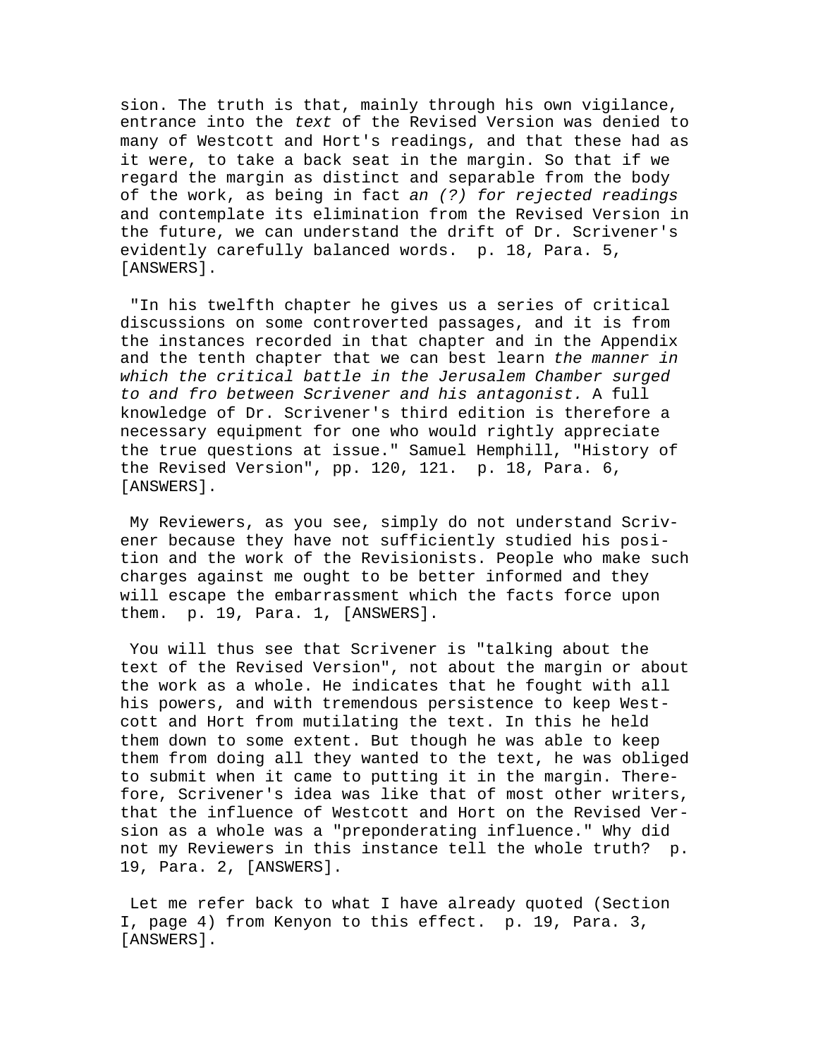sion. The truth is that, mainly through his own vigilance, entrance into the *text* of the Revised Version was denied to many of Westcott and Hort's readings, and that these had as it were, to take a back seat in the margin. So that if we regard the margin as distinct and separable from the body of the work, as being in fact *an (?) for rejected readings* and contemplate its elimination from the Revised Version in the future, we can understand the drift of Dr. Scrivener's evidently carefully balanced words. p. 18, Para. 5, [ANSWERS].

"In his twelfth chapter he gives us a series of critical discussions on some controverted passages, and it is from the instances recorded in that chapter and in the Appendix and the tenth chapter that we can best learn *the manner in which the critical battle in the Jerusalem Chamber surged to and fro between Scrivener and his antagonist.* A full knowledge of Dr. Scrivener's third edition is therefore a necessary equipment for one who would rightly appreciate the true questions at issue." Samuel Hemphill, "History of the Revised Version", pp. 120, 121. p. 18, Para. 6, [ANSWERS].

My Reviewers, as you see, simply do not understand Scrivener because they have not sufficiently studied his position and the work of the Revisionists. People who make such charges against me ought to be better informed and they will escape the embarrassment which the facts force upon them. p. 19, Para. 1, [ANSWERS].

You will thus see that Scrivener is "talking about the text of the Revised Version", not about the margin or about the work as a whole. He indicates that he fought with all his powers, and with tremendous persistence to keep Westcott and Hort from mutilating the text. In this he held them down to some extent. But though he was able to keep them from doing all they wanted to the text, he was obliged to submit when it came to putting it in the margin. Therefore, Scrivener's idea was like that of most other writers, that the influence of Westcott and Hort on the Revised Version as a whole was a "preponderating influence." Why did not my Reviewers in this instance tell the whole truth? p. 19, Para. 2, [ANSWERS].

Let me refer back to what I have already quoted (Section I, page 4) from Kenyon to this effect. p. 19, Para. 3, [ANSWERS].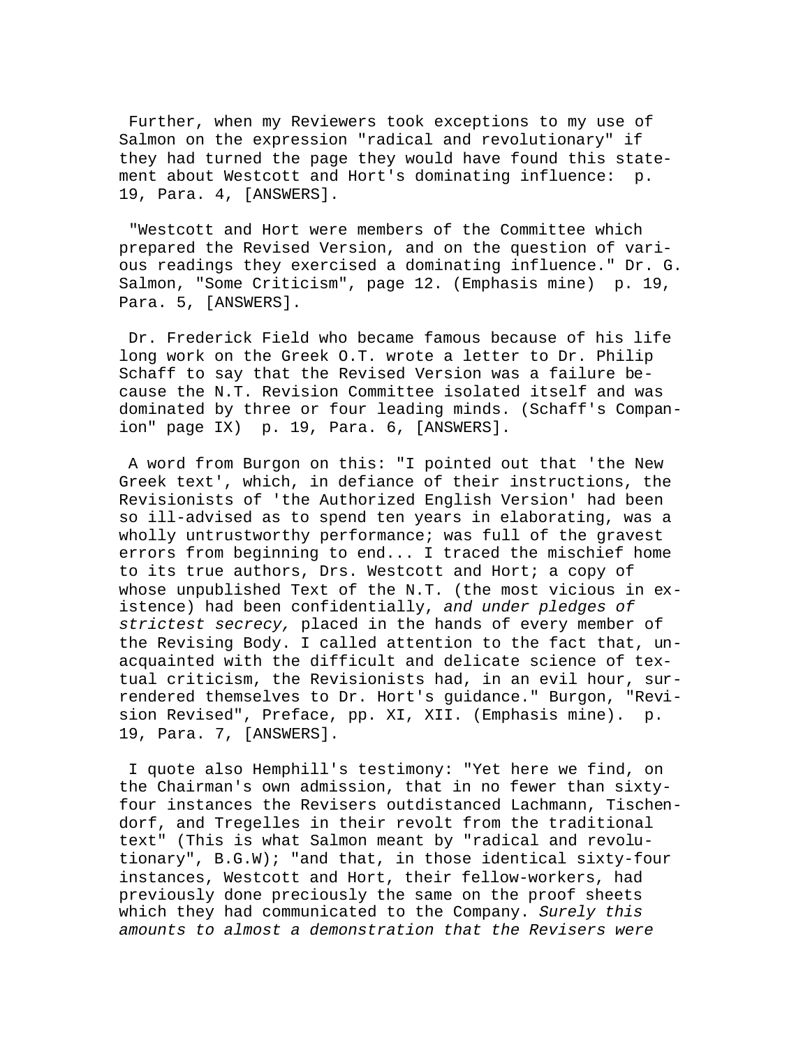Further, when my Reviewers took exceptions to my use of Salmon on the expression "radical and revolutionary" if they had turned the page they would have found this statement about Westcott and Hort's dominating influence: p. 19, Para. 4, [ANSWERS].

"Westcott and Hort were members of the Committee which prepared the Revised Version, and on the question of various readings they exercised a dominating influence." Dr. G. Salmon, "Some Criticism", page 12. (Emphasis mine) p. 19, Para. 5, [ANSWERS].

Dr. Frederick Field who became famous because of his life long work on the Greek O.T. wrote a letter to Dr. Philip Schaff to say that the Revised Version was a failure because the N.T. Revision Committee isolated itself and was dominated by three or four leading minds. (Schaff's Companion" page IX) p. 19, Para. 6, [ANSWERS].

A word from Burgon on this: "I pointed out that 'the New Greek text', which, in defiance of their instructions, the Revisionists of 'the Authorized English Version' had been so ill-advised as to spend ten years in elaborating, was a wholly untrustworthy performance; was full of the gravest errors from beginning to end... I traced the mischief home to its true authors, Drs. Westcott and Hort; a copy of whose unpublished Text of the N.T. (the most vicious in existence) had been confidentially, *and under pledges of strictest secrecy,* placed in the hands of every member of the Revising Body. I called attention to the fact that, unacquainted with the difficult and delicate science of textual criticism, the Revisionists had, in an evil hour, surrendered themselves to Dr. Hort's guidance." Burgon, "Revision Revised", Preface, pp. XI, XII. (Emphasis mine). p. 19, Para. 7, [ANSWERS].

I quote also Hemphill's testimony: "Yet here we find, on the Chairman's own admission, that in no fewer than sixty-four instances the Revisers outdistanced Lachmann, Tischendorf, and Tregelles in their revolt from the traditional text" (This is what Salmon meant by "radical and revolutionary", B.G.W); "and that, in those identical sixty-four instances, Westcott and Hort, their fellow-workers, had previously done preciously the same on the proof sheets which they had communicated to the Company. *Surely this amounts to almost a demonstration that the Revisers were*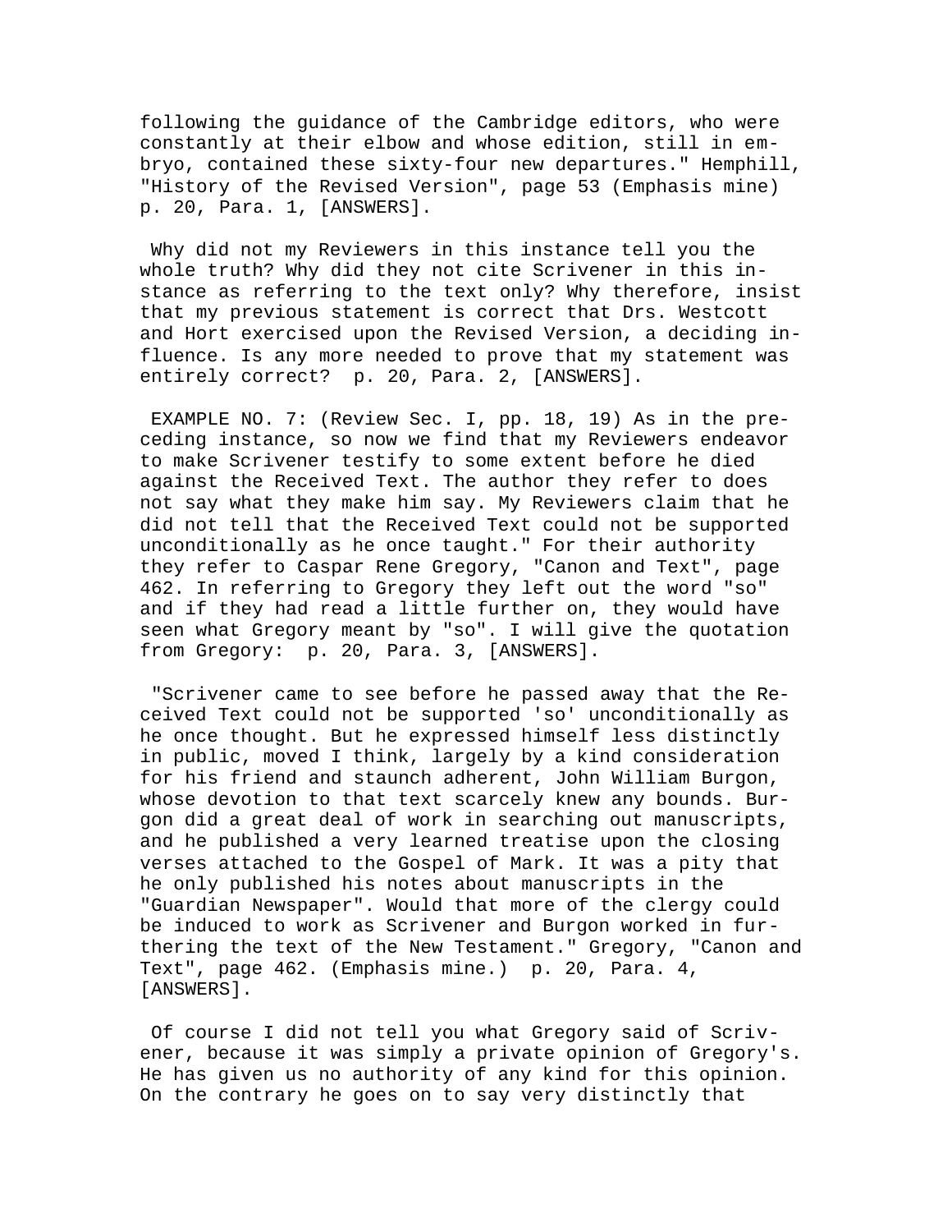following the guidance of the Cambridge editors, who were constantly at their elbow and whose edition, still in embryo, contained these sixty-four new departures." Hemphill, "History of the Revised Version", page 53 (Emphasis mine) p. 20, Para. 1, [ANSWERS].

Why did not my Reviewers in this instance tell you the whole truth? Why did they not cite Scrivener in this instance as referring to the text only? Why therefore, insist that my previous statement is correct that Drs. Westcott and Hort exercised upon the Revised Version, a deciding influence. Is any more needed to prove that my statement was entirely correct? p. 20, Para. 2, [ANSWERS].

EXAMPLE NO. 7: (Review Sec. I, pp. 18, 19) As in the preceding instance, so now we find that my Reviewers endeavor to make Scrivener testify to some extent before he died against the Received Text. The author they refer to does not say what they make him say. My Reviewers claim that he did not tell that the Received Text could not be supported unconditionally as he once taught." For their authority they refer to Caspar Rene Gregory, "Canon and Text", page 462. In referring to Gregory they left out the word "so" and if they had read a little further on, they would have seen what Gregory meant by "so". I will give the quotation from Gregory: p. 20, Para. 3, [ANSWERS].

"Scrivener came to see before he passed away that the Received Text could not be supported 'so' unconditionally as he once thought. But he expressed himself less distinctly in public, moved I think, largely by a kind consideration for his friend and staunch adherent, John William Burgon, whose devotion to that text scarcely knew any bounds. Burgon did a great deal of work in searching out manuscripts, and he published a very learned treatise upon the closing verses attached to the Gospel of Mark. It was a pity that he only published his notes about manuscripts in the "Guardian Newspaper". Would that more of the clergy could be induced to work as Scrivener and Burgon worked in furthering the text of the New Testament." Gregory, "Canon and Text", page 462. (Emphasis mine.) p. 20, Para. 4, [ANSWERS].

Of course I did not tell you what Gregory said of Scrivener, because it was simply a private opinion of Gregory's. He has given us no authority of any kind for this opinion. On the contrary he goes on to say very distinctly that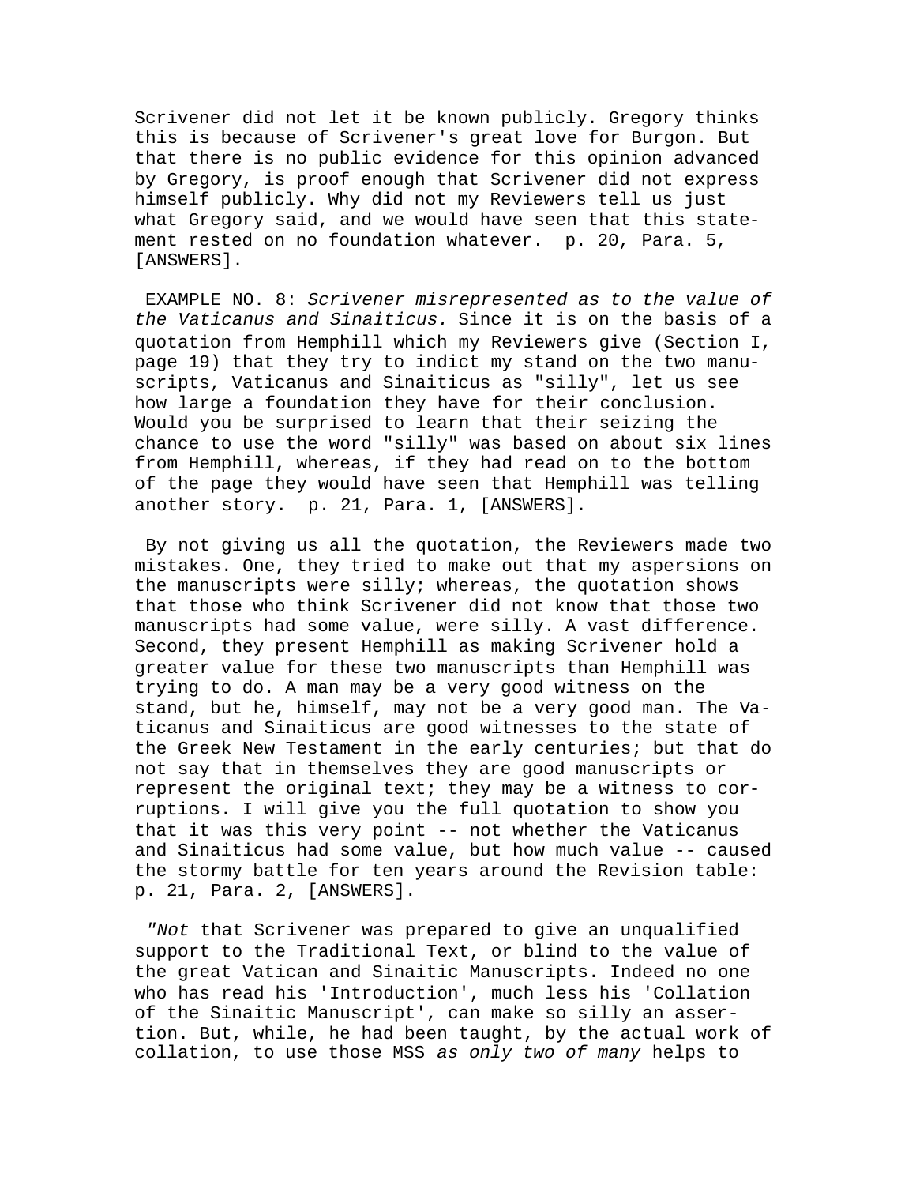Scrivener did not let it be known publicly. Gregory thinks this is because of Scrivener's great love for Burgon. But that there is no public evidence for this opinion advanced by Gregory, is proof enough that Scrivener did not express himself publicly. Why did not my Reviewers tell us just what Gregory said, and we would have seen that this statement rested on no foundation whatever. p. 20, Para. 5, [ANSWERS].

EXAMPLE NO. 8: *Scrivener misrepresented as to the value of the Vaticanus and Sinaiticus.* Since it is on the basis of a quotation from Hemphill which my Reviewers give (Section I, page 19) that they try to indict my stand on the two manuscripts, Vaticanus and Sinaiticus as "silly", let us see how large a foundation they have for their conclusion. Would you be surprised to learn that their seizing the chance to use the word "silly" was based on about six lines from Hemphill, whereas, if they had read on to the bottom of the page they would have seen that Hemphill was telling another story. p. 21, Para. 1, [ANSWERS].

By not giving us all the quotation, the Reviewers made two mistakes. One, they tried to make out that my aspersions on the manuscripts were silly; whereas, the quotation shows that those who think Scrivener did not know that those two manuscripts had some value, were silly. A vast difference. Second, they present Hemphill as making Scrivener hold a greater value for these two manuscripts than Hemphill was trying to do. A man may be a very good witness on the stand, but he, himself, may not be a very good man. The Vaticanus and Sinaiticus are good witnesses to the state of the Greek New Testament in the early centuries; but that do not say that in themselves they are good manuscripts or represent the original text; they may be a witness to corruptions. I will give you the full quotation to show you that it was this very point -- not whether the Vaticanus and Sinaiticus had some value, but how much value -- caused the stormy battle for ten years around the Revision table: p. 21, Para. 2, [ANSWERS].

"*Not* that Scrivener was prepared to give an unqualified support to the Traditional Text, or blind to the value of the great Vatican and Sinaitic Manuscripts. Indeed no one who has read his 'Introduction', much less his 'Collation of the Sinaitic Manuscript', can make so silly an assertion. But, while, he had been taught, by the actual work of collation, to use those MSS *as only two of many* helps to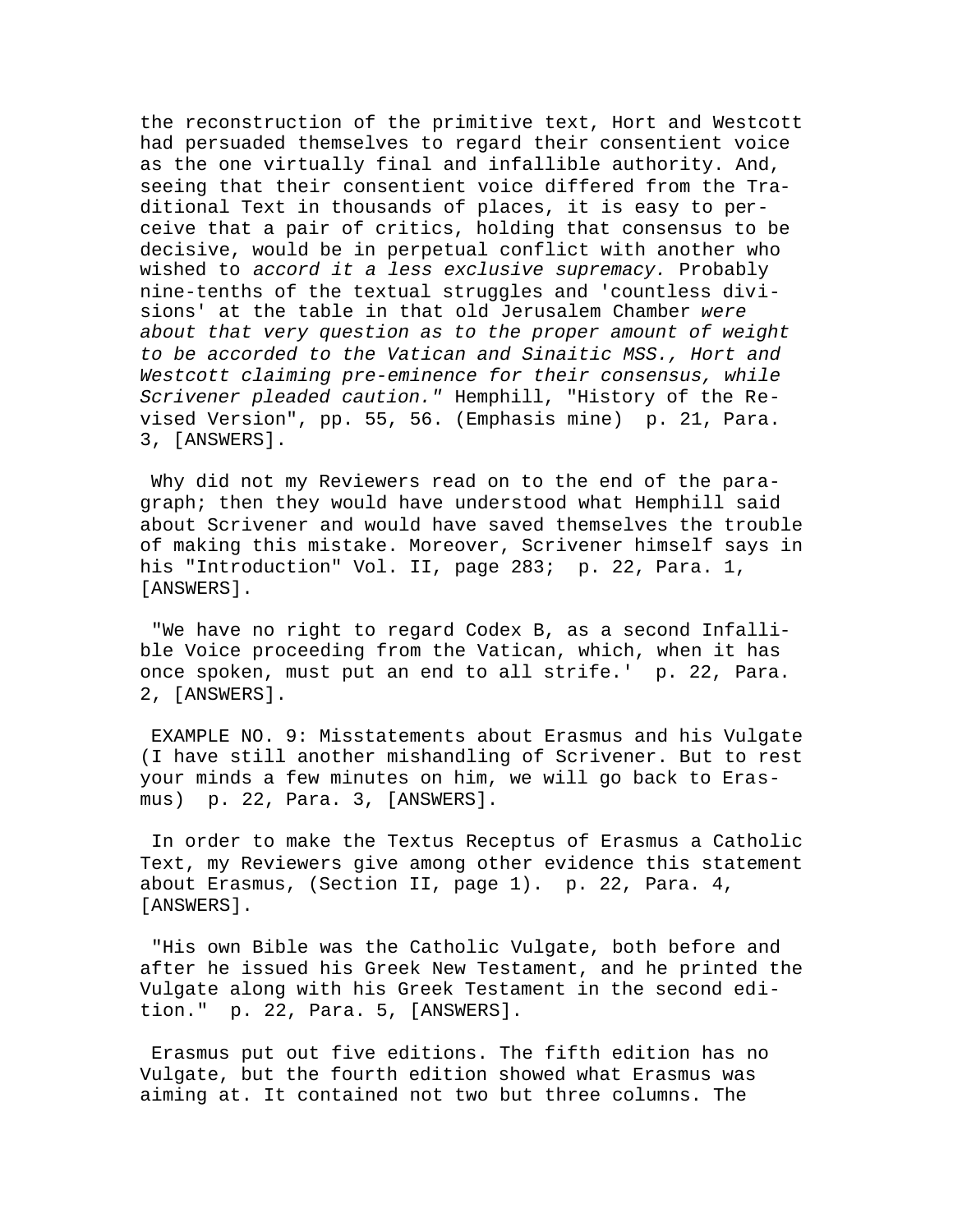the reconstruction of the primitive text, Hort and Westcott had persuaded themselves to regard their consentient voice as the one virtually final and infallible authority. And, seeing that their consentient voice differed from the Traditional Text in thousands of places, it is easy to perceive that a pair of critics, holding that consensus to be decisive, would be in perpetual conflict with another who wished to *accord it a less exclusive supremacy.* Probably nine-tenths of the textual struggles and 'countless divisions' at the table in that old Jerusalem Chamber *were about that very question as to the proper amount of weight to be accorded to the Vatican and Sinaitic MSS., Hort and Westcott claiming pre-eminence for their consensus, while Scrivener pleaded caution."* Hemphill, "History of the Revised Version", pp. 55, 56. (Emphasis mine)  p. 21, Para. 3, [ANSWERS].

Why did not my Reviewers read on to the end of the paragraph; then they would have understood what Hemphill said about Scrivener and would have saved themselves the trouble of making this mistake. Moreover, Scrivener himself says in his "Introduction" Vol. II, page 283;  p. 22, Para. 1, [ANSWERS].

"We have no right to regard Codex B, as a second Infallible Voice proceeding from the Vatican, which, when it has once spoken, must put an end to all strife.'  p. 22, Para. 2, [ANSWERS].

EXAMPLE NO. 9: Misstatements about Erasmus and his Vulgate (I have still another mishandling of Scrivener. But to rest your minds a few minutes on him, we will go back to Erasmus)  p. 22, Para. 3, [ANSWERS].

In order to make the Textus Receptus of Erasmus a Catholic Text, my Reviewers give among other evidence this statement about Erasmus, (Section II, page 1).  p. 22, Para. 4, [ANSWERS].

"His own Bible was the Catholic Vulgate, both before and after he issued his Greek New Testament, and he printed the Vulgate along with his Greek Testament in the second edition."  p. 22, Para. 5, [ANSWERS].

Erasmus put out five editions. The fifth edition has no Vulgate, but the fourth edition showed what Erasmus was aiming at. It contained not two but three columns. The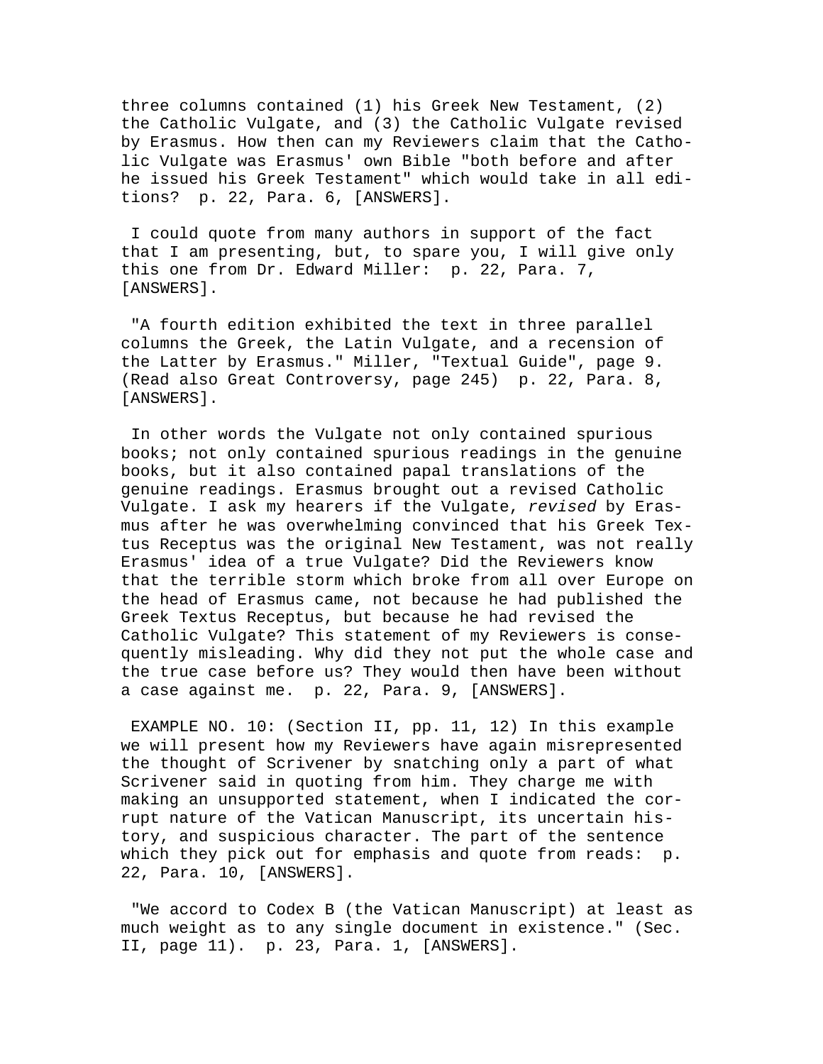three columns contained (1) his Greek New Testament, (2) the Catholic Vulgate, and (3) the Catholic Vulgate revised by Erasmus. How then can my Reviewers claim that the Catholic Vulgate was Erasmus' own Bible "both before and after he issued his Greek Testament" which would take in all editions? p. 22, Para. 6, [ANSWERS].

I could quote from many authors in support of the fact that I am presenting, but, to spare you, I will give only this one from Dr. Edward Miller: p. 22, Para. 7, [ANSWERS].

"A fourth edition exhibited the text in three parallel columns the Greek, the Latin Vulgate, and a recension of the Latter by Erasmus." Miller, "Textual Guide", page 9. (Read also Great Controversy, page 245) p. 22, Para. 8, [ANSWERS].

In other words the Vulgate not only contained spurious books; not only contained spurious readings in the genuine books, but it also contained papal translations of the genuine readings. Erasmus brought out a revised Catholic Vulgate. I ask my hearers if the Vulgate, *revised* by Erasmus after he was overwhelming convinced that his Greek Textus Receptus was the original New Testament, was not really Erasmus' idea of a true Vulgate? Did the Reviewers know that the terrible storm which broke from all over Europe on the head of Erasmus came, not because he had published the Greek Textus Receptus, but because he had revised the Catholic Vulgate? This statement of my Reviewers is consequently misleading. Why did they not put the whole case and the true case before us? They would then have been without a case against me. p. 22, Para. 9, [ANSWERS].

EXAMPLE NO. 10: (Section II, pp. 11, 12) In this example we will present how my Reviewers have again misrepresented the thought of Scrivener by snatching only a part of what Scrivener said in quoting from him. They charge me with making an unsupported statement, when I indicated the corrupt nature of the Vatican Manuscript, its uncertain history, and suspicious character. The part of the sentence which they pick out for emphasis and quote from reads: p. 22, Para. 10, [ANSWERS].

"We accord to Codex B (the Vatican Manuscript) at least as much weight as to any single document in existence." (Sec. II, page 11). p. 23, Para. 1, [ANSWERS].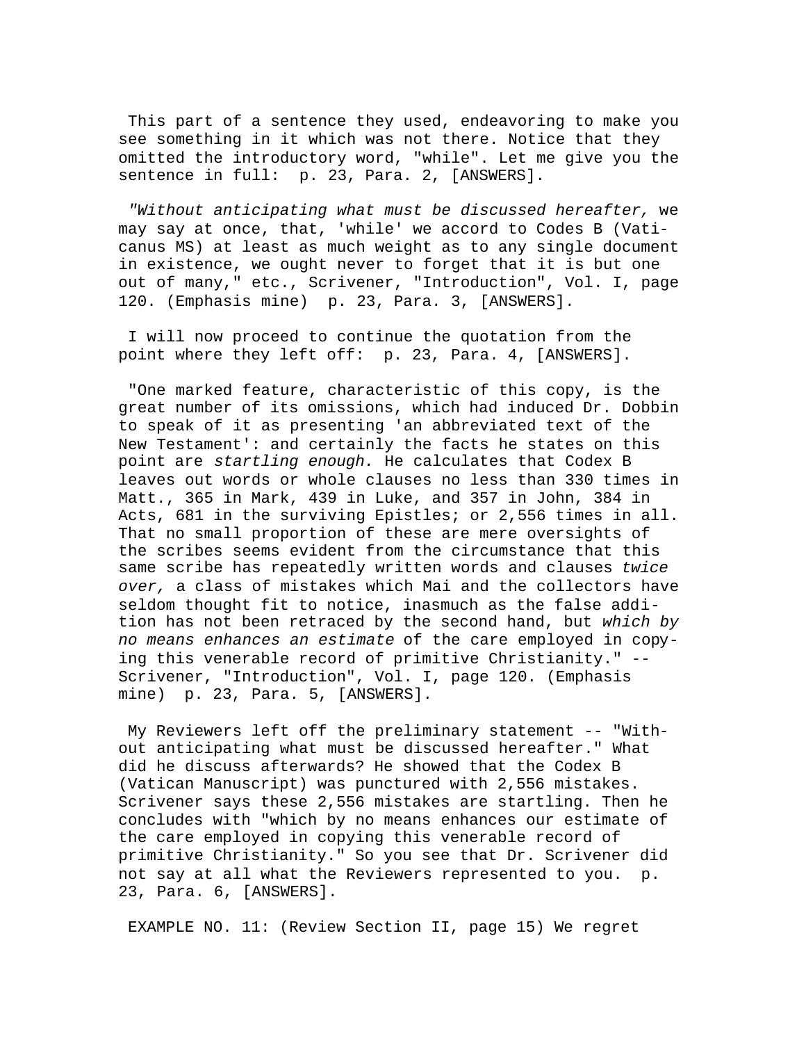This part of a sentence they used, endeavoring to make you see something in it which was not there. Notice that they omitted the introductory word, "while". Let me give you the sentence in full: p. 23, Para. 2, [ANSWERS].

*"Without anticipating what must be discussed hereafter,* we may say at once, that, 'while' we accord to Codes B (Vaticanus MS) at least as much weight as to any single document in existence, we ought never to forget that it is but one out of many," etc., Scrivener, "Introduction", Vol. I, page 120. (Emphasis mine) p. 23, Para. 3, [ANSWERS].

I will now proceed to continue the quotation from the point where they left off: p. 23, Para. 4, [ANSWERS].

"One marked feature, characteristic of this copy, is the great number of its omissions, which had induced Dr. Dobbin to speak of it as presenting 'an abbreviated text of the New Testament': and certainly the facts he states on this point are *startling enough.* He calculates that Codex B leaves out words or whole clauses no less than 330 times in Matt., 365 in Mark, 439 in Luke, and 357 in John, 384 in Acts, 681 in the surviving Epistles; or 2,556 times in all. That no small proportion of these are mere oversights of the scribes seems evident from the circumstance that this same scribe has repeatedly written words and clauses *twice over,* a class of mistakes which Mai and the collectors have seldom thought fit to notice, inasmuch as the false addition has not been retraced by the second hand, but *which by no means enhances an estimate* of the care employed in copying this venerable record of primitive Christianity." -- Scrivener, "Introduction", Vol. I, page 120. (Emphasis mine) p. 23, Para. 5, [ANSWERS].

My Reviewers left off the preliminary statement -- "Without anticipating what must be discussed hereafter." What did he discuss afterwards? He showed that the Codex B (Vatican Manuscript) was punctured with 2,556 mistakes. Scrivener says these 2,556 mistakes are startling. Then he concludes with "which by no means enhances our estimate of the care employed in copying this venerable record of primitive Christianity." So you see that Dr. Scrivener did not say at all what the Reviewers represented to you. p. 23, Para. 6, [ANSWERS].

EXAMPLE NO. 11: (Review Section II, page 15) We regret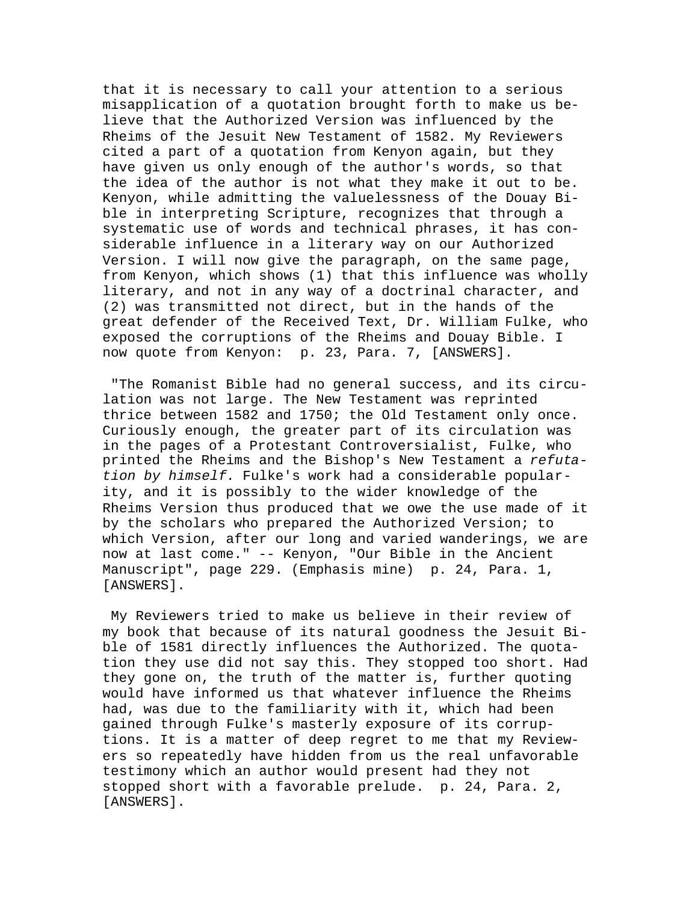that it is necessary to call your attention to a serious misapplication of a quotation brought forth to make us believe that the Authorized Version was influenced by the Rheims of the Jesuit New Testament of 1582. My Reviewers cited a part of a quotation from Kenyon again, but they have given us only enough of the author's words, so that the idea of the author is not what they make it out to be. Kenyon, while admitting the valuelessness of the Douay Bible in interpreting Scripture, recognizes that through a systematic use of words and technical phrases, it has considerable influence in a literary way on our Authorized Version. I will now give the paragraph, on the same page, from Kenyon, which shows (1) that this influence was wholly literary, and not in any way of a doctrinal character, and (2) was transmitted not direct, but in the hands of the great defender of the Received Text, Dr. William Fulke, who exposed the corruptions of the Rheims and Douay Bible. I now quote from Kenyon: p. 23, Para. 7, [ANSWERS].

"The Romanist Bible had no general success, and its circulation was not large. The New Testament was reprinted thrice between 1582 and 1750; the Old Testament only once. Curiously enough, the greater part of its circulation was in the pages of a Protestant Controversialist, Fulke, who printed the Rheims and the Bishop's New Testament a *refutation by himself.* Fulke's work had a considerable popularity, and it is possibly to the wider knowledge of the Rheims Version thus produced that we owe the use made of it by the scholars who prepared the Authorized Version; to which Version, after our long and varied wanderings, we are now at last come." -- Kenyon, "Our Bible in the Ancient Manuscript", page 229. (Emphasis mine) p. 24, Para. 1, [ANSWERS].

My Reviewers tried to make us believe in their review of my book that because of its natural goodness the Jesuit Bible of 1581 directly influences the Authorized. The quotation they use did not say this. They stopped too short. Had they gone on, the truth of the matter is, further quoting would have informed us that whatever influence the Rheims had, was due to the familiarity with it, which had been gained through Fulke's masterly exposure of its corruptions. It is a matter of deep regret to me that my Reviewers so repeatedly have hidden from us the real unfavorable testimony which an author would present had they not stopped short with a favorable prelude. p. 24, Para. 2, [ANSWERS].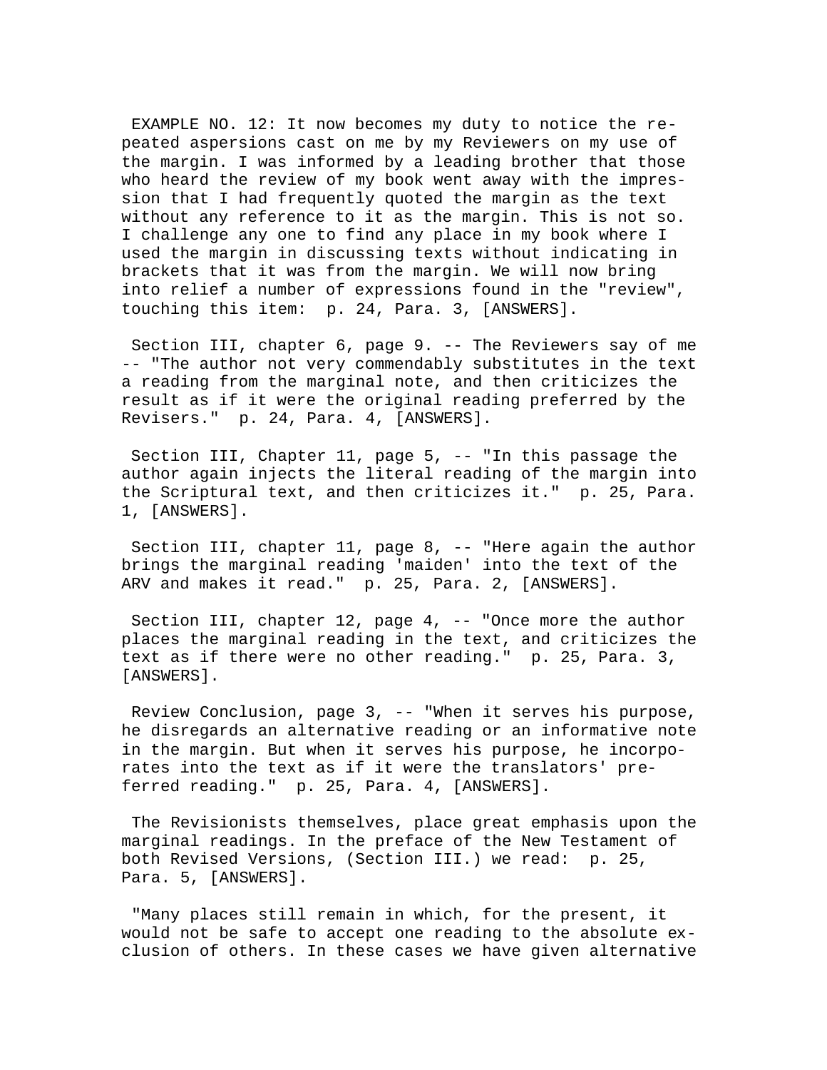EXAMPLE NO. 12: It now becomes my duty to notice the repeated aspersions cast on me by my Reviewers on my use of the margin. I was informed by a leading brother that those who heard the review of my book went away with the impression that I had frequently quoted the margin as the text without any reference to it as the margin. This is not so. I challenge any one to find any place in my book where I used the margin in discussing texts without indicating in brackets that it was from the margin. We will now bring into relief a number of expressions found in the "review", touching this item: p. 24, Para. 3, [ANSWERS].

Section III, chapter 6, page 9. -- The Reviewers say of me -- "The author not very commendably substitutes in the text a reading from the marginal note, and then criticizes the result as if it were the original reading preferred by the Revisers." p. 24, Para. 4, [ANSWERS].

Section III, Chapter 11, page 5, -- "In this passage the author again injects the literal reading of the margin into the Scriptural text, and then criticizes it." p. 25, Para. 1, [ANSWERS].

Section III, chapter 11, page 8, -- "Here again the author brings the marginal reading 'maiden' into the text of the ARV and makes it read." p. 25, Para. 2, [ANSWERS].

Section III, chapter 12, page 4, -- "Once more the author places the marginal reading in the text, and criticizes the text as if there were no other reading." p. 25, Para. 3, [ANSWERS].

Review Conclusion, page 3, -- "When it serves his purpose, he disregards an alternative reading or an informative note in the margin. But when it serves his purpose, he incorporates into the text as if it were the translators' preferred reading." p. 25, Para. 4, [ANSWERS].

The Revisionists themselves, place great emphasis upon the marginal readings. In the preface of the New Testament of both Revised Versions, (Section III.) we read: p. 25, Para. 5, [ANSWERS].

"Many places still remain in which, for the present, it would not be safe to accept one reading to the absolute exclusion of others. In these cases we have given alternative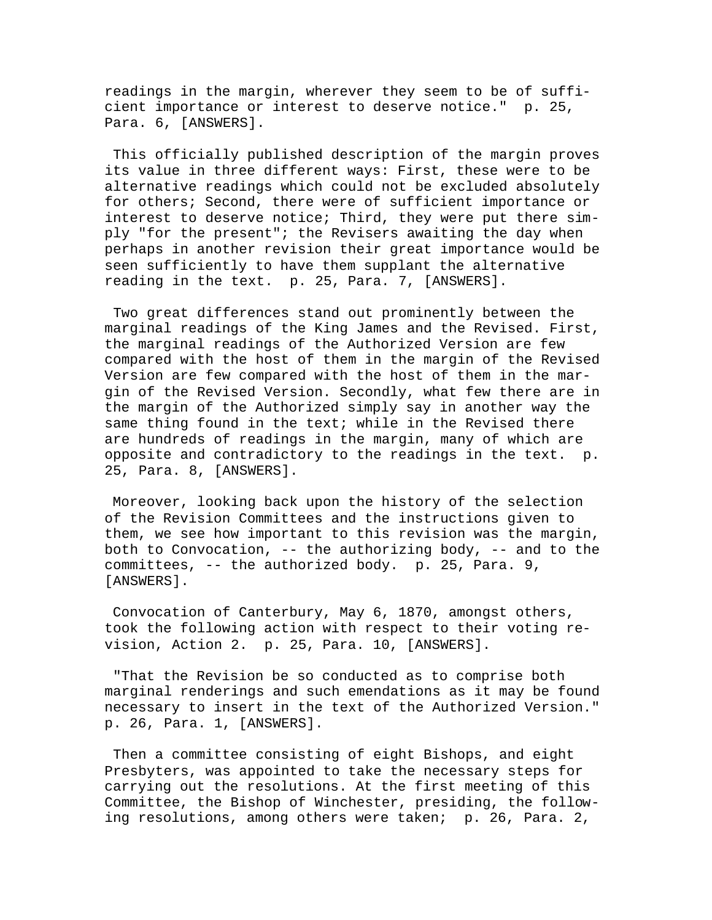readings in the margin, wherever they seem to be of sufficient importance or interest to deserve notice." p. 25, Para. 6, [ANSWERS].

This officially published description of the margin proves its value in three different ways: First, these were to be alternative readings which could not be excluded absolutely for others; Second, there were of sufficient importance or interest to deserve notice; Third, they were put there simply "for the present"; the Revisers awaiting the day when perhaps in another revision their great importance would be seen sufficiently to have them supplant the alternative reading in the text. p. 25, Para. 7, [ANSWERS].

Two great differences stand out prominently between the marginal readings of the King James and the Revised. First, the marginal readings of the Authorized Version are few compared with the host of them in the margin of the Revised Version are few compared with the host of them in the margin of the Revised Version. Secondly, what few there are in the margin of the Authorized simply say in another way the same thing found in the text; while in the Revised there are hundreds of readings in the margin, many of which are opposite and contradictory to the readings in the text. p. 25, Para. 8, [ANSWERS].

Moreover, looking back upon the history of the selection of the Revision Committees and the instructions given to them, we see how important to this revision was the margin, both to Convocation, -- the authorizing body, -- and to the committees, -- the authorized body. p. 25, Para. 9, [ANSWERS].

Convocation of Canterbury, May 6, 1870, amongst others, took the following action with respect to their voting revision, Action 2. p. 25, Para. 10, [ANSWERS].

"That the Revision be so conducted as to comprise both marginal renderings and such emendations as it may be found necessary to insert in the text of the Authorized Version." p. 26, Para. 1, [ANSWERS].

Then a committee consisting of eight Bishops, and eight Presbyters, was appointed to take the necessary steps for carrying out the resolutions. At the first meeting of this Committee, the Bishop of Winchester, presiding, the following resolutions, among others were taken; p. 26, Para. 2,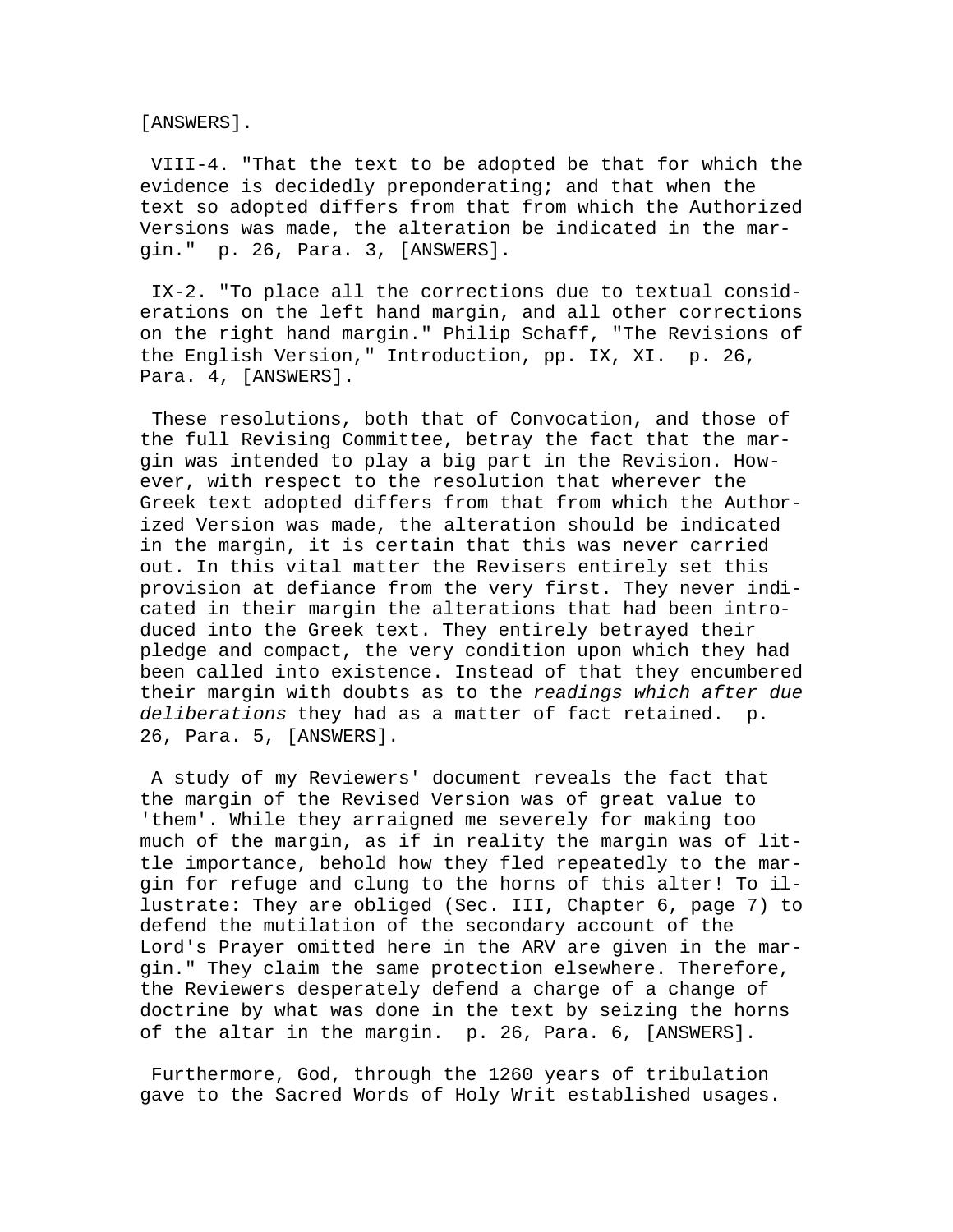[ANSWERS].

VIII-4. "That the text to be adopted be that for which the evidence is decidedly preponderating; and that when the text so adopted differs from that from which the Authorized Versions was made, the alteration be indicated in the margin." p. 26, Para. 3, [ANSWERS].

IX-2. "To place all the corrections due to textual considerations on the left hand margin, and all other corrections on the right hand margin." Philip Schaff, "The Revisions of the English Version," Introduction, pp. IX, XI. p. 26, Para. 4, [ANSWERS].

These resolutions, both that of Convocation, and those of the full Revising Committee, betray the fact that the margin was intended to play a big part in the Revision. However, with respect to the resolution that wherever the Greek text adopted differs from that from which the Authorized Version was made, the alteration should be indicated in the margin, it is certain that this was never carried out. In this vital matter the Revisers entirely set this provision at defiance from the very first. They never indicated in their margin the alterations that had been introduced into the Greek text. They entirely betrayed their pledge and compact, the very condition upon which they had been called into existence. Instead of that they encumbered their margin with doubts as to the *readings which after due deliberations* they had as a matter of fact retained. p. 26, Para. 5, [ANSWERS].

A study of my Reviewers' document reveals the fact that the margin of the Revised Version was of great value to 'them'. While they arraigned me severely for making too much of the margin, as if in reality the margin was of little importance, behold how they fled repeatedly to the margin for refuge and clung to the horns of this alter! To illustrate: They are obliged (Sec. III, Chapter 6, page 7) to defend the mutilation of the secondary account of the Lord's Prayer omitted here in the ARV are given in the margin." They claim the same protection elsewhere. Therefore, the Reviewers desperately defend a charge of a change of doctrine by what was done in the text by seizing the horns of the altar in the margin. p. 26, Para. 6, [ANSWERS].

Furthermore, God, through the 1260 years of tribulation gave to the Sacred Words of Holy Writ established usages.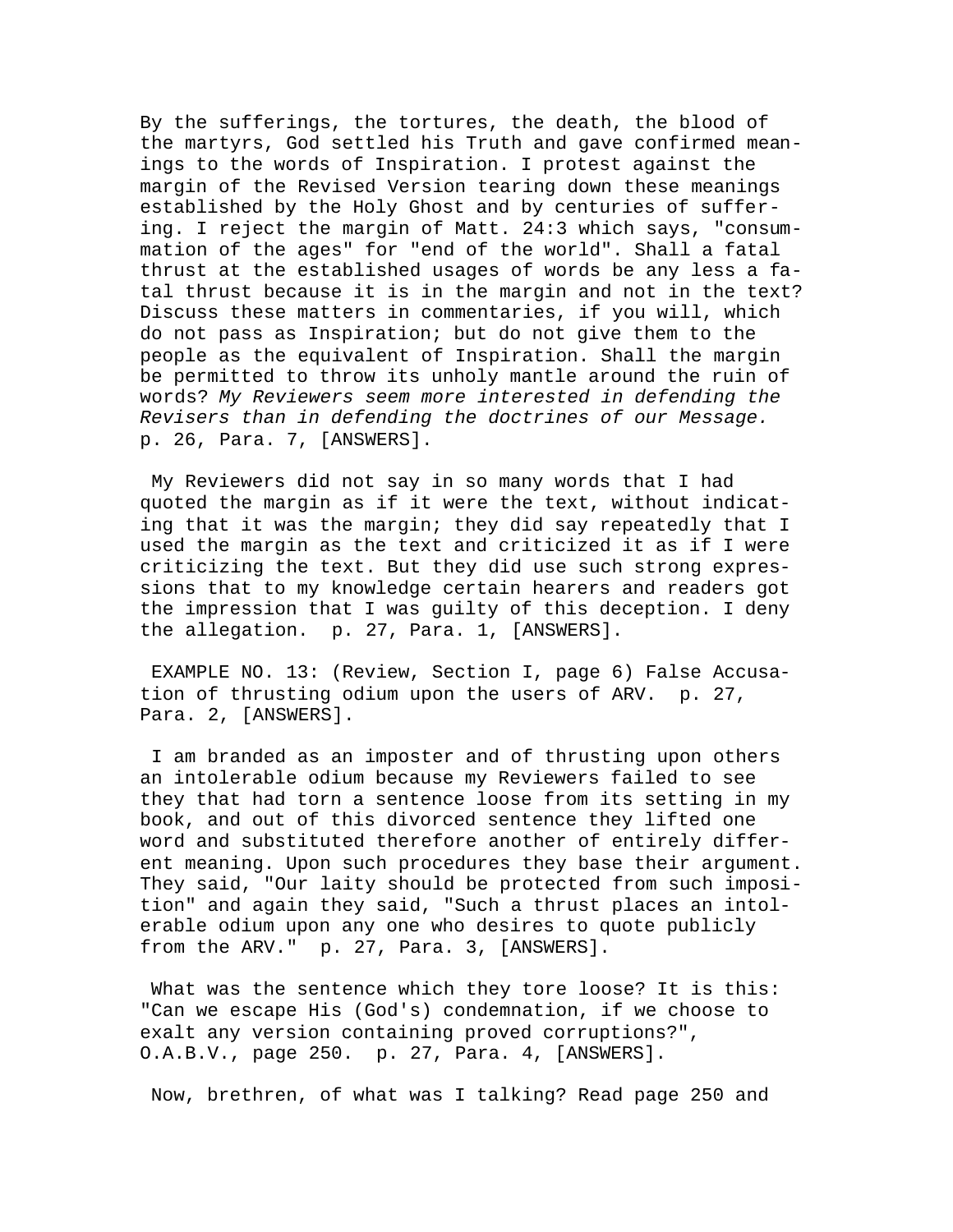By the sufferings, the tortures, the death, the blood of the martyrs, God settled his Truth and gave confirmed meanings to the words of Inspiration. I protest against the margin of the Revised Version tearing down these meanings established by the Holy Ghost and by centuries of suffering. I reject the margin of Matt. 24:3 which says, "consummation of the ages" for "end of the world". Shall a fatal thrust at the established usages of words be any less a fatal thrust because it is in the margin and not in the text? Discuss these matters in commentaries, if you will, which do not pass as Inspiration; but do not give them to the people as the equivalent of Inspiration. Shall the margin be permitted to throw its unholy mantle around the ruin of words? *My Reviewers seem more interested in defending the Revisers than in defending the doctrines of our Message.* p. 26, Para. 7, [ANSWERS].

My Reviewers did not say in so many words that I had quoted the margin as if it were the text, without indicating that it was the margin; they did say repeatedly that I used the margin as the text and criticized it as if I were criticizing the text. But they did use such strong expressions that to my knowledge certain hearers and readers got the impression that I was guilty of this deception. I deny the allegation. p. 27, Para. 1, [ANSWERS].

EXAMPLE NO. 13: (Review, Section I, page 6) False Accusation of thrusting odium upon the users of ARV. p. 27, Para. 2, [ANSWERS].

I am branded as an imposter and of thrusting upon others an intolerable odium because my Reviewers failed to see they that had torn a sentence loose from its setting in my book, and out of this divorced sentence they lifted one word and substituted therefore another of entirely different meaning. Upon such procedures they base their argument. They said, "Our laity should be protected from such imposition" and again they said, "Such a thrust places an intolerable odium upon any one who desires to quote publicly from the ARV." p. 27, Para. 3, [ANSWERS].

What was the sentence which they tore loose? It is this: "Can we escape His (God's) condemnation, if we choose to exalt any version containing proved corruptions?", O.A.B.V., page 250. p. 27, Para. 4, [ANSWERS].

Now, brethren, of what was I talking? Read page 250 and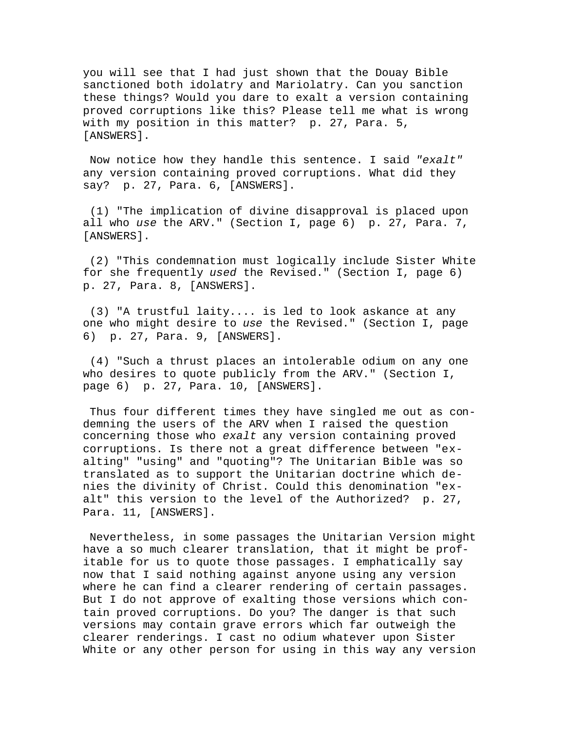you will see that I had just shown that the Douay Bible sanctioned both idolatry and Mariolatry. Can you sanction these things? Would you dare to exalt a version containing proved corruptions like this? Please tell me what is wrong with my position in this matter?  p. 27, Para. 5, [ANSWERS].

Now notice how they handle this sentence. I said *"exalt"* any version containing proved corruptions. What did they say?  p. 27, Para. 6, [ANSWERS].

(1) "The implication of divine disapproval is placed upon all who *use* the ARV." (Section I, page 6)  p. 27, Para. 7, [ANSWERS].

(2) "This condemnation must logically include Sister White for she frequently *used* the Revised." (Section I, page 6)  p. 27, Para. 8, [ANSWERS].

(3) "A trustful laity.... is led to look askance at any one who might desire to *use* the Revised." (Section I, page 6)  p. 27, Para. 9, [ANSWERS].

(4) "Such a thrust places an intolerable odium on any one who desires to quote publicly from the ARV." (Section I, page 6)  p. 27, Para. 10, [ANSWERS].

Thus four different times they have singled me out as condemning the users of the ARV when I raised the question concerning those who *exalt* any version containing proved corruptions. Is there not a great difference between "exalting" "using" and "quoting"? The Unitarian Bible was so translated as to support the Unitarian doctrine which denies the divinity of Christ. Could this denomination "exalt" this version to the level of the Authorized?  p. 27, Para. 11, [ANSWERS].

Nevertheless, in some passages the Unitarian Version might have a so much clearer translation, that it might be profitable for us to quote those passages. I emphatically say now that I said nothing against anyone using any version where he can find a clearer rendering of certain passages. But I do not approve of exalting those versions which contain proved corruptions. Do you? The danger is that such versions may contain grave errors which far outweigh the clearer renderings. I cast no odium whatever upon Sister White or any other person for using in this way any version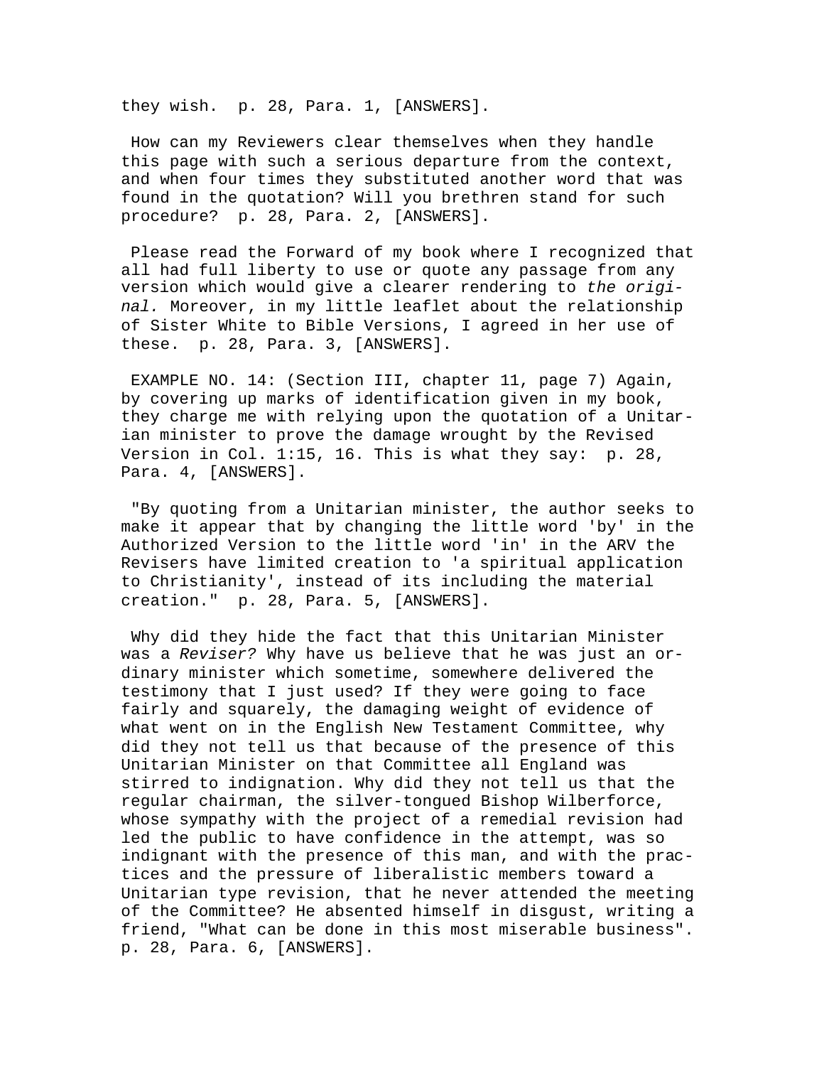they wish.  p. 28, Para. 1, [ANSWERS].

How can my Reviewers clear themselves when they handle this page with such a serious departure from the context, and when four times they substituted another word that was found in the quotation? Will you brethren stand for such procedure?  p. 28, Para. 2, [ANSWERS].

Please read the Forward of my book where I recognized that all had full liberty to use or quote any passage from any version which would give a clearer rendering to *the original.* Moreover, in my little leaflet about the relationship of Sister White to Bible Versions, I agreed in her use of these.  p. 28, Para. 3, [ANSWERS].

EXAMPLE NO. 14: (Section III, chapter 11, page 7) Again, by covering up marks of identification given in my book, they charge me with relying upon the quotation of a Unitarian minister to prove the damage wrought by the Revised Version in Col. 1:15, 16. This is what they say:  p. 28, Para. 4, [ANSWERS].

"By quoting from a Unitarian minister, the author seeks to make it appear that by changing the little word 'by' in the Authorized Version to the little word 'in' in the ARV the Revisers have limited creation to 'a spiritual application to Christianity', instead of its including the material creation."  p. 28, Para. 5, [ANSWERS].

Why did they hide the fact that this Unitarian Minister was a *Reviser?* Why have us believe that he was just an ordinary minister which sometime, somewhere delivered the testimony that I just used? If they were going to face fairly and squarely, the damaging weight of evidence of what went on in the English New Testament Committee, why did they not tell us that because of the presence of this Unitarian Minister on that Committee all England was stirred to indignation. Why did they not tell us that the regular chairman, the silver-tongued Bishop Wilberforce, whose sympathy with the project of a remedial revision had led the public to have confidence in the attempt, was so indignant with the presence of this man, and with the practices and the pressure of liberalistic members toward a Unitarian type revision, that he never attended the meeting of the Committee? He absented himself in disgust, writing a friend, "What can be done in this most miserable business". p. 28, Para. 6, [ANSWERS].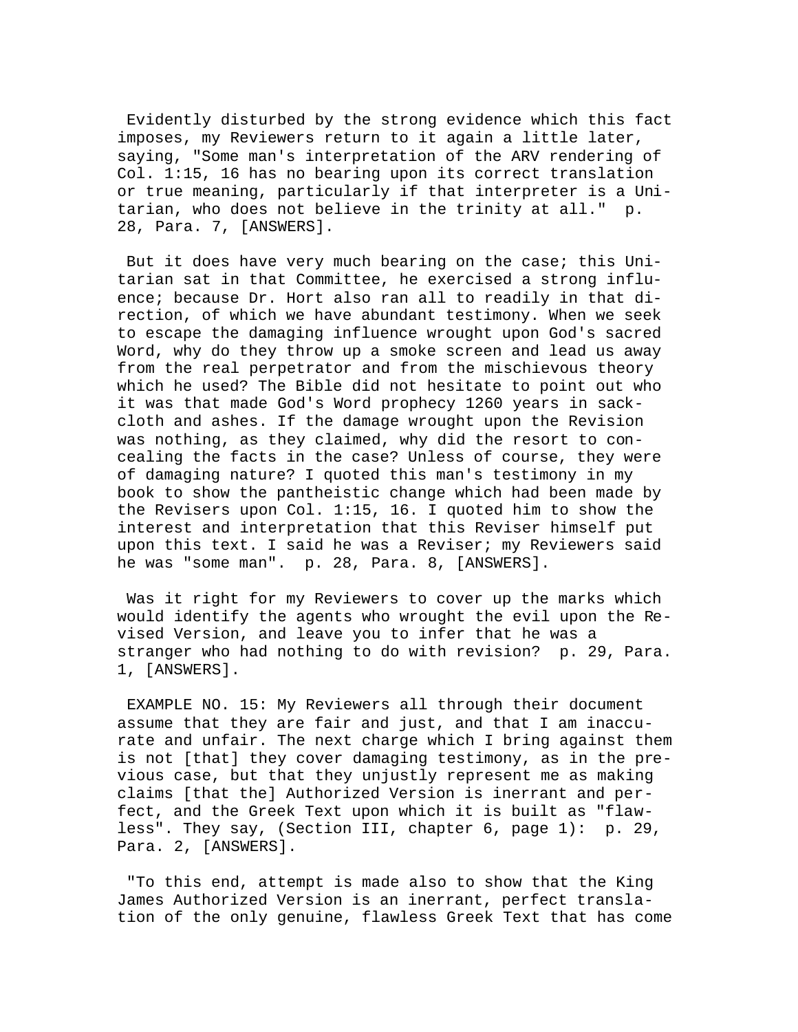Evidently disturbed by the strong evidence which this fact imposes, my Reviewers return to it again a little later, saying, "Some man's interpretation of the ARV rendering of Col. 1:15, 16 has no bearing upon its correct translation or true meaning, particularly if that interpreter is a Unitarian, who does not believe in the trinity at all." p. 28, Para. 7, [ANSWERS].

But it does have very much bearing on the case; this Unitarian sat in that Committee, he exercised a strong influence; because Dr. Hort also ran all to readily in that direction, of which we have abundant testimony. When we seek to escape the damaging influence wrought upon God's sacred Word, why do they throw up a smoke screen and lead us away from the real perpetrator and from the mischievous theory which he used? The Bible did not hesitate to point out who it was that made God's Word prophecy 1260 years in sackcloth and ashes. If the damage wrought upon the Revision was nothing, as they claimed, why did the resort to concealing the facts in the case? Unless of course, they were of damaging nature? I quoted this man's testimony in my book to show the pantheistic change which had been made by the Revisers upon Col. 1:15, 16. I quoted him to show the interest and interpretation that this Reviser himself put upon this text. I said he was a Reviser; my Reviewers said he was "some man". p. 28, Para. 8, [ANSWERS].

Was it right for my Reviewers to cover up the marks which would identify the agents who wrought the evil upon the Revised Version, and leave you to infer that he was a stranger who had nothing to do with revision? p. 29, Para. 1, [ANSWERS].

EXAMPLE NO. 15: My Reviewers all through their document assume that they are fair and just, and that I am inaccurate and unfair. The next charge which I bring against them is not [that] they cover damaging testimony, as in the previous case, but that they unjustly represent me as making claims [that the] Authorized Version is inerrant and perfect, and the Greek Text upon which it is built as "flawless". They say, (Section III, chapter 6, page 1): p. 29, Para. 2, [ANSWERS].

"To this end, attempt is made also to show that the King James Authorized Version is an inerrant, perfect translation of the only genuine, flawless Greek Text that has come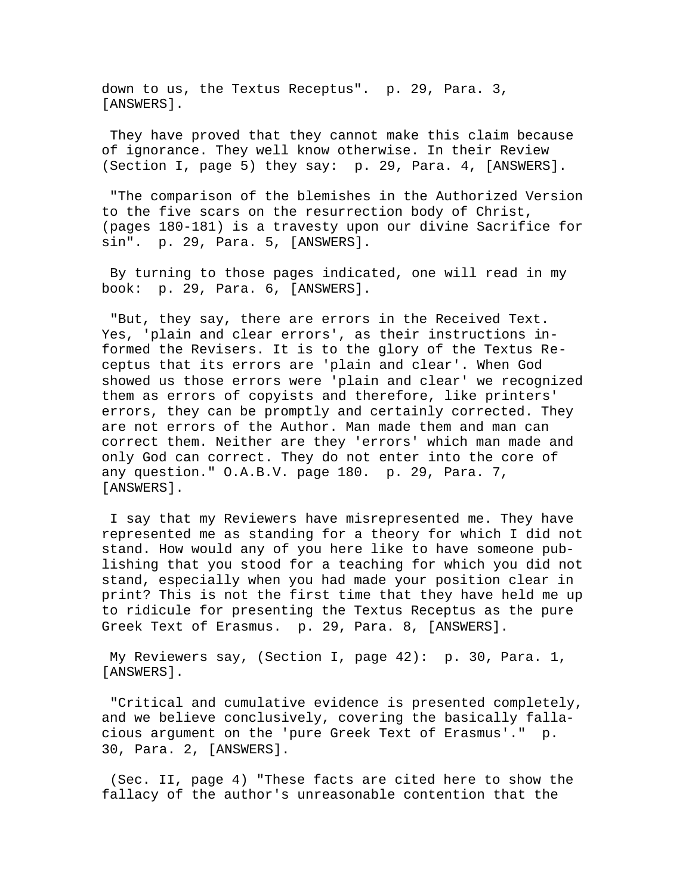down to us, the Textus Receptus". p. 29, Para. 3, [ANSWERS].

They have proved that they cannot make this claim because of ignorance. They well know otherwise. In their Review (Section I, page 5) they say: p. 29, Para. 4, [ANSWERS].

"The comparison of the blemishes in the Authorized Version to the five scars on the resurrection body of Christ, (pages 180-181) is a travesty upon our divine Sacrifice for sin". p. 29, Para. 5, [ANSWERS].

By turning to those pages indicated, one will read in my book: p. 29, Para. 6, [ANSWERS].

"But, they say, there are errors in the Received Text. Yes, 'plain and clear errors', as their instructions informed the Revisers. It is to the glory of the Textus Receptus that its errors are 'plain and clear'. When God showed us those errors were 'plain and clear' we recognized them as errors of copyists and therefore, like printers' errors, they can be promptly and certainly corrected. They are not errors of the Author. Man made them and man can correct them. Neither are they 'errors' which man made and only God can correct. They do not enter into the core of any question." O.A.B.V. page 180. p. 29, Para. 7, [ANSWERS].

I say that my Reviewers have misrepresented me. They have represented me as standing for a theory for which I did not stand. How would any of you here like to have someone publishing that you stood for a teaching for which you did not stand, especially when you had made your position clear in print? This is not the first time that they have held me up to ridicule for presenting the Textus Receptus as the pure Greek Text of Erasmus. p. 29, Para. 8, [ANSWERS].

My Reviewers say, (Section I, page 42): p. 30, Para. 1, [ANSWERS].

"Critical and cumulative evidence is presented completely, and we believe conclusively, covering the basically fallacious argument on the 'pure Greek Text of Erasmus'." p. 30, Para. 2, [ANSWERS].

(Sec. II, page 4) "These facts are cited here to show the fallacy of the author's unreasonable contention that the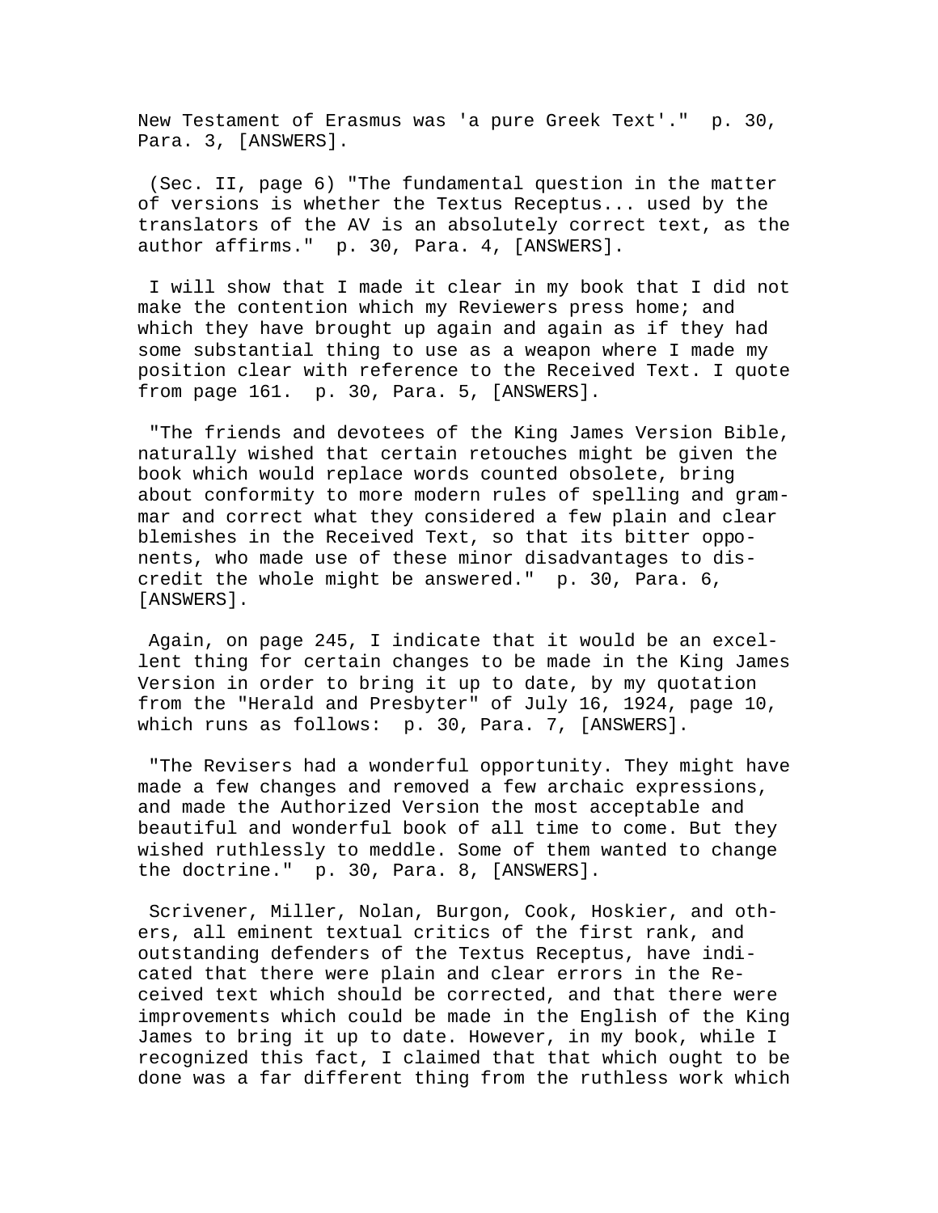New Testament of Erasmus was 'a pure Greek Text'." p. 30, Para. 3, [ANSWERS].

(Sec. II, page 6) "The fundamental question in the matter of versions is whether the Textus Receptus... used by the translators of the AV is an absolutely correct text, as the author affirms." p. 30, Para. 4, [ANSWERS].

I will show that I made it clear in my book that I did not make the contention which my Reviewers press home; and which they have brought up again and again as if they had some substantial thing to use as a weapon where I made my position clear with reference to the Received Text. I quote from page 161. p. 30, Para. 5, [ANSWERS].

"The friends and devotees of the King James Version Bible, naturally wished that certain retouches might be given the book which would replace words counted obsolete, bring about conformity to more modern rules of spelling and grammar and correct what they considered a few plain and clear blemishes in the Received Text, so that its bitter opponents, who made use of these minor disadvantages to discredit the whole might be answered." p. 30, Para. 6, [ANSWERS].

Again, on page 245, I indicate that it would be an excellent thing for certain changes to be made in the King James Version in order to bring it up to date, by my quotation from the "Herald and Presbyter" of July 16, 1924, page 10, which runs as follows: p. 30, Para. 7, [ANSWERS].

"The Revisers had a wonderful opportunity. They might have made a few changes and removed a few archaic expressions, and made the Authorized Version the most acceptable and beautiful and wonderful book of all time to come. But they wished ruthlessly to meddle. Some of them wanted to change the doctrine." p. 30, Para. 8, [ANSWERS].

Scrivener, Miller, Nolan, Burgon, Cook, Hoskier, and others, all eminent textual critics of the first rank, and outstanding defenders of the Textus Receptus, have indicated that there were plain and clear errors in the Received text which should be corrected, and that there were improvements which could be made in the English of the King James to bring it up to date. However, in my book, while I recognized this fact, I claimed that that which ought to be done was a far different thing from the ruthless work which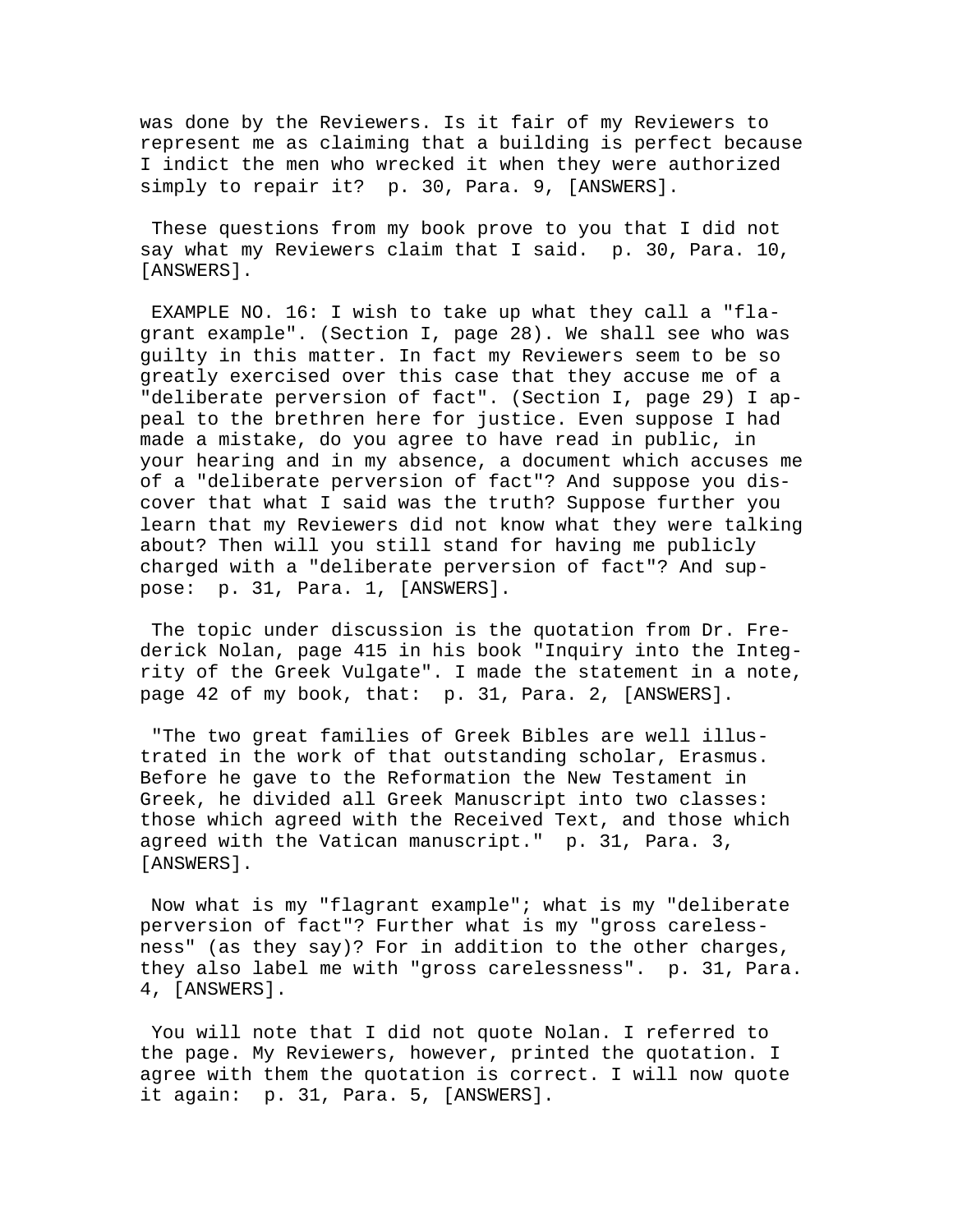was done by the Reviewers. Is it fair of my Reviewers to represent me as claiming that a building is perfect because I indict the men who wrecked it when they were authorized simply to repair it? p. 30, Para. 9, [ANSWERS].

These questions from my book prove to you that I did not say what my Reviewers claim that I said. p. 30, Para. 10, [ANSWERS].

EXAMPLE NO. 16: I wish to take up what they call a "flagrant example". (Section I, page 28). We shall see who was guilty in this matter. In fact my Reviewers seem to be so greatly exercised over this case that they accuse me of a "deliberate perversion of fact". (Section I, page 29) I appeal to the brethren here for justice. Even suppose I had made a mistake, do you agree to have read in public, in your hearing and in my absence, a document which accuses me of a "deliberate perversion of fact"? And suppose you discover that what I said was the truth? Suppose further you learn that my Reviewers did not know what they were talking about? Then will you still stand for having me publicly charged with a "deliberate perversion of fact"? And suppose: p. 31, Para. 1, [ANSWERS].

The topic under discussion is the quotation from Dr. Frederick Nolan, page 415 in his book "Inquiry into the Integrity of the Greek Vulgate". I made the statement in a note, page 42 of my book, that: p. 31, Para. 2, [ANSWERS].

"The two great families of Greek Bibles are well illustrated in the work of that outstanding scholar, Erasmus. Before he gave to the Reformation the New Testament in Greek, he divided all Greek Manuscript into two classes: those which agreed with the Received Text, and those which agreed with the Vatican manuscript." p. 31, Para. 3, [ANSWERS].

Now what is my "flagrant example"; what is my "deliberate perversion of fact"? Further what is my "gross carelessness" (as they say)? For in addition to the other charges, they also label me with "gross carelessness". p. 31, Para. 4, [ANSWERS].

You will note that I did not quote Nolan. I referred to the page. My Reviewers, however, printed the quotation. I agree with them the quotation is correct. I will now quote it again: p. 31, Para. 5, [ANSWERS].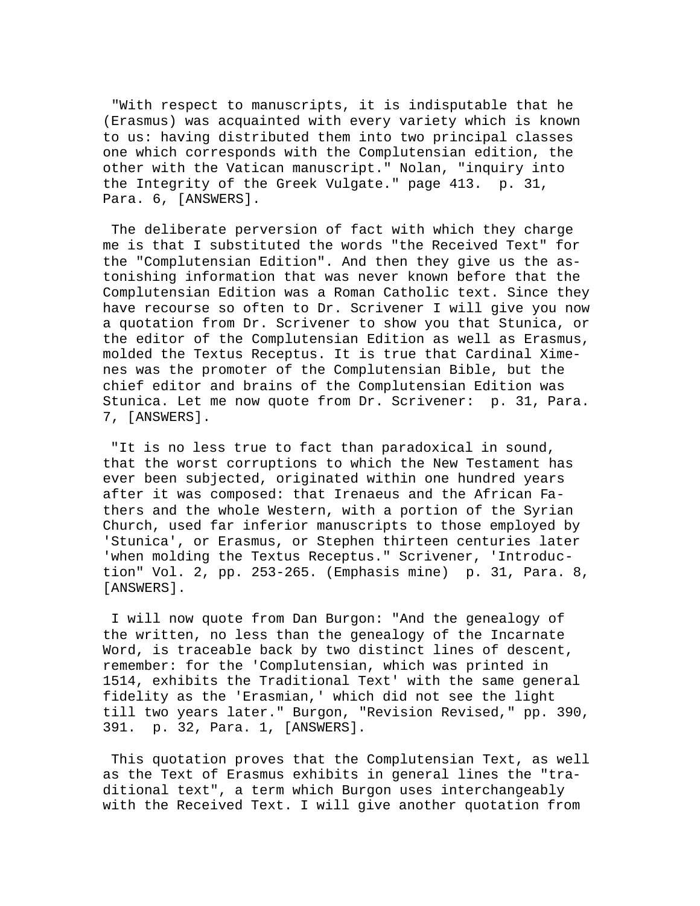"With respect to manuscripts, it is indisputable that he (Erasmus) was acquainted with every variety which is known to us: having distributed them into two principal classes one which corresponds with the Complutensian edition, the other with the Vatican manuscript." Nolan, "inquiry into the Integrity of the Greek Vulgate." page 413. p. 31, Para. 6, [ANSWERS].

The deliberate perversion of fact with which they charge me is that I substituted the words "the Received Text" for the "Complutensian Edition". And then they give us the astonishing information that was never known before that the Complutensian Edition was a Roman Catholic text. Since they have recourse so often to Dr. Scrivener I will give you now a quotation from Dr. Scrivener to show you that Stunica, or the editor of the Complutensian Edition as well as Erasmus, molded the Textus Receptus. It is true that Cardinal Ximenes was the promoter of the Complutensian Bible, but the chief editor and brains of the Complutensian Edition was Stunica. Let me now quote from Dr. Scrivener: p. 31, Para. 7, [ANSWERS].

"It is no less true to fact than paradoxical in sound, that the worst corruptions to which the New Testament has ever been subjected, originated within one hundred years after it was composed: that Irenaeus and the African Fathers and the whole Western, with a portion of the Syrian Church, used far inferior manuscripts to those employed by 'Stunica', or Erasmus, or Stephen thirteen centuries later 'when molding the Textus Receptus." Scrivener, 'Introduction" Vol. 2, pp. 253-265. (Emphasis mine) p. 31, Para. 8, [ANSWERS].

I will now quote from Dan Burgon: "And the genealogy of the written, no less than the genealogy of the Incarnate Word, is traceable back by two distinct lines of descent, remember: for the 'Complutensian, which was printed in 1514, exhibits the Traditional Text' with the same general fidelity as the 'Erasmian,' which did not see the light till two years later." Burgon, "Revision Revised," pp. 390, 391. p. 32, Para. 1, [ANSWERS].

This quotation proves that the Complutensian Text, as well as the Text of Erasmus exhibits in general lines the "traditional text", a term which Burgon uses interchangeably with the Received Text. I will give another quotation from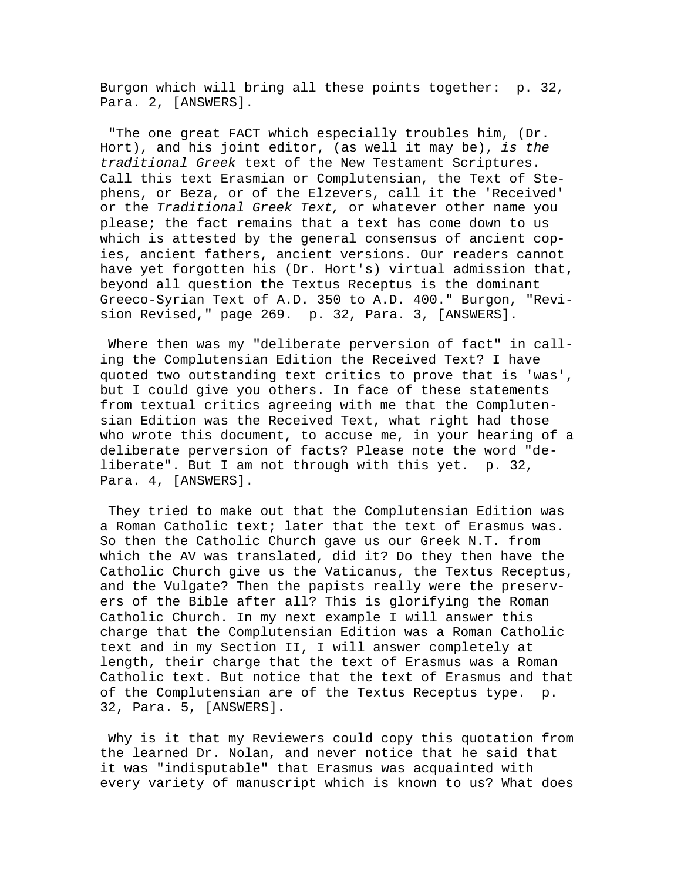Burgon which will bring all these points together:  p. 32, Para. 2, [ANSWERS].

"The one great FACT which especially troubles him, (Dr. Hort), and his joint editor, (as well it may be), *is the traditional Greek* text of the New Testament Scriptures. Call this text Erasmian or Complutensian, the Text of Stephens, or Beza, or of the Elzevers, call it the 'Received' or the *Traditional Greek Text,* or whatever other name you please; the fact remains that a text has come down to us which is attested by the general consensus of ancient copies, ancient fathers, ancient versions. Our readers cannot have yet forgotten his (Dr. Hort's) virtual admission that, beyond all question the Textus Receptus is the dominant Greeco-Syrian Text of A.D. 350 to A.D. 400." Burgon, "Revision Revised," page 269.  p. 32, Para. 3, [ANSWERS].

Where then was my "deliberate perversion of fact" in calling the Complutensian Edition the Received Text? I have quoted two outstanding text critics to prove that is 'was', but I could give you others. In face of these statements from textual critics agreeing with me that the Complutensian Edition was the Received Text, what right had those who wrote this document, to accuse me, in your hearing of a deliberate perversion of facts? Please note the word "deliberate". But I am not through with this yet.  p. 32, Para. 4, [ANSWERS].

They tried to make out that the Complutensian Edition was a Roman Catholic text; later that the text of Erasmus was. So then the Catholic Church gave us our Greek N.T. from which the AV was translated, did it? Do they then have the Catholic Church give us the Vaticanus, the Textus Receptus, and the Vulgate? Then the papists really were the preservers of the Bible after all? This is glorifying the Roman Catholic Church. In my next example I will answer this charge that the Complutensian Edition was a Roman Catholic text and in my Section II, I will answer completely at length, their charge that the text of Erasmus was a Roman Catholic text. But notice that the text of Erasmus and that of the Complutensian are of the Textus Receptus type.  p. 32, Para. 5, [ANSWERS].

Why is it that my Reviewers could copy this quotation from the learned Dr. Nolan, and never notice that he said that it was "indisputable" that Erasmus was acquainted with every variety of manuscript which is known to us? What does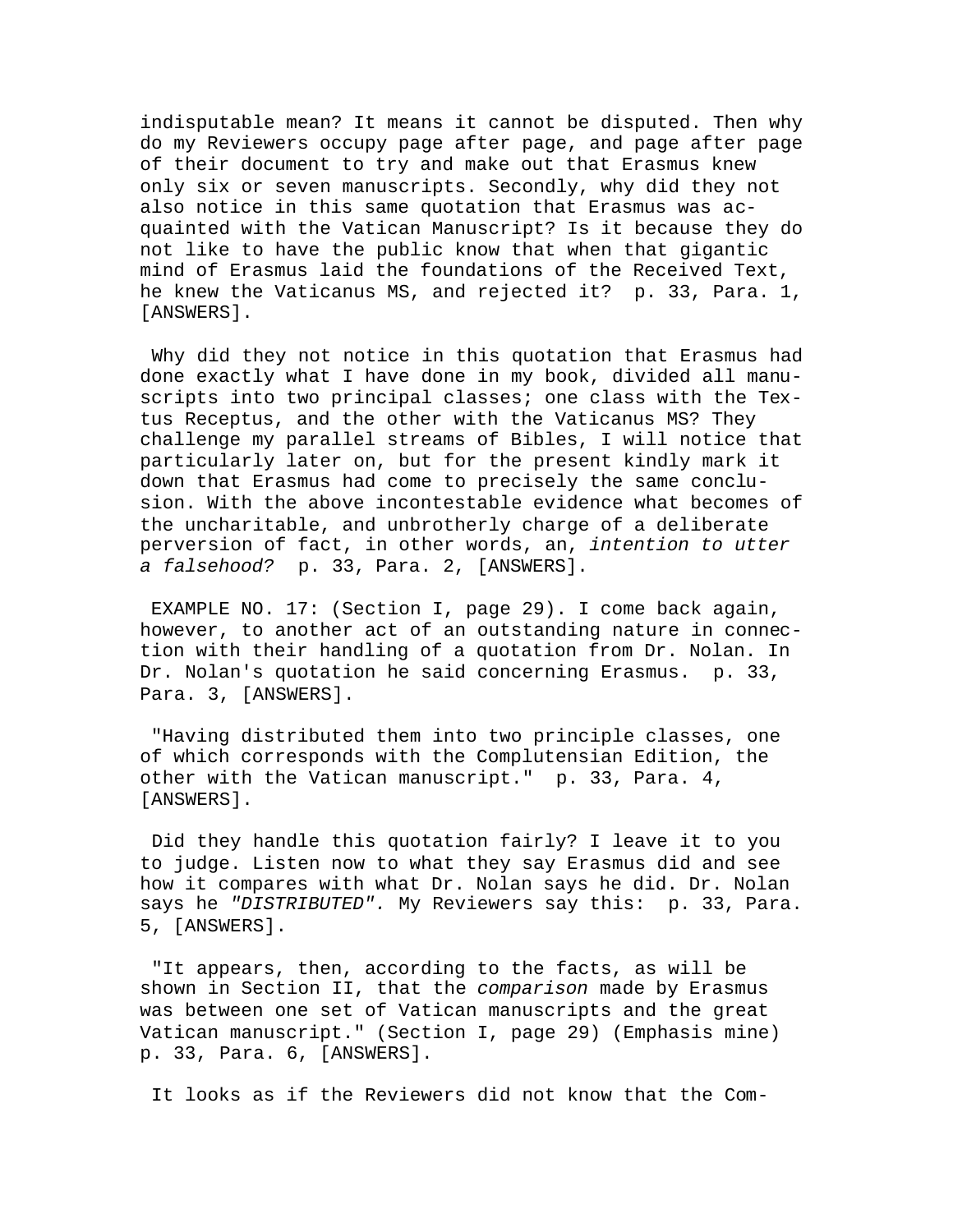indisputable mean? It means it cannot be disputed. Then why do my Reviewers occupy page after page, and page after page of their document to try and make out that Erasmus knew only six or seven manuscripts. Secondly, why did they not also notice in this same quotation that Erasmus was acquainted with the Vatican Manuscript? Is it because they do not like to have the public know that when that gigantic mind of Erasmus laid the foundations of the Received Text, he knew the Vaticanus MS, and rejected it? p. 33, Para. 1, [ANSWERS].

Why did they not notice in this quotation that Erasmus had done exactly what I have done in my book, divided all manuscripts into two principal classes; one class with the Textus Receptus, and the other with the Vaticanus MS? They challenge my parallel streams of Bibles, I will notice that particularly later on, but for the present kindly mark it down that Erasmus had come to precisely the same conclusion. With the above incontestable evidence what becomes of the uncharitable, and unbrotherly charge of a deliberate perversion of fact, in other words, an, *intention to utter a falsehood?* p. 33, Para. 2, [ANSWERS].

EXAMPLE NO. 17: (Section I, page 29). I come back again, however, to another act of an outstanding nature in connection with their handling of a quotation from Dr. Nolan. In Dr. Nolan's quotation he said concerning Erasmus. p. 33, Para. 3, [ANSWERS].

"Having distributed them into two principle classes, one of which corresponds with the Complutensian Edition, the other with the Vatican manuscript." p. 33, Para. 4, [ANSWERS].

Did they handle this quotation fairly? I leave it to you to judge. Listen now to what they say Erasmus did and see how it compares with what Dr. Nolan says he did. Dr. Nolan says he *"DISTRIBUTED"*. My Reviewers say this: p. 33, Para. 5, [ANSWERS].

"It appears, then, according to the facts, as will be shown in Section II, that the *comparison* made by Erasmus was between one set of Vatican manuscripts and the great Vatican manuscript." (Section I, page 29) (Emphasis mine) p. 33, Para. 6, [ANSWERS].

It looks as if the Reviewers did not know that the Com-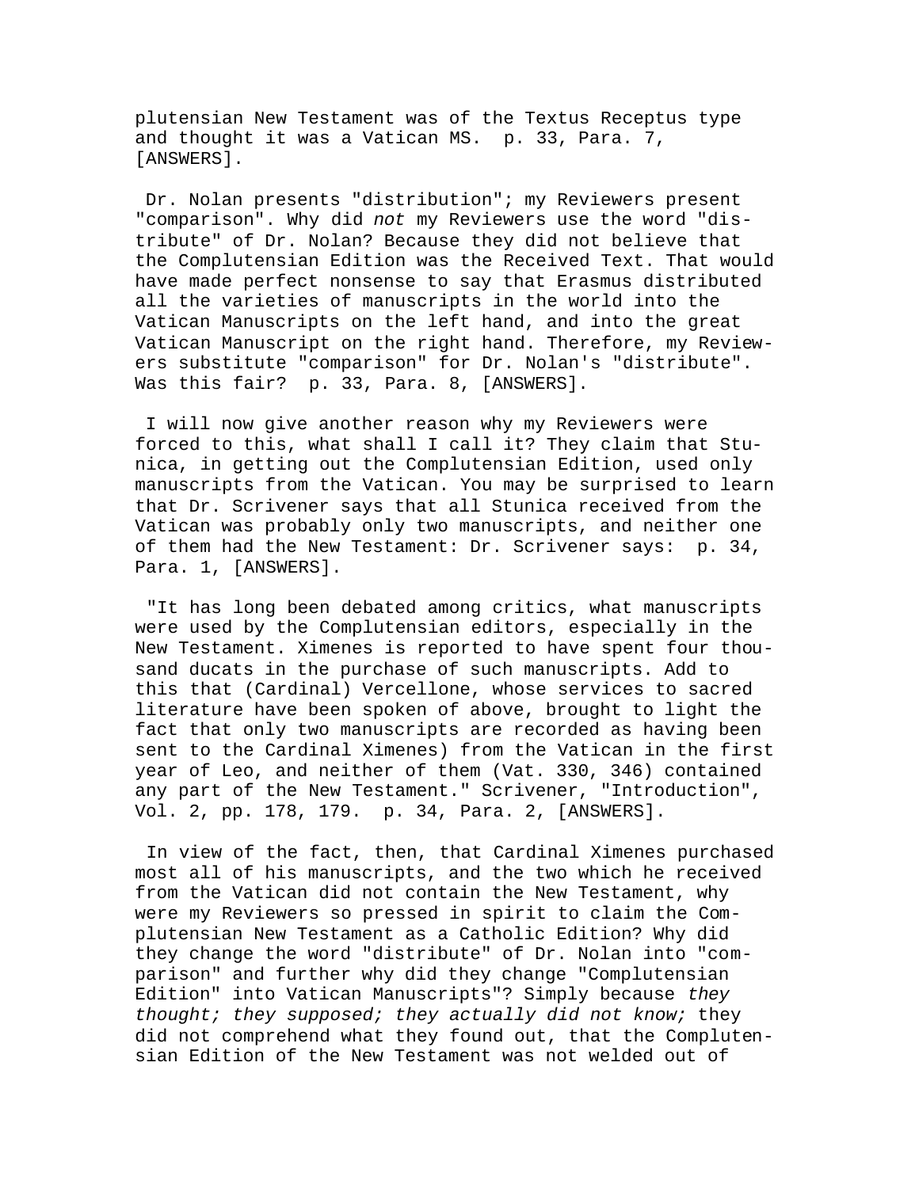plutensian New Testament was of the Textus Receptus type and thought it was a Vatican MS.  p. 33, Para. 7, [ANSWERS].

Dr. Nolan presents "distribution"; my Reviewers present "comparison". Why did *not* my Reviewers use the word "distribute" of Dr. Nolan? Because they did not believe that the Complutensian Edition was the Received Text. That would have made perfect nonsense to say that Erasmus distributed all the varieties of manuscripts in the world into the Vatican Manuscripts on the left hand, and into the great Vatican Manuscript on the right hand. Therefore, my Reviewers substitute "comparison" for Dr. Nolan's "distribute". Was this fair?  p. 33, Para. 8, [ANSWERS].

I will now give another reason why my Reviewers were forced to this, what shall I call it? They claim that Stunica, in getting out the Complutensian Edition, used only manuscripts from the Vatican. You may be surprised to learn that Dr. Scrivener says that all Stunica received from the Vatican was probably only two manuscripts, and neither one of them had the New Testament: Dr. Scrivener says:  p. 34, Para. 1, [ANSWERS].

"It has long been debated among critics, what manuscripts were used by the Complutensian editors, especially in the New Testament. Ximenes is reported to have spent four thousand ducats in the purchase of such manuscripts. Add to this that (Cardinal) Vercellone, whose services to sacred literature have been spoken of above, brought to light the fact that only two manuscripts are recorded as having been sent to the Cardinal Ximenes) from the Vatican in the first year of Leo, and neither of them (Vat. 330, 346) contained any part of the New Testament." Scrivener, "Introduction", Vol. 2, pp. 178, 179.  p. 34, Para. 2, [ANSWERS].

In view of the fact, then, that Cardinal Ximenes purchased most all of his manuscripts, and the two which he received from the Vatican did not contain the New Testament, why were my Reviewers so pressed in spirit to claim the Complutensian New Testament as a Catholic Edition? Why did they change the word "distribute" of Dr. Nolan into "comparison" and further why did they change "Complutensian Edition" into Vatican Manuscripts"? Simply because *they thought; they supposed; they actually did not know;* they did not comprehend what they found out, that the Complutensian Edition of the New Testament was not welded out of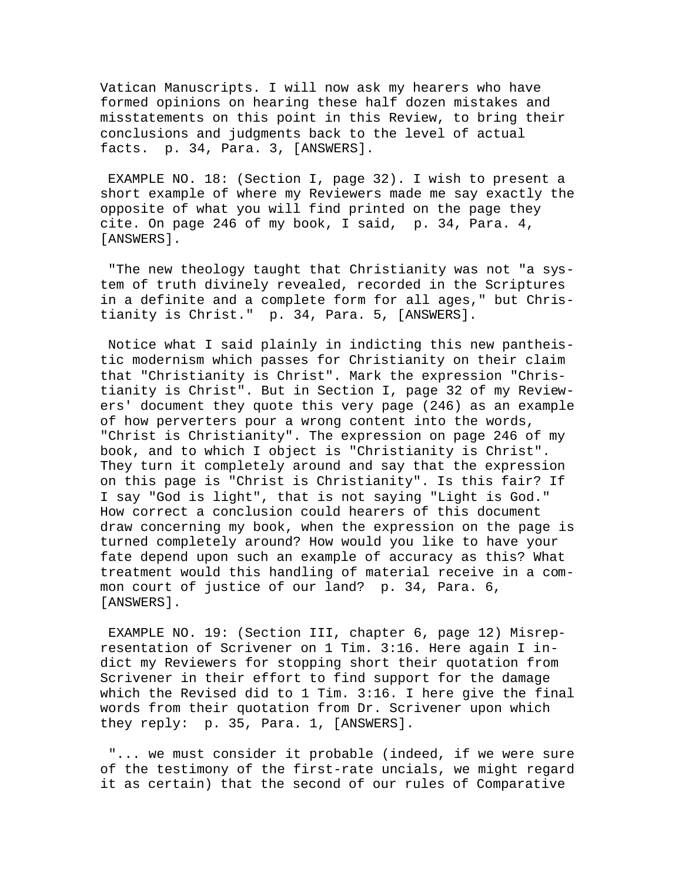Vatican Manuscripts. I will now ask my hearers who have formed opinions on hearing these half dozen mistakes and misstatements on this point in this Review, to bring their conclusions and judgments back to the level of actual facts. p. 34, Para. 3, [ANSWERS].

EXAMPLE NO. 18: (Section I, page 32). I wish to present a short example of where my Reviewers made me say exactly the opposite of what you will find printed on the page they cite. On page 246 of my book, I said, p. 34, Para. 4, [ANSWERS].

"The new theology taught that Christianity was not "a system of truth divinely revealed, recorded in the Scriptures in a definite and a complete form for all ages," but Christianity is Christ." p. 34, Para. 5, [ANSWERS].

Notice what I said plainly in indicting this new pantheistic modernism which passes for Christianity on their claim that "Christianity is Christ". Mark the expression "Christianity is Christ". But in Section I, page 32 of my Reviewers' document they quote this very page (246) as an example of how perverters pour a wrong content into the words, "Christ is Christianity". The expression on page 246 of my book, and to which I object is "Christianity is Christ". They turn it completely around and say that the expression on this page is "Christ is Christianity". Is this fair? If I say "God is light", that is not saying "Light is God." How correct a conclusion could hearers of this document draw concerning my book, when the expression on the page is turned completely around? How would you like to have your fate depend upon such an example of accuracy as this? What treatment would this handling of material receive in a common court of justice of our land? p. 34, Para. 6, [ANSWERS].

EXAMPLE NO. 19: (Section III, chapter 6, page 12) Misrepresentation of Scrivener on 1 Tim. 3:16. Here again I indict my Reviewers for stopping short their quotation from Scrivener in their effort to find support for the damage which the Revised did to 1 Tim. 3:16. I here give the final words from their quotation from Dr. Scrivener upon which they reply: p. 35, Para. 1, [ANSWERS].

"... we must consider it probable (indeed, if we were sure of the testimony of the first-rate uncials, we might regard it as certain) that the second of our rules of Comparative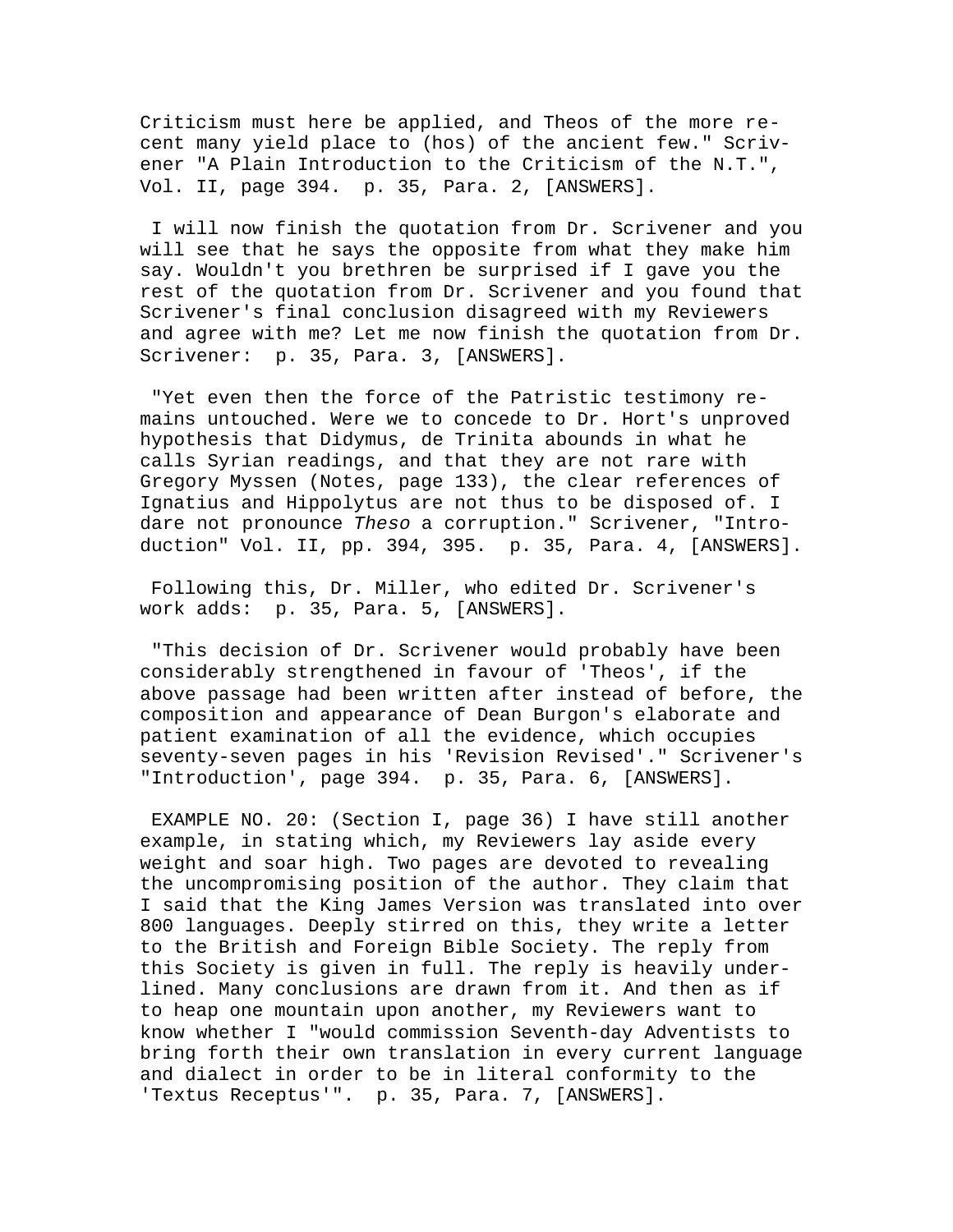Criticism must here be applied, and Theos of the more recent many yield place to (hos) of the ancient few." Scrivener "A Plain Introduction to the Criticism of the N.T.", Vol. II, page 394. p. 35, Para. 2, [ANSWERS].

I will now finish the quotation from Dr. Scrivener and you will see that he says the opposite from what they make him say. Wouldn't you brethren be surprised if I gave you the rest of the quotation from Dr. Scrivener and you found that Scrivener's final conclusion disagreed with my Reviewers and agree with me? Let me now finish the quotation from Dr. Scrivener: p. 35, Para. 3, [ANSWERS].

"Yet even then the force of the Patristic testimony remains untouched. Were we to concede to Dr. Hort's unproved hypothesis that Didymus, de Trinita abounds in what he calls Syrian readings, and that they are not rare with Gregory Myssen (Notes, page 133), the clear references of Ignatius and Hippolytus are not thus to be disposed of. I dare not pronounce *Theso* a corruption." Scrivener, "Introduction" Vol. II, pp. 394, 395. p. 35, Para. 4, [ANSWERS].

Following this, Dr. Miller, who edited Dr. Scrivener's work adds: p. 35, Para. 5, [ANSWERS].

"This decision of Dr. Scrivener would probably have been considerably strengthened in favour of 'Theos', if the above passage had been written after instead of before, the composition and appearance of Dean Burgon's elaborate and patient examination of all the evidence, which occupies seventy-seven pages in his 'Revision Revised'." Scrivener's "Introduction', page 394. p. 35, Para. 6, [ANSWERS].

EXAMPLE NO. 20: (Section I, page 36) I have still another example, in stating which, my Reviewers lay aside every weight and soar high. Two pages are devoted to revealing the uncompromising position of the author. They claim that I said that the King James Version was translated into over 800 languages. Deeply stirred on this, they write a letter to the British and Foreign Bible Society. The reply from this Society is given in full. The reply is heavily underlined. Many conclusions are drawn from it. And then as if to heap one mountain upon another, my Reviewers want to know whether I "would commission Seventh-day Adventists to bring forth their own translation in every current language and dialect in order to be in literal conformity to the 'Textus Receptus'". p. 35, Para. 7, [ANSWERS].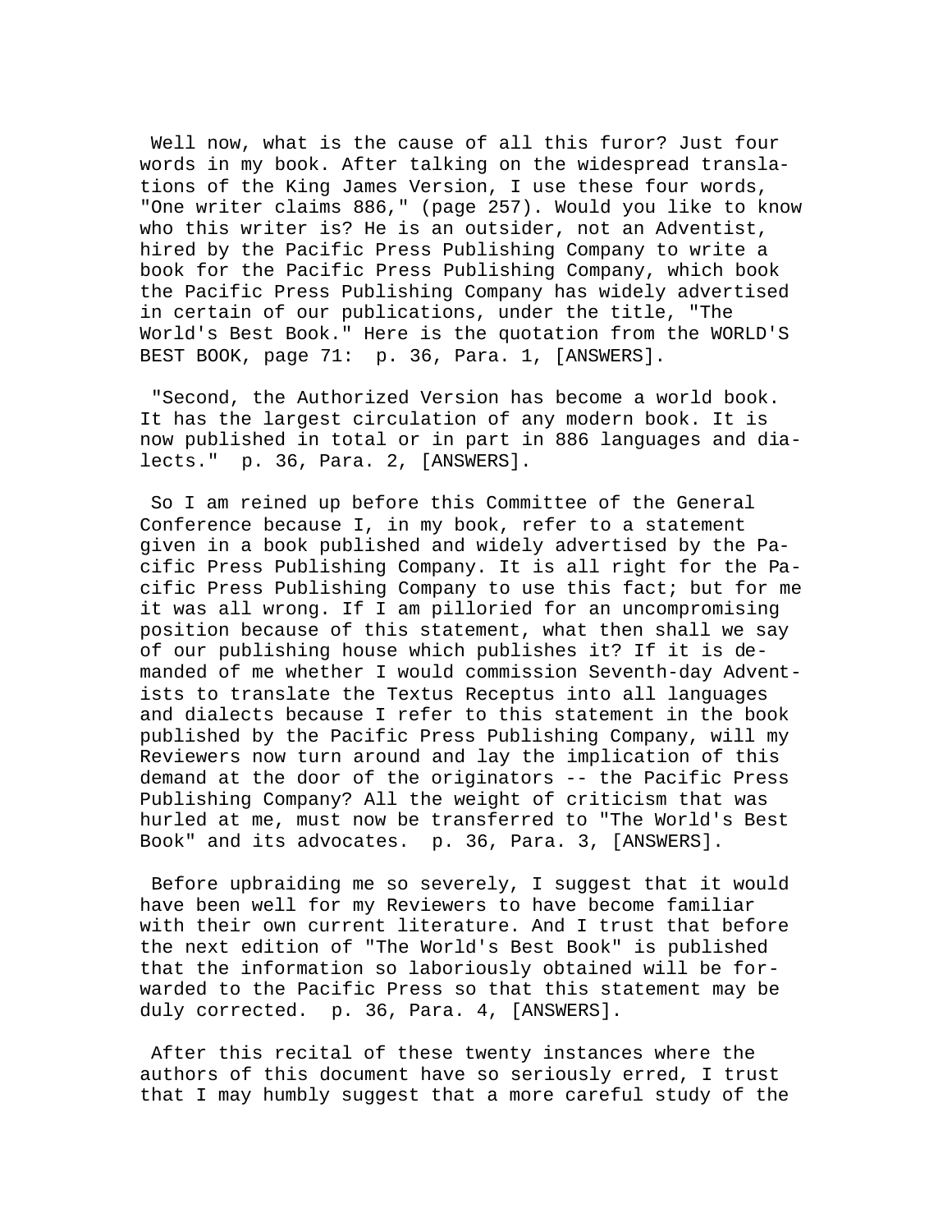Well now, what is the cause of all this furor? Just four words in my book. After talking on the widespread translations of the King James Version, I use these four words, "One writer claims 886," (page 257). Would you like to know who this writer is? He is an outsider, not an Adventist, hired by the Pacific Press Publishing Company to write a book for the Pacific Press Publishing Company, which book the Pacific Press Publishing Company has widely advertised in certain of our publications, under the title, "The World's Best Book." Here is the quotation from the WORLD'S BEST BOOK, page 71: p. 36, Para. 1, [ANSWERS].

"Second, the Authorized Version has become a world book. It has the largest circulation of any modern book. It is now published in total or in part in 886 languages and dialects." p. 36, Para. 2, [ANSWERS].

So I am reined up before this Committee of the General Conference because I, in my book, refer to a statement given in a book published and widely advertised by the Pacific Press Publishing Company. It is all right for the Pacific Press Publishing Company to use this fact; but for me it was all wrong. If I am pilloried for an uncompromising position because of this statement, what then shall we say of our publishing house which publishes it? If it is demanded of me whether I would commission Seventh-day Adventists to translate the Textus Receptus into all languages and dialects because I refer to this statement in the book published by the Pacific Press Publishing Company, will my Reviewers now turn around and lay the implication of this demand at the door of the originators -- the Pacific Press Publishing Company? All the weight of criticism that was hurled at me, must now be transferred to "The World's Best Book" and its advocates. p. 36, Para. 3, [ANSWERS].

Before upbraiding me so severely, I suggest that it would have been well for my Reviewers to have become familiar with their own current literature. And I trust that before the next edition of "The World's Best Book" is published that the information so laboriously obtained will be forwarded to the Pacific Press so that this statement may be duly corrected. p. 36, Para. 4, [ANSWERS].

After this recital of these twenty instances where the authors of this document have so seriously erred, I trust that I may humbly suggest that a more careful study of the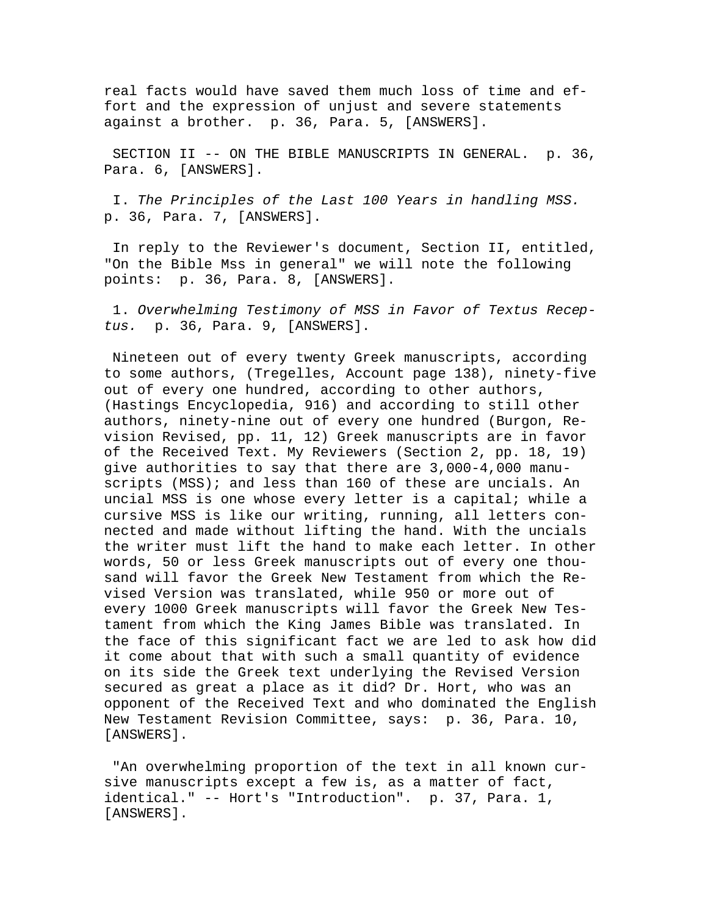real facts would have saved them much loss of time and effort and the expression of unjust and severe statements against a brother. p. 36, Para. 5, [ANSWERS].

SECTION II -- ON THE BIBLE MANUSCRIPTS IN GENERAL. p. 36, Para. 6, [ANSWERS].

I. *The Principles of the Last 100 Years in handling MSS.* p. 36, Para. 7, [ANSWERS].

In reply to the Reviewer's document, Section II, entitled, "On the Bible Mss in general" we will note the following points: p. 36, Para. 8, [ANSWERS].

1. *Overwhelming Testimony of MSS in Favor of Textus Receptus.* p. 36, Para. 9, [ANSWERS].

Nineteen out of every twenty Greek manuscripts, according to some authors, (Tregelles, Account page 138), ninety-five out of every one hundred, according to other authors, (Hastings Encyclopedia, 916) and according to still other authors, ninety-nine out of every one hundred (Burgon, Revision Revised, pp. 11, 12) Greek manuscripts are in favor of the Received Text. My Reviewers (Section 2, pp. 18, 19) give authorities to say that there are 3,000-4,000 manuscripts (MSS); and less than 160 of these are uncials. An uncial MSS is one whose every letter is a capital; while a cursive MSS is like our writing, running, all letters connected and made without lifting the hand. With the uncials the writer must lift the hand to make each letter. In other words, 50 or less Greek manuscripts out of every one thousand will favor the Greek New Testament from which the Revised Version was translated, while 950 or more out of every 1000 Greek manuscripts will favor the Greek New Testament from which the King James Bible was translated. In the face of this significant fact we are led to ask how did it come about that with such a small quantity of evidence on its side the Greek text underlying the Revised Version secured as great a place as it did? Dr. Hort, who was an opponent of the Received Text and who dominated the English New Testament Revision Committee, says: p. 36, Para. 10, [ANSWERS].

"An overwhelming proportion of the text in all known cursive manuscripts except a few is, as a matter of fact, identical." -- Hort's "Introduction". p. 37, Para. 1, [ANSWERS].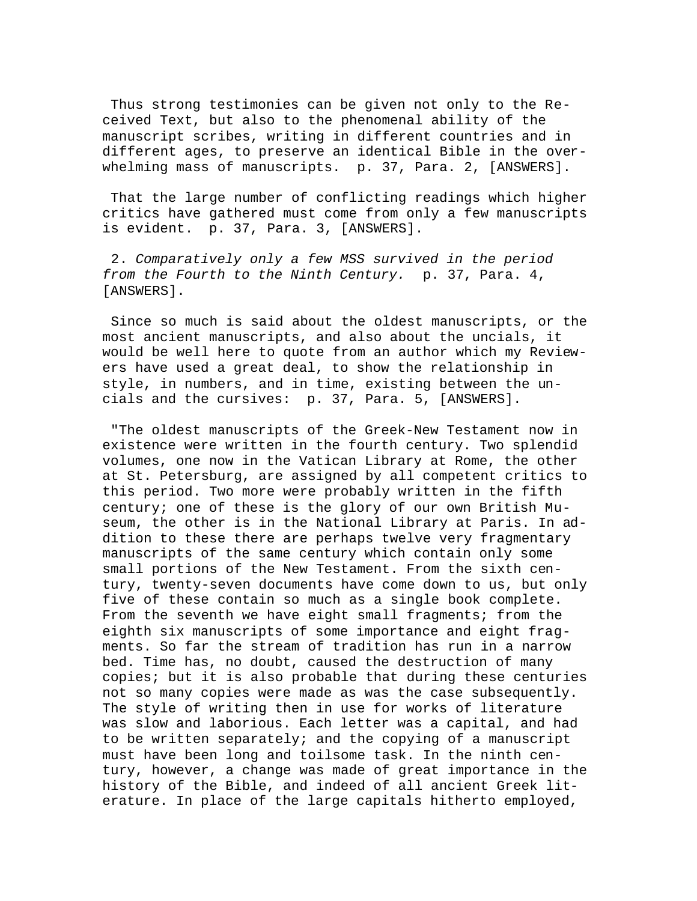Thus strong testimonies can be given not only to the Received Text, but also to the phenomenal ability of the manuscript scribes, writing in different countries and in different ages, to preserve an identical Bible in the overwhelming mass of manuscripts. p. 37, Para. 2, [ANSWERS].

That the large number of conflicting readings which higher critics have gathered must come from only a few manuscripts is evident. p. 37, Para. 3, [ANSWERS].

2. *Comparatively only a few MSS survived in the period from the Fourth to the Ninth Century.* p. 37, Para. 4, [ANSWERS].

Since so much is said about the oldest manuscripts, or the most ancient manuscripts, and also about the uncials, it would be well here to quote from an author which my Reviewers have used a great deal, to show the relationship in style, in numbers, and in time, existing between the uncials and the cursives: p. 37, Para. 5, [ANSWERS].

"The oldest manuscripts of the Greek-New Testament now in existence were written in the fourth century. Two splendid volumes, one now in the Vatican Library at Rome, the other at St. Petersburg, are assigned by all competent critics to this period. Two more were probably written in the fifth century; one of these is the glory of our own British Museum, the other is in the National Library at Paris. In addition to these there are perhaps twelve very fragmentary manuscripts of the same century which contain only some small portions of the New Testament. From the sixth century, twenty-seven documents have come down to us, but only five of these contain so much as a single book complete. From the seventh we have eight small fragments; from the eighth six manuscripts of some importance and eight fragments. So far the stream of tradition has run in a narrow bed. Time has, no doubt, caused the destruction of many copies; but it is also probable that during these centuries not so many copies were made as was the case subsequently. The style of writing then in use for works of literature was slow and laborious. Each letter was a capital, and had to be written separately; and the copying of a manuscript must have been long and toilsome task. In the ninth century, however, a change was made of great importance in the history of the Bible, and indeed of all ancient Greek literature. In place of the large capitals hitherto employed,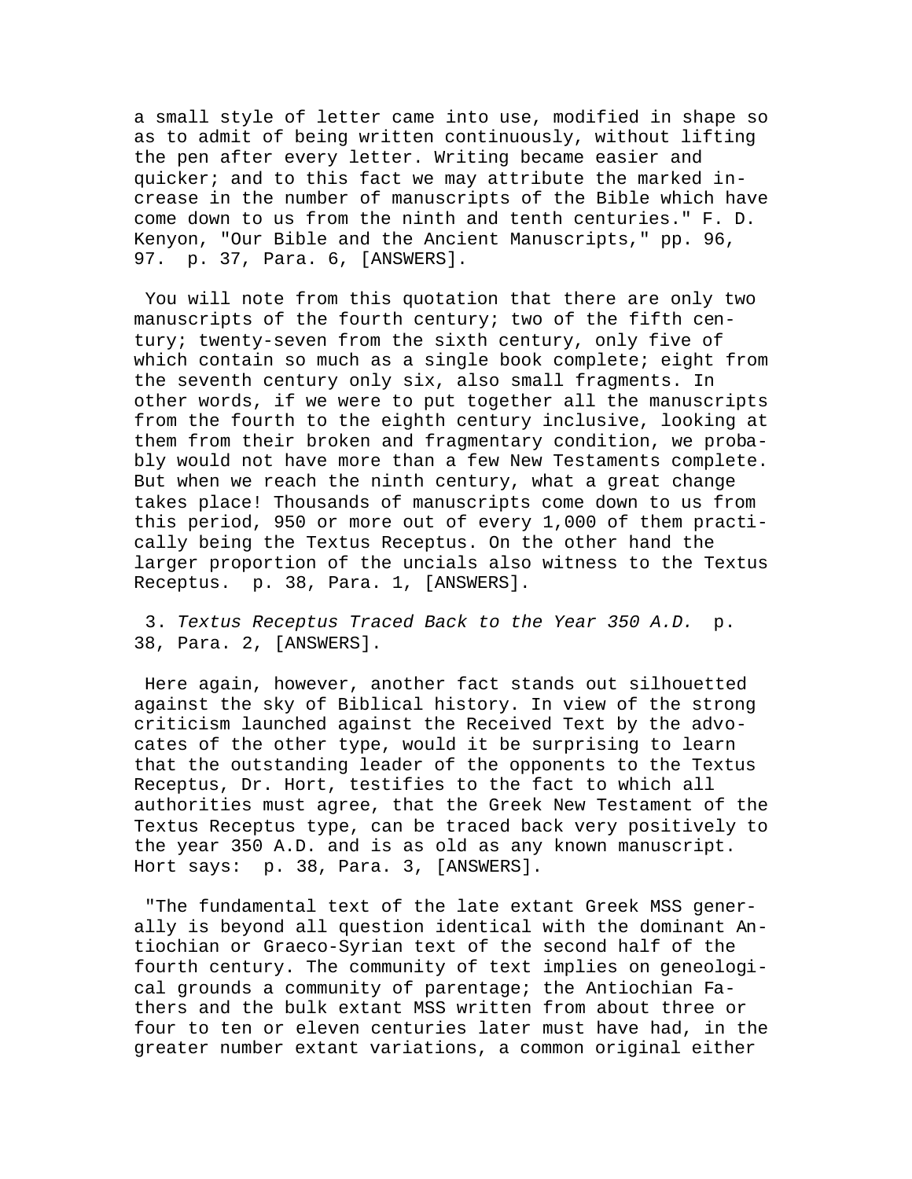a small style of letter came into use, modified in shape so as to admit of being written continuously, without lifting the pen after every letter. Writing became easier and quicker; and to this fact we may attribute the marked increase in the number of manuscripts of the Bible which have come down to us from the ninth and tenth centuries." F. D. Kenyon, "Our Bible and the Ancient Manuscripts," pp. 96, 97. p. 37, Para. 6, [ANSWERS].

You will note from this quotation that there are only two manuscripts of the fourth century; two of the fifth century; twenty-seven from the sixth century, only five of which contain so much as a single book complete; eight from the seventh century only six, also small fragments. In other words, if we were to put together all the manuscripts from the fourth to the eighth century inclusive, looking at them from their broken and fragmentary condition, we probably would not have more than a few New Testaments complete. But when we reach the ninth century, what a great change takes place! Thousands of manuscripts come down to us from this period, 950 or more out of every 1,000 of them practically being the Textus Receptus. On the other hand the larger proportion of the uncials also witness to the Textus Receptus. p. 38, Para. 1, [ANSWERS].

3. *Textus Receptus Traced Back to the Year 350 A.D.* p. 38, Para. 2, [ANSWERS].

Here again, however, another fact stands out silhouetted against the sky of Biblical history. In view of the strong criticism launched against the Received Text by the advocates of the other type, would it be surprising to learn that the outstanding leader of the opponents to the Textus Receptus, Dr. Hort, testifies to the fact to which all authorities must agree, that the Greek New Testament of the Textus Receptus type, can be traced back very positively to the year 350 A.D. and is as old as any known manuscript. Hort says: p. 38, Para. 3, [ANSWERS].

"The fundamental text of the late extant Greek MSS generally is beyond all question identical with the dominant Antiochian or Graeco-Syrian text of the second half of the fourth century. The community of text implies on geneological grounds a community of parentage; the Antiochian Fathers and the bulk extant MSS written from about three or four to ten or eleven centuries later must have had, in the greater number extant variations, a common original either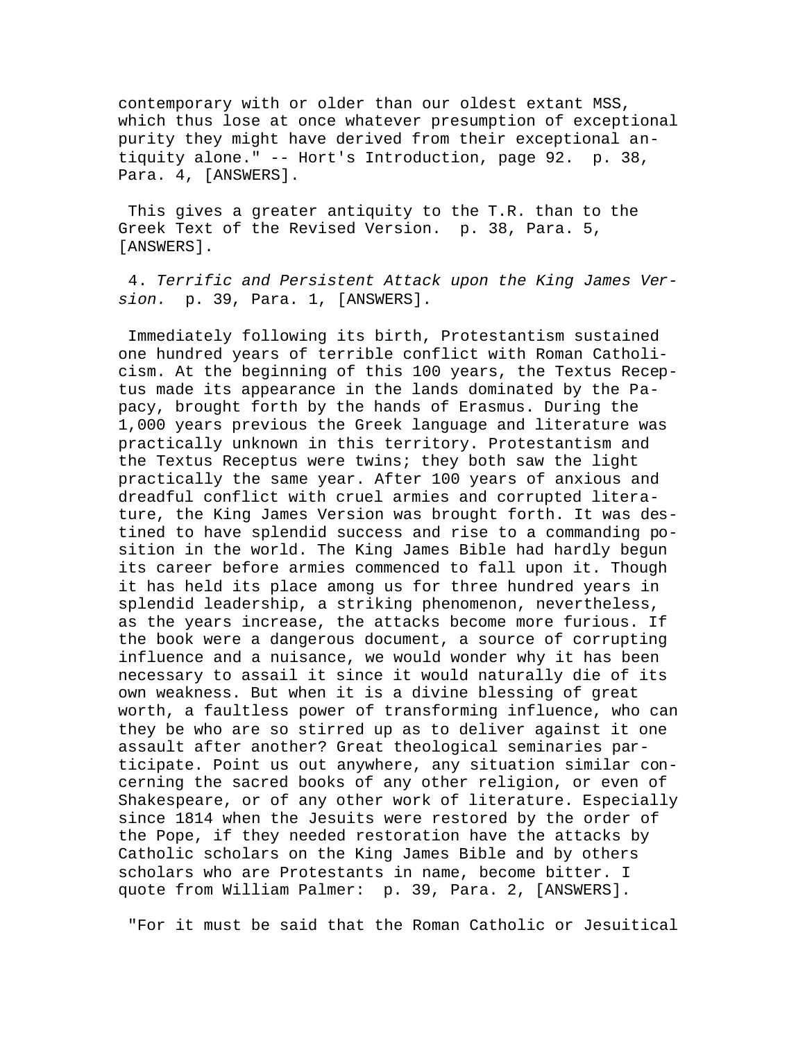contemporary with or older than our oldest extant MSS, which thus lose at once whatever presumption of exceptional purity they might have derived from their exceptional antiquity alone." -- Hort's Introduction, page 92. p. 38, Para. 4, [ANSWERS].

This gives a greater antiquity to the T.R. than to the Greek Text of the Revised Version. p. 38, Para. 5, [ANSWERS].

4. *Terrific and Persistent Attack upon the King James Version.* p. 39, Para. 1, [ANSWERS].

Immediately following its birth, Protestantism sustained one hundred years of terrible conflict with Roman Catholicism. At the beginning of this 100 years, the Textus Receptus made its appearance in the lands dominated by the Papacy, brought forth by the hands of Erasmus. During the 1,000 years previous the Greek language and literature was practically unknown in this territory. Protestantism and the Textus Receptus were twins; they both saw the light practically the same year. After 100 years of anxious and dreadful conflict with cruel armies and corrupted literature, the King James Version was brought forth. It was destined to have splendid success and rise to a commanding position in the world. The King James Bible had hardly begun its career before armies commenced to fall upon it. Though it has held its place among us for three hundred years in splendid leadership, a striking phenomenon, nevertheless, as the years increase, the attacks become more furious. If the book were a dangerous document, a source of corrupting influence and a nuisance, we would wonder why it has been necessary to assail it since it would naturally die of its own weakness. But when it is a divine blessing of great worth, a faultless power of transforming influence, who can they be who are so stirred up as to deliver against it one assault after another? Great theological seminaries participate. Point us out anywhere, any situation similar concerning the sacred books of any other religion, or even of Shakespeare, or of any other work of literature. Especially since 1814 when the Jesuits were restored by the order of the Pope, if they needed restoration have the attacks by Catholic scholars on the King James Bible and by others scholars who are Protestants in name, become bitter. I quote from William Palmer: p. 39, Para. 2, [ANSWERS].

"For it must be said that the Roman Catholic or Jesuitical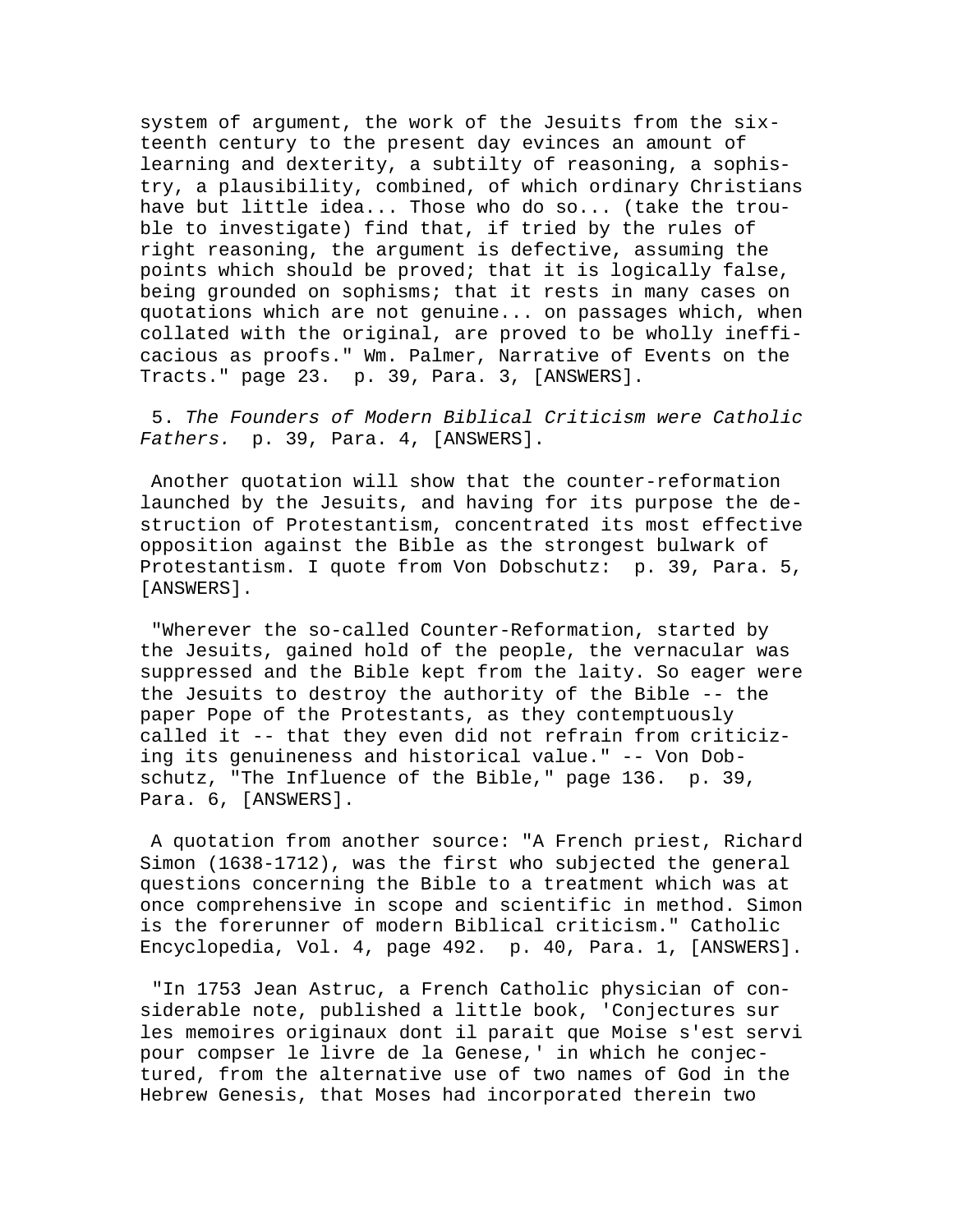system of argument, the work of the Jesuits from the sixteenth century to the present day evinces an amount of learning and dexterity, a subtilty of reasoning, a sophistry, a plausibility, combined, of which ordinary Christians have but little idea... Those who do so... (take the trouble to investigate) find that, if tried by the rules of right reasoning, the argument is defective, assuming the points which should be proved; that it is logically false, being grounded on sophisms; that it rests in many cases on quotations which are not genuine... on passages which, when collated with the original, are proved to be wholly inefficacious as proofs." Wm. Palmer, Narrative of Events on the Tracts." page 23. p. 39, Para. 3, [ANSWERS].

5. *The Founders of Modern Biblical Criticism were Catholic Fathers.* p. 39, Para. 4, [ANSWERS].

Another quotation will show that the counter-reformation launched by the Jesuits, and having for its purpose the destruction of Protestantism, concentrated its most effective opposition against the Bible as the strongest bulwark of Protestantism. I quote from Von Dobschutz: p. 39, Para. 5, [ANSWERS].

"Wherever the so-called Counter-Reformation, started by the Jesuits, gained hold of the people, the vernacular was suppressed and the Bible kept from the laity. So eager were the Jesuits to destroy the authority of the Bible -- the paper Pope of the Protestants, as they contemptuously called it -- that they even did not refrain from criticizing its genuineness and historical value." -- Von Dobschutz, "The Influence of the Bible," page 136. p. 39, Para. 6, [ANSWERS].

A quotation from another source: "A French priest, Richard Simon (1638-1712), was the first who subjected the general questions concerning the Bible to a treatment which was at once comprehensive in scope and scientific in method. Simon is the forerunner of modern Biblical criticism." Catholic Encyclopedia, Vol. 4, page 492. p. 40, Para. 1, [ANSWERS].

"In 1753 Jean Astruc, a French Catholic physician of considerable note, published a little book, 'Conjectures sur les memoires originaux dont il parait que Moise s'est servi pour compser le livre de la Genese,' in which he conjectured, from the alternative use of two names of God in the Hebrew Genesis, that Moses had incorporated therein two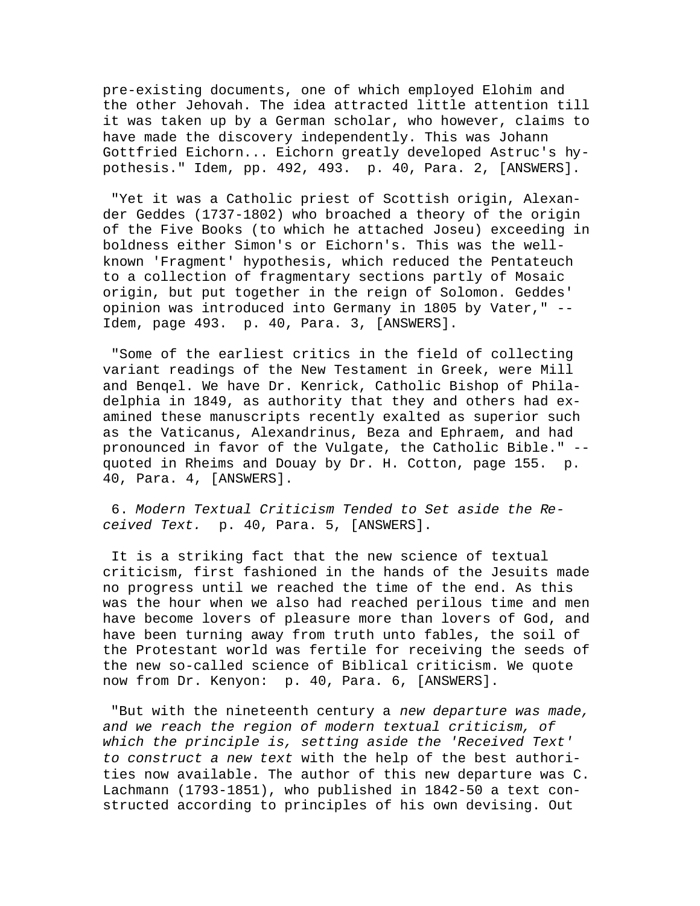pre-existing documents, one of which employed Elohim and the other Jehovah. The idea attracted little attention till it was taken up by a German scholar, who however, claims to have made the discovery independently. This was Johann Gottfried Eichorn... Eichorn greatly developed Astruc's hypothesis." Idem, pp. 492, 493. p. 40, Para. 2, [ANSWERS].

"Yet it was a Catholic priest of Scottish origin, Alexander Geddes (1737-1802) who broached a theory of the origin of the Five Books (to which he attached Joseu) exceeding in boldness either Simon's or Eichorn's. This was the well-known 'Fragment' hypothesis, which reduced the Pentateuch to a collection of fragmentary sections partly of Mosaic origin, but put together in the reign of Solomon. Geddes' opinion was introduced into Germany in 1805 by Vater," -- Idem, page 493. p. 40, Para. 3, [ANSWERS].

"Some of the earliest critics in the field of collecting variant readings of the New Testament in Greek, were Mill and Benqel. We have Dr. Kenrick, Catholic Bishop of Philadelphia in 1849, as authority that they and others had examined these manuscripts recently exalted as superior such as the Vaticanus, Alexandrinus, Beza and Ephraem, and had pronounced in favor of the Vulgate, the Catholic Bible." -- quoted in Rheims and Douay by Dr. H. Cotton, page 155. p. 40, Para. 4, [ANSWERS].

6. *Modern Textual Criticism Tended to Set aside the Received Text.* p. 40, Para. 5, [ANSWERS].

It is a striking fact that the new science of textual criticism, first fashioned in the hands of the Jesuits made no progress until we reached the time of the end. As this was the hour when we also had reached perilous time and men have become lovers of pleasure more than lovers of God, and have been turning away from truth unto fables, the soil of the Protestant world was fertile for receiving the seeds of the new so-called science of Biblical criticism. We quote now from Dr. Kenyon: p. 40, Para. 6, [ANSWERS].

"But with the nineteenth century a *new departure was made, and we reach the region of modern textual criticism, of which the principle is, setting aside the 'Received Text' to construct a new text* with the help of the best authorities now available. The author of this new departure was C. Lachmann (1793-1851), who published in 1842-50 a text constructed according to principles of his own devising. Out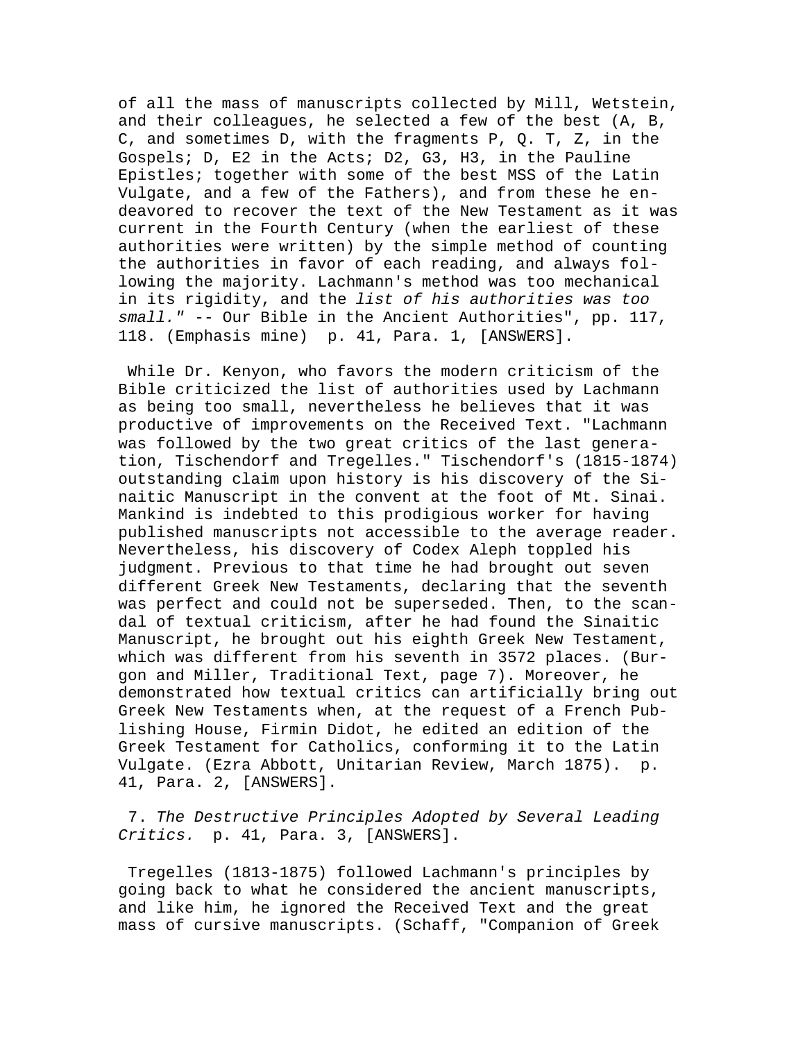of all the mass of manuscripts collected by Mill, Wetstein, and their colleagues, he selected a few of the best (A, B, C, and sometimes D, with the fragments P, Q. T, Z, in the Gospels; D, E2 in the Acts; D2, G3, H3, in the Pauline Epistles; together with some of the best MSS of the Latin Vulgate, and a few of the Fathers), and from these he endeavored to recover the text of the New Testament as it was current in the Fourth Century (when the earliest of these authorities were written) by the simple method of counting the authorities in favor of each reading, and always following the majority. Lachmann's method was too mechanical in its rigidity, and the *list of his authorities was too small."* -- Our Bible in the Ancient Authorities", pp. 117, 118. (Emphasis mine) p. 41, Para. 1, [ANSWERS].

While Dr. Kenyon, who favors the modern criticism of the Bible criticized the list of authorities used by Lachmann as being too small, nevertheless he believes that it was productive of improvements on the Received Text. "Lachmann was followed by the two great critics of the last generation, Tischendorf and Tregelles." Tischendorf's (1815-1874) outstanding claim upon history is his discovery of the Sinaitic Manuscript in the convent at the foot of Mt. Sinai. Mankind is indebted to this prodigious worker for having published manuscripts not accessible to the average reader. Nevertheless, his discovery of Codex Aleph toppled his judgment. Previous to that time he had brought out seven different Greek New Testaments, declaring that the seventh was perfect and could not be superseded. Then, to the scandal of textual criticism, after he had found the Sinaitic Manuscript, he brought out his eighth Greek New Testament, which was different from his seventh in 3572 places. (Burgon and Miller, Traditional Text, page 7). Moreover, he demonstrated how textual critics can artificially bring out Greek New Testaments when, at the request of a French Publishing House, Firmin Didot, he edited an edition of the Greek Testament for Catholics, conforming it to the Latin Vulgate. (Ezra Abbott, Unitarian Review, March 1875). p. 41, Para. 2, [ANSWERS].

7. *The Destructive Principles Adopted by Several Leading Critics.* p. 41, Para. 3, [ANSWERS].

Tregelles (1813-1875) followed Lachmann's principles by going back to what he considered the ancient manuscripts, and like him, he ignored the Received Text and the great mass of cursive manuscripts. (Schaff, "Companion of Greek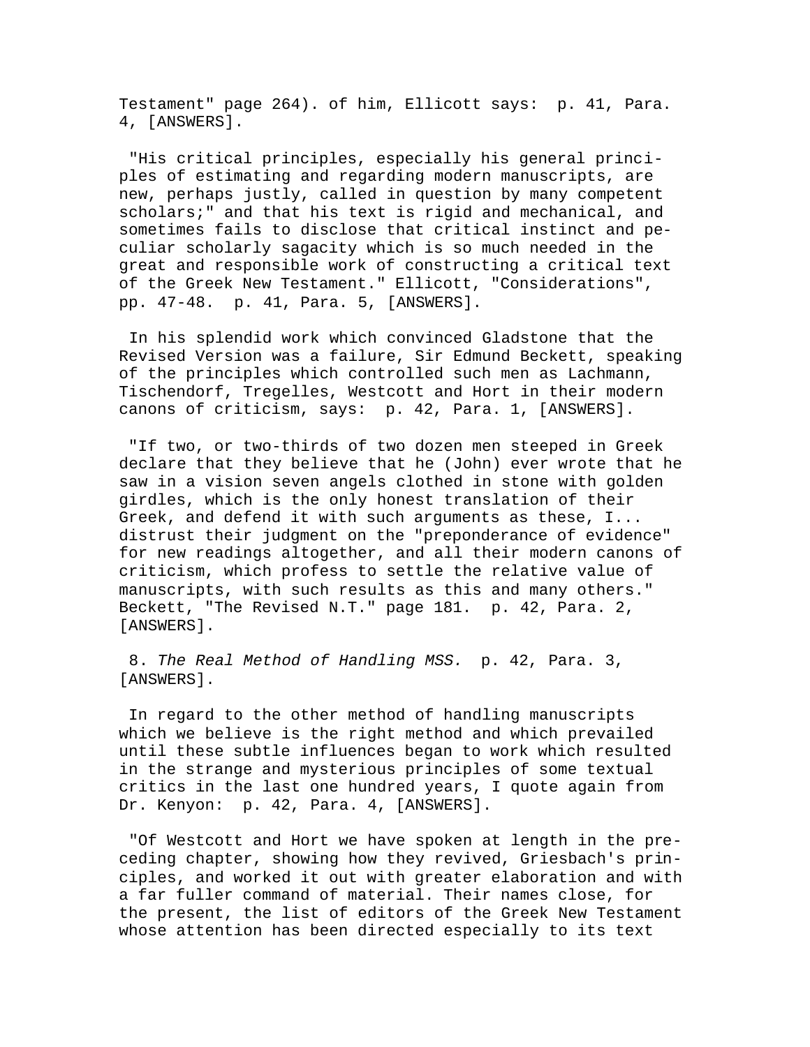Testament" page 264). of him, Ellicott says:  p. 41, Para. 4, [ANSWERS].

"His critical principles, especially his general principles of estimating and regarding modern manuscripts, are new, perhaps justly, called in question by many competent scholars;" and that his text is rigid and mechanical, and sometimes fails to disclose that critical instinct and peculiar scholarly sagacity which is so much needed in the great and responsible work of constructing a critical text of the Greek New Testament." Ellicott, "Considerations", pp. 47-48.  p. 41, Para. 5, [ANSWERS].

In his splendid work which convinced Gladstone that the Revised Version was a failure, Sir Edmund Beckett, speaking of the principles which controlled such men as Lachmann, Tischendorf, Tregelles, Westcott and Hort in their modern canons of criticism, says:  p. 42, Para. 1, [ANSWERS].

"If two, or two-thirds of two dozen men steeped in Greek declare that they believe that he (John) ever wrote that he saw in a vision seven angels clothed in stone with golden girdles, which is the only honest translation of their Greek, and defend it with such arguments as these, I... distrust their judgment on the "preponderance of evidence" for new readings altogether, and all their modern canons of criticism, which profess to settle the relative value of manuscripts, with such results as this and many others." Beckett, "The Revised N.T." page 181.  p. 42, Para. 2, [ANSWERS].

8. *The Real Method of Handling MSS.*  p. 42, Para. 3, [ANSWERS].

In regard to the other method of handling manuscripts which we believe is the right method and which prevailed until these subtle influences began to work which resulted in the strange and mysterious principles of some textual critics in the last one hundred years, I quote again from Dr. Kenyon:  p. 42, Para. 4, [ANSWERS].

"Of Westcott and Hort we have spoken at length in the preceding chapter, showing how they revived, Griesbach's principles, and worked it out with greater elaboration and with a far fuller command of material. Their names close, for the present, the list of editors of the Greek New Testament whose attention has been directed especially to its text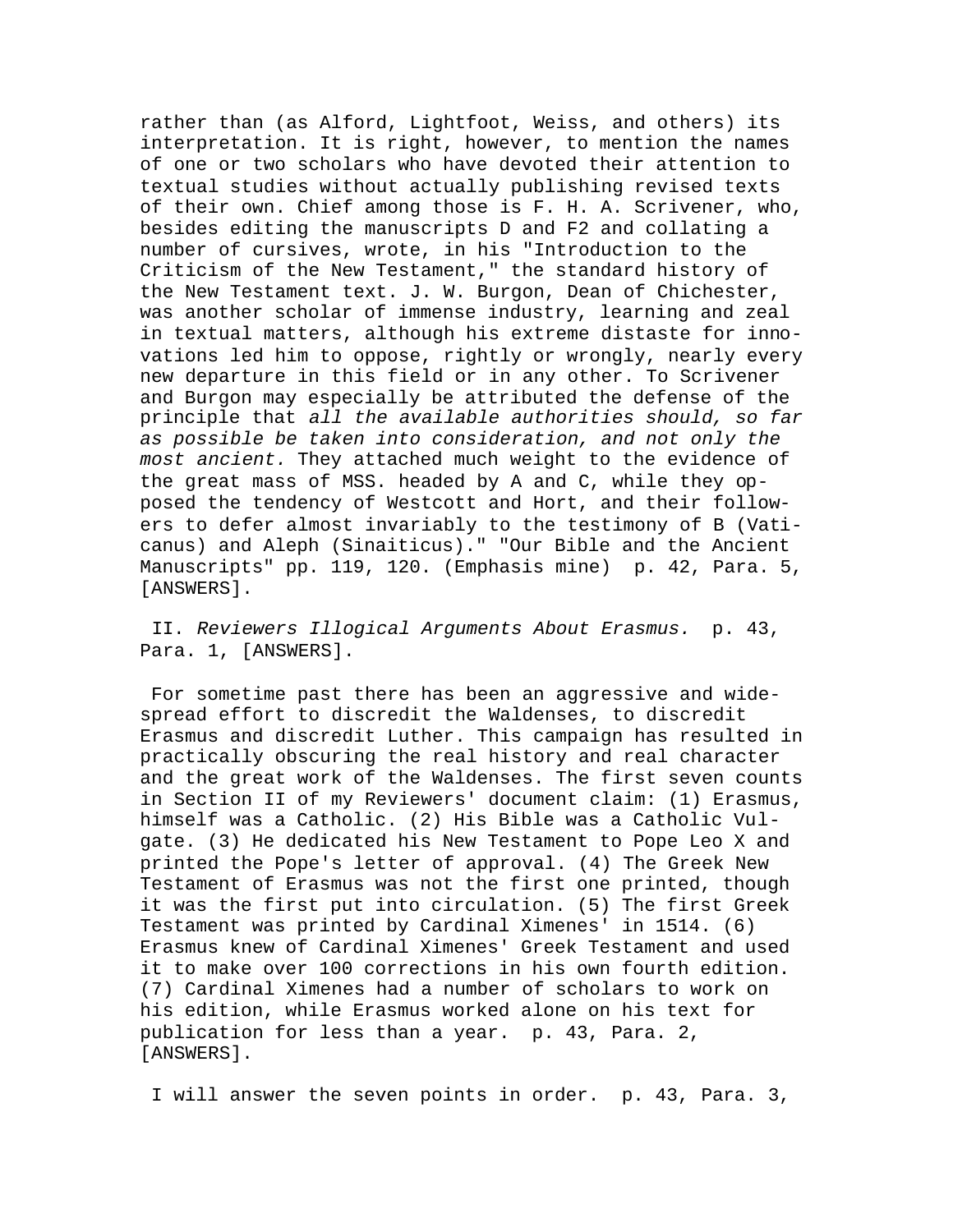rather than (as Alford, Lightfoot, Weiss, and others) its interpretation. It is right, however, to mention the names of one or two scholars who have devoted their attention to textual studies without actually publishing revised texts of their own. Chief among those is F. H. A. Scrivener, who, besides editing the manuscripts D and F2 and collating a number of cursives, wrote, in his "Introduction to the Criticism of the New Testament," the standard history of the New Testament text. J. W. Burgon, Dean of Chichester, was another scholar of immense industry, learning and zeal in textual matters, although his extreme distaste for innovations led him to oppose, rightly or wrongly, nearly every new departure in this field or in any other. To Scrivener and Burgon may especially be attributed the defense of the principle that *all the available authorities should, so far as possible be taken into consideration, and not only the most ancient.* They attached much weight to the evidence of the great mass of MSS. headed by A and C, while they opposed the tendency of Westcott and Hort, and their followers to defer almost invariably to the testimony of B (Vaticanus) and Aleph (Sinaiticus)." "Our Bible and the Ancient Manuscripts" pp. 119, 120. (Emphasis mine) p. 42, Para. 5, [ANSWERS].

II. *Reviewers Illogical Arguments About Erasmus.* p. 43, Para. 1, [ANSWERS].

For sometime past there has been an aggressive and widespread effort to discredit the Waldenses, to discredit Erasmus and discredit Luther. This campaign has resulted in practically obscuring the real history and real character and the great work of the Waldenses. The first seven counts in Section II of my Reviewers' document claim: (1) Erasmus, himself was a Catholic. (2) His Bible was a Catholic Vulgate. (3) He dedicated his New Testament to Pope Leo X and printed the Pope's letter of approval. (4) The Greek New Testament of Erasmus was not the first one printed, though it was the first put into circulation. (5) The first Greek Testament was printed by Cardinal Ximenes' in 1514. (6) Erasmus knew of Cardinal Ximenes' Greek Testament and used it to make over 100 corrections in his own fourth edition. (7) Cardinal Ximenes had a number of scholars to work on his edition, while Erasmus worked alone on his text for publication for less than a year. p. 43, Para. 2, [ANSWERS].

I will answer the seven points in order. p. 43, Para. 3,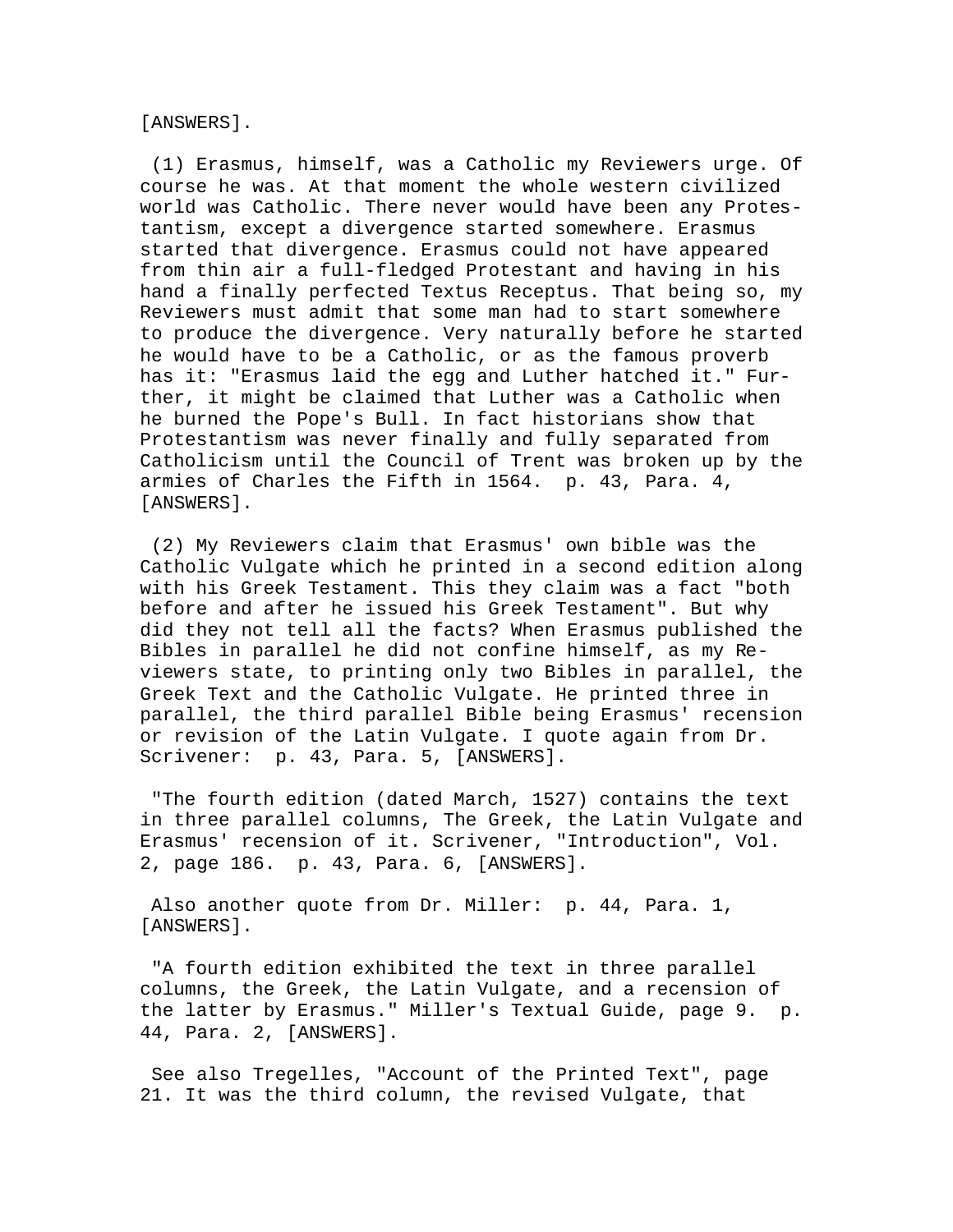[ANSWERS].

(1) Erasmus, himself, was a Catholic my Reviewers urge. Of course he was. At that moment the whole western civilized world was Catholic. There never would have been any Protestantism, except a divergence started somewhere. Erasmus started that divergence. Erasmus could not have appeared from thin air a full-fledged Protestant and having in his hand a finally perfected Textus Receptus. That being so, my Reviewers must admit that some man had to start somewhere to produce the divergence. Very naturally before he started he would have to be a Catholic, or as the famous proverb has it: "Erasmus laid the egg and Luther hatched it." Further, it might be claimed that Luther was a Catholic when he burned the Pope's Bull. In fact historians show that Protestantism was never finally and fully separated from Catholicism until the Council of Trent was broken up by the armies of Charles the Fifth in 1564. p. 43, Para. 4, [ANSWERS].

(2) My Reviewers claim that Erasmus' own bible was the Catholic Vulgate which he printed in a second edition along with his Greek Testament. This they claim was a fact "both before and after he issued his Greek Testament". But why did they not tell all the facts? When Erasmus published the Bibles in parallel he did not confine himself, as my Reviewers state, to printing only two Bibles in parallel, the Greek Text and the Catholic Vulgate. He printed three in parallel, the third parallel Bible being Erasmus' recension or revision of the Latin Vulgate. I quote again from Dr. Scrivener: p. 43, Para. 5, [ANSWERS].

"The fourth edition (dated March, 1527) contains the text in three parallel columns, The Greek, the Latin Vulgate and Erasmus' recension of it. Scrivener, "Introduction", Vol. 2, page 186. p. 43, Para. 6, [ANSWERS].

Also another quote from Dr. Miller: p. 44, Para. 1, [ANSWERS].

"A fourth edition exhibited the text in three parallel columns, the Greek, the Latin Vulgate, and a recension of the latter by Erasmus." Miller's Textual Guide, page 9. p. 44, Para. 2, [ANSWERS].

See also Tregelles, "Account of the Printed Text", page 21. It was the third column, the revised Vulgate, that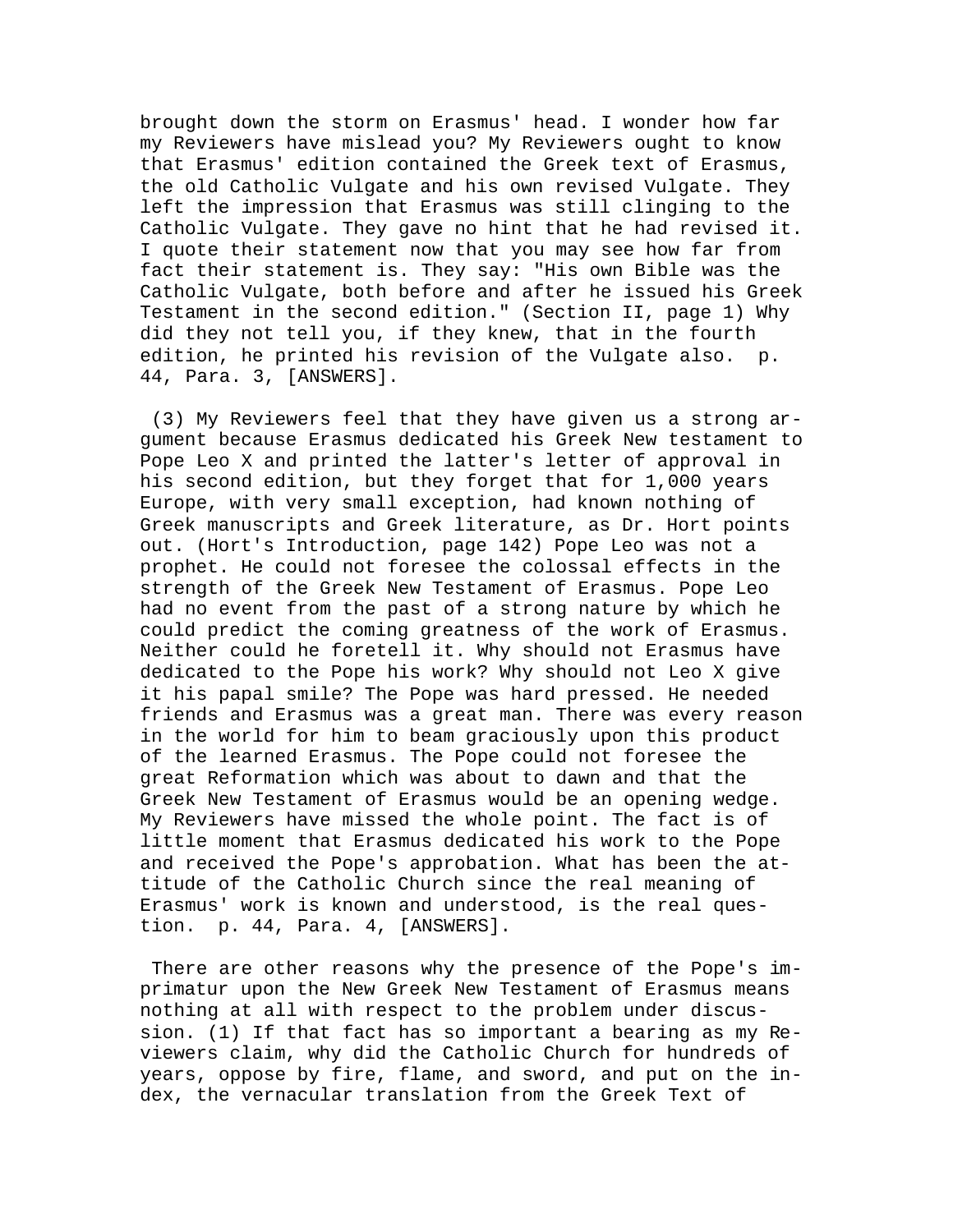brought down the storm on Erasmus' head. I wonder how far my Reviewers have mislead you? My Reviewers ought to know that Erasmus' edition contained the Greek text of Erasmus, the old Catholic Vulgate and his own revised Vulgate. They left the impression that Erasmus was still clinging to the Catholic Vulgate. They gave no hint that he had revised it. I quote their statement now that you may see how far from fact their statement is. They say: "His own Bible was the Catholic Vulgate, both before and after he issued his Greek Testament in the second edition." (Section II, page 1) Why did they not tell you, if they knew, that in the fourth edition, he printed his revision of the Vulgate also. p. 44, Para. 3, [ANSWERS].

(3) My Reviewers feel that they have given us a strong argument because Erasmus dedicated his Greek New testament to Pope Leo X and printed the latter's letter of approval in his second edition, but they forget that for 1,000 years Europe, with very small exception, had known nothing of Greek manuscripts and Greek literature, as Dr. Hort points out. (Hort's Introduction, page 142) Pope Leo was not a prophet. He could not foresee the colossal effects in the strength of the Greek New Testament of Erasmus. Pope Leo had no event from the past of a strong nature by which he could predict the coming greatness of the work of Erasmus. Neither could he foretell it. Why should not Erasmus have dedicated to the Pope his work? Why should not Leo X give it his papal smile? The Pope was hard pressed. He needed friends and Erasmus was a great man. There was every reason in the world for him to beam graciously upon this product of the learned Erasmus. The Pope could not foresee the great Reformation which was about to dawn and that the Greek New Testament of Erasmus would be an opening wedge. My Reviewers have missed the whole point. The fact is of little moment that Erasmus dedicated his work to the Pope and received the Pope's approbation. What has been the attitude of the Catholic Church since the real meaning of Erasmus' work is known and understood, is the real question. p. 44, Para. 4, [ANSWERS].

There are other reasons why the presence of the Pope's imprimatur upon the New Greek New Testament of Erasmus means nothing at all with respect to the problem under discussion. (1) If that fact has so important a bearing as my Reviewers claim, why did the Catholic Church for hundreds of years, oppose by fire, flame, and sword, and put on the index, the vernacular translation from the Greek Text of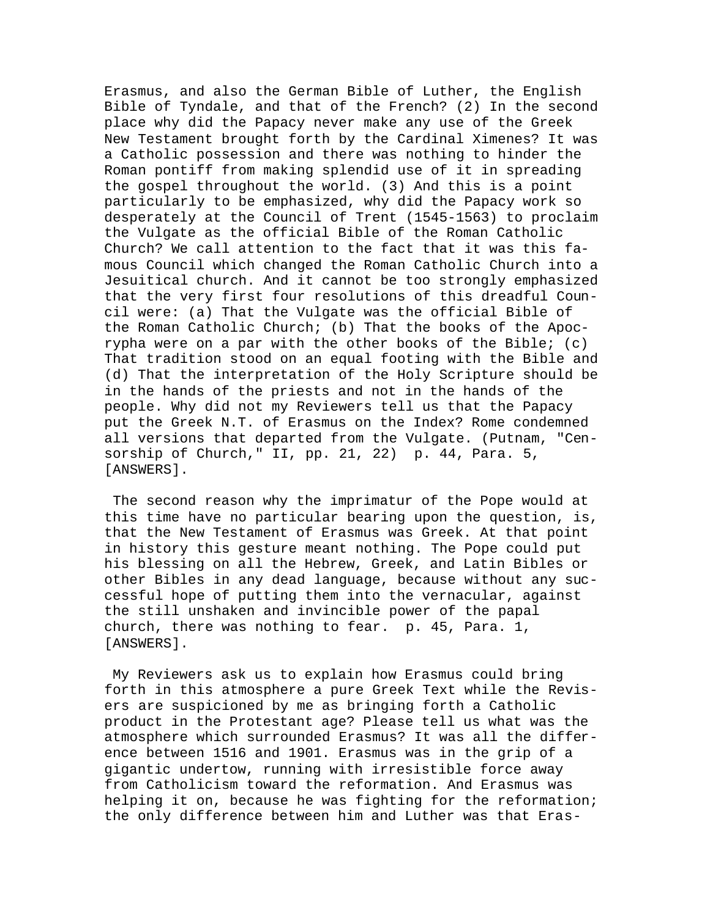Erasmus, and also the German Bible of Luther, the English Bible of Tyndale, and that of the French? (2) In the second place why did the Papacy never make any use of the Greek New Testament brought forth by the Cardinal Ximenes? It was a Catholic possession and there was nothing to hinder the Roman pontiff from making splendid use of it in spreading the gospel throughout the world. (3) And this is a point particularly to be emphasized, why did the Papacy work so desperately at the Council of Trent (1545-1563) to proclaim the Vulgate as the official Bible of the Roman Catholic Church? We call attention to the fact that it was this famous Council which changed the Roman Catholic Church into a Jesuitical church. And it cannot be too strongly emphasized that the very first four resolutions of this dreadful Council were: (a) That the Vulgate was the official Bible of the Roman Catholic Church; (b) That the books of the Apocrypha were on a par with the other books of the Bible; (c) That tradition stood on an equal footing with the Bible and (d) That the interpretation of the Holy Scripture should be in the hands of the priests and not in the hands of the people. Why did not my Reviewers tell us that the Papacy put the Greek N.T. of Erasmus on the Index? Rome condemned all versions that departed from the Vulgate. (Putnam, "Censorship of Church," II, pp. 21, 22)  p. 44, Para. 5, [ANSWERS].

The second reason why the imprimatur of the Pope would at this time have no particular bearing upon the question, is, that the New Testament of Erasmus was Greek. At that point in history this gesture meant nothing. The Pope could put his blessing on all the Hebrew, Greek, and Latin Bibles or other Bibles in any dead language, because without any successful hope of putting them into the vernacular, against the still unshaken and invincible power of the papal church, there was nothing to fear.  p. 45, Para. 1, [ANSWERS].

My Reviewers ask us to explain how Erasmus could bring forth in this atmosphere a pure Greek Text while the Revisers are suspicioned by me as bringing forth a Catholic product in the Protestant age? Please tell us what was the atmosphere which surrounded Erasmus? It was all the difference between 1516 and 1901. Erasmus was in the grip of a gigantic undertow, running with irresistible force away from Catholicism toward the reformation. And Erasmus was helping it on, because he was fighting for the reformation; the only difference between him and Luther was that Eras-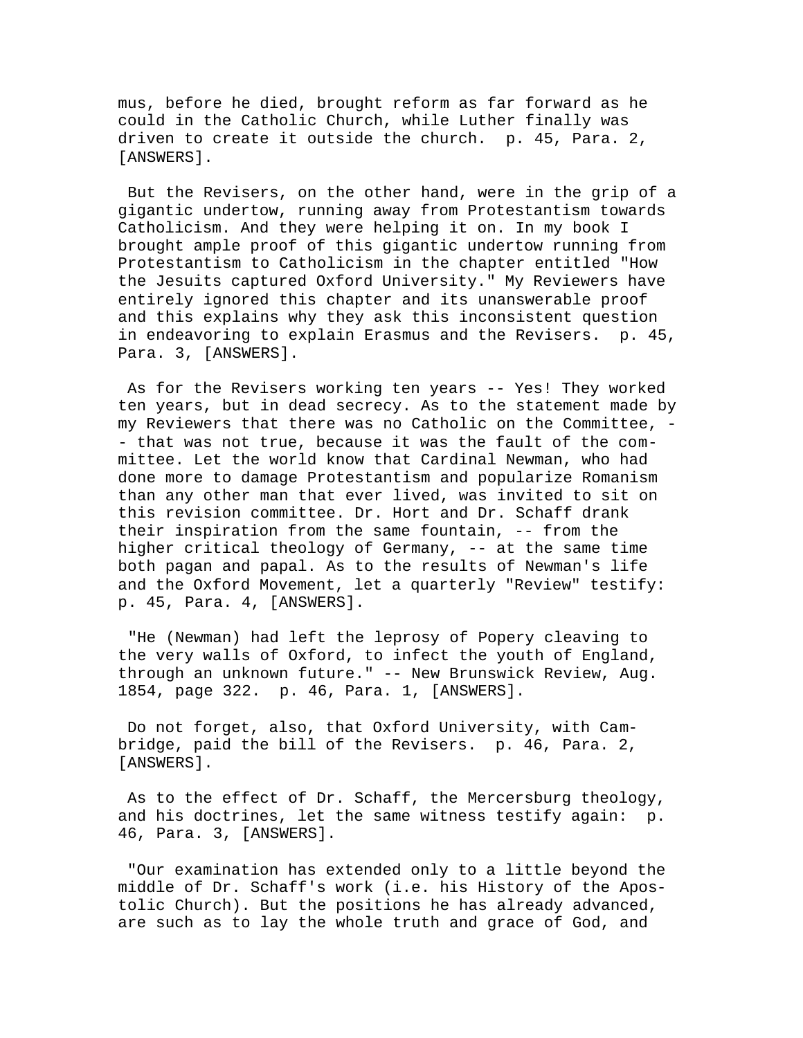mus, before he died, brought reform as far forward as he could in the Catholic Church, while Luther finally was driven to create it outside the church. p. 45, Para. 2, [ANSWERS].

But the Revisers, on the other hand, were in the grip of a gigantic undertow, running away from Protestantism towards Catholicism. And they were helping it on. In my book I brought ample proof of this gigantic undertow running from Protestantism to Catholicism in the chapter entitled "How the Jesuits captured Oxford University." My Reviewers have entirely ignored this chapter and its unanswerable proof and this explains why they ask this inconsistent question in endeavoring to explain Erasmus and the Revisers. p. 45, Para. 3, [ANSWERS].

As for the Revisers working ten years -- Yes! They worked ten years, but in dead secrecy. As to the statement made by my Reviewers that there was no Catholic on the Committee, -- that was not true, because it was the fault of the committee. Let the world know that Cardinal Newman, who had done more to damage Protestantism and popularize Romanism than any other man that ever lived, was invited to sit on this revision committee. Dr. Hort and Dr. Schaff drank their inspiration from the same fountain, -- from the higher critical theology of Germany, -- at the same time both pagan and papal. As to the results of Newman's life and the Oxford Movement, let a quarterly "Review" testify: p. 45, Para. 4, [ANSWERS].

"He (Newman) had left the leprosy of Popery cleaving to the very walls of Oxford, to infect the youth of England, through an unknown future." -- New Brunswick Review, Aug. 1854, page 322. p. 46, Para. 1, [ANSWERS].

Do not forget, also, that Oxford University, with Cambridge, paid the bill of the Revisers. p. 46, Para. 2, [ANSWERS].

As to the effect of Dr. Schaff, the Mercersburg theology, and his doctrines, let the same witness testify again: p. 46, Para. 3, [ANSWERS].

"Our examination has extended only to a little beyond the middle of Dr. Schaff's work (i.e. his History of the Apostolic Church). But the positions he has already advanced, are such as to lay the whole truth and grace of God, and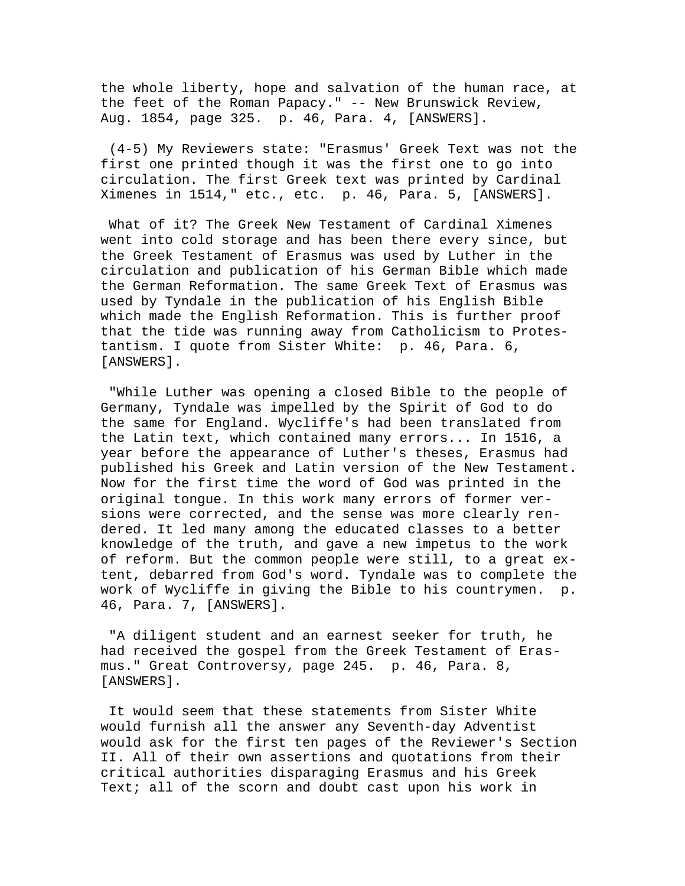the whole liberty, hope and salvation of the human race, at the feet of the Roman Papacy." -- New Brunswick Review, Aug. 1854, page 325. p. 46, Para. 4, [ANSWERS].

(4-5) My Reviewers state: "Erasmus' Greek Text was not the first one printed though it was the first one to go into circulation. The first Greek text was printed by Cardinal Ximenes in 1514," etc., etc. p. 46, Para. 5, [ANSWERS].

What of it? The Greek New Testament of Cardinal Ximenes went into cold storage and has been there every since, but the Greek Testament of Erasmus was used by Luther in the circulation and publication of his German Bible which made the German Reformation. The same Greek Text of Erasmus was used by Tyndale in the publication of his English Bible which made the English Reformation. This is further proof that the tide was running away from Catholicism to Protestantism. I quote from Sister White: p. 46, Para. 6, [ANSWERS].

"While Luther was opening a closed Bible to the people of Germany, Tyndale was impelled by the Spirit of God to do the same for England. Wycliffe's had been translated from the Latin text, which contained many errors... In 1516, a year before the appearance of Luther's theses, Erasmus had published his Greek and Latin version of the New Testament. Now for the first time the word of God was printed in the original tongue. In this work many errors of former versions were corrected, and the sense was more clearly rendered. It led many among the educated classes to a better knowledge of the truth, and gave a new impetus to the work of reform. But the common people were still, to a great extent, debarred from God's word. Tyndale was to complete the work of Wycliffe in giving the Bible to his countrymen. p. 46, Para. 7, [ANSWERS].

"A diligent student and an earnest seeker for truth, he had received the gospel from the Greek Testament of Erasmus." Great Controversy, page 245. p. 46, Para. 8, [ANSWERS].

It would seem that these statements from Sister White would furnish all the answer any Seventh-day Adventist would ask for the first ten pages of the Reviewer's Section II. All of their own assertions and quotations from their critical authorities disparaging Erasmus and his Greek Text; all of the scorn and doubt cast upon his work in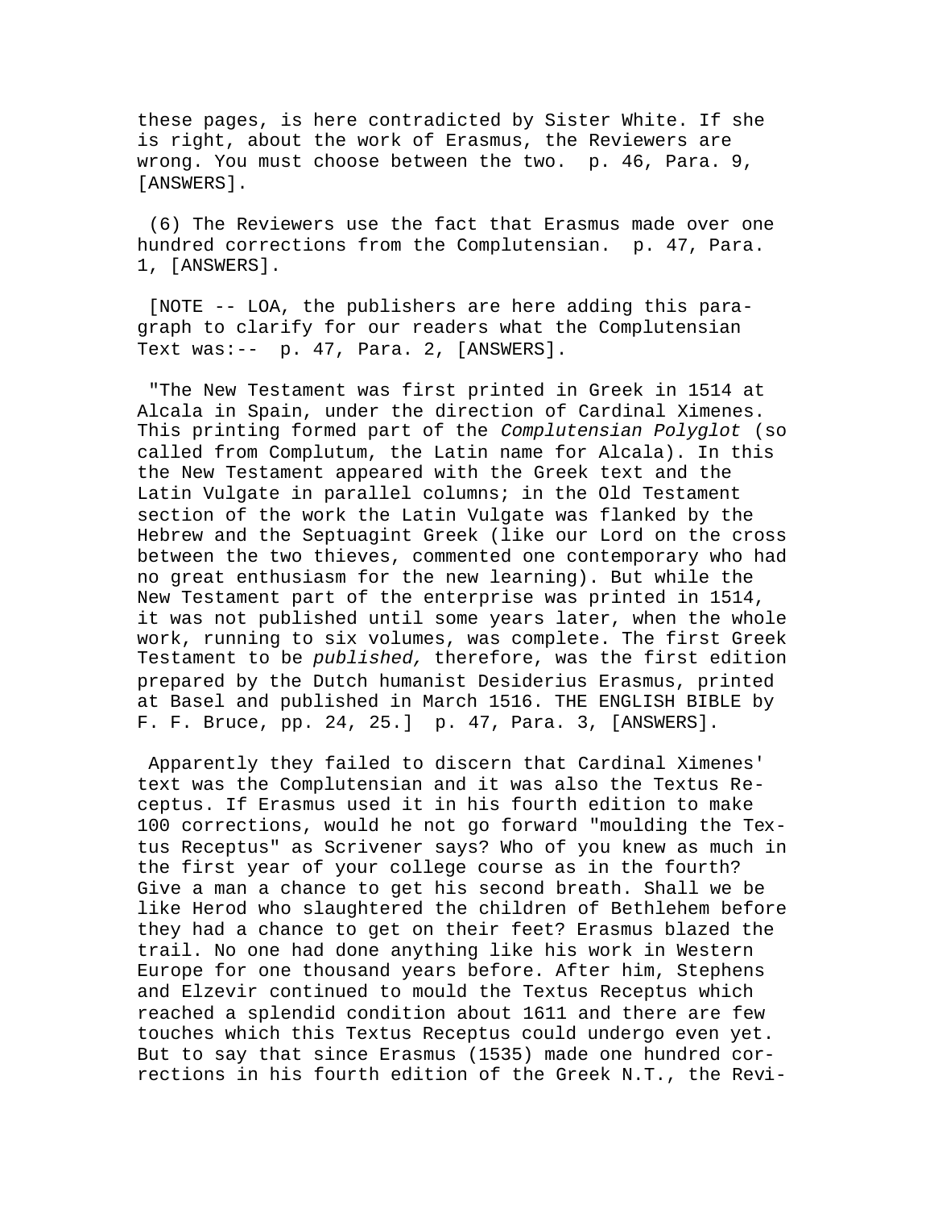these pages, is here contradicted by Sister White. If she is right, about the work of Erasmus, the Reviewers are wrong. You must choose between the two.  p. 46, Para. 9, [ANSWERS].

(6) The Reviewers use the fact that Erasmus made over one hundred corrections from the Complutensian.  p. 47, Para. 1, [ANSWERS].

[NOTE -- LOA, the publishers are here adding this paragraph to clarify for our readers what the Complutensian Text was:--  p. 47, Para. 2, [ANSWERS].

"The New Testament was first printed in Greek in 1514 at Alcala in Spain, under the direction of Cardinal Ximenes. This printing formed part of the *Complutensian Polyglot* (so called from Complutum, the Latin name for Alcala). In this the New Testament appeared with the Greek text and the Latin Vulgate in parallel columns; in the Old Testament section of the work the Latin Vulgate was flanked by the Hebrew and the Septuagint Greek (like our Lord on the cross between the two thieves, commented one contemporary who had no great enthusiasm for the new learning). But while the New Testament part of the enterprise was printed in 1514, it was not published until some years later, when the whole work, running to six volumes, was complete. The first Greek Testament to be *published,* therefore, was the first edition prepared by the Dutch humanist Desiderius Erasmus, printed at Basel and published in March 1516. THE ENGLISH BIBLE by F. F. Bruce, pp. 24, 25.]  p. 47, Para. 3, [ANSWERS].

Apparently they failed to discern that Cardinal Ximenes' text was the Complutensian and it was also the Textus Receptus. If Erasmus used it in his fourth edition to make 100 corrections, would he not go forward "moulding the Textus Receptus" as Scrivener says? Who of you knew as much in the first year of your college course as in the fourth? Give a man a chance to get his second breath. Shall we be like Herod who slaughtered the children of Bethlehem before they had a chance to get on their feet? Erasmus blazed the trail. No one had done anything like his work in Western Europe for one thousand years before. After him, Stephens and Elzevir continued to mould the Textus Receptus which reached a splendid condition about 1611 and there are few touches which this Textus Receptus could undergo even yet. But to say that since Erasmus (1535) made one hundred corrections in his fourth edition of the Greek N.T., the Revi-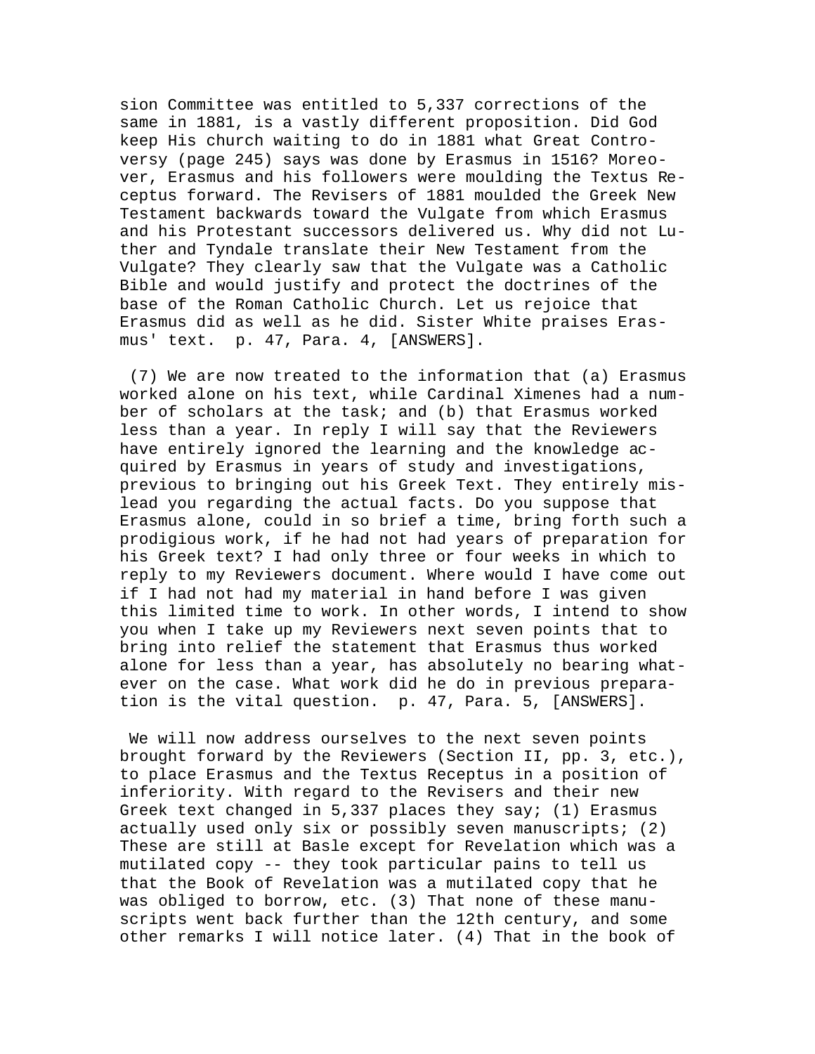sion Committee was entitled to 5,337 corrections of the same in 1881, is a vastly different proposition. Did God keep His church waiting to do in 1881 what Great Controversy (page 245) says was done by Erasmus in 1516? Moreover, Erasmus and his followers were moulding the Textus Receptus forward. The Revisers of 1881 moulded the Greek New Testament backwards toward the Vulgate from which Erasmus and his Protestant successors delivered us. Why did not Luther and Tyndale translate their New Testament from the Vulgate? They clearly saw that the Vulgate was a Catholic Bible and would justify and protect the doctrines of the base of the Roman Catholic Church. Let us rejoice that Erasmus did as well as he did. Sister White praises Erasmus' text. p. 47, Para. 4, [ANSWERS].

(7) We are now treated to the information that (a) Erasmus worked alone on his text, while Cardinal Ximenes had a number of scholars at the task; and (b) that Erasmus worked less than a year. In reply I will say that the Reviewers have entirely ignored the learning and the knowledge acquired by Erasmus in years of study and investigations, previous to bringing out his Greek Text. They entirely mislead you regarding the actual facts. Do you suppose that Erasmus alone, could in so brief a time, bring forth such a prodigious work, if he had not had years of preparation for his Greek text? I had only three or four weeks in which to reply to my Reviewers document. Where would I have come out if I had not had my material in hand before I was given this limited time to work. In other words, I intend to show you when I take up my Reviewers next seven points that to bring into relief the statement that Erasmus thus worked alone for less than a year, has absolutely no bearing whatever on the case. What work did he do in previous preparation is the vital question. p. 47, Para. 5, [ANSWERS].

We will now address ourselves to the next seven points brought forward by the Reviewers (Section II, pp. 3, etc.), to place Erasmus and the Textus Receptus in a position of inferiority. With regard to the Revisers and their new Greek text changed in 5,337 places they say; (1) Erasmus actually used only six or possibly seven manuscripts; (2) These are still at Basle except for Revelation which was a mutilated copy -- they took particular pains to tell us that the Book of Revelation was a mutilated copy that he was obliged to borrow, etc. (3) That none of these manuscripts went back further than the 12th century, and some other remarks I will notice later. (4) That in the book of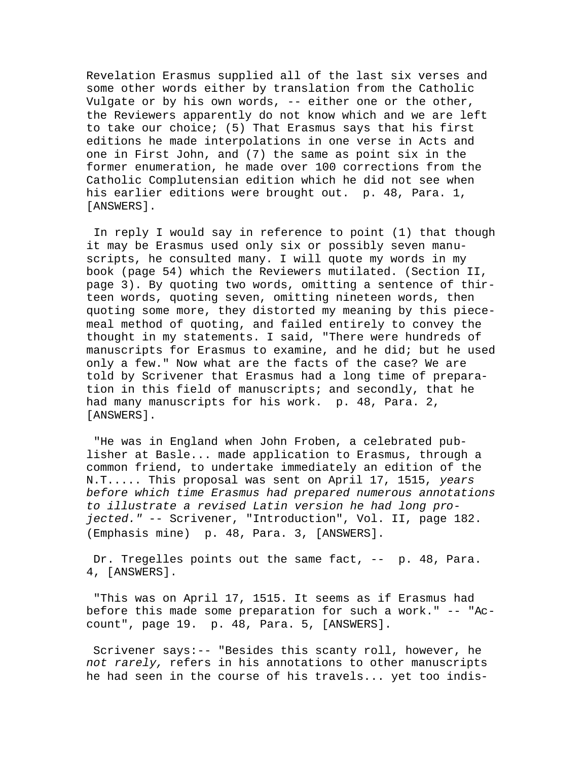Revelation Erasmus supplied all of the last six verses and some other words either by translation from the Catholic Vulgate or by his own words, -- either one or the other, the Reviewers apparently do not know which and we are left to take our choice; (5) That Erasmus says that his first editions he made interpolations in one verse in Acts and one in First John, and (7) the same as point six in the former enumeration, he made over 100 corrections from the Catholic Complutensian edition which he did not see when his earlier editions were brought out. p. 48, Para. 1, [ANSWERS].

In reply I would say in reference to point (1) that though it may be Erasmus used only six or possibly seven manuscripts, he consulted many. I will quote my words in my book (page 54) which the Reviewers mutilated. (Section II, page 3). By quoting two words, omitting a sentence of thirteen words, quoting seven, omitting nineteen words, then quoting some more, they distorted my meaning by this piecemeal method of quoting, and failed entirely to convey the thought in my statements. I said, "There were hundreds of manuscripts for Erasmus to examine, and he did; but he used only a few." Now what are the facts of the case? We are told by Scrivener that Erasmus had a long time of preparation in this field of manuscripts; and secondly, that he had many manuscripts for his work. p. 48, Para. 2, [ANSWERS].

"He was in England when John Froben, a celebrated publisher at Basle... made application to Erasmus, through a common friend, to undertake immediately an edition of the N.T..... This proposal was sent on April 17, 1515, *years before which time Erasmus had prepared numerous annotations to illustrate a revised Latin version he had long projected."* -- Scrivener, "Introduction", Vol. II, page 182. (Emphasis mine) p. 48, Para. 3, [ANSWERS].

Dr. Tregelles points out the same fact, -- p. 48, Para. 4, [ANSWERS].

"This was on April 17, 1515. It seems as if Erasmus had before this made some preparation for such a work." -- "Account", page 19. p. 48, Para. 5, [ANSWERS].

Scrivener says:-- "Besides this scanty roll, however, he *not rarely,* refers in his annotations to other manuscripts he had seen in the course of his travels... yet too indis-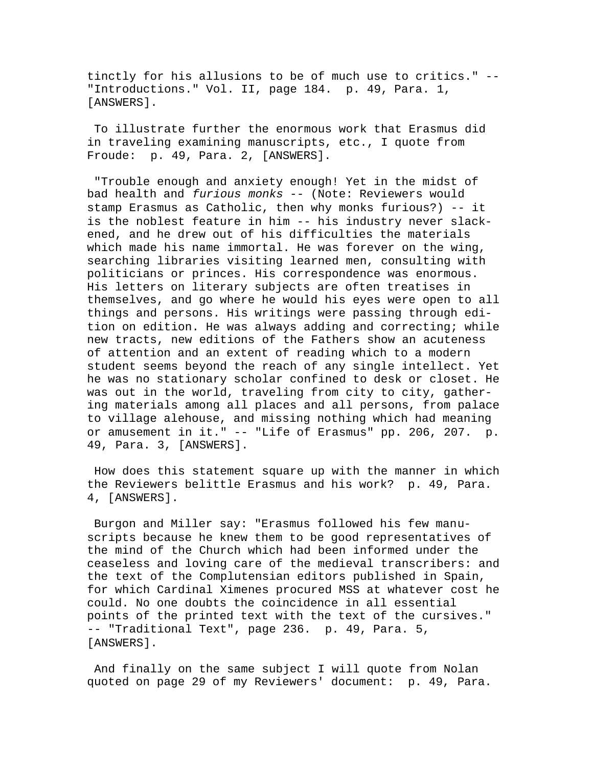tinctly for his allusions to be of much use to critics." -- "Introductions." Vol. II, page 184. p. 49, Para. 1, [ANSWERS].

To illustrate further the enormous work that Erasmus did in traveling examining manuscripts, etc., I quote from Froude: p. 49, Para. 2, [ANSWERS].

"Trouble enough and anxiety enough! Yet in the midst of bad health and *furious monks* -- (Note: Reviewers would stamp Erasmus as Catholic, then why monks furious?) -- it is the noblest feature in him -- his industry never slackened, and he drew out of his difficulties the materials which made his name immortal. He was forever on the wing, searching libraries visiting learned men, consulting with politicians or princes. His correspondence was enormous. His letters on literary subjects are often treatises in themselves, and go where he would his eyes were open to all things and persons. His writings were passing through edition on edition. He was always adding and correcting; while new tracts, new editions of the Fathers show an acuteness of attention and an extent of reading which to a modern student seems beyond the reach of any single intellect. Yet he was no stationary scholar confined to desk or closet. He was out in the world, traveling from city to city, gathering materials among all places and all persons, from palace to village alehouse, and missing nothing which had meaning or amusement in it." -- "Life of Erasmus" pp. 206, 207. p. 49, Para. 3, [ANSWERS].

How does this statement square up with the manner in which the Reviewers belittle Erasmus and his work? p. 49, Para. 4, [ANSWERS].

Burgon and Miller say: "Erasmus followed his few manuscripts because he knew them to be good representatives of the mind of the Church which had been informed under the ceaseless and loving care of the medieval transcribers: and the text of the Complutensian editors published in Spain, for which Cardinal Ximenes procured MSS at whatever cost he could. No one doubts the coincidence in all essential points of the printed text with the text of the cursives." -- "Traditional Text", page 236. p. 49, Para. 5, [ANSWERS].

And finally on the same subject I will quote from Nolan quoted on page 29 of my Reviewers' document: p. 49, Para.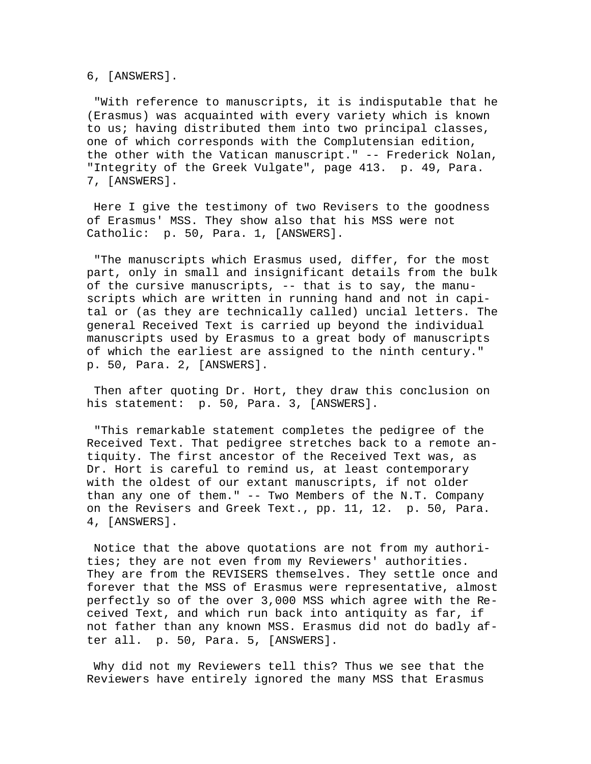6, [ANSWERS].

"With reference to manuscripts, it is indisputable that he (Erasmus) was acquainted with every variety which is known to us; having distributed them into two principal classes, one of which corresponds with the Complutensian edition, the other with the Vatican manuscript." -- Frederick Nolan, "Integrity of the Greek Vulgate", page 413. p. 49, Para. 7, [ANSWERS].

Here I give the testimony of two Revisers to the goodness of Erasmus' MSS. They show also that his MSS were not Catholic: p. 50, Para. 1, [ANSWERS].

"The manuscripts which Erasmus used, differ, for the most part, only in small and insignificant details from the bulk of the cursive manuscripts, -- that is to say, the manuscripts which are written in running hand and not in capital or (as they are technically called) uncial letters. The general Received Text is carried up beyond the individual manuscripts used by Erasmus to a great body of manuscripts of which the earliest are assigned to the ninth century." p. 50, Para. 2, [ANSWERS].

Then after quoting Dr. Hort, they draw this conclusion on his statement: p. 50, Para. 3, [ANSWERS].

"This remarkable statement completes the pedigree of the Received Text. That pedigree stretches back to a remote antiquity. The first ancestor of the Received Text was, as Dr. Hort is careful to remind us, at least contemporary with the oldest of our extant manuscripts, if not older than any one of them." -- Two Members of the N.T. Company on the Revisers and Greek Text., pp. 11, 12. p. 50, Para. 4, [ANSWERS].

Notice that the above quotations are not from my authorities; they are not even from my Reviewers' authorities. They are from the REVISERS themselves. They settle once and forever that the MSS of Erasmus were representative, almost perfectly so of the over 3,000 MSS which agree with the Received Text, and which run back into antiquity as far, if not father than any known MSS. Erasmus did not do badly after all. p. 50, Para. 5, [ANSWERS].

Why did not my Reviewers tell this? Thus we see that the Reviewers have entirely ignored the many MSS that Erasmus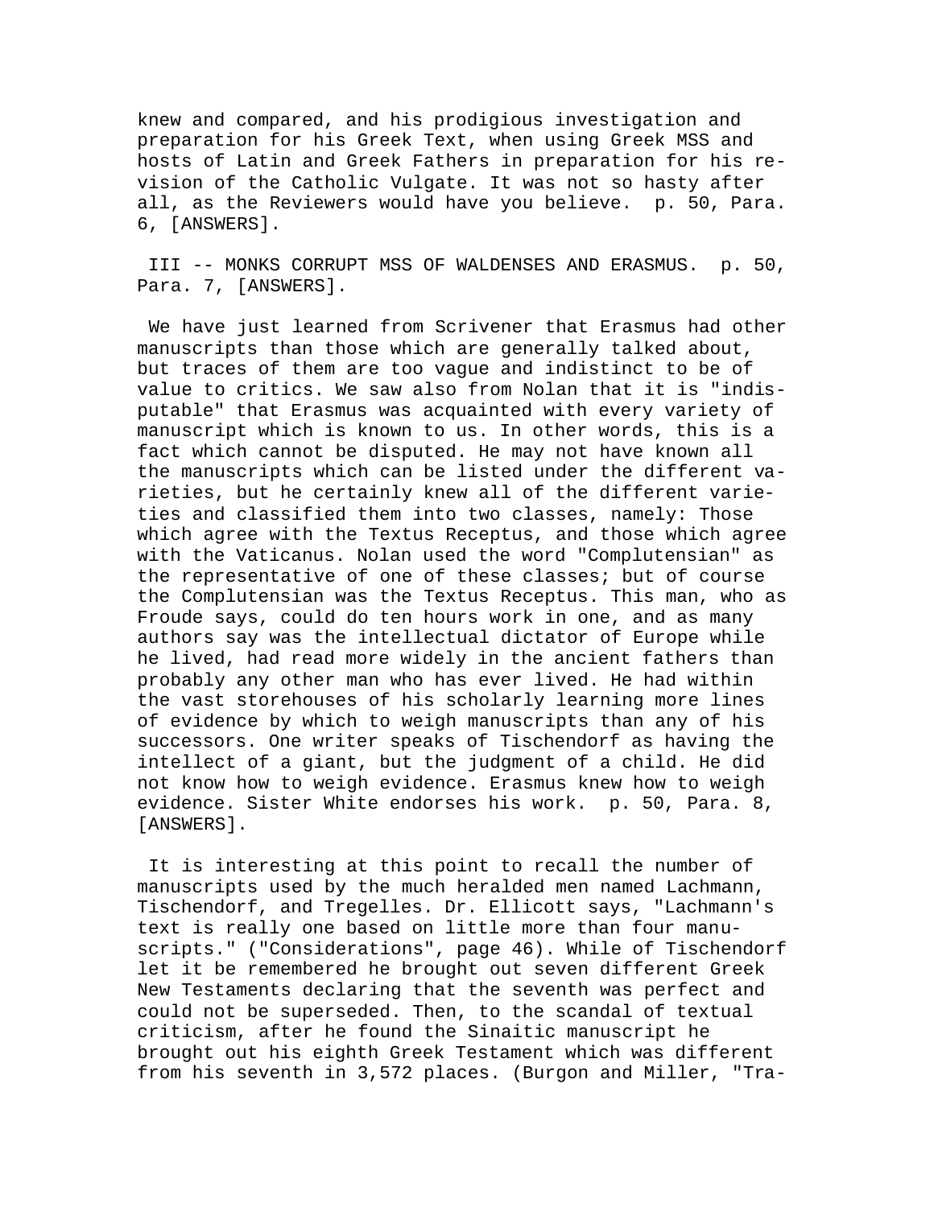knew and compared, and his prodigious investigation and preparation for his Greek Text, when using Greek MSS and hosts of Latin and Greek Fathers in preparation for his revision of the Catholic Vulgate. It was not so hasty after all, as the Reviewers would have you believe. p. 50, Para. 6, [ANSWERS].

III -- MONKS CORRUPT MSS OF WALDENSES AND ERASMUS. p. 50, Para. 7, [ANSWERS].

We have just learned from Scrivener that Erasmus had other manuscripts than those which are generally talked about, but traces of them are too vague and indistinct to be of value to critics. We saw also from Nolan that it is "indisputable" that Erasmus was acquainted with every variety of manuscript which is known to us. In other words, this is a fact which cannot be disputed. He may not have known all the manuscripts which can be listed under the different varieties, but he certainly knew all of the different varieties and classified them into two classes, namely: Those which agree with the Textus Receptus, and those which agree with the Vaticanus. Nolan used the word "Complutensian" as the representative of one of these classes; but of course the Complutensian was the Textus Receptus. This man, who as Froude says, could do ten hours work in one, and as many authors say was the intellectual dictator of Europe while he lived, had read more widely in the ancient fathers than probably any other man who has ever lived. He had within the vast storehouses of his scholarly learning more lines of evidence by which to weigh manuscripts than any of his successors. One writer speaks of Tischendorf as having the intellect of a giant, but the judgment of a child. He did not know how to weigh evidence. Erasmus knew how to weigh evidence. Sister White endorses his work. p. 50, Para. 8, [ANSWERS].

It is interesting at this point to recall the number of manuscripts used by the much heralded men named Lachmann, Tischendorf, and Tregelles. Dr. Ellicott says, "Lachmann's text is really one based on little more than four manuscripts." ("Considerations", page 46). While of Tischendorf let it be remembered he brought out seven different Greek New Testaments declaring that the seventh was perfect and could not be superseded. Then, to the scandal of textual criticism, after he found the Sinaitic manuscript he brought out his eighth Greek Testament which was different from his seventh in 3,572 places. (Burgon and Miller, "Tra-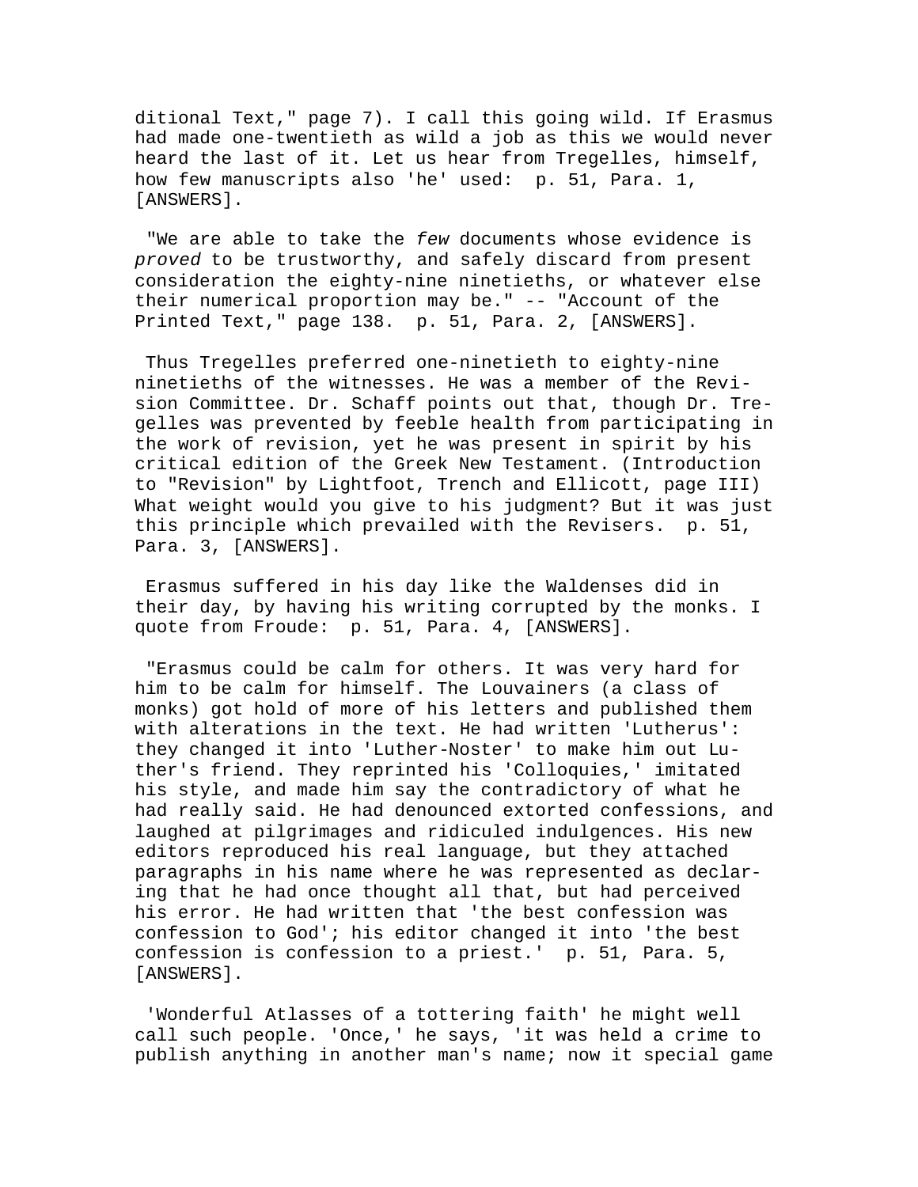ditional Text," page 7). I call this going wild. If Erasmus had made one-twentieth as wild a job as this we would never heard the last of it. Let us hear from Tregelles, himself, how few manuscripts also 'he' used: p. 51, Para. 1, [ANSWERS].

"We are able to take the *few* documents whose evidence is *proved* to be trustworthy, and safely discard from present consideration the eighty-nine ninetieths, or whatever else their numerical proportion may be." -- "Account of the Printed Text," page 138. p. 51, Para. 2, [ANSWERS].

Thus Tregelles preferred one-ninetieth to eighty-nine ninetieths of the witnesses. He was a member of the Revision Committee. Dr. Schaff points out that, though Dr. Tregelles was prevented by feeble health from participating in the work of revision, yet he was present in spirit by his critical edition of the Greek New Testament. (Introduction to "Revision" by Lightfoot, Trench and Ellicott, page III) What weight would you give to his judgment? But it was just this principle which prevailed with the Revisers. p. 51, Para. 3, [ANSWERS].

Erasmus suffered in his day like the Waldenses did in their day, by having his writing corrupted by the monks. I quote from Froude: p. 51, Para. 4, [ANSWERS].

"Erasmus could be calm for others. It was very hard for him to be calm for himself. The Louvainers (a class of monks) got hold of more of his letters and published them with alterations in the text. He had written 'Lutherus': they changed it into 'Luther-Noster' to make him out Luther's friend. They reprinted his 'Colloquies,' imitated his style, and made him say the contradictory of what he had really said. He had denounced extorted confessions, and laughed at pilgrimages and ridiculed indulgences. His new editors reproduced his real language, but they attached paragraphs in his name where he was represented as declaring that he had once thought all that, but had perceived his error. He had written that 'the best confession was confession to God'; his editor changed it into 'the best confession is confession to a priest.' p. 51, Para. 5, [ANSWERS].

'Wonderful Atlasses of a tottering faith' he might well call such people. 'Once,' he says, 'it was held a crime to publish anything in another man's name; now it special game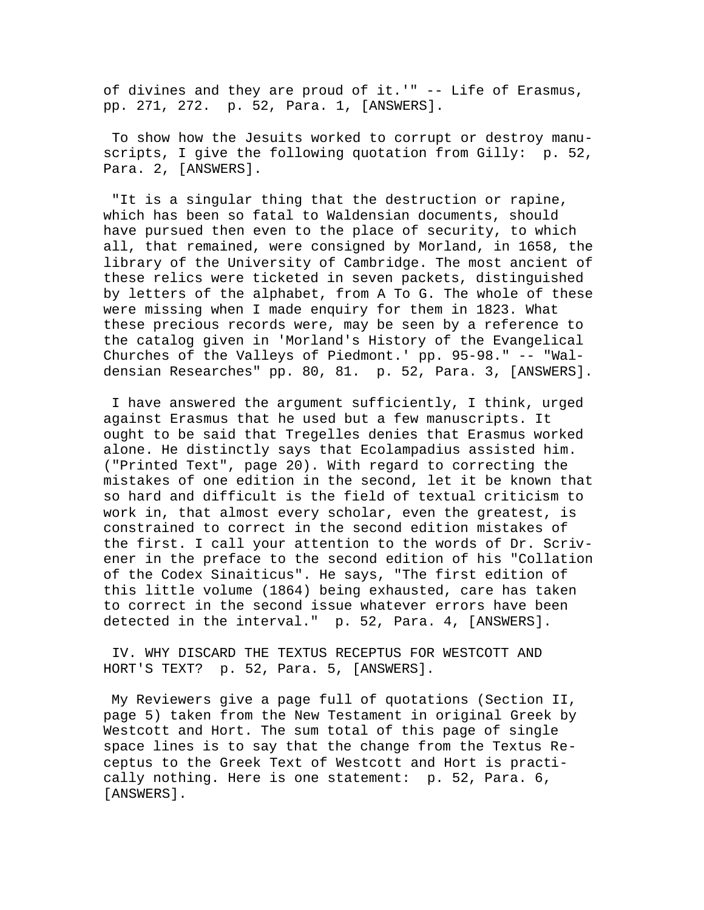of divines and they are proud of it.'" -- Life of Erasmus, pp. 271, 272. p. 52, Para. 1, [ANSWERS].

To show how the Jesuits worked to corrupt or destroy manuscripts, I give the following quotation from Gilly: p. 52, Para. 2, [ANSWERS].

"It is a singular thing that the destruction or rapine, which has been so fatal to Waldensian documents, should have pursued then even to the place of security, to which all, that remained, were consigned by Morland, in 1658, the library of the University of Cambridge. The most ancient of these relics were ticketed in seven packets, distinguished by letters of the alphabet, from A To G. The whole of these were missing when I made enquiry for them in 1823. What these precious records were, may be seen by a reference to the catalog given in 'Morland's History of the Evangelical Churches of the Valleys of Piedmont.' pp. 95-98." -- "Waldensian Researches" pp. 80, 81. p. 52, Para. 3, [ANSWERS].

I have answered the argument sufficiently, I think, urged against Erasmus that he used but a few manuscripts. It ought to be said that Tregelles denies that Erasmus worked alone. He distinctly says that Ecolampadius assisted him. ("Printed Text", page 20). With regard to correcting the mistakes of one edition in the second, let it be known that so hard and difficult is the field of textual criticism to work in, that almost every scholar, even the greatest, is constrained to correct in the second edition mistakes of the first. I call your attention to the words of Dr. Scrivener in the preface to the second edition of his "Collation of the Codex Sinaiticus". He says, "The first edition of this little volume (1864) being exhausted, care has taken to correct in the second issue whatever errors have been detected in the interval." p. 52, Para. 4, [ANSWERS].

IV. WHY DISCARD THE TEXTUS RECEPTUS FOR WESTCOTT AND HORT'S TEXT? p. 52, Para. 5, [ANSWERS].

My Reviewers give a page full of quotations (Section II, page 5) taken from the New Testament in original Greek by Westcott and Hort. The sum total of this page of single space lines is to say that the change from the Textus Receptus to the Greek Text of Westcott and Hort is practically nothing. Here is one statement: p. 52, Para. 6, [ANSWERS].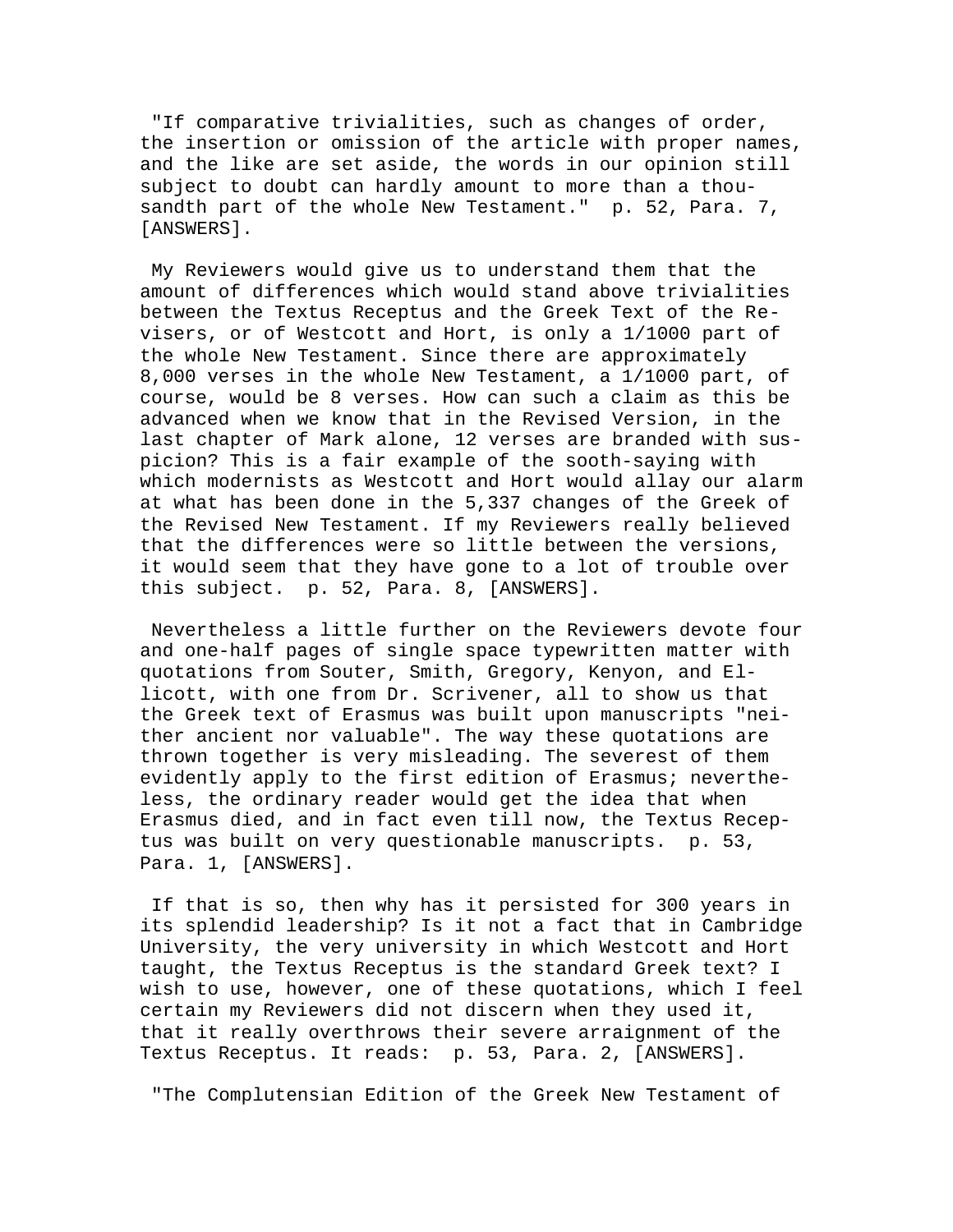"If comparative trivialities, such as changes of order, the insertion or omission of the article with proper names, and the like are set aside, the words in our opinion still subject to doubt can hardly amount to more than a thousandth part of the whole New Testament." p. 52, Para. 7, [ANSWERS].

My Reviewers would give us to understand them that the amount of differences which would stand above trivialities between the Textus Receptus and the Greek Text of the Revisers, or of Westcott and Hort, is only a 1/1000 part of the whole New Testament. Since there are approximately 8,000 verses in the whole New Testament, a 1/1000 part, of course, would be 8 verses. How can such a claim as this be advanced when we know that in the Revised Version, in the last chapter of Mark alone, 12 verses are branded with suspicion? This is a fair example of the sooth-saying with which modernists as Westcott and Hort would allay our alarm at what has been done in the 5,337 changes of the Greek of the Revised New Testament. If my Reviewers really believed that the differences were so little between the versions, it would seem that they have gone to a lot of trouble over this subject. p. 52, Para. 8, [ANSWERS].

Nevertheless a little further on the Reviewers devote four and one-half pages of single space typewritten matter with quotations from Souter, Smith, Gregory, Kenyon, and Ellicott, with one from Dr. Scrivener, all to show us that the Greek text of Erasmus was built upon manuscripts "neither ancient nor valuable". The way these quotations are thrown together is very misleading. The severest of them evidently apply to the first edition of Erasmus; nevertheless, the ordinary reader would get the idea that when Erasmus died, and in fact even till now, the Textus Receptus was built on very questionable manuscripts. p. 53, Para. 1, [ANSWERS].

If that is so, then why has it persisted for 300 years in its splendid leadership? Is it not a fact that in Cambridge University, the very university in which Westcott and Hort taught, the Textus Receptus is the standard Greek text? I wish to use, however, one of these quotations, which I feel certain my Reviewers did not discern when they used it, that it really overthrows their severe arraignment of the Textus Receptus. It reads: p. 53, Para. 2, [ANSWERS].

"The Complutensian Edition of the Greek New Testament of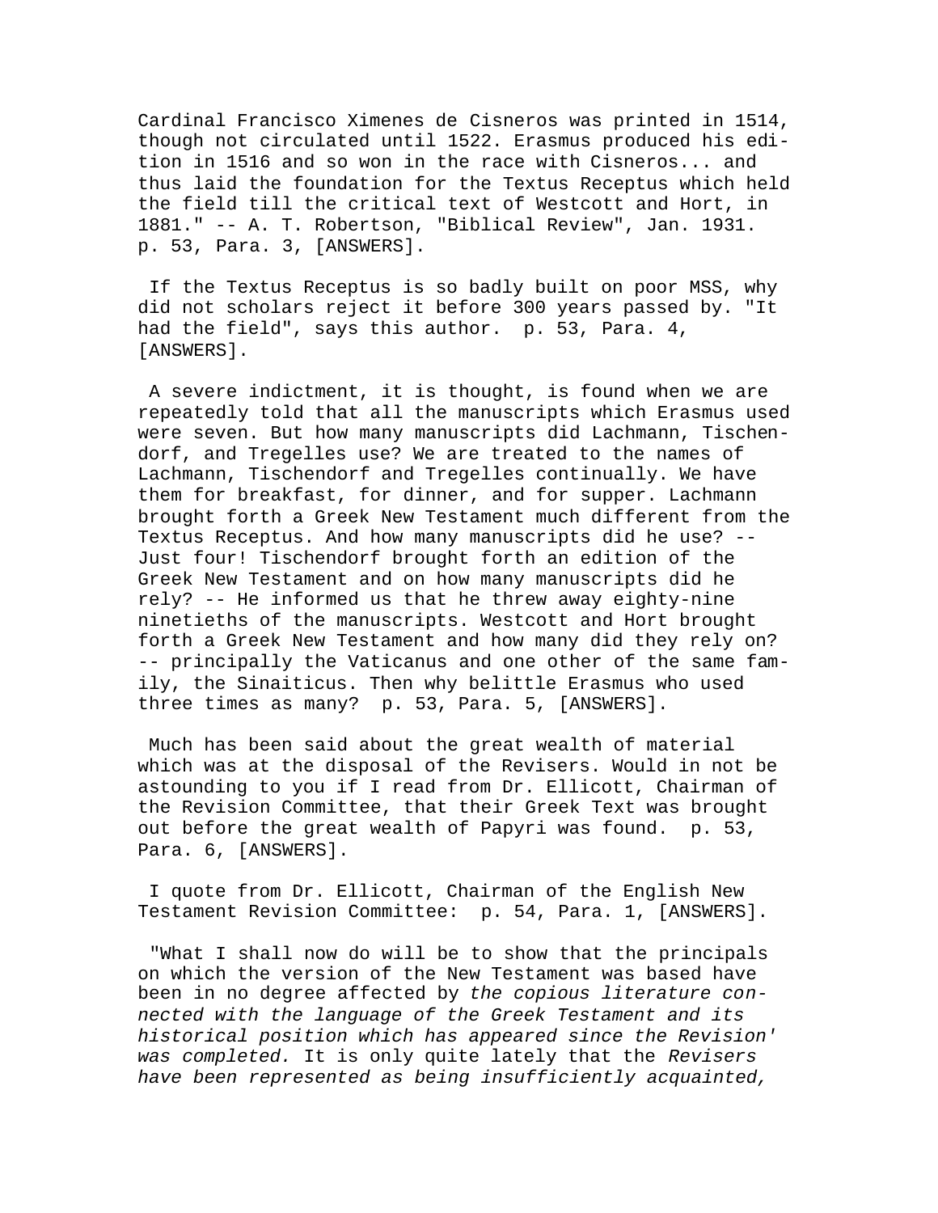Cardinal Francisco Ximenes de Cisneros was printed in 1514, though not circulated until 1522. Erasmus produced his edition in 1516 and so won in the race with Cisneros... and thus laid the foundation for the Textus Receptus which held the field till the critical text of Westcott and Hort, in 1881." -- A. T. Robertson, "Biblical Review", Jan. 1931. p. 53, Para. 3, [ANSWERS].

If the Textus Receptus is so badly built on poor MSS, why did not scholars reject it before 300 years passed by. "It had the field", says this author. p. 53, Para. 4, [ANSWERS].

A severe indictment, it is thought, is found when we are repeatedly told that all the manuscripts which Erasmus used were seven. But how many manuscripts did Lachmann, Tischendorf, and Tregelles use? We are treated to the names of Lachmann, Tischendorf and Tregelles continually. We have them for breakfast, for dinner, and for supper. Lachmann brought forth a Greek New Testament much different from the Textus Receptus. And how many manuscripts did he use? -- Just four! Tischendorf brought forth an edition of the Greek New Testament and on how many manuscripts did he rely? -- He informed us that he threw away eighty-nine ninetieths of the manuscripts. Westcott and Hort brought forth a Greek New Testament and how many did they rely on? -- principally the Vaticanus and one other of the same family, the Sinaiticus. Then why belittle Erasmus who used three times as many? p. 53, Para. 5, [ANSWERS].

Much has been said about the great wealth of material which was at the disposal of the Revisers. Would in not be astounding to you if I read from Dr. Ellicott, Chairman of the Revision Committee, that their Greek Text was brought out before the great wealth of Papyri was found. p. 53, Para. 6, [ANSWERS].

I quote from Dr. Ellicott, Chairman of the English New Testament Revision Committee: p. 54, Para. 1, [ANSWERS].

"What I shall now do will be to show that the principals on which the version of the New Testament was based have been in no degree affected by *the copious literature connected with the language of the Greek Testament and its historical position which has appeared since the Revision' was completed.* It is only quite lately that the *Revisers have been represented as being insufficiently acquainted,*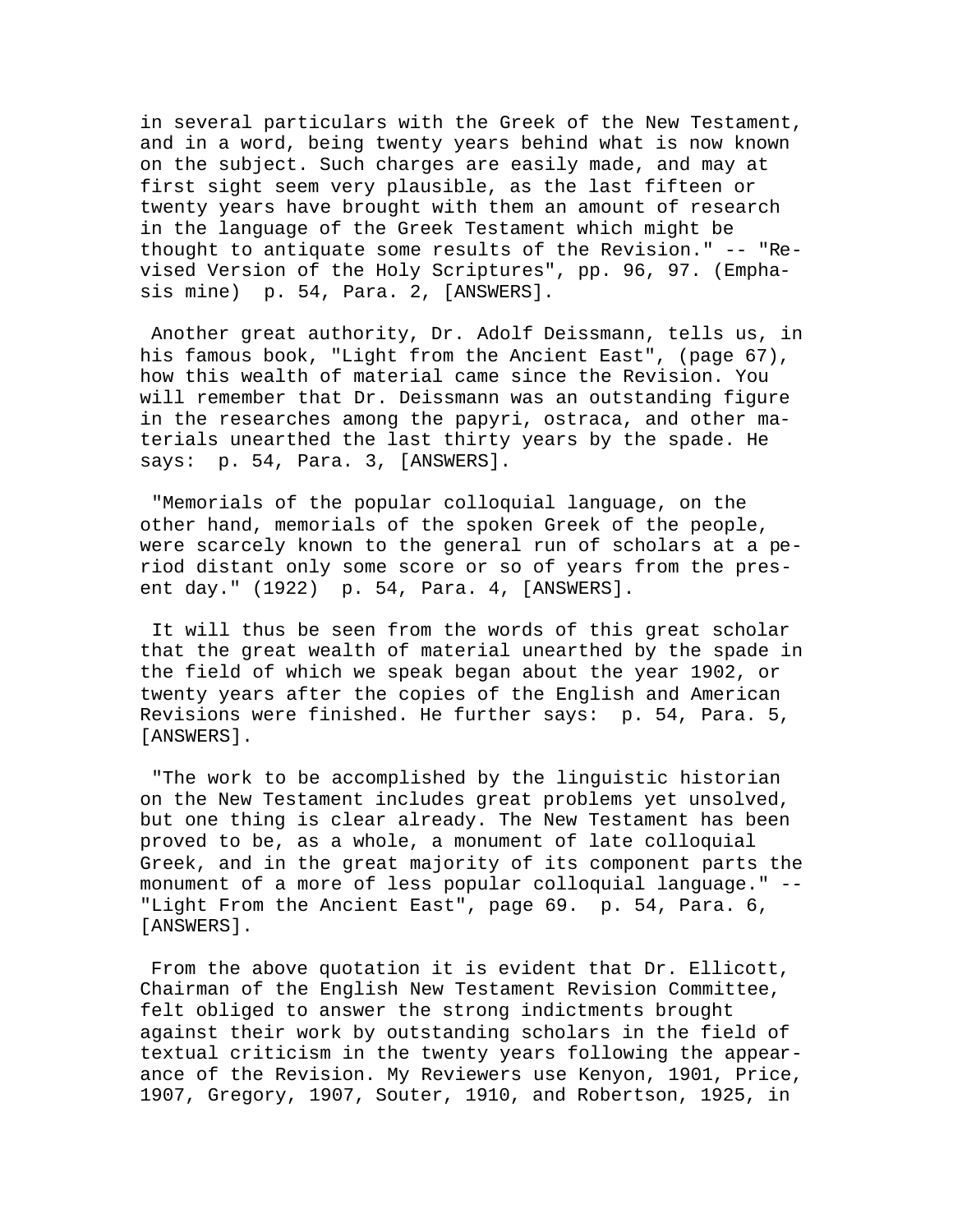in several particulars with the Greek of the New Testament, and in a word, being twenty years behind what is now known on the subject. Such charges are easily made, and may at first sight seem very plausible, as the last fifteen or twenty years have brought with them an amount of research in the language of the Greek Testament which might be thought to antiquate some results of the Revision." -- "Revised Version of the Holy Scriptures", pp. 96, 97. (Emphasis mine) p. 54, Para. 2, [ANSWERS].

Another great authority, Dr. Adolf Deissmann, tells us, in his famous book, "Light from the Ancient East", (page 67), how this wealth of material came since the Revision. You will remember that Dr. Deissmann was an outstanding figure in the researches among the papyri, ostraca, and other materials unearthed the last thirty years by the spade. He says: p. 54, Para. 3, [ANSWERS].

"Memorials of the popular colloquial language, on the other hand, memorials of the spoken Greek of the people, were scarcely known to the general run of scholars at a period distant only some score or so of years from the present day." (1922) p. 54, Para. 4, [ANSWERS].

It will thus be seen from the words of this great scholar that the great wealth of material unearthed by the spade in the field of which we speak began about the year 1902, or twenty years after the copies of the English and American Revisions were finished. He further says: p. 54, Para. 5, [ANSWERS].

"The work to be accomplished by the linguistic historian on the New Testament includes great problems yet unsolved, but one thing is clear already. The New Testament has been proved to be, as a whole, a monument of late colloquial Greek, and in the great majority of its component parts the monument of a more of less popular colloquial language." -- "Light From the Ancient East", page 69. p. 54, Para. 6, [ANSWERS].

From the above quotation it is evident that Dr. Ellicott, Chairman of the English New Testament Revision Committee, felt obliged to answer the strong indictments brought against their work by outstanding scholars in the field of textual criticism in the twenty years following the appearance of the Revision. My Reviewers use Kenyon, 1901, Price, 1907, Gregory, 1907, Souter, 1910, and Robertson, 1925, in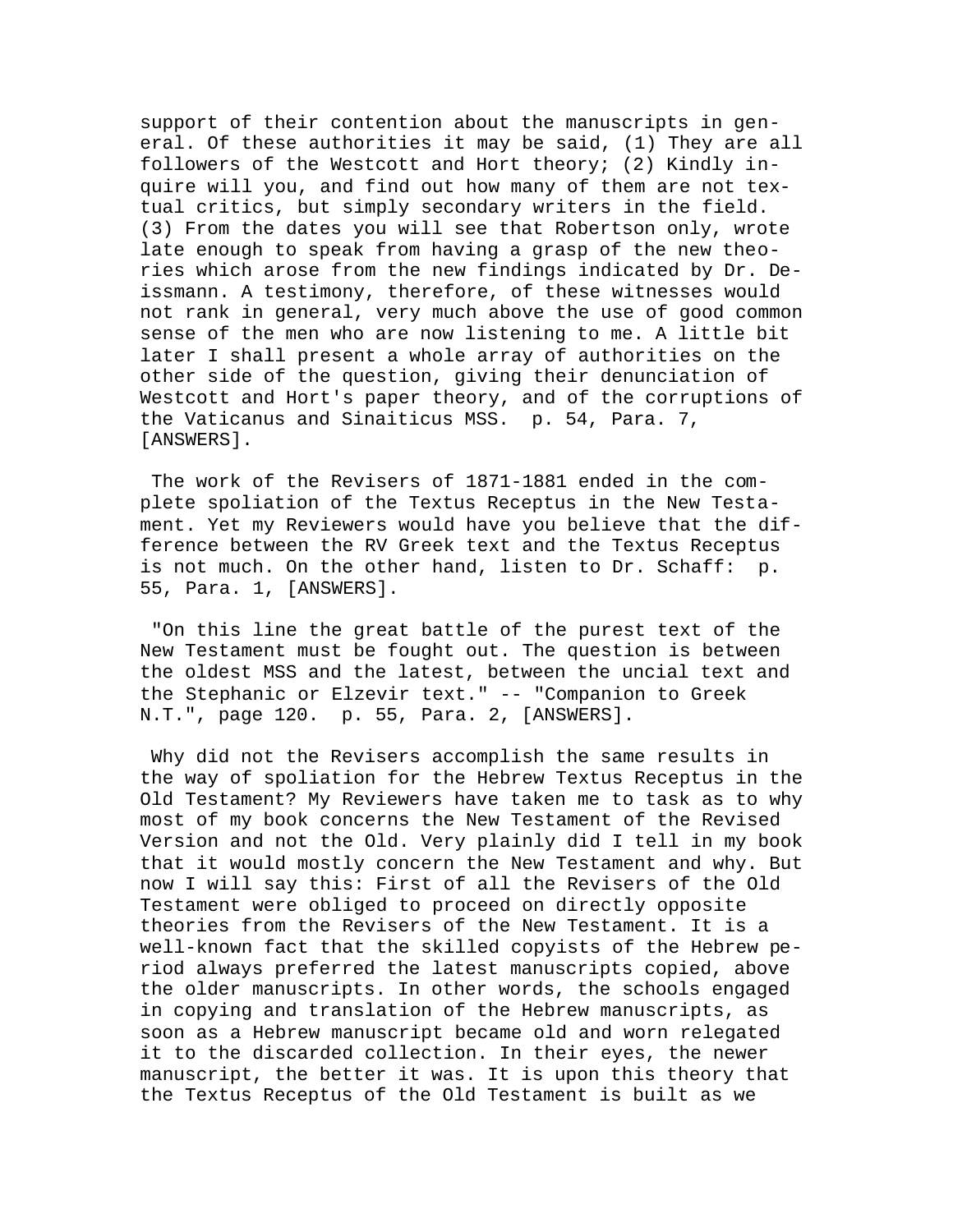support of their contention about the manuscripts in general. Of these authorities it may be said, (1) They are all followers of the Westcott and Hort theory; (2) Kindly inquire will you, and find out how many of them are not textual critics, but simply secondary writers in the field. (3) From the dates you will see that Robertson only, wrote late enough to speak from having a grasp of the new theories which arose from the new findings indicated by Dr. Deissmann. A testimony, therefore, of these witnesses would not rank in general, very much above the use of good common sense of the men who are now listening to me. A little bit later I shall present a whole array of authorities on the other side of the question, giving their denunciation of Westcott and Hort's paper theory, and of the corruptions of the Vaticanus and Sinaiticus MSS. p. 54, Para. 7, [ANSWERS].

The work of the Revisers of 1871-1881 ended in the complete spoliation of the Textus Receptus in the New Testament. Yet my Reviewers would have you believe that the difference between the RV Greek text and the Textus Receptus is not much. On the other hand, listen to Dr. Schaff: p. 55, Para. 1, [ANSWERS].

"On this line the great battle of the purest text of the New Testament must be fought out. The question is between the oldest MSS and the latest, between the uncial text and the Stephanic or Elzevir text." -- "Companion to Greek N.T.", page 120. p. 55, Para. 2, [ANSWERS].

Why did not the Revisers accomplish the same results in the way of spoliation for the Hebrew Textus Receptus in the Old Testament? My Reviewers have taken me to task as to why most of my book concerns the New Testament of the Revised Version and not the Old. Very plainly did I tell in my book that it would mostly concern the New Testament and why. But now I will say this: First of all the Revisers of the Old Testament were obliged to proceed on directly opposite theories from the Revisers of the New Testament. It is a well-known fact that the skilled copyists of the Hebrew period always preferred the latest manuscripts copied, above the older manuscripts. In other words, the schools engaged in copying and translation of the Hebrew manuscripts, as soon as a Hebrew manuscript became old and worn relegated it to the discarded collection. In their eyes, the newer manuscript, the better it was. It is upon this theory that the Textus Receptus of the Old Testament is built as we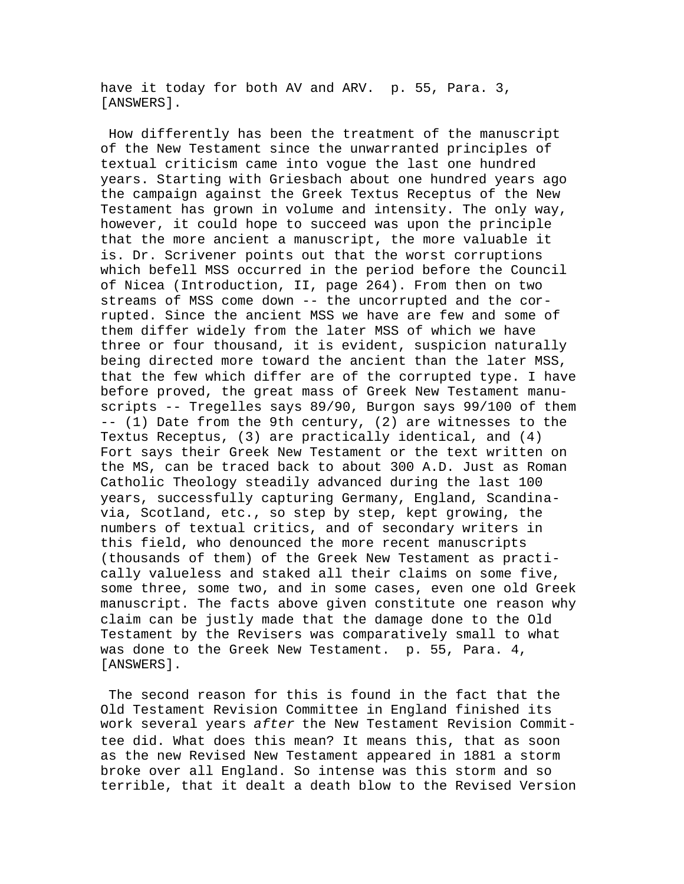have it today for both AV and ARV.  p. 55, Para. 3, [ANSWERS].

How differently has been the treatment of the manuscript of the New Testament since the unwarranted principles of textual criticism came into vogue the last one hundred years. Starting with Griesbach about one hundred years ago the campaign against the Greek Textus Receptus of the New Testament has grown in volume and intensity. The only way, however, it could hope to succeed was upon the principle that the more ancient a manuscript, the more valuable it is. Dr. Scrivener points out that the worst corruptions which befell MSS occurred in the period before the Council of Nicea (Introduction, II, page 264). From then on two streams of MSS come down -- the uncorrupted and the corrupted. Since the ancient MSS we have are few and some of them differ widely from the later MSS of which we have three or four thousand, it is evident, suspicion naturally being directed more toward the ancient than the later MSS, that the few which differ are of the corrupted type. I have before proved, the great mass of Greek New Testament manuscripts -- Tregelles says 89/90, Burgon says 99/100 of them -- (1) Date from the 9th century, (2) are witnesses to the Textus Receptus, (3) are practically identical, and (4) Fort says their Greek New Testament or the text written on the MS, can be traced back to about 300 A.D. Just as Roman Catholic Theology steadily advanced during the last 100 years, successfully capturing Germany, England, Scandinavia, Scotland, etc., so step by step, kept growing, the numbers of textual critics, and of secondary writers in this field, who denounced the more recent manuscripts (thousands of them) of the Greek New Testament as practically valueless and staked all their claims on some five, some three, some two, and in some cases, even one old Greek manuscript. The facts above given constitute one reason why claim can be justly made that the damage done to the Old Testament by the Revisers was comparatively small to what was done to the Greek New Testament.  p. 55, Para. 4, [ANSWERS].

The second reason for this is found in the fact that the Old Testament Revision Committee in England finished its work several years *after* the New Testament Revision Committee did. What does this mean? It means this, that as soon as the new Revised New Testament appeared in 1881 a storm broke over all England. So intense was this storm and so terrible, that it dealt a death blow to the Revised Version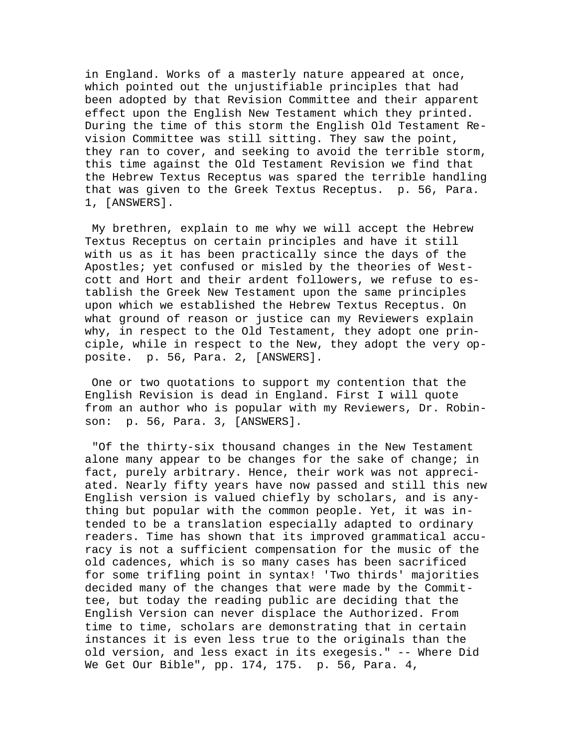in England. Works of a masterly nature appeared at once, which pointed out the unjustifiable principles that had been adopted by that Revision Committee and their apparent effect upon the English New Testament which they printed. During the time of this storm the English Old Testament Revision Committee was still sitting. They saw the point, they ran to cover, and seeking to avoid the terrible storm, this time against the Old Testament Revision we find that the Hebrew Textus Receptus was spared the terrible handling that was given to the Greek Textus Receptus. p. 56, Para. 1, [ANSWERS].

My brethren, explain to me why we will accept the Hebrew Textus Receptus on certain principles and have it still with us as it has been practically since the days of the Apostles; yet confused or misled by the theories of Westcott and Hort and their ardent followers, we refuse to establish the Greek New Testament upon the same principles upon which we established the Hebrew Textus Receptus. On what ground of reason or justice can my Reviewers explain why, in respect to the Old Testament, they adopt one principle, while in respect to the New, they adopt the very opposite. p. 56, Para. 2, [ANSWERS].

One or two quotations to support my contention that the English Revision is dead in England. First I will quote from an author who is popular with my Reviewers, Dr. Robinson: p. 56, Para. 3, [ANSWERS].

"Of the thirty-six thousand changes in the New Testament alone many appear to be changes for the sake of change; in fact, purely arbitrary. Hence, their work was not appreciated. Nearly fifty years have now passed and still this new English version is valued chiefly by scholars, and is anything but popular with the common people. Yet, it was intended to be a translation especially adapted to ordinary readers. Time has shown that its improved grammatical accuracy is not a sufficient compensation for the music of the old cadences, which is so many cases has been sacrificed for some trifling point in syntax! 'Two thirds' majorities decided many of the changes that were made by the Committee, but today the reading public are deciding that the English Version can never displace the Authorized. From time to time, scholars are demonstrating that in certain instances it is even less true to the originals than the old version, and less exact in its exegesis." -- Where Did We Get Our Bible", pp. 174, 175. p. 56, Para. 4,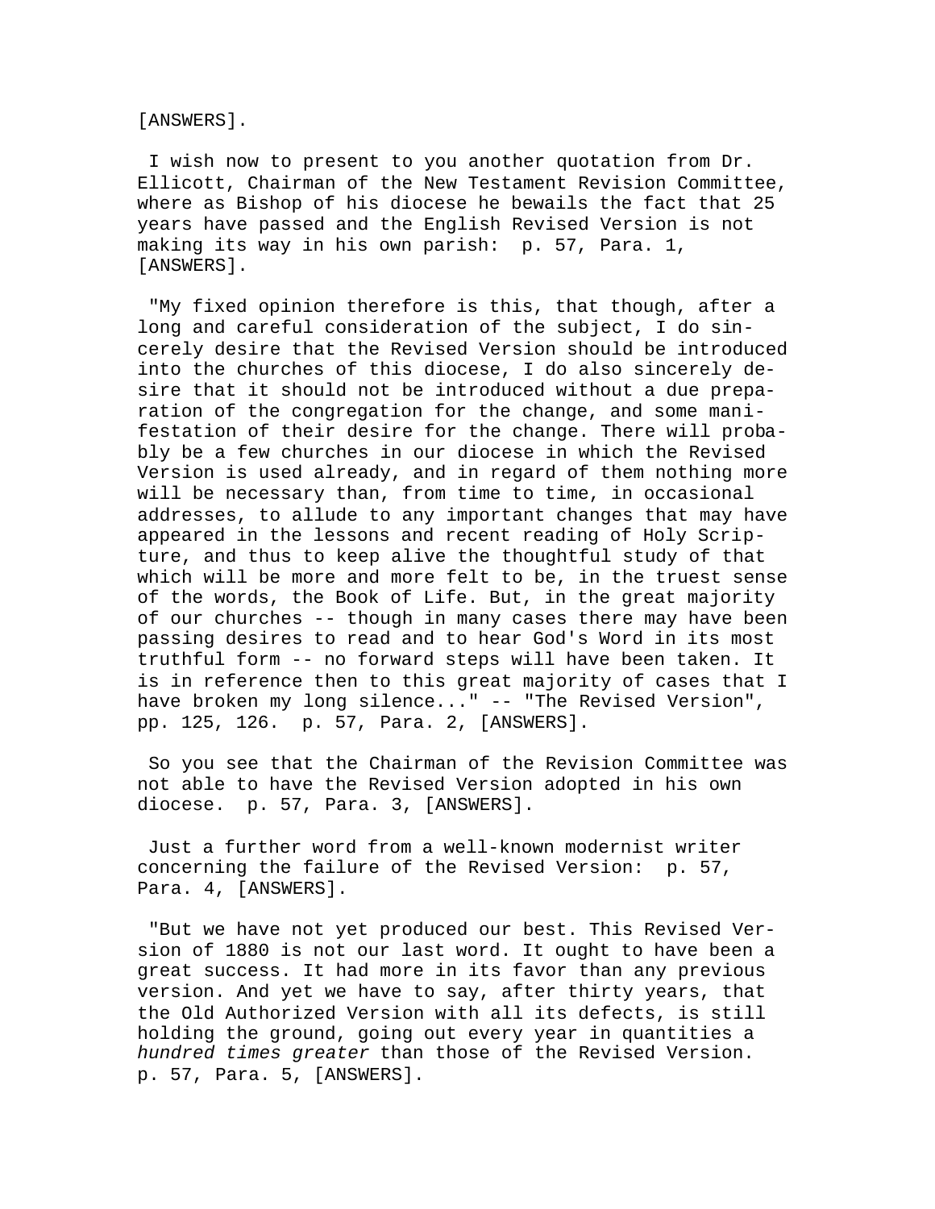[ANSWERS].

I wish now to present to you another quotation from Dr. Ellicott, Chairman of the New Testament Revision Committee, where as Bishop of his diocese he bewails the fact that 25 years have passed and the English Revised Version is not making its way in his own parish:  p. 57, Para. 1, [ANSWERS].

"My fixed opinion therefore is this, that though, after a long and careful consideration of the subject, I do sincerely desire that the Revised Version should be introduced into the churches of this diocese, I do also sincerely desire that it should not be introduced without a due preparation of the congregation for the change, and some manifestation of their desire for the change. There will probably be a few churches in our diocese in which the Revised Version is used already, and in regard of them nothing more will be necessary than, from time to time, in occasional addresses, to allude to any important changes that may have appeared in the lessons and recent reading of Holy Scripture, and thus to keep alive the thoughtful study of that which will be more and more felt to be, in the truest sense of the words, the Book of Life. But, in the great majority of our churches -- though in many cases there may have been passing desires to read and to hear God's Word in its most truthful form -- no forward steps will have been taken. It is in reference then to this great majority of cases that I have broken my long silence..." -- "The Revised Version", pp. 125, 126.  p. 57, Para. 2, [ANSWERS].

So you see that the Chairman of the Revision Committee was not able to have the Revised Version adopted in his own diocese.  p. 57, Para. 3, [ANSWERS].

Just a further word from a well-known modernist writer concerning the failure of the Revised Version:  p. 57, Para. 4, [ANSWERS].

"But we have not yet produced our best. This Revised Version of 1880 is not our last word. It ought to have been a great success. It had more in its favor than any previous version. And yet we have to say, after thirty years, that the Old Authorized Version with all its defects, is still holding the ground, going out every year in quantities a *hundred times greater* than those of the Revised Version.  p. 57, Para. 5, [ANSWERS].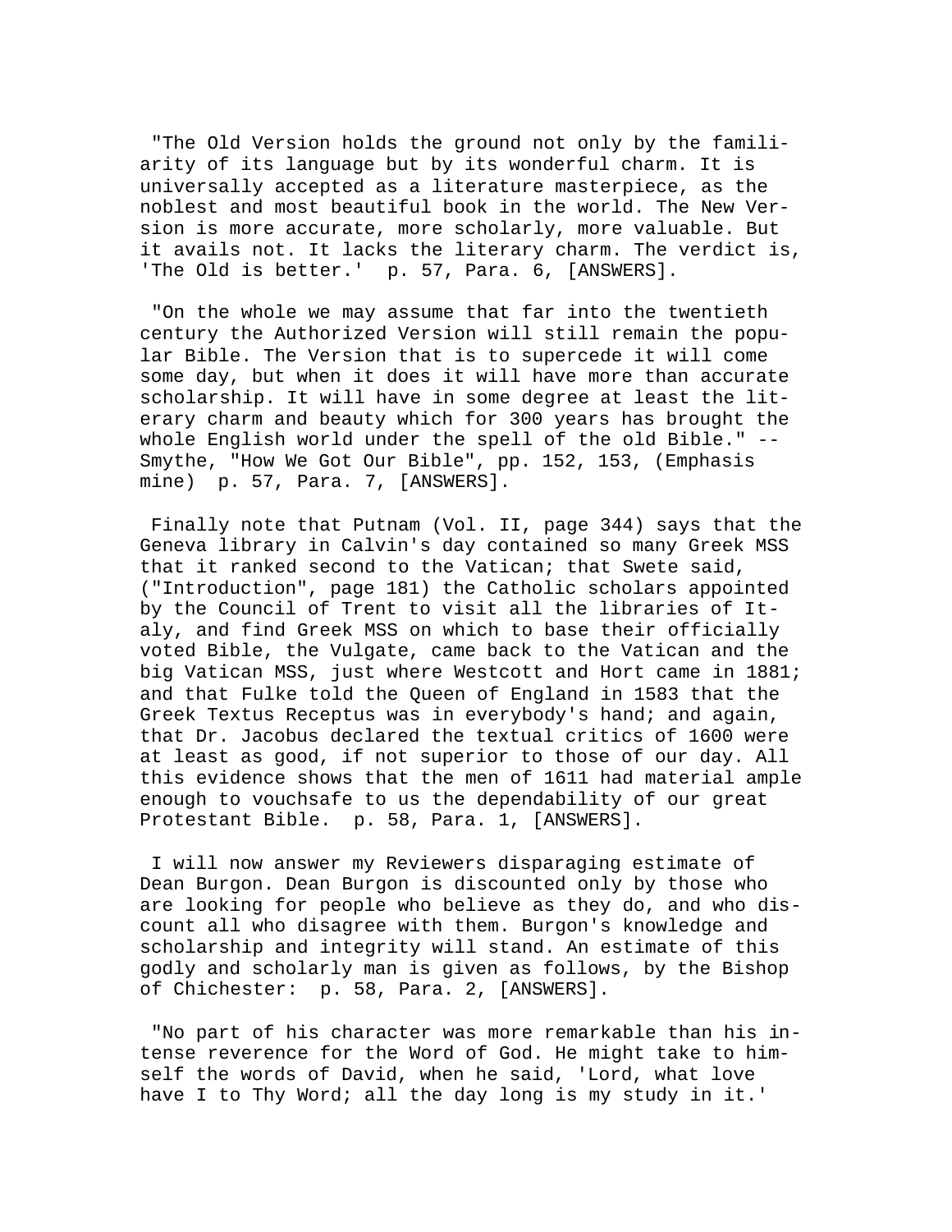"The Old Version holds the ground not only by the familiarity of its language but by its wonderful charm. It is universally accepted as a literature masterpiece, as the noblest and most beautiful book in the world. The New Version is more accurate, more scholarly, more valuable. But it avails not. It lacks the literary charm. The verdict is, 'The Old is better.' p. 57, Para. 6, [ANSWERS].

"On the whole we may assume that far into the twentieth century the Authorized Version will still remain the popular Bible. The Version that is to supercede it will come some day, but when it does it will have more than accurate scholarship. It will have in some degree at least the literary charm and beauty which for 300 years has brought the whole English world under the spell of the old Bible." -- Smythe, "How We Got Our Bible", pp. 152, 153, (Emphasis mine) p. 57, Para. 7, [ANSWERS].

Finally note that Putnam (Vol. II, page 344) says that the Geneva library in Calvin's day contained so many Greek MSS that it ranked second to the Vatican; that Swete said, ("Introduction", page 181) the Catholic scholars appointed by the Council of Trent to visit all the libraries of Italy, and find Greek MSS on which to base their officially voted Bible, the Vulgate, came back to the Vatican and the big Vatican MSS, just where Westcott and Hort came in 1881; and that Fulke told the Queen of England in 1583 that the Greek Textus Receptus was in everybody's hand; and again, that Dr. Jacobus declared the textual critics of 1600 were at least as good, if not superior to those of our day. All this evidence shows that the men of 1611 had material ample enough to vouchsafe to us the dependability of our great Protestant Bible. p. 58, Para. 1, [ANSWERS].

I will now answer my Reviewers disparaging estimate of Dean Burgon. Dean Burgon is discounted only by those who are looking for people who believe as they do, and who discount all who disagree with them. Burgon's knowledge and scholarship and integrity will stand. An estimate of this godly and scholarly man is given as follows, by the Bishop of Chichester: p. 58, Para. 2, [ANSWERS].

"No part of his character was more remarkable than his intense reverence for the Word of God. He might take to himself the words of David, when he said, 'Lord, what love have I to Thy Word; all the day long is my study in it.'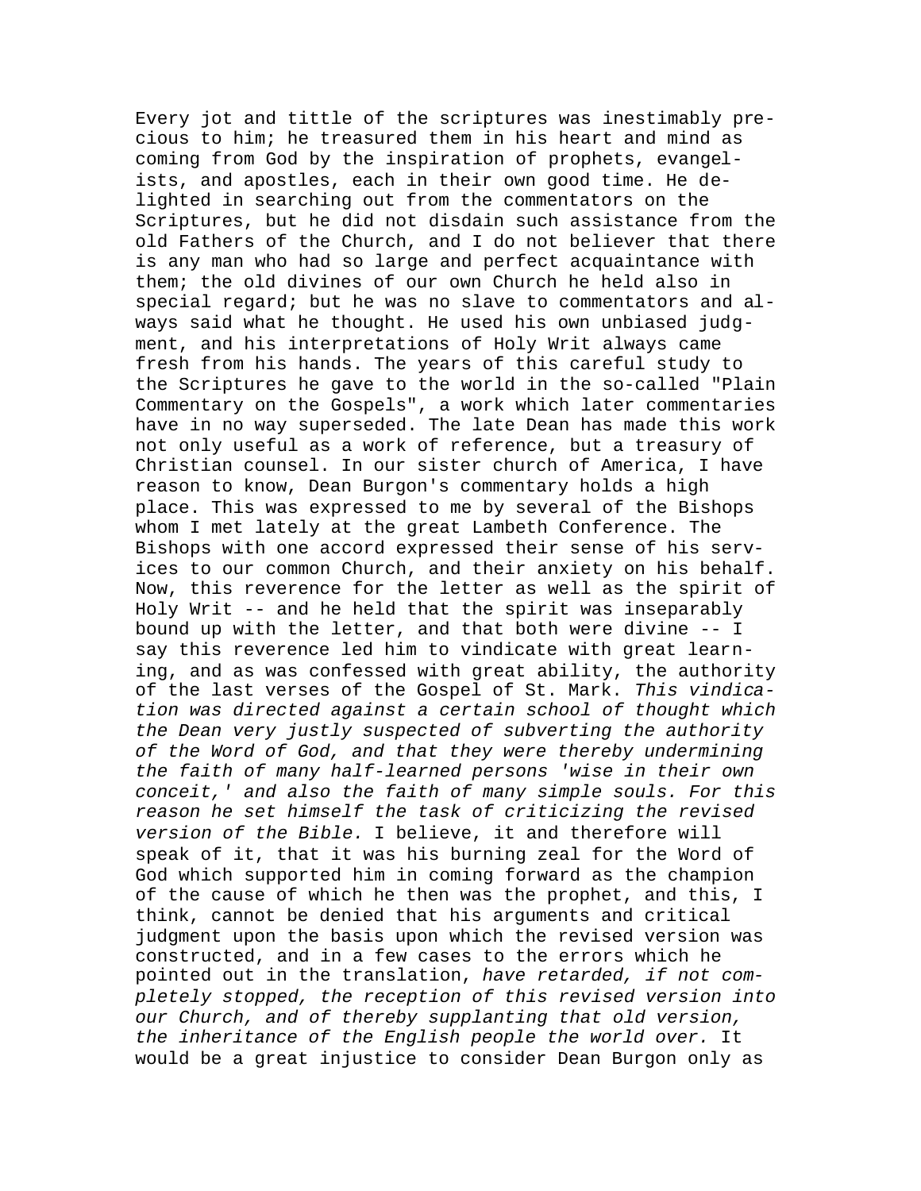Every jot and tittle of the scriptures was inestimably precious to him; he treasured them in his heart and mind as coming from God by the inspiration of prophets, evangelists, and apostles, each in their own good time. He delighted in searching out from the commentators on the Scriptures, but he did not disdain such assistance from the old Fathers of the Church, and I do not believer that there is any man who had so large and perfect acquaintance with them; the old divines of our own Church he held also in special regard; but he was no slave to commentators and always said what he thought. He used his own unbiased judgment, and his interpretations of Holy Writ always came fresh from his hands. The years of this careful study to the Scriptures he gave to the world in the so-called "Plain Commentary on the Gospels", a work which later commentaries have in no way superseded. The late Dean has made this work not only useful as a work of reference, but a treasury of Christian counsel. In our sister church of America, I have reason to know, Dean Burgon's commentary holds a high place. This was expressed to me by several of the Bishops whom I met lately at the great Lambeth Conference. The Bishops with one accord expressed their sense of his services to our common Church, and their anxiety on his behalf. Now, this reverence for the letter as well as the spirit of Holy Writ -- and he held that the spirit was inseparably bound up with the letter, and that both were divine -- I say this reverence led him to vindicate with great learning, and as was confessed with great ability, the authority of the last verses of the Gospel of St. Mark. *This vindication was directed against a certain school of thought which the Dean very justly suspected of subverting the authority of the Word of God, and that they were thereby undermining the faith of many half-learned persons 'wise in their own conceit,' and also the faith of many simple souls. For this reason he set himself the task of criticizing the revised version of the Bible.* I believe, it and therefore will speak of it, that it was his burning zeal for the Word of God which supported him in coming forward as the champion of the cause of which he then was the prophet, and this, I think, cannot be denied that his arguments and critical judgment upon the basis upon which the revised version was constructed, and in a few cases to the errors which he pointed out in the translation, *have retarded, if not completely stopped, the reception of this revised version into our Church, and of thereby supplanting that old version, the inheritance of the English people the world over.* It would be a great injustice to consider Dean Burgon only as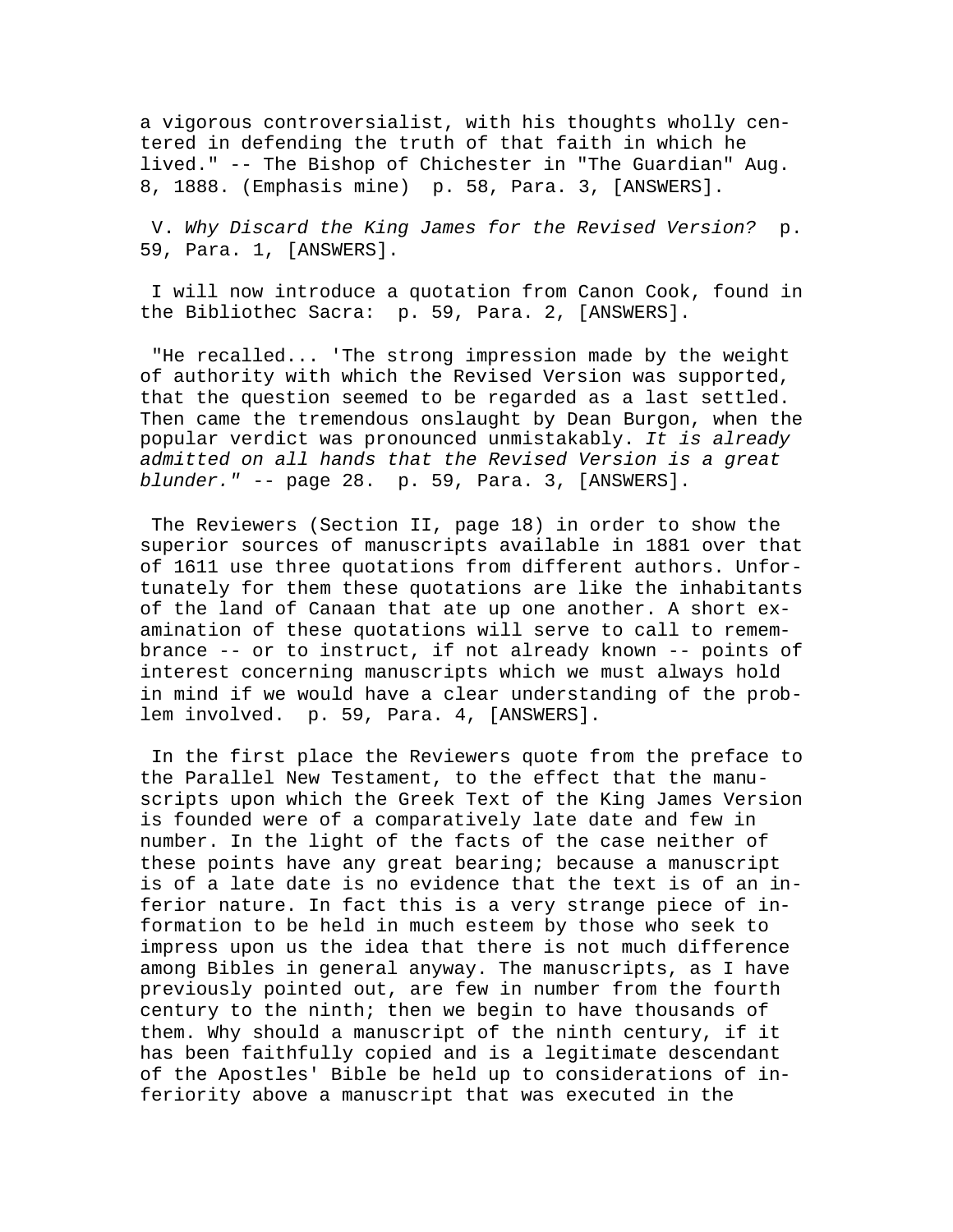a vigorous controversialist, with his thoughts wholly centered in defending the truth of that faith in which he lived." -- The Bishop of Chichester in "The Guardian" Aug. 8, 1888. (Emphasis mine) p. 58, Para. 3, [ANSWERS].

V. *Why Discard the King James for the Revised Version?* p. 59, Para. 1, [ANSWERS].

I will now introduce a quotation from Canon Cook, found in the Bibliothec Sacra: p. 59, Para. 2, [ANSWERS].

"He recalled... 'The strong impression made by the weight of authority with which the Revised Version was supported, that the question seemed to be regarded as a last settled. Then came the tremendous onslaught by Dean Burgon, when the popular verdict was pronounced unmistakably. *It is already admitted on all hands that the Revised Version is a great blunder."* -- page 28. p. 59, Para. 3, [ANSWERS].

The Reviewers (Section II, page 18) in order to show the superior sources of manuscripts available in 1881 over that of 1611 use three quotations from different authors. Unfortunately for them these quotations are like the inhabitants of the land of Canaan that ate up one another. A short examination of these quotations will serve to call to remembrance -- or to instruct, if not already known -- points of interest concerning manuscripts which we must always hold in mind if we would have a clear understanding of the problem involved. p. 59, Para. 4, [ANSWERS].

In the first place the Reviewers quote from the preface to the Parallel New Testament, to the effect that the manuscripts upon which the Greek Text of the King James Version is founded were of a comparatively late date and few in number. In the light of the facts of the case neither of these points have any great bearing; because a manuscript is of a late date is no evidence that the text is of an inferior nature. In fact this is a very strange piece of information to be held in much esteem by those who seek to impress upon us the idea that there is not much difference among Bibles in general anyway. The manuscripts, as I have previously pointed out, are few in number from the fourth century to the ninth; then we begin to have thousands of them. Why should a manuscript of the ninth century, if it has been faithfully copied and is a legitimate descendant of the Apostles' Bible be held up to considerations of inferiority above a manuscript that was executed in the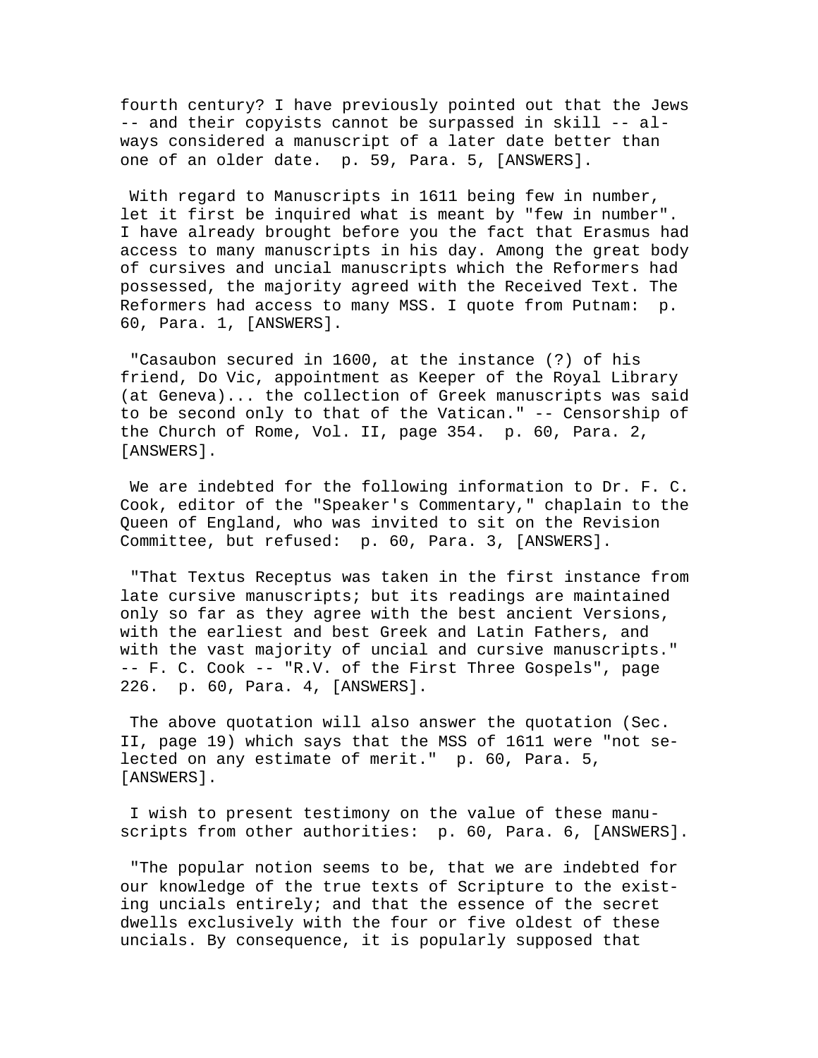fourth century? I have previously pointed out that the Jews -- and their copyists cannot be surpassed in skill -- always considered a manuscript of a later date better than one of an older date. p. 59, Para. 5, [ANSWERS].

With regard to Manuscripts in 1611 being few in number, let it first be inquired what is meant by "few in number". I have already brought before you the fact that Erasmus had access to many manuscripts in his day. Among the great body of cursives and uncial manuscripts which the Reformers had possessed, the majority agreed with the Received Text. The Reformers had access to many MSS. I quote from Putnam: p. 60, Para. 1, [ANSWERS].

"Casaubon secured in 1600, at the instance (?) of his friend, Do Vic, appointment as Keeper of the Royal Library (at Geneva)... the collection of Greek manuscripts was said to be second only to that of the Vatican." -- Censorship of the Church of Rome, Vol. II, page 354. p. 60, Para. 2, [ANSWERS].

We are indebted for the following information to Dr. F. C. Cook, editor of the "Speaker's Commentary," chaplain to the Queen of England, who was invited to sit on the Revision Committee, but refused: p. 60, Para. 3, [ANSWERS].

"That Textus Receptus was taken in the first instance from late cursive manuscripts; but its readings are maintained only so far as they agree with the best ancient Versions, with the earliest and best Greek and Latin Fathers, and with the vast majority of uncial and cursive manuscripts." -- F. C. Cook -- "R.V. of the First Three Gospels", page 226. p. 60, Para. 4, [ANSWERS].

The above quotation will also answer the quotation (Sec. II, page 19) which says that the MSS of 1611 were "not selected on any estimate of merit." p. 60, Para. 5, [ANSWERS].

I wish to present testimony on the value of these manuscripts from other authorities: p. 60, Para. 6, [ANSWERS].

"The popular notion seems to be, that we are indebted for our knowledge of the true texts of Scripture to the existing uncials entirely; and that the essence of the secret dwells exclusively with the four or five oldest of these uncials. By consequence, it is popularly supposed that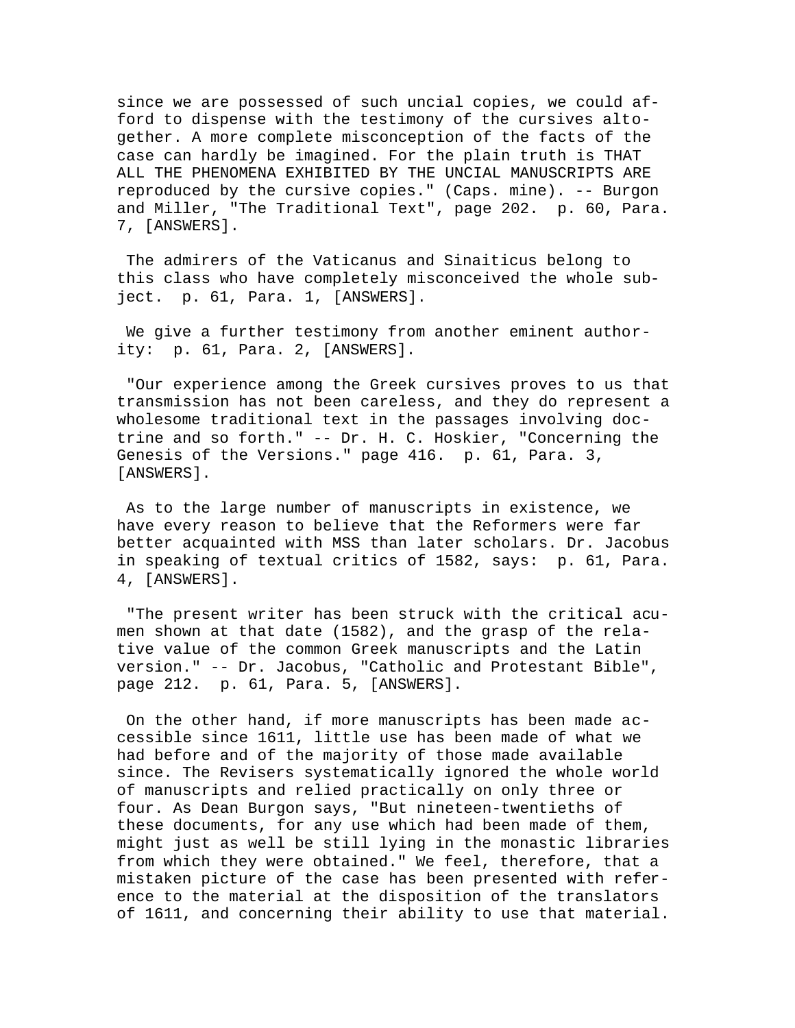since we are possessed of such uncial copies, we could afford to dispense with the testimony of the cursives altogether. A more complete misconception of the facts of the case can hardly be imagined. For the plain truth is THAT ALL THE PHENOMENA EXHIBITED BY THE UNCIAL MANUSCRIPTS ARE reproduced by the cursive copies." (Caps. mine). -- Burgon and Miller, "The Traditional Text", page 202. p. 60, Para. 7, [ANSWERS].

The admirers of the Vaticanus and Sinaiticus belong to this class who have completely misconceived the whole subject. p. 61, Para. 1, [ANSWERS].

We give a further testimony from another eminent authority: p. 61, Para. 2, [ANSWERS].

"Our experience among the Greek cursives proves to us that transmission has not been careless, and they do represent a wholesome traditional text in the passages involving doctrine and so forth." -- Dr. H. C. Hoskier, "Concerning the Genesis of the Versions." page 416. p. 61, Para. 3, [ANSWERS].

As to the large number of manuscripts in existence, we have every reason to believe that the Reformers were far better acquainted with MSS than later scholars. Dr. Jacobus in speaking of textual critics of 1582, says: p. 61, Para. 4, [ANSWERS].

"The present writer has been struck with the critical acumen shown at that date (1582), and the grasp of the relative value of the common Greek manuscripts and the Latin version." -- Dr. Jacobus, "Catholic and Protestant Bible", page 212. p. 61, Para. 5, [ANSWERS].

On the other hand, if more manuscripts has been made accessible since 1611, little use has been made of what we had before and of the majority of those made available since. The Revisers systematically ignored the whole world of manuscripts and relied practically on only three or four. As Dean Burgon says, "But nineteen-twentieths of these documents, for any use which had been made of them, might just as well be still lying in the monastic libraries from which they were obtained." We feel, therefore, that a mistaken picture of the case has been presented with reference to the material at the disposition of the translators of 1611, and concerning their ability to use that material.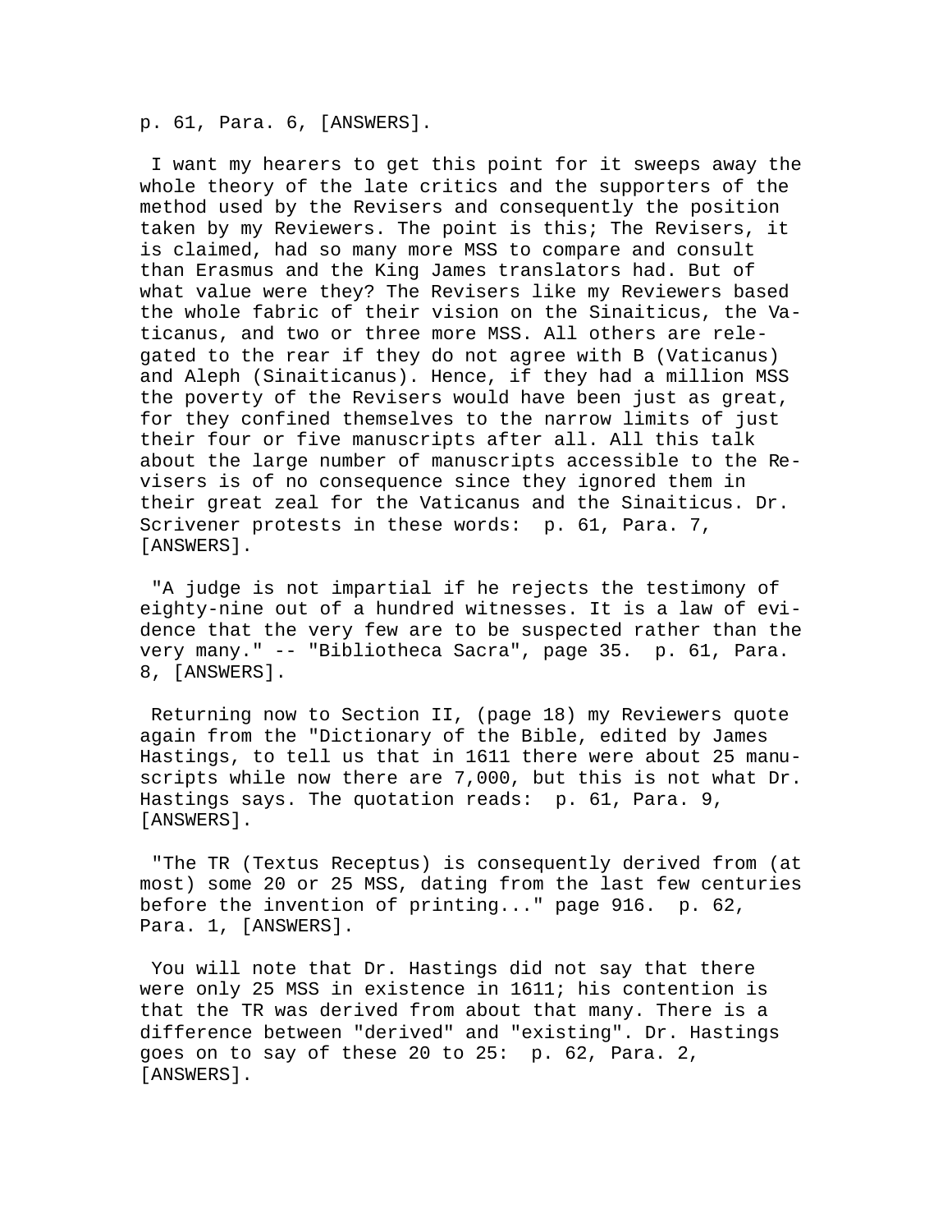p. 61, Para. 6, [ANSWERS].

I want my hearers to get this point for it sweeps away the whole theory of the late critics and the supporters of the method used by the Revisers and consequently the position taken by my Reviewers. The point is this; The Revisers, it is claimed, had so many more MSS to compare and consult than Erasmus and the King James translators had. But of what value were they? The Revisers like my Reviewers based the whole fabric of their vision on the Sinaiticus, the Vaticanus, and two or three more MSS. All others are relegated to the rear if they do not agree with B (Vaticanus) and Aleph (Sinaiticanus). Hence, if they had a million MSS the poverty of the Revisers would have been just as great, for they confined themselves to the narrow limits of just their four or five manuscripts after all. All this talk about the large number of manuscripts accessible to the Revisers is of no consequence since they ignored them in their great zeal for the Vaticanus and the Sinaiticus. Dr. Scrivener protests in these words: p. 61, Para. 7, [ANSWERS].

"A judge is not impartial if he rejects the testimony of eighty-nine out of a hundred witnesses. It is a law of evidence that the very few are to be suspected rather than the very many." -- "Bibliotheca Sacra", page 35. p. 61, Para. 8, [ANSWERS].

Returning now to Section II, (page 18) my Reviewers quote again from the "Dictionary of the Bible, edited by James Hastings, to tell us that in 1611 there were about 25 manuscripts while now there are 7,000, but this is not what Dr. Hastings says. The quotation reads: p. 61, Para. 9, [ANSWERS].

"The TR (Textus Receptus) is consequently derived from (at most) some 20 or 25 MSS, dating from the last few centuries before the invention of printing..." page 916. p. 62, Para. 1, [ANSWERS].

You will note that Dr. Hastings did not say that there were only 25 MSS in existence in 1611; his contention is that the TR was derived from about that many. There is a difference between "derived" and "existing". Dr. Hastings goes on to say of these 20 to 25: p. 62, Para. 2, [ANSWERS].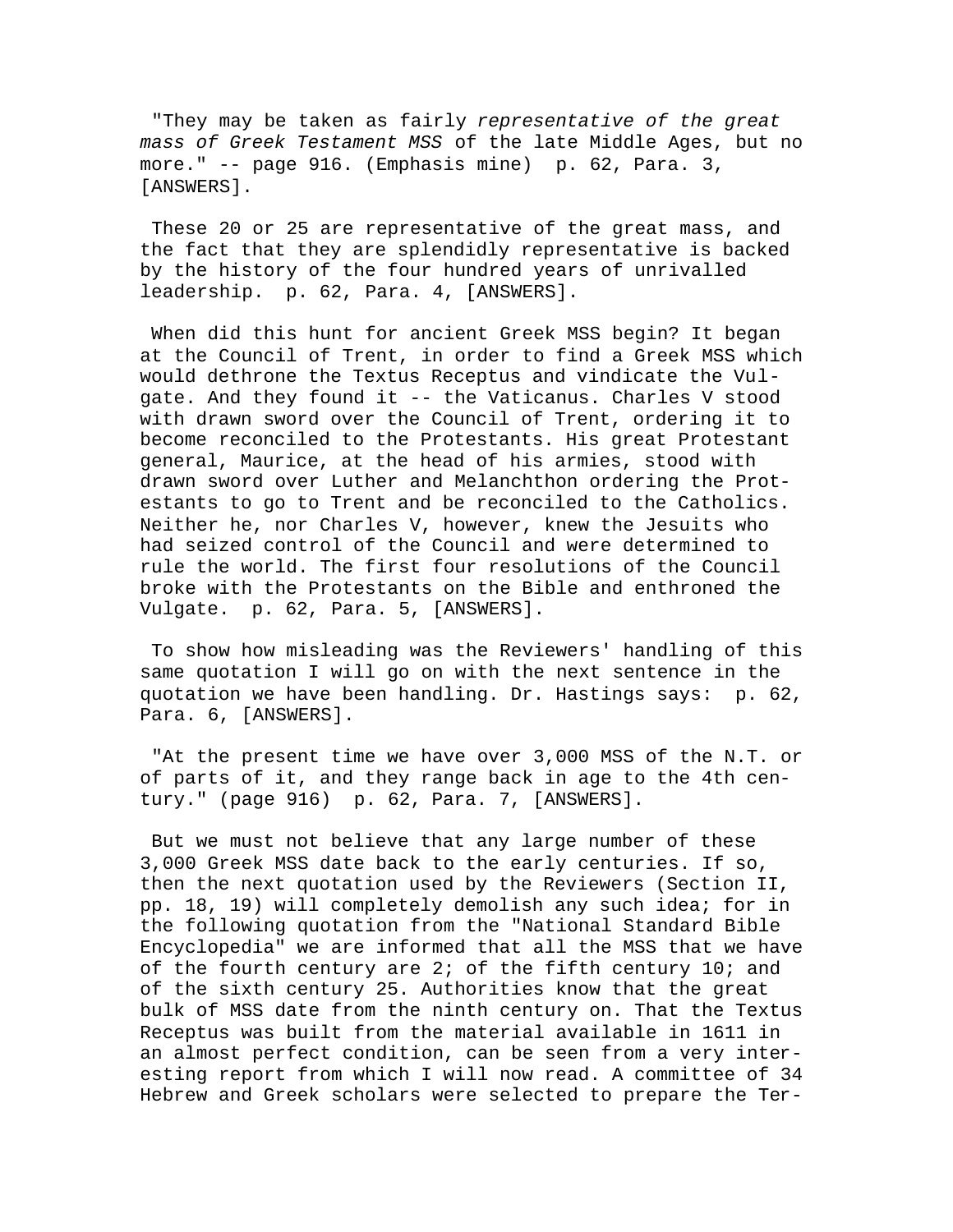"They may be taken as fairly *representative of the great mass of Greek Testament MSS* of the late Middle Ages, but no more." -- page 916. (Emphasis mine)  p. 62, Para. 3, [ANSWERS].

These 20 or 25 are representative of the great mass, and the fact that they are splendidly representative is backed by the history of the four hundred years of unrivalled leadership.  p. 62, Para. 4, [ANSWERS].

When did this hunt for ancient Greek MSS begin? It began at the Council of Trent, in order to find a Greek MSS which would dethrone the Textus Receptus and vindicate the Vulgate. And they found it -- the Vaticanus. Charles V stood with drawn sword over the Council of Trent, ordering it to become reconciled to the Protestants. His great Protestant general, Maurice, at the head of his armies, stood with drawn sword over Luther and Melanchthon ordering the Protestants to go to Trent and be reconciled to the Catholics. Neither he, nor Charles V, however, knew the Jesuits who had seized control of the Council and were determined to rule the world. The first four resolutions of the Council broke with the Protestants on the Bible and enthroned the Vulgate.  p. 62, Para. 5, [ANSWERS].

To show how misleading was the Reviewers' handling of this same quotation I will go on with the next sentence in the quotation we have been handling. Dr. Hastings says:  p. 62, Para. 6, [ANSWERS].

"At the present time we have over 3,000 MSS of the N.T. or of parts of it, and they range back in age to the 4th century." (page 916)  p. 62, Para. 7, [ANSWERS].

But we must not believe that any large number of these 3,000 Greek MSS date back to the early centuries. If so, then the next quotation used by the Reviewers (Section II, pp. 18, 19) will completely demolish any such idea; for in the following quotation from the "National Standard Bible Encyclopedia" we are informed that all the MSS that we have of the fourth century are 2; of the fifth century 10; and of the sixth century 25. Authorities know that the great bulk of MSS date from the ninth century on. That the Textus Receptus was built from the material available in 1611 in an almost perfect condition, can be seen from a very interesting report from which I will now read. A committee of 34 Hebrew and Greek scholars were selected to prepare the Ter-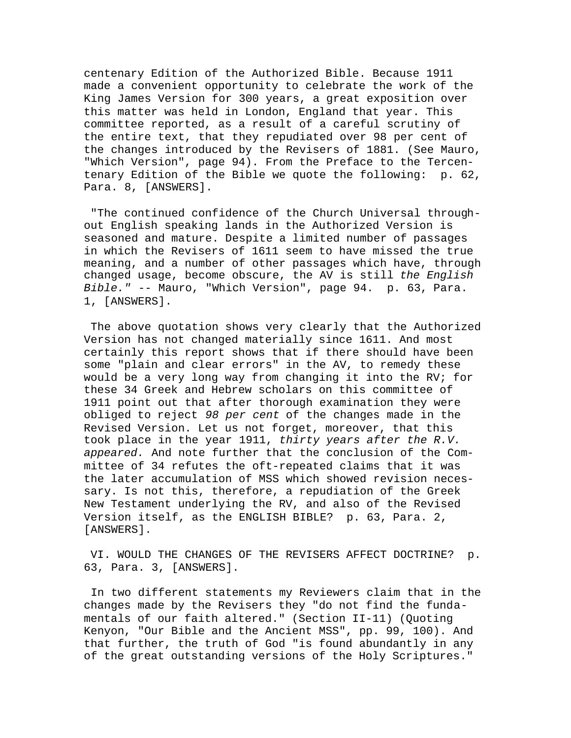centenary Edition of the Authorized Bible. Because 1911 made a convenient opportunity to celebrate the work of the King James Version for 300 years, a great exposition over this matter was held in London, England that year. This committee reported, as a result of a careful scrutiny of the entire text, that they repudiated over 98 per cent of the changes introduced by the Revisers of 1881. (See Mauro, "Which Version", page 94). From the Preface to the Tercentenary Edition of the Bible we quote the following:  p. 62, Para. 8, [ANSWERS].

"The continued confidence of the Church Universal throughout English speaking lands in the Authorized Version is seasoned and mature. Despite a limited number of passages in which the Revisers of 1611 seem to have missed the true meaning, and a number of other passages which have, through changed usage, become obscure, the AV is still *the English Bible.*" -- Mauro, "Which Version", page 94.  p. 63, Para. 1, [ANSWERS].

The above quotation shows very clearly that the Authorized Version has not changed materially since 1611. And most certainly this report shows that if there should have been some "plain and clear errors" in the AV, to remedy these would be a very long way from changing it into the RV; for these 34 Greek and Hebrew scholars on this committee of 1911 point out that after thorough examination they were obliged to reject *98 per cent* of the changes made in the Revised Version. Let us not forget, moreover, that this took place in the year 1911, *thirty years after the R.V. appeared.* And note further that the conclusion of the Committee of 34 refutes the oft-repeated claims that it was the later accumulation of MSS which showed revision necessary. Is not this, therefore, a repudiation of the Greek New Testament underlying the RV, and also of the Revised Version itself, as the ENGLISH BIBLE?  p. 63, Para. 2, [ANSWERS].

VI. WOULD THE CHANGES OF THE REVISERS AFFECT DOCTRINE?  p. 63, Para. 3, [ANSWERS].

In two different statements my Reviewers claim that in the changes made by the Revisers they "do not find the fundamentals of our faith altered." (Section II-11) (Quoting Kenyon, "Our Bible and the Ancient MSS", pp. 99, 100). And that further, the truth of God "is found abundantly in any of the great outstanding versions of the Holy Scriptures."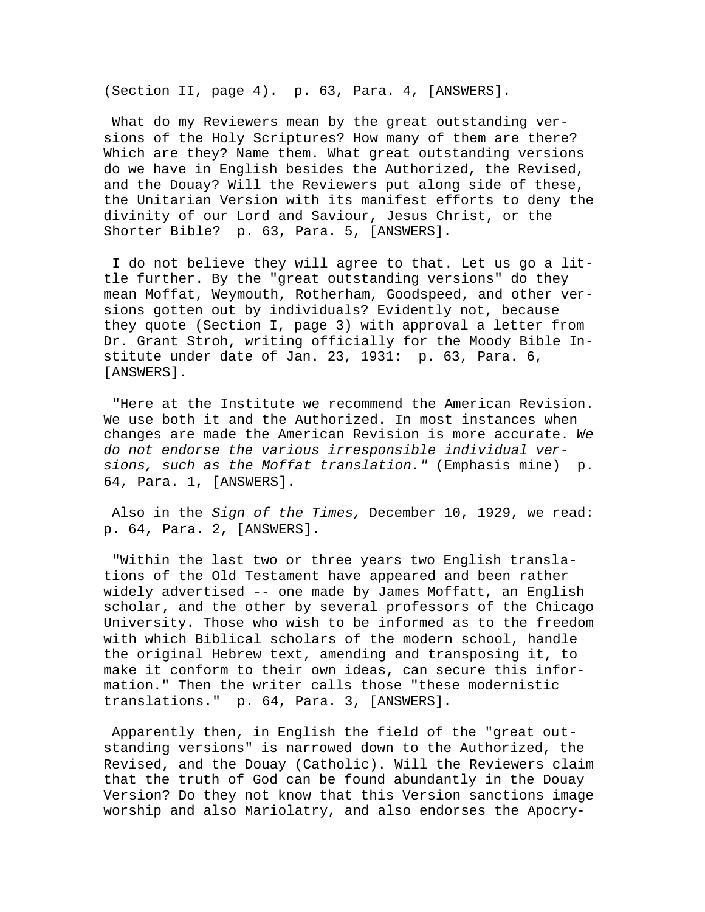(Section II, page 4). p. 63, Para. 4, [ANSWERS].

What do my Reviewers mean by the great outstanding versions of the Holy Scriptures? How many of them are there? Which are they? Name them. What great outstanding versions do we have in English besides the Authorized, the Revised, and the Douay? Will the Reviewers put along side of these, the Unitarian Version with its manifest efforts to deny the divinity of our Lord and Saviour, Jesus Christ, or the Shorter Bible? p. 63, Para. 5, [ANSWERS].

I do not believe they will agree to that. Let us go a little further. By the "great outstanding versions" do they mean Moffat, Weymouth, Rotherham, Goodspeed, and other versions gotten out by individuals? Evidently not, because they quote (Section I, page 3) with approval a letter from Dr. Grant Stroh, writing officially for the Moody Bible Institute under date of Jan. 23, 1931: p. 63, Para. 6, [ANSWERS].

"Here at the Institute we recommend the American Revision. We use both it and the Authorized. In most instances when changes are made the American Revision is more accurate. *We do not endorse the various irresponsible individual versions, such as the Moffat translation."* (Emphasis mine) p. 64, Para. 1, [ANSWERS].

Also in the *Sign of the Times,* December 10, 1929, we read: p. 64, Para. 2, [ANSWERS].

"Within the last two or three years two English translations of the Old Testament have appeared and been rather widely advertised -- one made by James Moffatt, an English scholar, and the other by several professors of the Chicago University. Those who wish to be informed as to the freedom with which Biblical scholars of the modern school, handle the original Hebrew text, amending and transposing it, to make it conform to their own ideas, can secure this information." Then the writer calls those "these modernistic translations." p. 64, Para. 3, [ANSWERS].

Apparently then, in English the field of the "great outstanding versions" is narrowed down to the Authorized, the Revised, and the Douay (Catholic). Will the Reviewers claim that the truth of God can be found abundantly in the Douay Version? Do they not know that this Version sanctions image worship and also Mariolatry, and also endorses the Apocry-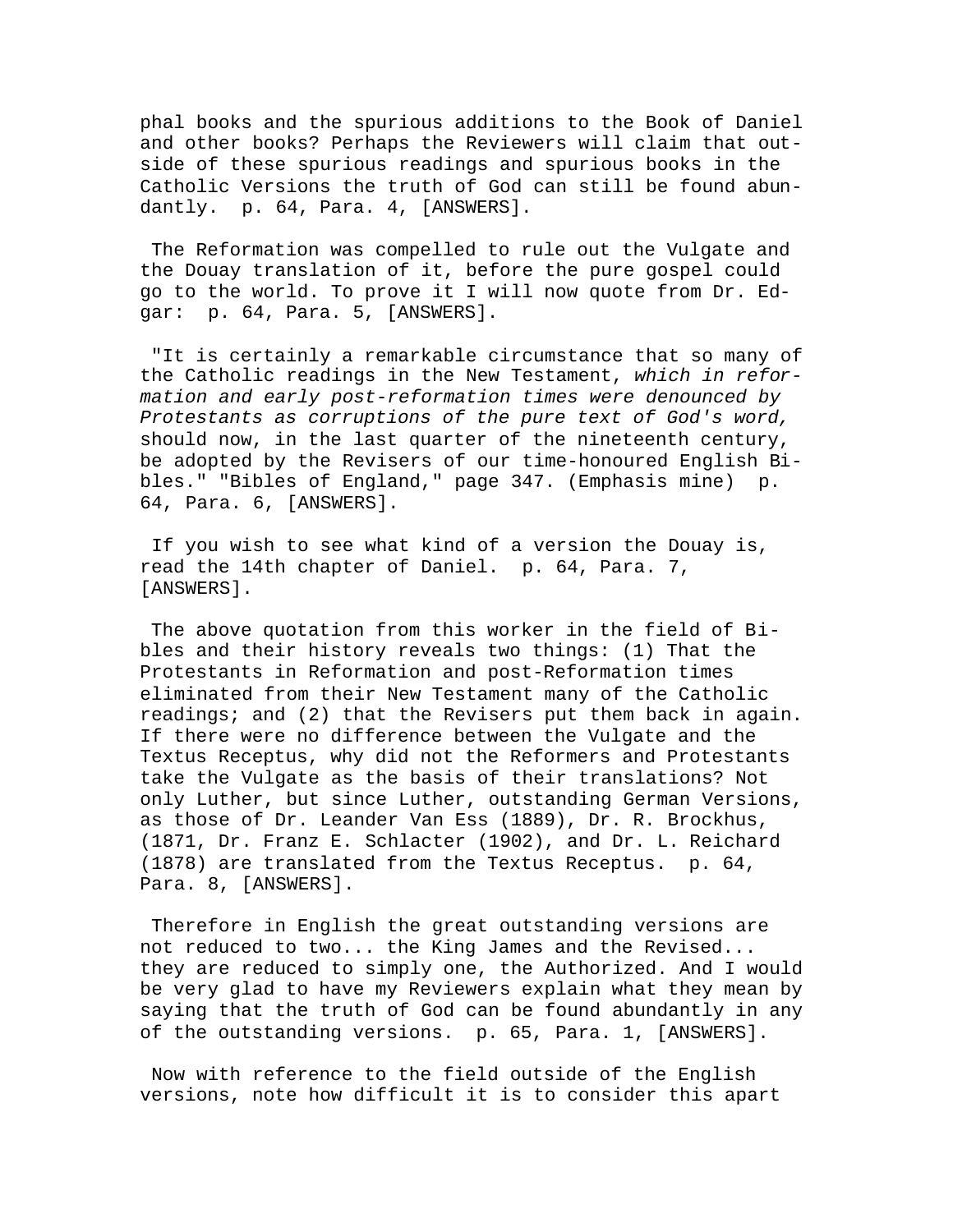phal books and the spurious additions to the Book of Daniel and other books? Perhaps the Reviewers will claim that outside of these spurious readings and spurious books in the Catholic Versions the truth of God can still be found abundantly. p. 64, Para. 4, [ANSWERS].

The Reformation was compelled to rule out the Vulgate and the Douay translation of it, before the pure gospel could go to the world. To prove it I will now quote from Dr. Edgar: p. 64, Para. 5, [ANSWERS].

"It is certainly a remarkable circumstance that so many of the Catholic readings in the New Testament, *which in reformation and early post-reformation times were denounced by Protestants as corruptions of the pure text of God's word,* should now, in the last quarter of the nineteenth century, be adopted by the Revisers of our time-honoured English Bibles." "Bibles of England," page 347. (Emphasis mine) p. 64, Para. 6, [ANSWERS].

If you wish to see what kind of a version the Douay is, read the 14th chapter of Daniel. p. 64, Para. 7, [ANSWERS].

The above quotation from this worker in the field of Bibles and their history reveals two things: (1) That the Protestants in Reformation and post-Reformation times eliminated from their New Testament many of the Catholic readings; and (2) that the Revisers put them back in again. If there were no difference between the Vulgate and the Textus Receptus, why did not the Reformers and Protestants take the Vulgate as the basis of their translations? Not only Luther, but since Luther, outstanding German Versions, as those of Dr. Leander Van Ess (1889), Dr. R. Brockhus, (1871, Dr. Franz E. Schlacter (1902), and Dr. L. Reichard (1878) are translated from the Textus Receptus. p. 64, Para. 8, [ANSWERS].

Therefore in English the great outstanding versions are not reduced to two... the King James and the Revised... they are reduced to simply one, the Authorized. And I would be very glad to have my Reviewers explain what they mean by saying that the truth of God can be found abundantly in any of the outstanding versions. p. 65, Para. 1, [ANSWERS].

Now with reference to the field outside of the English versions, note how difficult it is to consider this apart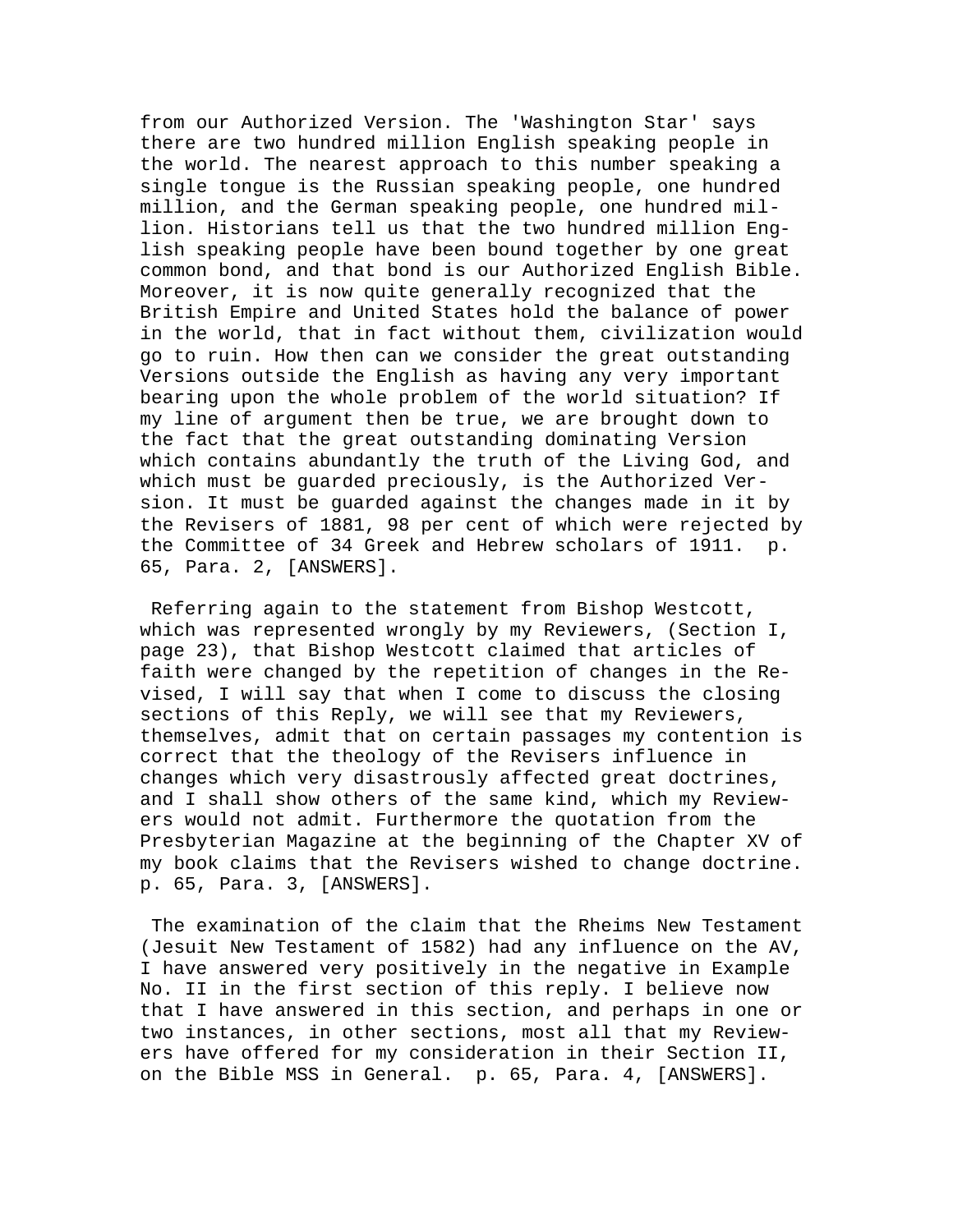from our Authorized Version. The 'Washington Star' says there are two hundred million English speaking people in the world. The nearest approach to this number speaking a single tongue is the Russian speaking people, one hundred million, and the German speaking people, one hundred million. Historians tell us that the two hundred million English speaking people have been bound together by one great common bond, and that bond is our Authorized English Bible. Moreover, it is now quite generally recognized that the British Empire and United States hold the balance of power in the world, that in fact without them, civilization would go to ruin. How then can we consider the great outstanding Versions outside the English as having any very important bearing upon the whole problem of the world situation? If my line of argument then be true, we are brought down to the fact that the great outstanding dominating Version which contains abundantly the truth of the Living God, and which must be guarded preciously, is the Authorized Version. It must be guarded against the changes made in it by the Revisers of 1881, 98 per cent of which were rejected by the Committee of 34 Greek and Hebrew scholars of 1911. p. 65, Para. 2, [ANSWERS].

Referring again to the statement from Bishop Westcott, which was represented wrongly by my Reviewers, (Section I, page 23), that Bishop Westcott claimed that articles of faith were changed by the repetition of changes in the Revised, I will say that when I come to discuss the closing sections of this Reply, we will see that my Reviewers, themselves, admit that on certain passages my contention is correct that the theology of the Revisers influence in changes which very disastrously affected great doctrines, and I shall show others of the same kind, which my Reviewers would not admit. Furthermore the quotation from the Presbyterian Magazine at the beginning of the Chapter XV of my book claims that the Revisers wished to change doctrine. p. 65, Para. 3, [ANSWERS].

The examination of the claim that the Rheims New Testament (Jesuit New Testament of 1582) had any influence on the AV, I have answered very positively in the negative in Example No. II in the first section of this reply. I believe now that I have answered in this section, and perhaps in one or two instances, in other sections, most all that my Reviewers have offered for my consideration in their Section II, on the Bible MSS in General. p. 65, Para. 4, [ANSWERS].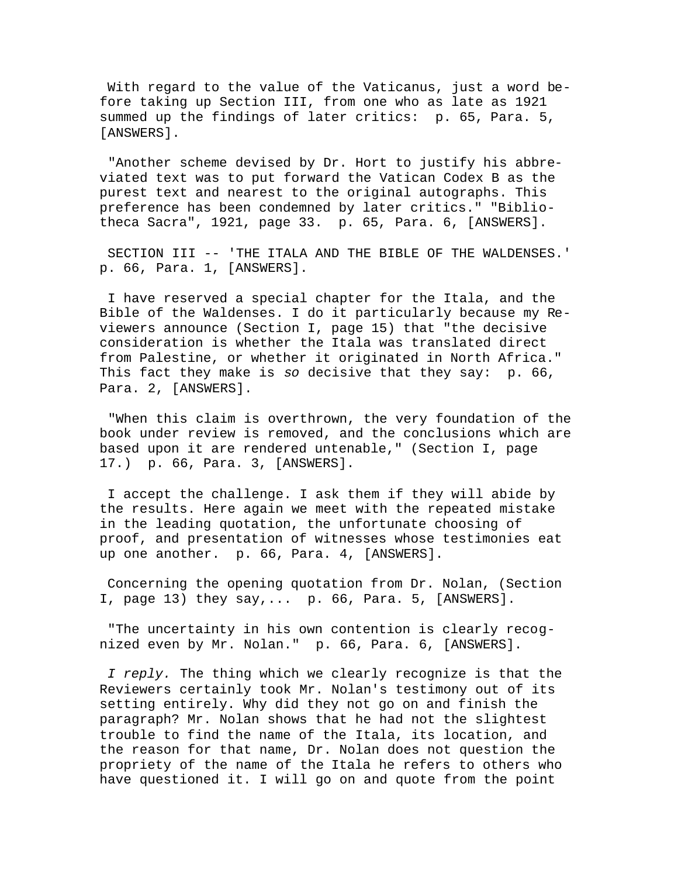With regard to the value of the Vaticanus, just a word before taking up Section III, from one who as late as 1921 summed up the findings of later critics: p. 65, Para. 5, [ANSWERS].

"Another scheme devised by Dr. Hort to justify his abbreviated text was to put forward the Vatican Codex B as the purest text and nearest to the original autographs. This preference has been condemned by later critics." "Bibliotheca Sacra", 1921, page 33. p. 65, Para. 6, [ANSWERS].

SECTION III -- 'THE ITALA AND THE BIBLE OF THE WALDENSES.' p. 66, Para. 1, [ANSWERS].

I have reserved a special chapter for the Itala, and the Bible of the Waldenses. I do it particularly because my Reviewers announce (Section I, page 15) that "the decisive consideration is whether the Itala was translated direct from Palestine, or whether it originated in North Africa." This fact they make is *so* decisive that they say: p. 66, Para. 2, [ANSWERS].

"When this claim is overthrown, the very foundation of the book under review is removed, and the conclusions which are based upon it are rendered untenable," (Section I, page 17.) p. 66, Para. 3, [ANSWERS].

I accept the challenge. I ask them if they will abide by the results. Here again we meet with the repeated mistake in the leading quotation, the unfortunate choosing of proof, and presentation of witnesses whose testimonies eat up one another. p. 66, Para. 4, [ANSWERS].

Concerning the opening quotation from Dr. Nolan, (Section I, page 13) they say,... p. 66, Para. 5, [ANSWERS].

"The uncertainty in his own contention is clearly recognized even by Mr. Nolan." p. 66, Para. 6, [ANSWERS].

*I reply.* The thing which we clearly recognize is that the Reviewers certainly took Mr. Nolan's testimony out of its setting entirely. Why did they not go on and finish the paragraph? Mr. Nolan shows that he had not the slightest trouble to find the name of the Itala, its location, and the reason for that name, Dr. Nolan does not question the propriety of the name of the Itala he refers to others who have questioned it. I will go on and quote from the point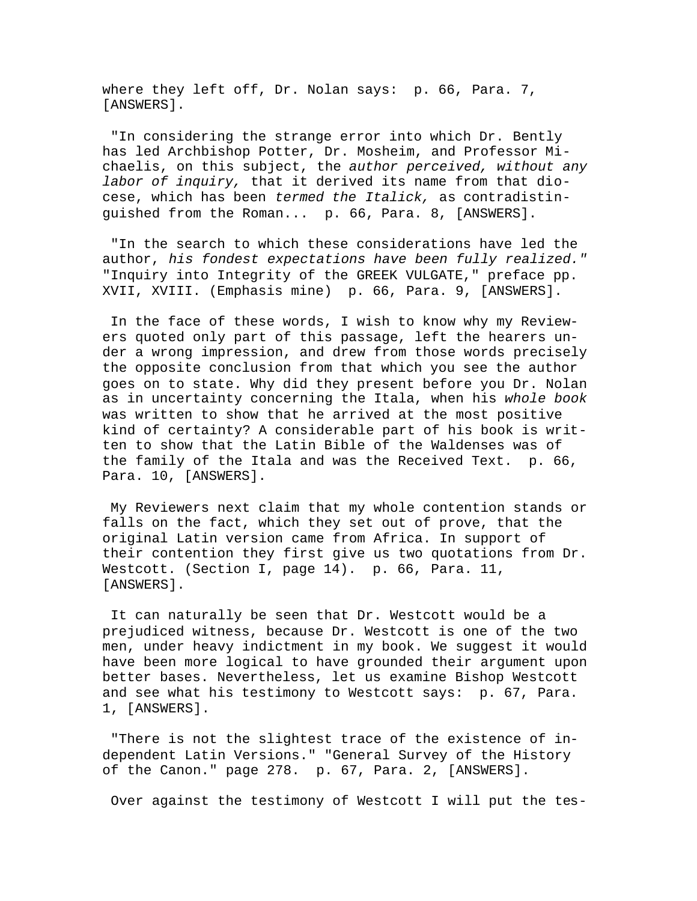where they left off, Dr. Nolan says:  p. 66, Para. 7, [ANSWERS].

"In considering the strange error into which Dr. Bently has led Archbishop Potter, Dr. Mosheim, and Professor Michaelis, on this subject, the *author perceived, without any labor of inquiry,* that it derived its name from that diocese, which has been *termed the Italick,* as contradistinguished from the Roman...  p. 66, Para. 8, [ANSWERS].

"In the search to which these considerations have led the author, *his fondest expectations have been fully realized."* "Inquiry into Integrity of the GREEK VULGATE," preface pp. XVII, XVIII. (Emphasis mine)  p. 66, Para. 9, [ANSWERS].

In the face of these words, I wish to know why my Reviewers quoted only part of this passage, left the hearers under a wrong impression, and drew from those words precisely the opposite conclusion from that which you see the author goes on to state. Why did they present before you Dr. Nolan as in uncertainty concerning the Itala, when his *whole book* was written to show that he arrived at the most positive kind of certainty? A considerable part of his book is written to show that the Latin Bible of the Waldenses was of the family of the Itala and was the Received Text.  p. 66, Para. 10, [ANSWERS].

My Reviewers next claim that my whole contention stands or falls on the fact, which they set out of prove, that the original Latin version came from Africa. In support of their contention they first give us two quotations from Dr. Westcott. (Section I, page 14).  p. 66, Para. 11, [ANSWERS].

It can naturally be seen that Dr. Westcott would be a prejudiced witness, because Dr. Westcott is one of the two men, under heavy indictment in my book. We suggest it would have been more logical to have grounded their argument upon better bases. Nevertheless, let us examine Bishop Westcott and see what his testimony to Westcott says:  p. 67, Para. 1, [ANSWERS].

"There is not the slightest trace of the existence of independent Latin Versions." "General Survey of the History of the Canon." page 278.  p. 67, Para. 2, [ANSWERS].

Over against the testimony of Westcott I will put the tes-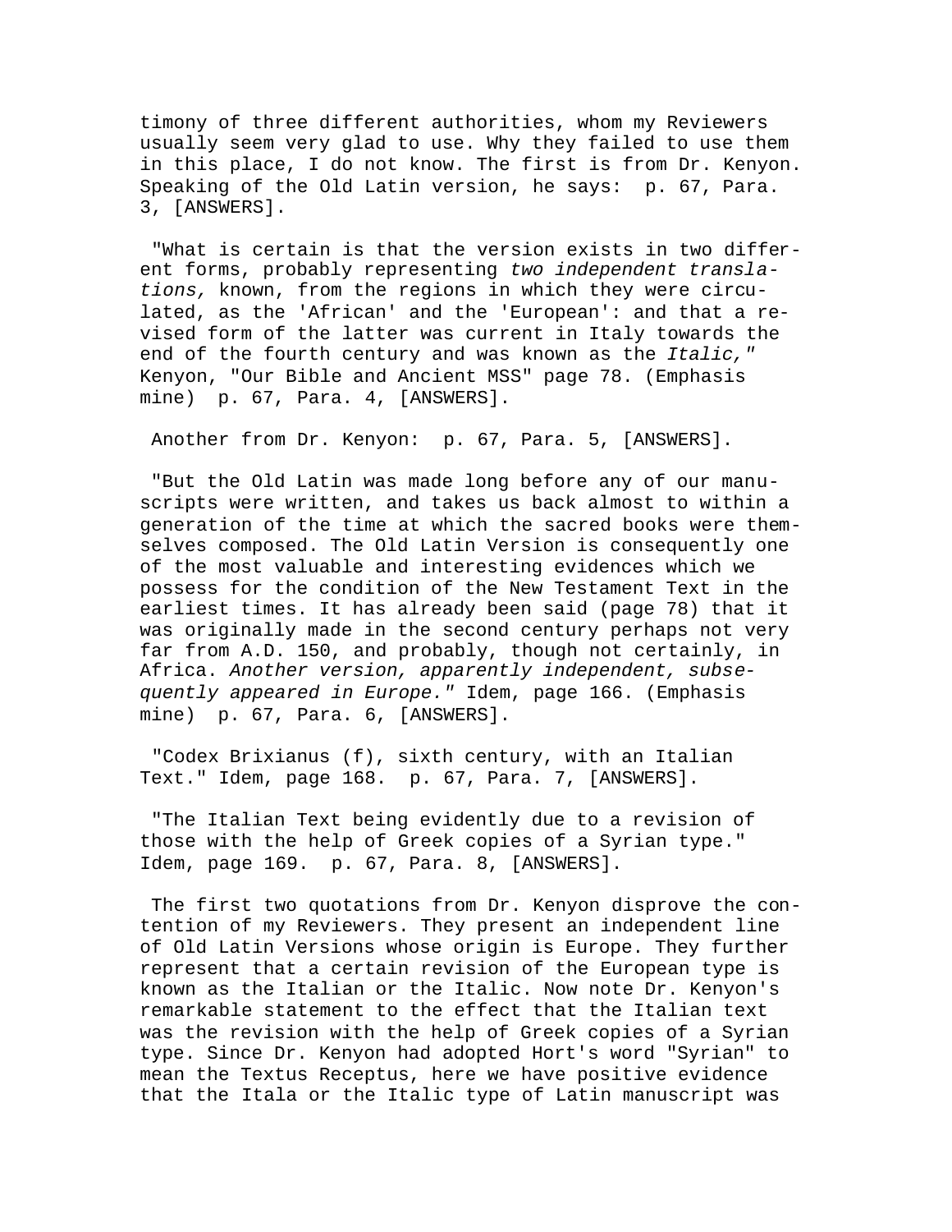timony of three different authorities, whom my Reviewers usually seem very glad to use. Why they failed to use them in this place, I do not know. The first is from Dr. Kenyon. Speaking of the Old Latin version, he says: p. 67, Para. 3, [ANSWERS].

"What is certain is that the version exists in two different forms, probably representing *two independent translations,* known, from the regions in which they were circulated, as the 'African' and the 'European': and that a revised form of the latter was current in Italy towards the end of the fourth century and was known as the *Italic,"* Kenyon, "Our Bible and Ancient MSS" page 78. (Emphasis mine) p. 67, Para. 4, [ANSWERS].

Another from Dr. Kenyon: p. 67, Para. 5, [ANSWERS].

"But the Old Latin was made long before any of our manuscripts were written, and takes us back almost to within a generation of the time at which the sacred books were themselves composed. The Old Latin Version is consequently one of the most valuable and interesting evidences which we possess for the condition of the New Testament Text in the earliest times. It has already been said (page 78) that it was originally made in the second century perhaps not very far from A.D. 150, and probably, though not certainly, in Africa. *Another version, apparently independent, subsequently appeared in Europe."* Idem, page 166. (Emphasis mine) p. 67, Para. 6, [ANSWERS].

"Codex Brixianus (f), sixth century, with an Italian Text." Idem, page 168. p. 67, Para. 7, [ANSWERS].

"The Italian Text being evidently due to a revision of those with the help of Greek copies of a Syrian type." Idem, page 169. p. 67, Para. 8, [ANSWERS].

The first two quotations from Dr. Kenyon disprove the contention of my Reviewers. They present an independent line of Old Latin Versions whose origin is Europe. They further represent that a certain revision of the European type is known as the Italian or the Italic. Now note Dr. Kenyon's remarkable statement to the effect that the Italian text was the revision with the help of Greek copies of a Syrian type. Since Dr. Kenyon had adopted Hort's word "Syrian" to mean the Textus Receptus, here we have positive evidence that the Itala or the Italic type of Latin manuscript was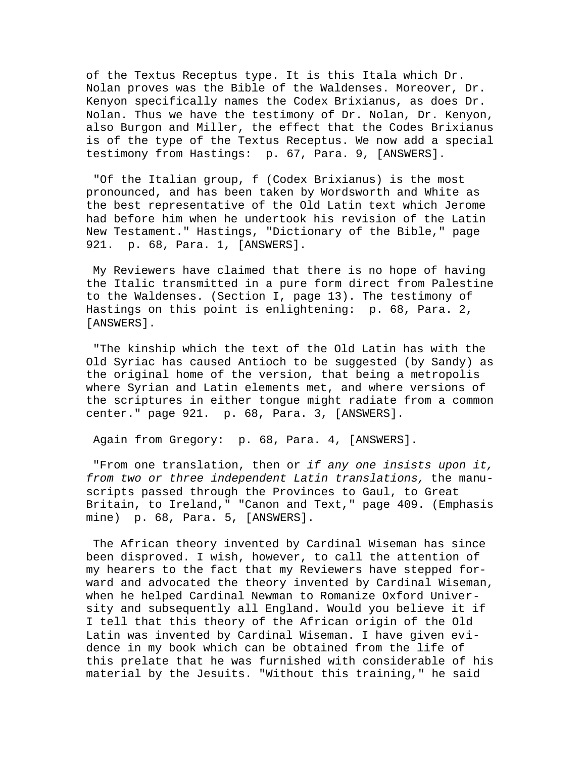of the Textus Receptus type. It is this Itala which Dr. Nolan proves was the Bible of the Waldenses. Moreover, Dr. Kenyon specifically names the Codex Brixianus, as does Dr. Nolan. Thus we have the testimony of Dr. Nolan, Dr. Kenyon, also Burgon and Miller, the effect that the Codes Brixianus is of the type of the Textus Receptus. We now add a special testimony from Hastings:  p. 67, Para. 9, [ANSWERS].

"Of the Italian group, f (Codex Brixianus) is the most pronounced, and has been taken by Wordsworth and White as the best representative of the Old Latin text which Jerome had before him when he undertook his revision of the Latin New Testament." Hastings, "Dictionary of the Bible," page 921.  p. 68, Para. 1, [ANSWERS].

My Reviewers have claimed that there is no hope of having the Italic transmitted in a pure form direct from Palestine to the Waldenses. (Section I, page 13). The testimony of Hastings on this point is enlightening:  p. 68, Para. 2, [ANSWERS].

"The kinship which the text of the Old Latin has with the Old Syriac has caused Antioch to be suggested (by Sandy) as the original home of the version, that being a metropolis where Syrian and Latin elements met, and where versions of the scriptures in either tongue might radiate from a common center." page 921.  p. 68, Para. 3, [ANSWERS].

Again from Gregory:  p. 68, Para. 4, [ANSWERS].

"From one translation, then or *if any one insists upon it, from two or three independent Latin translations,* the manuscripts passed through the Provinces to Gaul, to Great Britain, to Ireland," "Canon and Text," page 409. (Emphasis mine)  p. 68, Para. 5, [ANSWERS].

The African theory invented by Cardinal Wiseman has since been disproved. I wish, however, to call the attention of my hearers to the fact that my Reviewers have stepped forward and advocated the theory invented by Cardinal Wiseman, when he helped Cardinal Newman to Romanize Oxford University and subsequently all England. Would you believe it if I tell that this theory of the African origin of the Old Latin was invented by Cardinal Wiseman. I have given evidence in my book which can be obtained from the life of this prelate that he was furnished with considerable of his material by the Jesuits. "Without this training," he said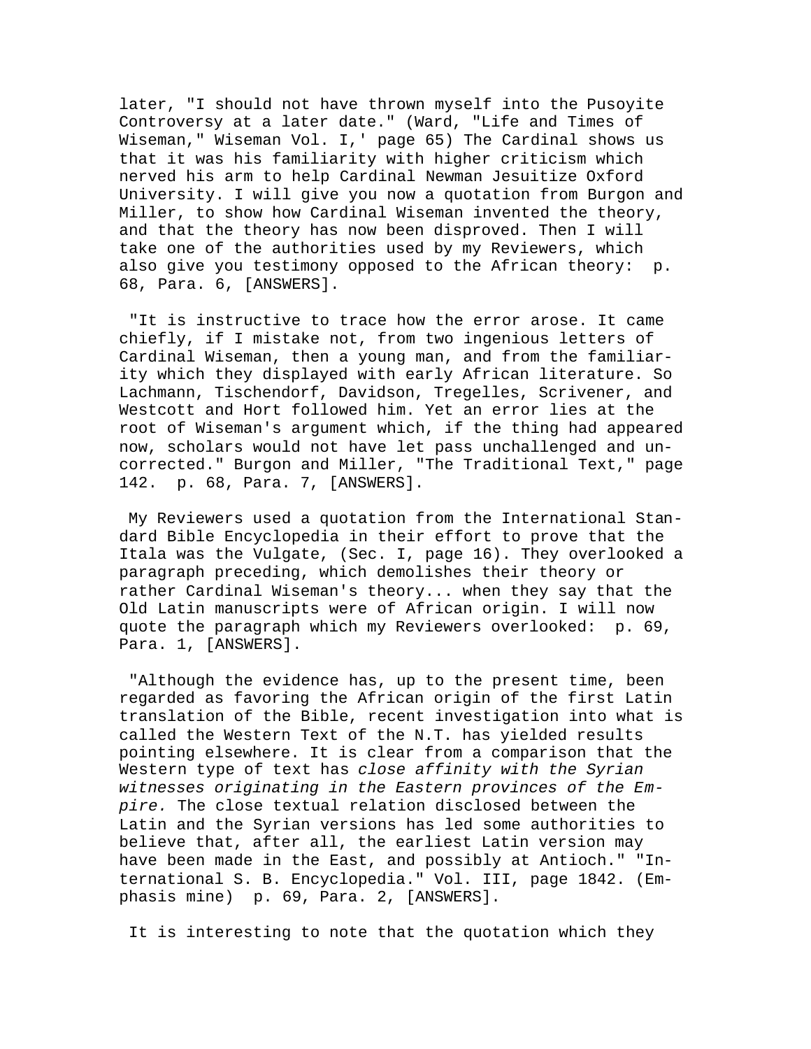later, "I should not have thrown myself into the Pusoyite Controversy at a later date." (Ward, "Life and Times of Wiseman," Wiseman Vol. I,' page 65) The Cardinal shows us that it was his familiarity with higher criticism which nerved his arm to help Cardinal Newman Jesuitize Oxford University. I will give you now a quotation from Burgon and Miller, to show how Cardinal Wiseman invented the theory, and that the theory has now been disproved. Then I will take one of the authorities used by my Reviewers, which also give you testimony opposed to the African theory: p. 68, Para. 6, [ANSWERS].

"It is instructive to trace how the error arose. It came chiefly, if I mistake not, from two ingenious letters of Cardinal Wiseman, then a young man, and from the familiarity which they displayed with early African literature. So Lachmann, Tischendorf, Davidson, Tregelles, Scrivener, and Westcott and Hort followed him. Yet an error lies at the root of Wiseman's argument which, if the thing had appeared now, scholars would not have let pass unchallenged and uncorrected." Burgon and Miller, "The Traditional Text," page 142. p. 68, Para. 7, [ANSWERS].

My Reviewers used a quotation from the International Standard Bible Encyclopedia in their effort to prove that the Itala was the Vulgate, (Sec. I, page 16). They overlooked a paragraph preceding, which demolishes their theory or rather Cardinal Wiseman's theory... when they say that the Old Latin manuscripts were of African origin. I will now quote the paragraph which my Reviewers overlooked: p. 69, Para. 1, [ANSWERS].

"Although the evidence has, up to the present time, been regarded as favoring the African origin of the first Latin translation of the Bible, recent investigation into what is called the Western Text of the N.T. has yielded results pointing elsewhere. It is clear from a comparison that the Western type of text has *close affinity with the Syrian witnesses originating in the Eastern provinces of the Empire.* The close textual relation disclosed between the Latin and the Syrian versions has led some authorities to believe that, after all, the earliest Latin version may have been made in the East, and possibly at Antioch." "International S. B. Encyclopedia." Vol. III, page 1842. (Emphasis mine) p. 69, Para. 2, [ANSWERS].

It is interesting to note that the quotation which they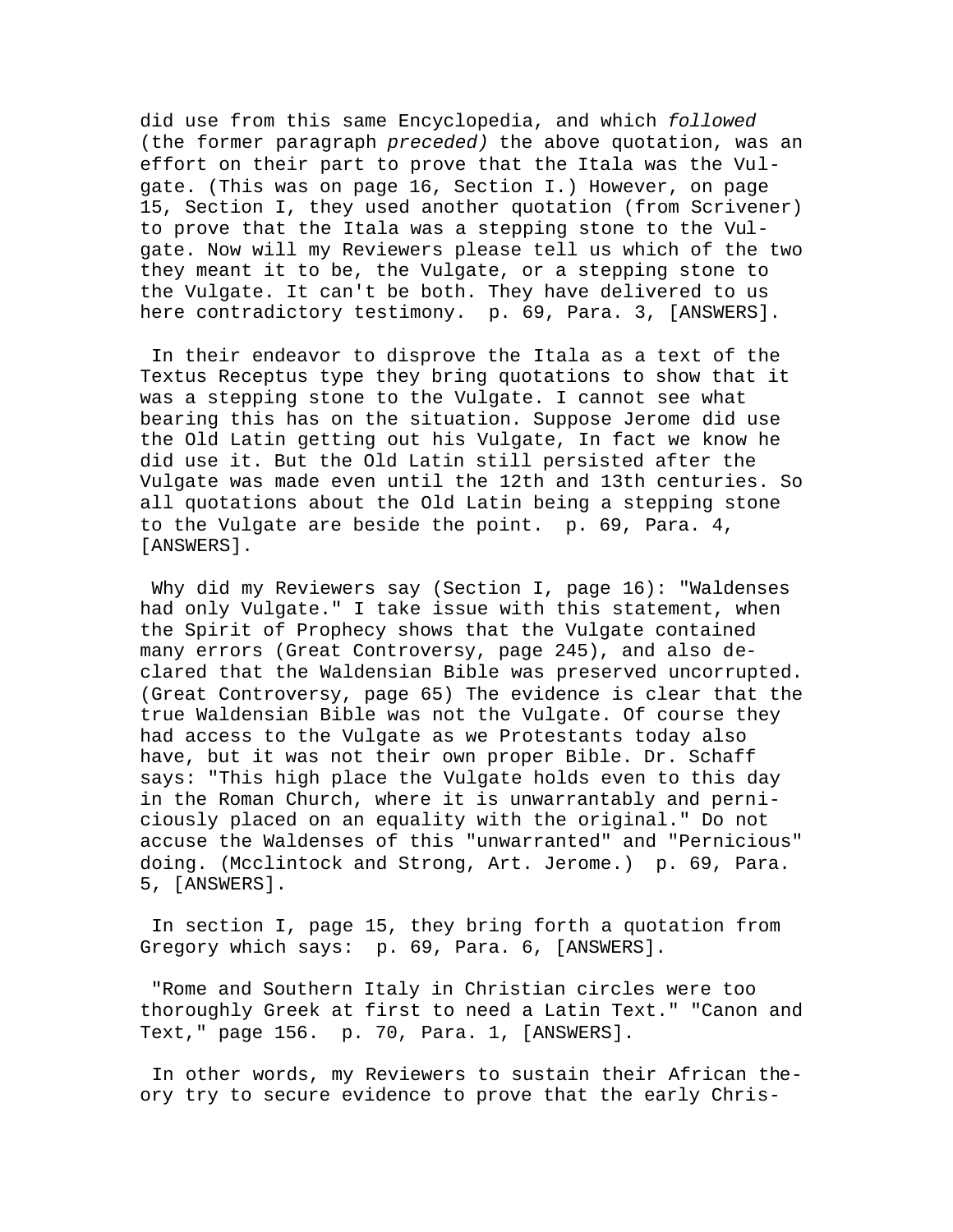did use from this same Encyclopedia, and which *followed* (the former paragraph *preceded)* the above quotation, was an effort on their part to prove that the Itala was the Vulgate. (This was on page 16, Section I.) However, on page 15, Section I, they used another quotation (from Scrivener) to prove that the Itala was a stepping stone to the Vulgate. Now will my Reviewers please tell us which of the two they meant it to be, the Vulgate, or a stepping stone to the Vulgate. It can't be both. They have delivered to us here contradictory testimony.  p. 69, Para. 3, [ANSWERS].

In their endeavor to disprove the Itala as a text of the Textus Receptus type they bring quotations to show that it was a stepping stone to the Vulgate. I cannot see what bearing this has on the situation. Suppose Jerome did use the Old Latin getting out his Vulgate, In fact we know he did use it. But the Old Latin still persisted after the Vulgate was made even until the 12th and 13th centuries. So all quotations about the Old Latin being a stepping stone to the Vulgate are beside the point.  p. 69, Para. 4, [ANSWERS].

Why did my Reviewers say (Section I, page 16): "Waldenses had only Vulgate." I take issue with this statement, when the Spirit of Prophecy shows that the Vulgate contained many errors (Great Controversy, page 245), and also declared that the Waldensian Bible was preserved uncorrupted. (Great Controversy, page 65) The evidence is clear that the true Waldensian Bible was not the Vulgate. Of course they had access to the Vulgate as we Protestants today also have, but it was not their own proper Bible. Dr. Schaff says: "This high place the Vulgate holds even to this day in the Roman Church, where it is unwarrantably and perniciously placed on an equality with the original." Do not accuse the Waldenses of this "unwarranted" and "Pernicious" doing. (Mcclintock and Strong, Art. Jerome.)  p. 69, Para. 5, [ANSWERS].

In section I, page 15, they bring forth a quotation from Gregory which says:  p. 69, Para. 6, [ANSWERS].

"Rome and Southern Italy in Christian circles were too thoroughly Greek at first to need a Latin Text." "Canon and Text," page 156.  p. 70, Para. 1, [ANSWERS].

In other words, my Reviewers to sustain their African theory try to secure evidence to prove that the early Chris-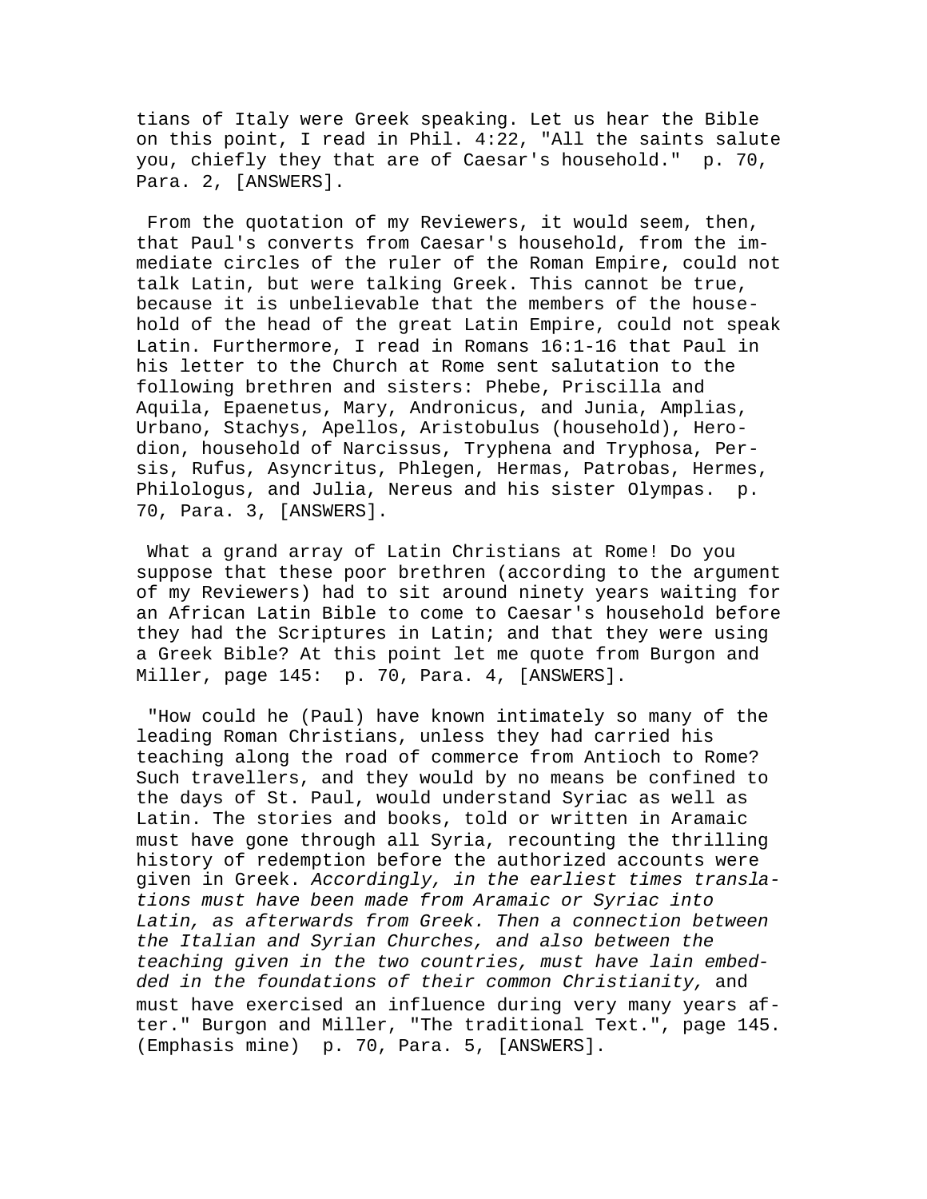tians of Italy were Greek speaking. Let us hear the Bible on this point, I read in Phil. 4:22, "All the saints salute you, chiefly they that are of Caesar's household." p. 70, Para. 2, [ANSWERS].

From the quotation of my Reviewers, it would seem, then, that Paul's converts from Caesar's household, from the immediate circles of the ruler of the Roman Empire, could not talk Latin, but were talking Greek. This cannot be true, because it is unbelievable that the members of the household of the head of the great Latin Empire, could not speak Latin. Furthermore, I read in Romans 16:1-16 that Paul in his letter to the Church at Rome sent salutation to the following brethren and sisters: Phebe, Priscilla and Aquila, Epaenetus, Mary, Andronicus, and Junia, Amplias, Urbano, Stachys, Apellos, Aristobulus (household), Herodion, household of Narcissus, Tryphena and Tryphosa, Persis, Rufus, Asyncritus, Phlegen, Hermas, Patrobas, Hermes, Philologus, and Julia, Nereus and his sister Olympas. p. 70, Para. 3, [ANSWERS].

What a grand array of Latin Christians at Rome! Do you suppose that these poor brethren (according to the argument of my Reviewers) had to sit around ninety years waiting for an African Latin Bible to come to Caesar's household before they had the Scriptures in Latin; and that they were using a Greek Bible? At this point let me quote from Burgon and Miller, page 145: p. 70, Para. 4, [ANSWERS].

"How could he (Paul) have known intimately so many of the leading Roman Christians, unless they had carried his teaching along the road of commerce from Antioch to Rome? Such travellers, and they would by no means be confined to the days of St. Paul, would understand Syriac as well as Latin. The stories and books, told or written in Aramaic must have gone through all Syria, recounting the thrilling history of redemption before the authorized accounts were given in Greek. *Accordingly, in the earliest times translations must have been made from Aramaic or Syriac into Latin, as afterwards from Greek. Then a connection between the Italian and Syrian Churches, and also between the teaching given in the two countries, must have lain embedded in the foundations of their common Christianity,* and must have exercised an influence during very many years after." Burgon and Miller, "The traditional Text.", page 145. (Emphasis mine) p. 70, Para. 5, [ANSWERS].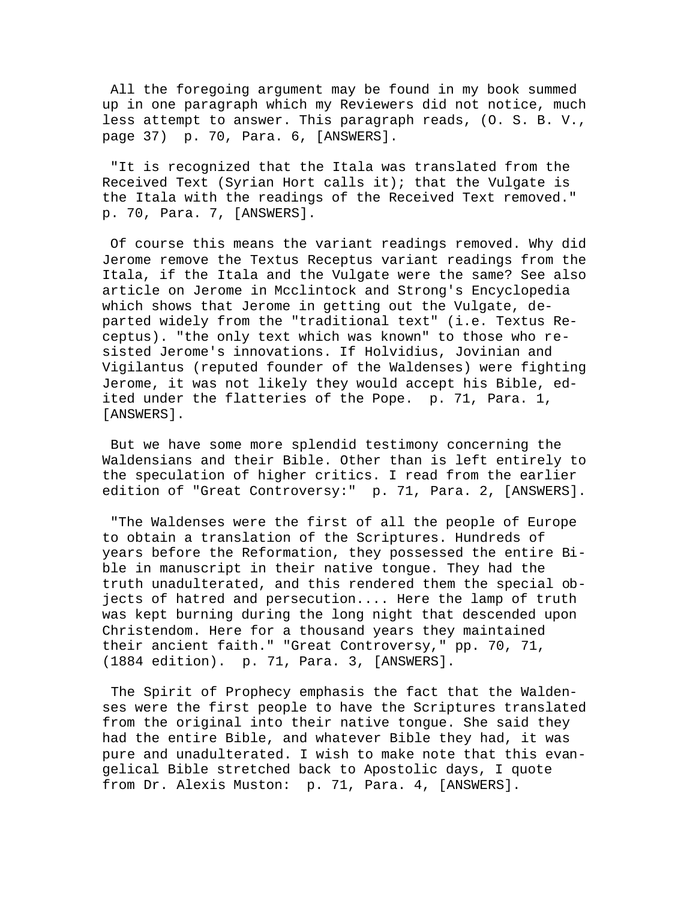All the foregoing argument may be found in my book summed up in one paragraph which my Reviewers did not notice, much less attempt to answer. This paragraph reads, (O. S. B. V., page 37) p. 70, Para. 6, [ANSWERS].

"It is recognized that the Itala was translated from the Received Text (Syrian Hort calls it); that the Vulgate is the Itala with the readings of the Received Text removed." p. 70, Para. 7, [ANSWERS].

Of course this means the variant readings removed. Why did Jerome remove the Textus Receptus variant readings from the Itala, if the Itala and the Vulgate were the same? See also article on Jerome in Mcclintock and Strong's Encyclopedia which shows that Jerome in getting out the Vulgate, departed widely from the "traditional text" (i.e. Textus Receptus). "the only text which was known" to those who resisted Jerome's innovations. If Holvidius, Jovinian and Vigilantus (reputed founder of the Waldenses) were fighting Jerome, it was not likely they would accept his Bible, edited under the flatteries of the Pope. p. 71, Para. 1, [ANSWERS].

But we have some more splendid testimony concerning the Waldensians and their Bible. Other than is left entirely to the speculation of higher critics. I read from the earlier edition of "Great Controversy:" p. 71, Para. 2, [ANSWERS].

"The Waldenses were the first of all the people of Europe to obtain a translation of the Scriptures. Hundreds of years before the Reformation, they possessed the entire Bible in manuscript in their native tongue. They had the truth unadulterated, and this rendered them the special objects of hatred and persecution.... Here the lamp of truth was kept burning during the long night that descended upon Christendom. Here for a thousand years they maintained their ancient faith." "Great Controversy," pp. 70, 71, (1884 edition). p. 71, Para. 3, [ANSWERS].

The Spirit of Prophecy emphasis the fact that the Waldenses were the first people to have the Scriptures translated from the original into their native tongue. She said they had the entire Bible, and whatever Bible they had, it was pure and unadulterated. I wish to make note that this evangelical Bible stretched back to Apostolic days, I quote from Dr. Alexis Muston: p. 71, Para. 4, [ANSWERS].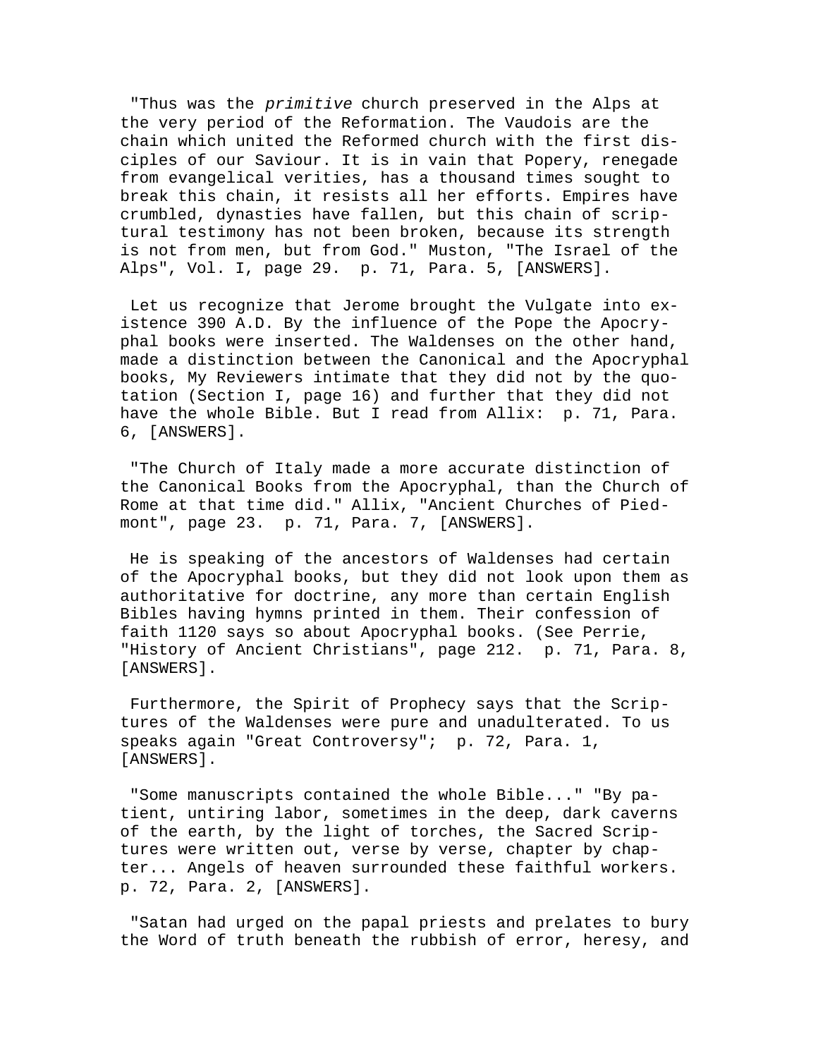"Thus was the *primitive* church preserved in the Alps at the very period of the Reformation. The Vaudois are the chain which united the Reformed church with the first disciples of our Saviour. It is in vain that Popery, renegade from evangelical verities, has a thousand times sought to break this chain, it resists all her efforts. Empires have crumbled, dynasties have fallen, but this chain of scriptural testimony has not been broken, because its strength is not from men, but from God." Muston, "The Israel of the Alps", Vol. I, page 29.  p. 71, Para. 5, [ANSWERS].

Let us recognize that Jerome brought the Vulgate into existence 390 A.D. By the influence of the Pope the Apocryphal books were inserted. The Waldenses on the other hand, made a distinction between the Canonical and the Apocryphal books, My Reviewers intimate that they did not by the quotation (Section I, page 16) and further that they did not have the whole Bible. But I read from Allix:  p. 71, Para. 6, [ANSWERS].

"The Church of Italy made a more accurate distinction of the Canonical Books from the Apocryphal, than the Church of Rome at that time did." Allix, "Ancient Churches of Piedmont", page 23.  p. 71, Para. 7, [ANSWERS].

He is speaking of the ancestors of Waldenses had certain of the Apocryphal books, but they did not look upon them as authoritative for doctrine, any more than certain English Bibles having hymns printed in them. Their confession of faith 1120 says so about Apocryphal books. (See Perrie, "History of Ancient Christians", page 212.  p. 71, Para. 8, [ANSWERS].

Furthermore, the Spirit of Prophecy says that the Scriptures of the Waldenses were pure and unadulterated. To us speaks again "Great Controversy";  p. 72, Para. 1, [ANSWERS].

"Some manuscripts contained the whole Bible..." "By patient, untiring labor, sometimes in the deep, dark caverns of the earth, by the light of torches, the Sacred Scriptures were written out, verse by verse, chapter by chapter... Angels of heaven surrounded these faithful workers. p. 72, Para. 2, [ANSWERS].

"Satan had urged on the papal priests and prelates to bury the Word of truth beneath the rubbish of error, heresy, and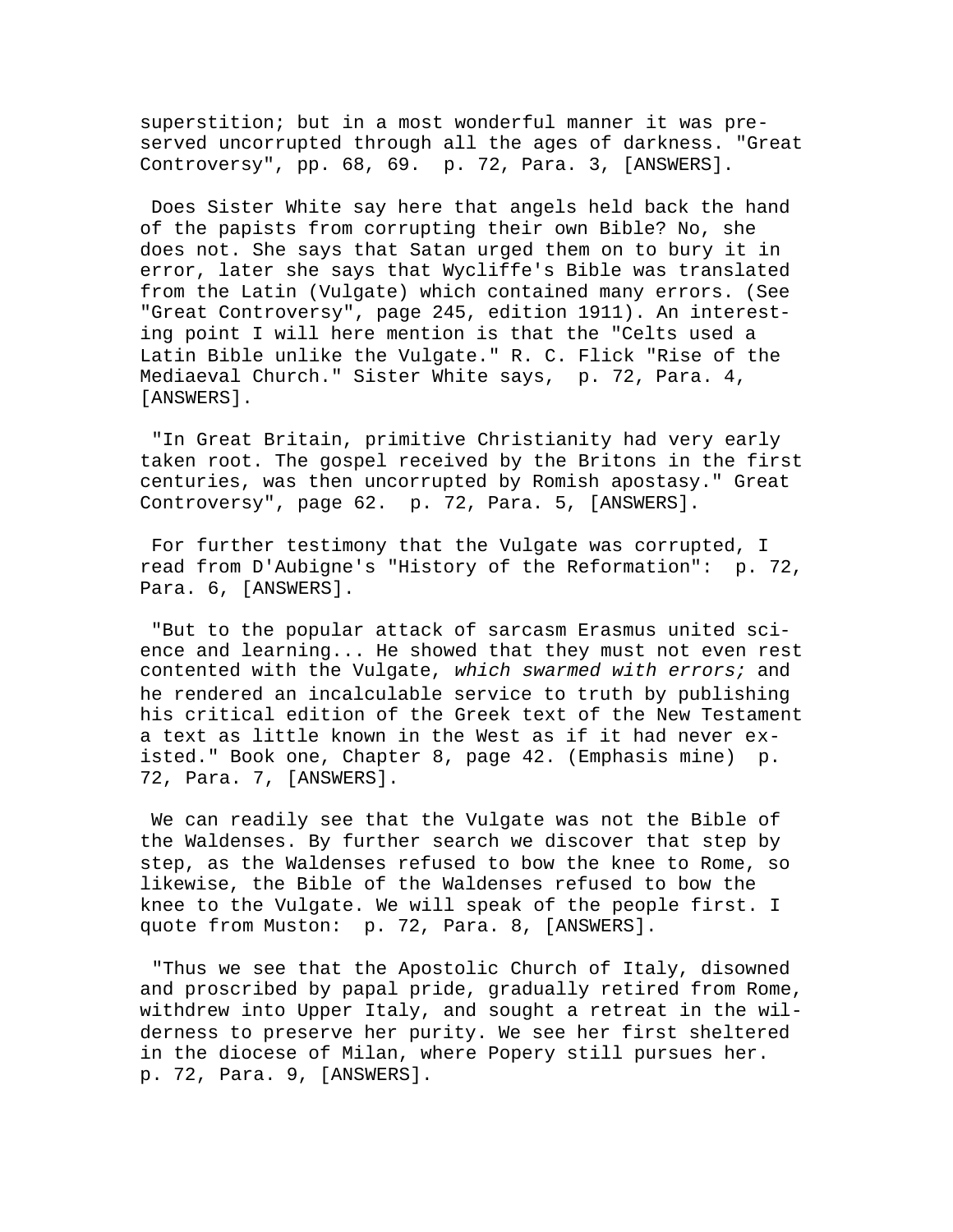superstition; but in a most wonderful manner it was preserved uncorrupted through all the ages of darkness. "Great Controversy", pp. 68, 69.  p. 72, Para. 3, [ANSWERS].

Does Sister White say here that angels held back the hand of the papists from corrupting their own Bible? No, she does not. She says that Satan urged them on to bury it in error, later she says that Wycliffe's Bible was translated from the Latin (Vulgate) which contained many errors. (See "Great Controversy", page 245, edition 1911). An interesting point I will here mention is that the "Celts used a Latin Bible unlike the Vulgate." R. C. Flick "Rise of the Mediaeval Church." Sister White says,  p. 72, Para. 4, [ANSWERS].

"In Great Britain, primitive Christianity had very early taken root. The gospel received by the Britons in the first centuries, was then uncorrupted by Romish apostasy." Great Controversy", page 62.  p. 72, Para. 5, [ANSWERS].

For further testimony that the Vulgate was corrupted, I read from D'Aubigne's "History of the Reformation":  p. 72, Para. 6, [ANSWERS].

"But to the popular attack of sarcasm Erasmus united science and learning... He showed that they must not even rest contented with the Vulgate, *which swarmed with errors;* and he rendered an incalculable service to truth by publishing his critical edition of the Greek text of the New Testament a text as little known in the West as if it had never existed." Book one, Chapter 8, page 42. (Emphasis mine)  p. 72, Para. 7, [ANSWERS].

We can readily see that the Vulgate was not the Bible of the Waldenses. By further search we discover that step by step, as the Waldenses refused to bow the knee to Rome, so likewise, the Bible of the Waldenses refused to bow the knee to the Vulgate. We will speak of the people first. I quote from Muston:  p. 72, Para. 8, [ANSWERS].

"Thus we see that the Apostolic Church of Italy, disowned and proscribed by papal pride, gradually retired from Rome, withdrew into Upper Italy, and sought a retreat in the wilderness to preserve her purity. We see her first sheltered in the diocese of Milan, where Popery still pursues her.  p. 72, Para. 9, [ANSWERS].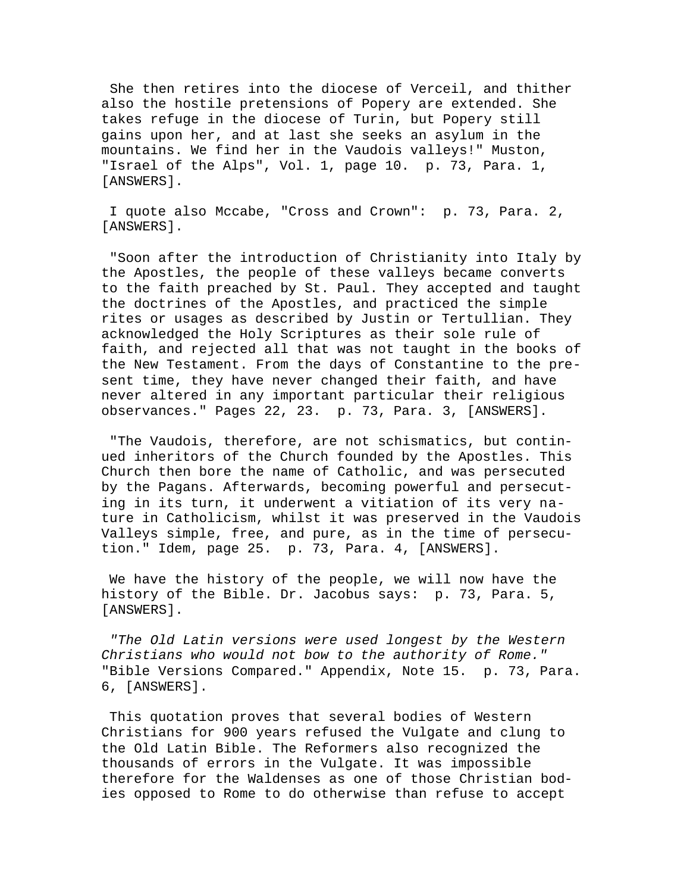She then retires into the diocese of Verceil, and thither also the hostile pretensions of Popery are extended. She takes refuge in the diocese of Turin, but Popery still gains upon her, and at last she seeks an asylum in the mountains. We find her in the Vaudois valleys!" Muston, "Israel of the Alps", Vol. 1, page 10. p. 73, Para. 1, [ANSWERS].

I quote also Mccabe, "Cross and Crown": p. 73, Para. 2, [ANSWERS].

"Soon after the introduction of Christianity into Italy by the Apostles, the people of these valleys became converts to the faith preached by St. Paul. They accepted and taught the doctrines of the Apostles, and practiced the simple rites or usages as described by Justin or Tertullian. They acknowledged the Holy Scriptures as their sole rule of faith, and rejected all that was not taught in the books of the New Testament. From the days of Constantine to the present time, they have never changed their faith, and have never altered in any important particular their religious observances." Pages 22, 23. p. 73, Para. 3, [ANSWERS].

"The Vaudois, therefore, are not schismatics, but continued inheritors of the Church founded by the Apostles. This Church then bore the name of Catholic, and was persecuted by the Pagans. Afterwards, becoming powerful and persecuting in its turn, it underwent a vitiation of its very nature in Catholicism, whilst it was preserved in the Vaudois Valleys simple, free, and pure, as in the time of persecution." Idem, page 25. p. 73, Para. 4, [ANSWERS].

We have the history of the people, we will now have the history of the Bible. Dr. Jacobus says: p. 73, Para. 5, [ANSWERS].

*"The Old Latin versions were used longest by the Western Christians who would not bow to the authority of Rome."* "Bible Versions Compared." Appendix, Note 15. p. 73, Para. 6, [ANSWERS].

This quotation proves that several bodies of Western Christians for 900 years refused the Vulgate and clung to the Old Latin Bible. The Reformers also recognized the thousands of errors in the Vulgate. It was impossible therefore for the Waldenses as one of those Christian bodies opposed to Rome to do otherwise than refuse to accept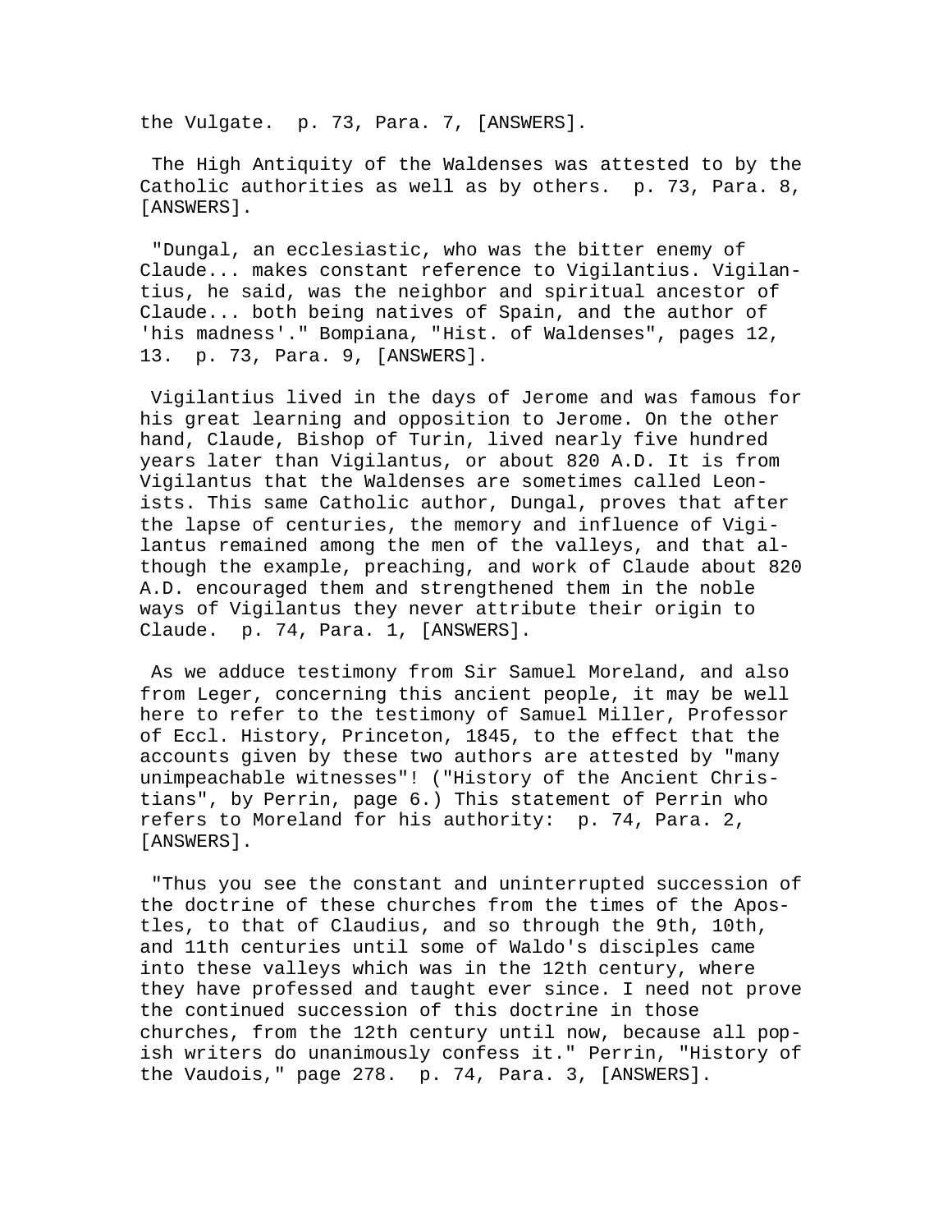the Vulgate. p. 73, Para. 7, [ANSWERS].

The High Antiquity of the Waldenses was attested to by the Catholic authorities as well as by others. p. 73, Para. 8, [ANSWERS].

"Dungal, an ecclesiastic, who was the bitter enemy of Claude... makes constant reference to Vigilantius. Vigilantius, he said, was the neighbor and spiritual ancestor of Claude... both being natives of Spain, and the author of 'his madness'." Bompiana, "Hist. of Waldenses", pages 12, 13. p. 73, Para. 9, [ANSWERS].

Vigilantius lived in the days of Jerome and was famous for his great learning and opposition to Jerome. On the other hand, Claude, Bishop of Turin, lived nearly five hundred years later than Vigilantus, or about 820 A.D. It is from Vigilantus that the Waldenses are sometimes called Leonists. This same Catholic author, Dungal, proves that after the lapse of centuries, the memory and influence of Vigilantus remained among the men of the valleys, and that although the example, preaching, and work of Claude about 820 A.D. encouraged them and strengthened them in the noble ways of Vigilantus they never attribute their origin to Claude. p. 74, Para. 1, [ANSWERS].

As we adduce testimony from Sir Samuel Moreland, and also from Leger, concerning this ancient people, it may be well here to refer to the testimony of Samuel Miller, Professor of Eccl. History, Princeton, 1845, to the effect that the accounts given by these two authors are attested by "many unimpeachable witnesses"! ("History of the Ancient Christians", by Perrin, page 6.) This statement of Perrin who refers to Moreland for his authority: p. 74, Para. 2, [ANSWERS].

"Thus you see the constant and uninterrupted succession of the doctrine of these churches from the times of the Apostles, to that of Claudius, and so through the 9th, 10th, and 11th centuries until some of Waldo's disciples came into these valleys which was in the 12th century, where they have professed and taught ever since. I need not prove the continued succession of this doctrine in those churches, from the 12th century until now, because all popish writers do unanimously confess it." Perrin, "History of the Vaudois," page 278. p. 74, Para. 3, [ANSWERS].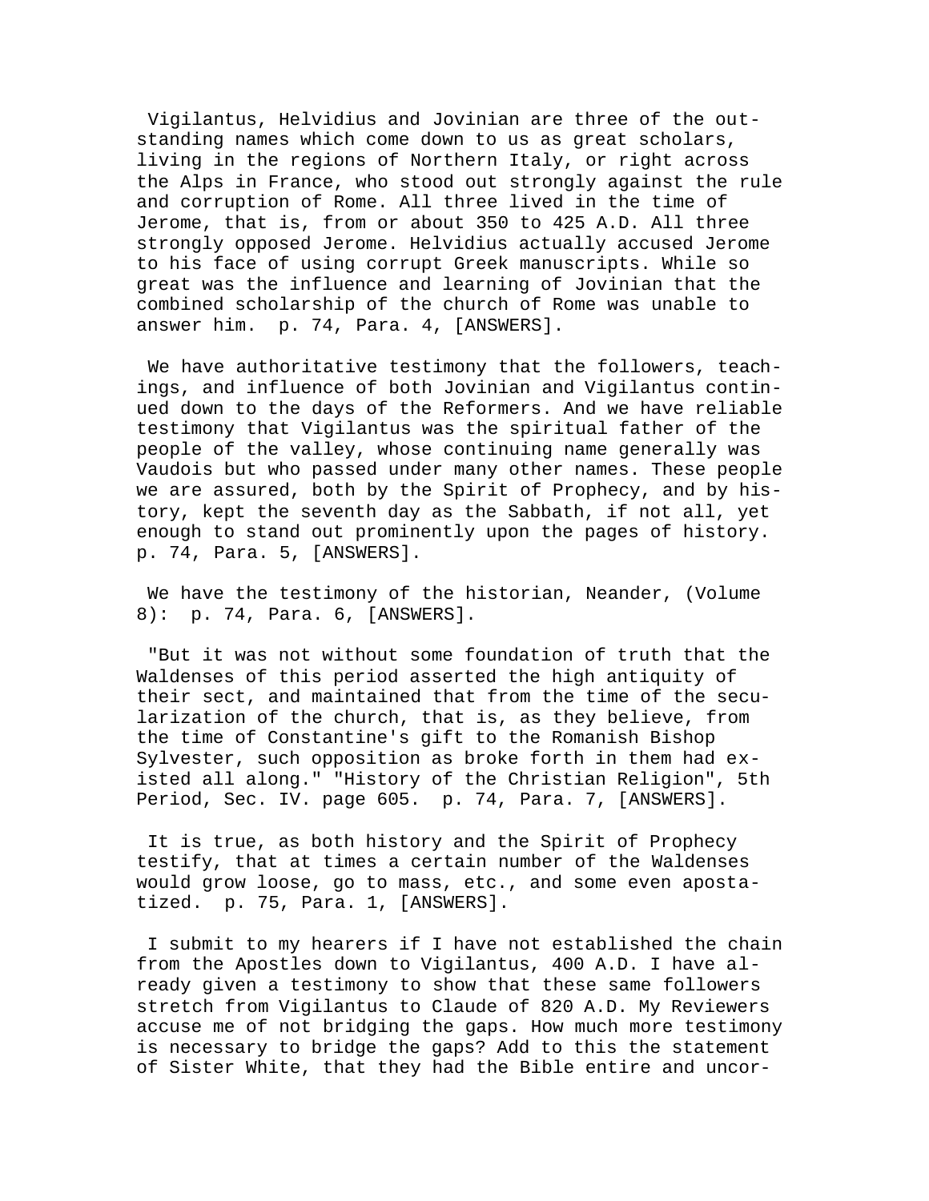Vigilantus, Helvidius and Jovinian are three of the outstanding names which come down to us as great scholars, living in the regions of Northern Italy, or right across the Alps in France, who stood out strongly against the rule and corruption of Rome. All three lived in the time of Jerome, that is, from or about 350 to 425 A.D. All three strongly opposed Jerome. Helvidius actually accused Jerome to his face of using corrupt Greek manuscripts. While so great was the influence and learning of Jovinian that the combined scholarship of the church of Rome was unable to answer him. p. 74, Para. 4, [ANSWERS].

We have authoritative testimony that the followers, teachings, and influence of both Jovinian and Vigilantus continued down to the days of the Reformers. And we have reliable testimony that Vigilantus was the spiritual father of the people of the valley, whose continuing name generally was Vaudois but who passed under many other names. These people we are assured, both by the Spirit of Prophecy, and by history, kept the seventh day as the Sabbath, if not all, yet enough to stand out prominently upon the pages of history. p. 74, Para. 5, [ANSWERS].

We have the testimony of the historian, Neander, (Volume 8): p. 74, Para. 6, [ANSWERS].

"But it was not without some foundation of truth that the Waldenses of this period asserted the high antiquity of their sect, and maintained that from the time of the secularization of the church, that is, as they believe, from the time of Constantine's gift to the Romanish Bishop Sylvester, such opposition as broke forth in them had existed all along." "History of the Christian Religion", 5th Period, Sec. IV. page 605. p. 74, Para. 7, [ANSWERS].

It is true, as both history and the Spirit of Prophecy testify, that at times a certain number of the Waldenses would grow loose, go to mass, etc., and some even apostatized. p. 75, Para. 1, [ANSWERS].

I submit to my hearers if I have not established the chain from the Apostles down to Vigilantus, 400 A.D. I have already given a testimony to show that these same followers stretch from Vigilantus to Claude of 820 A.D. My Reviewers accuse me of not bridging the gaps. How much more testimony is necessary to bridge the gaps? Add to this the statement of Sister White, that they had the Bible entire and uncor-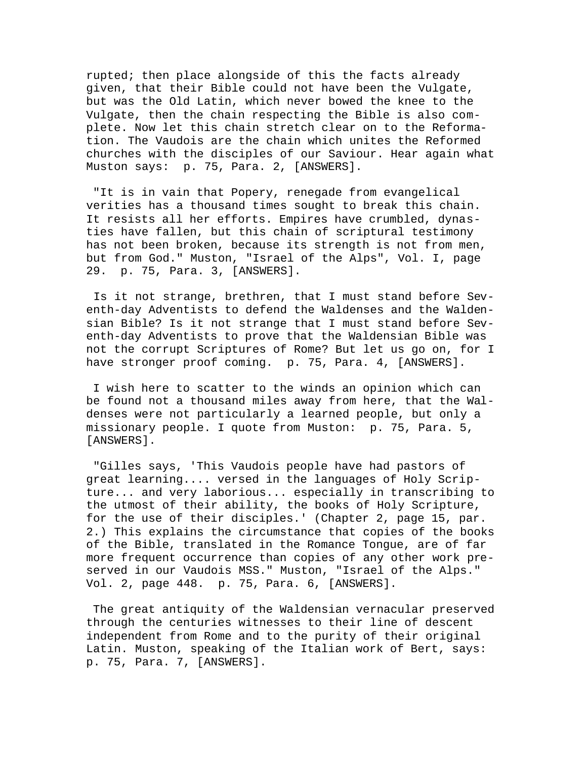rupted; then place alongside of this the facts already given, that their Bible could not have been the Vulgate, but was the Old Latin, which never bowed the knee to the Vulgate, then the chain respecting the Bible is also complete. Now let this chain stretch clear on to the Reformation. The Vaudois are the chain which unites the Reformed churches with the disciples of our Saviour. Hear again what Muston says: p. 75, Para. 2, [ANSWERS].

"It is in vain that Popery, renegade from evangelical verities has a thousand times sought to break this chain. It resists all her efforts. Empires have crumbled, dynasties have fallen, but this chain of scriptural testimony has not been broken, because its strength is not from men, but from God." Muston, "Israel of the Alps", Vol. I, page 29. p. 75, Para. 3, [ANSWERS].

Is it not strange, brethren, that I must stand before Seventh-day Adventists to defend the Waldenses and the Waldensian Bible? Is it not strange that I must stand before Seventh-day Adventists to prove that the Waldensian Bible was not the corrupt Scriptures of Rome? But let us go on, for I have stronger proof coming. p. 75, Para. 4, [ANSWERS].

I wish here to scatter to the winds an opinion which can be found not a thousand miles away from here, that the Waldenses were not particularly a learned people, but only a missionary people. I quote from Muston: p. 75, Para. 5, [ANSWERS].

"Gilles says, 'This Vaudois people have had pastors of great learning.... versed in the languages of Holy Scripture... and very laborious... especially in transcribing to the utmost of their ability, the books of Holy Scripture, for the use of their disciples.' (Chapter 2, page 15, par. 2.) This explains the circumstance that copies of the books of the Bible, translated in the Romance Tongue, are of far more frequent occurrence than copies of any other work preserved in our Vaudois MSS." Muston, "Israel of the Alps." Vol. 2, page 448. p. 75, Para. 6, [ANSWERS].

The great antiquity of the Waldensian vernacular preserved through the centuries witnesses to their line of descent independent from Rome and to the purity of their original Latin. Muston, speaking of the Italian work of Bert, says: p. 75, Para. 7, [ANSWERS].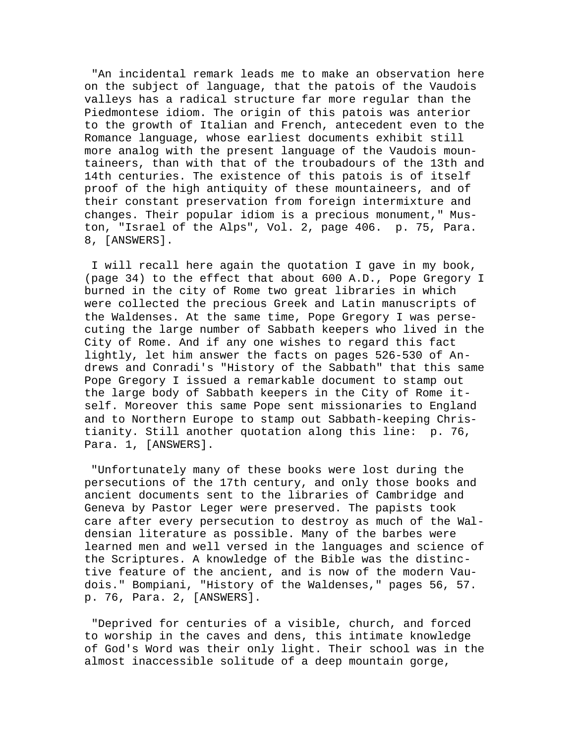"An incidental remark leads me to make an observation here on the subject of language, that the patois of the Vaudois valleys has a radical structure far more regular than the Piedmontese idiom. The origin of this patois was anterior to the growth of Italian and French, antecedent even to the Romance language, whose earliest documents exhibit still more analog with the present language of the Vaudois mountaineers, than with that of the troubadours of the 13th and 14th centuries. The existence of this patois is of itself proof of the high antiquity of these mountaineers, and of their constant preservation from foreign intermixture and changes. Their popular idiom is a precious monument," Muston, "Israel of the Alps", Vol. 2, page 406. p. 75, Para. 8, [ANSWERS].

I will recall here again the quotation I gave in my book, (page 34) to the effect that about 600 A.D., Pope Gregory I burned in the city of Rome two great libraries in which were collected the precious Greek and Latin manuscripts of the Waldenses. At the same time, Pope Gregory I was persecuting the large number of Sabbath keepers who lived in the City of Rome. And if any one wishes to regard this fact lightly, let him answer the facts on pages 526-530 of Andrews and Conradi's "History of the Sabbath" that this same Pope Gregory I issued a remarkable document to stamp out the large body of Sabbath keepers in the City of Rome itself. Moreover this same Pope sent missionaries to England and to Northern Europe to stamp out Sabbath-keeping Christianity. Still another quotation along this line: p. 76, Para. 1, [ANSWERS].

"Unfortunately many of these books were lost during the persecutions of the 17th century, and only those books and ancient documents sent to the libraries of Cambridge and Geneva by Pastor Leger were preserved. The papists took care after every persecution to destroy as much of the Waldensian literature as possible. Many of the barbes were learned men and well versed in the languages and science of the Scriptures. A knowledge of the Bible was the distinctive feature of the ancient, and is now of the modern Vaudois." Bompiani, "History of the Waldenses," pages 56, 57. p. 76, Para. 2, [ANSWERS].

"Deprived for centuries of a visible, church, and forced to worship in the caves and dens, this intimate knowledge of God's Word was their only light. Their school was in the almost inaccessible solitude of a deep mountain gorge,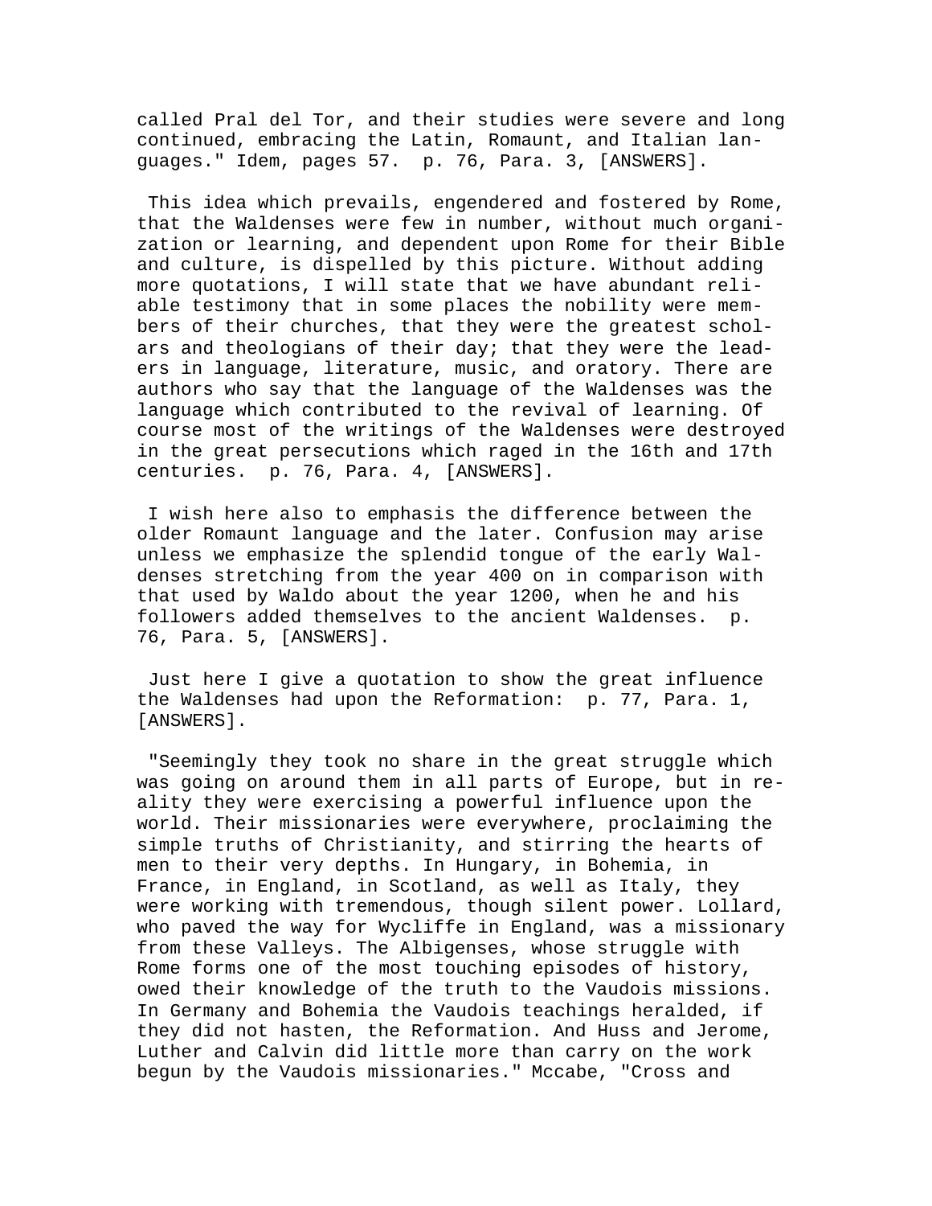called Pral del Tor, and their studies were severe and long continued, embracing the Latin, Romaunt, and Italian languages." Idem, pages 57. p. 76, Para. 3, [ANSWERS].

This idea which prevails, engendered and fostered by Rome, that the Waldenses were few in number, without much organization or learning, and dependent upon Rome for their Bible and culture, is dispelled by this picture. Without adding more quotations, I will state that we have abundant reliable testimony that in some places the nobility were members of their churches, that they were the greatest scholars and theologians of their day; that they were the leaders in language, literature, music, and oratory. There are authors who say that the language of the Waldenses was the language which contributed to the revival of learning. Of course most of the writings of the Waldenses were destroyed in the great persecutions which raged in the 16th and 17th centuries. p. 76, Para. 4, [ANSWERS].

I wish here also to emphasis the difference between the older Romaunt language and the later. Confusion may arise unless we emphasize the splendid tongue of the early Waldenses stretching from the year 400 on in comparison with that used by Waldo about the year 1200, when he and his followers added themselves to the ancient Waldenses. p. 76, Para. 5, [ANSWERS].

Just here I give a quotation to show the great influence the Waldenses had upon the Reformation: p. 77, Para. 1, [ANSWERS].

"Seemingly they took no share in the great struggle which was going on around them in all parts of Europe, but in reality they were exercising a powerful influence upon the world. Their missionaries were everywhere, proclaiming the simple truths of Christianity, and stirring the hearts of men to their very depths. In Hungary, in Bohemia, in France, in England, in Scotland, as well as Italy, they were working with tremendous, though silent power. Lollard, who paved the way for Wycliffe in England, was a missionary from these Valleys. The Albigenses, whose struggle with Rome forms one of the most touching episodes of history, owed their knowledge of the truth to the Vaudois missions. In Germany and Bohemia the Vaudois teachings heralded, if they did not hasten, the Reformation. And Huss and Jerome, Luther and Calvin did little more than carry on the work begun by the Vaudois missionaries." Mccabe, "Cross and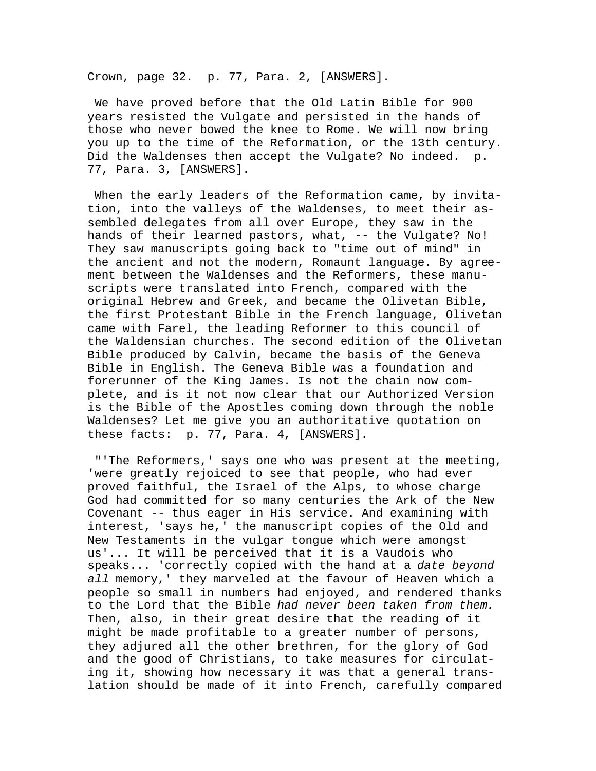Crown, page 32. p. 77, Para. 2, [ANSWERS].

We have proved before that the Old Latin Bible for 900 years resisted the Vulgate and persisted in the hands of those who never bowed the knee to Rome. We will now bring you up to the time of the Reformation, or the 13th century. Did the Waldenses then accept the Vulgate? No indeed. p. 77, Para. 3, [ANSWERS].

When the early leaders of the Reformation came, by invitation, into the valleys of the Waldenses, to meet their assembled delegates from all over Europe, they saw in the hands of their learned pastors, what, -- the Vulgate? No! They saw manuscripts going back to "time out of mind" in the ancient and not the modern, Romaunt language. By agreement between the Waldenses and the Reformers, these manuscripts were translated into French, compared with the original Hebrew and Greek, and became the Olivetan Bible, the first Protestant Bible in the French language, Olivetan came with Farel, the leading Reformer to this council of the Waldensian churches. The second edition of the Olivetan Bible produced by Calvin, became the basis of the Geneva Bible in English. The Geneva Bible was a foundation and forerunner of the King James. Is not the chain now complete, and is it not now clear that our Authorized Version is the Bible of the Apostles coming down through the noble Waldenses? Let me give you an authoritative quotation on these facts: p. 77, Para. 4, [ANSWERS].

"'The Reformers,' says one who was present at the meeting, 'were greatly rejoiced to see that people, who had ever proved faithful, the Israel of the Alps, to whose charge God had committed for so many centuries the Ark of the New Covenant -- thus eager in His service. And examining with interest, 'says he,' the manuscript copies of the Old and New Testaments in the vulgar tongue which were amongst us'... It will be perceived that it is a Vaudois who speaks... 'correctly copied with the hand at a *date beyond all* memory,' they marveled at the favour of Heaven which a people so small in numbers had enjoyed, and rendered thanks to the Lord that the Bible *had never been taken from them.* Then, also, in their great desire that the reading of it might be made profitable to a greater number of persons, they adjured all the other brethren, for the glory of God and the good of Christians, to take measures for circulating it, showing how necessary it was that a general translation should be made of it into French, carefully compared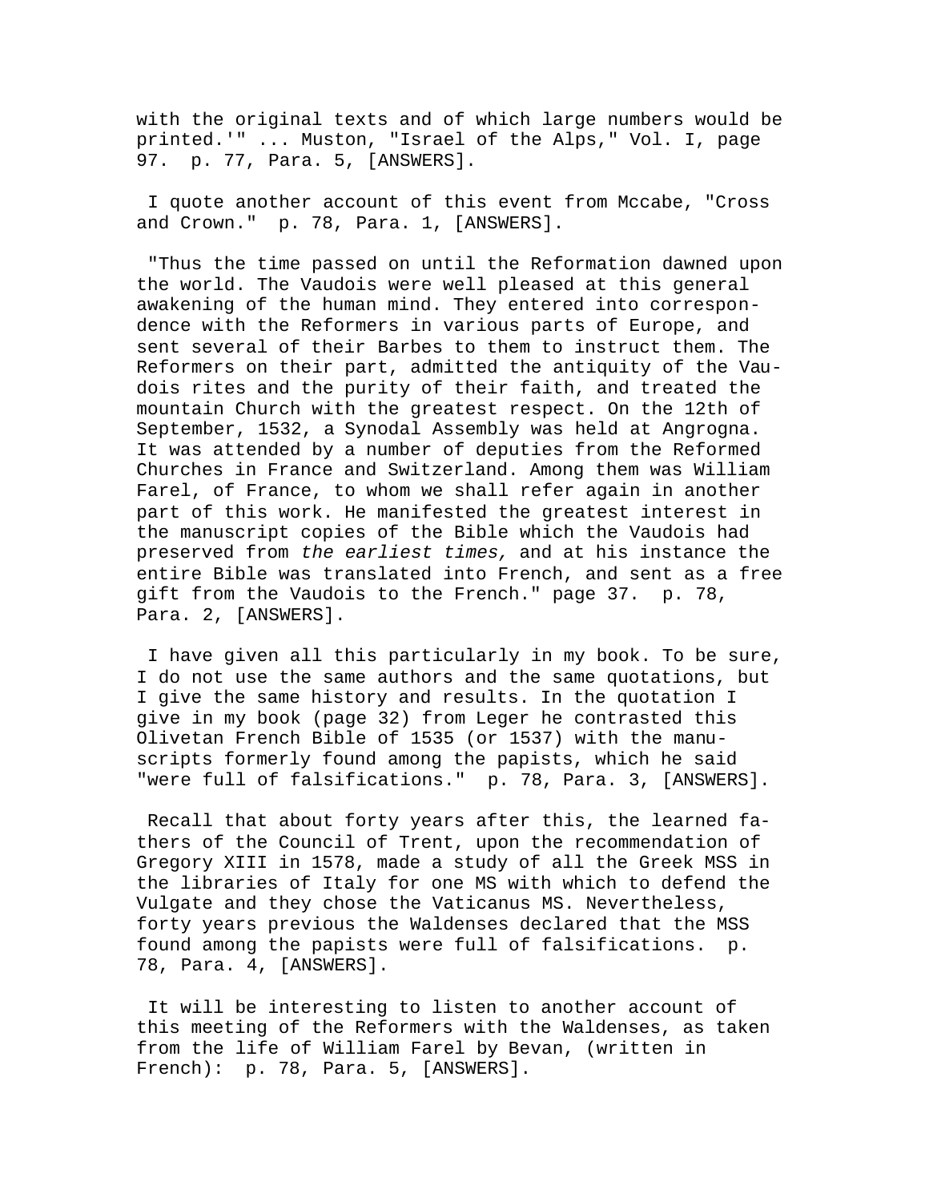with the original texts and of which large numbers would be printed.'" ... Muston, "Israel of the Alps," Vol. I, page 97. p. 77, Para. 5, [ANSWERS].

I quote another account of this event from Mccabe, "Cross and Crown." p. 78, Para. 1, [ANSWERS].

"Thus the time passed on until the Reformation dawned upon the world. The Vaudois were well pleased at this general awakening of the human mind. They entered into correspondence with the Reformers in various parts of Europe, and sent several of their Barbes to them to instruct them. The Reformers on their part, admitted the antiquity of the Vaudois rites and the purity of their faith, and treated the mountain Church with the greatest respect. On the 12th of September, 1532, a Synodal Assembly was held at Angrogna. It was attended by a number of deputies from the Reformed Churches in France and Switzerland. Among them was William Farel, of France, to whom we shall refer again in another part of this work. He manifested the greatest interest in the manuscript copies of the Bible which the Vaudois had preserved from *the earliest times,* and at his instance the entire Bible was translated into French, and sent as a free gift from the Vaudois to the French." page 37. p. 78, Para. 2, [ANSWERS].

I have given all this particularly in my book. To be sure, I do not use the same authors and the same quotations, but I give the same history and results. In the quotation I give in my book (page 32) from Leger he contrasted this Olivetan French Bible of 1535 (or 1537) with the manuscripts formerly found among the papists, which he said "were full of falsifications." p. 78, Para. 3, [ANSWERS].

Recall that about forty years after this, the learned fathers of the Council of Trent, upon the recommendation of Gregory XIII in 1578, made a study of all the Greek MSS in the libraries of Italy for one MS with which to defend the Vulgate and they chose the Vaticanus MS. Nevertheless, forty years previous the Waldenses declared that the MSS found among the papists were full of falsifications. p. 78, Para. 4, [ANSWERS].

It will be interesting to listen to another account of this meeting of the Reformers with the Waldenses, as taken from the life of William Farel by Bevan, (written in French): p. 78, Para. 5, [ANSWERS].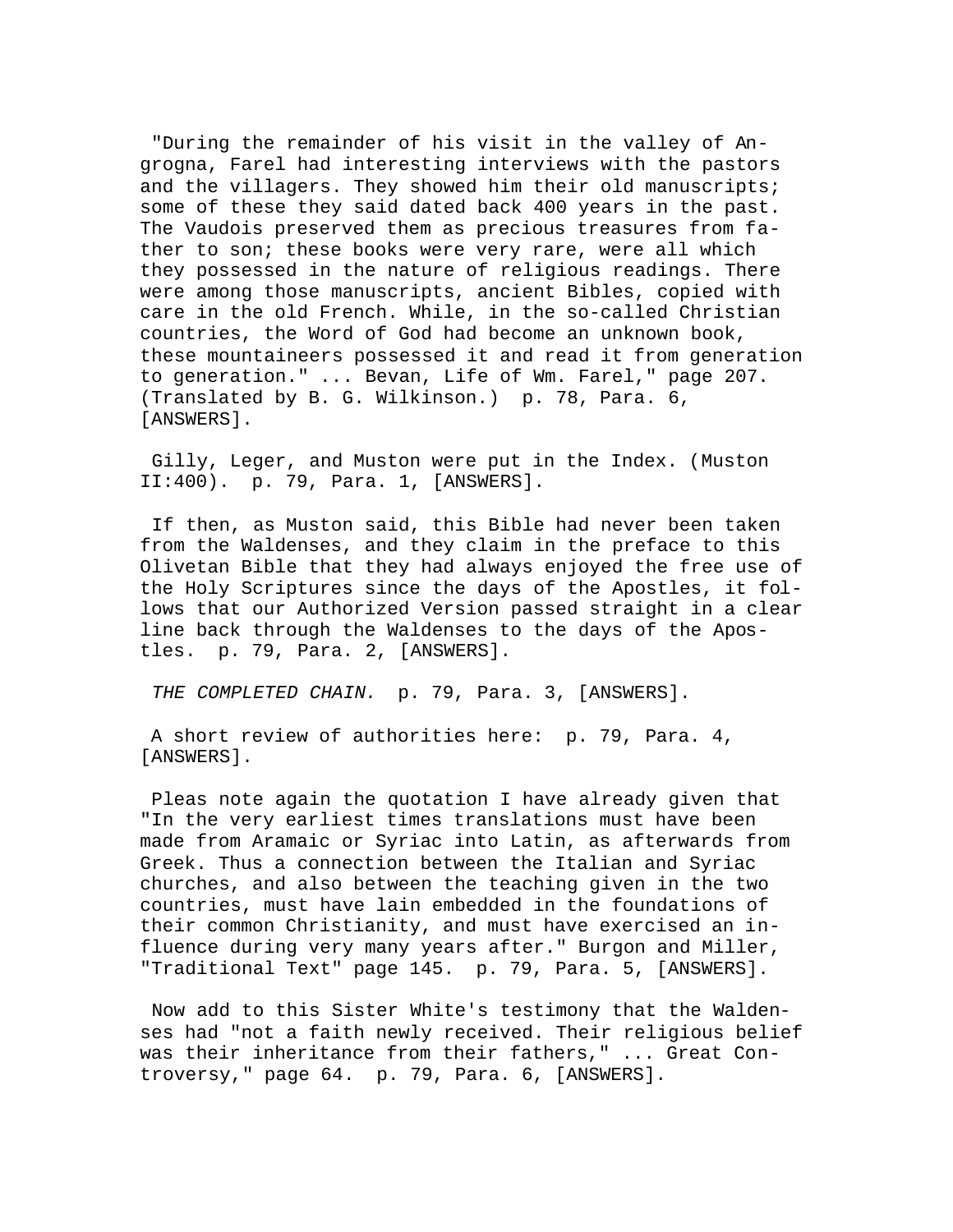"During the remainder of his visit in the valley of Angrogna, Farel had interesting interviews with the pastors and the villagers. They showed him their old manuscripts; some of these they said dated back 400 years in the past. The Vaudois preserved them as precious treasures from father to son; these books were very rare, were all which they possessed in the nature of religious readings. There were among those manuscripts, ancient Bibles, copied with care in the old French. While, in the so-called Christian countries, the Word of God had become an unknown book, these mountaineers possessed it and read it from generation to generation." ... Bevan, Life of Wm. Farel," page 207. (Translated by B. G. Wilkinson.) p. 78, Para. 6, [ANSWERS].

Gilly, Leger, and Muston were put in the Index. (Muston II:400). p. 79, Para. 1, [ANSWERS].

If then, as Muston said, this Bible had never been taken from the Waldenses, and they claim in the preface to this Olivetan Bible that they had always enjoyed the free use of the Holy Scriptures since the days of the Apostles, it follows that our Authorized Version passed straight in a clear line back through the Waldenses to the days of the Apostles. p. 79, Para. 2, [ANSWERS].

*THE COMPLETED CHAIN.* p. 79, Para. 3, [ANSWERS].

A short review of authorities here: p. 79, Para. 4, [ANSWERS].

Pleas note again the quotation I have already given that "In the very earliest times translations must have been made from Aramaic or Syriac into Latin, as afterwards from Greek. Thus a connection between the Italian and Syriac churches, and also between the teaching given in the two countries, must have lain embedded in the foundations of their common Christianity, and must have exercised an influence during very many years after." Burgon and Miller, "Traditional Text" page 145. p. 79, Para. 5, [ANSWERS].

Now add to this Sister White's testimony that the Waldenses had "not a faith newly received. Their religious belief was their inheritance from their fathers," ... Great Controversy," page 64. p. 79, Para. 6, [ANSWERS].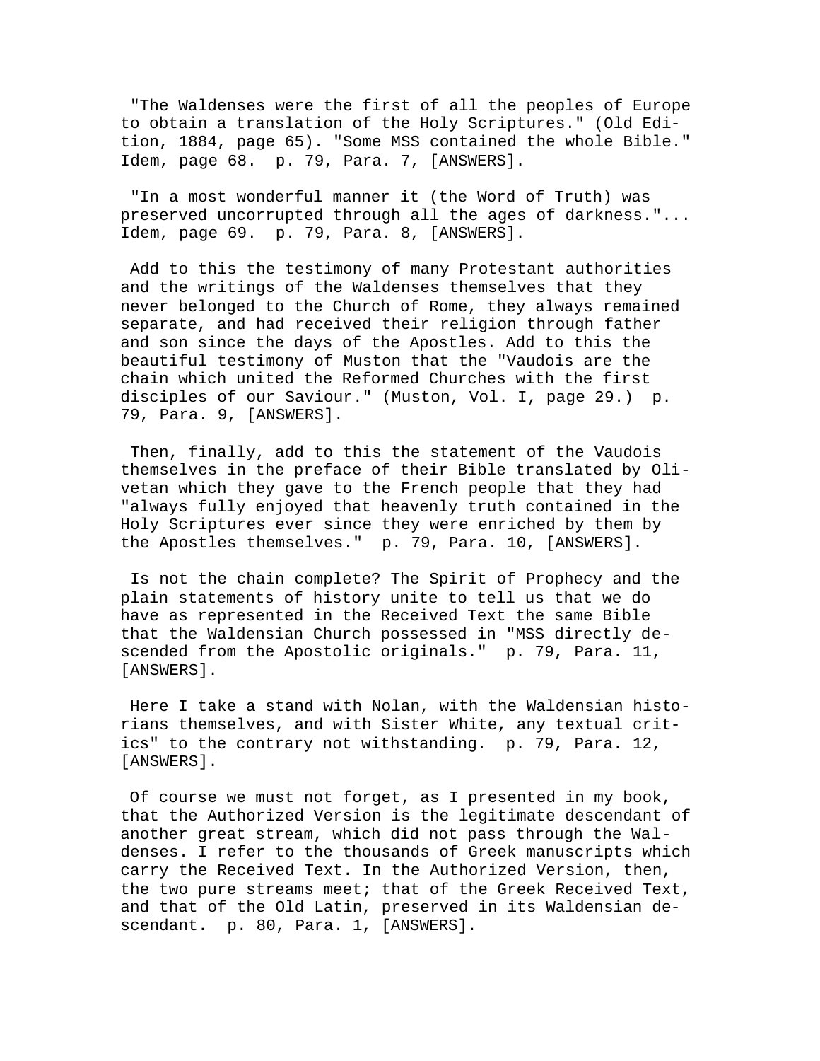"The Waldenses were the first of all the peoples of Europe to obtain a translation of the Holy Scriptures." (Old Edition, 1884, page 65). "Some MSS contained the whole Bible." Idem, page 68. p. 79, Para. 7, [ANSWERS].

"In a most wonderful manner it (the Word of Truth) was preserved uncorrupted through all the ages of darkness."... Idem, page 69. p. 79, Para. 8, [ANSWERS].

Add to this the testimony of many Protestant authorities and the writings of the Waldenses themselves that they never belonged to the Church of Rome, they always remained separate, and had received their religion through father and son since the days of the Apostles. Add to this the beautiful testimony of Muston that the "Vaudois are the chain which united the Reformed Churches with the first disciples of our Saviour." (Muston, Vol. I, page 29.) p. 79, Para. 9, [ANSWERS].

Then, finally, add to this the statement of the Vaudois themselves in the preface of their Bible translated by Olivetan which they gave to the French people that they had "always fully enjoyed that heavenly truth contained in the Holy Scriptures ever since they were enriched by them by the Apostles themselves." p. 79, Para. 10, [ANSWERS].

Is not the chain complete? The Spirit of Prophecy and the plain statements of history unite to tell us that we do have as represented in the Received Text the same Bible that the Waldensian Church possessed in "MSS directly descended from the Apostolic originals." p. 79, Para. 11, [ANSWERS].

Here I take a stand with Nolan, with the Waldensian historians themselves, and with Sister White, any textual critics" to the contrary not withstanding. p. 79, Para. 12, [ANSWERS].

Of course we must not forget, as I presented in my book, that the Authorized Version is the legitimate descendant of another great stream, which did not pass through the Waldenses. I refer to the thousands of Greek manuscripts which carry the Received Text. In the Authorized Version, then, the two pure streams meet; that of the Greek Received Text, and that of the Old Latin, preserved in its Waldensian descendant. p. 80, Para. 1, [ANSWERS].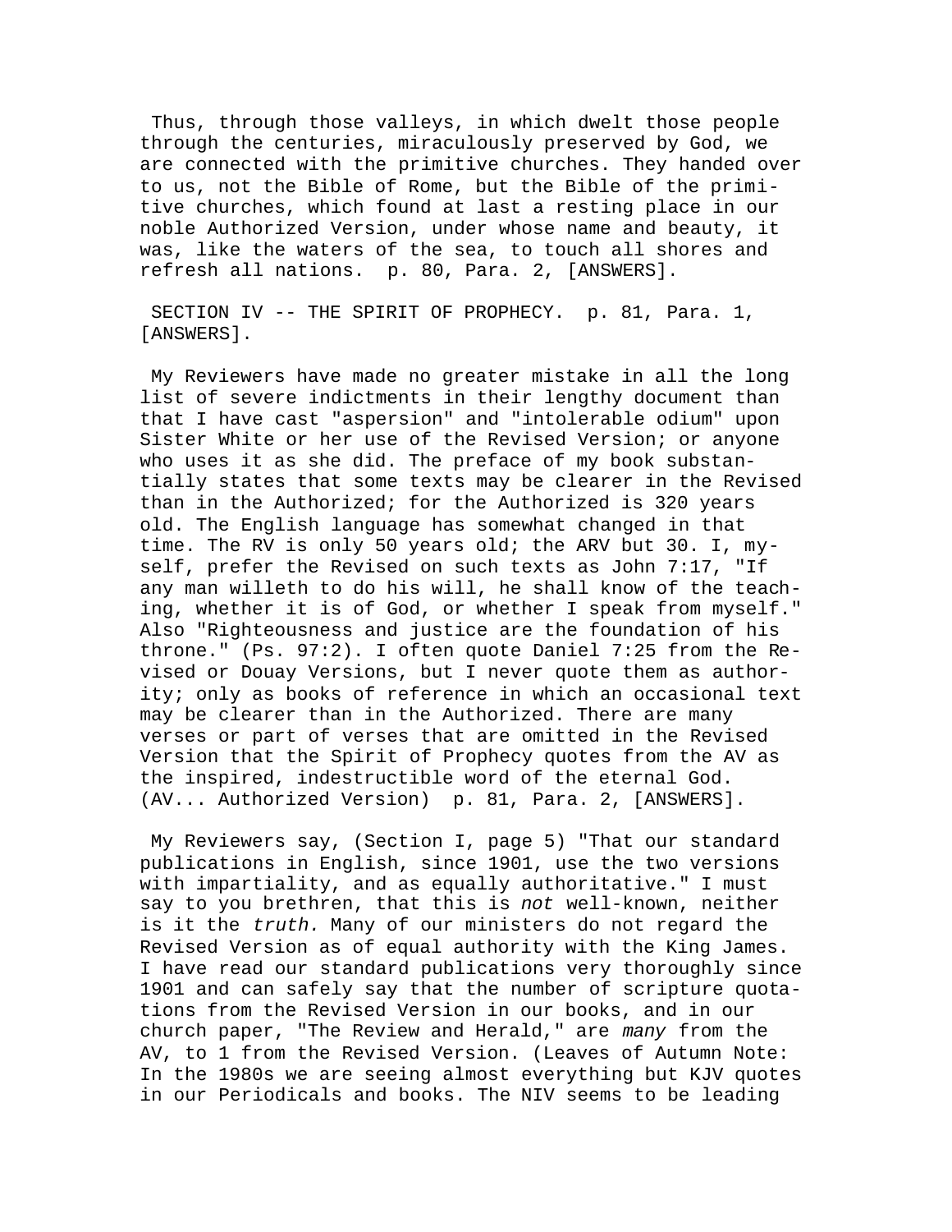Thus, through those valleys, in which dwelt those people through the centuries, miraculously preserved by God, we are connected with the primitive churches. They handed over to us, not the Bible of Rome, but the Bible of the primitive churches, which found at last a resting place in our noble Authorized Version, under whose name and beauty, it was, like the waters of the sea, to touch all shores and refresh all nations. p. 80, Para. 2, [ANSWERS].

SECTION IV -- THE SPIRIT OF PROPHECY. p. 81, Para. 1, [ANSWERS].

My Reviewers have made no greater mistake in all the long list of severe indictments in their lengthy document than that I have cast "aspersion" and "intolerable odium" upon Sister White or her use of the Revised Version; or anyone who uses it as she did. The preface of my book substantially states that some texts may be clearer in the Revised than in the Authorized; for the Authorized is 320 years old. The English language has somewhat changed in that time. The RV is only 50 years old; the ARV but 30. I, myself, prefer the Revised on such texts as John 7:17, "If any man willeth to do his will, he shall know of the teaching, whether it is of God, or whether I speak from myself." Also "Righteousness and justice are the foundation of his throne." (Ps. 97:2). I often quote Daniel 7:25 from the Revised or Douay Versions, but I never quote them as authority; only as books of reference in which an occasional text may be clearer than in the Authorized. There are many verses or part of verses that are omitted in the Revised Version that the Spirit of Prophecy quotes from the AV as the inspired, indestructible word of the eternal God. (AV... Authorized Version) p. 81, Para. 2, [ANSWERS].

My Reviewers say, (Section I, page 5) "That our standard publications in English, since 1901, use the two versions with impartiality, and as equally authoritative." I must say to you brethren, that this is *not* well-known, neither is it the *truth.* Many of our ministers do not regard the Revised Version as of equal authority with the King James. I have read our standard publications very thoroughly since 1901 and can safely say that the number of scripture quotations from the Revised Version in our books, and in our church paper, "The Review and Herald," are *many* from the AV, to 1 from the Revised Version. (Leaves of Autumn Note: In the 1980s we are seeing almost everything but KJV quotes in our Periodicals and books. The NIV seems to be leading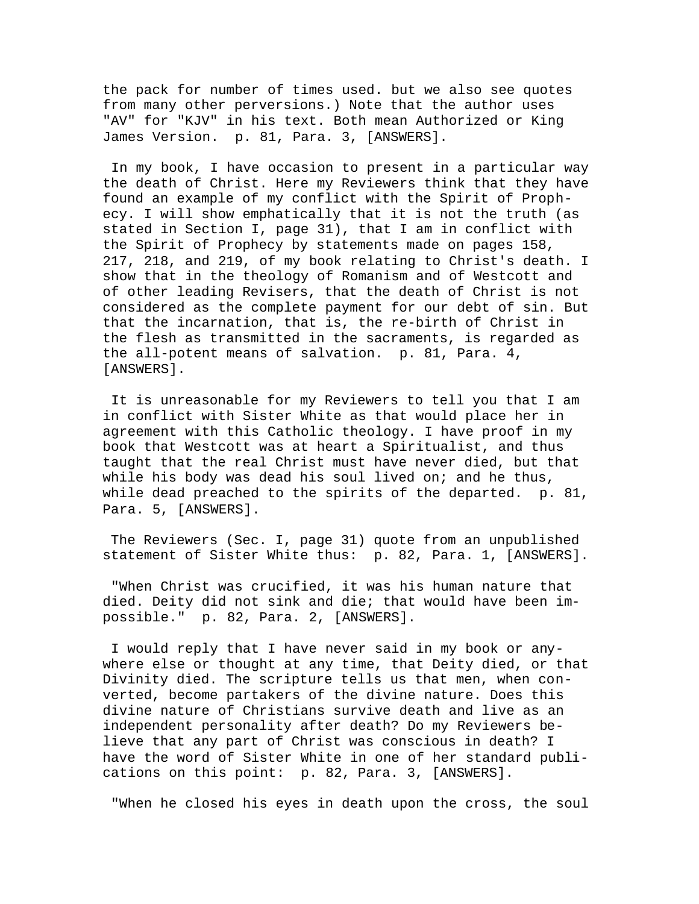the pack for number of times used. but we also see quotes from many other perversions.) Note that the author uses "AV" for "KJV" in his text. Both mean Authorized or King James Version. p. 81, Para. 3, [ANSWERS].

In my book, I have occasion to present in a particular way the death of Christ. Here my Reviewers think that they have found an example of my conflict with the Spirit of Prophecy. I will show emphatically that it is not the truth (as stated in Section I, page 31), that I am in conflict with the Spirit of Prophecy by statements made on pages 158, 217, 218, and 219, of my book relating to Christ's death. I show that in the theology of Romanism and of Westcott and of other leading Revisers, that the death of Christ is not considered as the complete payment for our debt of sin. But that the incarnation, that is, the re-birth of Christ in the flesh as transmitted in the sacraments, is regarded as the all-potent means of salvation. p. 81, Para. 4, [ANSWERS].

It is unreasonable for my Reviewers to tell you that I am in conflict with Sister White as that would place her in agreement with this Catholic theology. I have proof in my book that Westcott was at heart a Spiritualist, and thus taught that the real Christ must have never died, but that while his body was dead his soul lived on; and he thus, while dead preached to the spirits of the departed. p. 81, Para. 5, [ANSWERS].

The Reviewers (Sec. I, page 31) quote from an unpublished statement of Sister White thus: p. 82, Para. 1, [ANSWERS].

"When Christ was crucified, it was his human nature that died. Deity did not sink and die; that would have been impossible." p. 82, Para. 2, [ANSWERS].

I would reply that I have never said in my book or anywhere else or thought at any time, that Deity died, or that Divinity died. The scripture tells us that men, when converted, become partakers of the divine nature. Does this divine nature of Christians survive death and live as an independent personality after death? Do my Reviewers believe that any part of Christ was conscious in death? I have the word of Sister White in one of her standard publications on this point: p. 82, Para. 3, [ANSWERS].

"When he closed his eyes in death upon the cross, the soul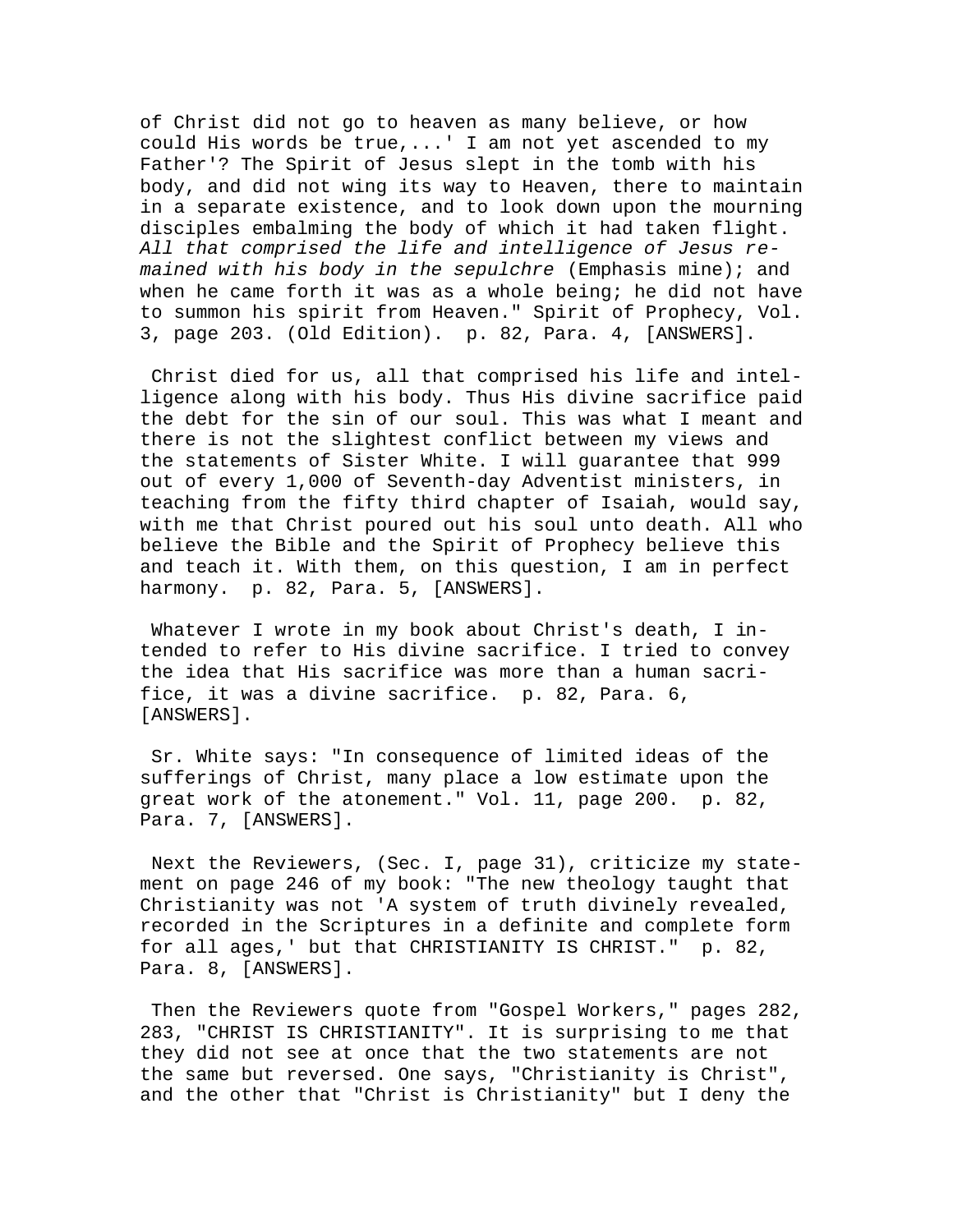of Christ did not go to heaven as many believe, or how could His words be true,...' I am not yet ascended to my Father'? The Spirit of Jesus slept in the tomb with his body, and did not wing its way to Heaven, there to maintain in a separate existence, and to look down upon the mourning disciples embalming the body of which it had taken flight. *All that comprised the life and intelligence of Jesus remained with his body in the sepulchre* (Emphasis mine); and when he came forth it was as a whole being; he did not have to summon his spirit from Heaven." Spirit of Prophecy, Vol. 3, page 203. (Old Edition). p. 82, Para. 4, [ANSWERS].

Christ died for us, all that comprised his life and intelligence along with his body. Thus His divine sacrifice paid the debt for the sin of our soul. This was what I meant and there is not the slightest conflict between my views and the statements of Sister White. I will guarantee that 999 out of every 1,000 of Seventh-day Adventist ministers, in teaching from the fifty third chapter of Isaiah, would say, with me that Christ poured out his soul unto death. All who believe the Bible and the Spirit of Prophecy believe this and teach it. With them, on this question, I am in perfect harmony. p. 82, Para. 5, [ANSWERS].

Whatever I wrote in my book about Christ's death, I intended to refer to His divine sacrifice. I tried to convey the idea that His sacrifice was more than a human sacrifice, it was a divine sacrifice. p. 82, Para. 6, [ANSWERS].

Sr. White says: "In consequence of limited ideas of the sufferings of Christ, many place a low estimate upon the great work of the atonement." Vol. 11, page 200. p. 82, Para. 7, [ANSWERS].

Next the Reviewers, (Sec. I, page 31), criticize my statement on page 246 of my book: "The new theology taught that Christianity was not 'A system of truth divinely revealed, recorded in the Scriptures in a definite and complete form for all ages,' but that CHRISTIANITY IS CHRIST." p. 82, Para. 8, [ANSWERS].

Then the Reviewers quote from "Gospel Workers," pages 282, 283, "CHRIST IS CHRISTIANITY". It is surprising to me that they did not see at once that the two statements are not the same but reversed. One says, "Christianity is Christ", and the other that "Christ is Christianity" but I deny the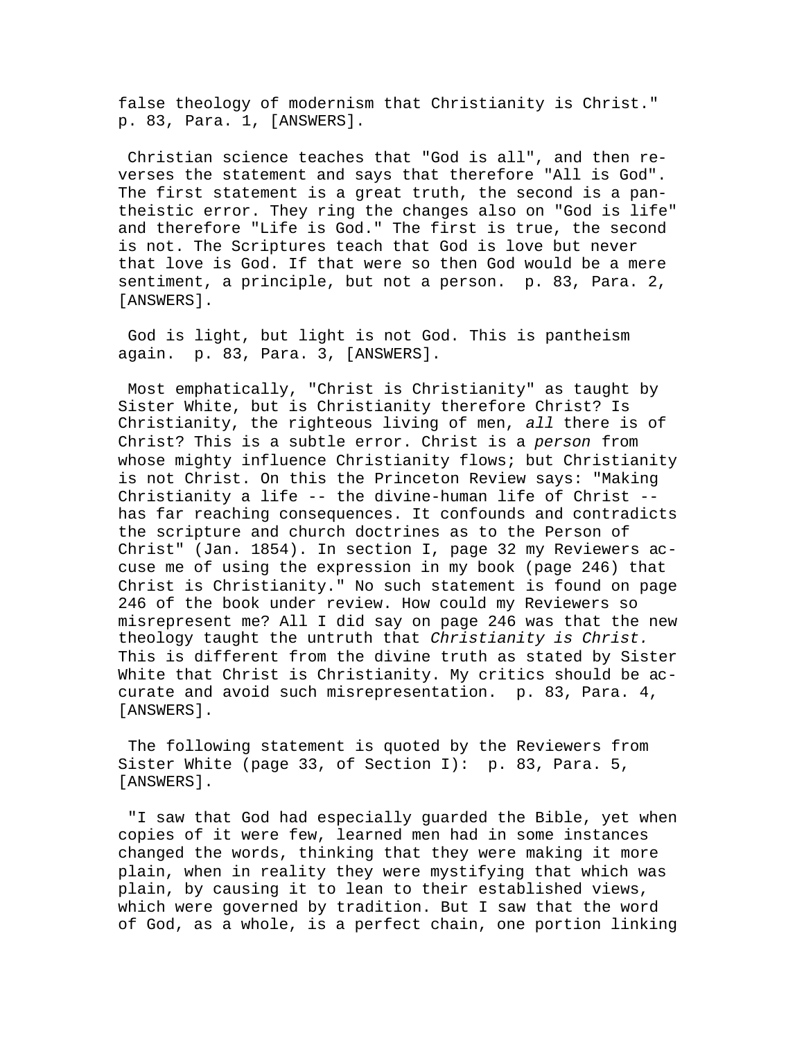false theology of modernism that Christianity is Christ." p. 83, Para. 1, [ANSWERS].

Christian science teaches that "God is all", and then reverses the statement and says that therefore "All is God". The first statement is a great truth, the second is a pantheistic error. They ring the changes also on "God is life" and therefore "Life is God." The first is true, the second is not. The Scriptures teach that God is love but never that love is God. If that were so then God would be a mere sentiment, a principle, but not a person. p. 83, Para. 2, [ANSWERS].

God is light, but light is not God. This is pantheism again. p. 83, Para. 3, [ANSWERS].

Most emphatically, "Christ is Christianity" as taught by Sister White, but is Christianity therefore Christ? Is Christianity, the righteous living of men, *all* there is of Christ? This is a subtle error. Christ is a *person* from whose mighty influence Christianity flows; but Christianity is not Christ. On this the Princeton Review says: "Making Christianity a life -- the divine-human life of Christ -- has far reaching consequences. It confounds and contradicts the scripture and church doctrines as to the Person of Christ" (Jan. 1854). In section I, page 32 my Reviewers accuse me of using the expression in my book (page 246) that Christ is Christianity." No such statement is found on page 246 of the book under review. How could my Reviewers so misrepresent me? All I did say on page 246 was that the new theology taught the untruth that *Christianity is Christ.* This is different from the divine truth as stated by Sister White that Christ is Christianity. My critics should be accurate and avoid such misrepresentation. p. 83, Para. 4, [ANSWERS].

The following statement is quoted by the Reviewers from Sister White (page 33, of Section I): p. 83, Para. 5, [ANSWERS].

"I saw that God had especially guarded the Bible, yet when copies of it were few, learned men had in some instances changed the words, thinking that they were making it more plain, when in reality they were mystifying that which was plain, by causing it to lean to their established views, which were governed by tradition. But I saw that the word of God, as a whole, is a perfect chain, one portion linking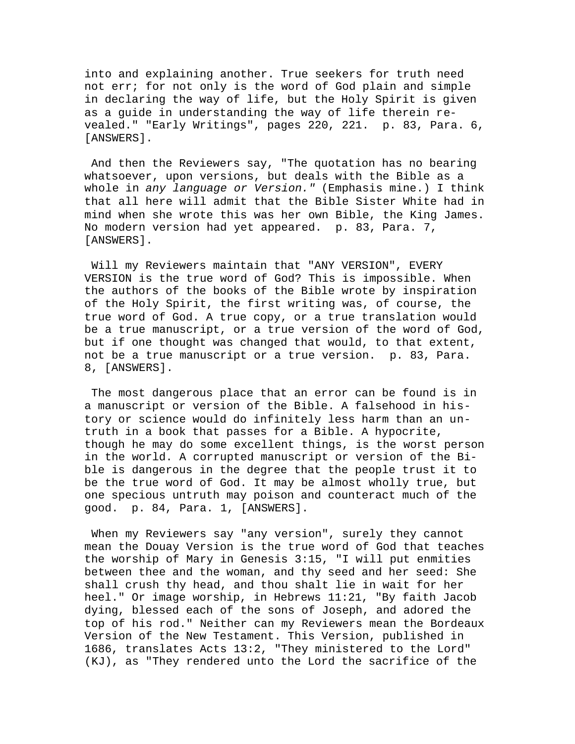into and explaining another. True seekers for truth need not err; for not only is the word of God plain and simple in declaring the way of life, but the Holy Spirit is given as a guide in understanding the way of life therein revealed." "Early Writings", pages 220, 221. p. 83, Para. 6, [ANSWERS].

And then the Reviewers say, "The quotation has no bearing whatsoever, upon versions, but deals with the Bible as a whole in *any language or Version."* (Emphasis mine.) I think that all here will admit that the Bible Sister White had in mind when she wrote this was her own Bible, the King James. No modern version had yet appeared. p. 83, Para. 7, [ANSWERS].

Will my Reviewers maintain that "ANY VERSION", EVERY VERSION is the true word of God? This is impossible. When the authors of the books of the Bible wrote by inspiration of the Holy Spirit, the first writing was, of course, the true word of God. A true copy, or a true translation would be a true manuscript, or a true version of the word of God, but if one thought was changed that would, to that extent, not be a true manuscript or a true version. p. 83, Para. 8, [ANSWERS].

The most dangerous place that an error can be found is in a manuscript or version of the Bible. A falsehood in history or science would do infinitely less harm than an untruth in a book that passes for a Bible. A hypocrite, though he may do some excellent things, is the worst person in the world. A corrupted manuscript or version of the Bible is dangerous in the degree that the people trust it to be the true word of God. It may be almost wholly true, but one specious untruth may poison and counteract much of the good. p. 84, Para. 1, [ANSWERS].

When my Reviewers say "any version", surely they cannot mean the Douay Version is the true word of God that teaches the worship of Mary in Genesis 3:15, "I will put enmities between thee and the woman, and thy seed and her seed: She shall crush thy head, and thou shalt lie in wait for her heel." Or image worship, in Hebrews 11:21, "By faith Jacob dying, blessed each of the sons of Joseph, and adored the top of his rod." Neither can my Reviewers mean the Bordeaux Version of the New Testament. This Version, published in 1686, translates Acts 13:2, "They ministered to the Lord" (KJ), as "They rendered unto the Lord the sacrifice of the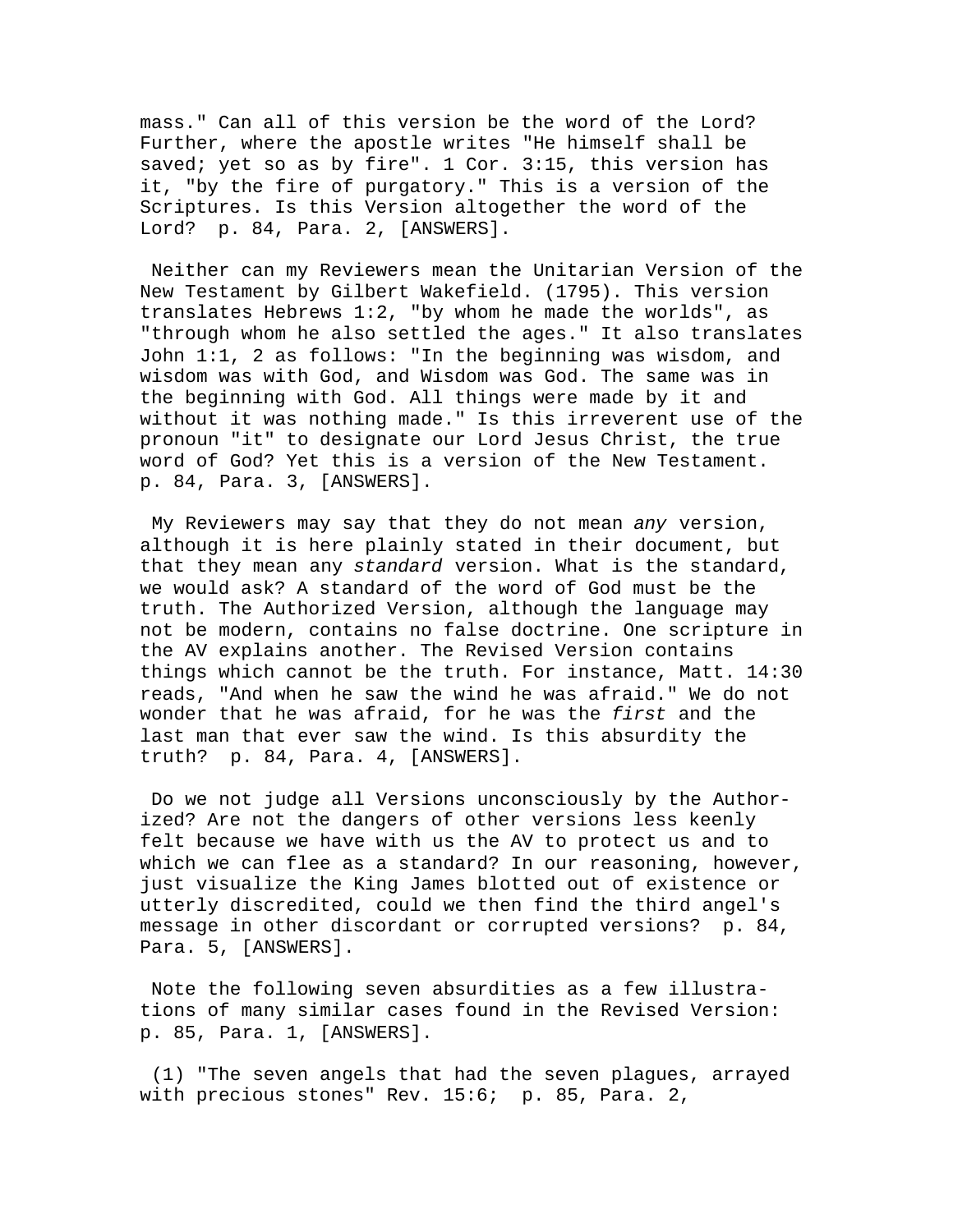mass." Can all of this version be the word of the Lord? Further, where the apostle writes "He himself shall be saved; yet so as by fire". 1 Cor. 3:15, this version has it, "by the fire of purgatory." This is a version of the Scriptures. Is this Version altogether the word of the Lord? p. 84, Para. 2, [ANSWERS].

Neither can my Reviewers mean the Unitarian Version of the New Testament by Gilbert Wakefield. (1795). This version translates Hebrews 1:2, "by whom he made the worlds", as "through whom he also settled the ages." It also translates John 1:1, 2 as follows: "In the beginning was wisdom, and wisdom was with God, and Wisdom was God. The same was in the beginning with God. All things were made by it and without it was nothing made." Is this irreverent use of the pronoun "it" to designate our Lord Jesus Christ, the true word of God? Yet this is a version of the New Testament. p. 84, Para. 3, [ANSWERS].

My Reviewers may say that they do not mean *any* version, although it is here plainly stated in their document, but that they mean any *standard* version. What is the standard, we would ask? A standard of the word of God must be the truth. The Authorized Version, although the language may not be modern, contains no false doctrine. One scripture in the AV explains another. The Revised Version contains things which cannot be the truth. For instance, Matt. 14:30 reads, "And when he saw the wind he was afraid." We do not wonder that he was afraid, for he was the *first* and the last man that ever saw the wind. Is this absurdity the truth? p. 84, Para. 4, [ANSWERS].

Do we not judge all Versions unconsciously by the Authorized? Are not the dangers of other versions less keenly felt because we have with us the AV to protect us and to which we can flee as a standard? In our reasoning, however, just visualize the King James blotted out of existence or utterly discredited, could we then find the third angel's message in other discordant or corrupted versions? p. 84, Para. 5, [ANSWERS].

Note the following seven absurdities as a few illustrations of many similar cases found in the Revised Version: p. 85, Para. 1, [ANSWERS].

(1) "The seven angels that had the seven plagues, arrayed with precious stones" Rev. 15:6; p. 85, Para. 2,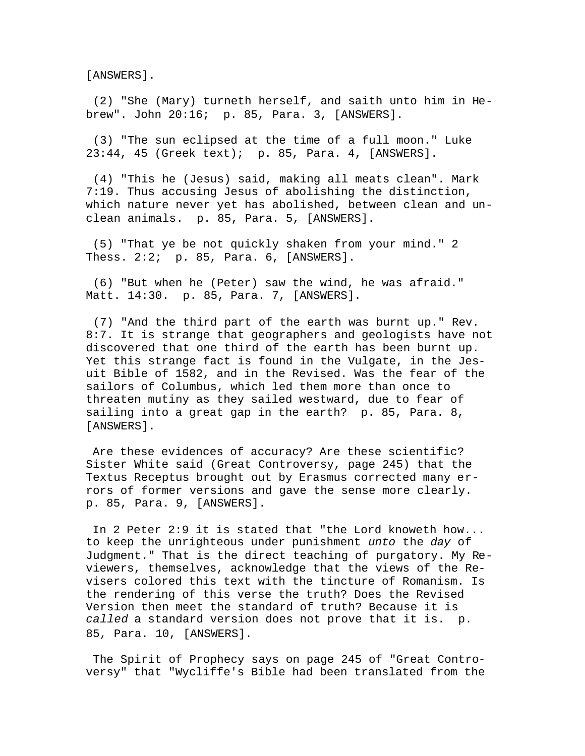[ANSWERS].

(2) "She (Mary) turneth herself, and saith unto him in Hebrew". John 20:16; p. 85, Para. 3, [ANSWERS].

(3) "The sun eclipsed at the time of a full moon." Luke 23:44, 45 (Greek text); p. 85, Para. 4, [ANSWERS].

(4) "This he (Jesus) said, making all meats clean". Mark 7:19. Thus accusing Jesus of abolishing the distinction, which nature never yet has abolished, between clean and unclean animals. p. 85, Para. 5, [ANSWERS].

(5) "That ye be not quickly shaken from your mind." 2 Thess. 2:2; p. 85, Para. 6, [ANSWERS].

(6) "But when he (Peter) saw the wind, he was afraid." Matt. 14:30. p. 85, Para. 7, [ANSWERS].

(7) "And the third part of the earth was burnt up." Rev. 8:7. It is strange that geographers and geologists have not discovered that one third of the earth has been burnt up. Yet this strange fact is found in the Vulgate, in the Jesuit Bible of 1582, and in the Revised. Was the fear of the sailors of Columbus, which led them more than once to threaten mutiny as they sailed westward, due to fear of sailing into a great gap in the earth? p. 85, Para. 8, [ANSWERS].

Are these evidences of accuracy? Are these scientific? Sister White said (Great Controversy, page 245) that the Textus Receptus brought out by Erasmus corrected many errors of former versions and gave the sense more clearly. p. 85, Para. 9, [ANSWERS].

In 2 Peter 2:9 it is stated that "the Lord knoweth how... to keep the unrighteous under punishment *unto* the *day* of Judgment." That is the direct teaching of purgatory. My Reviewers, themselves, acknowledge that the views of the Revisers colored this text with the tincture of Romanism. Is the rendering of this verse the truth? Does the Revised Version then meet the standard of truth? Because it is *called* a standard version does not prove that it is. p. 85, Para. 10, [ANSWERS].

The Spirit of Prophecy says on page 245 of "Great Controversy" that "Wycliffe's Bible had been translated from the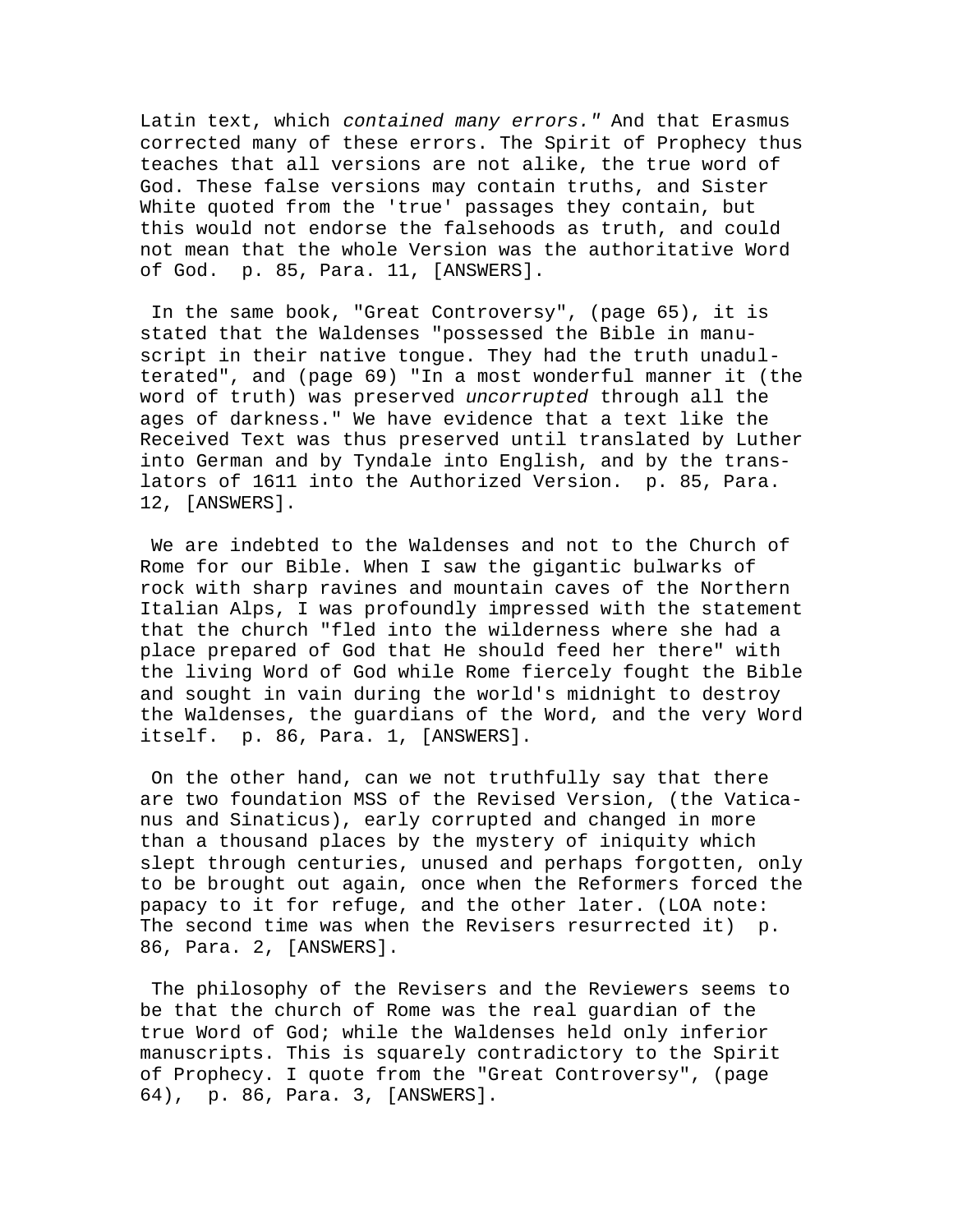Latin text, which *contained many errors."* And that Erasmus corrected many of these errors. The Spirit of Prophecy thus teaches that all versions are not alike, the true word of God. These false versions may contain truths, and Sister White quoted from the 'true' passages they contain, but this would not endorse the falsehoods as truth, and could not mean that the whole Version was the authoritative Word of God. p. 85, Para. 11, [ANSWERS].

In the same book, "Great Controversy", (page 65), it is stated that the Waldenses "possessed the Bible in manuscript in their native tongue. They had the truth unadulterated", and (page 69) "In a most wonderful manner it (the word of truth) was preserved *uncorrupted* through all the ages of darkness." We have evidence that a text like the Received Text was thus preserved until translated by Luther into German and by Tyndale into English, and by the translators of 1611 into the Authorized Version. p. 85, Para. 12, [ANSWERS].

We are indebted to the Waldenses and not to the Church of Rome for our Bible. When I saw the gigantic bulwarks of rock with sharp ravines and mountain caves of the Northern Italian Alps, I was profoundly impressed with the statement that the church "fled into the wilderness where she had a place prepared of God that He should feed her there" with the living Word of God while Rome fiercely fought the Bible and sought in vain during the world's midnight to destroy the Waldenses, the guardians of the Word, and the very Word itself. p. 86, Para. 1, [ANSWERS].

On the other hand, can we not truthfully say that there are two foundation MSS of the Revised Version, (the Vaticanus and Sinaticus), early corrupted and changed in more than a thousand places by the mystery of iniquity which slept through centuries, unused and perhaps forgotten, only to be brought out again, once when the Reformers forced the papacy to it for refuge, and the other later. (LOA note: The second time was when the Revisers resurrected it) p. 86, Para. 2, [ANSWERS].

The philosophy of the Revisers and the Reviewers seems to be that the church of Rome was the real guardian of the true Word of God; while the Waldenses held only inferior manuscripts. This is squarely contradictory to the Spirit of Prophecy. I quote from the "Great Controversy", (page 64), p. 86, Para. 3, [ANSWERS].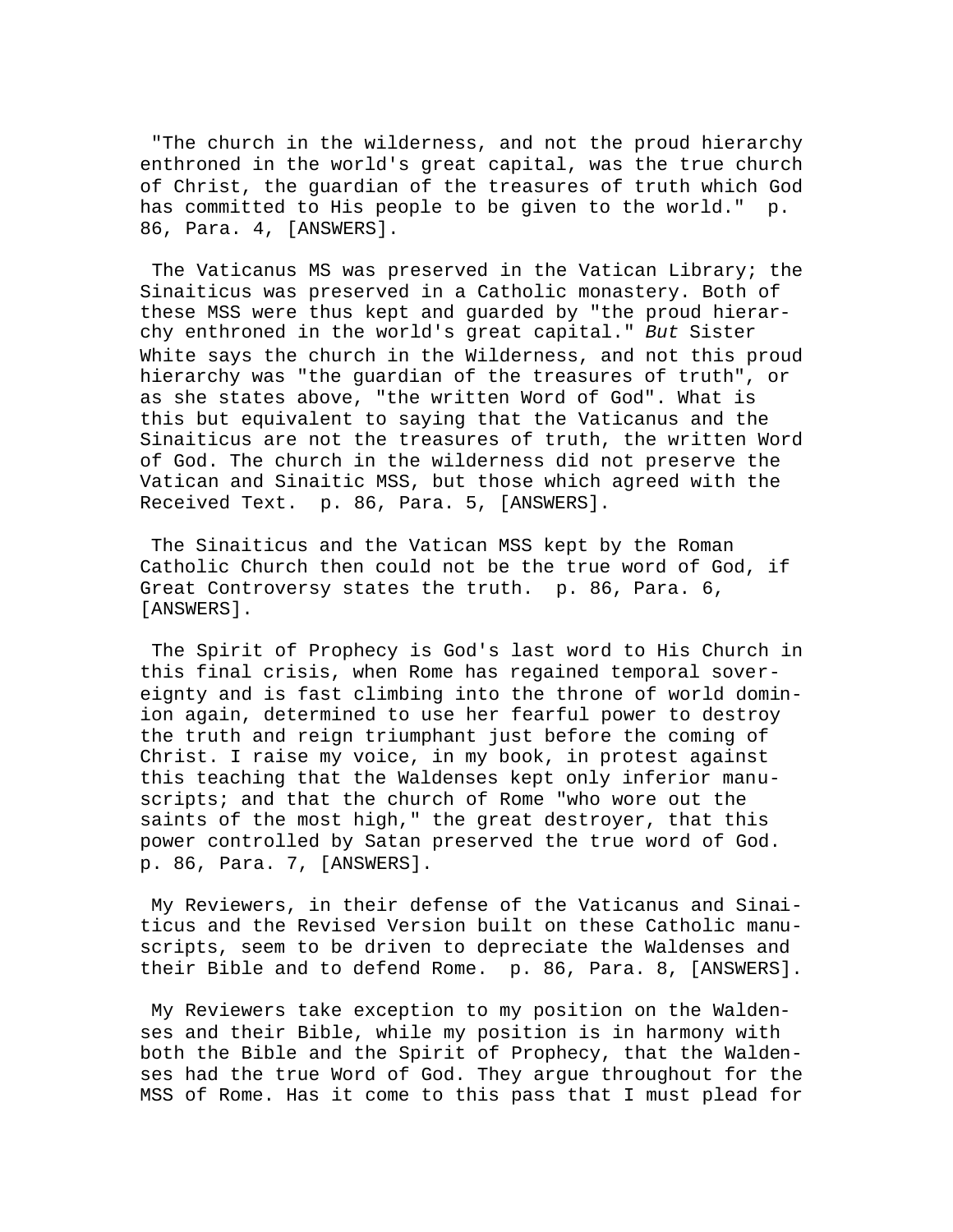"The church in the wilderness, and not the proud hierarchy enthroned in the world's great capital, was the true church of Christ, the guardian of the treasures of truth which God has committed to His people to be given to the world." p. 86, Para. 4, [ANSWERS].

The Vaticanus MS was preserved in the Vatican Library; the Sinaiticus was preserved in a Catholic monastery. Both of these MSS were thus kept and guarded by "the proud hierarchy enthroned in the world's great capital." *But* Sister White says the church in the Wilderness, and not this proud hierarchy was "the guardian of the treasures of truth", or as she states above, "the written Word of God". What is this but equivalent to saying that the Vaticanus and the Sinaiticus are not the treasures of truth, the written Word of God. The church in the wilderness did not preserve the Vatican and Sinaitic MSS, but those which agreed with the Received Text. p. 86, Para. 5, [ANSWERS].

The Sinaiticus and the Vatican MSS kept by the Roman Catholic Church then could not be the true word of God, if Great Controversy states the truth. p. 86, Para. 6, [ANSWERS].

The Spirit of Prophecy is God's last word to His Church in this final crisis, when Rome has regained temporal sovereignty and is fast climbing into the throne of world dominion again, determined to use her fearful power to destroy the truth and reign triumphant just before the coming of Christ. I raise my voice, in my book, in protest against this teaching that the Waldenses kept only inferior manuscripts; and that the church of Rome "who wore out the saints of the most high," the great destroyer, that this power controlled by Satan preserved the true word of God. p. 86, Para. 7, [ANSWERS].

My Reviewers, in their defense of the Vaticanus and Sinaiticus and the Revised Version built on these Catholic manuscripts, seem to be driven to depreciate the Waldenses and their Bible and to defend Rome. p. 86, Para. 8, [ANSWERS].

My Reviewers take exception to my position on the Waldenses and their Bible, while my position is in harmony with both the Bible and the Spirit of Prophecy, that the Waldenses had the true Word of God. They argue throughout for the MSS of Rome. Has it come to this pass that I must plead for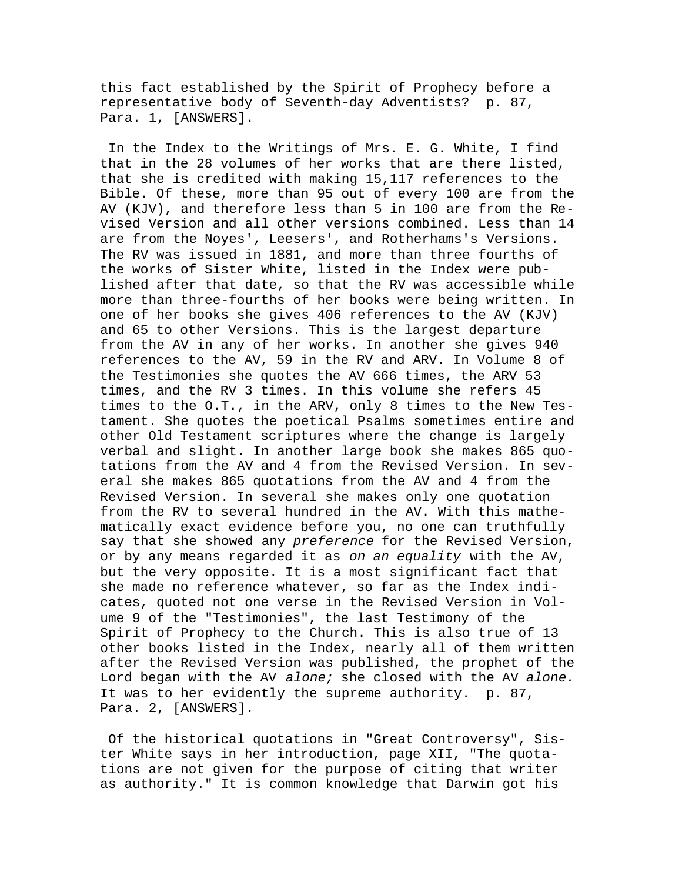this fact established by the Spirit of Prophecy before a representative body of Seventh-day Adventists? p. 87, Para. 1, [ANSWERS].

In the Index to the Writings of Mrs. E. G. White, I find that in the 28 volumes of her works that are there listed, that she is credited with making 15,117 references to the Bible. Of these, more than 95 out of every 100 are from the AV (KJV), and therefore less than 5 in 100 are from the Revised Version and all other versions combined. Less than 14 are from the Noyes', Leesers', and Rotherhams's Versions. The RV was issued in 1881, and more than three fourths of the works of Sister White, listed in the Index were published after that date, so that the RV was accessible while more than three-fourths of her books were being written. In one of her books she gives 406 references to the AV (KJV) and 65 to other Versions. This is the largest departure from the AV in any of her works. In another she gives 940 references to the AV, 59 in the RV and ARV. In Volume 8 of the Testimonies she quotes the AV 666 times, the ARV 53 times, and the RV 3 times. In this volume she refers 45 times to the O.T., in the ARV, only 8 times to the New Testament. She quotes the poetical Psalms sometimes entire and other Old Testament scriptures where the change is largely verbal and slight. In another large book she makes 865 quotations from the AV and 4 from the Revised Version. In several she makes 865 quotations from the AV and 4 from the Revised Version. In several she makes only one quotation from the RV to several hundred in the AV. With this mathematically exact evidence before you, no one can truthfully say that she showed any *preference* for the Revised Version, or by any means regarded it as *on an equality* with the AV, but the very opposite. It is a most significant fact that she made no reference whatever, so far as the Index indicates, quoted not one verse in the Revised Version in Volume 9 of the "Testimonies", the last Testimony of the Spirit of Prophecy to the Church. This is also true of 13 other books listed in the Index, nearly all of them written after the Revised Version was published, the prophet of the Lord began with the AV *alone;* she closed with the AV *alone.* It was to her evidently the supreme authority. p. 87, Para. 2, [ANSWERS].

Of the historical quotations in "Great Controversy", Sister White says in her introduction, page XII, "The quotations are not given for the purpose of citing that writer as authority." It is common knowledge that Darwin got his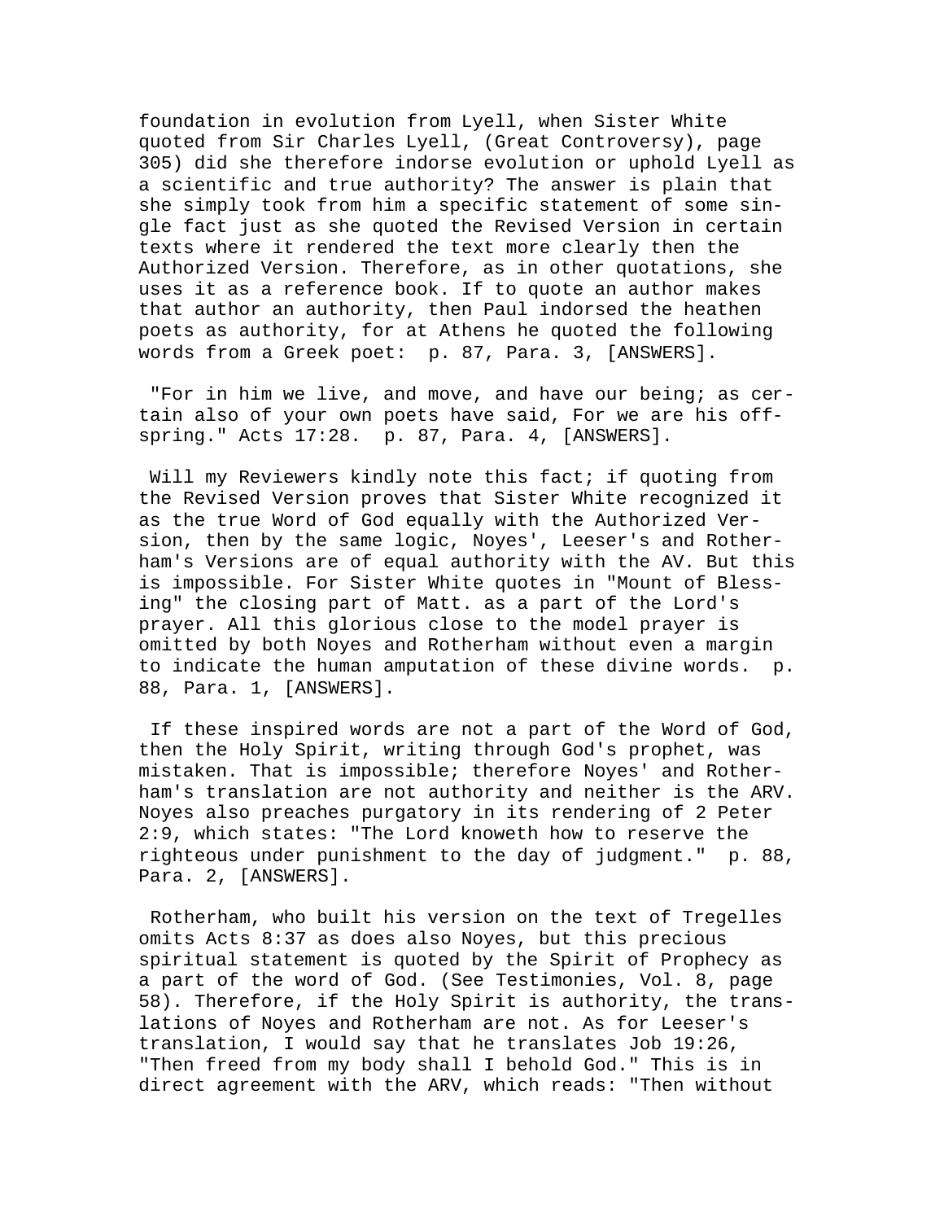foundation in evolution from Lyell, when Sister White quoted from Sir Charles Lyell, (Great Controversy), page 305) did she therefore indorse evolution or uphold Lyell as a scientific and true authority? The answer is plain that she simply took from him a specific statement of some single fact just as she quoted the Revised Version in certain texts where it rendered the text more clearly then the Authorized Version. Therefore, as in other quotations, she uses it as a reference book. If to quote an author makes that author an authority, then Paul indorsed the heathen poets as authority, for at Athens he quoted the following words from a Greek poet: p. 87, Para. 3, [ANSWERS].

"For in him we live, and move, and have our being; as certain also of your own poets have said, For we are his offspring." Acts 17:28. p. 87, Para. 4, [ANSWERS].

Will my Reviewers kindly note this fact; if quoting from the Revised Version proves that Sister White recognized it as the true Word of God equally with the Authorized Version, then by the same logic, Noyes', Leeser's and Rotherham's Versions are of equal authority with the AV. But this is impossible. For Sister White quotes in "Mount of Blessing" the closing part of Matt. as a part of the Lord's prayer. All this glorious close to the model prayer is omitted by both Noyes and Rotherham without even a margin to indicate the human amputation of these divine words. p. 88, Para. 1, [ANSWERS].

If these inspired words are not a part of the Word of God, then the Holy Spirit, writing through God's prophet, was mistaken. That is impossible; therefore Noyes' and Rotherham's translation are not authority and neither is the ARV. Noyes also preaches purgatory in its rendering of 2 Peter 2:9, which states: "The Lord knoweth how to reserve the righteous under punishment to the day of judgment." p. 88, Para. 2, [ANSWERS].

Rotherham, who built his version on the text of Tregelles omits Acts 8:37 as does also Noyes, but this precious spiritual statement is quoted by the Spirit of Prophecy as a part of the word of God. (See Testimonies, Vol. 8, page 58). Therefore, if the Holy Spirit is authority, the translations of Noyes and Rotherham are not. As for Leeser's translation, I would say that he translates Job 19:26, "Then freed from my body shall I behold God." This is in direct agreement with the ARV, which reads: "Then without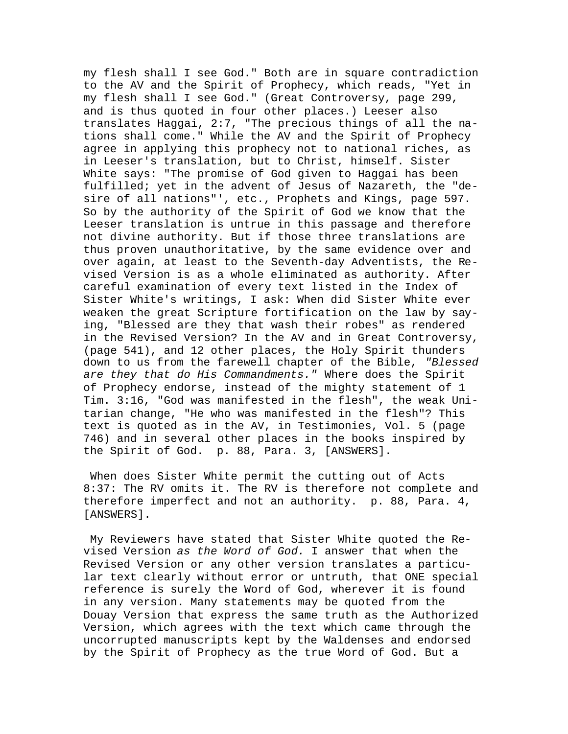my flesh shall I see God." Both are in square contradiction to the AV and the Spirit of Prophecy, which reads, "Yet in my flesh shall I see God." (Great Controversy, page 299, and is thus quoted in four other places.) Leeser also translates Haggai, 2:7, "The precious things of all the nations shall come." While the AV and the Spirit of Prophecy agree in applying this prophecy not to national riches, as in Leeser's translation, but to Christ, himself. Sister White says: "The promise of God given to Haggai has been fulfilled; yet in the advent of Jesus of Nazareth, the "desire of all nations"', etc., Prophets and Kings, page 597. So by the authority of the Spirit of God we know that the Leeser translation is untrue in this passage and therefore not divine authority. But if those three translations are thus proven unauthoritative, by the same evidence over and over again, at least to the Seventh-day Adventists, the Revised Version is as a whole eliminated as authority. After careful examination of every text listed in the Index of Sister White's writings, I ask: When did Sister White ever weaken the great Scripture fortification on the law by saying, "Blessed are they that wash their robes" as rendered in the Revised Version? In the AV and in Great Controversy, (page 541), and 12 other places, the Holy Spirit thunders down to us from the farewell chapter of the Bible, *"Blessed are they that do His Commandments."* Where does the Spirit of Prophecy endorse, instead of the mighty statement of 1 Tim. 3:16, "God was manifested in the flesh", the weak Unitarian change, "He who was manifested in the flesh"? This text is quoted as in the AV, in Testimonies, Vol. 5 (page 746) and in several other places in the books inspired by the Spirit of God.  p. 88, Para. 3, [ANSWERS].

When does Sister White permit the cutting out of Acts 8:37: The RV omits it. The RV is therefore not complete and therefore imperfect and not an authority.  p. 88, Para. 4, [ANSWERS].

My Reviewers have stated that Sister White quoted the Revised Version *as the Word of God.* I answer that when the Revised Version or any other version translates a particular text clearly without error or untruth, that ONE special reference is surely the Word of God, wherever it is found in any version. Many statements may be quoted from the Douay Version that express the same truth as the Authorized Version, which agrees with the text which came through the uncorrupted manuscripts kept by the Waldenses and endorsed by the Spirit of Prophecy as the true Word of God. But a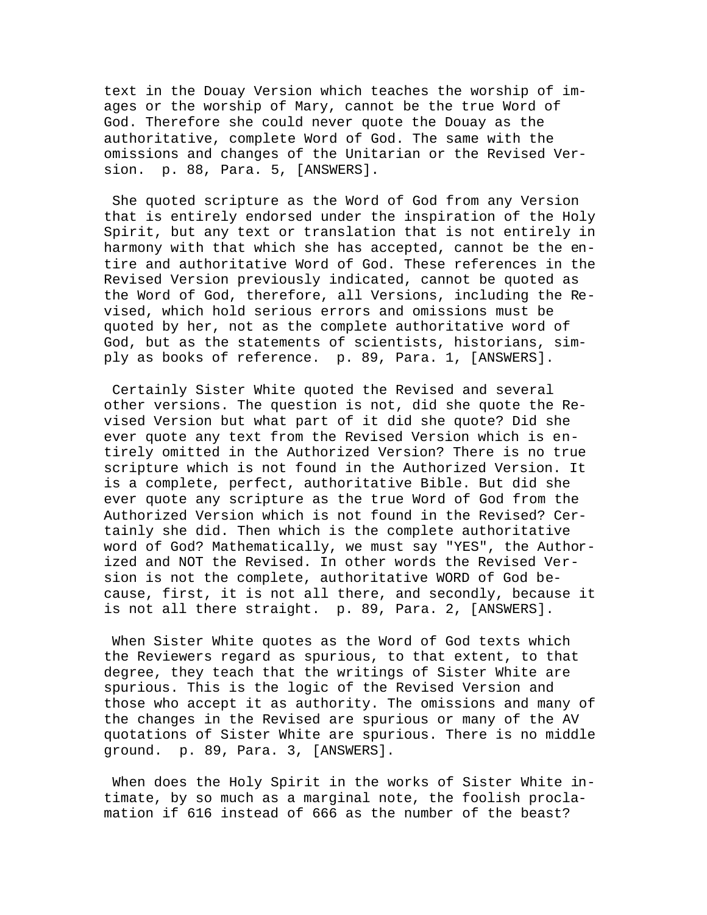text in the Douay Version which teaches the worship of images or the worship of Mary, cannot be the true Word of God. Therefore she could never quote the Douay as the authoritative, complete Word of God. The same with the omissions and changes of the Unitarian or the Revised Version. p. 88, Para. 5, [ANSWERS].

She quoted scripture as the Word of God from any Version that is entirely endorsed under the inspiration of the Holy Spirit, but any text or translation that is not entirely in harmony with that which she has accepted, cannot be the entire and authoritative Word of God. These references in the Revised Version previously indicated, cannot be quoted as the Word of God, therefore, all Versions, including the Revised, which hold serious errors and omissions must be quoted by her, not as the complete authoritative word of God, but as the statements of scientists, historians, simply as books of reference. p. 89, Para. 1, [ANSWERS].

Certainly Sister White quoted the Revised and several other versions. The question is not, did she quote the Revised Version but what part of it did she quote? Did she ever quote any text from the Revised Version which is entirely omitted in the Authorized Version? There is no true scripture which is not found in the Authorized Version. It is a complete, perfect, authoritative Bible. But did she ever quote any scripture as the true Word of God from the Authorized Version which is not found in the Revised? Certainly she did. Then which is the complete authoritative word of God? Mathematically, we must say "YES", the Authorized and NOT the Revised. In other words the Revised Version is not the complete, authoritative WORD of God because, first, it is not all there, and secondly, because it is not all there straight. p. 89, Para. 2, [ANSWERS].

When Sister White quotes as the Word of God texts which the Reviewers regard as spurious, to that extent, to that degree, they teach that the writings of Sister White are spurious. This is the logic of the Revised Version and those who accept it as authority. The omissions and many of the changes in the Revised are spurious or many of the AV quotations of Sister White are spurious. There is no middle ground. p. 89, Para. 3, [ANSWERS].

When does the Holy Spirit in the works of Sister White intimate, by so much as a marginal note, the foolish proclamation if 616 instead of 666 as the number of the beast?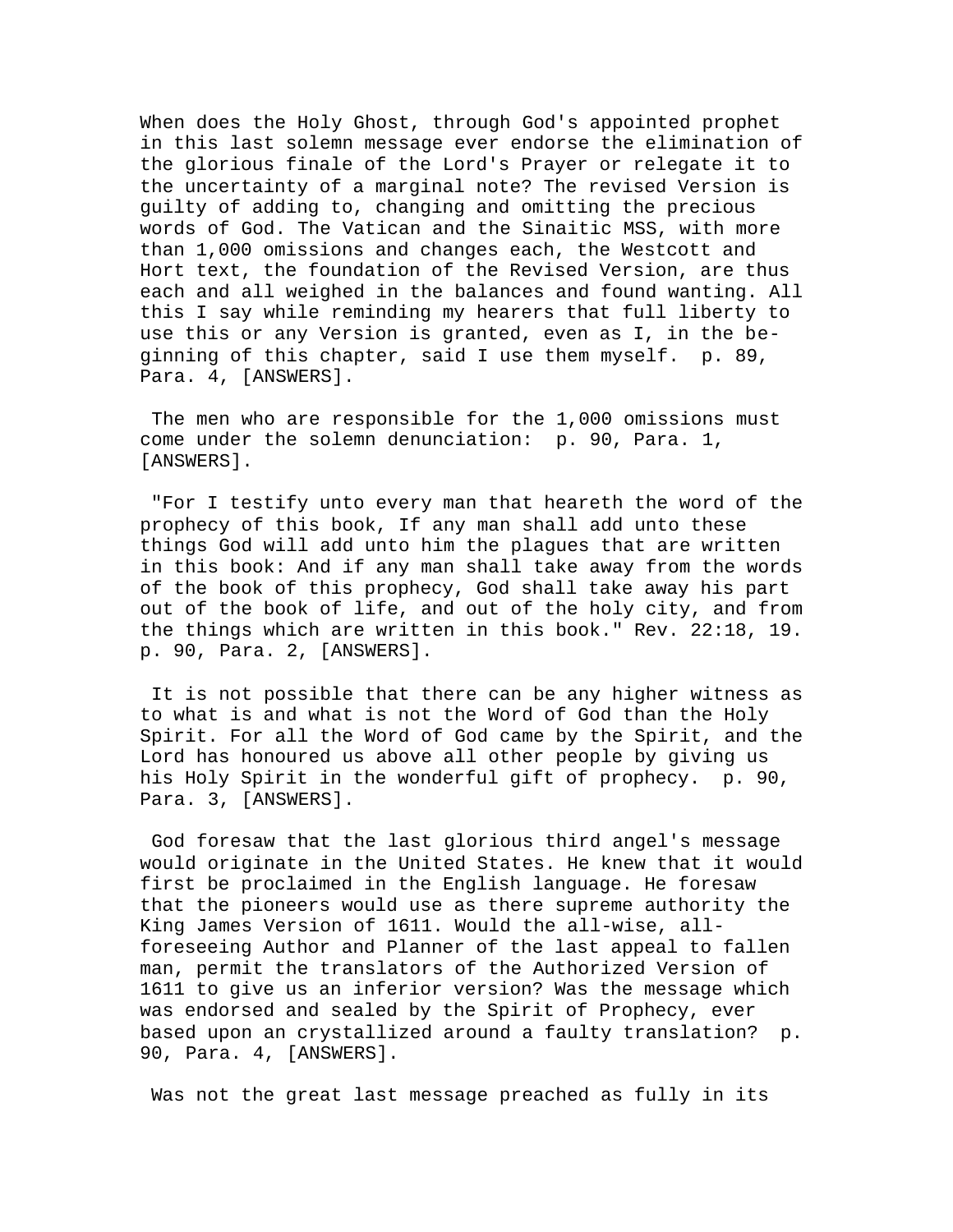When does the Holy Ghost, through God's appointed prophet in this last solemn message ever endorse the elimination of the glorious finale of the Lord's Prayer or relegate it to the uncertainty of a marginal note? The revised Version is guilty of adding to, changing and omitting the precious words of God. The Vatican and the Sinaitic MSS, with more than 1,000 omissions and changes each, the Westcott and Hort text, the foundation of the Revised Version, are thus each and all weighed in the balances and found wanting. All this I say while reminding my hearers that full liberty to use this or any Version is granted, even as I, in the beginning of this chapter, said I use them myself. p. 89, Para. 4, [ANSWERS].

The men who are responsible for the 1,000 omissions must come under the solemn denunciation: p. 90, Para. 1, [ANSWERS].

"For I testify unto every man that heareth the word of the prophecy of this book, If any man shall add unto these things God will add unto him the plagues that are written in this book: And if any man shall take away from the words of the book of this prophecy, God shall take away his part out of the book of life, and out of the holy city, and from the things which are written in this book." Rev. 22:18, 19. p. 90, Para. 2, [ANSWERS].

It is not possible that there can be any higher witness as to what is and what is not the Word of God than the Holy Spirit. For all the Word of God came by the Spirit, and the Lord has honoured us above all other people by giving us his Holy Spirit in the wonderful gift of prophecy. p. 90, Para. 3, [ANSWERS].

God foresaw that the last glorious third angel's message would originate in the United States. He knew that it would first be proclaimed in the English language. He foresaw that the pioneers would use as there supreme authority the King James Version of 1611. Would the all-wise, all-foreseeing Author and Planner of the last appeal to fallen man, permit the translators of the Authorized Version of 1611 to give us an inferior version? Was the message which was endorsed and sealed by the Spirit of Prophecy, ever based upon an crystallized around a faulty translation? p. 90, Para. 4, [ANSWERS].

Was not the great last message preached as fully in its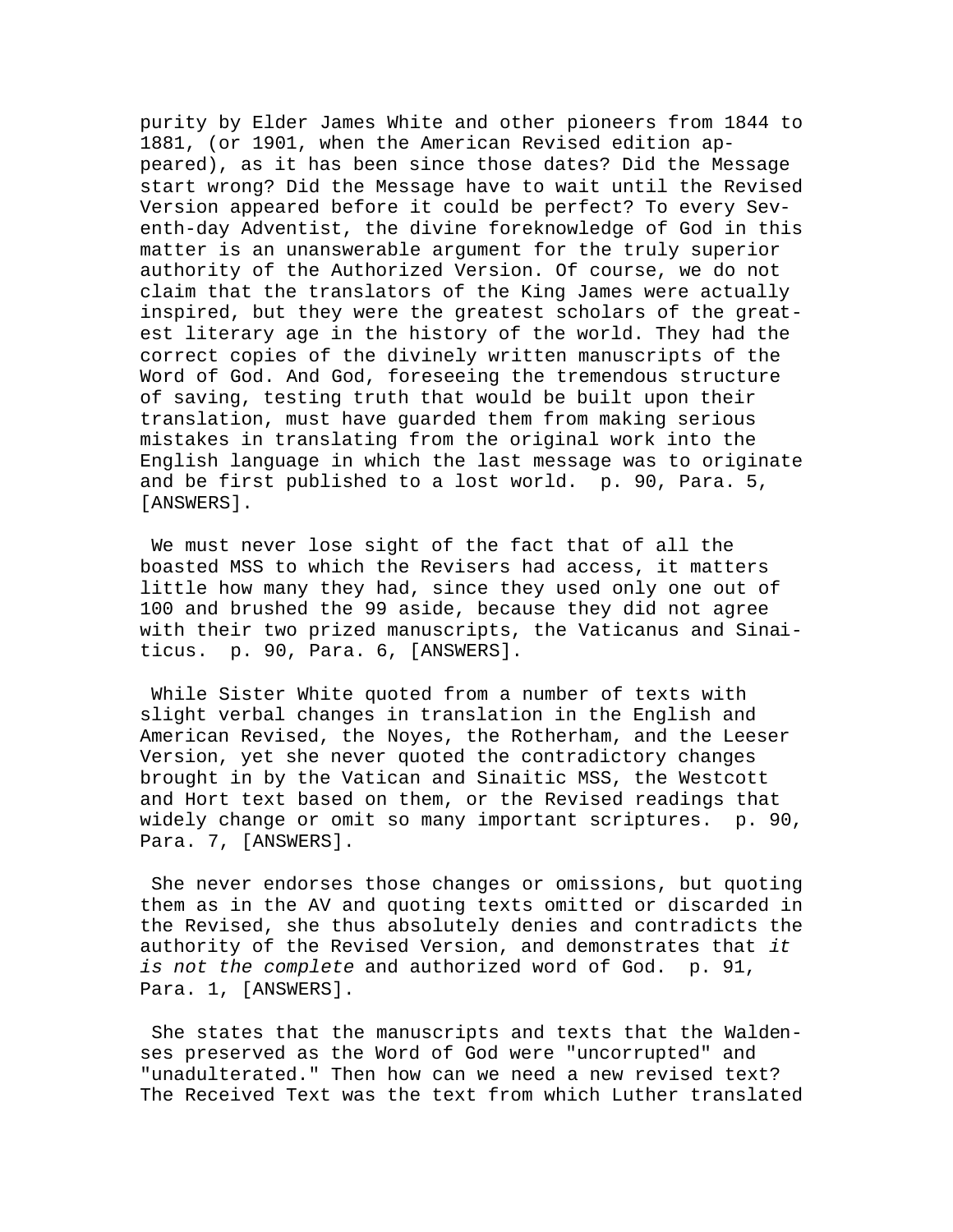purity by Elder James White and other pioneers from 1844 to 1881, (or 1901, when the American Revised edition appeared), as it has been since those dates? Did the Message start wrong? Did the Message have to wait until the Revised Version appeared before it could be perfect? To every Seventh-day Adventist, the divine foreknowledge of God in this matter is an unanswerable argument for the truly superior authority of the Authorized Version. Of course, we do not claim that the translators of the King James were actually inspired, but they were the greatest scholars of the greatest literary age in the history of the world. They had the correct copies of the divinely written manuscripts of the Word of God. And God, foreseeing the tremendous structure of saving, testing truth that would be built upon their translation, must have guarded them from making serious mistakes in translating from the original work into the English language in which the last message was to originate and be first published to a lost world. p. 90, Para. 5, [ANSWERS].

We must never lose sight of the fact that of all the boasted MSS to which the Revisers had access, it matters little how many they had, since they used only one out of 100 and brushed the 99 aside, because they did not agree with their two prized manuscripts, the Vaticanus and Sinaiticus. p. 90, Para. 6, [ANSWERS].

While Sister White quoted from a number of texts with slight verbal changes in translation in the English and American Revised, the Noyes, the Rotherham, and the Leeser Version, yet she never quoted the contradictory changes brought in by the Vatican and Sinaitic MSS, the Westcott and Hort text based on them, or the Revised readings that widely change or omit so many important scriptures. p. 90, Para. 7, [ANSWERS].

She never endorses those changes or omissions, but quoting them as in the AV and quoting texts omitted or discarded in the Revised, she thus absolutely denies and contradicts the authority of the Revised Version, and demonstrates that *it is not the complete* and authorized word of God. p. 91, Para. 1, [ANSWERS].

She states that the manuscripts and texts that the Waldenses preserved as the Word of God were "uncorrupted" and "unadulterated." Then how can we need a new revised text? The Received Text was the text from which Luther translated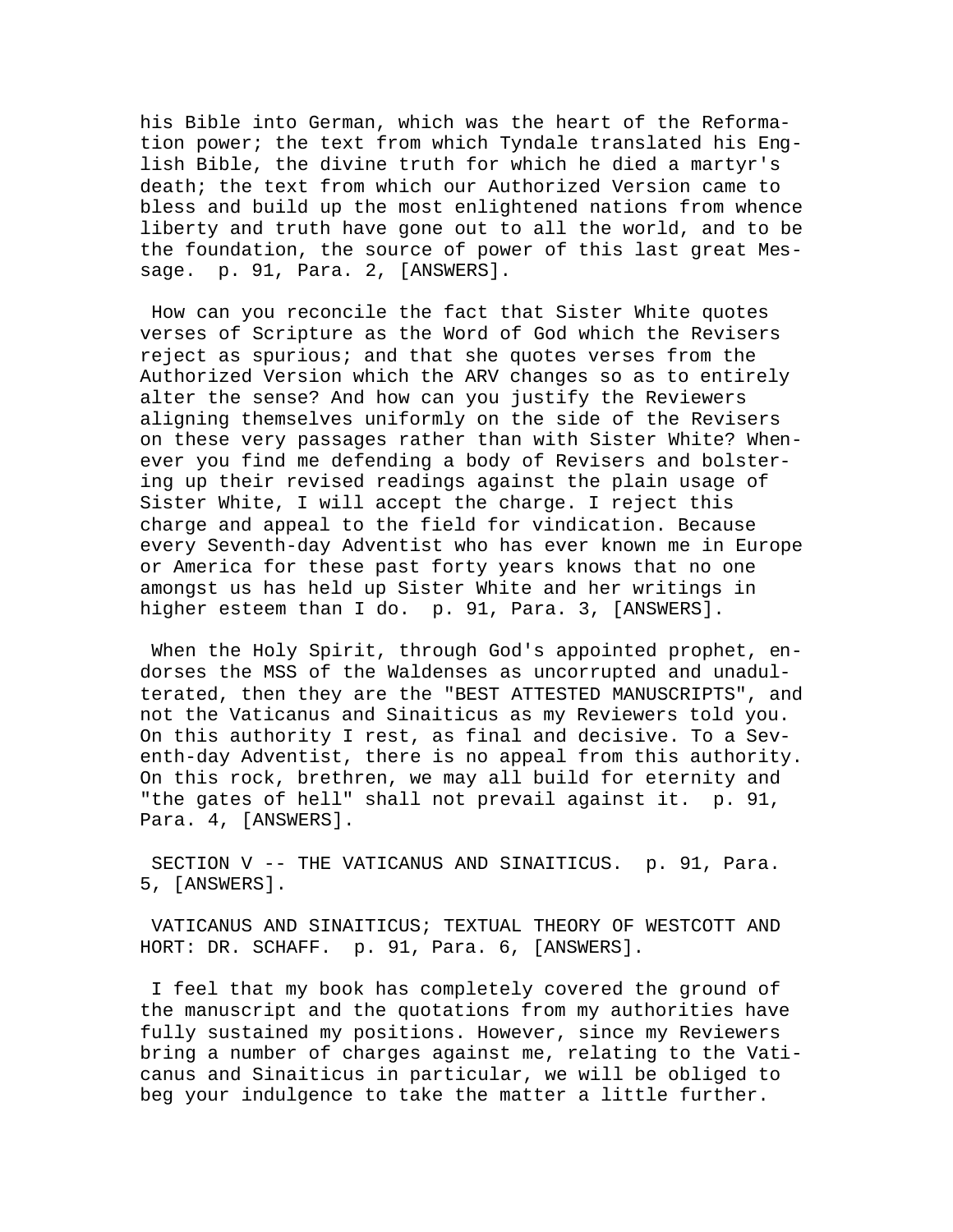his Bible into German, which was the heart of the Reformation power; the text from which Tyndale translated his English Bible, the divine truth for which he died a martyr's death; the text from which our Authorized Version came to bless and build up the most enlightened nations from whence liberty and truth have gone out to all the world, and to be the foundation, the source of power of this last great Message. p. 91, Para. 2, [ANSWERS].

How can you reconcile the fact that Sister White quotes verses of Scripture as the Word of God which the Revisers reject as spurious; and that she quotes verses from the Authorized Version which the ARV changes so as to entirely alter the sense? And how can you justify the Reviewers aligning themselves uniformly on the side of the Revisers on these very passages rather than with Sister White? Whenever you find me defending a body of Revisers and bolstering up their revised readings against the plain usage of Sister White, I will accept the charge. I reject this charge and appeal to the field for vindication. Because every Seventh-day Adventist who has ever known me in Europe or America for these past forty years knows that no one amongst us has held up Sister White and her writings in higher esteem than I do. p. 91, Para. 3, [ANSWERS].

When the Holy Spirit, through God's appointed prophet, endorses the MSS of the Waldenses as uncorrupted and unadulterated, then they are the "BEST ATTESTED MANUSCRIPTS", and not the Vaticanus and Sinaiticus as my Reviewers told you. On this authority I rest, as final and decisive. To a Seventh-day Adventist, there is no appeal from this authority. On this rock, brethren, we may all build for eternity and "the gates of hell" shall not prevail against it. p. 91, Para. 4, [ANSWERS].

SECTION V -- THE VATICANUS AND SINAITICUS. p. 91, Para. 5, [ANSWERS].

VATICANUS AND SINAITICUS; TEXTUAL THEORY OF WESTCOTT AND HORT: DR. SCHAFF. p. 91, Para. 6, [ANSWERS].

I feel that my book has completely covered the ground of the manuscript and the quotations from my authorities have fully sustained my positions. However, since my Reviewers bring a number of charges against me, relating to the Vaticanus and Sinaiticus in particular, we will be obliged to beg your indulgence to take the matter a little further.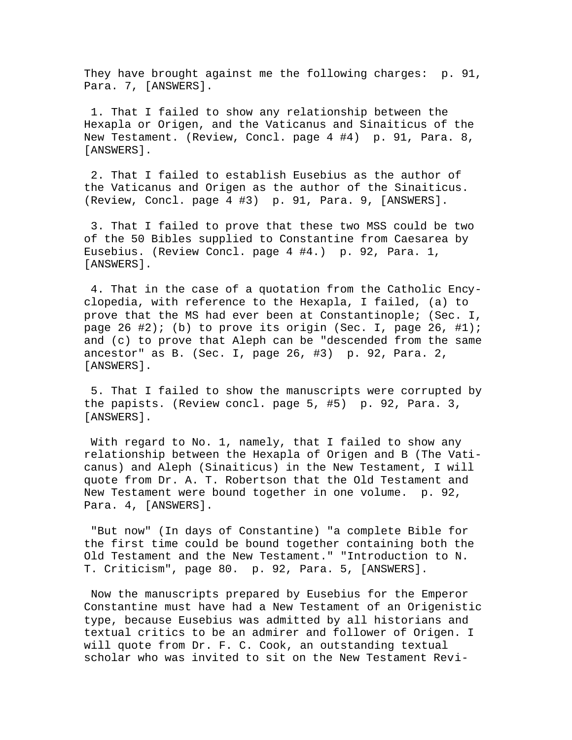They have brought against me the following charges: p. 91, Para. 7, [ANSWERS].

1. That I failed to show any relationship between the Hexapla or Origen, and the Vaticanus and Sinaiticus of the New Testament. (Review, Concl. page 4 #4) p. 91, Para. 8, [ANSWERS].

2. That I failed to establish Eusebius as the author of the Vaticanus and Origen as the author of the Sinaiticus. (Review, Concl. page 4 #3) p. 91, Para. 9, [ANSWERS].

3. That I failed to prove that these two MSS could be two of the 50 Bibles supplied to Constantine from Caesarea by Eusebius. (Review Concl. page 4 #4.) p. 92, Para. 1, [ANSWERS].

4. That in the case of a quotation from the Catholic Encyclopedia, with reference to the Hexapla, I failed, (a) to prove that the MS had ever been at Constantinople; (Sec. I, page 26 #2); (b) to prove its origin (Sec. I, page 26, #1); and (c) to prove that Aleph can be "descended from the same ancestor" as B. (Sec. I, page 26, #3) p. 92, Para. 2, [ANSWERS].

5. That I failed to show the manuscripts were corrupted by the papists. (Review concl. page 5, #5) p. 92, Para. 3, [ANSWERS].

With regard to No. 1, namely, that I failed to show any relationship between the Hexapla of Origen and B (The Vaticanus) and Aleph (Sinaiticus) in the New Testament, I will quote from Dr. A. T. Robertson that the Old Testament and New Testament were bound together in one volume. p. 92, Para. 4, [ANSWERS].

"But now" (In days of Constantine) "a complete Bible for the first time could be bound together containing both the Old Testament and the New Testament." "Introduction to N. T. Criticism", page 80. p. 92, Para. 5, [ANSWERS].

Now the manuscripts prepared by Eusebius for the Emperor Constantine must have had a New Testament of an Origenistic type, because Eusebius was admitted by all historians and textual critics to be an admirer and follower of Origen. I will quote from Dr. F. C. Cook, an outstanding textual scholar who was invited to sit on the New Testament Revi-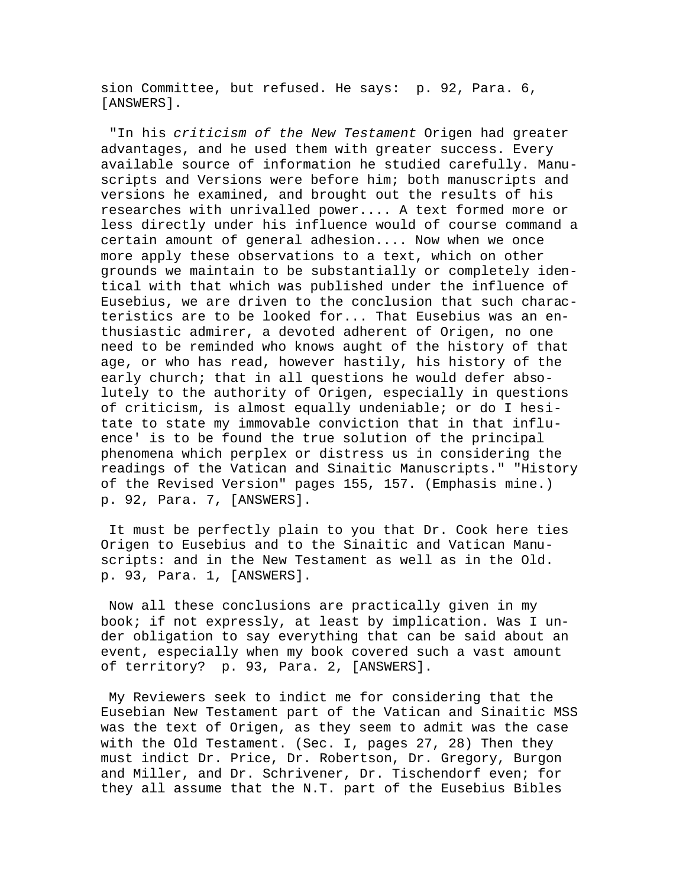sion Committee, but refused. He says:  p. 92, Para. 6, [ANSWERS].

"In his *criticism of the New Testament* Origen had greater advantages, and he used them with greater success. Every available source of information he studied carefully. Manuscripts and Versions were before him; both manuscripts and versions he examined, and brought out the results of his researches with unrivalled power.... A text formed more or less directly under his influence would of course command a certain amount of general adhesion.... Now when we once more apply these observations to a text, which on other grounds we maintain to be substantially or completely identical with that which was published under the influence of Eusebius, we are driven to the conclusion that such characteristics are to be looked for... That Eusebius was an enthusiastic admirer, a devoted adherent of Origen, no one need to be reminded who knows aught of the history of that age, or who has read, however hastily, his history of the early church; that in all questions he would defer absolutely to the authority of Origen, especially in questions of criticism, is almost equally undeniable; or do I hesitate to state my immovable conviction that in that influence' is to be found the true solution of the principal phenomena which perplex or distress us in considering the readings of the Vatican and Sinaitic Manuscripts." "History of the Revised Version" pages 155, 157. (Emphasis mine.)  p. 92, Para. 7, [ANSWERS].

It must be perfectly plain to you that Dr. Cook here ties Origen to Eusebius and to the Sinaitic and Vatican Manuscripts: and in the New Testament as well as in the Old.  p. 93, Para. 1, [ANSWERS].

Now all these conclusions are practically given in my book; if not expressly, at least by implication. Was I under obligation to say everything that can be said about an event, especially when my book covered such a vast amount of territory?  p. 93, Para. 2, [ANSWERS].

My Reviewers seek to indict me for considering that the Eusebian New Testament part of the Vatican and Sinaitic MSS was the text of Origen, as they seem to admit was the case with the Old Testament. (Sec. I, pages 27, 28) Then they must indict Dr. Price, Dr. Robertson, Dr. Gregory, Burgon and Miller, and Dr. Schrivener, Dr. Tischendorf even; for they all assume that the N.T. part of the Eusebius Bibles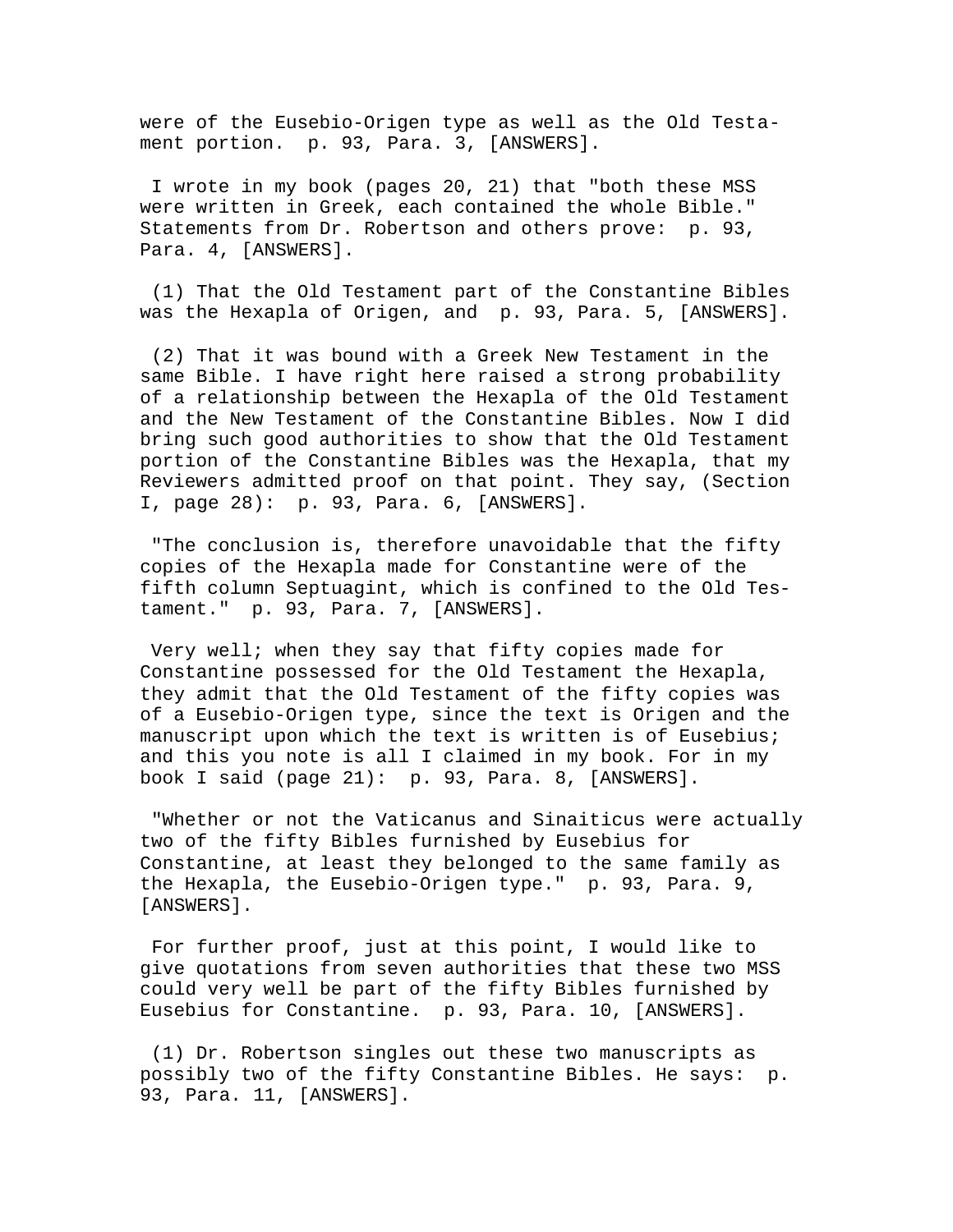were of the Eusebio-Origen type as well as the Old Testament portion. p. 93, Para. 3, [ANSWERS].

I wrote in my book (pages 20, 21) that "both these MSS were written in Greek, each contained the whole Bible." Statements from Dr. Robertson and others prove: p. 93, Para. 4, [ANSWERS].

(1) That the Old Testament part of the Constantine Bibles was the Hexapla of Origen, and p. 93, Para. 5, [ANSWERS].

(2) That it was bound with a Greek New Testament in the same Bible. I have right here raised a strong probability of a relationship between the Hexapla of the Old Testament and the New Testament of the Constantine Bibles. Now I did bring such good authorities to show that the Old Testament portion of the Constantine Bibles was the Hexapla, that my Reviewers admitted proof on that point. They say, (Section I, page 28): p. 93, Para. 6, [ANSWERS].

"The conclusion is, therefore unavoidable that the fifty copies of the Hexapla made for Constantine were of the fifth column Septuagint, which is confined to the Old Testament." p. 93, Para. 7, [ANSWERS].

Very well; when they say that fifty copies made for Constantine possessed for the Old Testament the Hexapla, they admit that the Old Testament of the fifty copies was of a Eusebio-Origen type, since the text is Origen and the manuscript upon which the text is written is of Eusebius; and this you note is all I claimed in my book. For in my book I said (page 21): p. 93, Para. 8, [ANSWERS].

"Whether or not the Vaticanus and Sinaiticus were actually two of the fifty Bibles furnished by Eusebius for Constantine, at least they belonged to the same family as the Hexapla, the Eusebio-Origen type." p. 93, Para. 9, [ANSWERS].

For further proof, just at this point, I would like to give quotations from seven authorities that these two MSS could very well be part of the fifty Bibles furnished by Eusebius for Constantine. p. 93, Para. 10, [ANSWERS].

(1) Dr. Robertson singles out these two manuscripts as possibly two of the fifty Constantine Bibles. He says: p. 93, Para. 11, [ANSWERS].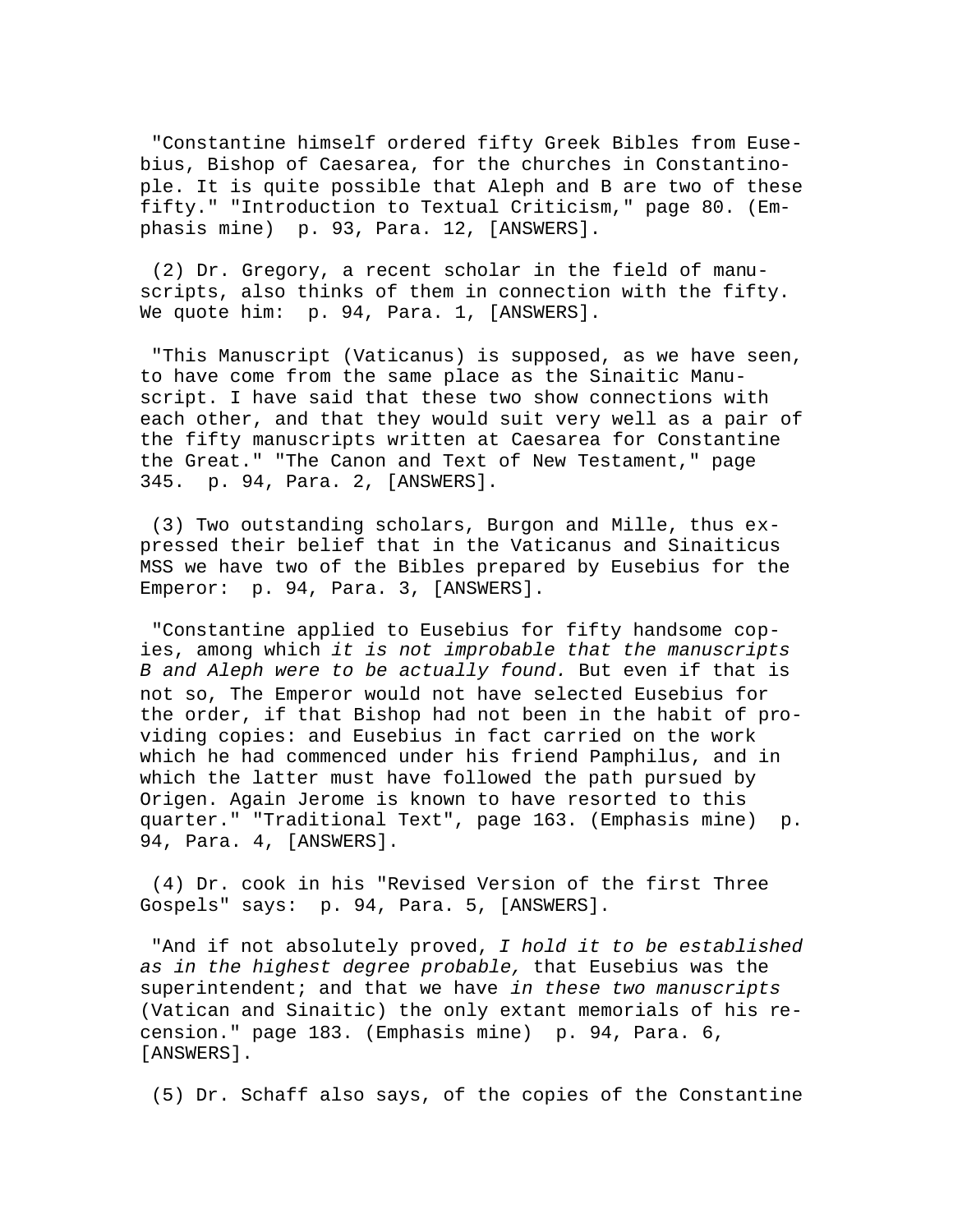"Constantine himself ordered fifty Greek Bibles from Eusebius, Bishop of Caesarea, for the churches in Constantinople. It is quite possible that Aleph and B are two of these fifty." "Introduction to Textual Criticism," page 80. (Emphasis mine) p. 93, Para. 12, [ANSWERS].

(2) Dr. Gregory, a recent scholar in the field of manuscripts, also thinks of them in connection with the fifty. We quote him: p. 94, Para. 1, [ANSWERS].

"This Manuscript (Vaticanus) is supposed, as we have seen, to have come from the same place as the Sinaitic Manuscript. I have said that these two show connections with each other, and that they would suit very well as a pair of the fifty manuscripts written at Caesarea for Constantine the Great." "The Canon and Text of New Testament," page 345. p. 94, Para. 2, [ANSWERS].

(3) Two outstanding scholars, Burgon and Mille, thus expressed their belief that in the Vaticanus and Sinaiticus MSS we have two of the Bibles prepared by Eusebius for the Emperor: p. 94, Para. 3, [ANSWERS].

"Constantine applied to Eusebius for fifty handsome copies, among which *it is not improbable that the manuscripts B and Aleph were to be actually found.* But even if that is not so, The Emperor would not have selected Eusebius for the order, if that Bishop had not been in the habit of providing copies: and Eusebius in fact carried on the work which he had commenced under his friend Pamphilus, and in which the latter must have followed the path pursued by Origen. Again Jerome is known to have resorted to this quarter." "Traditional Text", page 163. (Emphasis mine) p. 94, Para. 4, [ANSWERS].

(4) Dr. cook in his "Revised Version of the first Three Gospels" says: p. 94, Para. 5, [ANSWERS].

"And if not absolutely proved, *I hold it to be established as in the highest degree probable,* that Eusebius was the superintendent; and that we have *in these two manuscripts* (Vatican and Sinaitic) the only extant memorials of his recension." page 183. (Emphasis mine) p. 94, Para. 6, [ANSWERS].

(5) Dr. Schaff also says, of the copies of the Constantine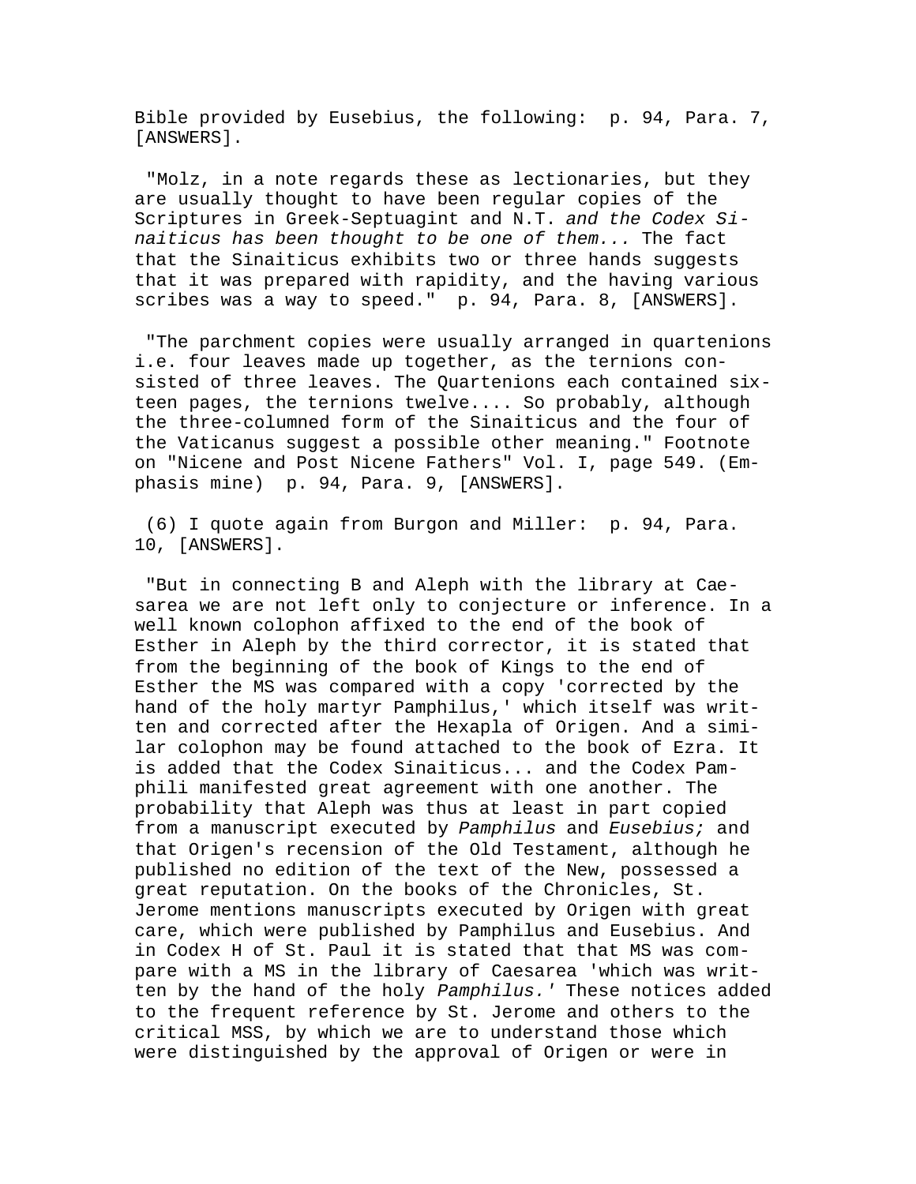Bible provided by Eusebius, the following: p. 94, Para. 7, [ANSWERS].

"Molz, in a note regards these as lectionaries, but they are usually thought to have been regular copies of the Scriptures in Greek-Septuagint and N.T. *and the Codex Sinaiticus has been thought to be one of them...* The fact that the Sinaiticus exhibits two or three hands suggests that it was prepared with rapidity, and the having various scribes was a way to speed." p. 94, Para. 8, [ANSWERS].

"The parchment copies were usually arranged in quartenions i.e. four leaves made up together, as the ternions consisted of three leaves. The Quartenions each contained sixteen pages, the ternions twelve.... So probably, although the three-columned form of the Sinaiticus and the four of the Vaticanus suggest a possible other meaning." Footnote on "Nicene and Post Nicene Fathers" Vol. I, page 549. (Emphasis mine) p. 94, Para. 9, [ANSWERS].

(6) I quote again from Burgon and Miller: p. 94, Para. 10, [ANSWERS].

"But in connecting B and Aleph with the library at Caesarea we are not left only to conjecture or inference. In a well known colophon affixed to the end of the book of Esther in Aleph by the third corrector, it is stated that from the beginning of the book of Kings to the end of Esther the MS was compared with a copy 'corrected by the hand of the holy martyr Pamphilus,' which itself was written and corrected after the Hexapla of Origen. And a similar colophon may be found attached to the book of Ezra. It is added that the Codex Sinaiticus... and the Codex Pamphili manifested great agreement with one another. The probability that Aleph was thus at least in part copied from a manuscript executed by *Pamphilus* and *Eusebius;* and that Origen's recension of the Old Testament, although he published no edition of the text of the New, possessed a great reputation. On the books of the Chronicles, St. Jerome mentions manuscripts executed by Origen with great care, which were published by Pamphilus and Eusebius. And in Codex H of St. Paul it is stated that that MS was compare with a MS in the library of Caesarea 'which was written by the hand of the holy *Pamphilus.'* These notices added to the frequent reference by St. Jerome and others to the critical MSS, by which we are to understand those which were distinguished by the approval of Origen or were in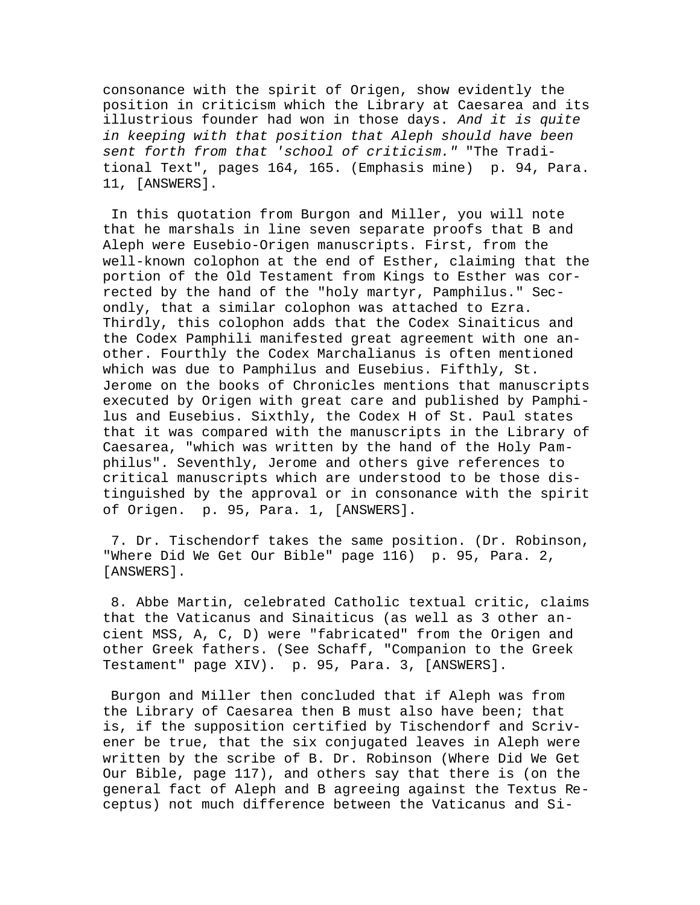consonance with the spirit of Origen, show evidently the position in criticism which the Library at Caesarea and its illustrious founder had won in those days. *And it is quite in keeping with that position that Aleph should have been sent forth from that 'school of criticism."* "The Traditional Text", pages 164, 165. (Emphasis mine) p. 94, Para. 11, [ANSWERS].

In this quotation from Burgon and Miller, you will note that he marshals in line seven separate proofs that B and Aleph were Eusebio-Origen manuscripts. First, from the well-known colophon at the end of Esther, claiming that the portion of the Old Testament from Kings to Esther was corrected by the hand of the "holy martyr, Pamphilus." Secondly, that a similar colophon was attached to Ezra. Thirdly, this colophon adds that the Codex Sinaiticus and the Codex Pamphili manifested great agreement with one another. Fourthly the Codex Marchalianus is often mentioned which was due to Pamphilus and Eusebius. Fifthly, St. Jerome on the books of Chronicles mentions that manuscripts executed by Origen with great care and published by Pamphilus and Eusebius. Sixthly, the Codex H of St. Paul states that it was compared with the manuscripts in the Library of Caesarea, "which was written by the hand of the Holy Pamphilus". Seventhly, Jerome and others give references to critical manuscripts which are understood to be those distinguished by the approval or in consonance with the spirit of Origen. p. 95, Para. 1, [ANSWERS].

7. Dr. Tischendorf takes the same position. (Dr. Robinson, "Where Did We Get Our Bible" page 116) p. 95, Para. 2, [ANSWERS].

8. Abbe Martin, celebrated Catholic textual critic, claims that the Vaticanus and Sinaiticus (as well as 3 other ancient MSS, A, C, D) were "fabricated" from the Origen and other Greek fathers. (See Schaff, "Companion to the Greek Testament" page XIV). p. 95, Para. 3, [ANSWERS].

Burgon and Miller then concluded that if Aleph was from the Library of Caesarea then B must also have been; that is, if the supposition certified by Tischendorf and Scrivener be true, that the six conjugated leaves in Aleph were written by the scribe of B. Dr. Robinson (Where Did We Get Our Bible, page 117), and others say that there is (on the general fact of Aleph and B agreeing against the Textus Receptus) not much difference between the Vaticanus and Si-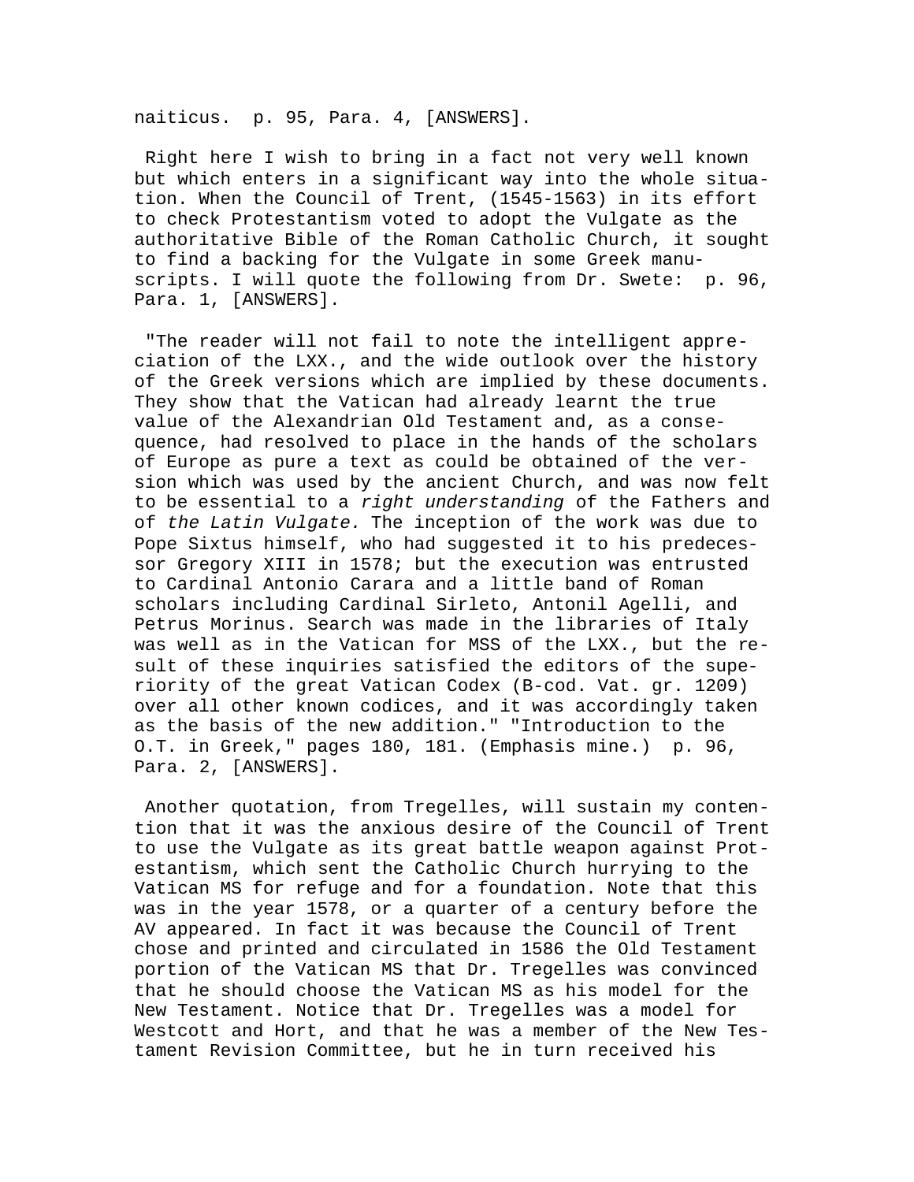naiticus. p. 95, Para. 4, [ANSWERS].

Right here I wish to bring in a fact not very well known but which enters in a significant way into the whole situation. When the Council of Trent, (1545-1563) in its effort to check Protestantism voted to adopt the Vulgate as the authoritative Bible of the Roman Catholic Church, it sought to find a backing for the Vulgate in some Greek manuscripts. I will quote the following from Dr. Swete: p. 96, Para. 1, [ANSWERS].

"The reader will not fail to note the intelligent appreciation of the LXX., and the wide outlook over the history of the Greek versions which are implied by these documents. They show that the Vatican had already learnt the true value of the Alexandrian Old Testament and, as a consequence, had resolved to place in the hands of the scholars of Europe as pure a text as could be obtained of the version which was used by the ancient Church, and was now felt to be essential to a *right understanding* of the Fathers and of *the Latin Vulgate.* The inception of the work was due to Pope Sixtus himself, who had suggested it to his predecessor Gregory XIII in 1578; but the execution was entrusted to Cardinal Antonio Carara and a little band of Roman scholars including Cardinal Sirleto, Antonil Agelli, and Petrus Morinus. Search was made in the libraries of Italy was well as in the Vatican for MSS of the LXX., but the result of these inquiries satisfied the editors of the superiority of the great Vatican Codex (B-cod. Vat. gr. 1209) over all other known codices, and it was accordingly taken as the basis of the new addition." "Introduction to the O.T. in Greek," pages 180, 181. (Emphasis mine.) p. 96, Para. 2, [ANSWERS].

Another quotation, from Tregelles, will sustain my contention that it was the anxious desire of the Council of Trent to use the Vulgate as its great battle weapon against Protestantism, which sent the Catholic Church hurrying to the Vatican MS for refuge and for a foundation. Note that this was in the year 1578, or a quarter of a century before the AV appeared. In fact it was because the Council of Trent chose and printed and circulated in 1586 the Old Testament portion of the Vatican MS that Dr. Tregelles was convinced that he should choose the Vatican MS as his model for the New Testament. Notice that Dr. Tregelles was a model for Westcott and Hort, and that he was a member of the New Testament Revision Committee, but he in turn received his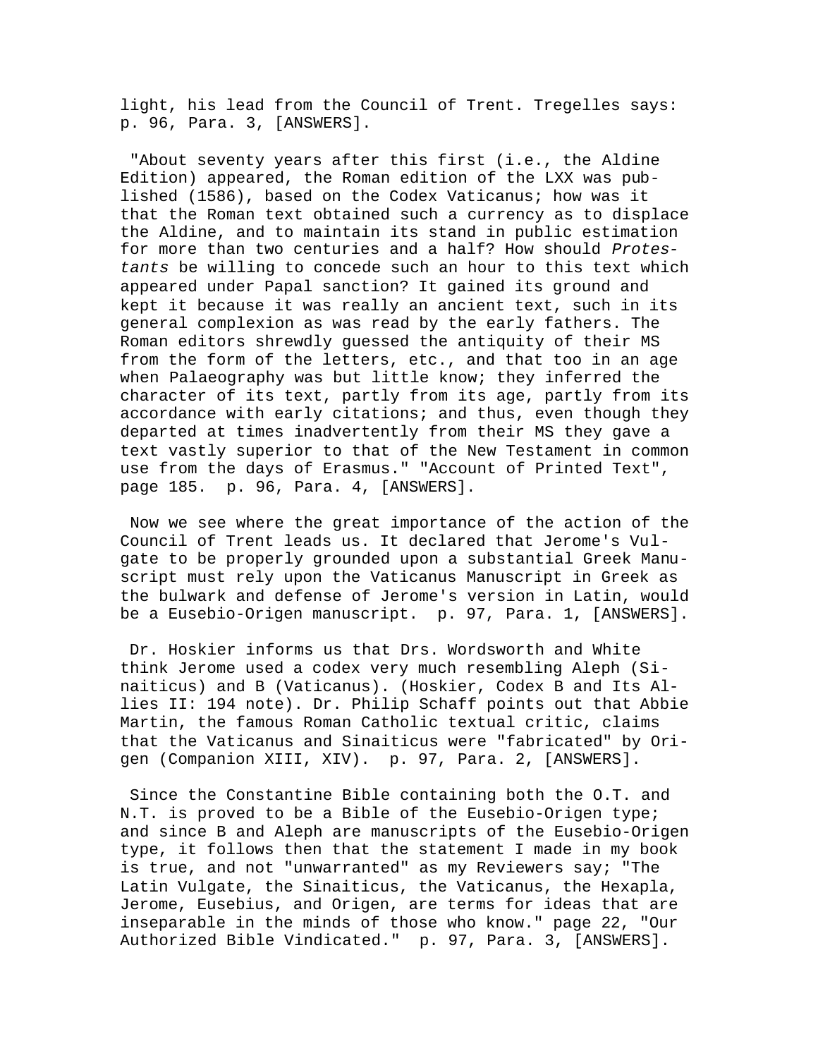light, his lead from the Council of Trent. Tregelles says: p. 96, Para. 3, [ANSWERS].

"About seventy years after this first (i.e., the Aldine Edition) appeared, the Roman edition of the LXX was published (1586), based on the Codex Vaticanus; how was it that the Roman text obtained such a currency as to displace the Aldine, and to maintain its stand in public estimation for more than two centuries and a half? How should *Protestants* be willing to concede such an hour to this text which appeared under Papal sanction? It gained its ground and kept it because it was really an ancient text, such in its general complexion as was read by the early fathers. The Roman editors shrewdly guessed the antiquity of their MS from the form of the letters, etc., and that too in an age when Palaeography was but little know; they inferred the character of its text, partly from its age, partly from its accordance with early citations; and thus, even though they departed at times inadvertently from their MS they gave a text vastly superior to that of the New Testament in common use from the days of Erasmus." "Account of Printed Text", page 185. p. 96, Para. 4, [ANSWERS].

Now we see where the great importance of the action of the Council of Trent leads us. It declared that Jerome's Vulgate to be properly grounded upon a substantial Greek Manuscript must rely upon the Vaticanus Manuscript in Greek as the bulwark and defense of Jerome's version in Latin, would be a Eusebio-Origen manuscript. p. 97, Para. 1, [ANSWERS].

Dr. Hoskier informs us that Drs. Wordsworth and White think Jerome used a codex very much resembling Aleph (Sinaiticus) and B (Vaticanus). (Hoskier, Codex B and Its Allies II: 194 note). Dr. Philip Schaff points out that Abbie Martin, the famous Roman Catholic textual critic, claims that the Vaticanus and Sinaiticus were "fabricated" by Origen (Companion XIII, XIV). p. 97, Para. 2, [ANSWERS].

Since the Constantine Bible containing both the O.T. and N.T. is proved to be a Bible of the Eusebio-Origen type; and since B and Aleph are manuscripts of the Eusebio-Origen type, it follows then that the statement I made in my book is true, and not "unwarranted" as my Reviewers say; "The Latin Vulgate, the Sinaiticus, the Vaticanus, the Hexapla, Jerome, Eusebius, and Origen, are terms for ideas that are inseparable in the minds of those who know." page 22, "Our Authorized Bible Vindicated." p. 97, Para. 3, [ANSWERS].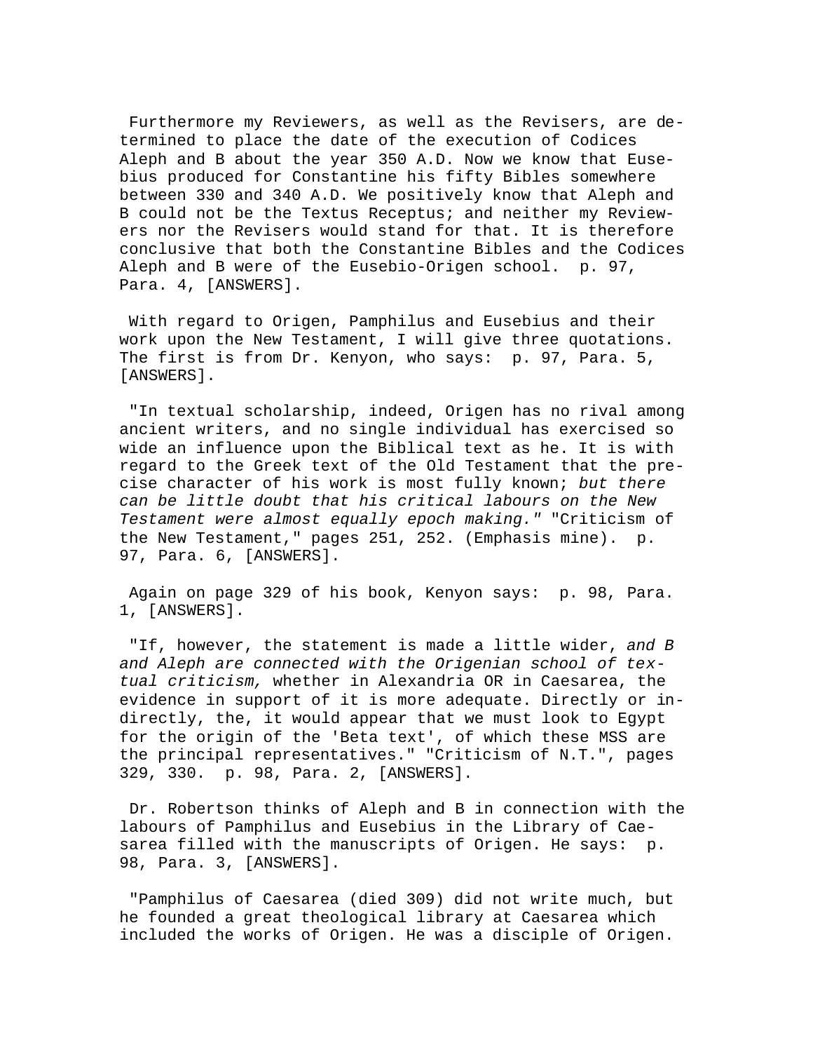Furthermore my Reviewers, as well as the Revisers, are determined to place the date of the execution of Codices Aleph and B about the year 350 A.D. Now we know that Eusebius produced for Constantine his fifty Bibles somewhere between 330 and 340 A.D. We positively know that Aleph and B could not be the Textus Receptus; and neither my Reviewers nor the Revisers would stand for that. It is therefore conclusive that both the Constantine Bibles and the Codices Aleph and B were of the Eusebio-Origen school. p. 97, Para. 4, [ANSWERS].

With regard to Origen, Pamphilus and Eusebius and their work upon the New Testament, I will give three quotations. The first is from Dr. Kenyon, who says: p. 97, Para. 5, [ANSWERS].

"In textual scholarship, indeed, Origen has no rival among ancient writers, and no single individual has exercised so wide an influence upon the Biblical text as he. It is with regard to the Greek text of the Old Testament that the precise character of his work is most fully known; *but there can be little doubt that his critical labours on the New Testament were almost equally epoch making."* "Criticism of the New Testament," pages 251, 252. (Emphasis mine). p. 97, Para. 6, [ANSWERS].

Again on page 329 of his book, Kenyon says: p. 98, Para. 1, [ANSWERS].

"If, however, the statement is made a little wider, *and B and Aleph are connected with the Origenian school of textual criticism,* whether in Alexandria OR in Caesarea, the evidence in support of it is more adequate. Directly or indirectly, the, it would appear that we must look to Egypt for the origin of the 'Beta text', of which these MSS are the principal representatives." "Criticism of N.T.", pages 329, 330. p. 98, Para. 2, [ANSWERS].

Dr. Robertson thinks of Aleph and B in connection with the labours of Pamphilus and Eusebius in the Library of Caesarea filled with the manuscripts of Origen. He says: p. 98, Para. 3, [ANSWERS].

"Pamphilus of Caesarea (died 309) did not write much, but he founded a great theological library at Caesarea which included the works of Origen. He was a disciple of Origen.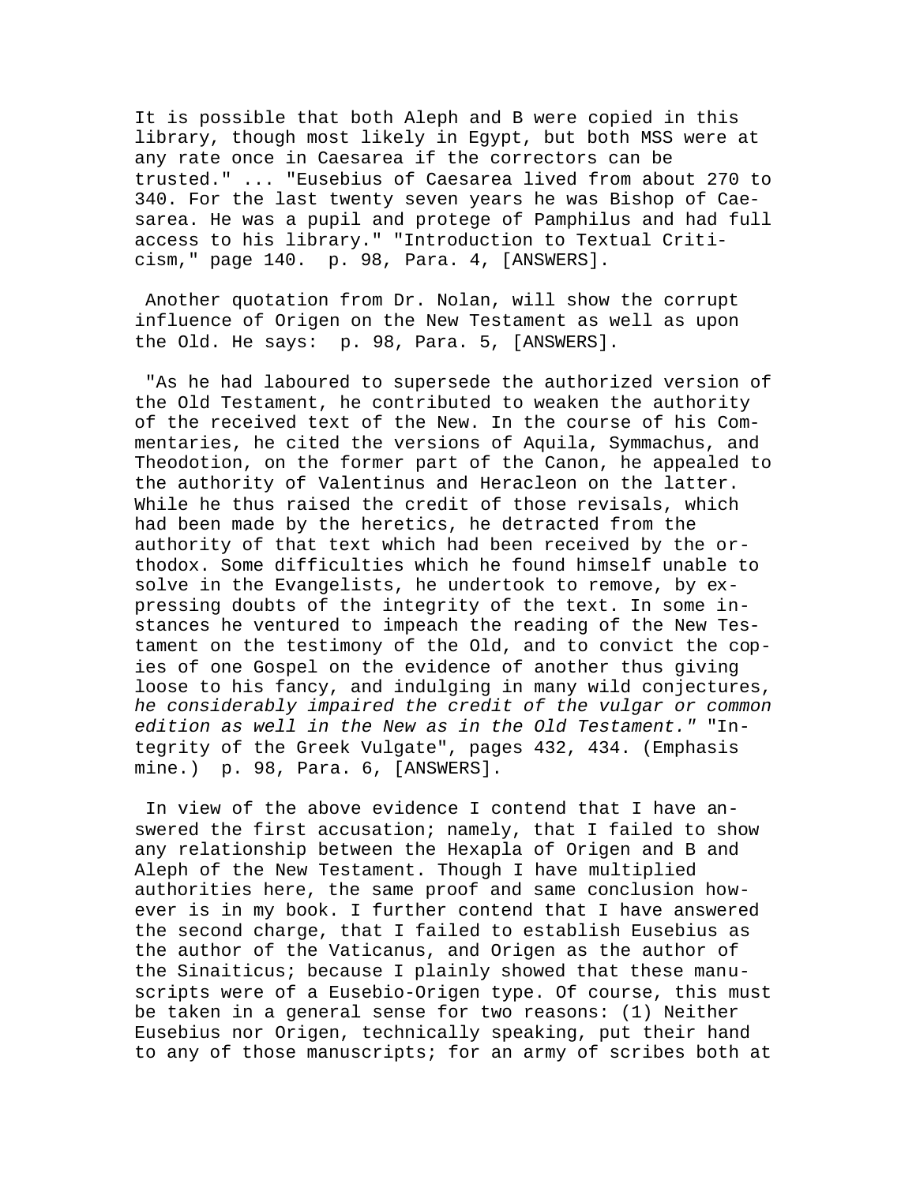It is possible that both Aleph and B were copied in this library, though most likely in Egypt, but both MSS were at any rate once in Caesarea if the correctors can be trusted." ... "Eusebius of Caesarea lived from about 270 to 340. For the last twenty seven years he was Bishop of Caesarea. He was a pupil and protege of Pamphilus and had full access to his library." "Introduction to Textual Criticism," page 140. p. 98, Para. 4, [ANSWERS].

Another quotation from Dr. Nolan, will show the corrupt influence of Origen on the New Testament as well as upon the Old. He says: p. 98, Para. 5, [ANSWERS].

"As he had laboured to supersede the authorized version of the Old Testament, he contributed to weaken the authority of the received text of the New. In the course of his Commentaries, he cited the versions of Aquila, Symmachus, and Theodotion, on the former part of the Canon, he appealed to the authority of Valentinus and Heracleon on the latter. While he thus raised the credit of those revisals, which had been made by the heretics, he detracted from the authority of that text which had been received by the orthodox. Some difficulties which he found himself unable to solve in the Evangelists, he undertook to remove, by expressing doubts of the integrity of the text. In some instances he ventured to impeach the reading of the New Testament on the testimony of the Old, and to convict the copies of one Gospel on the evidence of another thus giving loose to his fancy, and indulging in many wild conjectures, *he considerably impaired the credit of the vulgar or common edition as well in the New as in the Old Testament."* "Integrity of the Greek Vulgate", pages 432, 434. (Emphasis mine.) p. 98, Para. 6, [ANSWERS].

In view of the above evidence I contend that I have answered the first accusation; namely, that I failed to show any relationship between the Hexapla of Origen and B and Aleph of the New Testament. Though I have multiplied authorities here, the same proof and same conclusion however is in my book. I further contend that I have answered the second charge, that I failed to establish Eusebius as the author of the Vaticanus, and Origen as the author of the Sinaiticus; because I plainly showed that these manuscripts were of a Eusebio-Origen type. Of course, this must be taken in a general sense for two reasons: (1) Neither Eusebius nor Origen, technically speaking, put their hand to any of those manuscripts; for an army of scribes both at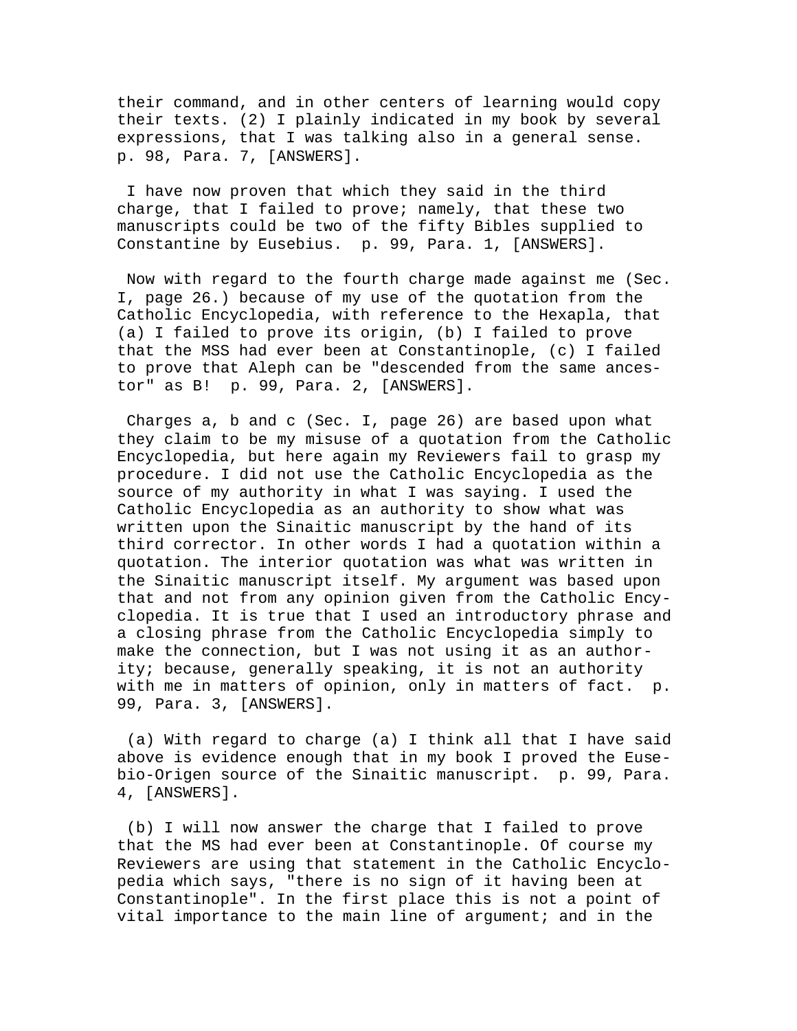their command, and in other centers of learning would copy their texts. (2) I plainly indicated in my book by several expressions, that I was talking also in a general sense. p. 98, Para. 7, [ANSWERS].

I have now proven that which they said in the third charge, that I failed to prove; namely, that these two manuscripts could be two of the fifty Bibles supplied to Constantine by Eusebius. p. 99, Para. 1, [ANSWERS].

Now with regard to the fourth charge made against me (Sec. I, page 26.) because of my use of the quotation from the Catholic Encyclopedia, with reference to the Hexapla, that (a) I failed to prove its origin, (b) I failed to prove that the MSS had ever been at Constantinople, (c) I failed to prove that Aleph can be "descended from the same ancestor" as B! p. 99, Para. 2, [ANSWERS].

Charges a, b and c (Sec. I, page 26) are based upon what they claim to be my misuse of a quotation from the Catholic Encyclopedia, but here again my Reviewers fail to grasp my procedure. I did not use the Catholic Encyclopedia as the source of my authority in what I was saying. I used the Catholic Encyclopedia as an authority to show what was written upon the Sinaitic manuscript by the hand of its third corrector. In other words I had a quotation within a quotation. The interior quotation was what was written in the Sinaitic manuscript itself. My argument was based upon that and not from any opinion given from the Catholic Encyclopedia. It is true that I used an introductory phrase and a closing phrase from the Catholic Encyclopedia simply to make the connection, but I was not using it as an authority; because, generally speaking, it is not an authority with me in matters of opinion, only in matters of fact. p. 99, Para. 3, [ANSWERS].

(a) With regard to charge (a) I think all that I have said above is evidence enough that in my book I proved the Eusebio-Origen source of the Sinaitic manuscript. p. 99, Para. 4, [ANSWERS].

(b) I will now answer the charge that I failed to prove that the MS had ever been at Constantinople. Of course my Reviewers are using that statement in the Catholic Encyclopedia which says, "there is no sign of it having been at Constantinople". In the first place this is not a point of vital importance to the main line of argument; and in the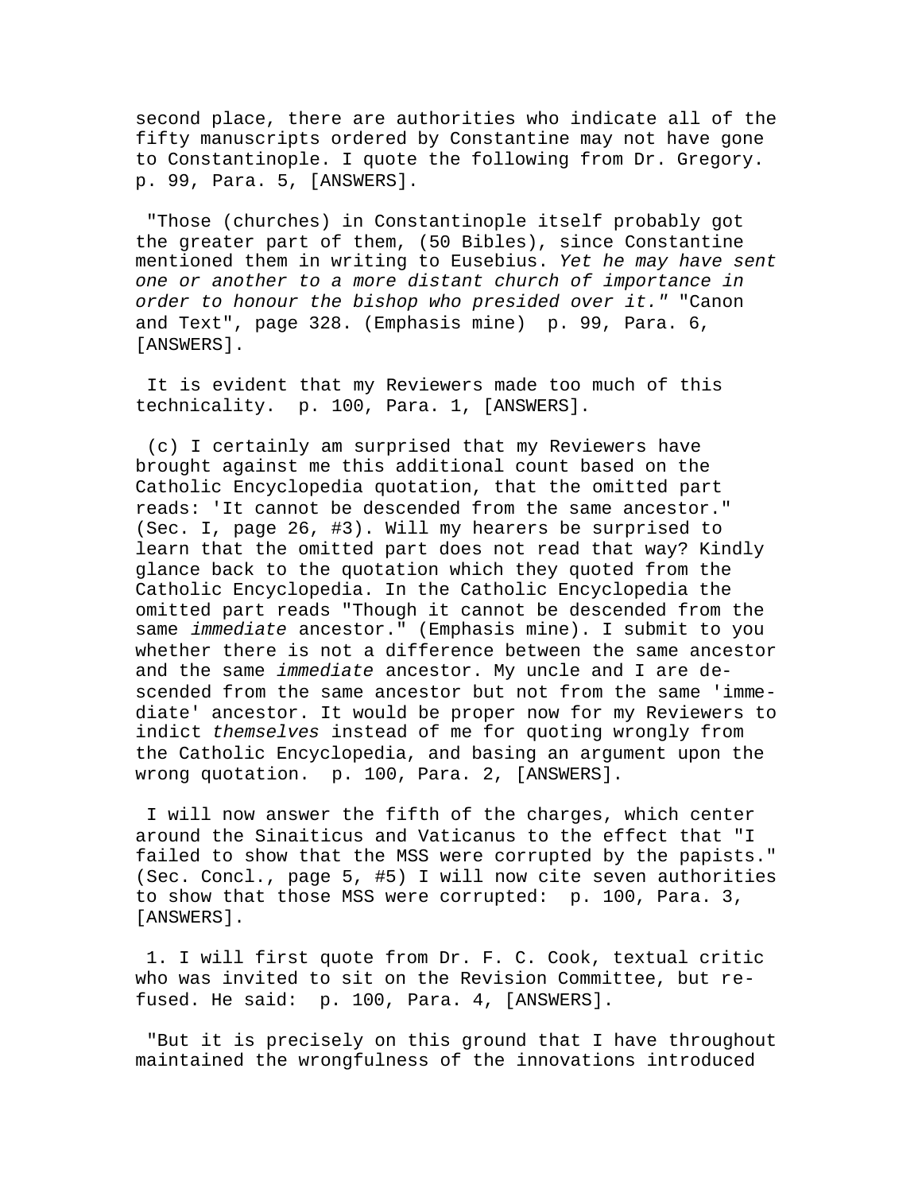second place, there are authorities who indicate all of the fifty manuscripts ordered by Constantine may not have gone to Constantinople. I quote the following from Dr. Gregory. p. 99, Para. 5, [ANSWERS].

"Those (churches) in Constantinople itself probably got the greater part of them, (50 Bibles), since Constantine mentioned them in writing to Eusebius. *Yet he may have sent one or another to a more distant church of importance in order to honour the bishop who presided over it."* "Canon and Text", page 328. (Emphasis mine) p. 99, Para. 6, [ANSWERS].

It is evident that my Reviewers made too much of this technicality. p. 100, Para. 1, [ANSWERS].

(c) I certainly am surprised that my Reviewers have brought against me this additional count based on the Catholic Encyclopedia quotation, that the omitted part reads: 'It cannot be descended from the same ancestor." (Sec. I, page 26, #3). Will my hearers be surprised to learn that the omitted part does not read that way? Kindly glance back to the quotation which they quoted from the Catholic Encyclopedia. In the Catholic Encyclopedia the omitted part reads "Though it cannot be descended from the same *immediate* ancestor." (Emphasis mine). I submit to you whether there is not a difference between the same ancestor and the same *immediate* ancestor. My uncle and I are descended from the same ancestor but not from the same 'immediate' ancestor. It would be proper now for my Reviewers to indict *themselves* instead of me for quoting wrongly from the Catholic Encyclopedia, and basing an argument upon the wrong quotation. p. 100, Para. 2, [ANSWERS].

I will now answer the fifth of the charges, which center around the Sinaiticus and Vaticanus to the effect that "I failed to show that the MSS were corrupted by the papists." (Sec. Concl., page 5, #5) I will now cite seven authorities to show that those MSS were corrupted: p. 100, Para. 3, [ANSWERS].

1. I will first quote from Dr. F. C. Cook, textual critic who was invited to sit on the Revision Committee, but refused. He said: p. 100, Para. 4, [ANSWERS].

"But it is precisely on this ground that I have throughout maintained the wrongfulness of the innovations introduced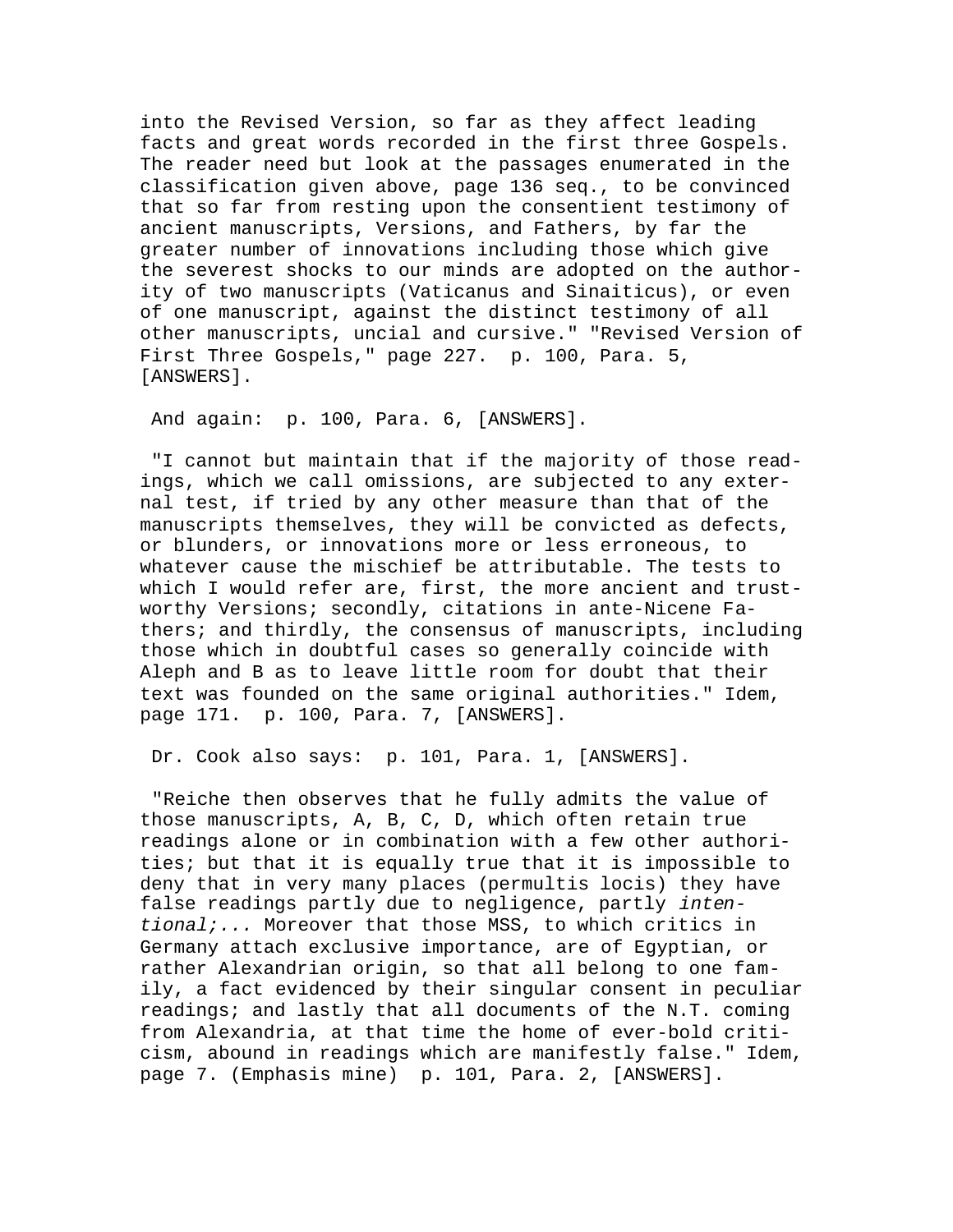into the Revised Version, so far as they affect leading facts and great words recorded in the first three Gospels. The reader need but look at the passages enumerated in the classification given above, page 136 seq., to be convinced that so far from resting upon the consentient testimony of ancient manuscripts, Versions, and Fathers, by far the greater number of innovations including those which give the severest shocks to our minds are adopted on the authority of two manuscripts (Vaticanus and Sinaiticus), or even of one manuscript, against the distinct testimony of all other manuscripts, uncial and cursive." "Revised Version of First Three Gospels," page 227. p. 100, Para. 5, [ANSWERS].

And again: p. 100, Para. 6, [ANSWERS].

"I cannot but maintain that if the majority of those readings, which we call omissions, are subjected to any external test, if tried by any other measure than that of the manuscripts themselves, they will be convicted as defects, or blunders, or innovations more or less erroneous, to whatever cause the mischief be attributable. The tests to which I would refer are, first, the more ancient and trustworthy Versions; secondly, citations in ante-Nicene Fathers; and thirdly, the consensus of manuscripts, including those which in doubtful cases so generally coincide with Aleph and B as to leave little room for doubt that their text was founded on the same original authorities." Idem, page 171. p. 100, Para. 7, [ANSWERS].

Dr. Cook also says: p. 101, Para. 1, [ANSWERS].

"Reiche then observes that he fully admits the value of those manuscripts, A, B, C, D, which often retain true readings alone or in combination with a few other authorities; but that it is equally true that it is impossible to deny that in very many places (permultis locis) they have false readings partly due to negligence, partly *intentional;...* Moreover that those MSS, to which critics in Germany attach exclusive importance, are of Egyptian, or rather Alexandrian origin, so that all belong to one family, a fact evidenced by their singular consent in peculiar readings; and lastly that all documents of the N.T. coming from Alexandria, at that time the home of ever-bold criticism, abound in readings which are manifestly false." Idem, page 7. (Emphasis mine) p. 101, Para. 2, [ANSWERS].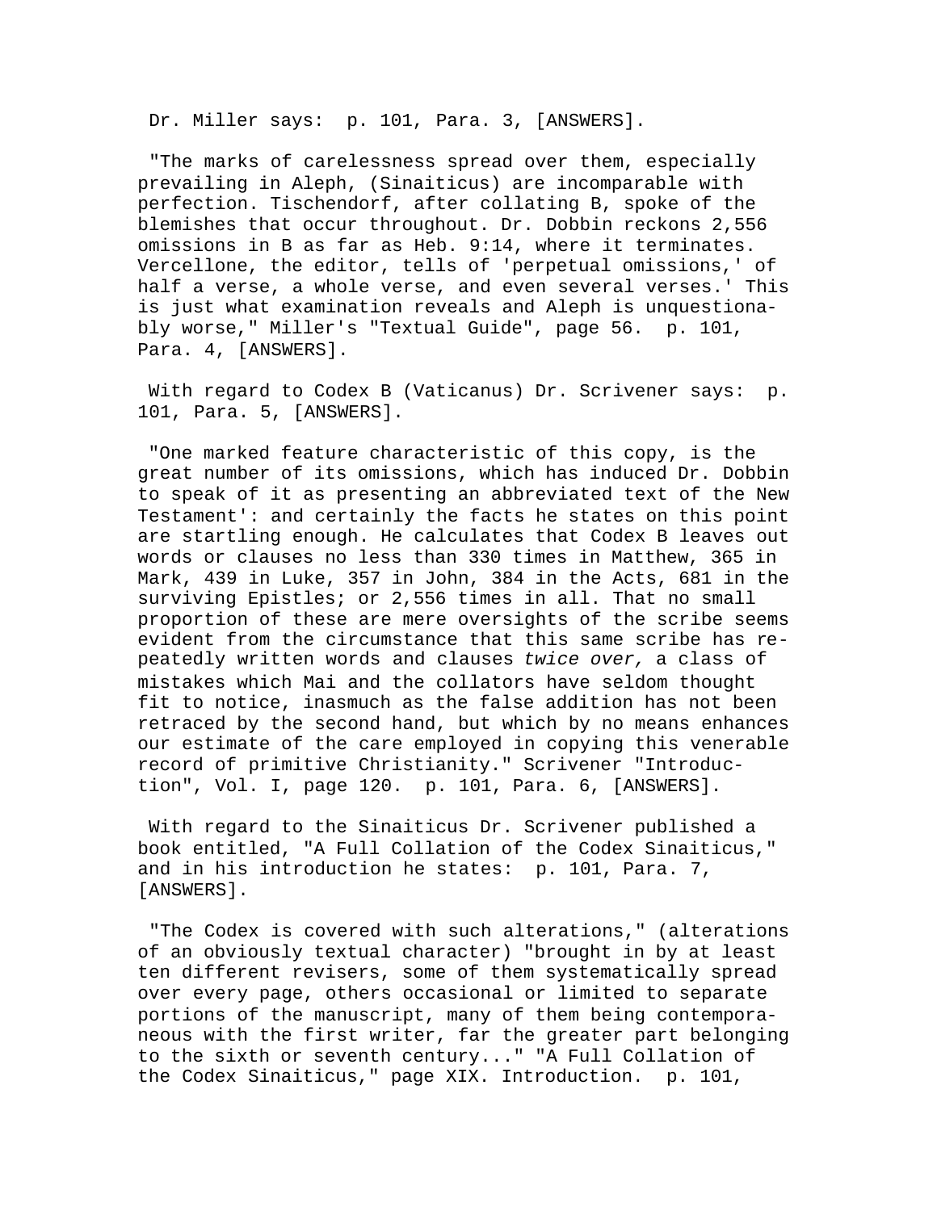Dr. Miller says: p. 101, Para. 3, [ANSWERS].

"The marks of carelessness spread over them, especially prevailing in Aleph, (Sinaiticus) are incomparable with perfection. Tischendorf, after collating B, spoke of the blemishes that occur throughout. Dr. Dobbin reckons 2,556 omissions in B as far as Heb. 9:14, where it terminates. Vercellone, the editor, tells of 'perpetual omissions,' of half a verse, a whole verse, and even several verses.' This is just what examination reveals and Aleph is unquestionably worse," Miller's "Textual Guide", page 56. p. 101, Para. 4, [ANSWERS].

With regard to Codex B (Vaticanus) Dr. Scrivener says: p. 101, Para. 5, [ANSWERS].

"One marked feature characteristic of this copy, is the great number of its omissions, which has induced Dr. Dobbin to speak of it as presenting an abbreviated text of the New Testament': and certainly the facts he states on this point are startling enough. He calculates that Codex B leaves out words or clauses no less than 330 times in Matthew, 365 in Mark, 439 in Luke, 357 in John, 384 in the Acts, 681 in the surviving Epistles; or 2,556 times in all. That no small proportion of these are mere oversights of the scribe seems evident from the circumstance that this same scribe has repeatedly written words and clauses *twice over,* a class of mistakes which Mai and the collators have seldom thought fit to notice, inasmuch as the false addition has not been retraced by the second hand, but which by no means enhances our estimate of the care employed in copying this venerable record of primitive Christianity." Scrivener "Introduction", Vol. I, page 120. p. 101, Para. 6, [ANSWERS].

With regard to the Sinaiticus Dr. Scrivener published a book entitled, "A Full Collation of the Codex Sinaiticus," and in his introduction he states: p. 101, Para. 7, [ANSWERS].

"The Codex is covered with such alterations," (alterations of an obviously textual character) "brought in by at least ten different revisers, some of them systematically spread over every page, others occasional or limited to separate portions of the manuscript, many of them being contemporaneous with the first writer, far the greater part belonging to the sixth or seventh century..." "A Full Collation of the Codex Sinaiticus," page XIX. Introduction. p. 101,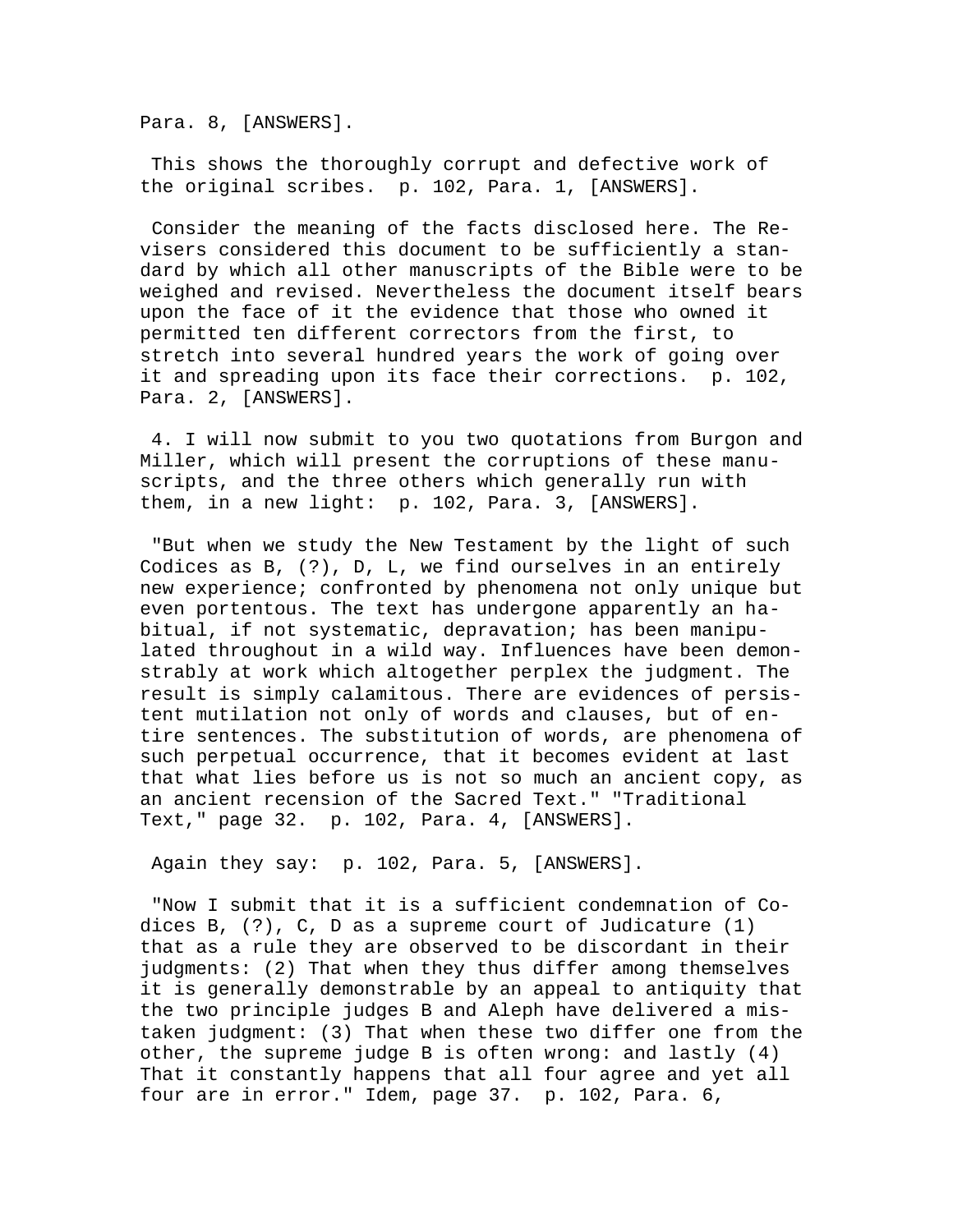Para. 8, [ANSWERS].

This shows the thoroughly corrupt and defective work of the original scribes. p. 102, Para. 1, [ANSWERS].

Consider the meaning of the facts disclosed here. The Revisers considered this document to be sufficiently a standard by which all other manuscripts of the Bible were to be weighed and revised. Nevertheless the document itself bears upon the face of it the evidence that those who owned it permitted ten different correctors from the first, to stretch into several hundred years the work of going over it and spreading upon its face their corrections. p. 102, Para. 2, [ANSWERS].

4. I will now submit to you two quotations from Burgon and Miller, which will present the corruptions of these manuscripts, and the three others which generally run with them, in a new light: p. 102, Para. 3, [ANSWERS].

"But when we study the New Testament by the light of such Codices as B, (?), D, L, we find ourselves in an entirely new experience; confronted by phenomena not only unique but even portentous. The text has undergone apparently an habitual, if not systematic, depravation; has been manipulated throughout in a wild way. Influences have been demonstrably at work which altogether perplex the judgment. The result is simply calamitous. There are evidences of persistent mutilation not only of words and clauses, but of entire sentences. The substitution of words, are phenomena of such perpetual occurrence, that it becomes evident at last that what lies before us is not so much an ancient copy, as an ancient recension of the Sacred Text." "Traditional Text," page 32. p. 102, Para. 4, [ANSWERS].

Again they say: p. 102, Para. 5, [ANSWERS].

"Now I submit that it is a sufficient condemnation of Codices B, (?), C, D as a supreme court of Judicature (1) that as a rule they are observed to be discordant in their judgments: (2) That when they thus differ among themselves it is generally demonstrable by an appeal to antiquity that the two principle judges B and Aleph have delivered a mistaken judgment: (3) That when these two differ one from the other, the supreme judge B is often wrong: and lastly (4) That it constantly happens that all four agree and yet all four are in error." Idem, page 37. p. 102, Para. 6,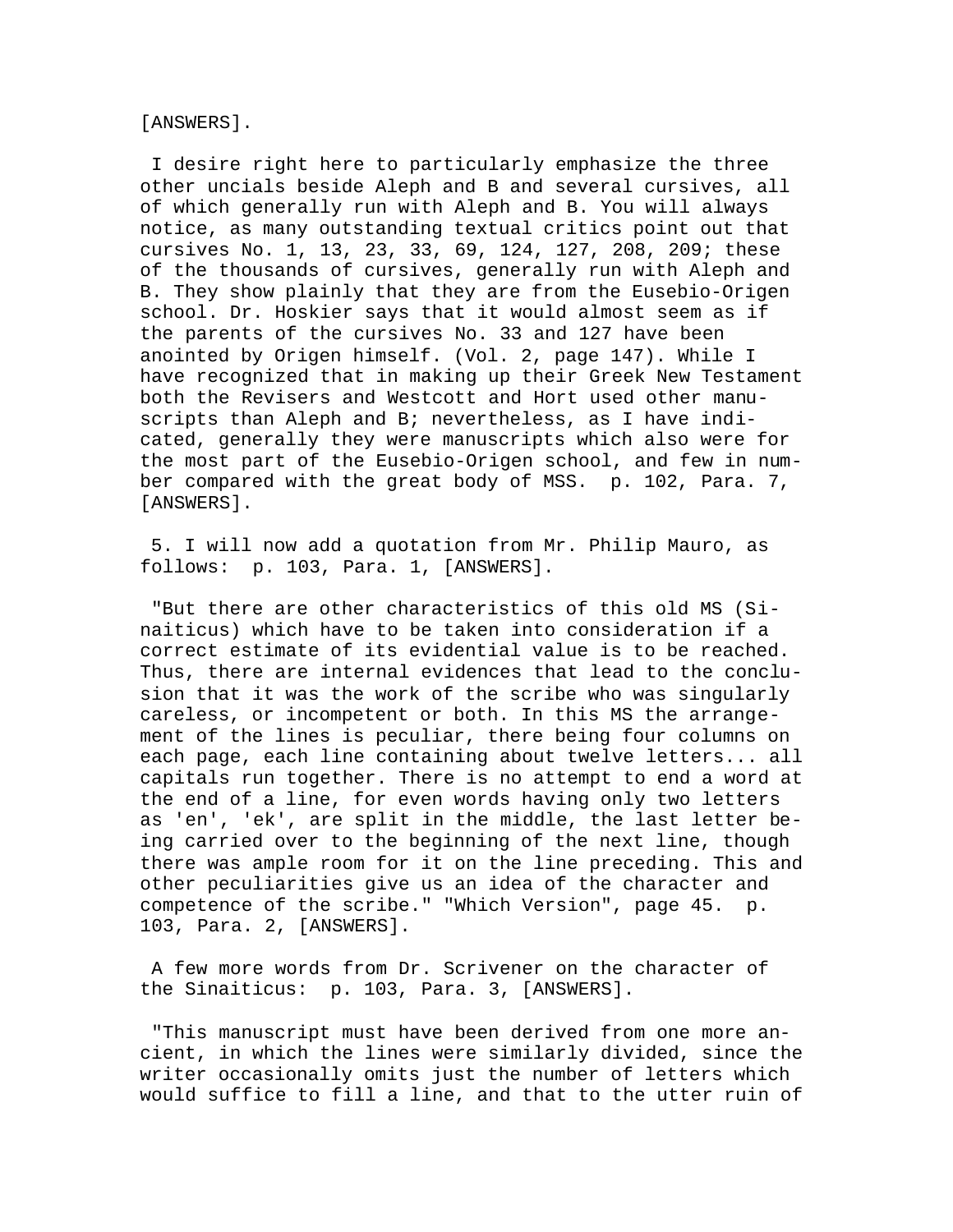[ANSWERS].

I desire right here to particularly emphasize the three other uncials beside Aleph and B and several cursives, all of which generally run with Aleph and B. You will always notice, as many outstanding textual critics point out that cursives No. 1, 13, 23, 33, 69, 124, 127, 208, 209; these of the thousands of cursives, generally run with Aleph and B. They show plainly that they are from the Eusebio-Origen school. Dr. Hoskier says that it would almost seem as if the parents of the cursives No. 33 and 127 have been anointed by Origen himself. (Vol. 2, page 147). While I have recognized that in making up their Greek New Testament both the Revisers and Westcott and Hort used other manuscripts than Aleph and B; nevertheless, as I have indicated, generally they were manuscripts which also were for the most part of the Eusebio-Origen school, and few in number compared with the great body of MSS. p. 102, Para. 7, [ANSWERS].

5. I will now add a quotation from Mr. Philip Mauro, as follows: p. 103, Para. 1, [ANSWERS].

"But there are other characteristics of this old MS (Sinaiticus) which have to be taken into consideration if a correct estimate of its evidential value is to be reached. Thus, there are internal evidences that lead to the conclusion that it was the work of the scribe who was singularly careless, or incompetent or both. In this MS the arrangement of the lines is peculiar, there being four columns on each page, each line containing about twelve letters... all capitals run together. There is no attempt to end a word at the end of a line, for even words having only two letters as 'en', 'ek', are split in the middle, the last letter being carried over to the beginning of the next line, though there was ample room for it on the line preceding. This and other peculiarities give us an idea of the character and competence of the scribe." "Which Version", page 45. p. 103, Para. 2, [ANSWERS].

A few more words from Dr. Scrivener on the character of the Sinaiticus: p. 103, Para. 3, [ANSWERS].

"This manuscript must have been derived from one more ancient, in which the lines were similarly divided, since the writer occasionally omits just the number of letters which would suffice to fill a line, and that to the utter ruin of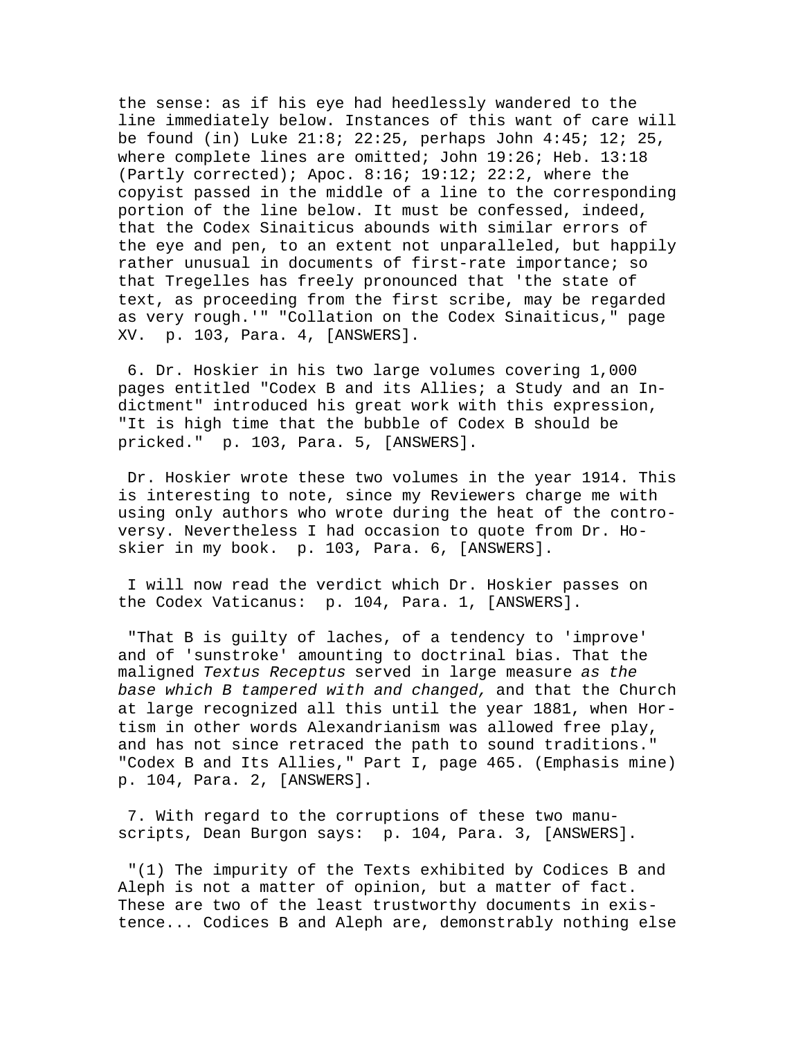the sense: as if his eye had heedlessly wandered to the line immediately below. Instances of this want of care will be found (in) Luke 21:8; 22:25, perhaps John 4:45; 12; 25, where complete lines are omitted; John 19:26; Heb. 13:18 (Partly corrected); Apoc. 8:16; 19:12; 22:2, where the copyist passed in the middle of a line to the corresponding portion of the line below. It must be confessed, indeed, that the Codex Sinaiticus abounds with similar errors of the eye and pen, to an extent not unparalleled, but happily rather unusual in documents of first-rate importance; so that Tregelles has freely pronounced that 'the state of text, as proceeding from the first scribe, may be regarded as very rough.'" "Collation on the Codex Sinaiticus," page XV. p. 103, Para. 4, [ANSWERS].

6. Dr. Hoskier in his two large volumes covering 1,000 pages entitled "Codex B and its Allies; a Study and an Indictment" introduced his great work with this expression, "It is high time that the bubble of Codex B should be pricked." p. 103, Para. 5, [ANSWERS].

Dr. Hoskier wrote these two volumes in the year 1914. This is interesting to note, since my Reviewers charge me with using only authors who wrote during the heat of the controversy. Nevertheless I had occasion to quote from Dr. Hoskier in my book. p. 103, Para. 6, [ANSWERS].

I will now read the verdict which Dr. Hoskier passes on the Codex Vaticanus: p. 104, Para. 1, [ANSWERS].

"That B is guilty of laches, of a tendency to 'improve' and of 'sunstroke' amounting to doctrinal bias. That the maligned *Textus Receptus* served in large measure *as the base which B tampered with and changed,* and that the Church at large recognized all this until the year 1881, when Hortism in other words Alexandrianism was allowed free play, and has not since retraced the path to sound traditions." "Codex B and Its Allies," Part I, page 465. (Emphasis mine) p. 104, Para. 2, [ANSWERS].

7. With regard to the corruptions of these two manuscripts, Dean Burgon says: p. 104, Para. 3, [ANSWERS].

"(1) The impurity of the Texts exhibited by Codices B and Aleph is not a matter of opinion, but a matter of fact. These are two of the least trustworthy documents in existence... Codices B and Aleph are, demonstrably nothing else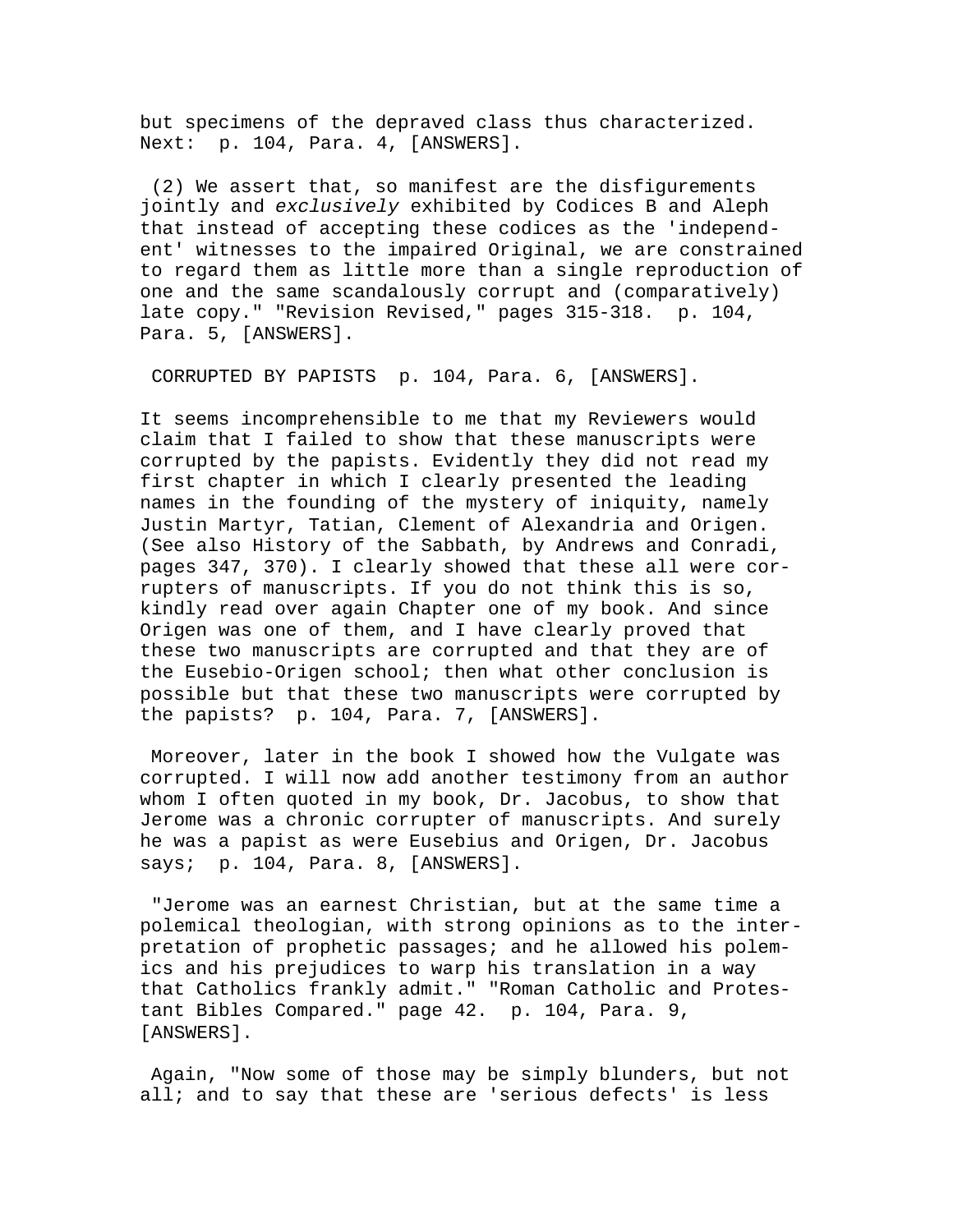but specimens of the depraved class thus characterized. Next: p. 104, Para. 4, [ANSWERS].

(2) We assert that, so manifest are the disfigurements jointly and *exclusively* exhibited by Codices B and Aleph that instead of accepting these codices as the 'independent' witnesses to the impaired Original, we are constrained to regard them as little more than a single reproduction of one and the same scandalously corrupt and (comparatively) late copy." "Revision Revised," pages 315-318. p. 104, Para. 5, [ANSWERS].

CORRUPTED BY PAPISTS p. 104, Para. 6, [ANSWERS].

It seems incomprehensible to me that my Reviewers would claim that I failed to show that these manuscripts were corrupted by the papists. Evidently they did not read my first chapter in which I clearly presented the leading names in the founding of the mystery of iniquity, namely Justin Martyr, Tatian, Clement of Alexandria and Origen. (See also History of the Sabbath, by Andrews and Conradi, pages 347, 370). I clearly showed that these all were corrupters of manuscripts. If you do not think this is so, kindly read over again Chapter one of my book. And since Origen was one of them, and I have clearly proved that these two manuscripts are corrupted and that they are of the Eusebio-Origen school; then what other conclusion is possible but that these two manuscripts were corrupted by the papists? p. 104, Para. 7, [ANSWERS].

Moreover, later in the book I showed how the Vulgate was corrupted. I will now add another testimony from an author whom I often quoted in my book, Dr. Jacobus, to show that Jerome was a chronic corrupter of manuscripts. And surely he was a papist as were Eusebius and Origen, Dr. Jacobus says; p. 104, Para. 8, [ANSWERS].

"Jerome was an earnest Christian, but at the same time a polemical theologian, with strong opinions as to the interpretation of prophetic passages; and he allowed his polemics and his prejudices to warp his translation in a way that Catholics frankly admit." "Roman Catholic and Protestant Bibles Compared." page 42. p. 104, Para. 9, [ANSWERS].

Again, "Now some of those may be simply blunders, but not all; and to say that these are 'serious defects' is less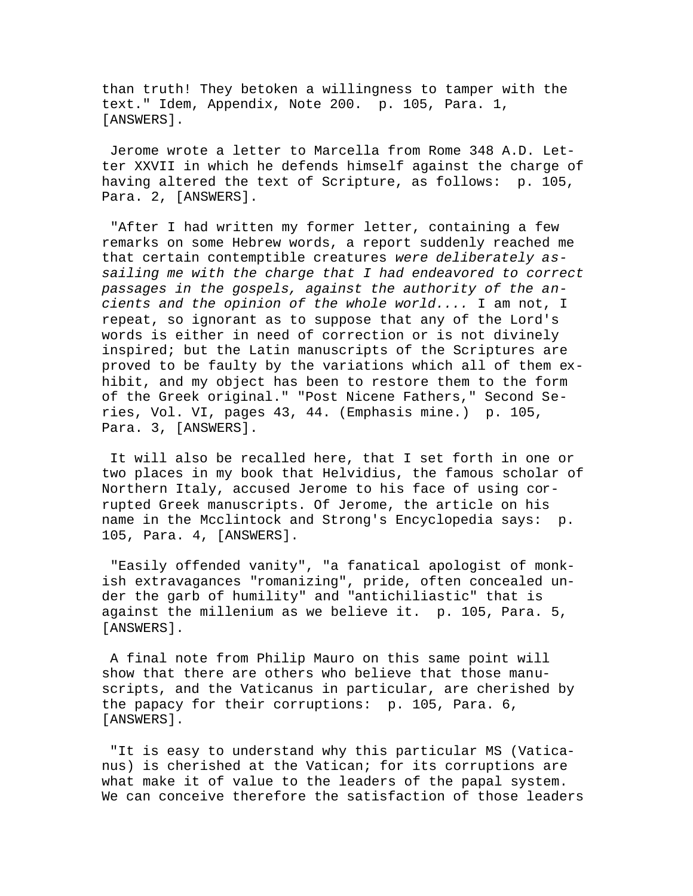than truth! They betoken a willingness to tamper with the text." Idem, Appendix, Note 200. p. 105, Para. 1, [ANSWERS].

Jerome wrote a letter to Marcella from Rome 348 A.D. Letter XXVII in which he defends himself against the charge of having altered the text of Scripture, as follows: p. 105, Para. 2, [ANSWERS].

"After I had written my former letter, containing a few remarks on some Hebrew words, a report suddenly reached me that certain contemptible creatures *were deliberately assailing me with the charge that I had endeavored to correct passages in the gospels, against the authority of the ancients and the opinion of the whole world....* I am not, I repeat, so ignorant as to suppose that any of the Lord's words is either in need of correction or is not divinely inspired; but the Latin manuscripts of the Scriptures are proved to be faulty by the variations which all of them exhibit, and my object has been to restore them to the form of the Greek original." "Post Nicene Fathers," Second Series, Vol. VI, pages 43, 44. (Emphasis mine.) p. 105, Para. 3, [ANSWERS].

It will also be recalled here, that I set forth in one or two places in my book that Helvidius, the famous scholar of Northern Italy, accused Jerome to his face of using corrupted Greek manuscripts. Of Jerome, the article on his name in the Mcclintock and Strong's Encyclopedia says: p. 105, Para. 4, [ANSWERS].

"Easily offended vanity", "a fanatical apologist of monkish extravagances "romanizing", pride, often concealed under the garb of humility" and "antichiliastic" that is against the millenium as we believe it. p. 105, Para. 5, [ANSWERS].

A final note from Philip Mauro on this same point will show that there are others who believe that those manuscripts, and the Vaticanus in particular, are cherished by the papacy for their corruptions: p. 105, Para. 6, [ANSWERS].

"It is easy to understand why this particular MS (Vaticanus) is cherished at the Vatican; for its corruptions are what make it of value to the leaders of the papal system. We can conceive therefore the satisfaction of those leaders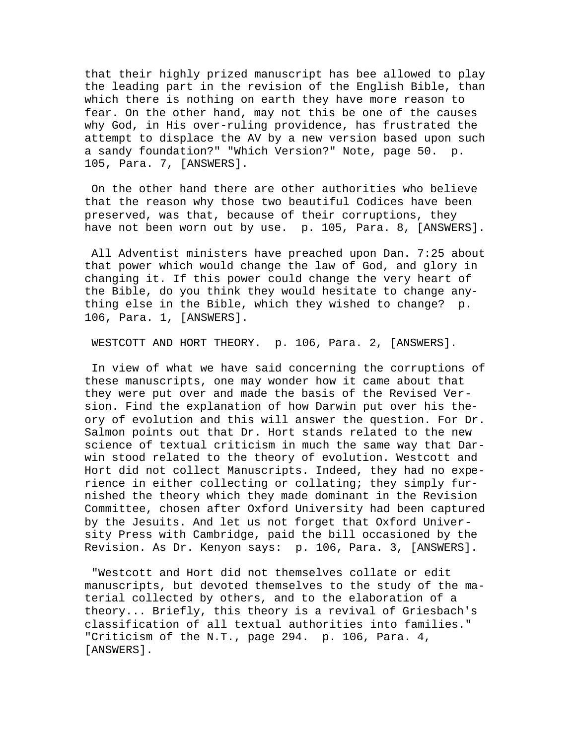that their highly prized manuscript has bee allowed to play the leading part in the revision of the English Bible, than which there is nothing on earth they have more reason to fear. On the other hand, may not this be one of the causes why God, in His over-ruling providence, has frustrated the attempt to displace the AV by a new version based upon such a sandy foundation?" "Which Version?" Note, page 50. p. 105, Para. 7, [ANSWERS].

On the other hand there are other authorities who believe that the reason why those two beautiful Codices have been preserved, was that, because of their corruptions, they have not been worn out by use. p. 105, Para. 8, [ANSWERS].

All Adventist ministers have preached upon Dan. 7:25 about that power which would change the law of God, and glory in changing it. If this power could change the very heart of the Bible, do you think they would hesitate to change anything else in the Bible, which they wished to change? p. 106, Para. 1, [ANSWERS].

WESTCOTT AND HORT THEORY. p. 106, Para. 2, [ANSWERS].

In view of what we have said concerning the corruptions of these manuscripts, one may wonder how it came about that they were put over and made the basis of the Revised Version. Find the explanation of how Darwin put over his theory of evolution and this will answer the question. For Dr. Salmon points out that Dr. Hort stands related to the new science of textual criticism in much the same way that Darwin stood related to the theory of evolution. Westcott and Hort did not collect Manuscripts. Indeed, they had no experience in either collecting or collating; they simply furnished the theory which they made dominant in the Revision Committee, chosen after Oxford University had been captured by the Jesuits. And let us not forget that Oxford University Press with Cambridge, paid the bill occasioned by the Revision. As Dr. Kenyon says: p. 106, Para. 3, [ANSWERS].

"Westcott and Hort did not themselves collate or edit manuscripts, but devoted themselves to the study of the material collected by others, and to the elaboration of a theory... Briefly, this theory is a revival of Griesbach's classification of all textual authorities into families." "Criticism of the N.T., page 294. p. 106, Para. 4, [ANSWERS].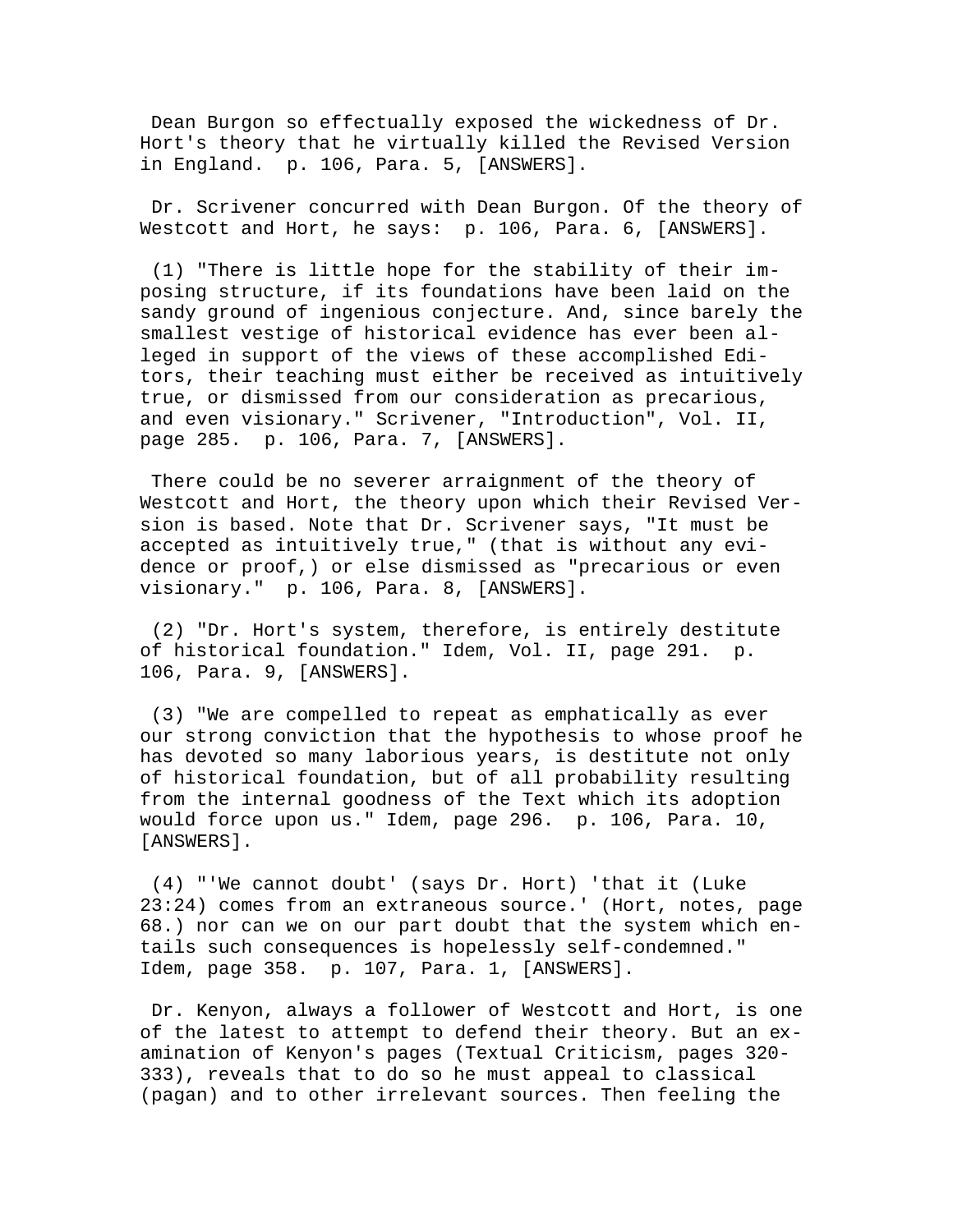Dean Burgon so effectually exposed the wickedness of Dr. Hort's theory that he virtually killed the Revised Version in England. p. 106, Para. 5, [ANSWERS].

Dr. Scrivener concurred with Dean Burgon. Of the theory of Westcott and Hort, he says: p. 106, Para. 6, [ANSWERS].

(1) "There is little hope for the stability of their imposing structure, if its foundations have been laid on the sandy ground of ingenious conjecture. And, since barely the smallest vestige of historical evidence has ever been alleged in support of the views of these accomplished Editors, their teaching must either be received as intuitively true, or dismissed from our consideration as precarious, and even visionary." Scrivener, "Introduction", Vol. II, page 285. p. 106, Para. 7, [ANSWERS].

There could be no severer arraignment of the theory of Westcott and Hort, the theory upon which their Revised Version is based. Note that Dr. Scrivener says, "It must be accepted as intuitively true," (that is without any evidence or proof,) or else dismissed as "precarious or even visionary." p. 106, Para. 8, [ANSWERS].

(2) "Dr. Hort's system, therefore, is entirely destitute of historical foundation." Idem, Vol. II, page 291. p. 106, Para. 9, [ANSWERS].

(3) "We are compelled to repeat as emphatically as ever our strong conviction that the hypothesis to whose proof he has devoted so many laborious years, is destitute not only of historical foundation, but of all probability resulting from the internal goodness of the Text which its adoption would force upon us." Idem, page 296. p. 106, Para. 10, [ANSWERS].

(4) "'We cannot doubt' (says Dr. Hort) 'that it (Luke 23:24) comes from an extraneous source.' (Hort, notes, page 68.) nor can we on our part doubt that the system which entails such consequences is hopelessly self-condemned." Idem, page 358. p. 107, Para. 1, [ANSWERS].

Dr. Kenyon, always a follower of Westcott and Hort, is one of the latest to attempt to defend their theory. But an examination of Kenyon's pages (Textual Criticism, pages 320-333), reveals that to do so he must appeal to classical (pagan) and to other irrelevant sources. Then feeling the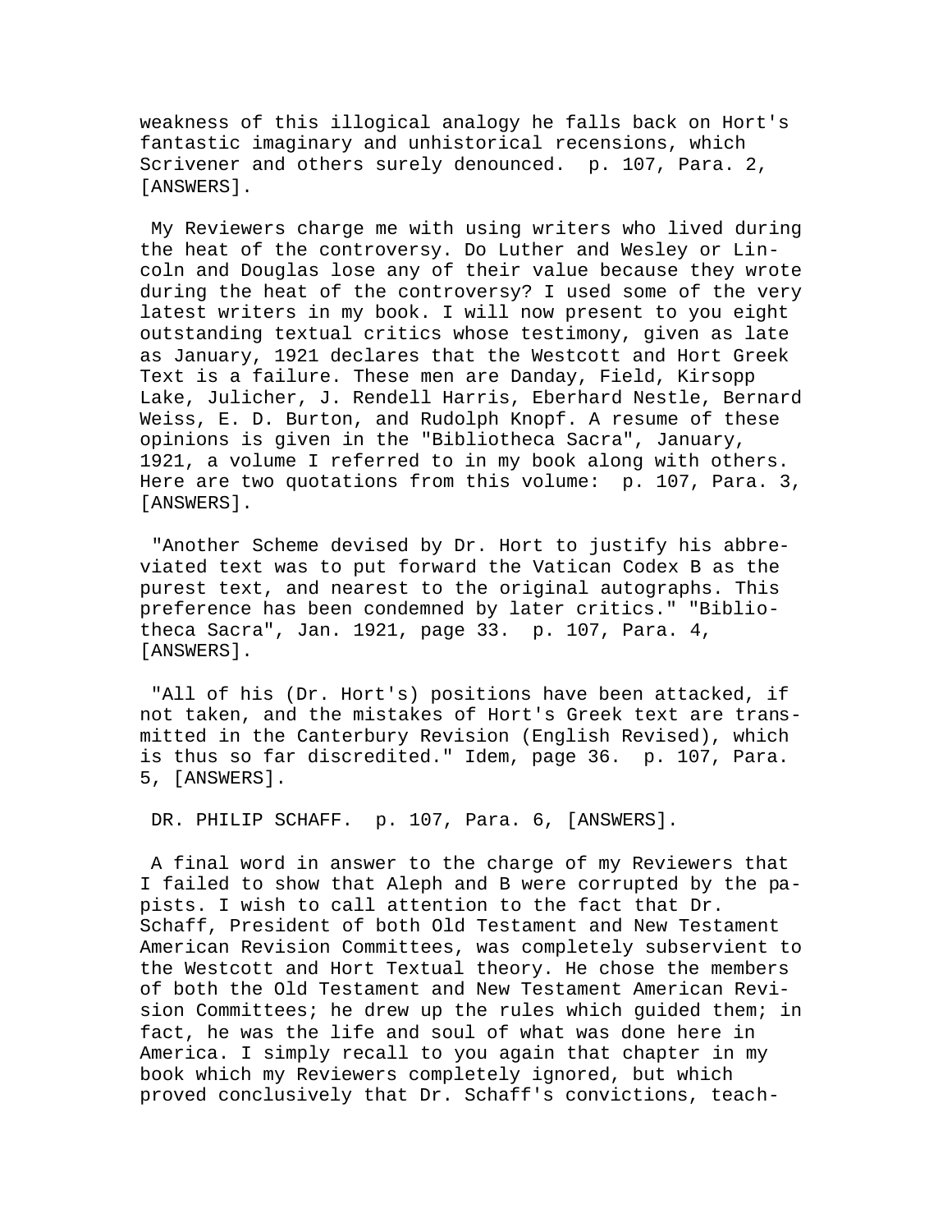weakness of this illogical analogy he falls back on Hort's fantastic imaginary and unhistorical recensions, which Scrivener and others surely denounced. p. 107, Para. 2, [ANSWERS].

My Reviewers charge me with using writers who lived during the heat of the controversy. Do Luther and Wesley or Lincoln and Douglas lose any of their value because they wrote during the heat of the controversy? I used some of the very latest writers in my book. I will now present to you eight outstanding textual critics whose testimony, given as late as January, 1921 declares that the Westcott and Hort Greek Text is a failure. These men are Danday, Field, Kirsopp Lake, Julicher, J. Rendell Harris, Eberhard Nestle, Bernard Weiss, E. D. Burton, and Rudolph Knopf. A resume of these opinions is given in the "Bibliotheca Sacra", January, 1921, a volume I referred to in my book along with others. Here are two quotations from this volume: p. 107, Para. 3, [ANSWERS].

"Another Scheme devised by Dr. Hort to justify his abbreviated text was to put forward the Vatican Codex B as the purest text, and nearest to the original autographs. This preference has been condemned by later critics." "Bibliotheca Sacra", Jan. 1921, page 33. p. 107, Para. 4, [ANSWERS].

"All of his (Dr. Hort's) positions have been attacked, if not taken, and the mistakes of Hort's Greek text are transmitted in the Canterbury Revision (English Revised), which is thus so far discredited." Idem, page 36. p. 107, Para. 5, [ANSWERS].

DR. PHILIP SCHAFF. p. 107, Para. 6, [ANSWERS].

A final word in answer to the charge of my Reviewers that I failed to show that Aleph and B were corrupted by the papists. I wish to call attention to the fact that Dr. Schaff, President of both Old Testament and New Testament American Revision Committees, was completely subservient to the Westcott and Hort Textual theory. He chose the members of both the Old Testament and New Testament American Revision Committees; he drew up the rules which guided them; in fact, he was the life and soul of what was done here in America. I simply recall to you again that chapter in my book which my Reviewers completely ignored, but which proved conclusively that Dr. Schaff's convictions, teach-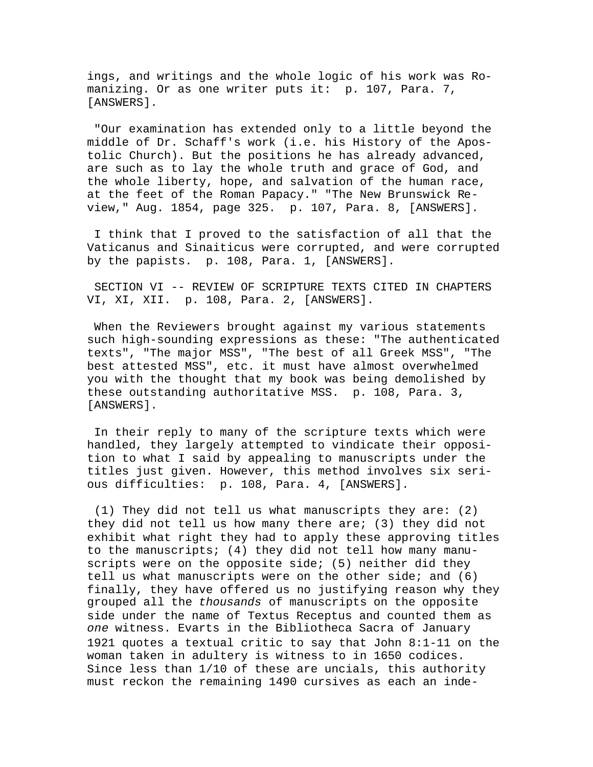ings, and writings and the whole logic of his work was Romanizing. Or as one writer puts it: p. 107, Para. 7, [ANSWERS].

"Our examination has extended only to a little beyond the middle of Dr. Schaff's work (i.e. his History of the Apostolic Church). But the positions he has already advanced, are such as to lay the whole truth and grace of God, and the whole liberty, hope, and salvation of the human race, at the feet of the Roman Papacy." "The New Brunswick Review," Aug. 1854, page 325. p. 107, Para. 8, [ANSWERS].

I think that I proved to the satisfaction of all that the Vaticanus and Sinaiticus were corrupted, and were corrupted by the papists. p. 108, Para. 1, [ANSWERS].

SECTION VI -- REVIEW OF SCRIPTURE TEXTS CITED IN CHAPTERS VI, XI, XII. p. 108, Para. 2, [ANSWERS].

When the Reviewers brought against my various statements such high-sounding expressions as these: "The authenticated texts", "The major MSS", "The best of all Greek MSS", "The best attested MSS", etc. it must have almost overwhelmed you with the thought that my book was being demolished by these outstanding authoritative MSS. p. 108, Para. 3, [ANSWERS].

In their reply to many of the scripture texts which were handled, they largely attempted to vindicate their opposition to what I said by appealing to manuscripts under the titles just given. However, this method involves six serious difficulties: p. 108, Para. 4, [ANSWERS].

(1) They did not tell us what manuscripts they are: (2) they did not tell us how many there are; (3) they did not exhibit what right they had to apply these approving titles to the manuscripts; (4) they did not tell how many manuscripts were on the opposite side; (5) neither did they tell us what manuscripts were on the other side; and (6) finally, they have offered us no justifying reason why they grouped all the *thousands* of manuscripts on the opposite side under the name of Textus Receptus and counted them as *one* witness. Evarts in the Bibliotheca Sacra of January 1921 quotes a textual critic to say that John 8:1-11 on the woman taken in adultery is witness to in 1650 codices. Since less than 1/10 of these are uncials, this authority must reckon the remaining 1490 cursives as each an inde-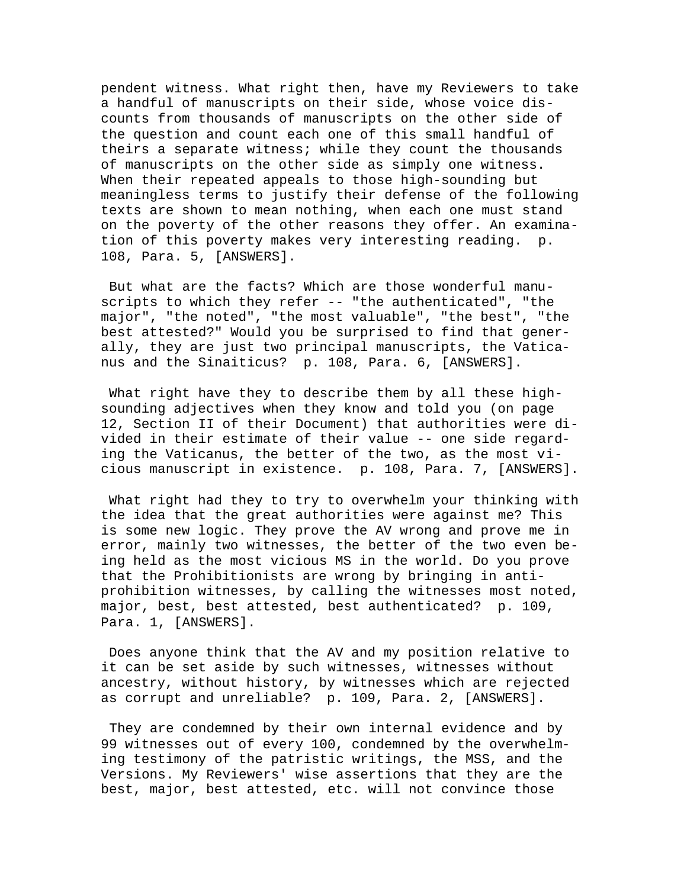pendent witness. What right then, have my Reviewers to take a handful of manuscripts on their side, whose voice discounts from thousands of manuscripts on the other side of the question and count each one of this small handful of theirs a separate witness; while they count the thousands of manuscripts on the other side as simply one witness. When their repeated appeals to those high-sounding but meaningless terms to justify their defense of the following texts are shown to mean nothing, when each one must stand on the poverty of the other reasons they offer. An examination of this poverty makes very interesting reading. p. 108, Para. 5, [ANSWERS].

But what are the facts? Which are those wonderful manuscripts to which they refer -- "the authenticated", "the major", "the noted", "the most valuable", "the best", "the best attested?" Would you be surprised to find that generally, they are just two principal manuscripts, the Vaticanus and the Sinaiticus? p. 108, Para. 6, [ANSWERS].

What right have they to describe them by all these high-sounding adjectives when they know and told you (on page 12, Section II of their Document) that authorities were divided in their estimate of their value -- one side regarding the Vaticanus, the better of the two, as the most vicious manuscript in existence. p. 108, Para. 7, [ANSWERS].

What right had they to try to overwhelm your thinking with the idea that the great authorities were against me? This is some new logic. They prove the AV wrong and prove me in error, mainly two witnesses, the better of the two even being held as the most vicious MS in the world. Do you prove that the Prohibitionists are wrong by bringing in anti-prohibition witnesses, by calling the witnesses most noted, major, best, best attested, best authenticated? p. 109, Para. 1, [ANSWERS].

Does anyone think that the AV and my position relative to it can be set aside by such witnesses, witnesses without ancestry, without history, by witnesses which are rejected as corrupt and unreliable? p. 109, Para. 2, [ANSWERS].

They are condemned by their own internal evidence and by 99 witnesses out of every 100, condemned by the overwhelming testimony of the patristic writings, the MSS, and the Versions. My Reviewers' wise assertions that they are the best, major, best attested, etc. will not convince those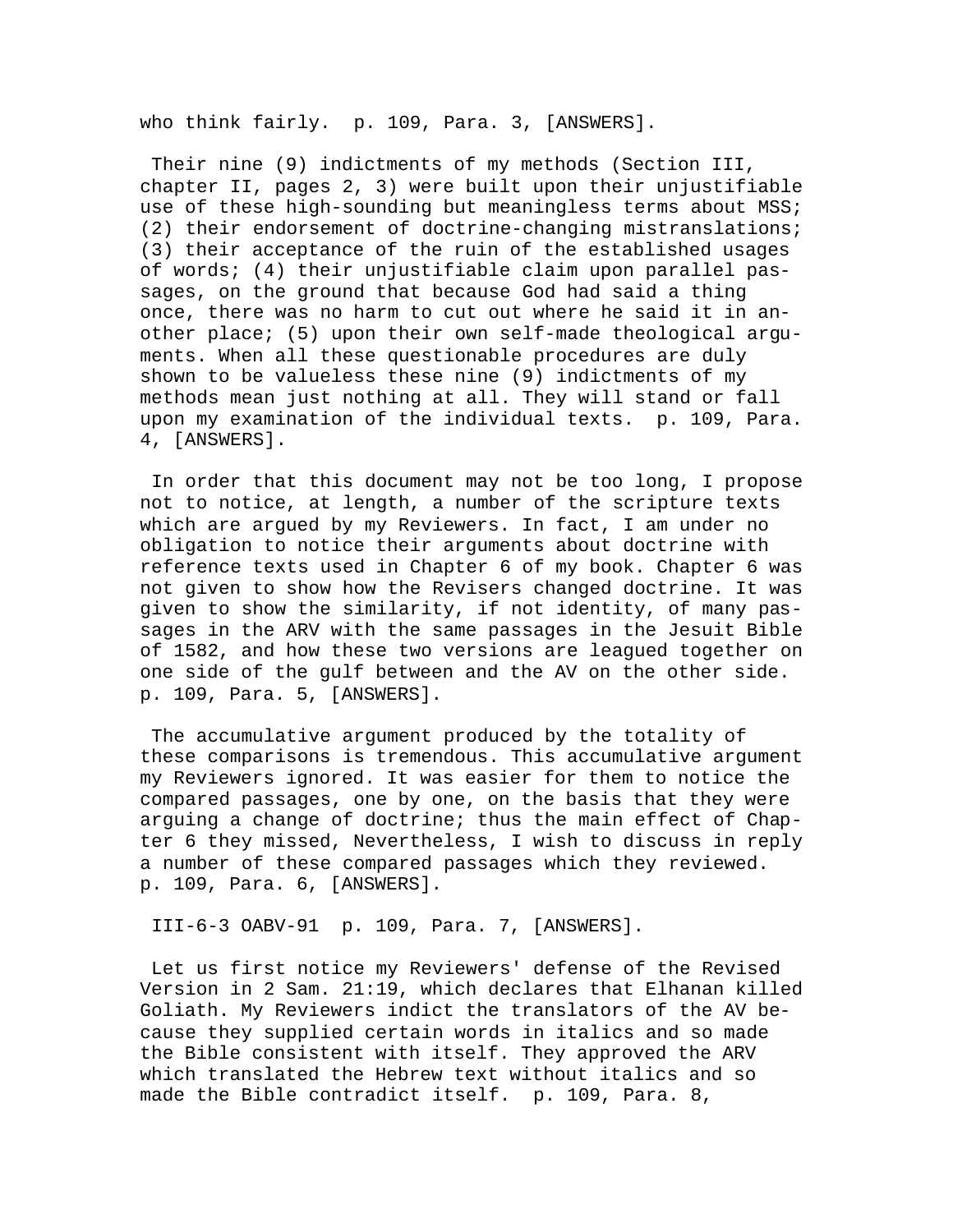who think fairly. p. 109, Para. 3, [ANSWERS].

Their nine (9) indictments of my methods (Section III, chapter II, pages 2, 3) were built upon their unjustifiable use of these high-sounding but meaningless terms about MSS; (2) their endorsement of doctrine-changing mistranslations; (3) their acceptance of the ruin of the established usages of words; (4) their unjustifiable claim upon parallel passages, on the ground that because God had said a thing once, there was no harm to cut out where he said it in another place; (5) upon their own self-made theological arguments. When all these questionable procedures are duly shown to be valueless these nine (9) indictments of my methods mean just nothing at all. They will stand or fall upon my examination of the individual texts. p. 109, Para. 4, [ANSWERS].

In order that this document may not be too long, I propose not to notice, at length, a number of the scripture texts which are argued by my Reviewers. In fact, I am under no obligation to notice their arguments about doctrine with reference texts used in Chapter 6 of my book. Chapter 6 was not given to show how the Revisers changed doctrine. It was given to show the similarity, if not identity, of many passages in the ARV with the same passages in the Jesuit Bible of 1582, and how these two versions are leagued together on one side of the gulf between and the AV on the other side. p. 109, Para. 5, [ANSWERS].

The accumulative argument produced by the totality of these comparisons is tremendous. This accumulative argument my Reviewers ignored. It was easier for them to notice the compared passages, one by one, on the basis that they were arguing a change of doctrine; thus the main effect of Chapter 6 they missed, Nevertheless, I wish to discuss in reply a number of these compared passages which they reviewed. p. 109, Para. 6, [ANSWERS].

III-6-3 OABV-91 p. 109, Para. 7, [ANSWERS].

Let us first notice my Reviewers' defense of the Revised Version in 2 Sam. 21:19, which declares that Elhanan killed Goliath. My Reviewers indict the translators of the AV because they supplied certain words in italics and so made the Bible consistent with itself. They approved the ARV which translated the Hebrew text without italics and so made the Bible contradict itself. p. 109, Para. 8,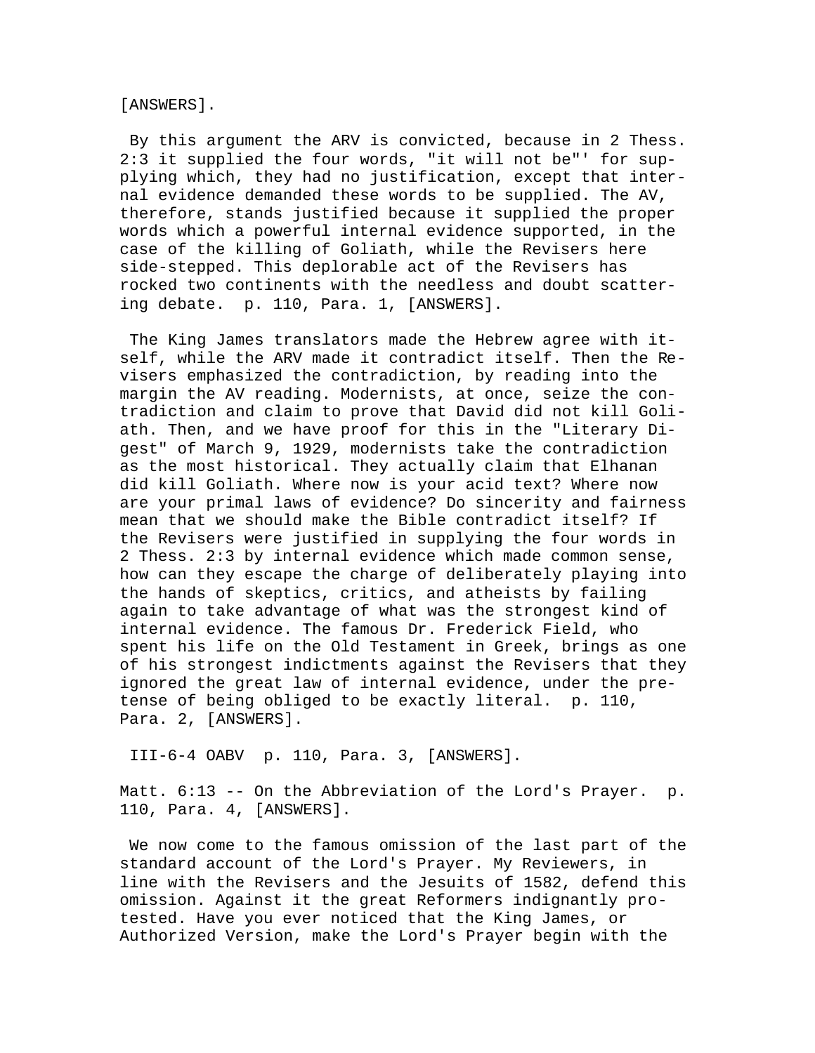[ANSWERS].

By this argument the ARV is convicted, because in 2 Thess. 2:3 it supplied the four words, "it will not be"' for supplying which, they had no justification, except that internal evidence demanded these words to be supplied. The AV, therefore, stands justified because it supplied the proper words which a powerful internal evidence supported, in the case of the killing of Goliath, while the Revisers here side-stepped. This deplorable act of the Revisers has rocked two continents with the needless and doubt scattering debate. p. 110, Para. 1, [ANSWERS].

The King James translators made the Hebrew agree with itself, while the ARV made it contradict itself. Then the Revisers emphasized the contradiction, by reading into the margin the AV reading. Modernists, at once, seize the contradiction and claim to prove that David did not kill Goliath. Then, and we have proof for this in the "Literary Digest" of March 9, 1929, modernists take the contradiction as the most historical. They actually claim that Elhanan did kill Goliath. Where now is your acid text? Where now are your primal laws of evidence? Do sincerity and fairness mean that we should make the Bible contradict itself? If the Revisers were justified in supplying the four words in 2 Thess. 2:3 by internal evidence which made common sense, how can they escape the charge of deliberately playing into the hands of skeptics, critics, and atheists by failing again to take advantage of what was the strongest kind of internal evidence. The famous Dr. Frederick Field, who spent his life on the Old Testament in Greek, brings as one of his strongest indictments against the Revisers that they ignored the great law of internal evidence, under the pretense of being obliged to be exactly literal. p. 110, Para. 2, [ANSWERS].

III-6-4 OABV p. 110, Para. 3, [ANSWERS].

Matt. 6:13 -- On the Abbreviation of the Lord's Prayer. p. 110, Para. 4, [ANSWERS].

We now come to the famous omission of the last part of the standard account of the Lord's Prayer. My Reviewers, in line with the Revisers and the Jesuits of 1582, defend this omission. Against it the great Reformers indignantly protested. Have you ever noticed that the King James, or Authorized Version, make the Lord's Prayer begin with the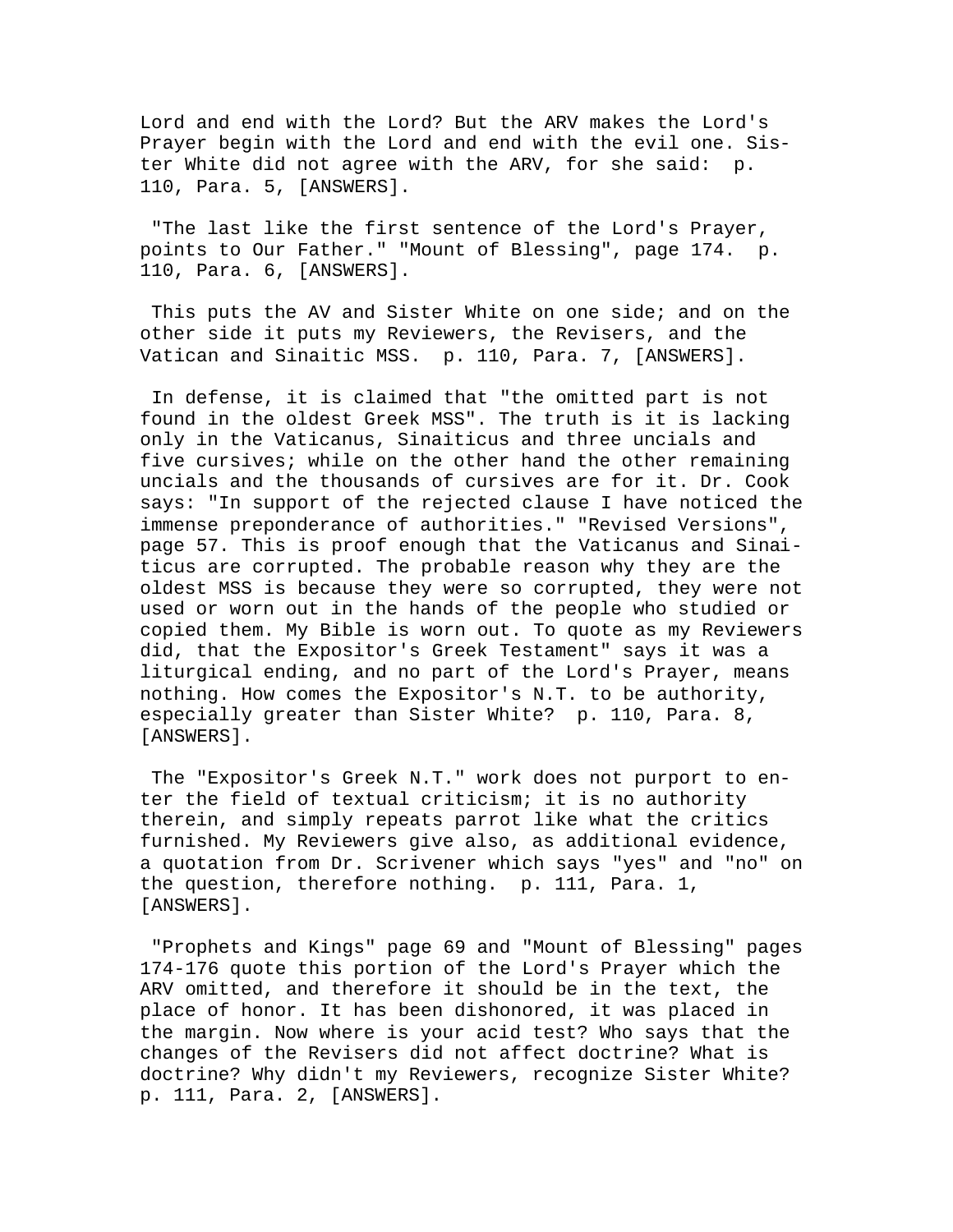Lord and end with the Lord? But the ARV makes the Lord's Prayer begin with the Lord and end with the evil one. Sister White did not agree with the ARV, for she said: p. 110, Para. 5, [ANSWERS].

"The last like the first sentence of the Lord's Prayer, points to Our Father." "Mount of Blessing", page 174. p. 110, Para. 6, [ANSWERS].

This puts the AV and Sister White on one side; and on the other side it puts my Reviewers, the Revisers, and the Vatican and Sinaitic MSS. p. 110, Para. 7, [ANSWERS].

In defense, it is claimed that "the omitted part is not found in the oldest Greek MSS". The truth is it is lacking only in the Vaticanus, Sinaiticus and three uncials and five cursives; while on the other hand the other remaining uncials and the thousands of cursives are for it. Dr. Cook says: "In support of the rejected clause I have noticed the immense preponderance of authorities." "Revised Versions", page 57. This is proof enough that the Vaticanus and Sinaiticus are corrupted. The probable reason why they are the oldest MSS is because they were so corrupted, they were not used or worn out in the hands of the people who studied or copied them. My Bible is worn out. To quote as my Reviewers did, that the Expositor's Greek Testament" says it was a liturgical ending, and no part of the Lord's Prayer, means nothing. How comes the Expositor's N.T. to be authority, especially greater than Sister White? p. 110, Para. 8, [ANSWERS].

The "Expositor's Greek N.T." work does not purport to enter the field of textual criticism; it is no authority therein, and simply repeats parrot like what the critics furnished. My Reviewers give also, as additional evidence, a quotation from Dr. Scrivener which says "yes" and "no" on the question, therefore nothing. p. 111, Para. 1, [ANSWERS].

"Prophets and Kings" page 69 and "Mount of Blessing" pages 174-176 quote this portion of the Lord's Prayer which the ARV omitted, and therefore it should be in the text, the place of honor. It has been dishonored, it was placed in the margin. Now where is your acid test? Who says that the changes of the Revisers did not affect doctrine? What is doctrine? Why didn't my Reviewers, recognize Sister White? p. 111, Para. 2, [ANSWERS].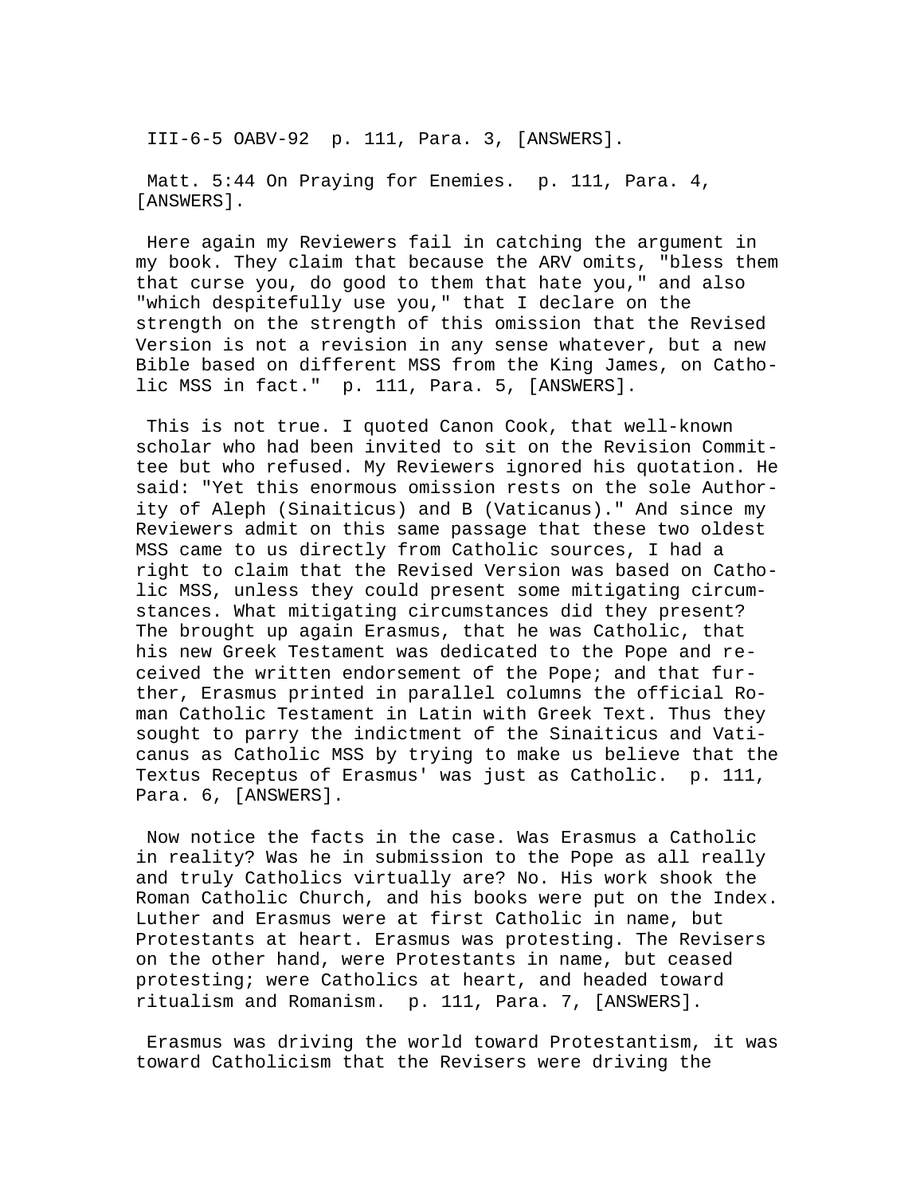III-6-5 OABV-92 p. 111, Para. 3, [ANSWERS].

Matt. 5:44 On Praying for Enemies. p. 111, Para. 4, [ANSWERS].

Here again my Reviewers fail in catching the argument in my book. They claim that because the ARV omits, "bless them that curse you, do good to them that hate you," and also "which despitefully use you," that I declare on the strength on the strength of this omission that the Revised Version is not a revision in any sense whatever, but a new Bible based on different MSS from the King James, on Catholic MSS in fact." p. 111, Para. 5, [ANSWERS].

This is not true. I quoted Canon Cook, that well-known scholar who had been invited to sit on the Revision Committee but who refused. My Reviewers ignored his quotation. He said: "Yet this enormous omission rests on the sole Authority of Aleph (Sinaiticus) and B (Vaticanus)." And since my Reviewers admit on this same passage that these two oldest MSS came to us directly from Catholic sources, I had a right to claim that the Revised Version was based on Catholic MSS, unless they could present some mitigating circumstances. What mitigating circumstances did they present? The brought up again Erasmus, that he was Catholic, that his new Greek Testament was dedicated to the Pope and received the written endorsement of the Pope; and that further, Erasmus printed in parallel columns the official Roman Catholic Testament in Latin with Greek Text. Thus they sought to parry the indictment of the Sinaiticus and Vaticanus as Catholic MSS by trying to make us believe that the Textus Receptus of Erasmus' was just as Catholic. p. 111, Para. 6, [ANSWERS].

Now notice the facts in the case. Was Erasmus a Catholic in reality? Was he in submission to the Pope as all really and truly Catholics virtually are? No. His work shook the Roman Catholic Church, and his books were put on the Index. Luther and Erasmus were at first Catholic in name, but Protestants at heart. Erasmus was protesting. The Revisers on the other hand, were Protestants in name, but ceased protesting; were Catholics at heart, and headed toward ritualism and Romanism. p. 111, Para. 7, [ANSWERS].

Erasmus was driving the world toward Protestantism, it was toward Catholicism that the Revisers were driving the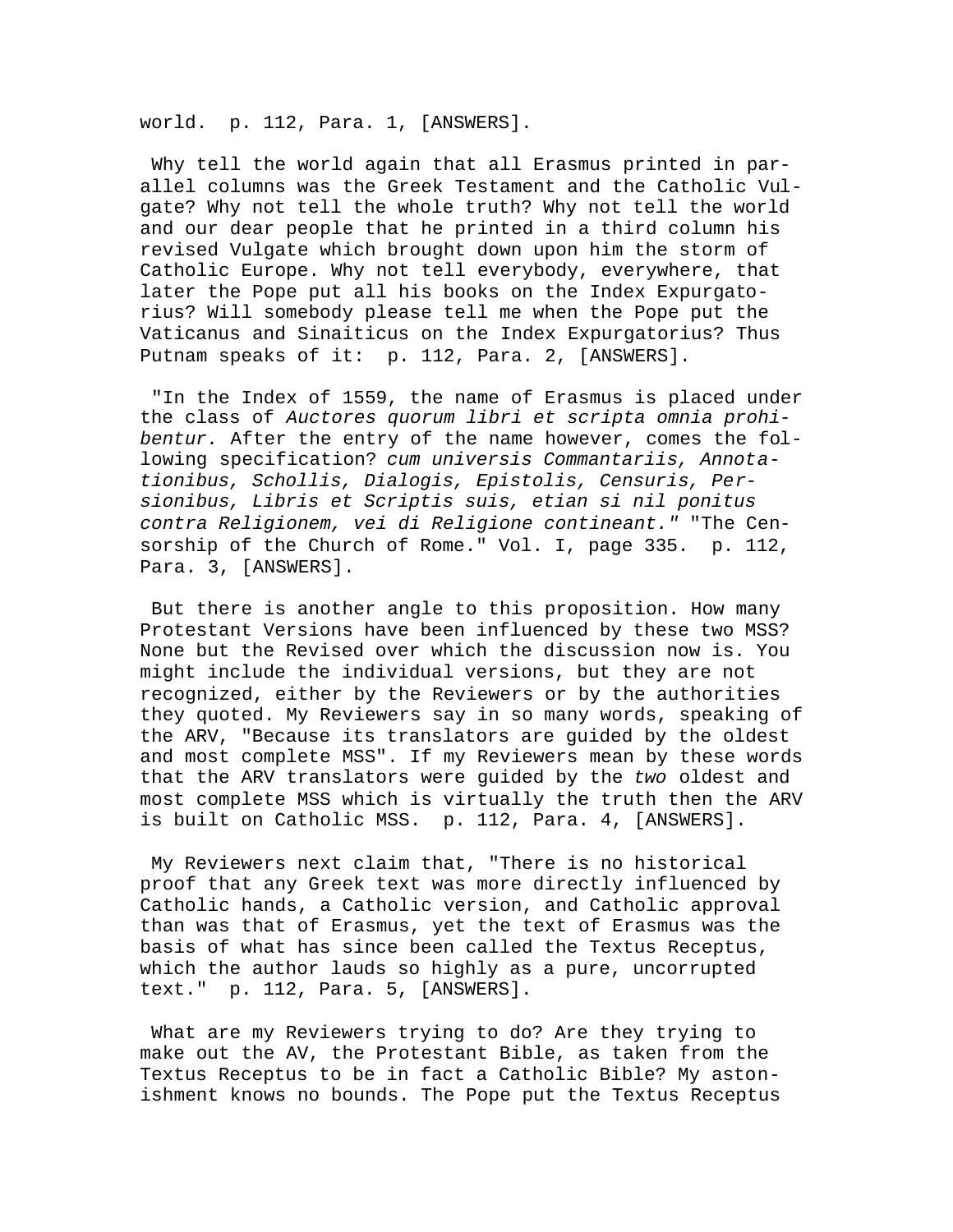world. p. 112, Para. 1, [ANSWERS].

Why tell the world again that all Erasmus printed in parallel columns was the Greek Testament and the Catholic Vulgate? Why not tell the whole truth? Why not tell the world and our dear people that he printed in a third column his revised Vulgate which brought down upon him the storm of Catholic Europe. Why not tell everybody, everywhere, that later the Pope put all his books on the Index Expurgatorius? Will somebody please tell me when the Pope put the Vaticanus and Sinaiticus on the Index Expurgatorius? Thus Putnam speaks of it: p. 112, Para. 2, [ANSWERS].

"In the Index of 1559, the name of Erasmus is placed under the class of *Auctores quorum libri et scripta omnia prohibentur.* After the entry of the name however, comes the following specification? *cum universis Commantariis, Annotationibus, Schollis, Dialogis, Epistolis, Censuris, Persionibus, Libris et Scriptis suis, etian si nil ponitus contra Religionem, vei di Religione contineant."* "The Censorship of the Church of Rome." Vol. I, page 335. p. 112, Para. 3, [ANSWERS].

But there is another angle to this proposition. How many Protestant Versions have been influenced by these two MSS? None but the Revised over which the discussion now is. You might include the individual versions, but they are not recognized, either by the Reviewers or by the authorities they quoted. My Reviewers say in so many words, speaking of the ARV, "Because its translators are guided by the oldest and most complete MSS". If my Reviewers mean by these words that the ARV translators were guided by the *two* oldest and most complete MSS which is virtually the truth then the ARV is built on Catholic MSS. p. 112, Para. 4, [ANSWERS].

My Reviewers next claim that, "There is no historical proof that any Greek text was more directly influenced by Catholic hands, a Catholic version, and Catholic approval than was that of Erasmus, yet the text of Erasmus was the basis of what has since been called the Textus Receptus, which the author lauds so highly as a pure, uncorrupted text." p. 112, Para. 5, [ANSWERS].

What are my Reviewers trying to do? Are they trying to make out the AV, the Protestant Bible, as taken from the Textus Receptus to be in fact a Catholic Bible? My astonishment knows no bounds. The Pope put the Textus Receptus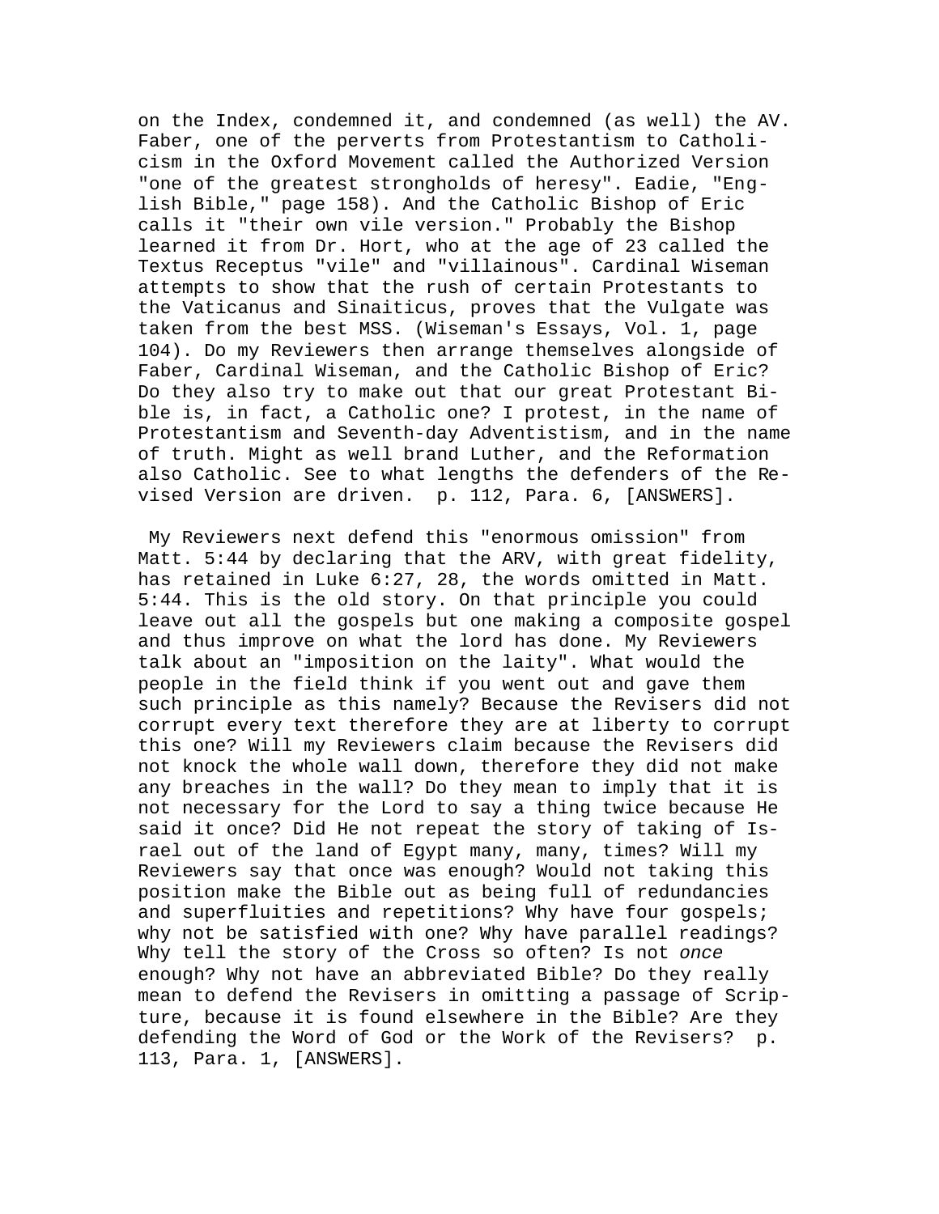on the Index, condemned it, and condemned (as well) the AV. Faber, one of the perverts from Protestantism to Catholicism in the Oxford Movement called the Authorized Version "one of the greatest strongholds of heresy". Eadie, "English Bible," page 158). And the Catholic Bishop of Eric calls it "their own vile version." Probably the Bishop learned it from Dr. Hort, who at the age of 23 called the Textus Receptus "vile" and "villainous". Cardinal Wiseman attempts to show that the rush of certain Protestants to the Vaticanus and Sinaiticus, proves that the Vulgate was taken from the best MSS. (Wiseman's Essays, Vol. 1, page 104). Do my Reviewers then arrange themselves alongside of Faber, Cardinal Wiseman, and the Catholic Bishop of Eric? Do they also try to make out that our great Protestant Bible is, in fact, a Catholic one? I protest, in the name of Protestantism and Seventh-day Adventistism, and in the name of truth. Might as well brand Luther, and the Reformation also Catholic. See to what lengths the defenders of the Revised Version are driven. p. 112, Para. 6, [ANSWERS].

My Reviewers next defend this "enormous omission" from Matt. 5:44 by declaring that the ARV, with great fidelity, has retained in Luke 6:27, 28, the words omitted in Matt. 5:44. This is the old story. On that principle you could leave out all the gospels but one making a composite gospel and thus improve on what the lord has done. My Reviewers talk about an "imposition on the laity". What would the people in the field think if you went out and gave them such principle as this namely? Because the Revisers did not corrupt every text therefore they are at liberty to corrupt this one? Will my Reviewers claim because the Revisers did not knock the whole wall down, therefore they did not make any breaches in the wall? Do they mean to imply that it is not necessary for the Lord to say a thing twice because He said it once? Did He not repeat the story of taking of Israel out of the land of Egypt many, many, times? Will my Reviewers say that once was enough? Would not taking this position make the Bible out as being full of redundancies and superfluities and repetitions? Why have four gospels; why not be satisfied with one? Why have parallel readings? Why tell the story of the Cross so often? Is not *once* enough? Why not have an abbreviated Bible? Do they really mean to defend the Revisers in omitting a passage of Scripture, because it is found elsewhere in the Bible? Are they defending the Word of God or the Work of the Revisers? p. 113, Para. 1, [ANSWERS].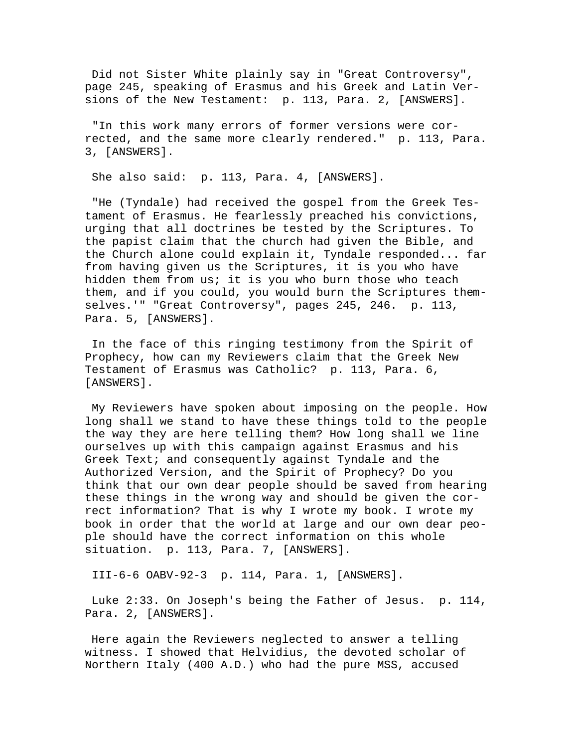Did not Sister White plainly say in "Great Controversy", page 245, speaking of Erasmus and his Greek and Latin Versions of the New Testament: p. 113, Para. 2, [ANSWERS].

"In this work many errors of former versions were corrected, and the same more clearly rendered." p. 113, Para. 3, [ANSWERS].

She also said: p. 113, Para. 4, [ANSWERS].

"He (Tyndale) had received the gospel from the Greek Testament of Erasmus. He fearlessly preached his convictions, urging that all doctrines be tested by the Scriptures. To the papist claim that the church had given the Bible, and the Church alone could explain it, Tyndale responded... far from having given us the Scriptures, it is you who have hidden them from us; it is you who burn those who teach them, and if you could, you would burn the Scriptures themselves.'" "Great Controversy", pages 245, 246. p. 113, Para. 5, [ANSWERS].

In the face of this ringing testimony from the Spirit of Prophecy, how can my Reviewers claim that the Greek New Testament of Erasmus was Catholic? p. 113, Para. 6, [ANSWERS].

My Reviewers have spoken about imposing on the people. How long shall we stand to have these things told to the people the way they are here telling them? How long shall we line ourselves up with this campaign against Erasmus and his Greek Text; and consequently against Tyndale and the Authorized Version, and the Spirit of Prophecy? Do you think that our own dear people should be saved from hearing these things in the wrong way and should be given the correct information? That is why I wrote my book. I wrote my book in order that the world at large and our own dear people should have the correct information on this whole situation. p. 113, Para. 7, [ANSWERS].

III-6-6 OABV-92-3 p. 114, Para. 1, [ANSWERS].

Luke 2:33. On Joseph's being the Father of Jesus. p. 114, Para. 2, [ANSWERS].

Here again the Reviewers neglected to answer a telling witness. I showed that Helvidius, the devoted scholar of Northern Italy (400 A.D.) who had the pure MSS, accused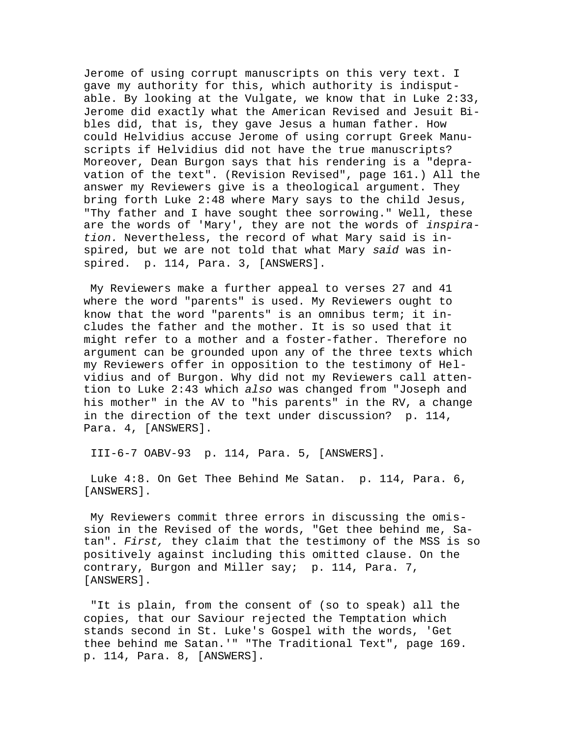Jerome of using corrupt manuscripts on this very text. I gave my authority for this, which authority is indisputable. By looking at the Vulgate, we know that in Luke 2:33, Jerome did exactly what the American Revised and Jesuit Bibles did, that is, they gave Jesus a human father. How could Helvidius accuse Jerome of using corrupt Greek Manuscripts if Helvidius did not have the true manuscripts? Moreover, Dean Burgon says that his rendering is a "depravation of the text". (Revision Revised", page 161.) All the answer my Reviewers give is a theological argument. They bring forth Luke 2:48 where Mary says to the child Jesus, "Thy father and I have sought thee sorrowing." Well, these are the words of 'Mary', they are not the words of *inspiration.* Nevertheless, the record of what Mary said is inspired, but we are not told that what Mary *said* was inspired.  p. 114, Para. 3, [ANSWERS].

My Reviewers make a further appeal to verses 27 and 41 where the word "parents" is used. My Reviewers ought to know that the word "parents" is an omnibus term; it includes the father and the mother. It is so used that it might refer to a mother and a foster-father. Therefore no argument can be grounded upon any of the three texts which my Reviewers offer in opposition to the testimony of Helvidius and of Burgon. Why did not my Reviewers call attention to Luke 2:43 which *also* was changed from "Joseph and his mother" in the AV to "his parents" in the RV, a change in the direction of the text under discussion?  p. 114, Para. 4, [ANSWERS].

III-6-7 OABV-93  p. 114, Para. 5, [ANSWERS].

Luke 4:8. On Get Thee Behind Me Satan.  p. 114, Para. 6, [ANSWERS].

My Reviewers commit three errors in discussing the omission in the Revised of the words, "Get thee behind me, Satan". *First,* they claim that the testimony of the MSS is so positively against including this omitted clause. On the contrary, Burgon and Miller say;  p. 114, Para. 7, [ANSWERS].

"It is plain, from the consent of (so to speak) all the copies, that our Saviour rejected the Temptation which stands second in St. Luke's Gospel with the words, 'Get thee behind me Satan.'" "The Traditional Text", page 169.  p. 114, Para. 8, [ANSWERS].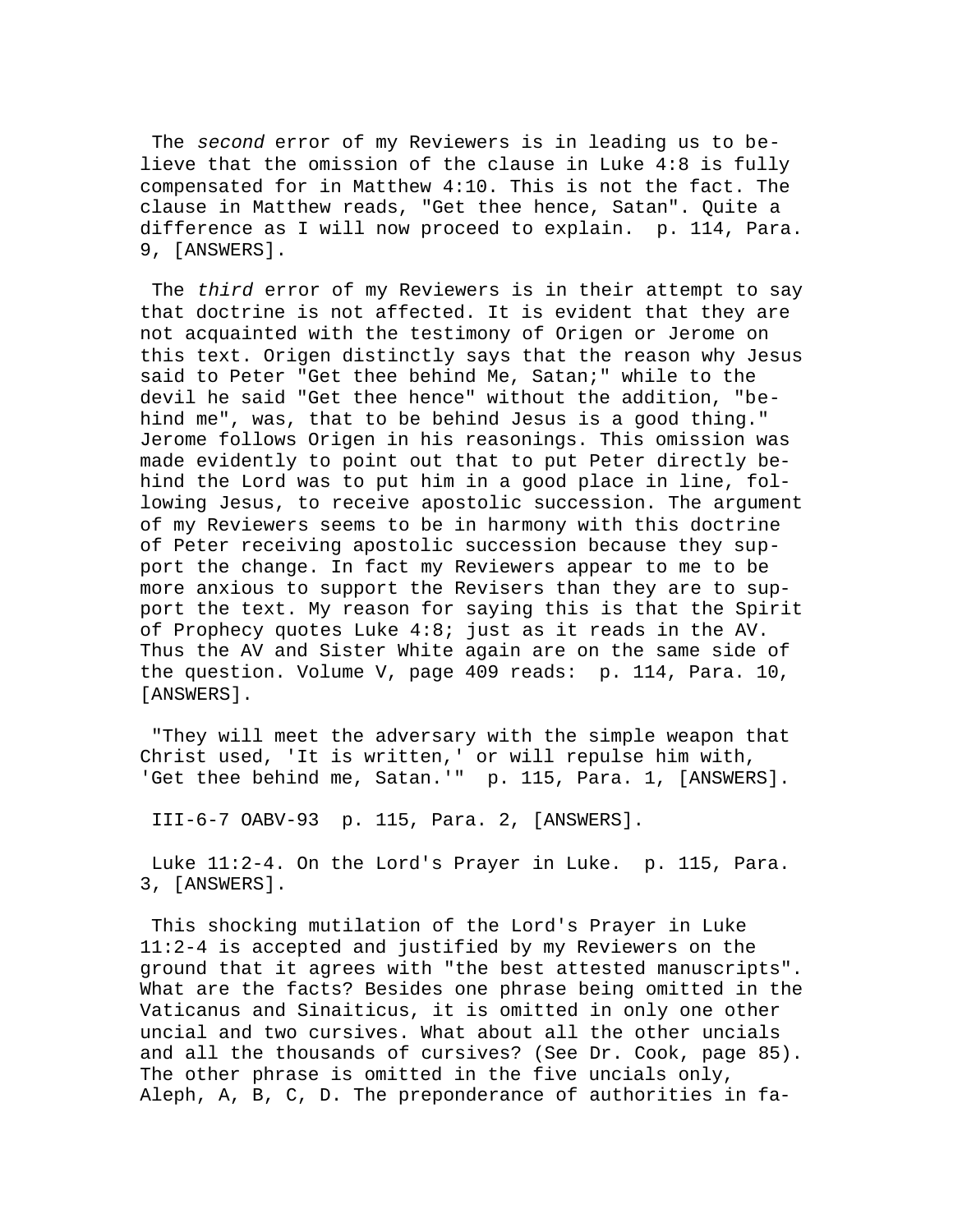The *second* error of my Reviewers is in leading us to believe that the omission of the clause in Luke 4:8 is fully compensated for in Matthew 4:10. This is not the fact. The clause in Matthew reads, "Get thee hence, Satan". Quite a difference as I will now proceed to explain. p. 114, Para. 9, [ANSWERS].

The *third* error of my Reviewers is in their attempt to say that doctrine is not affected. It is evident that they are not acquainted with the testimony of Origen or Jerome on this text. Origen distinctly says that the reason why Jesus said to Peter "Get thee behind Me, Satan;" while to the devil he said "Get thee hence" without the addition, "behind me", was, that to be behind Jesus is a good thing." Jerome follows Origen in his reasonings. This omission was made evidently to point out that to put Peter directly behind the Lord was to put him in a good place in line, following Jesus, to receive apostolic succession. The argument of my Reviewers seems to be in harmony with this doctrine of Peter receiving apostolic succession because they support the change. In fact my Reviewers appear to me to be more anxious to support the Revisers than they are to support the text. My reason for saying this is that the Spirit of Prophecy quotes Luke 4:8; just as it reads in the AV. Thus the AV and Sister White again are on the same side of the question. Volume V, page 409 reads: p. 114, Para. 10, [ANSWERS].

"They will meet the adversary with the simple weapon that Christ used, 'It is written,' or will repulse him with, 'Get thee behind me, Satan.'" p. 115, Para. 1, [ANSWERS].

III-6-7 OABV-93 p. 115, Para. 2, [ANSWERS].

Luke 11:2-4. On the Lord's Prayer in Luke. p. 115, Para. 3, [ANSWERS].

This shocking mutilation of the Lord's Prayer in Luke 11:2-4 is accepted and justified by my Reviewers on the ground that it agrees with "the best attested manuscripts". What are the facts? Besides one phrase being omitted in the Vaticanus and Sinaiticus, it is omitted in only one other uncial and two cursives. What about all the other uncials and all the thousands of cursives? (See Dr. Cook, page 85). The other phrase is omitted in the five uncials only, Aleph, A, B, C, D. The preponderance of authorities in fa-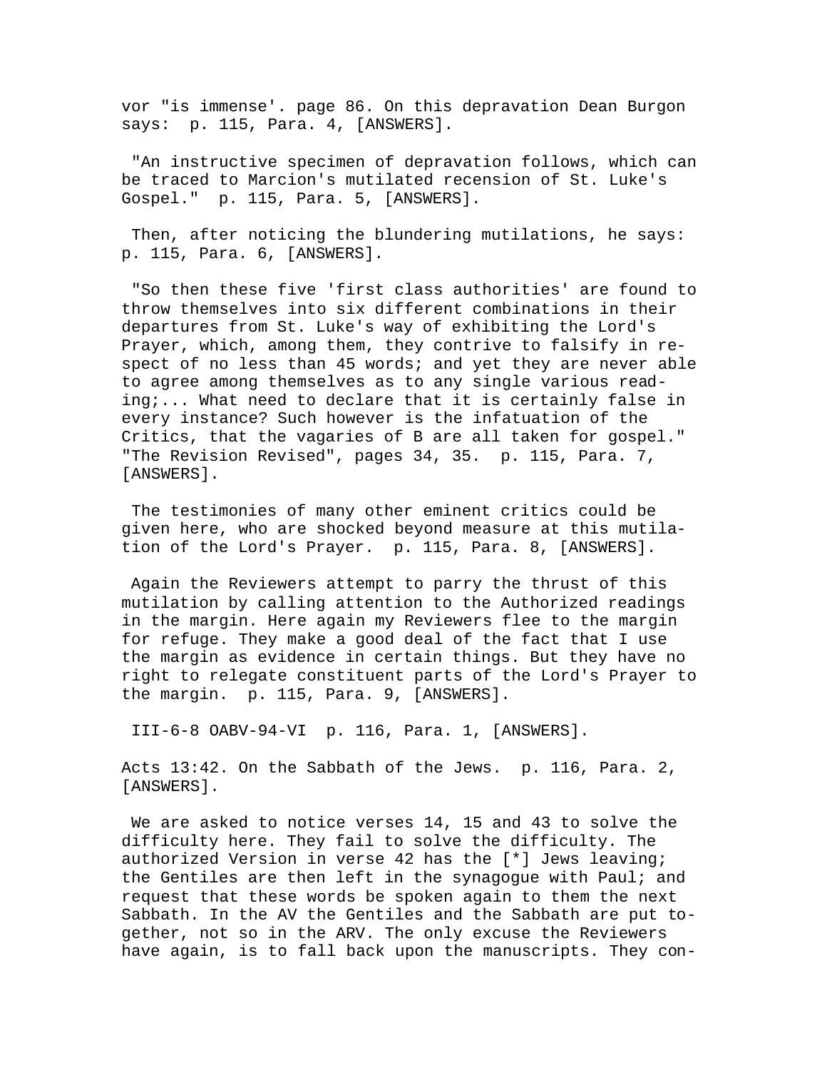vor "is immense'. page 86. On this depravation Dean Burgon says: p. 115, Para. 4, [ANSWERS].

"An instructive specimen of depravation follows, which can be traced to Marcion's mutilated recension of St. Luke's Gospel." p. 115, Para. 5, [ANSWERS].

Then, after noticing the blundering mutilations, he says: p. 115, Para. 6, [ANSWERS].

"So then these five 'first class authorities' are found to throw themselves into six different combinations in their departures from St. Luke's way of exhibiting the Lord's Prayer, which, among them, they contrive to falsify in respect of no less than 45 words; and yet they are never able to agree among themselves as to any single various reading;... What need to declare that it is certainly false in every instance? Such however is the infatuation of the Critics, that the vagaries of B are all taken for gospel." "The Revision Revised", pages 34, 35. p. 115, Para. 7, [ANSWERS].

The testimonies of many other eminent critics could be given here, who are shocked beyond measure at this mutilation of the Lord's Prayer. p. 115, Para. 8, [ANSWERS].

Again the Reviewers attempt to parry the thrust of this mutilation by calling attention to the Authorized readings in the margin. Here again my Reviewers flee to the margin for refuge. They make a good deal of the fact that I use the margin as evidence in certain things. But they have no right to relegate constituent parts of the Lord's Prayer to the margin. p. 115, Para. 9, [ANSWERS].

III-6-8 OABV-94-VI p. 116, Para. 1, [ANSWERS].

Acts 13:42. On the Sabbath of the Jews. p. 116, Para. 2, [ANSWERS].

We are asked to notice verses 14, 15 and 43 to solve the difficulty here. They fail to solve the difficulty. The authorized Version in verse 42 has the [*] Jews leaving; the Gentiles are then left in the synagogue with Paul; and request that these words be spoken again to them the next Sabbath. In the AV the Gentiles and the Sabbath are put together, not so in the ARV. The only excuse the Reviewers have again, is to fall back upon the manuscripts. They con-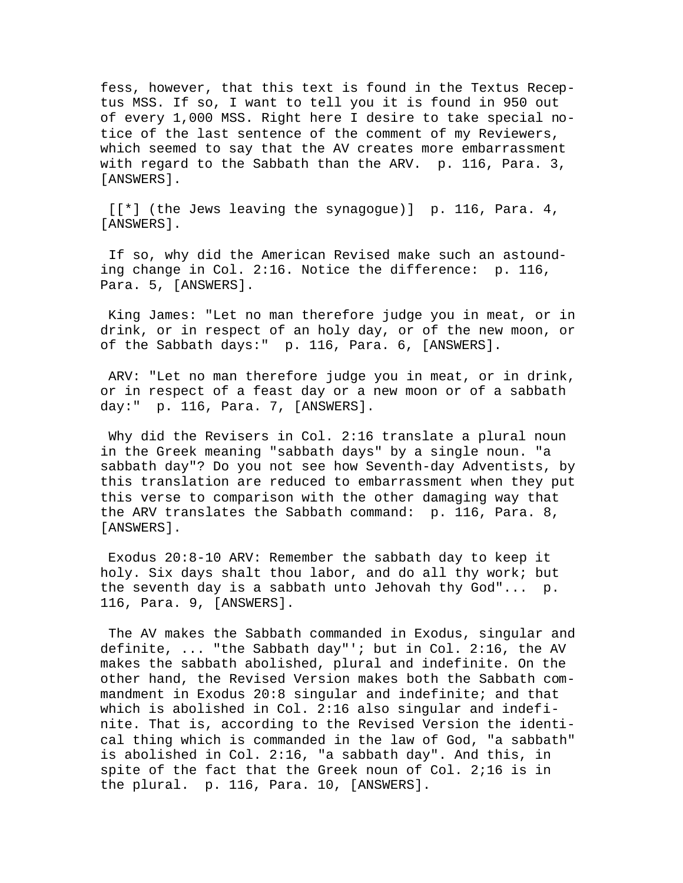fess, however, that this text is found in the Textus Receptus MSS. If so, I want to tell you it is found in 950 out of every 1,000 MSS. Right here I desire to take special notice of the last sentence of the comment of my Reviewers, which seemed to say that the AV creates more embarrassment with regard to the Sabbath than the ARV. p. 116, Para. 3, [ANSWERS].

[[*] (the Jews leaving the synagogue)] p. 116, Para. 4, [ANSWERS].

If so, why did the American Revised make such an astounding change in Col. 2:16. Notice the difference: p. 116, Para. 5, [ANSWERS].

King James: "Let no man therefore judge you in meat, or in drink, or in respect of an holy day, or of the new moon, or of the Sabbath days:" p. 116, Para. 6, [ANSWERS].

ARV: "Let no man therefore judge you in meat, or in drink, or in respect of a feast day or a new moon or of a sabbath day:" p. 116, Para. 7, [ANSWERS].

Why did the Revisers in Col. 2:16 translate a plural noun in the Greek meaning "sabbath days" by a single noun. "a sabbath day"? Do you not see how Seventh-day Adventists, by this translation are reduced to embarrassment when they put this verse to comparison with the other damaging way that the ARV translates the Sabbath command: p. 116, Para. 8, [ANSWERS].

Exodus 20:8-10 ARV: Remember the sabbath day to keep it holy. Six days shalt thou labor, and do all thy work; but the seventh day is a sabbath unto Jehovah thy God"... p. 116, Para. 9, [ANSWERS].

The AV makes the Sabbath commanded in Exodus, singular and definite, ... "the Sabbath day"'; but in Col. 2:16, the AV makes the sabbath abolished, plural and indefinite. On the other hand, the Revised Version makes both the Sabbath commandment in Exodus 20:8 singular and indefinite; and that which is abolished in Col. 2:16 also singular and indefinite. That is, according to the Revised Version the identical thing which is commanded in the law of God, "a sabbath" is abolished in Col. 2:16, "a sabbath day". And this, in spite of the fact that the Greek noun of Col. 2;16 is in the plural. p. 116, Para. 10, [ANSWERS].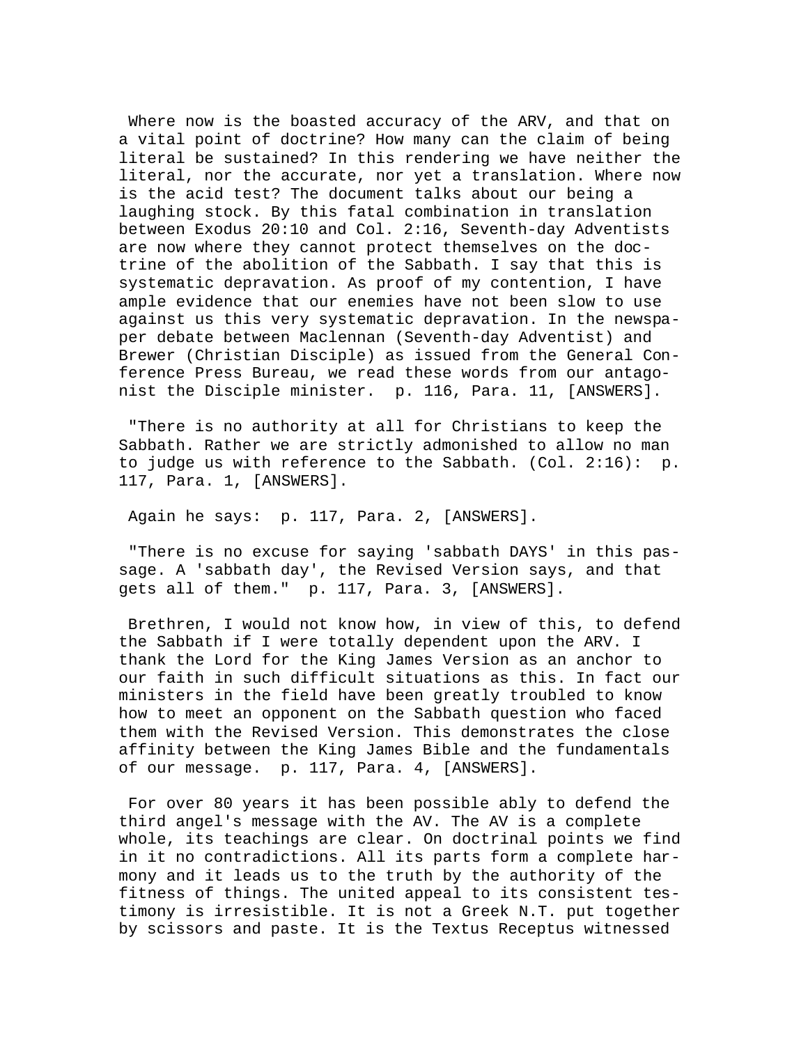Where now is the boasted accuracy of the ARV, and that on a vital point of doctrine? How many can the claim of being literal be sustained? In this rendering we have neither the literal, nor the accurate, nor yet a translation. Where now is the acid test? The document talks about our being a laughing stock. By this fatal combination in translation between Exodus 20:10 and Col. 2:16, Seventh-day Adventists are now where they cannot protect themselves on the doctrine of the abolition of the Sabbath. I say that this is systematic depravation. As proof of my contention, I have ample evidence that our enemies have not been slow to use against us this very systematic depravation. In the newspaper debate between Maclennan (Seventh-day Adventist) and Brewer (Christian Disciple) as issued from the General Conference Press Bureau, we read these words from our antagonist the Disciple minister. p. 116, Para. 11, [ANSWERS].

"There is no authority at all for Christians to keep the Sabbath. Rather we are strictly admonished to allow no man to judge us with reference to the Sabbath. (Col. 2:16): p. 117, Para. 1, [ANSWERS].

Again he says: p. 117, Para. 2, [ANSWERS].

"There is no excuse for saying 'sabbath DAYS' in this passage. A 'sabbath day', the Revised Version says, and that gets all of them." p. 117, Para. 3, [ANSWERS].

Brethren, I would not know how, in view of this, to defend the Sabbath if I were totally dependent upon the ARV. I thank the Lord for the King James Version as an anchor to our faith in such difficult situations as this. In fact our ministers in the field have been greatly troubled to know how to meet an opponent on the Sabbath question who faced them with the Revised Version. This demonstrates the close affinity between the King James Bible and the fundamentals of our message. p. 117, Para. 4, [ANSWERS].

For over 80 years it has been possible ably to defend the third angel's message with the AV. The AV is a complete whole, its teachings are clear. On doctrinal points we find in it no contradictions. All its parts form a complete harmony and it leads us to the truth by the authority of the fitness of things. The united appeal to its consistent testimony is irresistible. It is not a Greek N.T. put together by scissors and paste. It is the Textus Receptus witnessed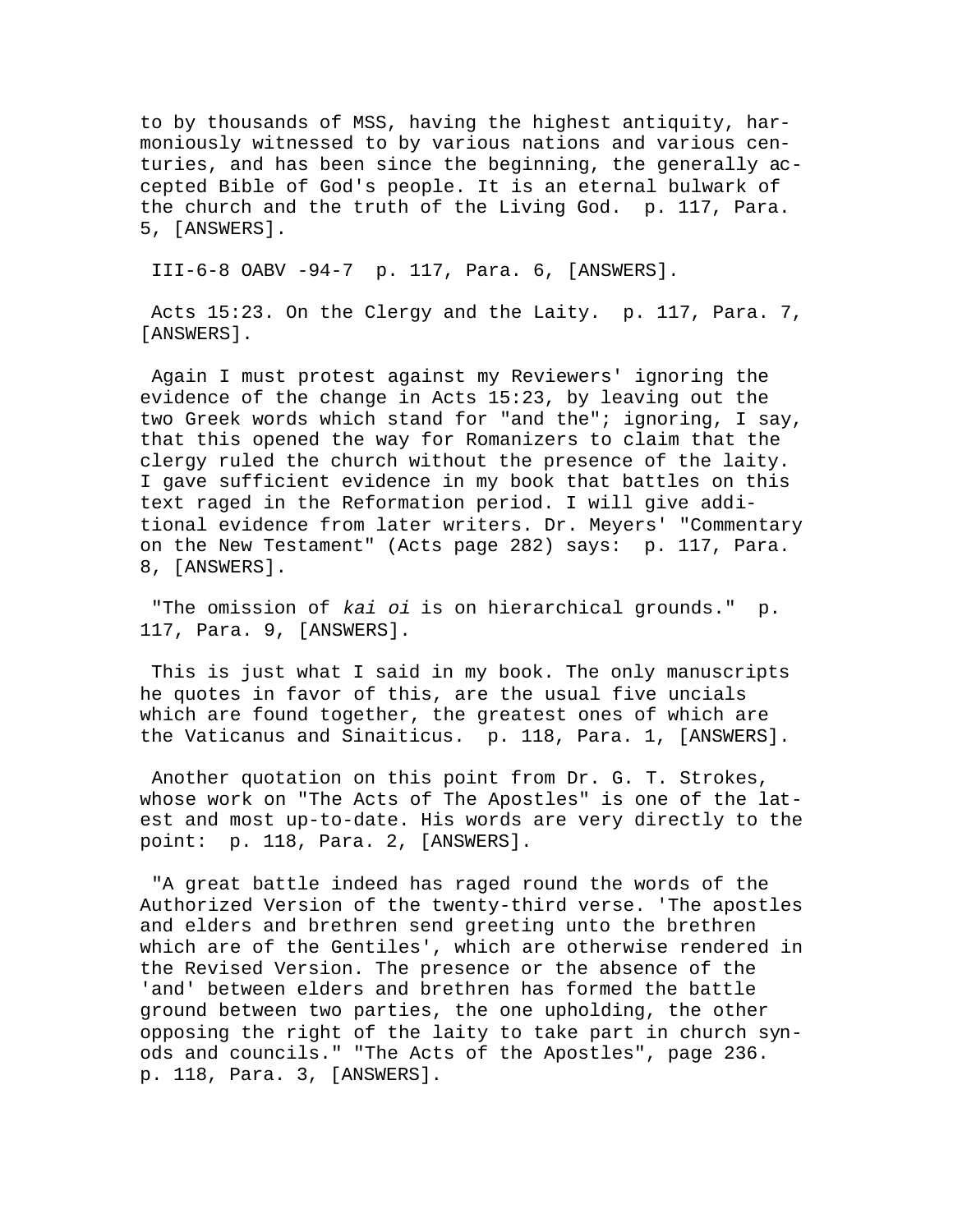to by thousands of MSS, having the highest antiquity, harmoniously witnessed to by various nations and various centuries, and has been since the beginning, the generally accepted Bible of God's people. It is an eternal bulwark of the church and the truth of the Living God. p. 117, Para. 5, [ANSWERS].

III-6-8 OABV -94-7 p. 117, Para. 6, [ANSWERS].

Acts 15:23. On the Clergy and the Laity. p. 117, Para. 7, [ANSWERS].

Again I must protest against my Reviewers' ignoring the evidence of the change in Acts 15:23, by leaving out the two Greek words which stand for "and the"; ignoring, I say, that this opened the way for Romanizers to claim that the clergy ruled the church without the presence of the laity. I gave sufficient evidence in my book that battles on this text raged in the Reformation period. I will give additional evidence from later writers. Dr. Meyers' "Commentary on the New Testament" (Acts page 282) says: p. 117, Para. 8, [ANSWERS].

"The omission of *kai oi* is on hierarchical grounds." p. 117, Para. 9, [ANSWERS].

This is just what I said in my book. The only manuscripts he quotes in favor of this, are the usual five uncials which are found together, the greatest ones of which are the Vaticanus and Sinaiticus. p. 118, Para. 1, [ANSWERS].

Another quotation on this point from Dr. G. T. Strokes, whose work on "The Acts of The Apostles" is one of the latest and most up-to-date. His words are very directly to the point: p. 118, Para. 2, [ANSWERS].

"A great battle indeed has raged round the words of the Authorized Version of the twenty-third verse. 'The apostles and elders and brethren send greeting unto the brethren which are of the Gentiles', which are otherwise rendered in the Revised Version. The presence or the absence of the 'and' between elders and brethren has formed the battle ground between two parties, the one upholding, the other opposing the right of the laity to take part in church synods and councils." "The Acts of the Apostles", page 236. p. 118, Para. 3, [ANSWERS].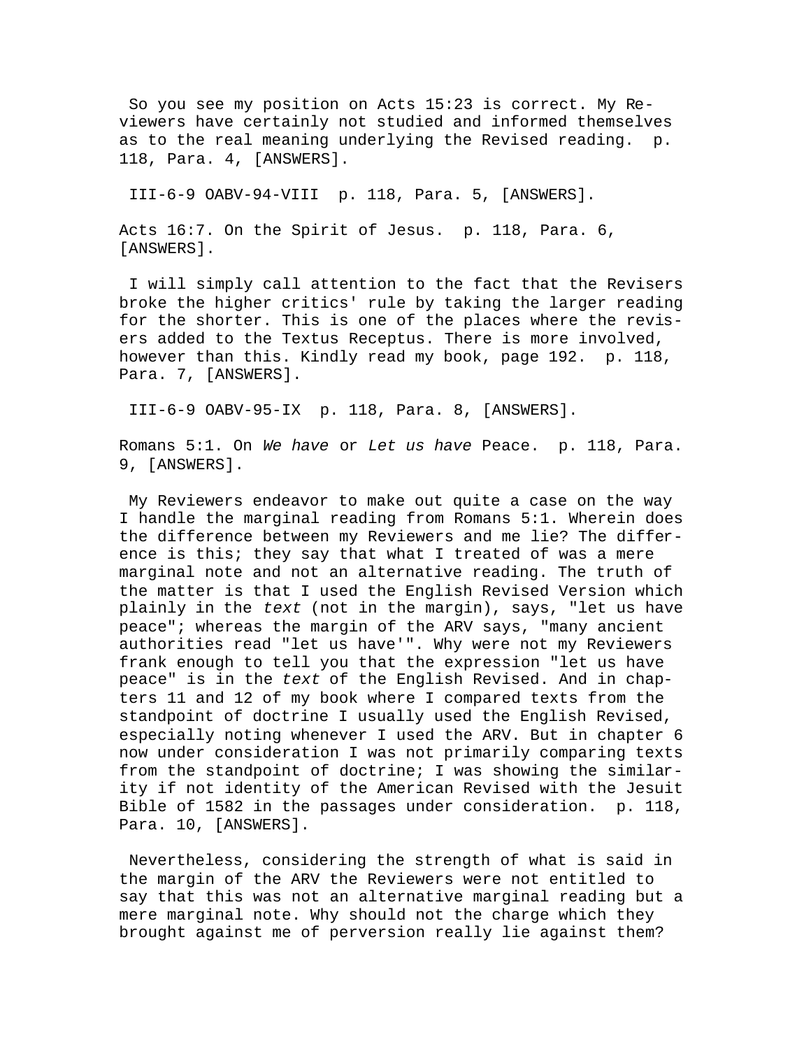So you see my position on Acts 15:23 is correct. My Reviewers have certainly not studied and informed themselves as to the real meaning underlying the Revised reading. p. 118, Para. 4, [ANSWERS].

III-6-9 OABV-94-VIII p. 118, Para. 5, [ANSWERS].

Acts 16:7. On the Spirit of Jesus. p. 118, Para. 6, [ANSWERS].

I will simply call attention to the fact that the Revisers broke the higher critics' rule by taking the larger reading for the shorter. This is one of the places where the revisers added to the Textus Receptus. There is more involved, however than this. Kindly read my book, page 192. p. 118, Para. 7, [ANSWERS].

III-6-9 OABV-95-IX p. 118, Para. 8, [ANSWERS].

Romans 5:1. On *We have* or *Let us have* Peace. p. 118, Para. 9, [ANSWERS].

My Reviewers endeavor to make out quite a case on the way I handle the marginal reading from Romans 5:1. Wherein does the difference between my Reviewers and me lie? The difference is this; they say that what I treated of was a mere marginal note and not an alternative reading. The truth of the matter is that I used the English Revised Version which plainly in the *text* (not in the margin), says, "let us have peace"; whereas the margin of the ARV says, "many ancient authorities read "let us have'". Why were not my Reviewers frank enough to tell you that the expression "let us have peace" is in the *text* of the English Revised. And in chapters 11 and 12 of my book where I compared texts from the standpoint of doctrine I usually used the English Revised, especially noting whenever I used the ARV. But in chapter 6 now under consideration I was not primarily comparing texts from the standpoint of doctrine; I was showing the similarity if not identity of the American Revised with the Jesuit Bible of 1582 in the passages under consideration. p. 118, Para. 10, [ANSWERS].

Nevertheless, considering the strength of what is said in the margin of the ARV the Reviewers were not entitled to say that this was not an alternative marginal reading but a mere marginal note. Why should not the charge which they brought against me of perversion really lie against them?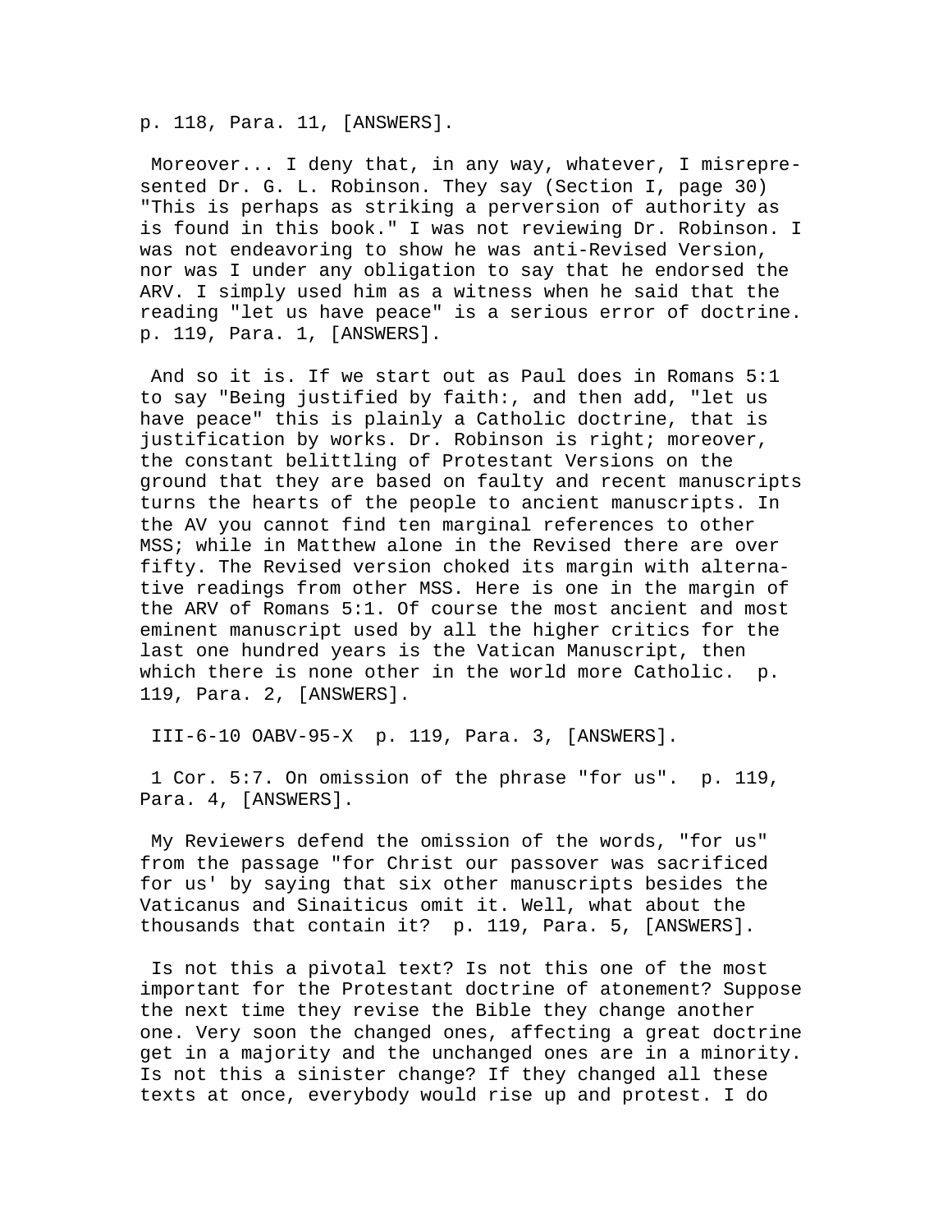p. 118, Para. 11, [ANSWERS].

Moreover... I deny that, in any way, whatever, I misrepresented Dr. G. L. Robinson. They say (Section I, page 30) "This is perhaps as striking a perversion of authority as is found in this book." I was not reviewing Dr. Robinson. I was not endeavoring to show he was anti-Revised Version, nor was I under any obligation to say that he endorsed the ARV. I simply used him as a witness when he said that the reading "let us have peace" is a serious error of doctrine. p. 119, Para. 1, [ANSWERS].

And so it is. If we start out as Paul does in Romans 5:1 to say "Being justified by faith:, and then add, "let us have peace" this is plainly a Catholic doctrine, that is justification by works. Dr. Robinson is right; moreover, the constant belittling of Protestant Versions on the ground that they are based on faulty and recent manuscripts turns the hearts of the people to ancient manuscripts. In the AV you cannot find ten marginal references to other MSS; while in Matthew alone in the Revised there are over fifty. The Revised version choked its margin with alternative readings from other MSS. Here is one in the margin of the ARV of Romans 5:1. Of course the most ancient and most eminent manuscript used by all the higher critics for the last one hundred years is the Vatican Manuscript, then which there is none other in the world more Catholic. p. 119, Para. 2, [ANSWERS].

III-6-10 OABV-95-X p. 119, Para. 3, [ANSWERS].

1 Cor. 5:7. On omission of the phrase "for us". p. 119, Para. 4, [ANSWERS].

My Reviewers defend the omission of the words, "for us" from the passage "for Christ our passover was sacrificed for us' by saying that six other manuscripts besides the Vaticanus and Sinaiticus omit it. Well, what about the thousands that contain it? p. 119, Para. 5, [ANSWERS].

Is not this a pivotal text? Is not this one of the most important for the Protestant doctrine of atonement? Suppose the next time they revise the Bible they change another one. Very soon the changed ones, affecting a great doctrine get in a majority and the unchanged ones are in a minority. Is not this a sinister change? If they changed all these texts at once, everybody would rise up and protest. I do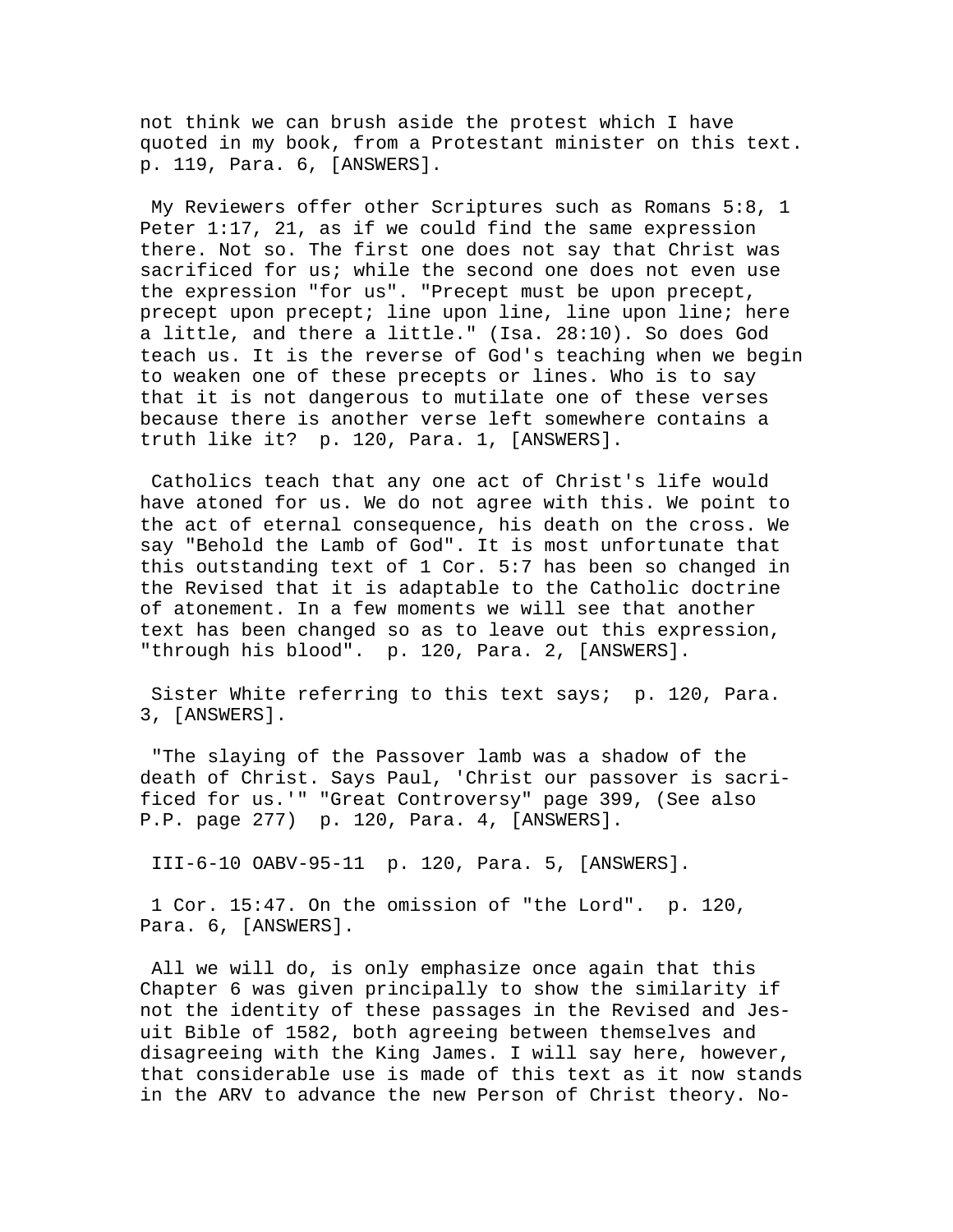not think we can brush aside the protest which I have quoted in my book, from a Protestant minister on this text. p. 119, Para. 6, [ANSWERS].

My Reviewers offer other Scriptures such as Romans 5:8, 1 Peter 1:17, 21, as if we could find the same expression there. Not so. The first one does not say that Christ was sacrificed for us; while the second one does not even use the expression "for us". "Precept must be upon precept, precept upon precept; line upon line, line upon line; here a little, and there a little." (Isa. 28:10). So does God teach us. It is the reverse of God's teaching when we begin to weaken one of these precepts or lines. Who is to say that it is not dangerous to mutilate one of these verses because there is another verse left somewhere contains a truth like it? p. 120, Para. 1, [ANSWERS].

Catholics teach that any one act of Christ's life would have atoned for us. We do not agree with this. We point to the act of eternal consequence, his death on the cross. We say "Behold the Lamb of God". It is most unfortunate that this outstanding text of 1 Cor. 5:7 has been so changed in the Revised that it is adaptable to the Catholic doctrine of atonement. In a few moments we will see that another text has been changed so as to leave out this expression, "through his blood". p. 120, Para. 2, [ANSWERS].

Sister White referring to this text says; p. 120, Para. 3, [ANSWERS].

"The slaying of the Passover lamb was a shadow of the death of Christ. Says Paul, 'Christ our passover is sacrificed for us.'" "Great Controversy" page 399, (See also P.P. page 277) p. 120, Para. 4, [ANSWERS].

III-6-10 OABV-95-11 p. 120, Para. 5, [ANSWERS].

1 Cor. 15:47. On the omission of "the Lord". p. 120, Para. 6, [ANSWERS].

All we will do, is only emphasize once again that this Chapter 6 was given principally to show the similarity if not the identity of these passages in the Revised and Jesuit Bible of 1582, both agreeing between themselves and disagreeing with the King James. I will say here, however, that considerable use is made of this text as it now stands in the ARV to advance the new Person of Christ theory. No-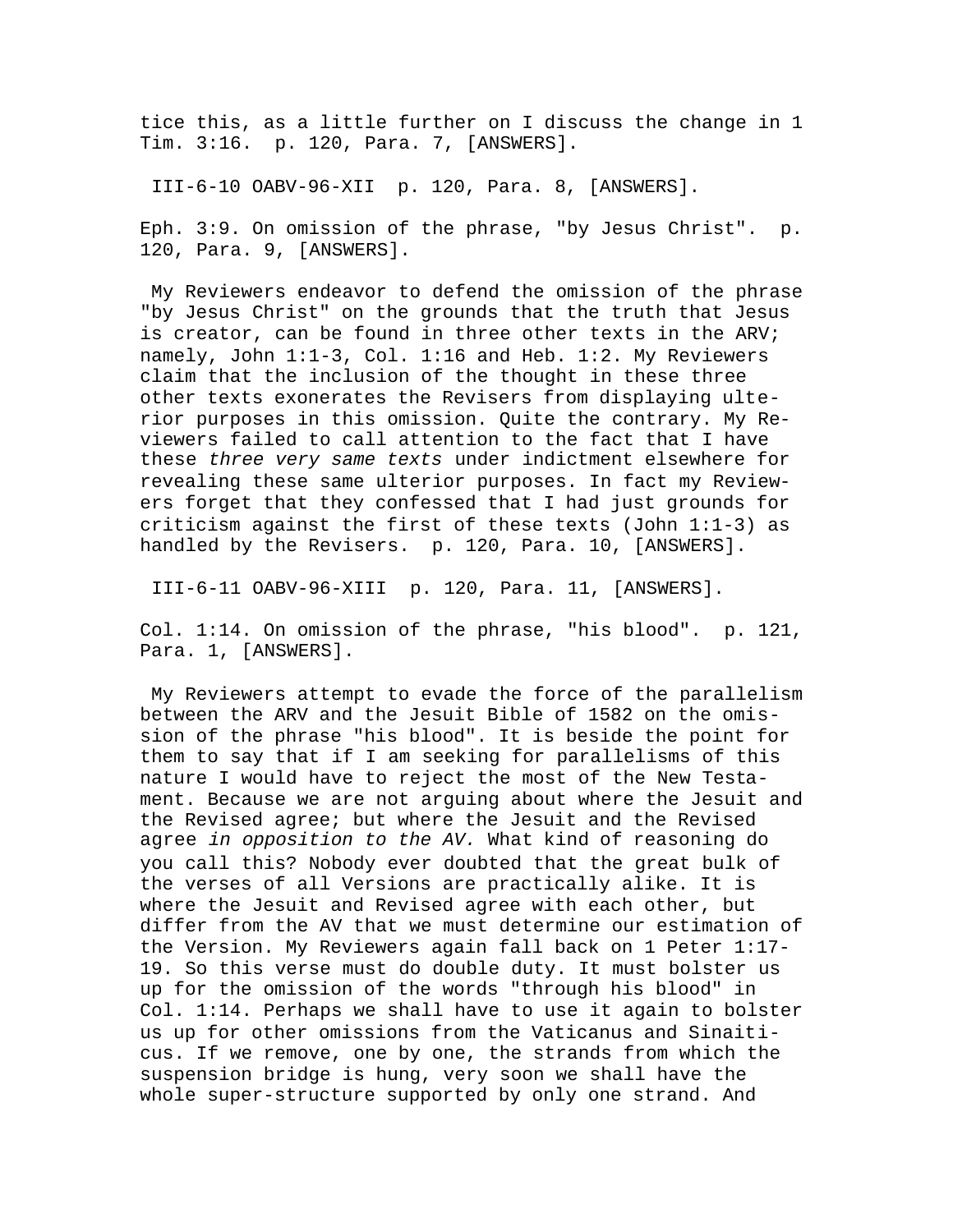tice this, as a little further on I discuss the change in 1 Tim. 3:16.  p. 120, Para. 7, [ANSWERS].

III-6-10 OABV-96-XII  p. 120, Para. 8, [ANSWERS].

Eph. 3:9. On omission of the phrase, "by Jesus Christ".  p. 120, Para. 9, [ANSWERS].

My Reviewers endeavor to defend the omission of the phrase "by Jesus Christ" on the grounds that the truth that Jesus is creator, can be found in three other texts in the ARV; namely, John 1:1-3, Col. 1:16 and Heb. 1:2. My Reviewers claim that the inclusion of the thought in these three other texts exonerates the Revisers from displaying ulterior purposes in this omission. Quite the contrary. My Reviewers failed to call attention to the fact that I have these *three very same texts* under indictment elsewhere for revealing these same ulterior purposes. In fact my Reviewers forget that they confessed that I had just grounds for criticism against the first of these texts (John 1:1-3) as handled by the Revisers.  p. 120, Para. 10, [ANSWERS].

III-6-11 OABV-96-XIII  p. 120, Para. 11, [ANSWERS].

Col. 1:14. On omission of the phrase, "his blood".  p. 121, Para. 1, [ANSWERS].

My Reviewers attempt to evade the force of the parallelism between the ARV and the Jesuit Bible of 1582 on the omission of the phrase "his blood". It is beside the point for them to say that if I am seeking for parallelisms of this nature I would have to reject the most of the New Testament. Because we are not arguing about where the Jesuit and the Revised agree; but where the Jesuit and the Revised agree *in opposition to the AV.* What kind of reasoning do you call this? Nobody ever doubted that the great bulk of the verses of all Versions are practically alike. It is where the Jesuit and Revised agree with each other, but differ from the AV that we must determine our estimation of the Version. My Reviewers again fall back on 1 Peter 1:17-19. So this verse must do double duty. It must bolster us up for the omission of the words "through his blood" in Col. 1:14. Perhaps we shall have to use it again to bolster us up for other omissions from the Vaticanus and Sinaiticus. If we remove, one by one, the strands from which the suspension bridge is hung, very soon we shall have the whole super-structure supported by only one strand. And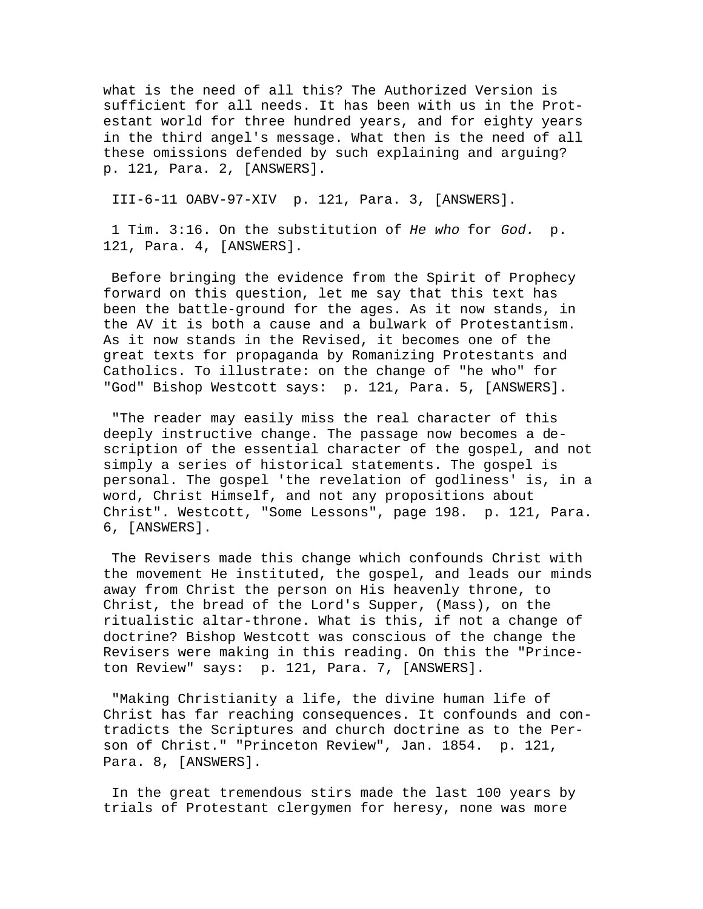what is the need of all this? The Authorized Version is sufficient for all needs. It has been with us in the Protestant world for three hundred years, and for eighty years in the third angel's message. What then is the need of all these omissions defended by such explaining and arguing? p. 121, Para. 2, [ANSWERS].

III-6-11 OABV-97-XIV p. 121, Para. 3, [ANSWERS].

1 Tim. 3:16. On the substitution of *He who* for *God.* p. 121, Para. 4, [ANSWERS].

Before bringing the evidence from the Spirit of Prophecy forward on this question, let me say that this text has been the battle-ground for the ages. As it now stands, in the AV it is both a cause and a bulwark of Protestantism. As it now stands in the Revised, it becomes one of the great texts for propaganda by Romanizing Protestants and Catholics. To illustrate: on the change of "he who" for "God" Bishop Westcott says: p. 121, Para. 5, [ANSWERS].

"The reader may easily miss the real character of this deeply instructive change. The passage now becomes a description of the essential character of the gospel, and not simply a series of historical statements. The gospel is personal. The gospel 'the revelation of godliness' is, in a word, Christ Himself, and not any propositions about Christ". Westcott, "Some Lessons", page 198. p. 121, Para. 6, [ANSWERS].

The Revisers made this change which confounds Christ with the movement He instituted, the gospel, and leads our minds away from Christ the person on His heavenly throne, to Christ, the bread of the Lord's Supper, (Mass), on the ritualistic altar-throne. What is this, if not a change of doctrine? Bishop Westcott was conscious of the change the Revisers were making in this reading. On this the "Princeton Review" says: p. 121, Para. 7, [ANSWERS].

"Making Christianity a life, the divine human life of Christ has far reaching consequences. It confounds and contradicts the Scriptures and church doctrine as to the Person of Christ." "Princeton Review", Jan. 1854. p. 121, Para. 8, [ANSWERS].

In the great tremendous stirs made the last 100 years by trials of Protestant clergymen for heresy, none was more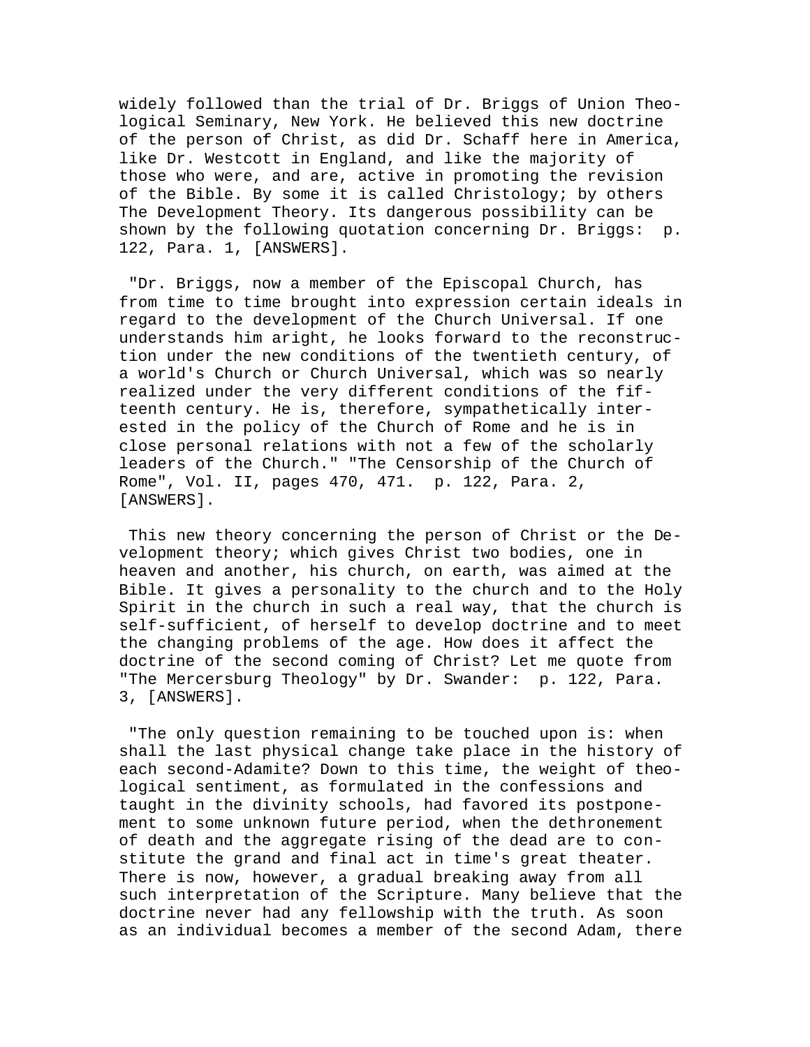widely followed than the trial of Dr. Briggs of Union Theological Seminary, New York. He believed this new doctrine of the person of Christ, as did Dr. Schaff here in America, like Dr. Westcott in England, and like the majority of those who were, and are, active in promoting the revision of the Bible. By some it is called Christology; by others The Development Theory. Its dangerous possibility can be shown by the following quotation concerning Dr. Briggs: p. 122, Para. 1, [ANSWERS].

"Dr. Briggs, now a member of the Episcopal Church, has from time to time brought into expression certain ideals in regard to the development of the Church Universal. If one understands him aright, he looks forward to the reconstruction under the new conditions of the twentieth century, of a world's Church or Church Universal, which was so nearly realized under the very different conditions of the fifteenth century. He is, therefore, sympathetically interested in the policy of the Church of Rome and he is in close personal relations with not a few of the scholarly leaders of the Church." "The Censorship of the Church of Rome", Vol. II, pages 470, 471. p. 122, Para. 2, [ANSWERS].

This new theory concerning the person of Christ or the Development theory; which gives Christ two bodies, one in heaven and another, his church, on earth, was aimed at the Bible. It gives a personality to the church and to the Holy Spirit in the church in such a real way, that the church is self-sufficient, of herself to develop doctrine and to meet the changing problems of the age. How does it affect the doctrine of the second coming of Christ? Let me quote from "The Mercersburg Theology" by Dr. Swander: p. 122, Para. 3, [ANSWERS].

"The only question remaining to be touched upon is: when shall the last physical change take place in the history of each second-Adamite? Down to this time, the weight of theological sentiment, as formulated in the confessions and taught in the divinity schools, had favored its postponement to some unknown future period, when the dethronement of death and the aggregate rising of the dead are to constitute the grand and final act in time's great theater. There is now, however, a gradual breaking away from all such interpretation of the Scripture. Many believe that the doctrine never had any fellowship with the truth. As soon as an individual becomes a member of the second Adam, there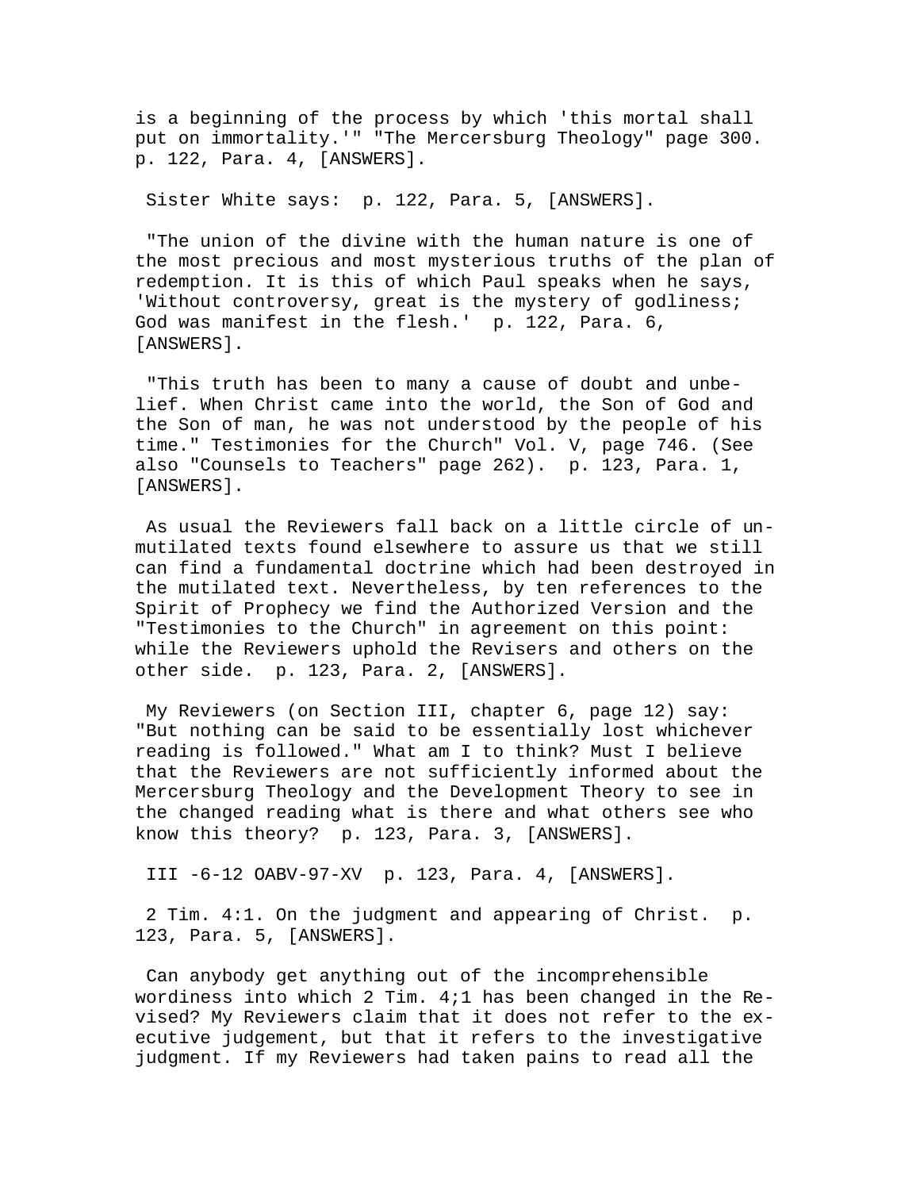is a beginning of the process by which 'this mortal shall put on immortality.'" "The Mercersburg Theology" page 300. p. 122, Para. 4, [ANSWERS].

Sister White says: p. 122, Para. 5, [ANSWERS].

"The union of the divine with the human nature is one of the most precious and most mysterious truths of the plan of redemption. It is this of which Paul speaks when he says, 'Without controversy, great is the mystery of godliness; God was manifest in the flesh.' p. 122, Para. 6, [ANSWERS].

"This truth has been to many a cause of doubt and unbelief. When Christ came into the world, the Son of God and the Son of man, he was not understood by the people of his time." Testimonies for the Church" Vol. V, page 746. (See also "Counsels to Teachers" page 262). p. 123, Para. 1, [ANSWERS].

As usual the Reviewers fall back on a little circle of unmutilated texts found elsewhere to assure us that we still can find a fundamental doctrine which had been destroyed in the mutilated text. Nevertheless, by ten references to the Spirit of Prophecy we find the Authorized Version and the "Testimonies to the Church" in agreement on this point: while the Reviewers uphold the Revisers and others on the other side. p. 123, Para. 2, [ANSWERS].

My Reviewers (on Section III, chapter 6, page 12) say: "But nothing can be said to be essentially lost whichever reading is followed." What am I to think? Must I believe that the Reviewers are not sufficiently informed about the Mercersburg Theology and the Development Theory to see in the changed reading what is there and what others see who know this theory? p. 123, Para. 3, [ANSWERS].

III -6-12 OABV-97-XV p. 123, Para. 4, [ANSWERS].

2 Tim. 4:1. On the judgment and appearing of Christ. p. 123, Para. 5, [ANSWERS].

Can anybody get anything out of the incomprehensible wordiness into which 2 Tim. 4;1 has been changed in the Revised? My Reviewers claim that it does not refer to the executive judgement, but that it refers to the investigative judgment. If my Reviewers had taken pains to read all the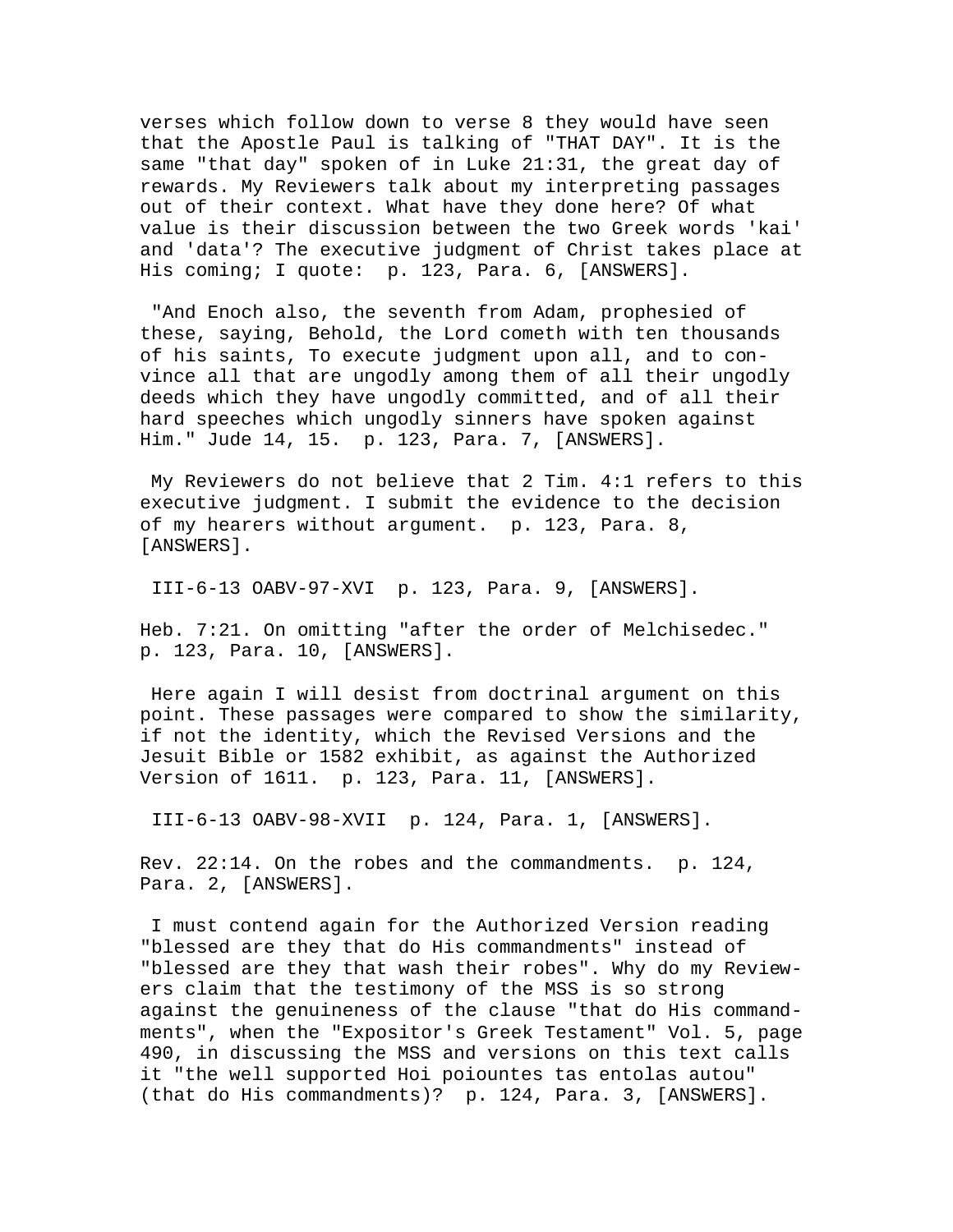verses which follow down to verse 8 they would have seen that the Apostle Paul is talking of "THAT DAY". It is the same "that day" spoken of in Luke 21:31, the great day of rewards. My Reviewers talk about my interpreting passages out of their context. What have they done here? Of what value is their discussion between the two Greek words 'kai' and 'data'? The executive judgment of Christ takes place at His coming; I quote:  p. 123, Para. 6, [ANSWERS].

"And Enoch also, the seventh from Adam, prophesied of these, saying, Behold, the Lord cometh with ten thousands of his saints, To execute judgment upon all, and to convince all that are ungodly among them of all their ungodly deeds which they have ungodly committed, and of all their hard speeches which ungodly sinners have spoken against Him." Jude 14, 15.  p. 123, Para. 7, [ANSWERS].

My Reviewers do not believe that 2 Tim. 4:1 refers to this executive judgment. I submit the evidence to the decision of my hearers without argument.  p. 123, Para. 8, [ANSWERS].

III-6-13 OABV-97-XVI  p. 123, Para. 9, [ANSWERS].

Heb. 7:21. On omitting "after the order of Melchisedec."  p. 123, Para. 10, [ANSWERS].

Here again I will desist from doctrinal argument on this point. These passages were compared to show the similarity, if not the identity, which the Revised Versions and the Jesuit Bible or 1582 exhibit, as against the Authorized Version of 1611.  p. 123, Para. 11, [ANSWERS].

III-6-13 OABV-98-XVII  p. 124, Para. 1, [ANSWERS].

Rev. 22:14. On the robes and the commandments.  p. 124, Para. 2, [ANSWERS].

I must contend again for the Authorized Version reading "blessed are they that do His commandments" instead of "blessed are they that wash their robes". Why do my Reviewers claim that the testimony of the MSS is so strong against the genuineness of the clause "that do His commandments", when the "Expositor's Greek Testament" Vol. 5, page 490, in discussing the MSS and versions on this text calls it "the well supported Hoi poiountes tas entolas autou" (that do His commandments)?  p. 124, Para. 3, [ANSWERS].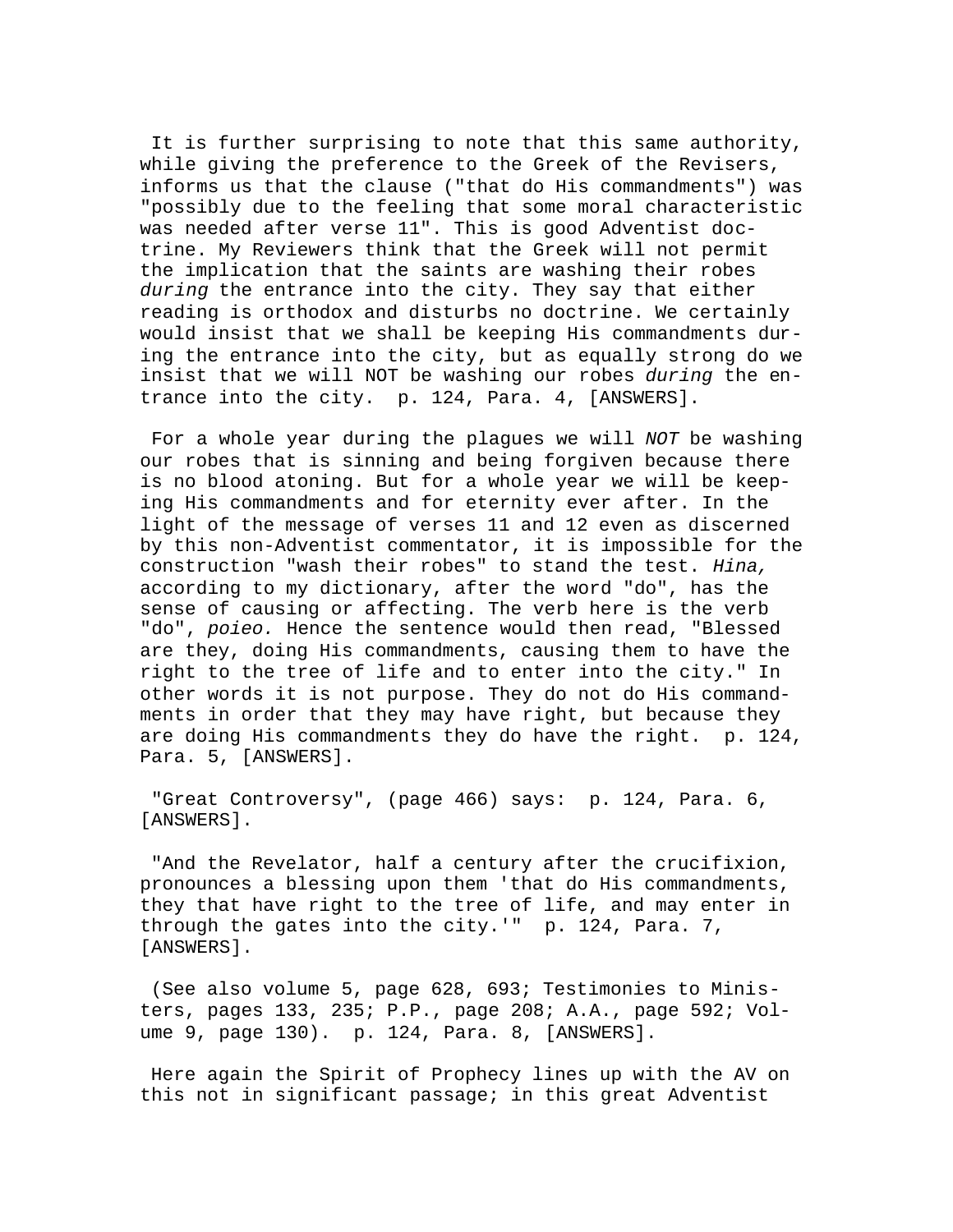It is further surprising to note that this same authority, while giving the preference to the Greek of the Revisers, informs us that the clause ("that do His commandments") was "possibly due to the feeling that some moral characteristic was needed after verse 11". This is good Adventist doctrine. My Reviewers think that the Greek will not permit the implication that the saints are washing their robes *during* the entrance into the city. They say that either reading is orthodox and disturbs no doctrine. We certainly would insist that we shall be keeping His commandments during the entrance into the city, but as equally strong do we insist that we will NOT be washing our robes *during* the entrance into the city. p. 124, Para. 4, [ANSWERS].

For a whole year during the plagues we will *NOT* be washing our robes that is sinning and being forgiven because there is no blood atoning. But for a whole year we will be keeping His commandments and for eternity ever after. In the light of the message of verses 11 and 12 even as discerned by this non-Adventist commentator, it is impossible for the construction "wash their robes" to stand the test. *Hina,* according to my dictionary, after the word "do", has the sense of causing or affecting. The verb here is the verb "do", *poieo.* Hence the sentence would then read, "Blessed are they, doing His commandments, causing them to have the right to the tree of life and to enter into the city." In other words it is not purpose. They do not do His commandments in order that they may have right, but because they are doing His commandments they do have the right. p. 124, Para. 5, [ANSWERS].

"Great Controversy", (page 466) says: p. 124, Para. 6, [ANSWERS].

"And the Revelator, half a century after the crucifixion, pronounces a blessing upon them 'that do His commandments, they that have right to the tree of life, and may enter in through the gates into the city.'" p. 124, Para. 7, [ANSWERS].

(See also volume 5, page 628, 693; Testimonies to Ministers, pages 133, 235; P.P., page 208; A.A., page 592; Volume 9, page 130). p. 124, Para. 8, [ANSWERS].

Here again the Spirit of Prophecy lines up with the AV on this not in significant passage; in this great Adventist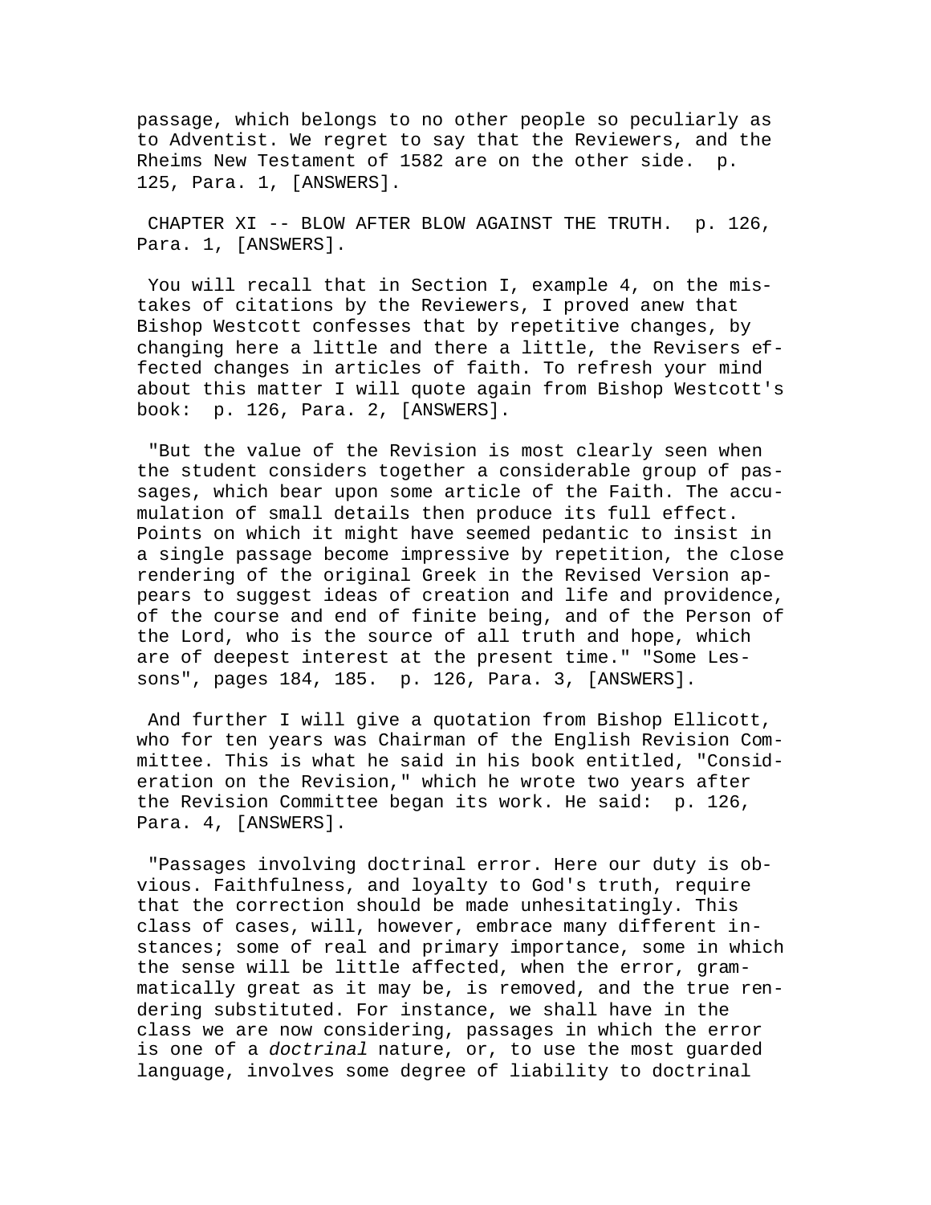passage, which belongs to no other people so peculiarly as to Adventist. We regret to say that the Reviewers, and the Rheims New Testament of 1582 are on the other side. p. 125, Para. 1, [ANSWERS].

CHAPTER XI -- BLOW AFTER BLOW AGAINST THE TRUTH. p. 126, Para. 1, [ANSWERS].

You will recall that in Section I, example 4, on the mistakes of citations by the Reviewers, I proved anew that Bishop Westcott confesses that by repetitive changes, by changing here a little and there a little, the Revisers effected changes in articles of faith. To refresh your mind about this matter I will quote again from Bishop Westcott's book: p. 126, Para. 2, [ANSWERS].

"But the value of the Revision is most clearly seen when the student considers together a considerable group of passages, which bear upon some article of the Faith. The accumulation of small details then produce its full effect. Points on which it might have seemed pedantic to insist in a single passage become impressive by repetition, the close rendering of the original Greek in the Revised Version appears to suggest ideas of creation and life and providence, of the course and end of finite being, and of the Person of the Lord, who is the source of all truth and hope, which are of deepest interest at the present time." "Some Lessons", pages 184, 185. p. 126, Para. 3, [ANSWERS].

And further I will give a quotation from Bishop Ellicott, who for ten years was Chairman of the English Revision Committee. This is what he said in his book entitled, "Consideration on the Revision," which he wrote two years after the Revision Committee began its work. He said: p. 126, Para. 4, [ANSWERS].

"Passages involving doctrinal error. Here our duty is obvious. Faithfulness, and loyalty to God's truth, require that the correction should be made unhesitatingly. This class of cases, will, however, embrace many different instances; some of real and primary importance, some in which the sense will be little affected, when the error, grammatically great as it may be, is removed, and the true rendering substituted. For instance, we shall have in the class we are now considering, passages in which the error is one of a *doctrinal* nature, or, to use the most guarded language, involves some degree of liability to doctrinal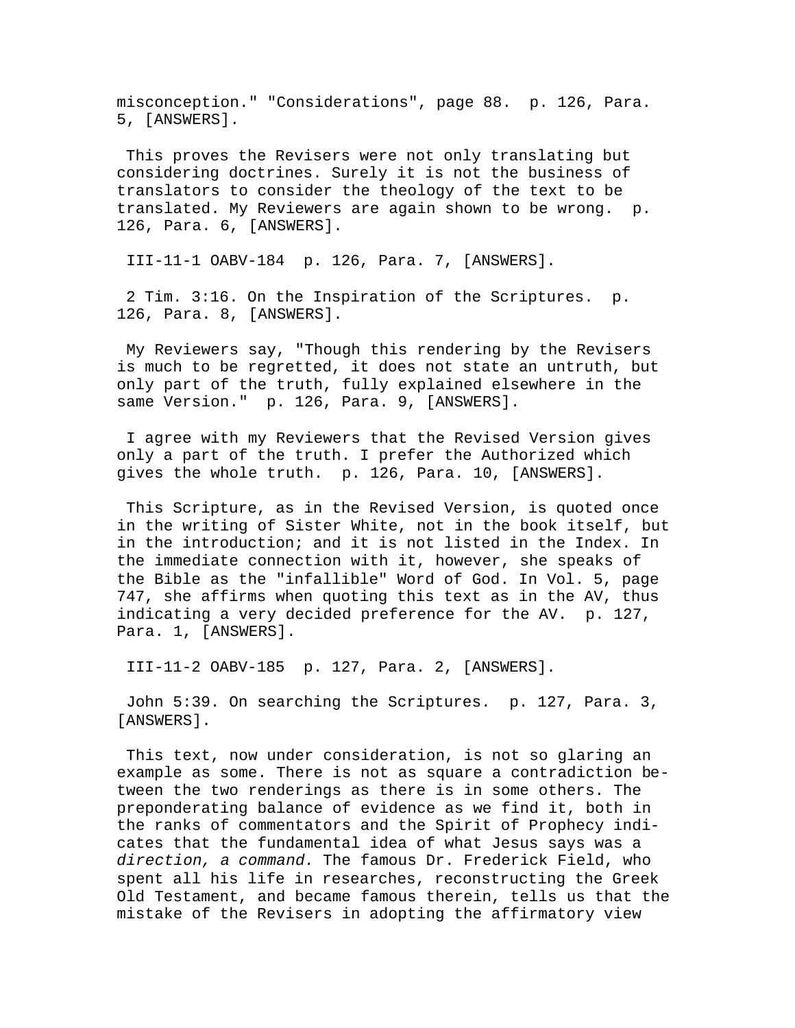misconception." "Considerations", page 88. p. 126, Para. 5, [ANSWERS].

This proves the Revisers were not only translating but considering doctrines. Surely it is not the business of translators to consider the theology of the text to be translated. My Reviewers are again shown to be wrong. p. 126, Para. 6, [ANSWERS].

III-11-1 OABV-184 p. 126, Para. 7, [ANSWERS].

2 Tim. 3:16. On the Inspiration of the Scriptures. p. 126, Para. 8, [ANSWERS].

My Reviewers say, "Though this rendering by the Revisers is much to be regretted, it does not state an untruth, but only part of the truth, fully explained elsewhere in the same Version." p. 126, Para. 9, [ANSWERS].

I agree with my Reviewers that the Revised Version gives only a part of the truth. I prefer the Authorized which gives the whole truth. p. 126, Para. 10, [ANSWERS].

This Scripture, as in the Revised Version, is quoted once in the writing of Sister White, not in the book itself, but in the introduction; and it is not listed in the Index. In the immediate connection with it, however, she speaks of the Bible as the "infallible" Word of God. In Vol. 5, page 747, she affirms when quoting this text as in the AV, thus indicating a very decided preference for the AV. p. 127, Para. 1, [ANSWERS].

III-11-2 OABV-185 p. 127, Para. 2, [ANSWERS].

John 5:39. On searching the Scriptures. p. 127, Para. 3, [ANSWERS].

This text, now under consideration, is not so glaring an example as some. There is not as square a contradiction between the two renderings as there is in some others. The preponderating balance of evidence as we find it, both in the ranks of commentators and the Spirit of Prophecy indicates that the fundamental idea of what Jesus says was a *direction, a command.* The famous Dr. Frederick Field, who spent all his life in researches, reconstructing the Greek Old Testament, and became famous therein, tells us that the mistake of the Revisers in adopting the affirmatory view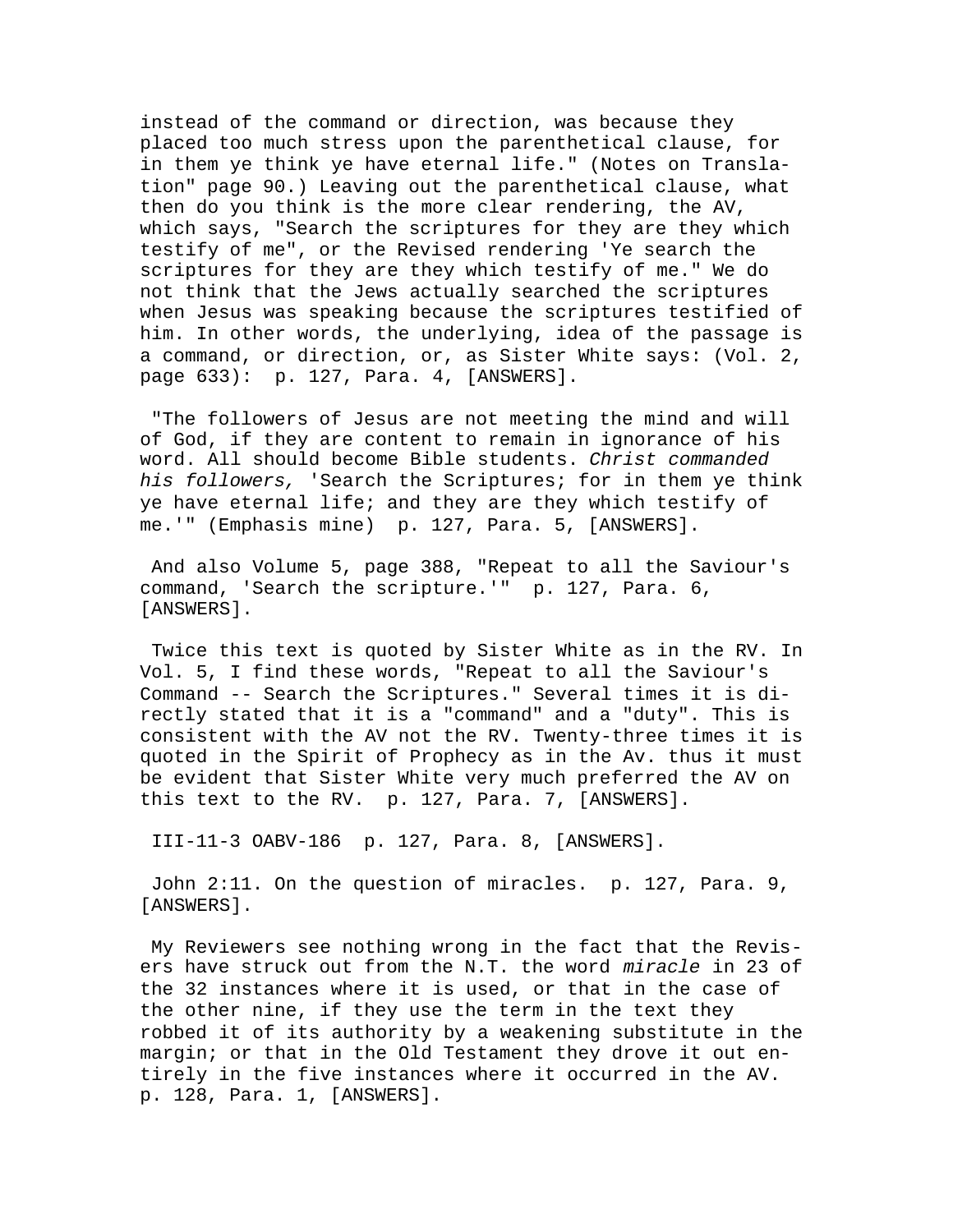instead of the command or direction, was because they placed too much stress upon the parenthetical clause, for in them ye think ye have eternal life." (Notes on Translation" page 90.) Leaving out the parenthetical clause, what then do you think is the more clear rendering, the AV, which says, "Search the scriptures for they are they which testify of me", or the Revised rendering 'Ye search the scriptures for they are they which testify of me." We do not think that the Jews actually searched the scriptures when Jesus was speaking because the scriptures testified of him. In other words, the underlying, idea of the passage is a command, or direction, or, as Sister White says: (Vol. 2, page 633): p. 127, Para. 4, [ANSWERS].

"The followers of Jesus are not meeting the mind and will of God, if they are content to remain in ignorance of his word. All should become Bible students. *Christ commanded his followers,* 'Search the Scriptures; for in them ye think ye have eternal life; and they are they which testify of me.'" (Emphasis mine) p. 127, Para. 5, [ANSWERS].

And also Volume 5, page 388, "Repeat to all the Saviour's command, 'Search the scripture.'" p. 127, Para. 6, [ANSWERS].

Twice this text is quoted by Sister White as in the RV. In Vol. 5, I find these words, "Repeat to all the Saviour's Command -- Search the Scriptures." Several times it is directly stated that it is a "command" and a "duty". This is consistent with the AV not the RV. Twenty-three times it is quoted in the Spirit of Prophecy as in the Av. thus it must be evident that Sister White very much preferred the AV on this text to the RV. p. 127, Para. 7, [ANSWERS].

III-11-3 OABV-186 p. 127, Para. 8, [ANSWERS].

John 2:11. On the question of miracles. p. 127, Para. 9, [ANSWERS].

My Reviewers see nothing wrong in the fact that the Revisers have struck out from the N.T. the word *miracle* in 23 of the 32 instances where it is used, or that in the case of the other nine, if they use the term in the text they robbed it of its authority by a weakening substitute in the margin; or that in the Old Testament they drove it out entirely in the five instances where it occurred in the AV. p. 128, Para. 1, [ANSWERS].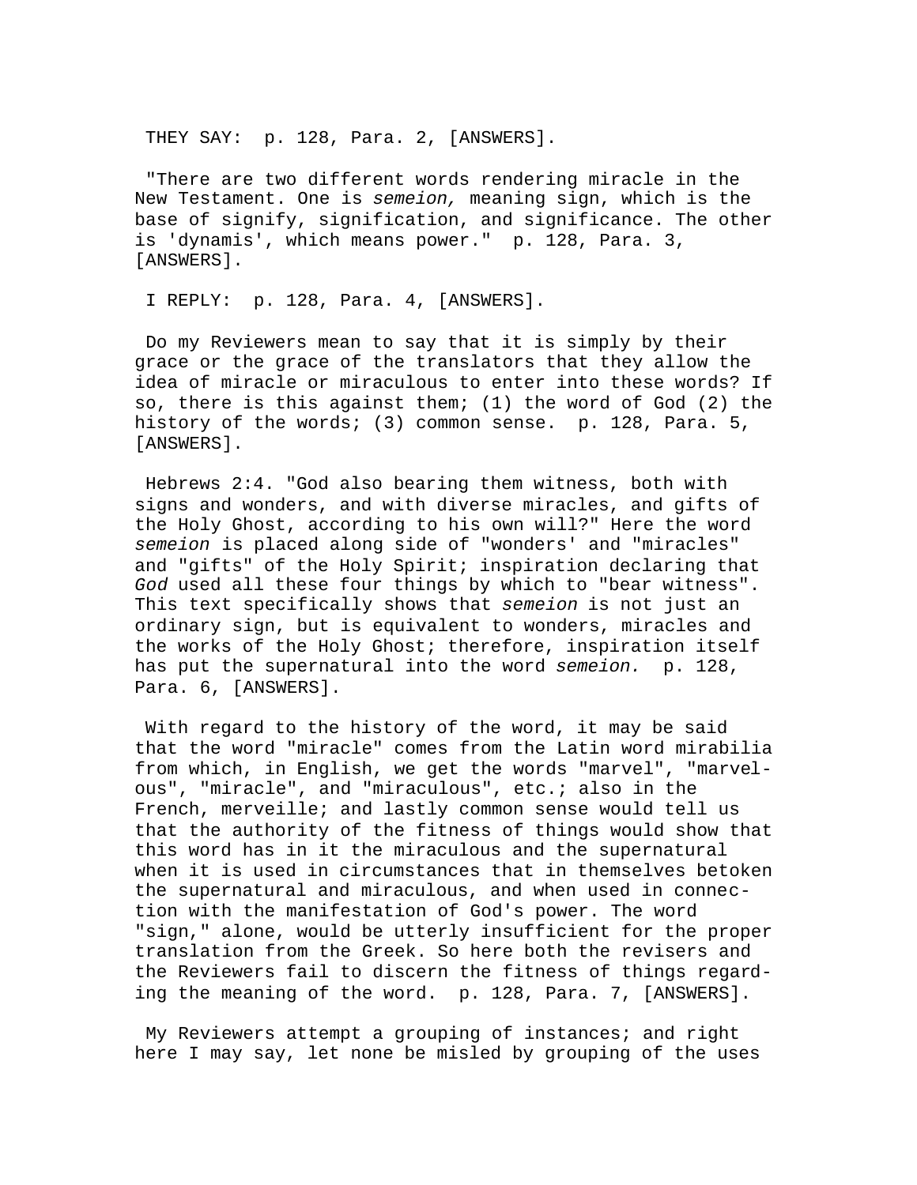THEY SAY:  p. 128, Para. 2, [ANSWERS].

"There are two different words rendering miracle in the New Testament. One is *semeion,* meaning sign, which is the base of signify, signification, and significance. The other is 'dynamis', which means power."  p. 128, Para. 3, [ANSWERS].

I REPLY:  p. 128, Para. 4, [ANSWERS].

Do my Reviewers mean to say that it is simply by their grace or the grace of the translators that they allow the idea of miracle or miraculous to enter into these words? If so, there is this against them; (1) the word of God (2) the history of the words; (3) common sense.  p. 128, Para. 5, [ANSWERS].

Hebrews 2:4. "God also bearing them witness, both with signs and wonders, and with diverse miracles, and gifts of the Holy Ghost, according to his own will?" Here the word *semeion* is placed along side of "wonders' and "miracles" and "gifts" of the Holy Spirit; inspiration declaring that *God* used all these four things by which to "bear witness". This text specifically shows that *semeion* is not just an ordinary sign, but is equivalent to wonders, miracles and the works of the Holy Ghost; therefore, inspiration itself has put the supernatural into the word *semeion.*  p. 128, Para. 6, [ANSWERS].

With regard to the history of the word, it may be said that the word "miracle" comes from the Latin word mirabilia from which, in English, we get the words "marvel", "marvelous", "miracle", and "miraculous", etc.; also in the French, merveille; and lastly common sense would tell us that the authority of the fitness of things would show that this word has in it the miraculous and the supernatural when it is used in circumstances that in themselves betoken the supernatural and miraculous, and when used in connection with the manifestation of God's power. The word "sign," alone, would be utterly insufficient for the proper translation from the Greek. So here both the revisers and the Reviewers fail to discern the fitness of things regarding the meaning of the word.  p. 128, Para. 7, [ANSWERS].

My Reviewers attempt a grouping of instances; and right here I may say, let none be misled by grouping of the uses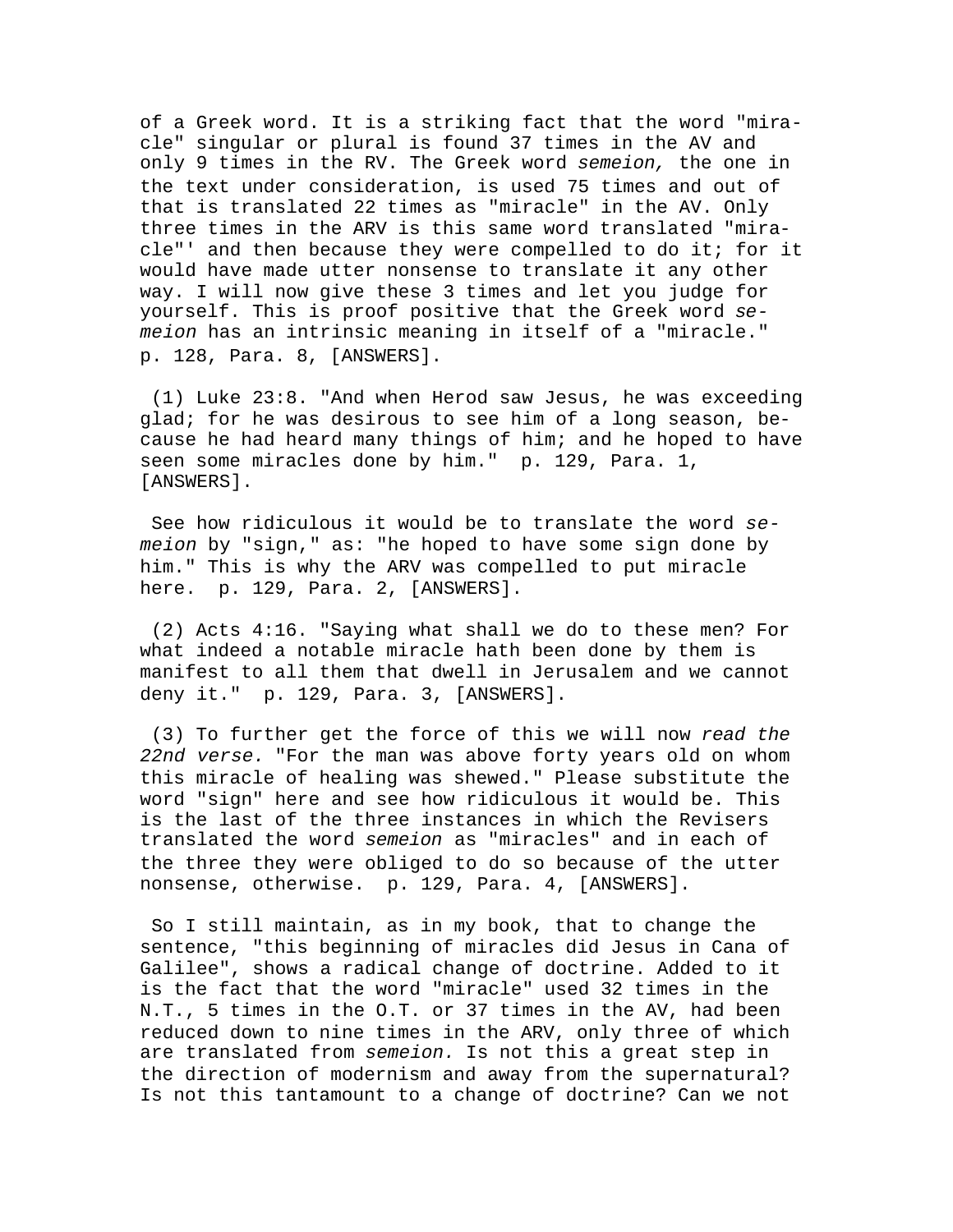of a Greek word. It is a striking fact that the word "miracle" singular or plural is found 37 times in the AV and only 9 times in the RV. The Greek word *semeion,* the one in the text under consideration, is used 75 times and out of that is translated 22 times as "miracle" in the AV. Only three times in the ARV is this same word translated "miracle"' and then because they were compelled to do it; for it would have made utter nonsense to translate it any other way. I will now give these 3 times and let you judge for yourself. This is proof positive that the Greek word *semeion* has an intrinsic meaning in itself of a "miracle." p. 128, Para. 8, [ANSWERS].

(1) Luke 23:8. "And when Herod saw Jesus, he was exceeding glad; for he was desirous to see him of a long season, because he had heard many things of him; and he hoped to have seen some miracles done by him." p. 129, Para. 1, [ANSWERS].

See how ridiculous it would be to translate the word *semeion* by "sign," as: "he hoped to have some sign done by him." This is why the ARV was compelled to put miracle here. p. 129, Para. 2, [ANSWERS].

(2) Acts 4:16. "Saying what shall we do to these men? For what indeed a notable miracle hath been done by them is manifest to all them that dwell in Jerusalem and we cannot deny it." p. 129, Para. 3, [ANSWERS].

(3) To further get the force of this we will now *read the 22nd verse.* "For the man was above forty years old on whom this miracle of healing was shewed." Please substitute the word "sign" here and see how ridiculous it would be. This is the last of the three instances in which the Revisers translated the word *semeion* as "miracles" and in each of the three they were obliged to do so because of the utter nonsense, otherwise. p. 129, Para. 4, [ANSWERS].

So I still maintain, as in my book, that to change the sentence, "this beginning of miracles did Jesus in Cana of Galilee", shows a radical change of doctrine. Added to it is the fact that the word "miracle" used 32 times in the N.T., 5 times in the O.T. or 37 times in the AV, had been reduced down to nine times in the ARV, only three of which are translated from *semeion.* Is not this a great step in the direction of modernism and away from the supernatural? Is not this tantamount to a change of doctrine? Can we not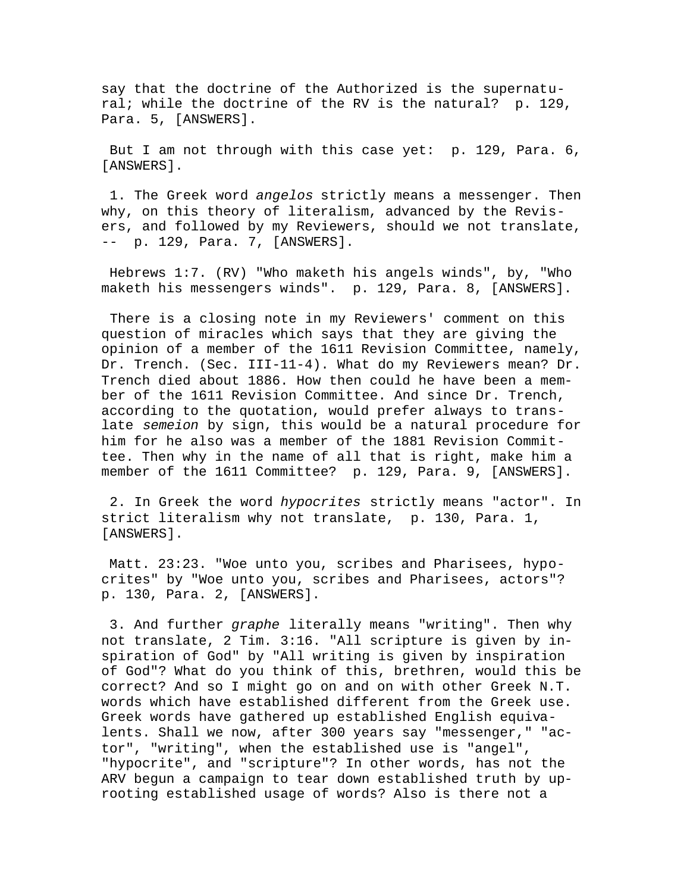say that the doctrine of the Authorized is the supernatural; while the doctrine of the RV is the natural? p. 129, Para. 5, [ANSWERS].

But I am not through with this case yet: p. 129, Para. 6, [ANSWERS].

1. The Greek word *angelos* strictly means a messenger. Then why, on this theory of literalism, advanced by the Revisers, and followed by my Reviewers, should we not translate, -- p. 129, Para. 7, [ANSWERS].

Hebrews 1:7. (RV) "Who maketh his angels winds", by, "Who maketh his messengers winds". p. 129, Para. 8, [ANSWERS].

There is a closing note in my Reviewers' comment on this question of miracles which says that they are giving the opinion of a member of the 1611 Revision Committee, namely, Dr. Trench. (Sec. III-11-4). What do my Reviewers mean? Dr. Trench died about 1886. How then could he have been a member of the 1611 Revision Committee. And since Dr. Trench, according to the quotation, would prefer always to translate *semeion* by sign, this would be a natural procedure for him for he also was a member of the 1881 Revision Committee. Then why in the name of all that is right, make him a member of the 1611 Committee? p. 129, Para. 9, [ANSWERS].

2. In Greek the word *hypocrites* strictly means "actor". In strict literalism why not translate, p. 130, Para. 1, [ANSWERS].

Matt. 23:23. "Woe unto you, scribes and Pharisees, hypocrites" by "Woe unto you, scribes and Pharisees, actors"? p. 130, Para. 2, [ANSWERS].

3. And further *graphe* literally means "writing". Then why not translate, 2 Tim. 3:16. "All scripture is given by inspiration of God" by "All writing is given by inspiration of God"? What do you think of this, brethren, would this be correct? And so I might go on and on with other Greek N.T. words which have established different from the Greek use. Greek words have gathered up established English equivalents. Shall we now, after 300 years say "messenger," "actor", "writing", when the established use is "angel", "hypocrite", and "scripture"? In other words, has not the ARV begun a campaign to tear down established truth by uprooting established usage of words? Also is there not a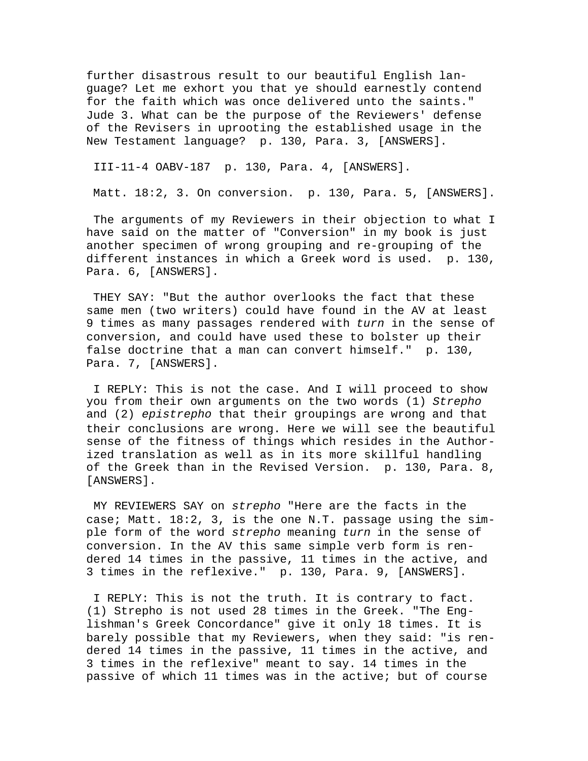further disastrous result to our beautiful English language? Let me exhort you that ye should earnestly contend for the faith which was once delivered unto the saints." Jude 3. What can be the purpose of the Reviewers' defense of the Revisers in uprooting the established usage in the New Testament language? p. 130, Para. 3, [ANSWERS].

III-11-4 OABV-187 p. 130, Para. 4, [ANSWERS].

Matt. 18:2, 3. On conversion. p. 130, Para. 5, [ANSWERS].

The arguments of my Reviewers in their objection to what I have said on the matter of "Conversion" in my book is just another specimen of wrong grouping and re-grouping of the different instances in which a Greek word is used. p. 130, Para. 6, [ANSWERS].

THEY SAY: "But the author overlooks the fact that these same men (two writers) could have found in the AV at least 9 times as many passages rendered with *turn* in the sense of conversion, and could have used these to bolster up their false doctrine that a man can convert himself." p. 130, Para. 7, [ANSWERS].

I REPLY: This is not the case. And I will proceed to show you from their own arguments on the two words (1) *Strepho* and (2) *epistrepho* that their groupings are wrong and that their conclusions are wrong. Here we will see the beautiful sense of the fitness of things which resides in the Authorized translation as well as in its more skillful handling of the Greek than in the Revised Version. p. 130, Para. 8, [ANSWERS].

MY REVIEWERS SAY on *strepho* "Here are the facts in the case; Matt. 18:2, 3, is the one N.T. passage using the simple form of the word *strepho* meaning *turn* in the sense of conversion. In the AV this same simple verb form is rendered 14 times in the passive, 11 times in the active, and 3 times in the reflexive." p. 130, Para. 9, [ANSWERS].

I REPLY: This is not the truth. It is contrary to fact. (1) Strepho is not used 28 times in the Greek. "The Englishman's Greek Concordance" give it only 18 times. It is barely possible that my Reviewers, when they said: "is rendered 14 times in the passive, 11 times in the active, and 3 times in the reflexive" meant to say. 14 times in the passive of which 11 times was in the active; but of course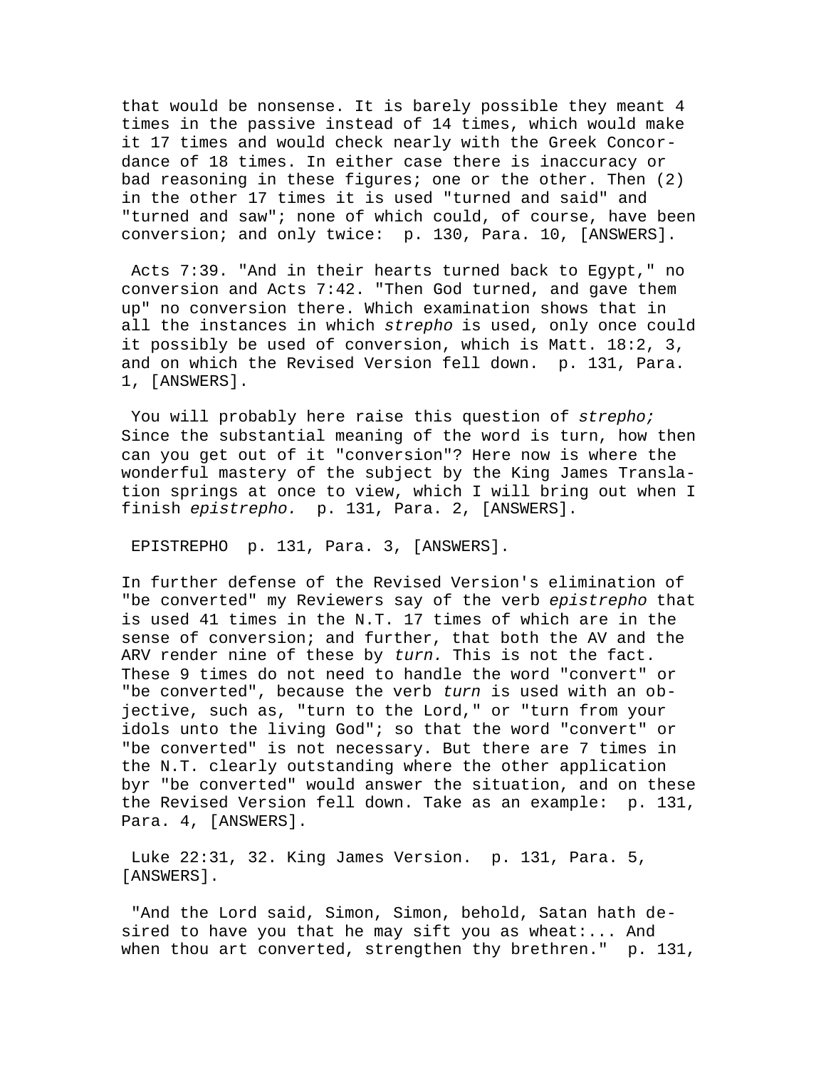that would be nonsense. It is barely possible they meant 4 times in the passive instead of 14 times, which would make it 17 times and would check nearly with the Greek Concordance of 18 times. In either case there is inaccuracy or bad reasoning in these figures; one or the other. Then (2) in the other 17 times it is used "turned and said" and "turned and saw"; none of which could, of course, have been conversion; and only twice:  p. 130, Para. 10, [ANSWERS].

Acts 7:39. "And in their hearts turned back to Egypt," no conversion and Acts 7:42. "Then God turned, and gave them up" no conversion there. Which examination shows that in all the instances in which *strepho* is used, only once could it possibly be used of conversion, which is Matt. 18:2, 3, and on which the Revised Version fell down.  p. 131, Para. 1, [ANSWERS].

You will probably here raise this question of *strepho;* Since the substantial meaning of the word is turn, how then can you get out of it "conversion"? Here now is where the wonderful mastery of the subject by the King James Translation springs at once to view, which I will bring out when I finish *epistrepho.*  p. 131, Para. 2, [ANSWERS].

EPISTREPHO  p. 131, Para. 3, [ANSWERS].

In further defense of the Revised Version's elimination of "be converted" my Reviewers say of the verb *epistrepho* that is used 41 times in the N.T. 17 times of which are in the sense of conversion; and further, that both the AV and the ARV render nine of these by *turn.* This is not the fact. These 9 times do not need to handle the word "convert" or "be converted", because the verb *turn* is used with an objective, such as, "turn to the Lord," or "turn from your idols unto the living God"; so that the word "convert" or "be converted" is not necessary. But there are 7 times in the N.T. clearly outstanding where the other application byr "be converted" would answer the situation, and on these the Revised Version fell down. Take as an example:  p. 131, Para. 4, [ANSWERS].

Luke 22:31, 32. King James Version.  p. 131, Para. 5, [ANSWERS].

"And the Lord said, Simon, Simon, behold, Satan hath desired to have you that he may sift you as wheat:... And when thou art converted, strengthen thy brethren."  p. 131,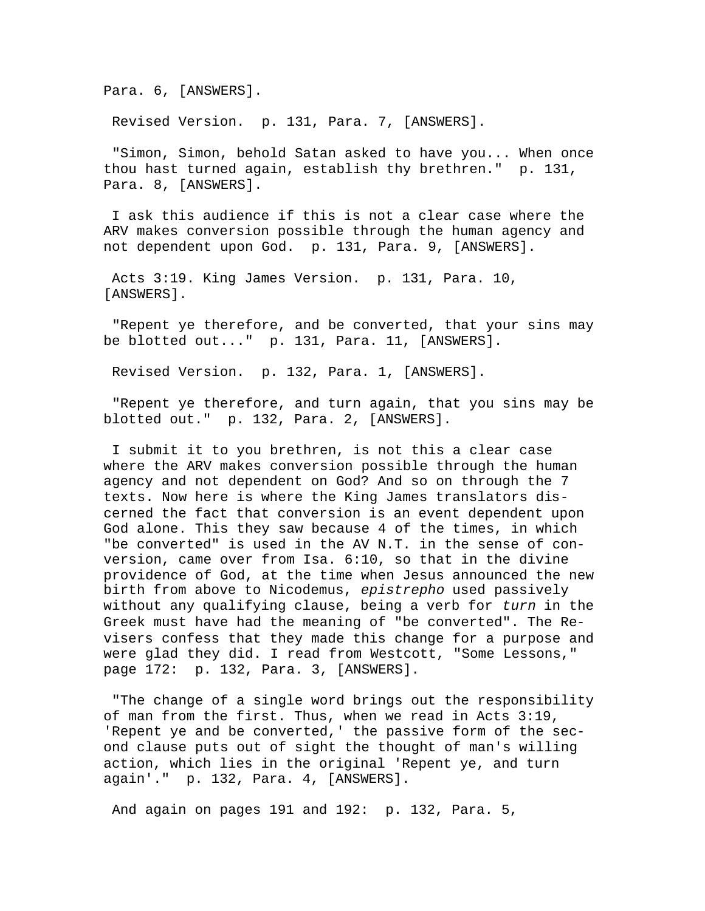Para. 6, [ANSWERS].

Revised Version. p. 131, Para. 7, [ANSWERS].

"Simon, Simon, behold Satan asked to have you... When once thou hast turned again, establish thy brethren." p. 131, Para. 8, [ANSWERS].

I ask this audience if this is not a clear case where the ARV makes conversion possible through the human agency and not dependent upon God. p. 131, Para. 9, [ANSWERS].

Acts 3:19. King James Version. p. 131, Para. 10, [ANSWERS].

"Repent ye therefore, and be converted, that your sins may be blotted out..." p. 131, Para. 11, [ANSWERS].

Revised Version. p. 132, Para. 1, [ANSWERS].

"Repent ye therefore, and turn again, that you sins may be blotted out." p. 132, Para. 2, [ANSWERS].

I submit it to you brethren, is not this a clear case where the ARV makes conversion possible through the human agency and not dependent on God? And so on through the 7 texts. Now here is where the King James translators discerned the fact that conversion is an event dependent upon God alone. This they saw because 4 of the times, in which "be converted" is used in the AV N.T. in the sense of conversion, came over from Isa. 6:10, so that in the divine providence of God, at the time when Jesus announced the new birth from above to Nicodemus, *epistrepho* used passively without any qualifying clause, being a verb for *turn* in the Greek must have had the meaning of "be converted". The Revisers confess that they made this change for a purpose and were glad they did. I read from Westcott, "Some Lessons," page 172: p. 132, Para. 3, [ANSWERS].

"The change of a single word brings out the responsibility of man from the first. Thus, when we read in Acts 3:19, 'Repent ye and be converted,' the passive form of the second clause puts out of sight the thought of man's willing action, which lies in the original 'Repent ye, and turn again'." p. 132, Para. 4, [ANSWERS].

And again on pages 191 and 192: p. 132, Para. 5,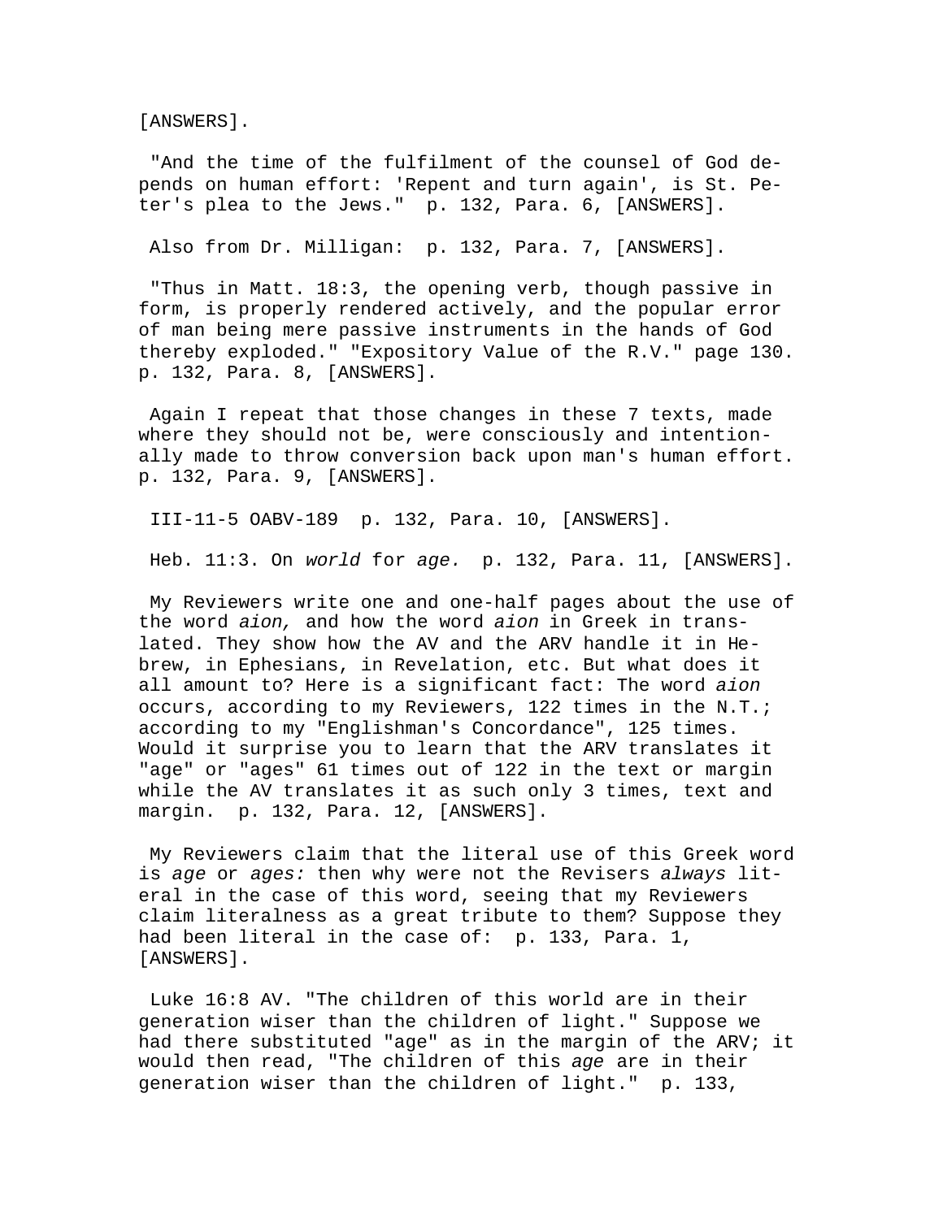[ANSWERS].

"And the time of the fulfilment of the counsel of God depends on human effort: 'Repent and turn again', is St. Peter's plea to the Jews." p. 132, Para. 6, [ANSWERS].

Also from Dr. Milligan: p. 132, Para. 7, [ANSWERS].

"Thus in Matt. 18:3, the opening verb, though passive in form, is properly rendered actively, and the popular error of man being mere passive instruments in the hands of God thereby exploded." "Expository Value of the R.V." page 130. p. 132, Para. 8, [ANSWERS].

Again I repeat that those changes in these 7 texts, made where they should not be, were consciously and intentionally made to throw conversion back upon man's human effort. p. 132, Para. 9, [ANSWERS].

III-11-5 OABV-189 p. 132, Para. 10, [ANSWERS].

Heb. 11:3. On *world* for *age.* p. 132, Para. 11, [ANSWERS].

My Reviewers write one and one-half pages about the use of the word *aion,* and how the word *aion* in Greek in translated. They show how the AV and the ARV handle it in Hebrew, in Ephesians, in Revelation, etc. But what does it all amount to? Here is a significant fact: The word *aion* occurs, according to my Reviewers, 122 times in the N.T.; according to my "Englishman's Concordance", 125 times. Would it surprise you to learn that the ARV translates it "age" or "ages" 61 times out of 122 in the text or margin while the AV translates it as such only 3 times, text and margin. p. 132, Para. 12, [ANSWERS].

My Reviewers claim that the literal use of this Greek word is *age* or *ages:* then why were not the Revisers *always* literal in the case of this word, seeing that my Reviewers claim literalness as a great tribute to them? Suppose they had been literal in the case of: p. 133, Para. 1, [ANSWERS].

Luke 16:8 AV. "The children of this world are in their generation wiser than the children of light." Suppose we had there substituted "age" as in the margin of the ARV; it would then read, "The children of this *age* are in their generation wiser than the children of light." p. 133,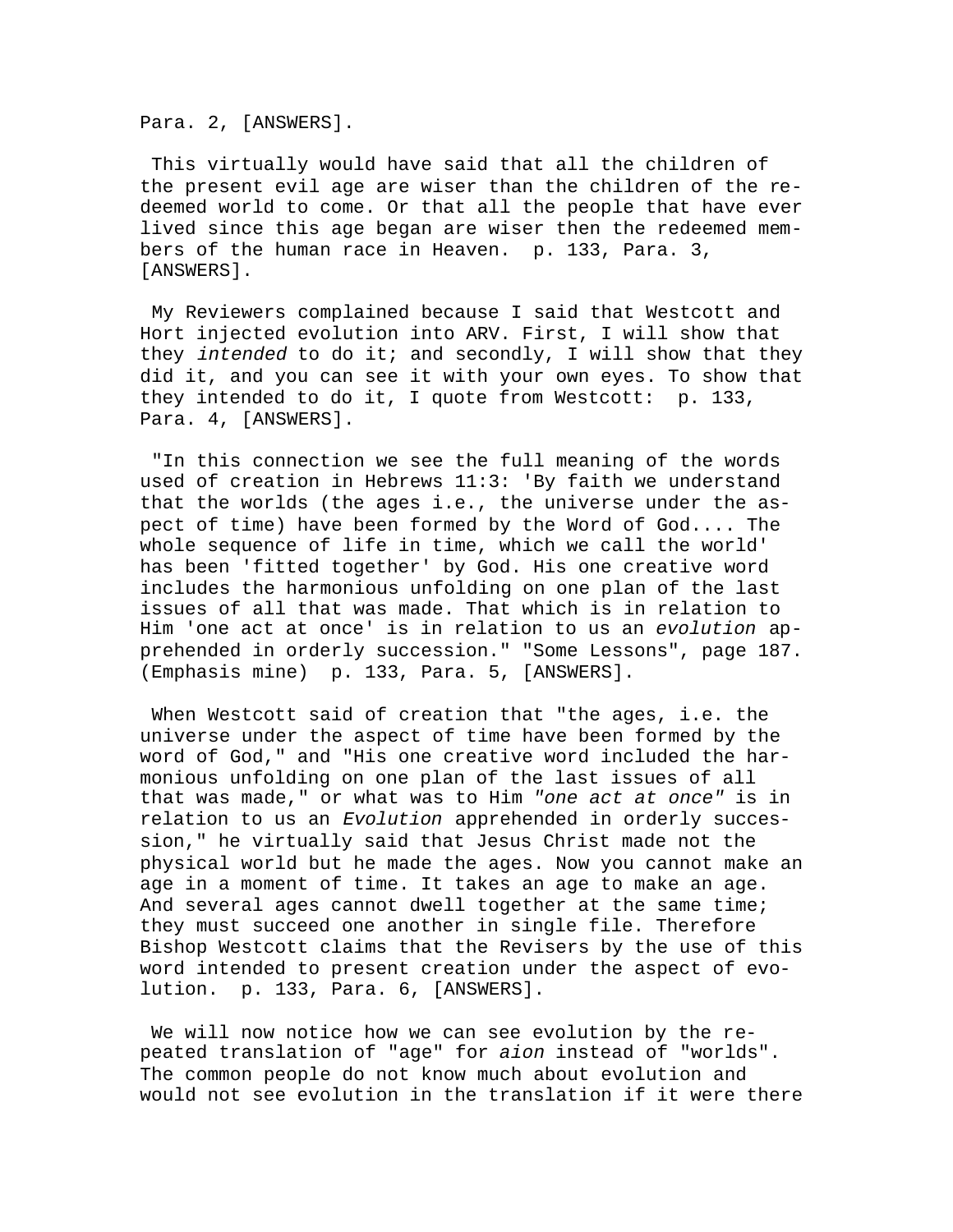Para. 2, [ANSWERS].

This virtually would have said that all the children of the present evil age are wiser than the children of the redeemed world to come. Or that all the people that have ever lived since this age began are wiser then the redeemed members of the human race in Heaven. p. 133, Para. 3, [ANSWERS].

My Reviewers complained because I said that Westcott and Hort injected evolution into ARV. First, I will show that they *intended* to do it; and secondly, I will show that they did it, and you can see it with your own eyes. To show that they intended to do it, I quote from Westcott: p. 133, Para. 4, [ANSWERS].

"In this connection we see the full meaning of the words used of creation in Hebrews 11:3: 'By faith we understand that the worlds (the ages i.e., the universe under the aspect of time) have been formed by the Word of God.... The whole sequence of life in time, which we call the world' has been 'fitted together' by God. His one creative word includes the harmonious unfolding on one plan of the last issues of all that was made. That which is in relation to Him 'one act at once' is in relation to us an *evolution* apprehended in orderly succession." "Some Lessons", page 187. (Emphasis mine) p. 133, Para. 5, [ANSWERS].

When Westcott said of creation that "the ages, i.e. the universe under the aspect of time have been formed by the word of God," and "His one creative word included the harmonious unfolding on one plan of the last issues of all that was made," or what was to Him *"one act at once"* is in relation to us an *Evolution* apprehended in orderly succession," he virtually said that Jesus Christ made not the physical world but he made the ages. Now you cannot make an age in a moment of time. It takes an age to make an age. And several ages cannot dwell together at the same time; they must succeed one another in single file. Therefore Bishop Westcott claims that the Revisers by the use of this word intended to present creation under the aspect of evolution. p. 133, Para. 6, [ANSWERS].

We will now notice how we can see evolution by the repeated translation of "age" for *aion* instead of "worlds". The common people do not know much about evolution and would not see evolution in the translation if it were there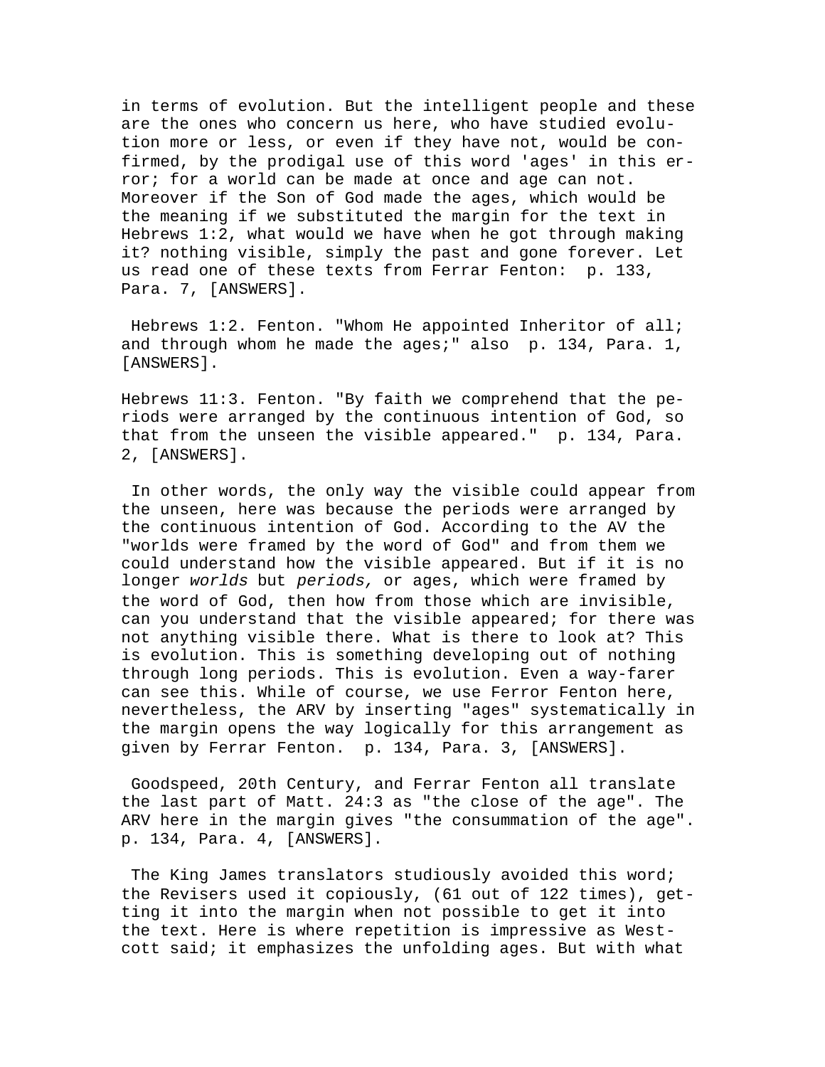in terms of evolution. But the intelligent people and these are the ones who concern us here, who have studied evolution more or less, or even if they have not, would be confirmed, by the prodigal use of this word 'ages' in this error; for a world can be made at once and age can not. Moreover if the Son of God made the ages, which would be the meaning if we substituted the margin for the text in Hebrews 1:2, what would we have when he got through making it? nothing visible, simply the past and gone forever. Let us read one of these texts from Ferrar Fenton: p. 133, Para. 7, [ANSWERS].

Hebrews 1:2. Fenton. "Whom He appointed Inheritor of all; and through whom he made the ages;" also p. 134, Para. 1, [ANSWERS].

Hebrews 11:3. Fenton. "By faith we comprehend that the periods were arranged by the continuous intention of God, so that from the unseen the visible appeared." p. 134, Para. 2, [ANSWERS].

In other words, the only way the visible could appear from the unseen, here was because the periods were arranged by the continuous intention of God. According to the AV the "worlds were framed by the word of God" and from them we could understand how the visible appeared. But if it is no longer *worlds* but *periods,* or ages, which were framed by the word of God, then how from those which are invisible, can you understand that the visible appeared; for there was not anything visible there. What is there to look at? This is evolution. This is something developing out of nothing through long periods. This is evolution. Even a way-farer can see this. While of course, we use Ferror Fenton here, nevertheless, the ARV by inserting "ages" systematically in the margin opens the way logically for this arrangement as given by Ferrar Fenton. p. 134, Para. 3, [ANSWERS].

Goodspeed, 20th Century, and Ferrar Fenton all translate the last part of Matt. 24:3 as "the close of the age". The ARV here in the margin gives "the consummation of the age". p. 134, Para. 4, [ANSWERS].

The King James translators studiously avoided this word; the Revisers used it copiously, (61 out of 122 times), getting it into the margin when not possible to get it into the text. Here is where repetition is impressive as Westcott said; it emphasizes the unfolding ages. But with what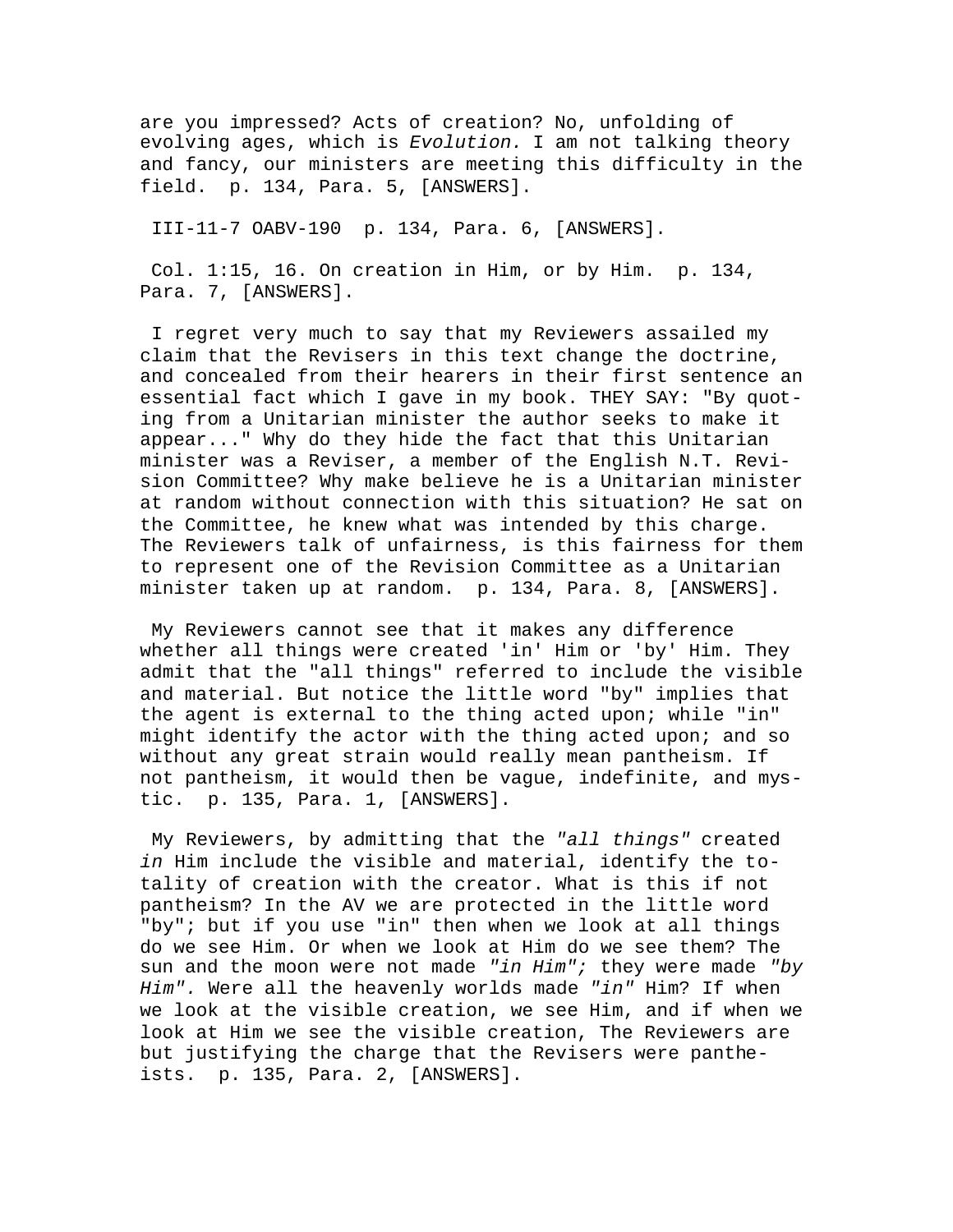are you impressed? Acts of creation? No, unfolding of evolving ages, which is *Evolution.* I am not talking theory and fancy, our ministers are meeting this difficulty in the field. p. 134, Para. 5, [ANSWERS].

III-11-7 OABV-190 p. 134, Para. 6, [ANSWERS].

Col. 1:15, 16. On creation in Him, or by Him. p. 134, Para. 7, [ANSWERS].

I regret very much to say that my Reviewers assailed my claim that the Revisers in this text change the doctrine, and concealed from their hearers in their first sentence an essential fact which I gave in my book. THEY SAY: "By quoting from a Unitarian minister the author seeks to make it appear..." Why do they hide the fact that this Unitarian minister was a Reviser, a member of the English N.T. Revision Committee? Why make believe he is a Unitarian minister at random without connection with this situation? He sat on the Committee, he knew what was intended by this charge. The Reviewers talk of unfairness, is this fairness for them to represent one of the Revision Committee as a Unitarian minister taken up at random. p. 134, Para. 8, [ANSWERS].

My Reviewers cannot see that it makes any difference whether all things were created 'in' Him or 'by' Him. They admit that the "all things" referred to include the visible and material. But notice the little word "by" implies that the agent is external to the thing acted upon; while "in" might identify the actor with the thing acted upon; and so without any great strain would really mean pantheism. If not pantheism, it would then be vague, indefinite, and mystic. p. 135, Para. 1, [ANSWERS].

My Reviewers, by admitting that the *"all things"* created *in* Him include the visible and material, identify the totality of creation with the creator. What is this if not pantheism? In the AV we are protected in the little word "by"; but if you use "in" then when we look at all things do we see Him. Or when we look at Him do we see them? The sun and the moon were not made *"in Him";* they were made *"by Him".* Were all the heavenly worlds made *"in"* Him? If when we look at the visible creation, we see Him, and if when we look at Him we see the visible creation, The Reviewers are but justifying the charge that the Revisers were pantheists. p. 135, Para. 2, [ANSWERS].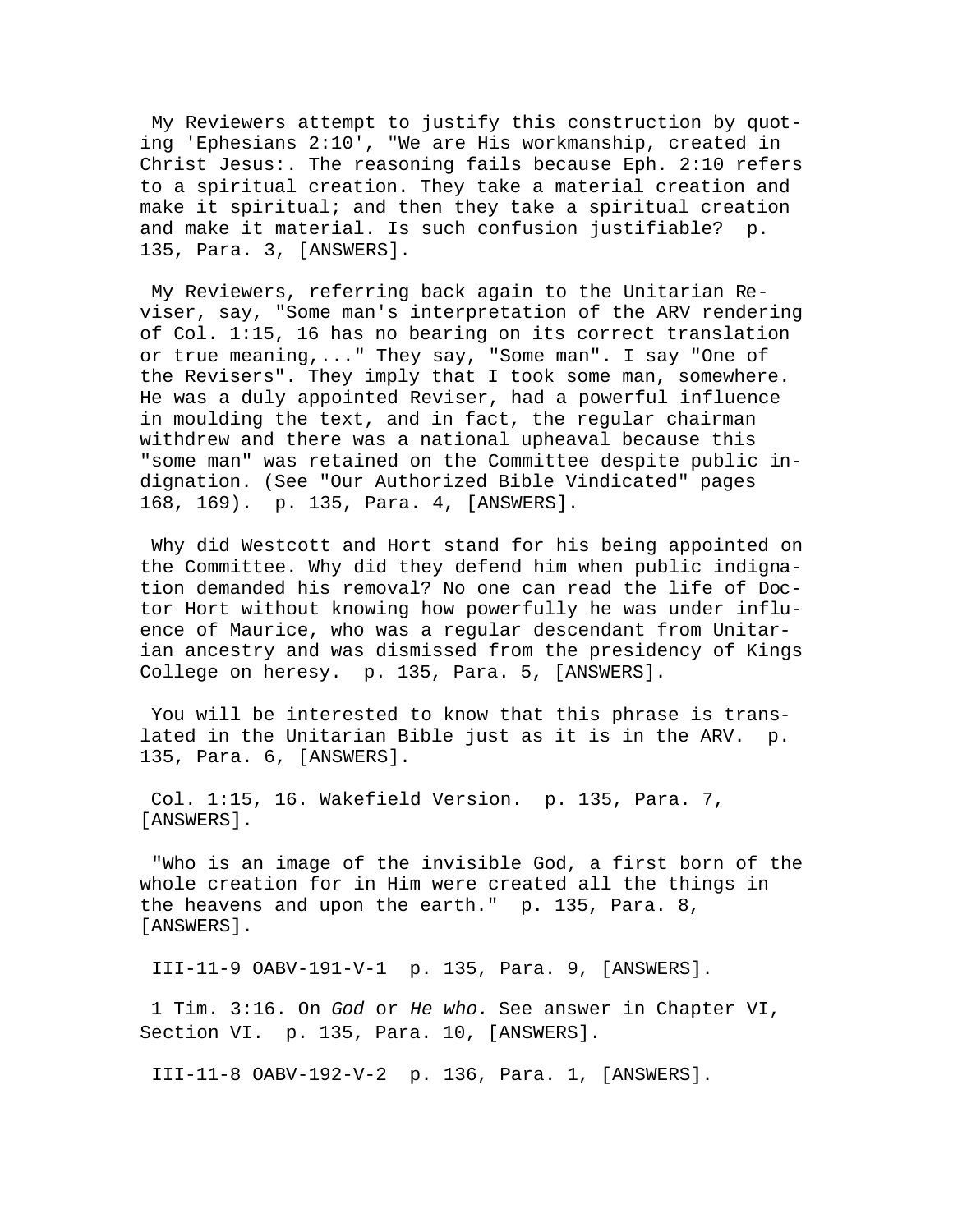My Reviewers attempt to justify this construction by quoting 'Ephesians 2:10', "We are His workmanship, created in Christ Jesus:. The reasoning fails because Eph. 2:10 refers to a spiritual creation. They take a material creation and make it spiritual; and then they take a spiritual creation and make it material. Is such confusion justifiable? p. 135, Para. 3, [ANSWERS].

My Reviewers, referring back again to the Unitarian Reviser, say, "Some man's interpretation of the ARV rendering of Col. 1:15, 16 has no bearing on its correct translation or true meaning,..." They say, "Some man". I say "One of the Revisers". They imply that I took some man, somewhere. He was a duly appointed Reviser, had a powerful influence in moulding the text, and in fact, the regular chairman withdrew and there was a national upheaval because this "some man" was retained on the Committee despite public indignation. (See "Our Authorized Bible Vindicated" pages 168, 169). p. 135, Para. 4, [ANSWERS].

Why did Westcott and Hort stand for his being appointed on the Committee. Why did they defend him when public indignation demanded his removal? No one can read the life of Doctor Hort without knowing how powerfully he was under influence of Maurice, who was a regular descendant from Unitarian ancestry and was dismissed from the presidency of Kings College on heresy. p. 135, Para. 5, [ANSWERS].

You will be interested to know that this phrase is translated in the Unitarian Bible just as it is in the ARV. p. 135, Para. 6, [ANSWERS].

Col. 1:15, 16. Wakefield Version. p. 135, Para. 7, [ANSWERS].

"Who is an image of the invisible God, a first born of the whole creation for in Him were created all the things in the heavens and upon the earth." p. 135, Para. 8, [ANSWERS].

III-11-9 OABV-191-V-1 p. 135, Para. 9, [ANSWERS].

1 Tim. 3:16. On *God* or *He who.* See answer in Chapter VI, Section VI. p. 135, Para. 10, [ANSWERS].

III-11-8 OABV-192-V-2 p. 136, Para. 1, [ANSWERS].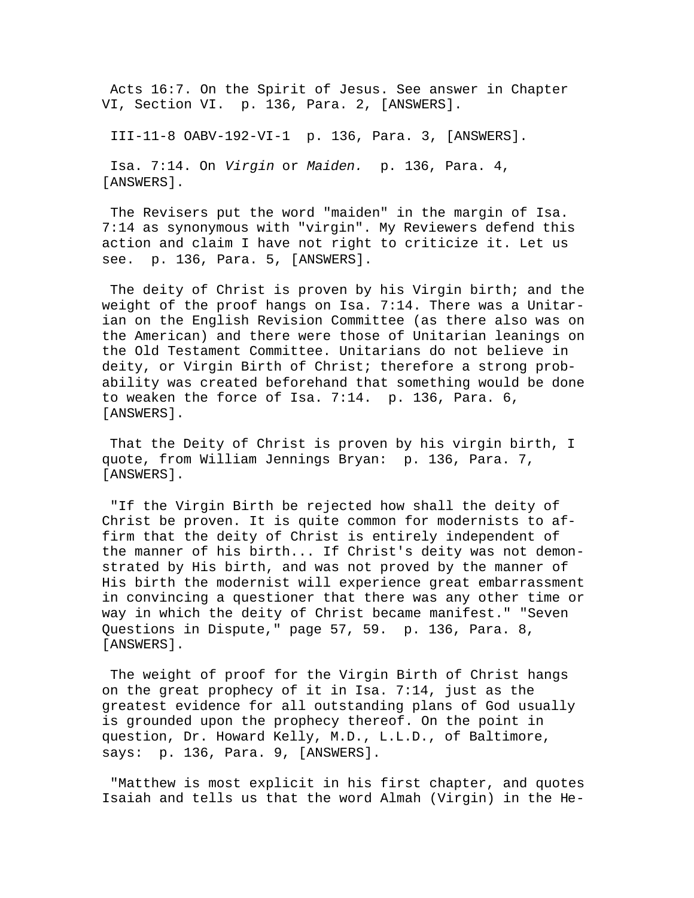Acts 16:7. On the Spirit of Jesus. See answer in Chapter VI, Section VI. p. 136, Para. 2, [ANSWERS].

III-11-8 OABV-192-VI-1 p. 136, Para. 3, [ANSWERS].

Isa. 7:14. On *Virgin* or *Maiden.* p. 136, Para. 4, [ANSWERS].

The Revisers put the word "maiden" in the margin of Isa. 7:14 as synonymous with "virgin". My Reviewers defend this action and claim I have not right to criticize it. Let us see. p. 136, Para. 5, [ANSWERS].

The deity of Christ is proven by his Virgin birth; and the weight of the proof hangs on Isa. 7:14. There was a Unitarian on the English Revision Committee (as there also was on the American) and there were those of Unitarian leanings on the Old Testament Committee. Unitarians do not believe in deity, or Virgin Birth of Christ; therefore a strong probability was created beforehand that something would be done to weaken the force of Isa. 7:14. p. 136, Para. 6, [ANSWERS].

That the Deity of Christ is proven by his virgin birth, I quote, from William Jennings Bryan: p. 136, Para. 7, [ANSWERS].

"If the Virgin Birth be rejected how shall the deity of Christ be proven. It is quite common for modernists to affirm that the deity of Christ is entirely independent of the manner of his birth... If Christ's deity was not demonstrated by His birth, and was not proved by the manner of His birth the modernist will experience great embarrassment in convincing a questioner that there was any other time or way in which the deity of Christ became manifest." "Seven Questions in Dispute," page 57, 59. p. 136, Para. 8, [ANSWERS].

The weight of proof for the Virgin Birth of Christ hangs on the great prophecy of it in Isa. 7:14, just as the greatest evidence for all outstanding plans of God usually is grounded upon the prophecy thereof. On the point in question, Dr. Howard Kelly, M.D., L.L.D., of Baltimore, says: p. 136, Para. 9, [ANSWERS].

"Matthew is most explicit in his first chapter, and quotes Isaiah and tells us that the word Almah (Virgin) in the He-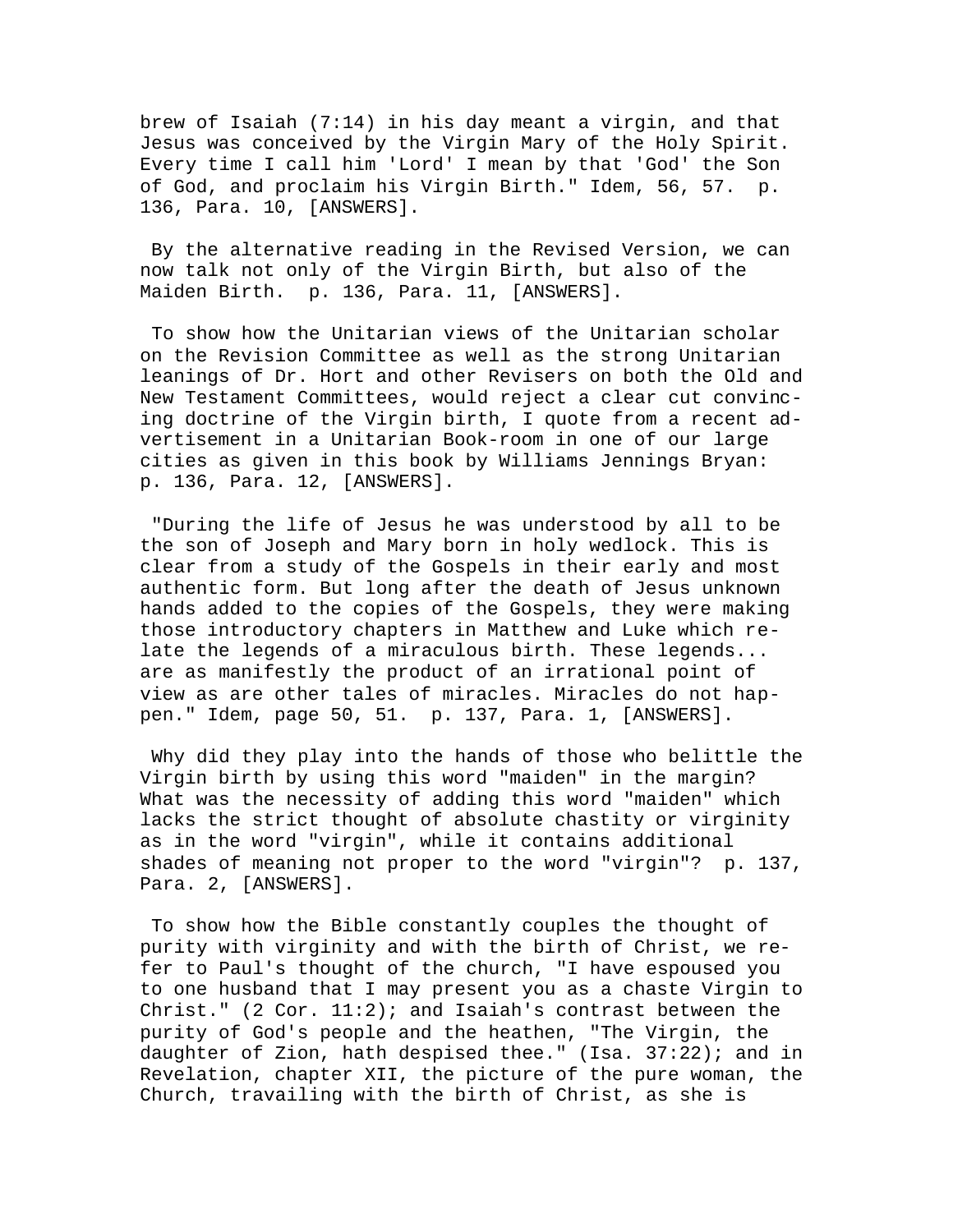brew of Isaiah (7:14) in his day meant a virgin, and that Jesus was conceived by the Virgin Mary of the Holy Spirit. Every time I call him 'Lord' I mean by that 'God' the Son of God, and proclaim his Virgin Birth." Idem, 56, 57. p. 136, Para. 10, [ANSWERS].

By the alternative reading in the Revised Version, we can now talk not only of the Virgin Birth, but also of the Maiden Birth. p. 136, Para. 11, [ANSWERS].

To show how the Unitarian views of the Unitarian scholar on the Revision Committee as well as the strong Unitarian leanings of Dr. Hort and other Revisers on both the Old and New Testament Committees, would reject a clear cut convincing doctrine of the Virgin birth, I quote from a recent advertisement in a Unitarian Book-room in one of our large cities as given in this book by Williams Jennings Bryan: p. 136, Para. 12, [ANSWERS].

"During the life of Jesus he was understood by all to be the son of Joseph and Mary born in holy wedlock. This is clear from a study of the Gospels in their early and most authentic form. But long after the death of Jesus unknown hands added to the copies of the Gospels, they were making those introductory chapters in Matthew and Luke which relate the legends of a miraculous birth. These legends... are as manifestly the product of an irrational point of view as are other tales of miracles. Miracles do not happen." Idem, page 50, 51. p. 137, Para. 1, [ANSWERS].

Why did they play into the hands of those who belittle the Virgin birth by using this word "maiden" in the margin? What was the necessity of adding this word "maiden" which lacks the strict thought of absolute chastity or virginity as in the word "virgin", while it contains additional shades of meaning not proper to the word "virgin"? p. 137, Para. 2, [ANSWERS].

To show how the Bible constantly couples the thought of purity with virginity and with the birth of Christ, we refer to Paul's thought of the church, "I have espoused you to one husband that I may present you as a chaste Virgin to Christ." (2 Cor. 11:2); and Isaiah's contrast between the purity of God's people and the heathen, "The Virgin, the daughter of Zion, hath despised thee." (Isa. 37:22); and in Revelation, chapter XII, the picture of the pure woman, the Church, travailing with the birth of Christ, as she is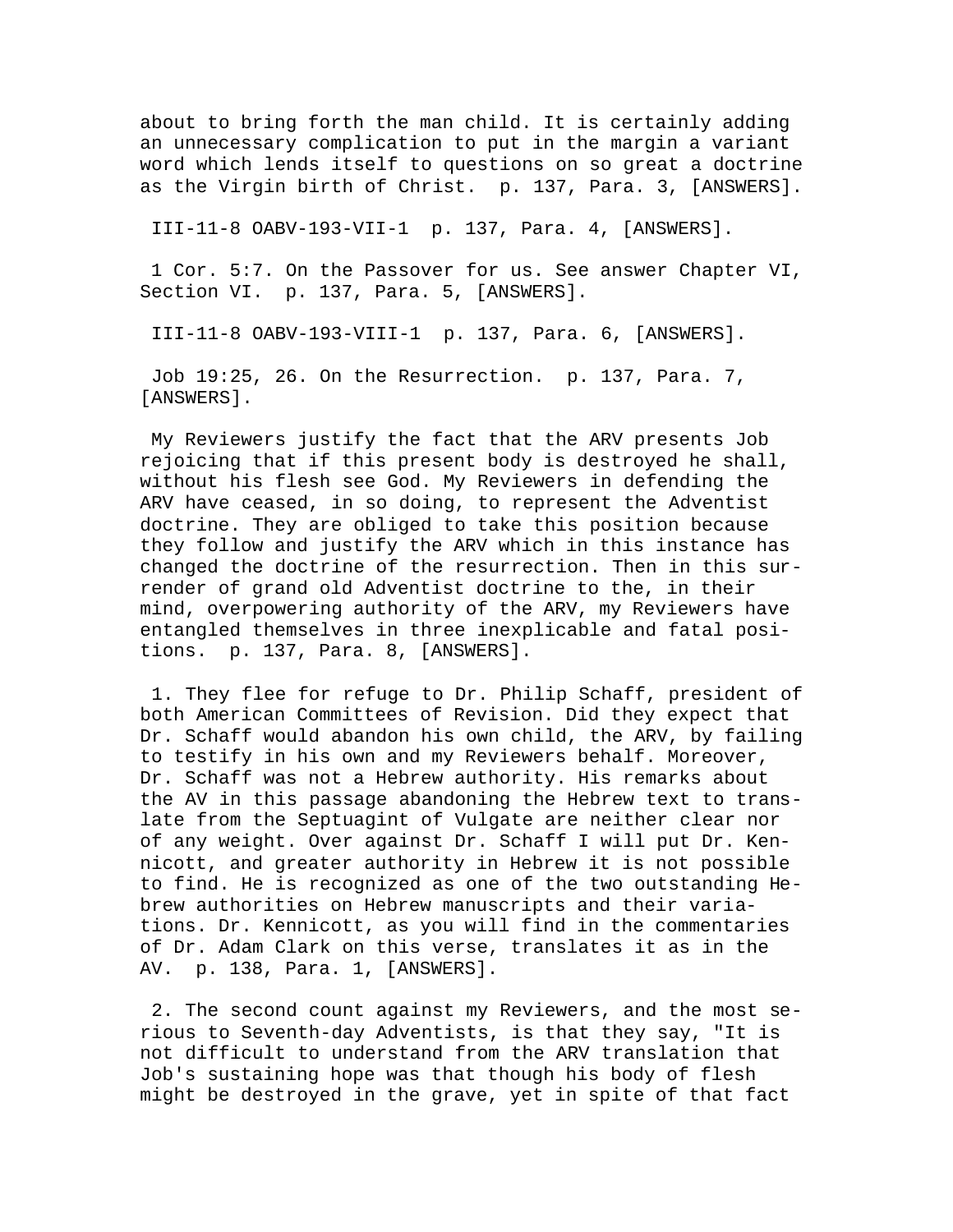about to bring forth the man child. It is certainly adding an unnecessary complication to put in the margin a variant word which lends itself to questions on so great a doctrine as the Virgin birth of Christ. p. 137, Para. 3, [ANSWERS].

III-11-8 OABV-193-VII-1 p. 137, Para. 4, [ANSWERS].

1 Cor. 5:7. On the Passover for us. See answer Chapter VI, Section VI. p. 137, Para. 5, [ANSWERS].

III-11-8 OABV-193-VIII-1 p. 137, Para. 6, [ANSWERS].

Job 19:25, 26. On the Resurrection. p. 137, Para. 7, [ANSWERS].

My Reviewers justify the fact that the ARV presents Job rejoicing that if this present body is destroyed he shall, without his flesh see God. My Reviewers in defending the ARV have ceased, in so doing, to represent the Adventist doctrine. They are obliged to take this position because they follow and justify the ARV which in this instance has changed the doctrine of the resurrection. Then in this surrender of grand old Adventist doctrine to the, in their mind, overpowering authority of the ARV, my Reviewers have entangled themselves in three inexplicable and fatal positions. p. 137, Para. 8, [ANSWERS].

1. They flee for refuge to Dr. Philip Schaff, president of both American Committees of Revision. Did they expect that Dr. Schaff would abandon his own child, the ARV, by failing to testify in his own and my Reviewers behalf. Moreover, Dr. Schaff was not a Hebrew authority. His remarks about the AV in this passage abandoning the Hebrew text to translate from the Septuagint of Vulgate are neither clear nor of any weight. Over against Dr. Schaff I will put Dr. Kennicott, and greater authority in Hebrew it is not possible to find. He is recognized as one of the two outstanding Hebrew authorities on Hebrew manuscripts and their variations. Dr. Kennicott, as you will find in the commentaries of Dr. Adam Clark on this verse, translates it as in the AV. p. 138, Para. 1, [ANSWERS].

2. The second count against my Reviewers, and the most serious to Seventh-day Adventists, is that they say, "It is not difficult to understand from the ARV translation that Job's sustaining hope was that though his body of flesh might be destroyed in the grave, yet in spite of that fact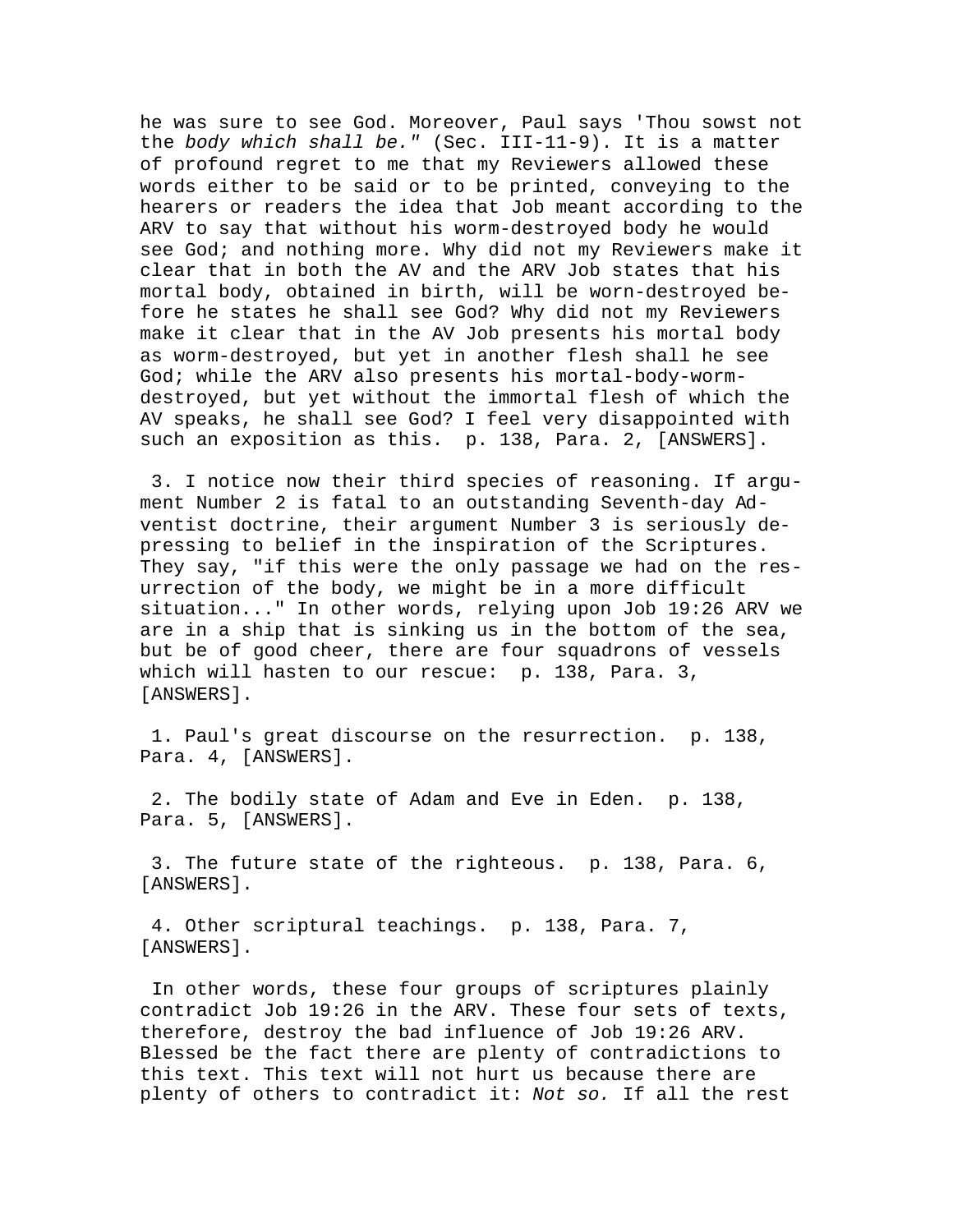he was sure to see God. Moreover, Paul says 'Thou sowst not the *body which shall be."* (Sec. III-11-9). It is a matter of profound regret to me that my Reviewers allowed these words either to be said or to be printed, conveying to the hearers or readers the idea that Job meant according to the ARV to say that without his worm-destroyed body he would see God; and nothing more. Why did not my Reviewers make it clear that in both the AV and the ARV Job states that his mortal body, obtained in birth, will be worn-destroyed before he states he shall see God? Why did not my Reviewers make it clear that in the AV Job presents his mortal body as worm-destroyed, but yet in another flesh shall he see God; while the ARV also presents his mortal-body-worm-destroyed, but yet without the immortal flesh of which the AV speaks, he shall see God? I feel very disappointed with such an exposition as this. p. 138, Para. 2, [ANSWERS].

3. I notice now their third species of reasoning. If argument Number 2 is fatal to an outstanding Seventh-day Adventist doctrine, their argument Number 3 is seriously depressing to belief in the inspiration of the Scriptures. They say, "if this were the only passage we had on the resurrection of the body, we might be in a more difficult situation..." In other words, relying upon Job 19:26 ARV we are in a ship that is sinking us in the bottom of the sea, but be of good cheer, there are four squadrons of vessels which will hasten to our rescue: p. 138, Para. 3, [ANSWERS].

1. Paul's great discourse on the resurrection. p. 138, Para. 4, [ANSWERS].

2. The bodily state of Adam and Eve in Eden. p. 138, Para. 5, [ANSWERS].

3. The future state of the righteous. p. 138, Para. 6, [ANSWERS].

4. Other scriptural teachings. p. 138, Para. 7, [ANSWERS].

In other words, these four groups of scriptures plainly contradict Job 19:26 in the ARV. These four sets of texts, therefore, destroy the bad influence of Job 19:26 ARV. Blessed be the fact there are plenty of contradictions to this text. This text will not hurt us because there are plenty of others to contradict it: *Not so.* If all the rest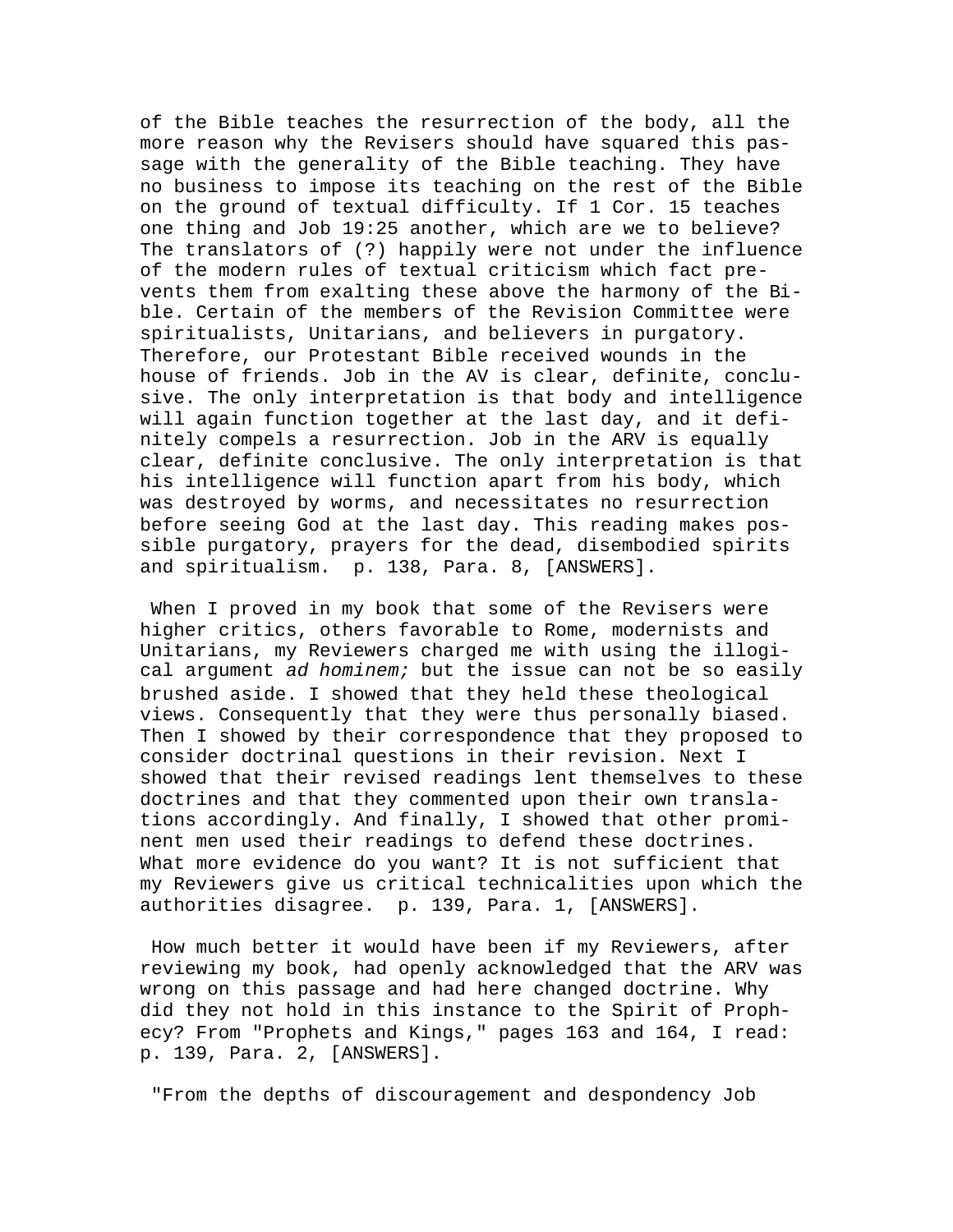of the Bible teaches the resurrection of the body, all the more reason why the Revisers should have squared this passage with the generality of the Bible teaching. They have no business to impose its teaching on the rest of the Bible on the ground of textual difficulty. If 1 Cor. 15 teaches one thing and Job 19:25 another, which are we to believe? The translators of (?) happily were not under the influence of the modern rules of textual criticism which fact prevents them from exalting these above the harmony of the Bible. Certain of the members of the Revision Committee were spiritualists, Unitarians, and believers in purgatory. Therefore, our Protestant Bible received wounds in the house of friends. Job in the AV is clear, definite, conclusive. The only interpretation is that body and intelligence will again function together at the last day, and it definitely compels a resurrection. Job in the ARV is equally clear, definite conclusive. The only interpretation is that his intelligence will function apart from his body, which was destroyed by worms, and necessitates no resurrection before seeing God at the last day. This reading makes possible purgatory, prayers for the dead, disembodied spirits and spiritualism. p. 138, Para. 8, [ANSWERS].

When I proved in my book that some of the Revisers were higher critics, others favorable to Rome, modernists and Unitarians, my Reviewers charged me with using the illogical argument *ad hominem;* but the issue can not be so easily brushed aside. I showed that they held these theological views. Consequently that they were thus personally biased. Then I showed by their correspondence that they proposed to consider doctrinal questions in their revision. Next I showed that their revised readings lent themselves to these doctrines and that they commented upon their own translations accordingly. And finally, I showed that other prominent men used their readings to defend these doctrines. What more evidence do you want? It is not sufficient that my Reviewers give us critical technicalities upon which the authorities disagree. p. 139, Para. 1, [ANSWERS].

How much better it would have been if my Reviewers, after reviewing my book, had openly acknowledged that the ARV was wrong on this passage and had here changed doctrine. Why did they not hold in this instance to the Spirit of Prophecy? From "Prophets and Kings," pages 163 and 164, I read: p. 139, Para. 2, [ANSWERS].

"From the depths of discouragement and despondency Job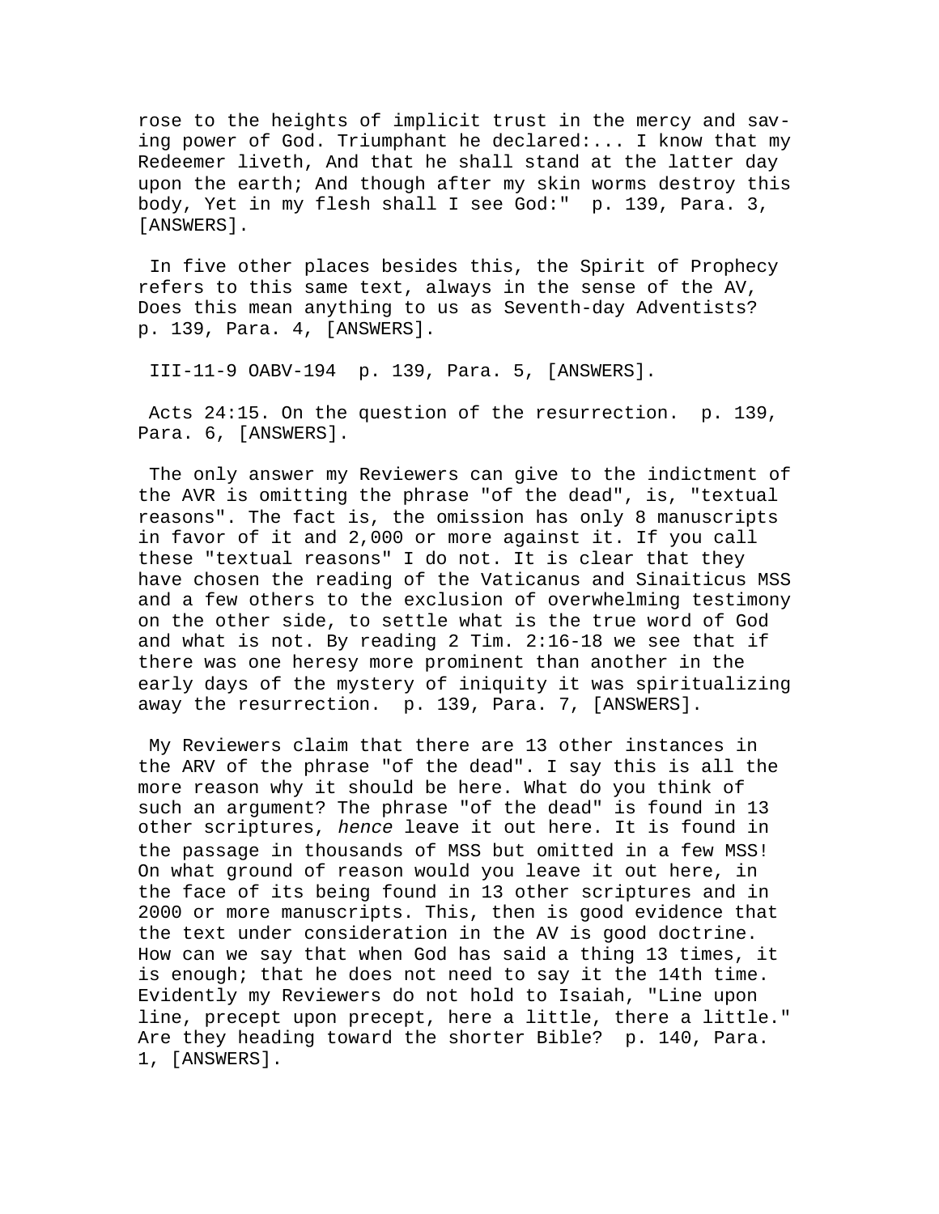rose to the heights of implicit trust in the mercy and saving power of God. Triumphant he declared:... I know that my Redeemer liveth, And that he shall stand at the latter day upon the earth; And though after my skin worms destroy this body, Yet in my flesh shall I see God:" p. 139, Para. 3, [ANSWERS].

In five other places besides this, the Spirit of Prophecy refers to this same text, always in the sense of the AV, Does this mean anything to us as Seventh-day Adventists? p. 139, Para. 4, [ANSWERS].

III-11-9 OABV-194 p. 139, Para. 5, [ANSWERS].

Acts 24:15. On the question of the resurrection. p. 139, Para. 6, [ANSWERS].

The only answer my Reviewers can give to the indictment of the AVR is omitting the phrase "of the dead", is, "textual reasons". The fact is, the omission has only 8 manuscripts in favor of it and 2,000 or more against it. If you call these "textual reasons" I do not. It is clear that they have chosen the reading of the Vaticanus and Sinaiticus MSS and a few others to the exclusion of overwhelming testimony on the other side, to settle what is the true word of God and what is not. By reading 2 Tim. 2:16-18 we see that if there was one heresy more prominent than another in the early days of the mystery of iniquity it was spiritualizing away the resurrection. p. 139, Para. 7, [ANSWERS].

My Reviewers claim that there are 13 other instances in the ARV of the phrase "of the dead". I say this is all the more reason why it should be here. What do you think of such an argument? The phrase "of the dead" is found in 13 other scriptures, *hence* leave it out here. It is found in the passage in thousands of MSS but omitted in a few MSS! On what ground of reason would you leave it out here, in the face of its being found in 13 other scriptures and in 2000 or more manuscripts. This, then is good evidence that the text under consideration in the AV is good doctrine. How can we say that when God has said a thing 13 times, it is enough; that he does not need to say it the 14th time. Evidently my Reviewers do not hold to Isaiah, "Line upon line, precept upon precept, here a little, there a little." Are they heading toward the shorter Bible? p. 140, Para. 1, [ANSWERS].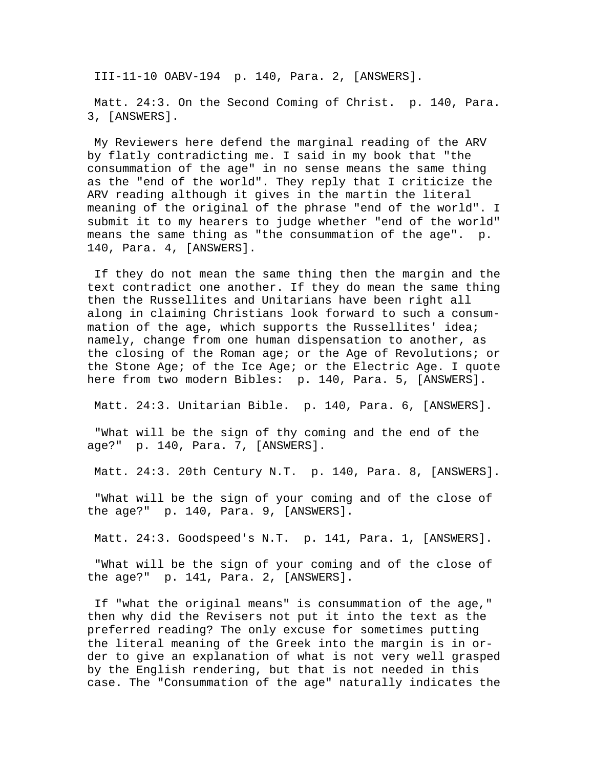III-11-10 OABV-194 p. 140, Para. 2, [ANSWERS].

Matt. 24:3. On the Second Coming of Christ. p. 140, Para. 3, [ANSWERS].

My Reviewers here defend the marginal reading of the ARV by flatly contradicting me. I said in my book that "the consummation of the age" in no sense means the same thing as the "end of the world". They reply that I criticize the ARV reading although it gives in the martin the literal meaning of the original of the phrase "end of the world". I submit it to my hearers to judge whether "end of the world" means the same thing as "the consummation of the age". p. 140, Para. 4, [ANSWERS].

If they do not mean the same thing then the margin and the text contradict one another. If they do mean the same thing then the Russellites and Unitarians have been right all along in claiming Christians look forward to such a consummation of the age, which supports the Russellites' idea; namely, change from one human dispensation to another, as the closing of the Roman age; or the Age of Revolutions; or the Stone Age; of the Ice Age; or the Electric Age. I quote here from two modern Bibles: p. 140, Para. 5, [ANSWERS].

Matt. 24:3. Unitarian Bible. p. 140, Para. 6, [ANSWERS].

"What will be the sign of thy coming and the end of the age?" p. 140, Para. 7, [ANSWERS].

Matt. 24:3. 20th Century N.T. p. 140, Para. 8, [ANSWERS].

"What will be the sign of your coming and of the close of the age?" p. 140, Para. 9, [ANSWERS].

Matt. 24:3. Goodspeed's N.T. p. 141, Para. 1, [ANSWERS].

"What will be the sign of your coming and of the close of the age?" p. 141, Para. 2, [ANSWERS].

If "what the original means" is consummation of the age," then why did the Revisers not put it into the text as the preferred reading? The only excuse for sometimes putting the literal meaning of the Greek into the margin is in order to give an explanation of what is not very well grasped by the English rendering, but that is not needed in this case. The "Consummation of the age" naturally indicates the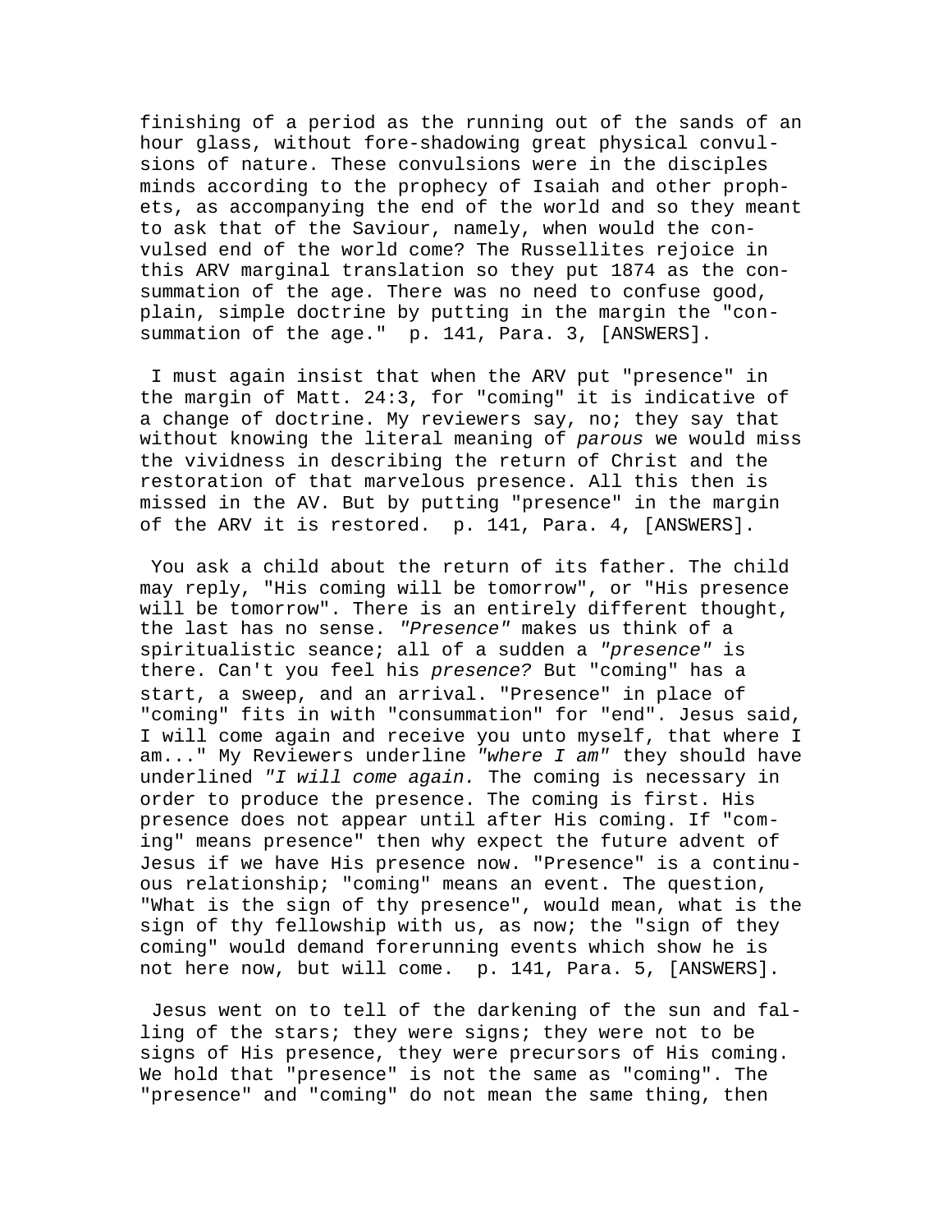finishing of a period as the running out of the sands of an hour glass, without fore-shadowing great physical convulsions of nature. These convulsions were in the disciples minds according to the prophecy of Isaiah and other prophets, as accompanying the end of the world and so they meant to ask that of the Saviour, namely, when would the convulsed end of the world come? The Russellites rejoice in this ARV marginal translation so they put 1874 as the consummation of the age. There was no need to confuse good, plain, simple doctrine by putting in the margin the "consummation of the age."  p. 141, Para. 3, [ANSWERS].

I must again insist that when the ARV put "presence" in the margin of Matt. 24:3, for "coming" it is indicative of a change of doctrine. My reviewers say, no; they say that without knowing the literal meaning of *parous* we would miss the vividness in describing the return of Christ and the restoration of that marvelous presence. All this then is missed in the AV. But by putting "presence" in the margin of the ARV it is restored.  p. 141, Para. 4, [ANSWERS].

You ask a child about the return of its father. The child may reply, "His coming will be tomorrow", or "His presence will be tomorrow". There is an entirely different thought, the last has no sense. *"Presence"* makes us think of a spiritualistic seance; all of a sudden a *"presence"* is there. Can't you feel his *presence?* But "coming" has a start, a sweep, and an arrival. "Presence" in place of "coming" fits in with "consummation" for "end". Jesus said, I will come again and receive you unto myself, that where I am..." My Reviewers underline *"where I am"* they should have underlined *"I will come again.* The coming is necessary in order to produce the presence. The coming is first. His presence does not appear until after His coming. If "coming" means presence" then why expect the future advent of Jesus if we have His presence now. "Presence" is a continuous relationship; "coming" means an event. The question, "What is the sign of thy presence", would mean, what is the sign of thy fellowship with us, as now; the "sign of they coming" would demand forerunning events which show he is not here now, but will come.  p. 141, Para. 5, [ANSWERS].

Jesus went on to tell of the darkening of the sun and falling of the stars; they were signs; they were not to be signs of His presence, they were precursors of His coming. We hold that "presence" is not the same as "coming". The "presence" and "coming" do not mean the same thing, then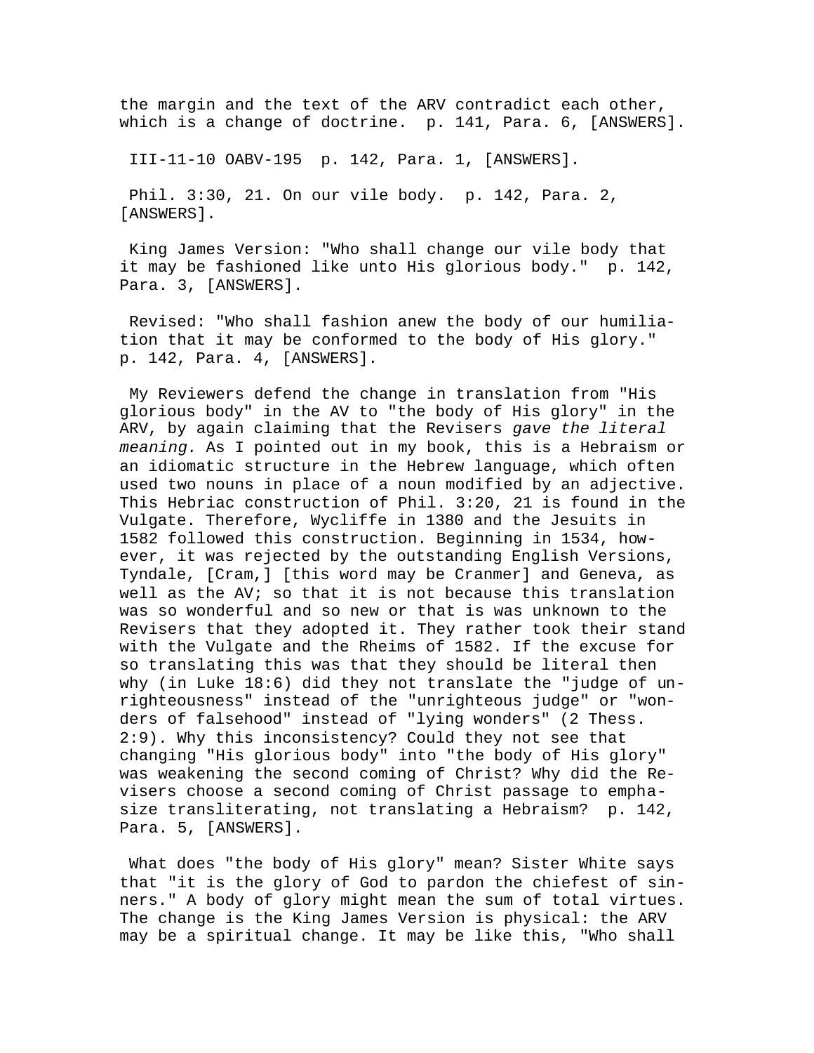the margin and the text of the ARV contradict each other, which is a change of doctrine.  p. 141, Para. 6, [ANSWERS].

III-11-10 OABV-195  p. 142, Para. 1, [ANSWERS].

Phil. 3:30, 21. On our vile body.  p. 142, Para. 2, [ANSWERS].

King James Version: "Who shall change our vile body that it may be fashioned like unto His glorious body."  p. 142, Para. 3, [ANSWERS].

Revised: "Who shall fashion anew the body of our humiliation that it may be conformed to the body of His glory."  p. 142, Para. 4, [ANSWERS].

My Reviewers defend the change in translation from "His glorious body" in the AV to "the body of His glory" in the ARV, by again claiming that the Revisers *gave the literal meaning.* As I pointed out in my book, this is a Hebraism or an idiomatic structure in the Hebrew language, which often used two nouns in place of a noun modified by an adjective. This Hebriac construction of Phil. 3:20, 21 is found in the Vulgate. Therefore, Wycliffe in 1380 and the Jesuits in 1582 followed this construction. Beginning in 1534, however, it was rejected by the outstanding English Versions, Tyndale, [Cram,] [this word may be Cranmer] and Geneva, as well as the AV; so that it is not because this translation was so wonderful and so new or that is was unknown to the Revisers that they adopted it. They rather took their stand with the Vulgate and the Rheims of 1582. If the excuse for so translating this was that they should be literal then why (in Luke 18:6) did they not translate the "judge of unrighteousness" instead of the "unrighteous judge" or "wonders of falsehood" instead of "lying wonders" (2 Thess. 2:9). Why this inconsistency? Could they not see that changing "His glorious body" into "the body of His glory" was weakening the second coming of Christ? Why did the Revisers choose a second coming of Christ passage to emphasize transliterating, not translating a Hebraism?  p. 142, Para. 5, [ANSWERS].

What does "the body of His glory" mean? Sister White says that "it is the glory of God to pardon the chiefest of sinners." A body of glory might mean the sum of total virtues. The change is the King James Version is physical: the ARV may be a spiritual change. It may be like this, "Who shall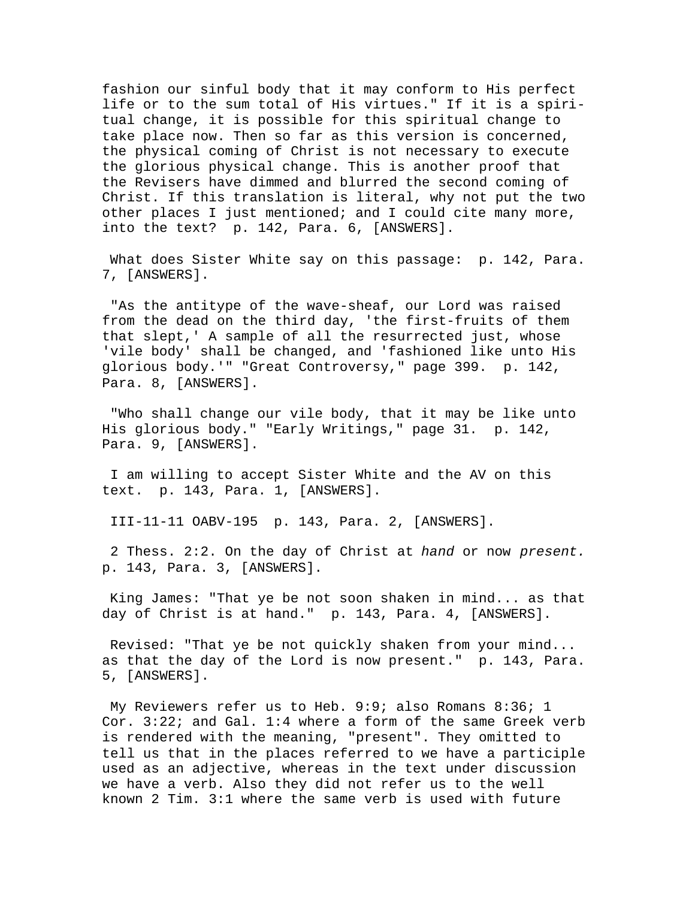fashion our sinful body that it may conform to His perfect life or to the sum total of His virtues." If it is a spiritual change, it is possible for this spiritual change to take place now. Then so far as this version is concerned, the physical coming of Christ is not necessary to execute the glorious physical change. This is another proof that the Revisers have dimmed and blurred the second coming of Christ. If this translation is literal, why not put the two other places I just mentioned; and I could cite many more, into the text?  p. 142, Para. 6, [ANSWERS].

What does Sister White say on this passage:  p. 142, Para. 7, [ANSWERS].

"As the antitype of the wave-sheaf, our Lord was raised from the dead on the third day, 'the first-fruits of them that slept,' A sample of all the resurrected just, whose 'vile body' shall be changed, and 'fashioned like unto His glorious body.'" "Great Controversy," page 399.  p. 142, Para. 8, [ANSWERS].

"Who shall change our vile body, that it may be like unto His glorious body." "Early Writings," page 31.  p. 142, Para. 9, [ANSWERS].

I am willing to accept Sister White and the AV on this text.  p. 143, Para. 1, [ANSWERS].

III-11-11 OABV-195  p. 143, Para. 2, [ANSWERS].

2 Thess. 2:2. On the day of Christ at *hand* or now *present.* p. 143, Para. 3, [ANSWERS].

King James: "That ye be not soon shaken in mind... as that day of Christ is at hand."  p. 143, Para. 4, [ANSWERS].

Revised: "That ye be not quickly shaken from your mind... as that the day of the Lord is now present."  p. 143, Para. 5, [ANSWERS].

My Reviewers refer us to Heb. 9:9; also Romans 8:36; 1 Cor. 3:22; and Gal. 1:4 where a form of the same Greek verb is rendered with the meaning, "present". They omitted to tell us that in the places referred to we have a participle used as an adjective, whereas in the text under discussion we have a verb. Also they did not refer us to the well known 2 Tim. 3:1 where the same verb is used with future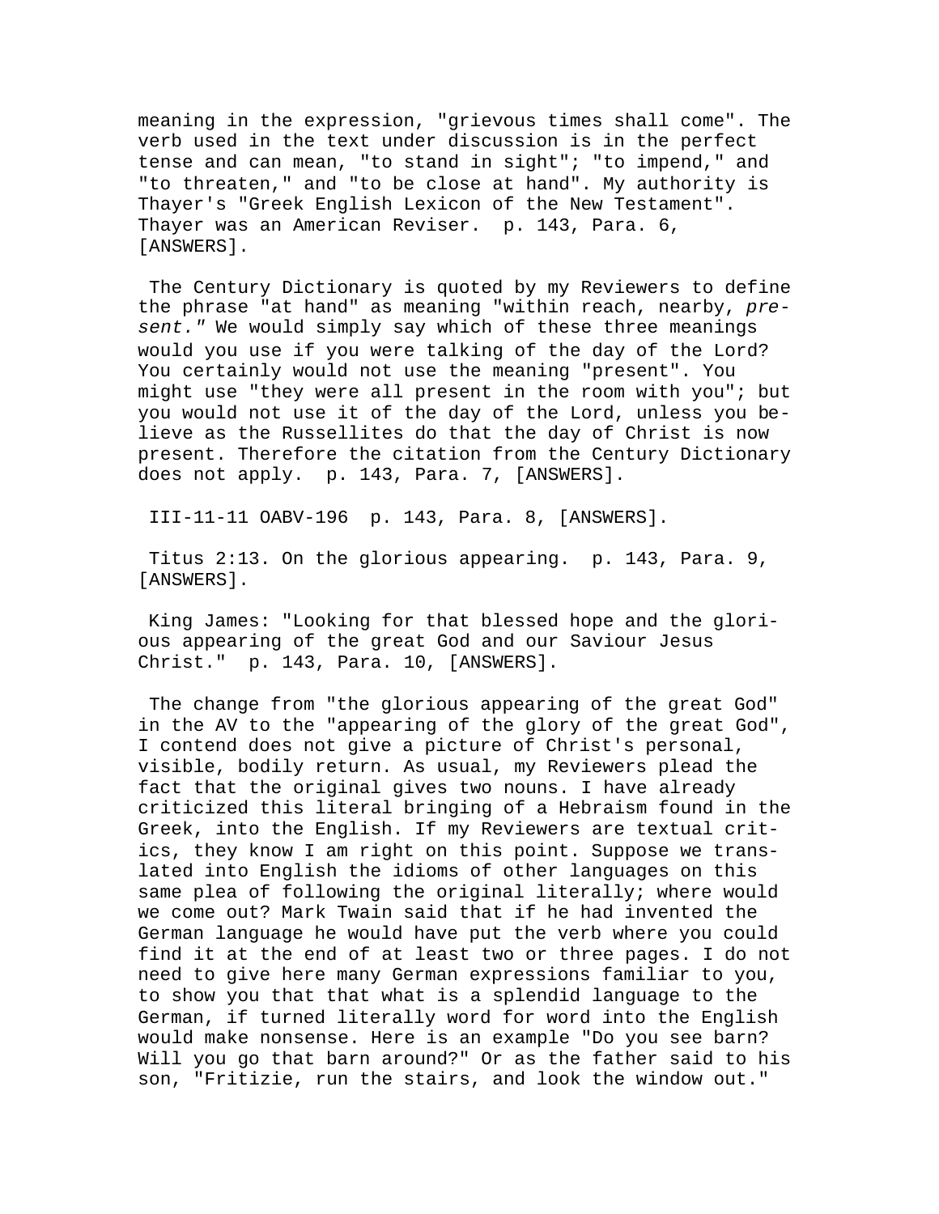meaning in the expression, "grievous times shall come". The verb used in the text under discussion is in the perfect tense and can mean, "to stand in sight"; "to impend," and "to threaten," and "to be close at hand". My authority is Thayer's "Greek English Lexicon of the New Testament". Thayer was an American Reviser. p. 143, Para. 6, [ANSWERS].

The Century Dictionary is quoted by my Reviewers to define the phrase "at hand" as meaning "within reach, nearby, *present."* We would simply say which of these three meanings would you use if you were talking of the day of the Lord? You certainly would not use the meaning "present". You might use "they were all present in the room with you"; but you would not use it of the day of the Lord, unless you believe as the Russellites do that the day of Christ is now present. Therefore the citation from the Century Dictionary does not apply. p. 143, Para. 7, [ANSWERS].

III-11-11 OABV-196 p. 143, Para. 8, [ANSWERS].

Titus 2:13. On the glorious appearing. p. 143, Para. 9, [ANSWERS].

King James: "Looking for that blessed hope and the glorious appearing of the great God and our Saviour Jesus Christ." p. 143, Para. 10, [ANSWERS].

The change from "the glorious appearing of the great God" in the AV to the "appearing of the glory of the great God", I contend does not give a picture of Christ's personal, visible, bodily return. As usual, my Reviewers plead the fact that the original gives two nouns. I have already criticized this literal bringing of a Hebraism found in the Greek, into the English. If my Reviewers are textual critics, they know I am right on this point. Suppose we translated into English the idioms of other languages on this same plea of following the original literally; where would we come out? Mark Twain said that if he had invented the German language he would have put the verb where you could find it at the end of at least two or three pages. I do not need to give here many German expressions familiar to you, to show you that that what is a splendid language to the German, if turned literally word for word into the English would make nonsense. Here is an example "Do you see barn? Will you go that barn around?" Or as the father said to his son, "Fritizie, run the stairs, and look the window out."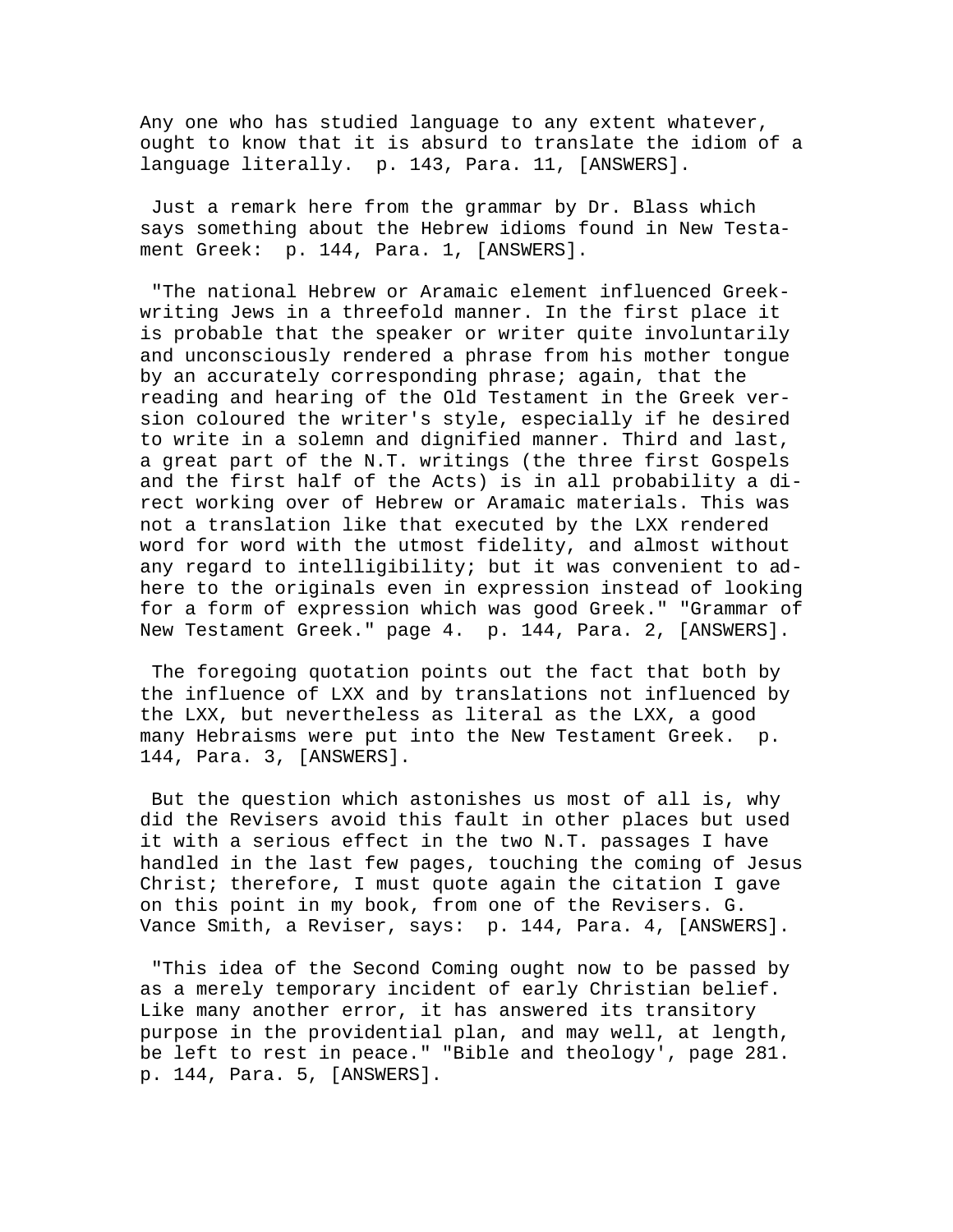Any one who has studied language to any extent whatever, ought to know that it is absurd to translate the idiom of a language literally. p. 143, Para. 11, [ANSWERS].

Just a remark here from the grammar by Dr. Blass which says something about the Hebrew idioms found in New Testament Greek: p. 144, Para. 1, [ANSWERS].

"The national Hebrew or Aramaic element influenced Greek-writing Jews in a threefold manner. In the first place it is probable that the speaker or writer quite involuntarily and unconsciously rendered a phrase from his mother tongue by an accurately corresponding phrase; again, that the reading and hearing of the Old Testament in the Greek version coloured the writer's style, especially if he desired to write in a solemn and dignified manner. Third and last, a great part of the N.T. writings (the three first Gospels and the first half of the Acts) is in all probability a direct working over of Hebrew or Aramaic materials. This was not a translation like that executed by the LXX rendered word for word with the utmost fidelity, and almost without any regard to intelligibility; but it was convenient to adhere to the originals even in expression instead of looking for a form of expression which was good Greek." "Grammar of New Testament Greek." page 4. p. 144, Para. 2, [ANSWERS].

The foregoing quotation points out the fact that both by the influence of LXX and by translations not influenced by the LXX, but nevertheless as literal as the LXX, a good many Hebraisms were put into the New Testament Greek. p. 144, Para. 3, [ANSWERS].

But the question which astonishes us most of all is, why did the Revisers avoid this fault in other places but used it with a serious effect in the two N.T. passages I have handled in the last few pages, touching the coming of Jesus Christ; therefore, I must quote again the citation I gave on this point in my book, from one of the Revisers. G. Vance Smith, a Reviser, says: p. 144, Para. 4, [ANSWERS].

"This idea of the Second Coming ought now to be passed by as a merely temporary incident of early Christian belief. Like many another error, it has answered its transitory purpose in the providential plan, and may well, at length, be left to rest in peace." "Bible and theology', page 281. p. 144, Para. 5, [ANSWERS].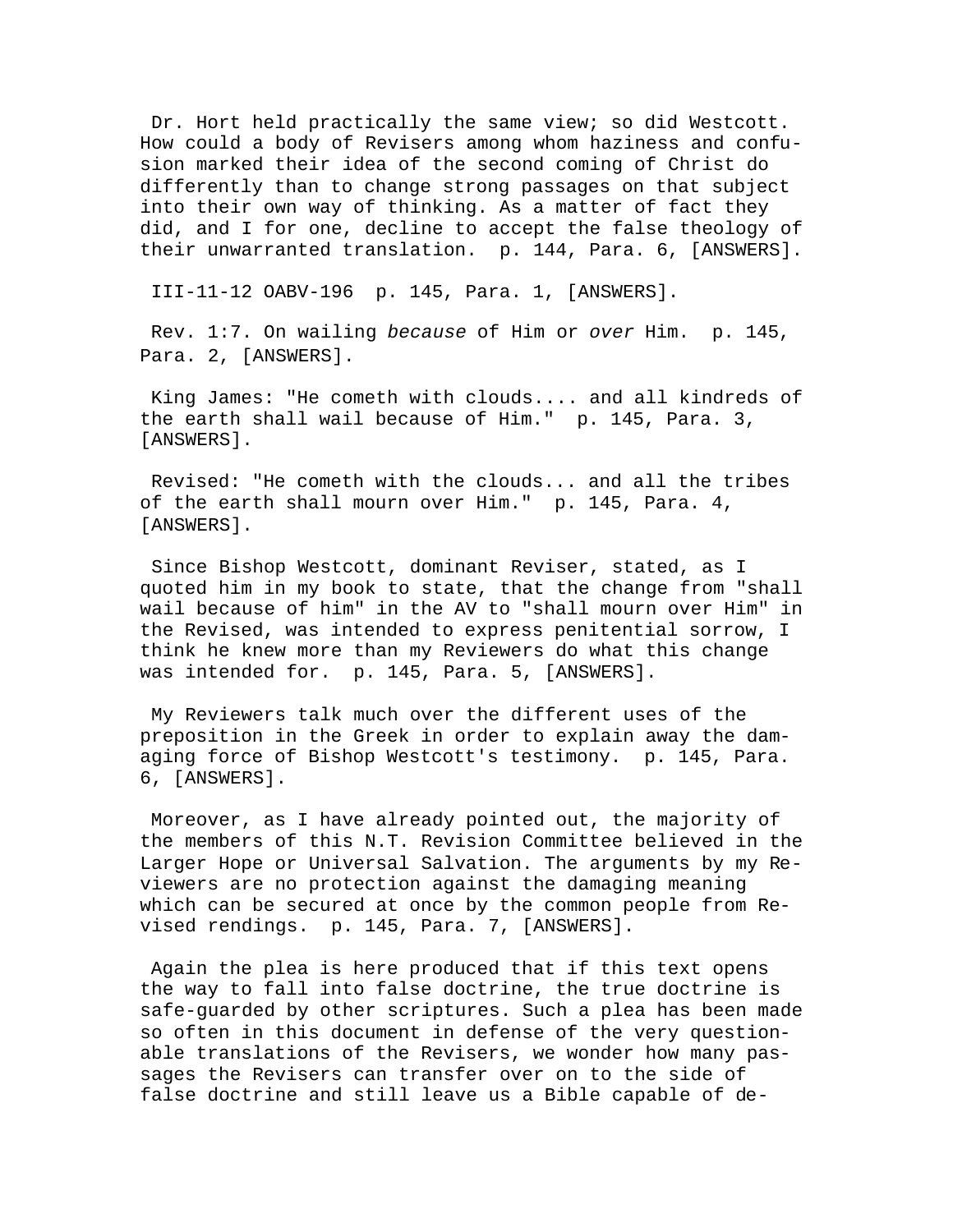Dr. Hort held practically the same view; so did Westcott. How could a body of Revisers among whom haziness and confusion marked their idea of the second coming of Christ do differently than to change strong passages on that subject into their own way of thinking. As a matter of fact they did, and I for one, decline to accept the false theology of their unwarranted translation. p. 144, Para. 6, [ANSWERS].

III-11-12 OABV-196 p. 145, Para. 1, [ANSWERS].

Rev. 1:7. On wailing *because* of Him or *over* Him. p. 145, Para. 2, [ANSWERS].

King James: "He cometh with clouds.... and all kindreds of the earth shall wail because of Him." p. 145, Para. 3, [ANSWERS].

Revised: "He cometh with the clouds... and all the tribes of the earth shall mourn over Him." p. 145, Para. 4, [ANSWERS].

Since Bishop Westcott, dominant Reviser, stated, as I quoted him in my book to state, that the change from "shall wail because of him" in the AV to "shall mourn over Him" in the Revised, was intended to express penitential sorrow, I think he knew more than my Reviewers do what this change was intended for. p. 145, Para. 5, [ANSWERS].

My Reviewers talk much over the different uses of the preposition in the Greek in order to explain away the damaging force of Bishop Westcott's testimony. p. 145, Para. 6, [ANSWERS].

Moreover, as I have already pointed out, the majority of the members of this N.T. Revision Committee believed in the Larger Hope or Universal Salvation. The arguments by my Reviewers are no protection against the damaging meaning which can be secured at once by the common people from Revised renderings. p. 145, Para. 7, [ANSWERS].

Again the plea is here produced that if this text opens the way to fall into false doctrine, the true doctrine is safe-guarded by other scriptures. Such a plea has been made so often in this document in defense of the very questionable translations of the Revisers, we wonder how many passages the Revisers can transfer over on to the side of false doctrine and still leave us a Bible capable of de-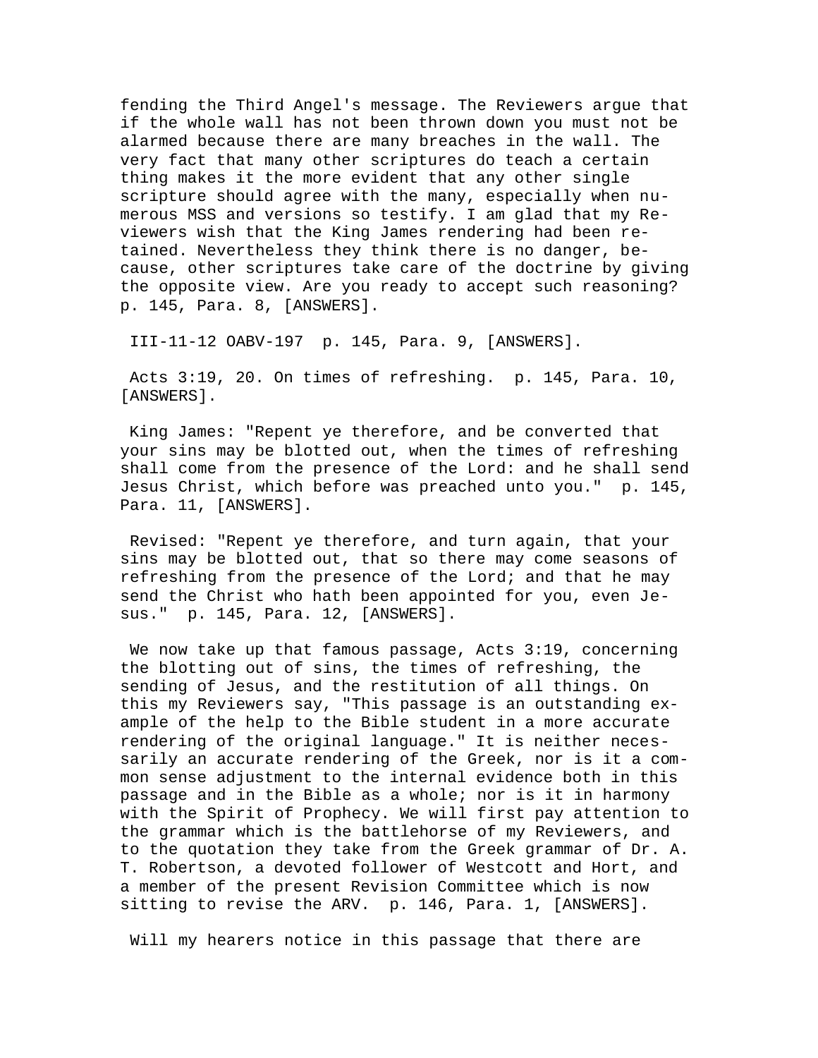fending the Third Angel's message. The Reviewers argue that if the whole wall has not been thrown down you must not be alarmed because there are many breaches in the wall. The very fact that many other scriptures do teach a certain thing makes it the more evident that any other single scripture should agree with the many, especially when numerous MSS and versions so testify. I am glad that my Reviewers wish that the King James rendering had been retained. Nevertheless they think there is no danger, because, other scriptures take care of the doctrine by giving the opposite view. Are you ready to accept such reasoning? p. 145, Para. 8, [ANSWERS].

III-11-12 OABV-197 p. 145, Para. 9, [ANSWERS].

Acts 3:19, 20. On times of refreshing. p. 145, Para. 10, [ANSWERS].

King James: "Repent ye therefore, and be converted that your sins may be blotted out, when the times of refreshing shall come from the presence of the Lord: and he shall send Jesus Christ, which before was preached unto you." p. 145, Para. 11, [ANSWERS].

Revised: "Repent ye therefore, and turn again, that your sins may be blotted out, that so there may come seasons of refreshing from the presence of the Lord; and that he may send the Christ who hath been appointed for you, even Jesus." p. 145, Para. 12, [ANSWERS].

We now take up that famous passage, Acts 3:19, concerning the blotting out of sins, the times of refreshing, the sending of Jesus, and the restitution of all things. On this my Reviewers say, "This passage is an outstanding example of the help to the Bible student in a more accurate rendering of the original language." It is neither necessarily an accurate rendering of the Greek, nor is it a common sense adjustment to the internal evidence both in this passage and in the Bible as a whole; nor is it in harmony with the Spirit of Prophecy. We will first pay attention to the grammar which is the battlehorse of my Reviewers, and to the quotation they take from the Greek grammar of Dr. A. T. Robertson, a devoted follower of Westcott and Hort, and a member of the present Revision Committee which is now sitting to revise the ARV. p. 146, Para. 1, [ANSWERS].

Will my hearers notice in this passage that there are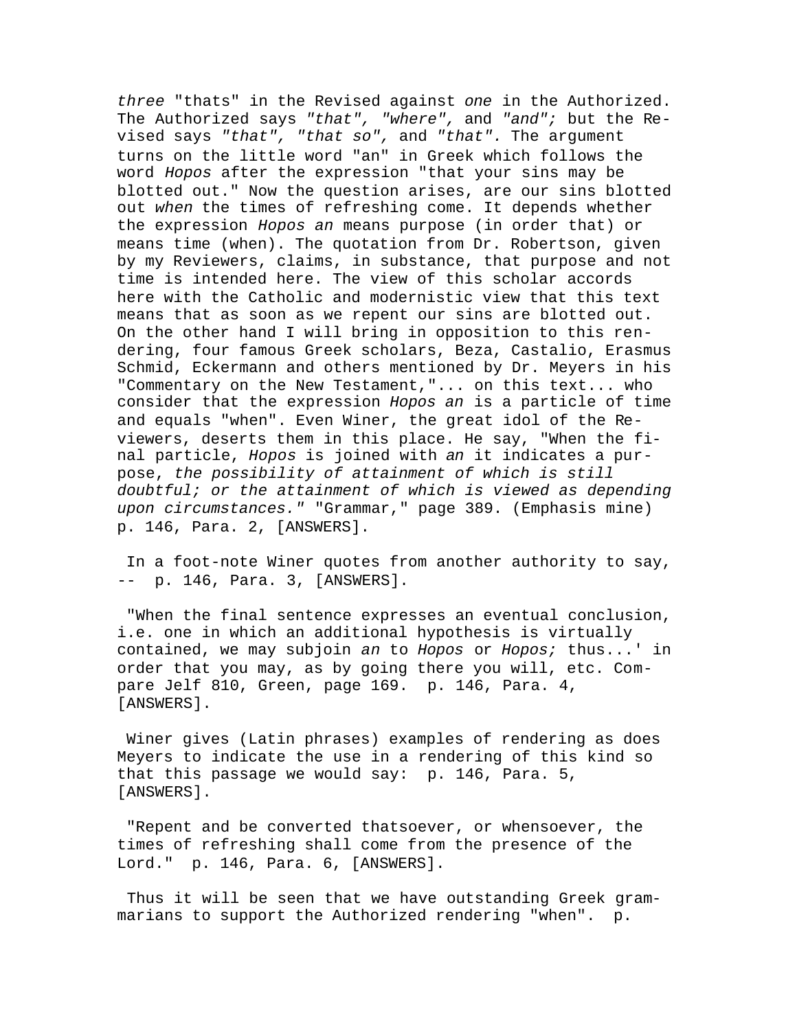*three* "thats" in the Revised against *one* in the Authorized. The Authorized says *"that", "where",* and *"and";* but the Revised says *"that", "that so",* and *"that".* The argument turns on the little word "an" in Greek which follows the word *Hopos* after the expression "that your sins may be blotted out." Now the question arises, are our sins blotted out *when* the times of refreshing come. It depends whether the expression *Hopos an* means purpose (in order that) or means time (when). The quotation from Dr. Robertson, given by my Reviewers, claims, in substance, that purpose and not time is intended here. The view of this scholar accords here with the Catholic and modernistic view that this text means that as soon as we repent our sins are blotted out. On the other hand I will bring in opposition to this rendering, four famous Greek scholars, Beza, Castalio, Erasmus Schmid, Eckermann and others mentioned by Dr. Meyers in his "Commentary on the New Testament,"... on this text... who consider that the expression *Hopos an* is a particle of time and equals "when". Even Winer, the great idol of the Reviewers, deserts them in this place. He say, "When the final particle, *Hopos* is joined with *an* it indicates a purpose, *the possibility of attainment of which is still doubtful; or the attainment of which is viewed as depending upon circumstances."* "Grammar," page 389. (Emphasis mine) p. 146, Para. 2, [ANSWERS].

In a foot-note Winer quotes from another authority to say, -- p. 146, Para. 3, [ANSWERS].

"When the final sentence expresses an eventual conclusion, i.e. one in which an additional hypothesis is virtually contained, we may subjoin *an* to *Hopos* or *Hopos;* thus...' in order that you may, as by going there you will, etc. Compare Jelf 810, Green, page 169. p. 146, Para. 4, [ANSWERS].

Winer gives (Latin phrases) examples of rendering as does Meyers to indicate the use in a rendering of this kind so that this passage we would say: p. 146, Para. 5, [ANSWERS].

"Repent and be converted thatsoever, or whensoever, the times of refreshing shall come from the presence of the Lord." p. 146, Para. 6, [ANSWERS].

Thus it will be seen that we have outstanding Greek grammarians to support the Authorized rendering "when". p.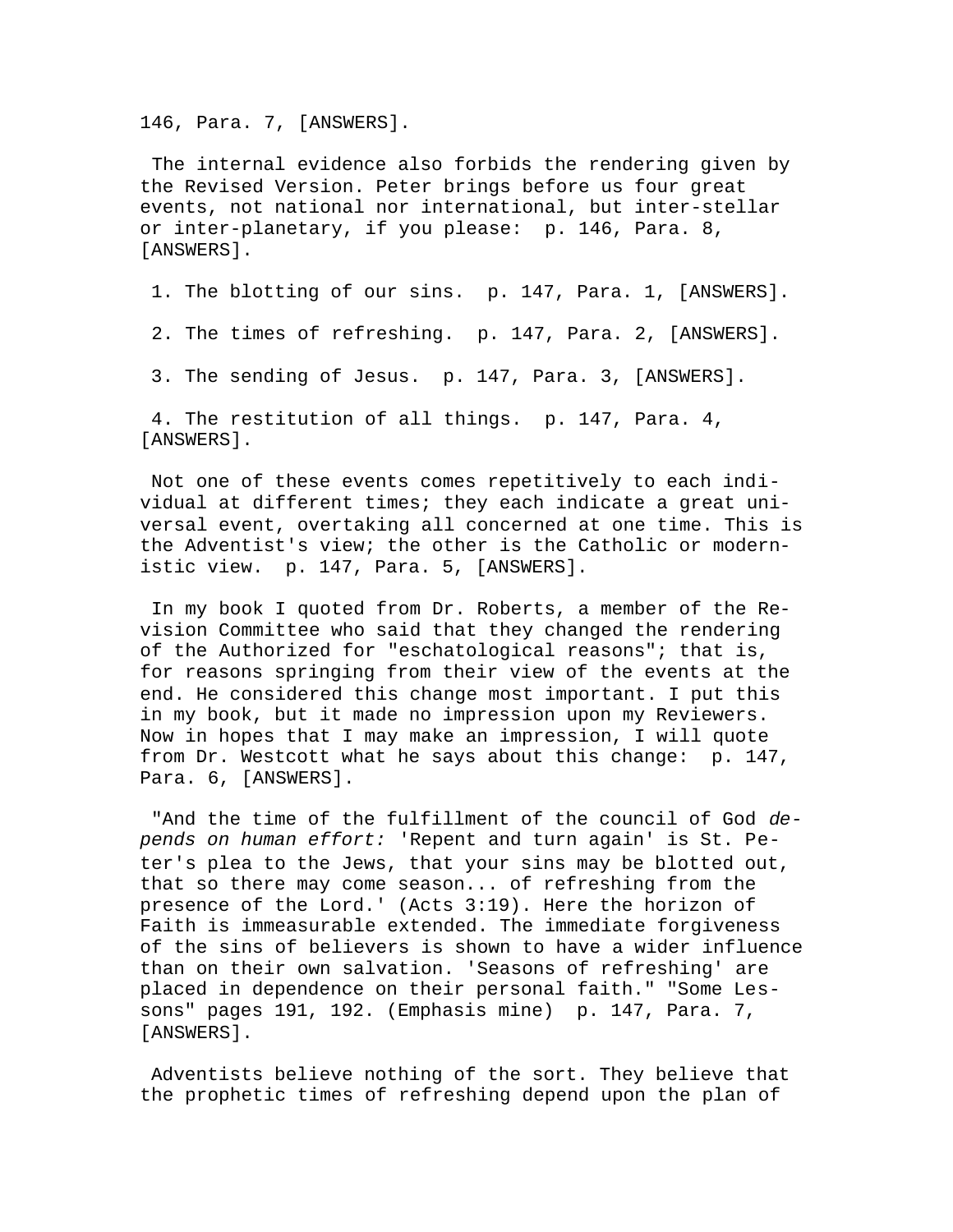146, Para. 7, [ANSWERS].

The internal evidence also forbids the rendering given by the Revised Version. Peter brings before us four great events, not national nor international, but inter-stellar or inter-planetary, if you please: p. 146, Para. 8, [ANSWERS].

1. The blotting of our sins. p. 147, Para. 1, [ANSWERS].

2. The times of refreshing. p. 147, Para. 2, [ANSWERS].

3. The sending of Jesus. p. 147, Para. 3, [ANSWERS].

4. The restitution of all things. p. 147, Para. 4, [ANSWERS].

Not one of these events comes repetitively to each individual at different times; they each indicate a great universal event, overtaking all concerned at one time. This is the Adventist's view; the other is the Catholic or modernistic view. p. 147, Para. 5, [ANSWERS].

In my book I quoted from Dr. Roberts, a member of the Revision Committee who said that they changed the rendering of the Authorized for "eschatological reasons"; that is, for reasons springing from their view of the events at the end. He considered this change most important. I put this in my book, but it made no impression upon my Reviewers. Now in hopes that I may make an impression, I will quote from Dr. Westcott what he says about this change: p. 147, Para. 6, [ANSWERS].

"And the time of the fulfillment of the council of God *depends on human effort:* 'Repent and turn again' is St. Peter's plea to the Jews, that your sins may be blotted out, that so there may come season... of refreshing from the presence of the Lord.' (Acts 3:19). Here the horizon of Faith is immeasurable extended. The immediate forgiveness of the sins of believers is shown to have a wider influence than on their own salvation. 'Seasons of refreshing' are placed in dependence on their personal faith." "Some Lessons" pages 191, 192. (Emphasis mine) p. 147, Para. 7, [ANSWERS].

Adventists believe nothing of the sort. They believe that the prophetic times of refreshing depend upon the plan of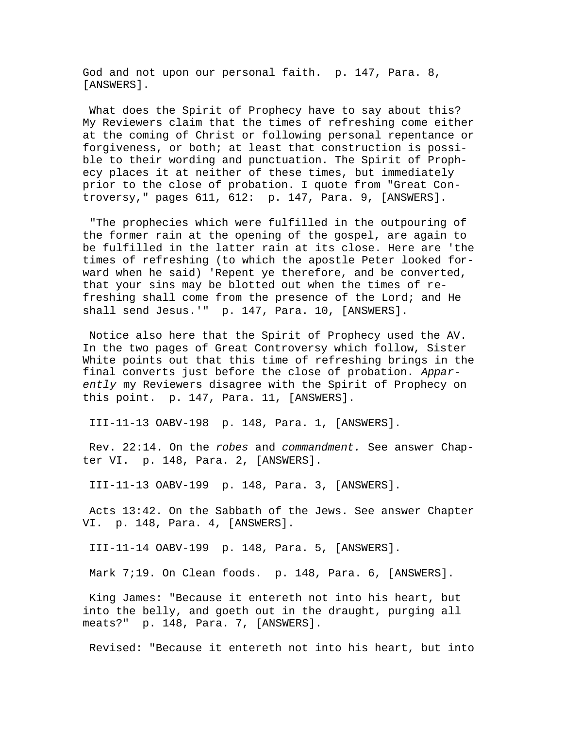God and not upon our personal faith.  p. 147, Para. 8, [ANSWERS].

What does the Spirit of Prophecy have to say about this? My Reviewers claim that the times of refreshing come either at the coming of Christ or following personal repentance or forgiveness, or both; at least that construction is possible to their wording and punctuation. The Spirit of Prophecy places it at neither of these times, but immediately prior to the close of probation. I quote from "Great Controversy," pages 611, 612:  p. 147, Para. 9, [ANSWERS].

"The prophecies which were fulfilled in the outpouring of the former rain at the opening of the gospel, are again to be fulfilled in the latter rain at its close. Here are 'the times of refreshing (to which the apostle Peter looked forward when he said) 'Repent ye therefore, and be converted, that your sins may be blotted out when the times of refreshing shall come from the presence of the Lord; and He shall send Jesus.'"  p. 147, Para. 10, [ANSWERS].

Notice also here that the Spirit of Prophecy used the AV. In the two pages of Great Controversy which follow, Sister White points out that this time of refreshing brings in the final converts just before the close of probation. *Apparently* my Reviewers disagree with the Spirit of Prophecy on this point.  p. 147, Para. 11, [ANSWERS].

III-11-13 OABV-198  p. 148, Para. 1, [ANSWERS].

Rev. 22:14. On the *robes* and *commandment.* See answer Chapter VI.  p. 148, Para. 2, [ANSWERS].

III-11-13 OABV-199  p. 148, Para. 3, [ANSWERS].

Acts 13:42. On the Sabbath of the Jews. See answer Chapter VI.  p. 148, Para. 4, [ANSWERS].

III-11-14 OABV-199  p. 148, Para. 5, [ANSWERS].

Mark 7;19. On Clean foods.  p. 148, Para. 6, [ANSWERS].

King James: "Because it entereth not into his heart, but into the belly, and goeth out in the draught, purging all meats?"  p. 148, Para. 7, [ANSWERS].

Revised: "Because it entereth not into his heart, but into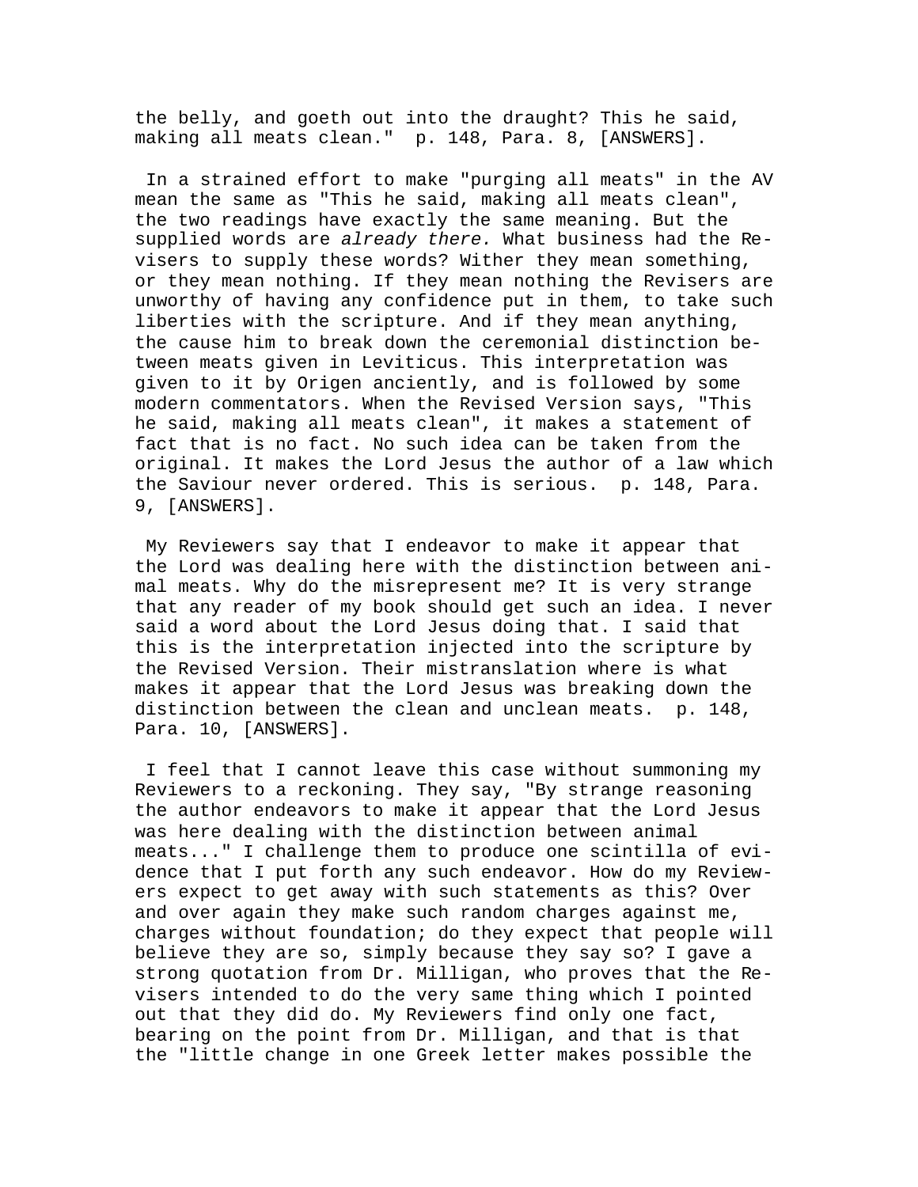the belly, and goeth out into the draught? This he said, making all meats clean." p. 148, Para. 8, [ANSWERS].

In a strained effort to make "purging all meats" in the AV mean the same as "This he said, making all meats clean", the two readings have exactly the same meaning. But the supplied words are *already there.* What business had the Revisers to supply these words? Wither they mean something, or they mean nothing. If they mean nothing the Revisers are unworthy of having any confidence put in them, to take such liberties with the scripture. And if they mean anything, the cause him to break down the ceremonial distinction between meats given in Leviticus. This interpretation was given to it by Origen anciently, and is followed by some modern commentators. When the Revised Version says, "This he said, making all meats clean", it makes a statement of fact that is no fact. No such idea can be taken from the original. It makes the Lord Jesus the author of a law which the Saviour never ordered. This is serious. p. 148, Para. 9, [ANSWERS].

My Reviewers say that I endeavor to make it appear that the Lord was dealing here with the distinction between animal meats. Why do the misrepresent me? It is very strange that any reader of my book should get such an idea. I never said a word about the Lord Jesus doing that. I said that this is the interpretation injected into the scripture by the Revised Version. Their mistranslation where is what makes it appear that the Lord Jesus was breaking down the distinction between the clean and unclean meats. p. 148, Para. 10, [ANSWERS].

I feel that I cannot leave this case without summoning my Reviewers to a reckoning. They say, "By strange reasoning the author endeavors to make it appear that the Lord Jesus was here dealing with the distinction between animal meats..." I challenge them to produce one scintilla of evidence that I put forth any such endeavor. How do my Reviewers expect to get away with such statements as this? Over and over again they make such random charges against me, charges without foundation; do they expect that people will believe they are so, simply because they say so? I gave a strong quotation from Dr. Milligan, who proves that the Revisers intended to do the very same thing which I pointed out that they did do. My Reviewers find only one fact, bearing on the point from Dr. Milligan, and that is that the "little change in one Greek letter makes possible the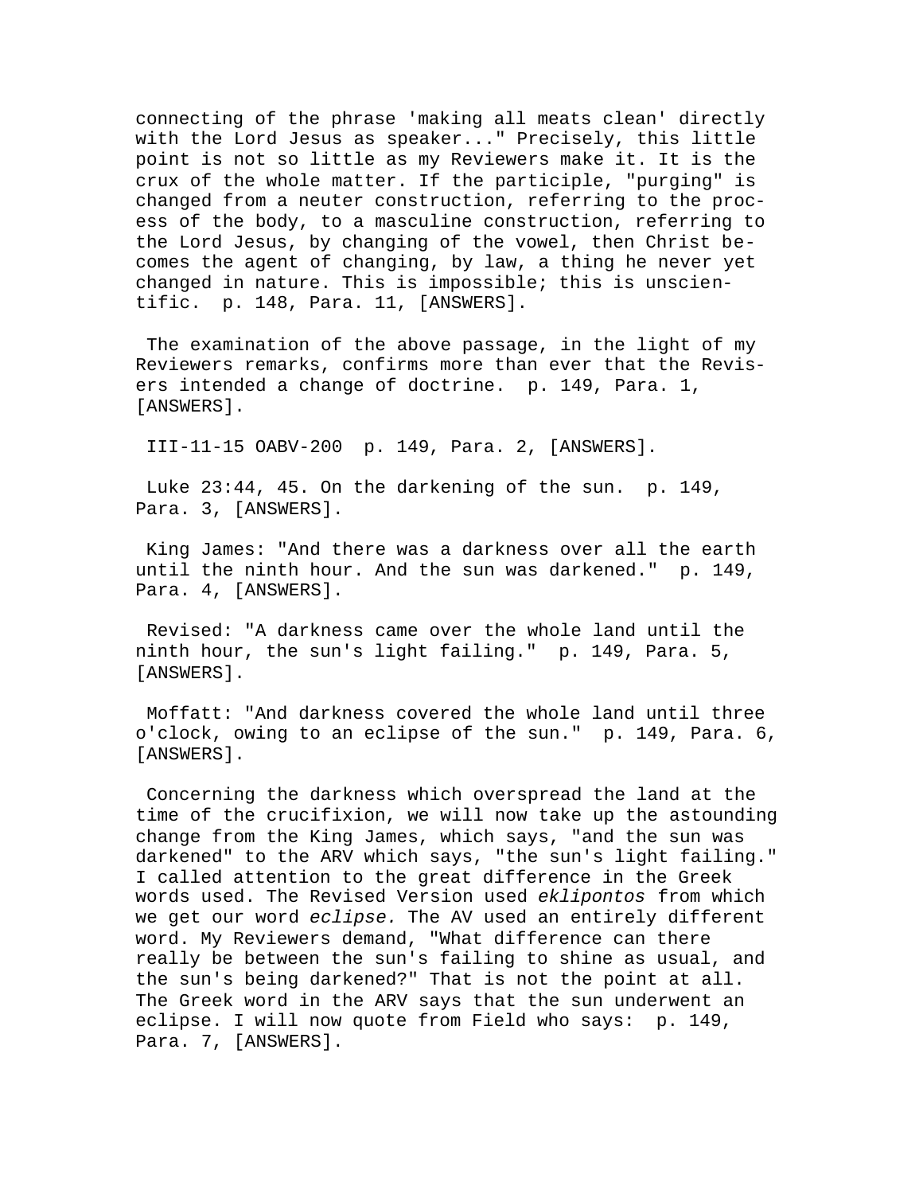connecting of the phrase 'making all meats clean' directly with the Lord Jesus as speaker..." Precisely, this little point is not so little as my Reviewers make it. It is the crux of the whole matter. If the participle, "purging" is changed from a neuter construction, referring to the process of the body, to a masculine construction, referring to the Lord Jesus, by changing of the vowel, then Christ becomes the agent of changing, by law, a thing he never yet changed in nature. This is impossible; this is unscientific. p. 148, Para. 11, [ANSWERS].

The examination of the above passage, in the light of my Reviewers remarks, confirms more than ever that the Revisers intended a change of doctrine. p. 149, Para. 1, [ANSWERS].

III-11-15 OABV-200 p. 149, Para. 2, [ANSWERS].

Luke 23:44, 45. On the darkening of the sun. p. 149, Para. 3, [ANSWERS].

King James: "And there was a darkness over all the earth until the ninth hour. And the sun was darkened." p. 149, Para. 4, [ANSWERS].

Revised: "A darkness came over the whole land until the ninth hour, the sun's light failing." p. 149, Para. 5, [ANSWERS].

Moffatt: "And darkness covered the whole land until three o'clock, owing to an eclipse of the sun." p. 149, Para. 6, [ANSWERS].

Concerning the darkness which overspread the land at the time of the crucifixion, we will now take up the astounding change from the King James, which says, "and the sun was darkened" to the ARV which says, "the sun's light failing." I called attention to the great difference in the Greek words used. The Revised Version used *eklipontos* from which we get our word *eclipse.* The AV used an entirely different word. My Reviewers demand, "What difference can there really be between the sun's failing to shine as usual, and the sun's being darkened?" That is not the point at all. The Greek word in the ARV says that the sun underwent an eclipse. I will now quote from Field who says: p. 149, Para. 7, [ANSWERS].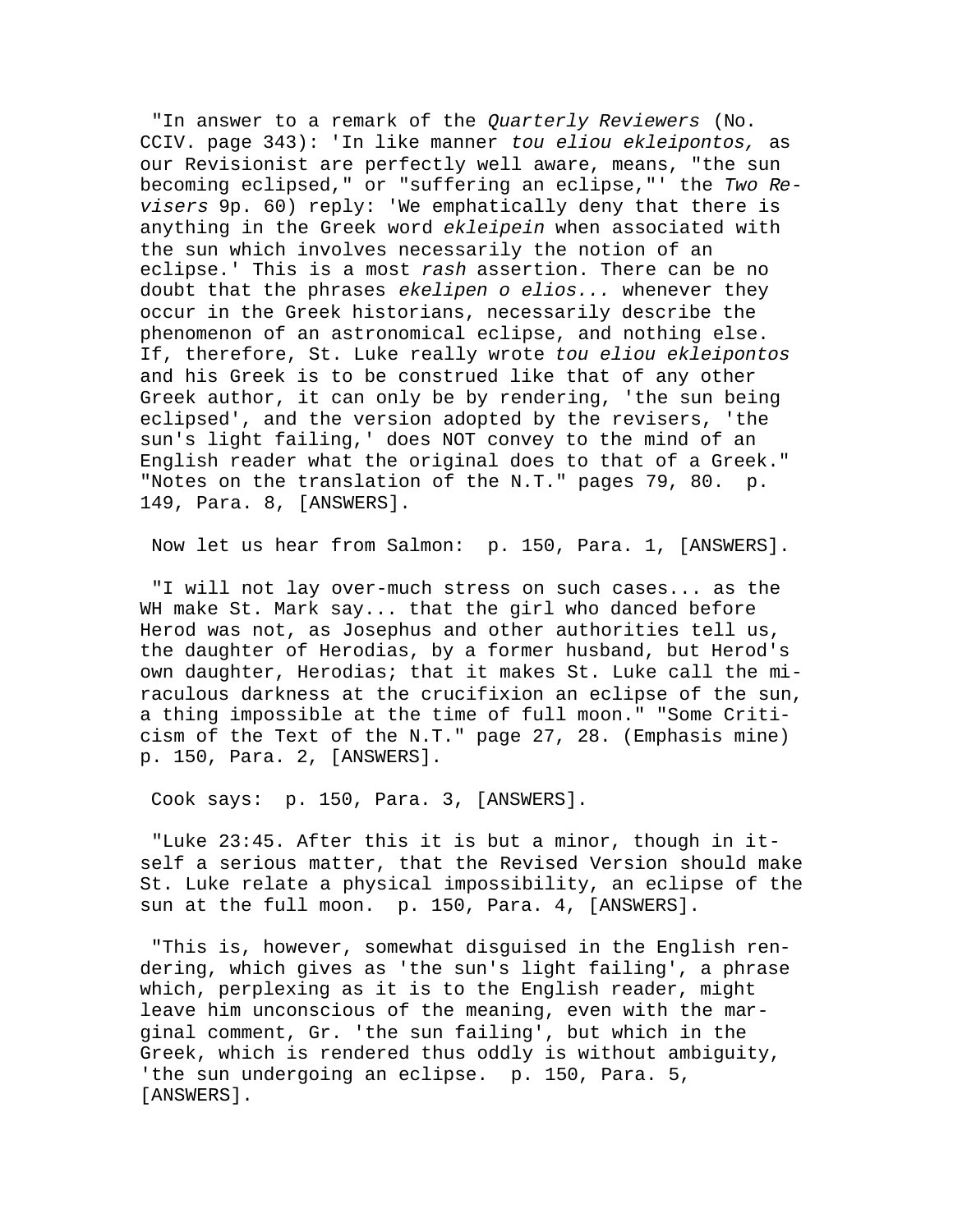"In answer to a remark of the *Quarterly Reviewers* (No. CCIV. page 343): 'In like manner *tou eliou ekleipontos,* as our Revisionist are perfectly well aware, means, "the sun becoming eclipsed," or "suffering an eclipse,"' the *Two Revisers* 9p. 60) reply: 'We emphatically deny that there is anything in the Greek word *ekleipein* when associated with the sun which involves necessarily the notion of an eclipse.' This is a most *rash* assertion. There can be no doubt that the phrases *ekelipen o elios...* whenever they occur in the Greek historians, necessarily describe the phenomenon of an astronomical eclipse, and nothing else. If, therefore, St. Luke really wrote *tou eliou ekleipontos* and his Greek is to be construed like that of any other Greek author, it can only be by rendering, 'the sun being eclipsed', and the version adopted by the revisers, 'the sun's light failing,' does NOT convey to the mind of an English reader what the original does to that of a Greek." "Notes on the translation of the N.T." pages 79, 80. p. 149, Para. 8, [ANSWERS].

Now let us hear from Salmon: p. 150, Para. 1, [ANSWERS].

"I will not lay over-much stress on such cases... as the WH make St. Mark say... that the girl who danced before Herod was not, as Josephus and other authorities tell us, the daughter of Herodias, by a former husband, but Herod's own daughter, Herodias; that it makes St. Luke call the miraculous darkness at the crucifixion an eclipse of the sun, a thing impossible at the time of full moon." "Some Criticism of the Text of the N.T." page 27, 28. (Emphasis mine) p. 150, Para. 2, [ANSWERS].

Cook says: p. 150, Para. 3, [ANSWERS].

"Luke 23:45. After this it is but a minor, though in itself a serious matter, that the Revised Version should make St. Luke relate a physical impossibility, an eclipse of the sun at the full moon. p. 150, Para. 4, [ANSWERS].

"This is, however, somewhat disguised in the English rendering, which gives as 'the sun's light failing', a phrase which, perplexing as it is to the English reader, might leave him unconscious of the meaning, even with the marginal comment, Gr. 'the sun failing', but which in the Greek, which is rendered thus oddly is without ambiguity, 'the sun undergoing an eclipse. p. 150, Para. 5, [ANSWERS].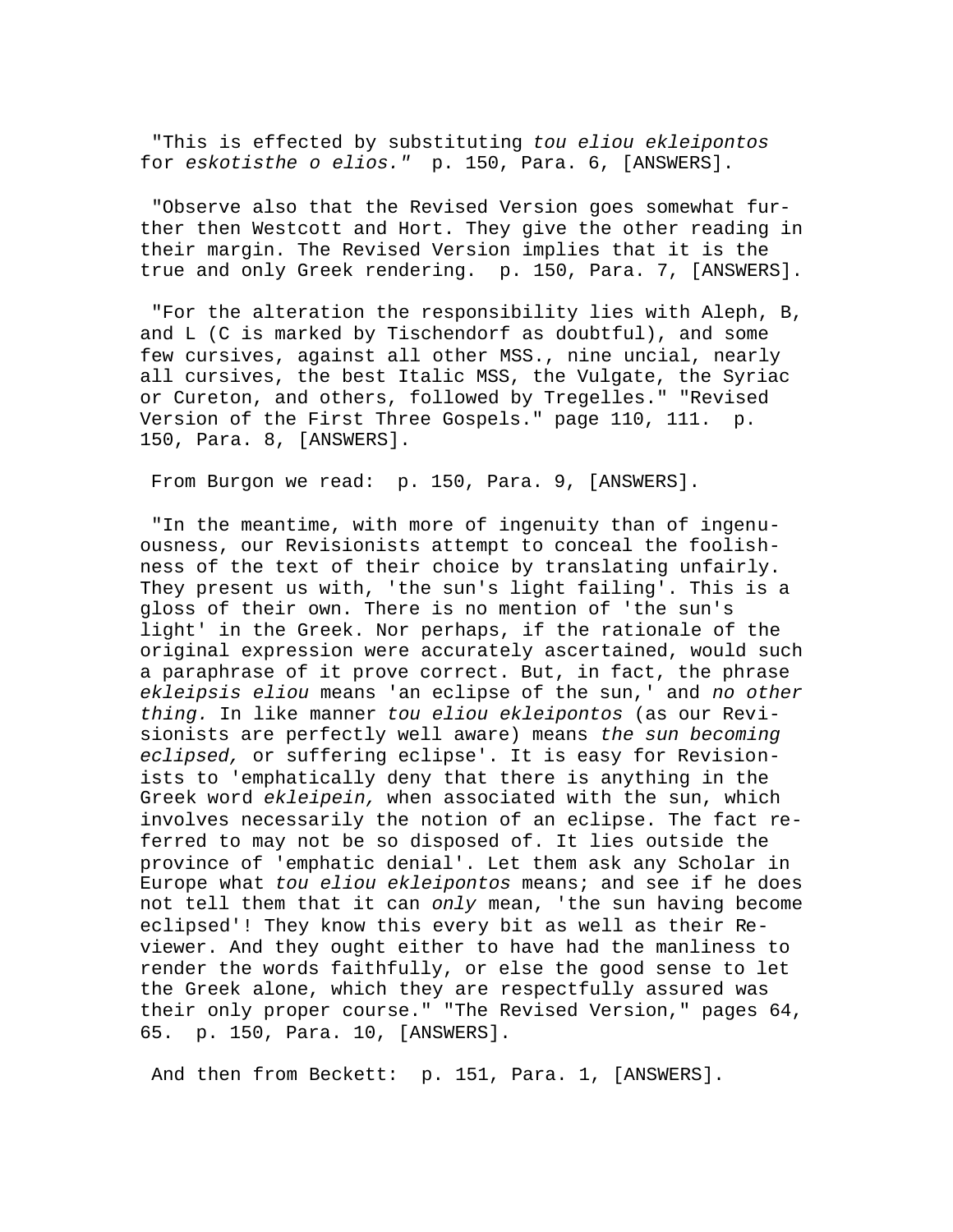"This is effected by substituting *tou eliou ekleipontos* for *eskotisthe o elios."* p. 150, Para. 6, [ANSWERS].

"Observe also that the Revised Version goes somewhat further then Westcott and Hort. They give the other reading in their margin. The Revised Version implies that it is the true and only Greek rendering. p. 150, Para. 7, [ANSWERS].

"For the alteration the responsibility lies with Aleph, B, and L (C is marked by Tischendorf as doubtful), and some few cursives, against all other MSS., nine uncial, nearly all cursives, the best Italic MSS, the Vulgate, the Syriac or Cureton, and others, followed by Tregelles." "Revised Version of the First Three Gospels." page 110, 111. p. 150, Para. 8, [ANSWERS].

From Burgon we read: p. 150, Para. 9, [ANSWERS].

"In the meantime, with more of ingenuity than of ingenuousness, our Revisionists attempt to conceal the foolishness of the text of their choice by translating unfairly. They present us with, 'the sun's light failing'. This is a gloss of their own. There is no mention of 'the sun's light' in the Greek. Nor perhaps, if the rationale of the original expression were accurately ascertained, would such a paraphrase of it prove correct. But, in fact, the phrase *ekleipsis eliou* means 'an eclipse of the sun,' and *no other thing.* In like manner *tou eliou ekleipontos* (as our Revisionists are perfectly well aware) means *the sun becoming eclipsed,* or suffering eclipse'. It is easy for Revisionists to 'emphatically deny that there is anything in the Greek word *ekleipein,* when associated with the sun, which involves necessarily the notion of an eclipse. The fact referred to may not be so disposed of. It lies outside the province of 'emphatic denial'. Let them ask any Scholar in Europe what *tou eliou ekleipontos* means; and see if he does not tell them that it can *only* mean, 'the sun having become eclipsed'! They know this every bit as well as their Reviewer. And they ought either to have had the manliness to render the words faithfully, or else the good sense to let the Greek alone, which they are respectfully assured was their only proper course." "The Revised Version," pages 64, 65. p. 150, Para. 10, [ANSWERS].

And then from Beckett: p. 151, Para. 1, [ANSWERS].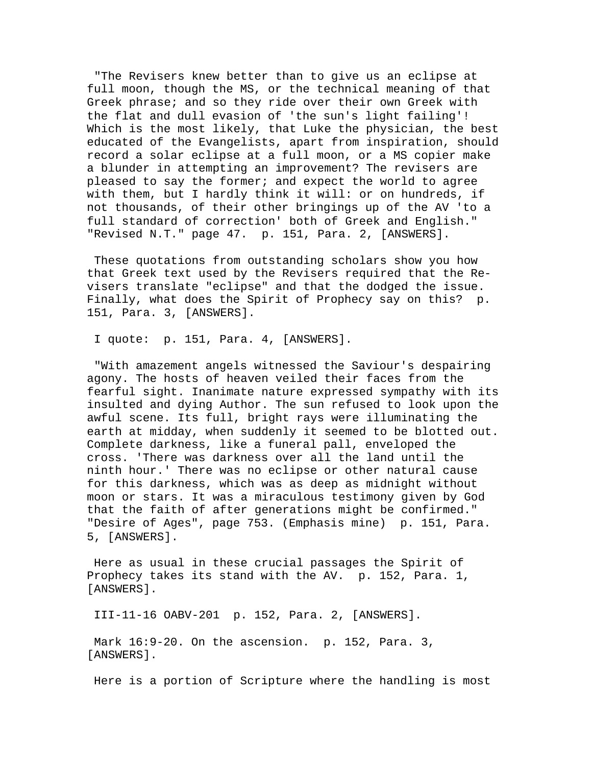"The Revisers knew better than to give us an eclipse at full moon, though the MS, or the technical meaning of that Greek phrase; and so they ride over their own Greek with the flat and dull evasion of 'the sun's light failing'! Which is the most likely, that Luke the physician, the best educated of the Evangelists, apart from inspiration, should record a solar eclipse at a full moon, or a MS copier make a blunder in attempting an improvement? The revisers are pleased to say the former; and expect the world to agree with them, but I hardly think it will: or on hundreds, if not thousands, of their other bringings up of the AV 'to a full standard of correction' both of Greek and English." "Revised N.T." page 47. p. 151, Para. 2, [ANSWERS].

These quotations from outstanding scholars show you how that Greek text used by the Revisers required that the Revisers translate "eclipse" and that the dodged the issue. Finally, what does the Spirit of Prophecy say on this? p. 151, Para. 3, [ANSWERS].

I quote: p. 151, Para. 4, [ANSWERS].

"With amazement angels witnessed the Saviour's despairing agony. The hosts of heaven veiled their faces from the fearful sight. Inanimate nature expressed sympathy with its insulted and dying Author. The sun refused to look upon the awful scene. Its full, bright rays were illuminating the earth at midday, when suddenly it seemed to be blotted out. Complete darkness, like a funeral pall, enveloped the cross. 'There was darkness over all the land until the ninth hour.' There was no eclipse or other natural cause for this darkness, which was as deep as midnight without moon or stars. It was a miraculous testimony given by God that the faith of after generations might be confirmed." "Desire of Ages", page 753. (Emphasis mine) p. 151, Para. 5, [ANSWERS].

Here as usual in these crucial passages the Spirit of Prophecy takes its stand with the AV. p. 152, Para. 1, [ANSWERS].

III-11-16 OABV-201 p. 152, Para. 2, [ANSWERS].

Mark 16:9-20. On the ascension. p. 152, Para. 3, [ANSWERS].

Here is a portion of Scripture where the handling is most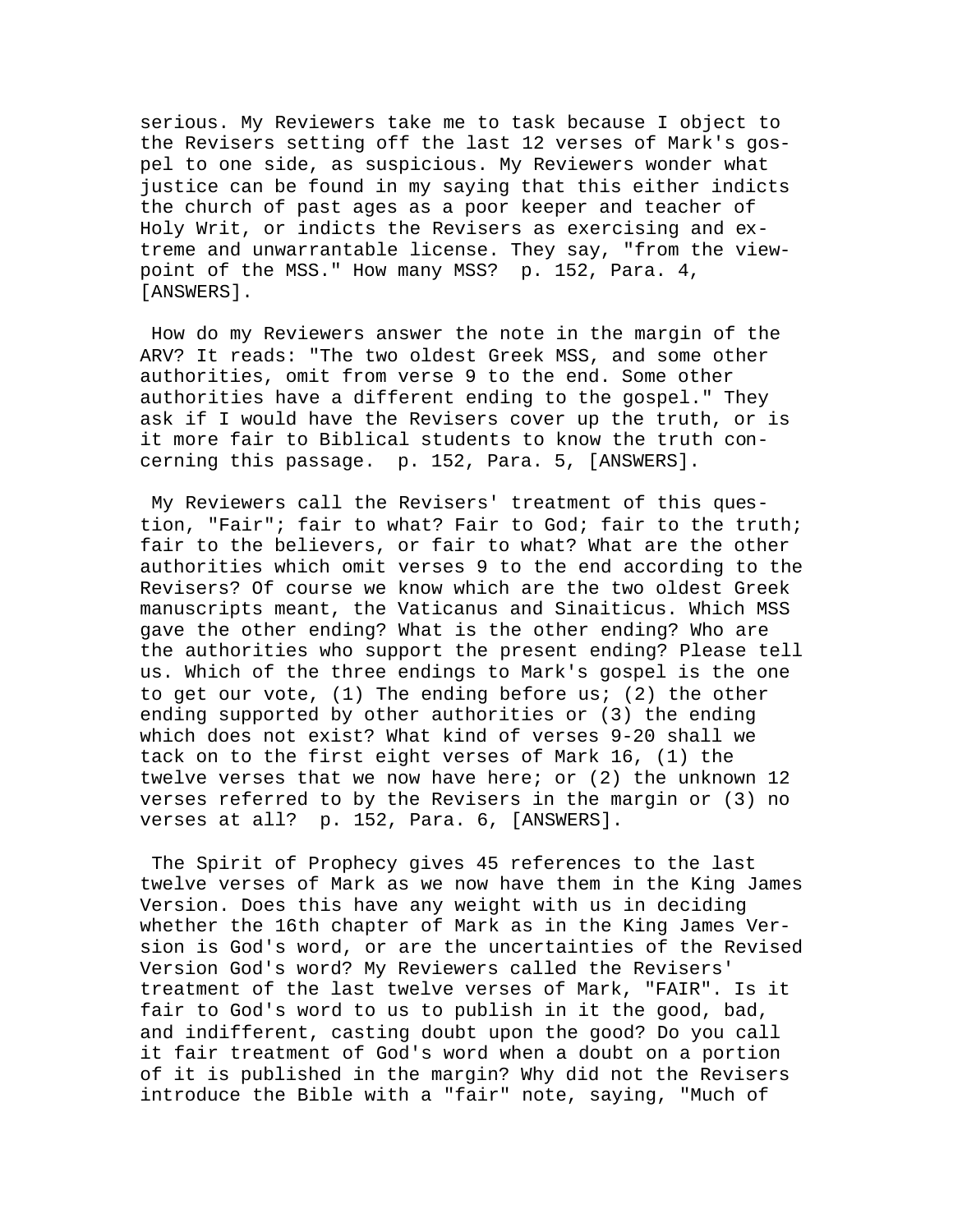serious. My Reviewers take me to task because I object to the Revisers setting off the last 12 verses of Mark's gospel to one side, as suspicious. My Reviewers wonder what justice can be found in my saying that this either indicts the church of past ages as a poor keeper and teacher of Holy Writ, or indicts the Revisers as exercising and extreme and unwarrantable license. They say, "from the viewpoint of the MSS." How many MSS? p. 152, Para. 4, [ANSWERS].

How do my Reviewers answer the note in the margin of the ARV? It reads: "The two oldest Greek MSS, and some other authorities, omit from verse 9 to the end. Some other authorities have a different ending to the gospel." They ask if I would have the Revisers cover up the truth, or is it more fair to Biblical students to know the truth concerning this passage. p. 152, Para. 5, [ANSWERS].

My Reviewers call the Revisers' treatment of this question, "Fair"; fair to what? Fair to God; fair to the truth; fair to the believers, or fair to what? What are the other authorities which omit verses 9 to the end according to the Revisers? Of course we know which are the two oldest Greek manuscripts meant, the Vaticanus and Sinaiticus. Which MSS gave the other ending? What is the other ending? Who are the authorities who support the present ending? Please tell us. Which of the three endings to Mark's gospel is the one to get our vote, (1) The ending before us; (2) the other ending supported by other authorities or (3) the ending which does not exist? What kind of verses 9-20 shall we tack on to the first eight verses of Mark 16, (1) the twelve verses that we now have here; or (2) the unknown 12 verses referred to by the Revisers in the margin or (3) no verses at all? p. 152, Para. 6, [ANSWERS].

The Spirit of Prophecy gives 45 references to the last twelve verses of Mark as we now have them in the King James Version. Does this have any weight with us in deciding whether the 16th chapter of Mark as in the King James Version is God's word, or are the uncertainties of the Revised Version God's word? My Reviewers called the Revisers' treatment of the last twelve verses of Mark, "FAIR". Is it fair to God's word to us to publish in it the good, bad, and indifferent, casting doubt upon the good? Do you call it fair treatment of God's word when a doubt on a portion of it is published in the margin? Why did not the Revisers introduce the Bible with a "fair" note, saying, "Much of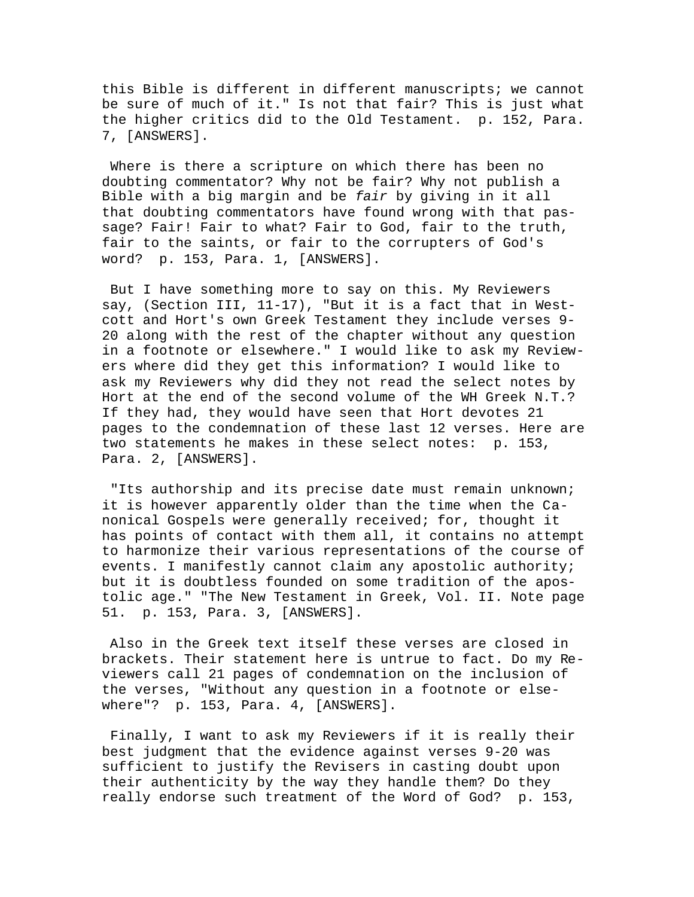this Bible is different in different manuscripts; we cannot be sure of much of it." Is not that fair? This is just what the higher critics did to the Old Testament. p. 152, Para. 7, [ANSWERS].

Where is there a scripture on which there has been no doubting commentator? Why not be fair? Why not publish a Bible with a big margin and be *fair* by giving in it all that doubting commentators have found wrong with that passage? Fair! Fair to what? Fair to God, fair to the truth, fair to the saints, or fair to the corrupters of God's word? p. 153, Para. 1, [ANSWERS].

But I have something more to say on this. My Reviewers say, (Section III, 11-17), "But it is a fact that in Westcott and Hort's own Greek Testament they include verses 9-20 along with the rest of the chapter without any question in a footnote or elsewhere." I would like to ask my Reviewers where did they get this information? I would like to ask my Reviewers why did they not read the select notes by Hort at the end of the second volume of the WH Greek N.T.? If they had, they would have seen that Hort devotes 21 pages to the condemnation of these last 12 verses. Here are two statements he makes in these select notes: p. 153, Para. 2, [ANSWERS].

"Its authorship and its precise date must remain unknown; it is however apparently older than the time when the Canonical Gospels were generally received; for, thought it has points of contact with them all, it contains no attempt to harmonize their various representations of the course of events. I manifestly cannot claim any apostolic authority; but it is doubtless founded on some tradition of the apostolic age." "The New Testament in Greek, Vol. II. Note page 51. p. 153, Para. 3, [ANSWERS].

Also in the Greek text itself these verses are closed in brackets. Their statement here is untrue to fact. Do my Reviewers call 21 pages of condemnation on the inclusion of the verses, "Without any question in a footnote or elsewhere"? p. 153, Para. 4, [ANSWERS].

Finally, I want to ask my Reviewers if it is really their best judgment that the evidence against verses 9-20 was sufficient to justify the Revisers in casting doubt upon their authenticity by the way they handle them? Do they really endorse such treatment of the Word of God? p. 153,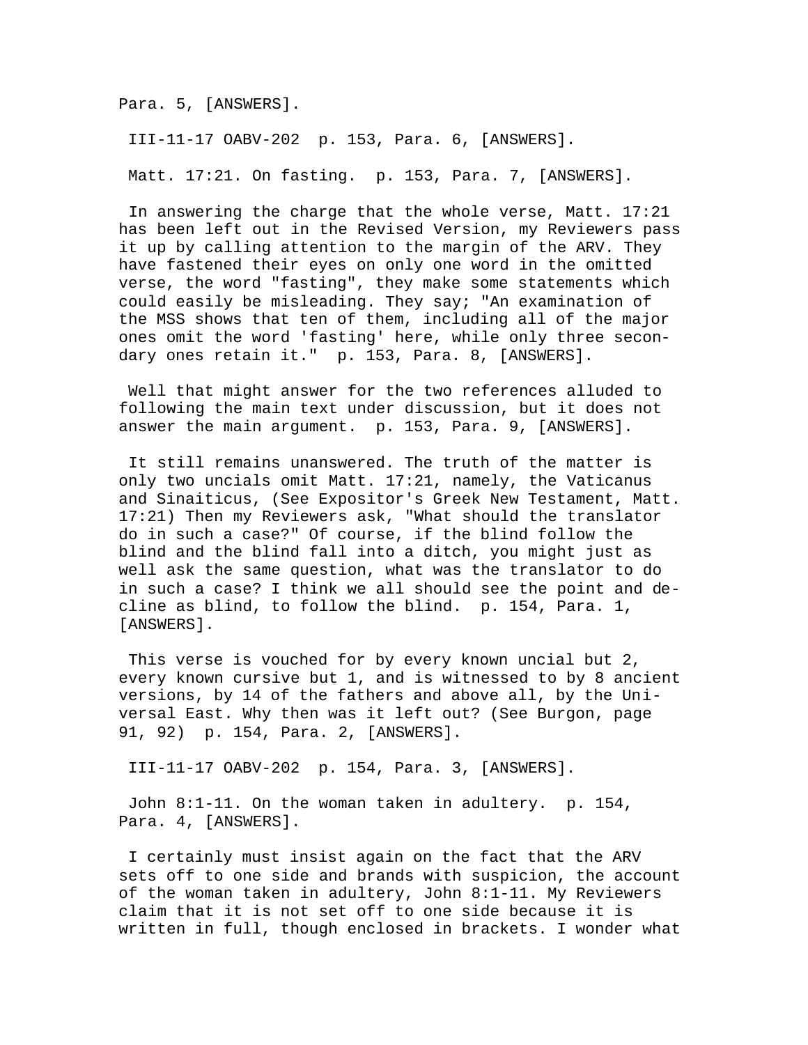Para. 5, [ANSWERS].

III-11-17 OABV-202  p. 153, Para. 6, [ANSWERS].

Matt. 17:21. On fasting.  p. 153, Para. 7, [ANSWERS].

In answering the charge that the whole verse, Matt. 17:21 has been left out in the Revised Version, my Reviewers pass it up by calling attention to the margin of the ARV. They have fastened their eyes on only one word in the omitted verse, the word "fasting", they make some statements which could easily be misleading. They say; "An examination of the MSS shows that ten of them, including all of the major ones omit the word 'fasting' here, while only three secondary ones retain it."  p. 153, Para. 8, [ANSWERS].

Well that might answer for the two references alluded to following the main text under discussion, but it does not answer the main argument.  p. 153, Para. 9, [ANSWERS].

It still remains unanswered. The truth of the matter is only two uncials omit Matt. 17:21, namely, the Vaticanus and Sinaiticus, (See Expositor's Greek New Testament, Matt. 17:21) Then my Reviewers ask, "What should the translator do in such a case?" Of course, if the blind follow the blind and the blind fall into a ditch, you might just as well ask the same question, what was the translator to do in such a case? I think we all should see the point and decline as blind, to follow the blind.  p. 154, Para. 1, [ANSWERS].

This verse is vouched for by every known uncial but 2, every known cursive but 1, and is witnessed to by 8 ancient versions, by 14 of the fathers and above all, by the Universal East. Why then was it left out? (See Burgon, page 91, 92)  p. 154, Para. 2, [ANSWERS].

III-11-17 OABV-202  p. 154, Para. 3, [ANSWERS].

John 8:1-11. On the woman taken in adultery.  p. 154, Para. 4, [ANSWERS].

I certainly must insist again on the fact that the ARV sets off to one side and brands with suspicion, the account of the woman taken in adultery, John 8:1-11. My Reviewers claim that it is not set off to one side because it is written in full, though enclosed in brackets. I wonder what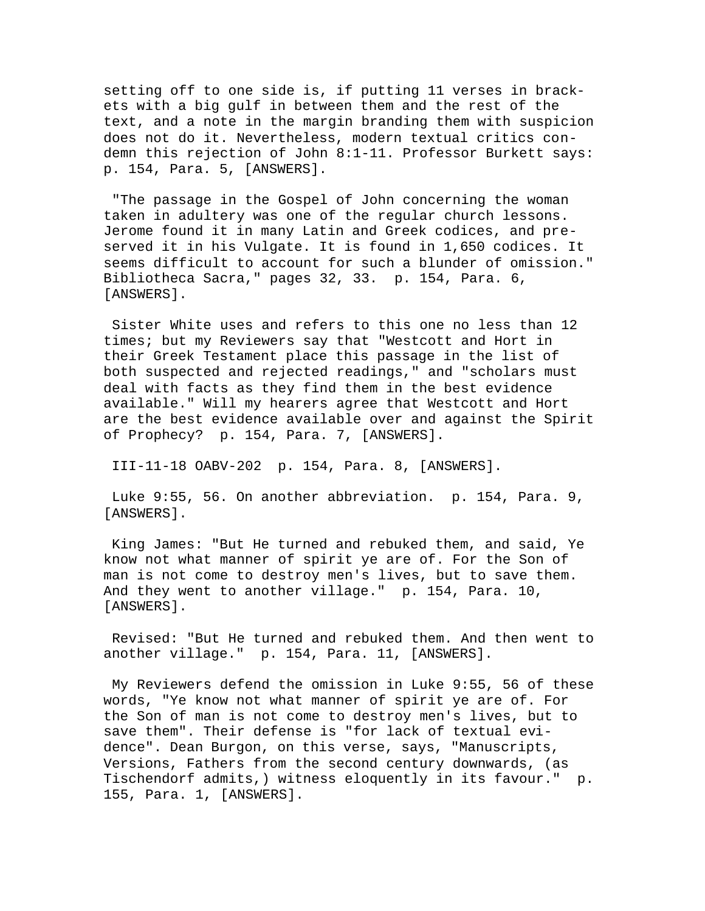setting off to one side is, if putting 11 verses in brackets with a big gulf in between them and the rest of the text, and a note in the margin branding them with suspicion does not do it. Nevertheless, modern textual critics condemn this rejection of John 8:1-11. Professor Burkett says: p. 154, Para. 5, [ANSWERS].

"The passage in the Gospel of John concerning the woman taken in adultery was one of the regular church lessons. Jerome found it in many Latin and Greek codices, and preserved it in his Vulgate. It is found in 1,650 codices. It seems difficult to account for such a blunder of omission." Bibliotheca Sacra," pages 32, 33. p. 154, Para. 6, [ANSWERS].

Sister White uses and refers to this one no less than 12 times; but my Reviewers say that "Westcott and Hort in their Greek Testament place this passage in the list of both suspected and rejected readings," and "scholars must deal with facts as they find them in the best evidence available." Will my hearers agree that Westcott and Hort are the best evidence available over and against the Spirit of Prophecy? p. 154, Para. 7, [ANSWERS].

III-11-18 OABV-202 p. 154, Para. 8, [ANSWERS].

Luke 9:55, 56. On another abbreviation. p. 154, Para. 9, [ANSWERS].

King James: "But He turned and rebuked them, and said, Ye know not what manner of spirit ye are of. For the Son of man is not come to destroy men's lives, but to save them. And they went to another village." p. 154, Para. 10, [ANSWERS].

Revised: "But He turned and rebuked them. And then went to another village." p. 154, Para. 11, [ANSWERS].

My Reviewers defend the omission in Luke 9:55, 56 of these words, "Ye know not what manner of spirit ye are of. For the Son of man is not come to destroy men's lives, but to save them". Their defense is "for lack of textual evidence". Dean Burgon, on this verse, says, "Manuscripts, Versions, Fathers from the second century downwards, (as Tischendorf admits,) witness eloquently in its favour." p. 155, Para. 1, [ANSWERS].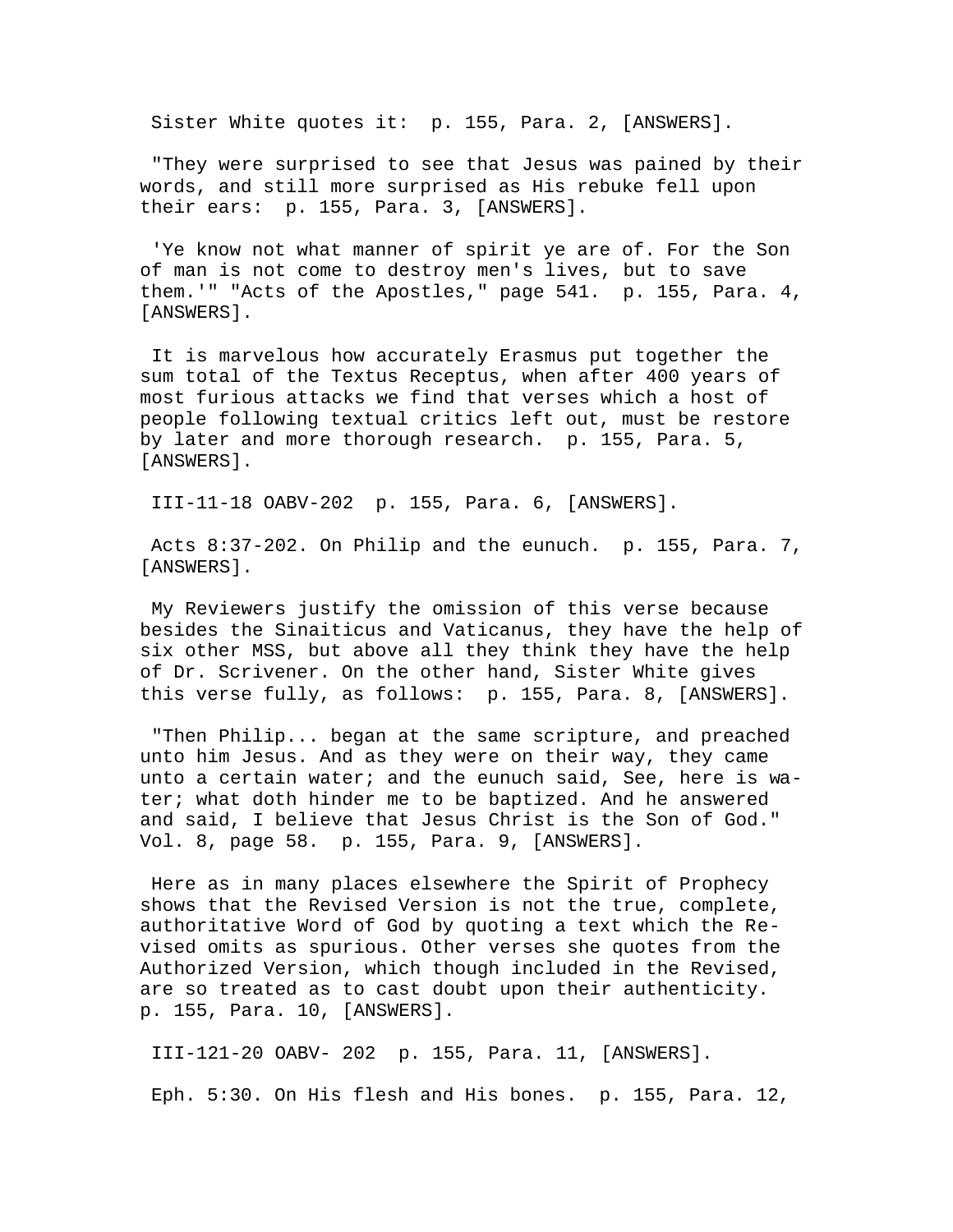Sister White quotes it:  p. 155, Para. 2, [ANSWERS].

"They were surprised to see that Jesus was pained by their words, and still more surprised as His rebuke fell upon their ears:  p. 155, Para. 3, [ANSWERS].

'Ye know not what manner of spirit ye are of. For the Son of man is not come to destroy men's lives, but to save them.'" "Acts of the Apostles," page 541.  p. 155, Para. 4, [ANSWERS].

It is marvelous how accurately Erasmus put together the sum total of the Textus Receptus, when after 400 years of most furious attacks we find that verses which a host of people following textual critics left out, must be restore by later and more thorough research.  p. 155, Para. 5, [ANSWERS].

III-11-18 OABV-202  p. 155, Para. 6, [ANSWERS].

Acts 8:37-202. On Philip and the eunuch.  p. 155, Para. 7, [ANSWERS].

My Reviewers justify the omission of this verse because besides the Sinaiticus and Vaticanus, they have the help of six other MSS, but above all they think they have the help of Dr. Scrivener. On the other hand, Sister White gives this verse fully, as follows:  p. 155, Para. 8, [ANSWERS].

"Then Philip... began at the same scripture, and preached unto him Jesus. And as they were on their way, they came unto a certain water; and the eunuch said, See, here is water; what doth hinder me to be baptized. And he answered and said, I believe that Jesus Christ is the Son of God." Vol. 8, page 58.  p. 155, Para. 9, [ANSWERS].

Here as in many places elsewhere the Spirit of Prophecy shows that the Revised Version is not the true, complete, authoritative Word of God by quoting a text which the Revised omits as spurious. Other verses she quotes from the Authorized Version, which though included in the Revised, are so treated as to cast doubt upon their authenticity.  p. 155, Para. 10, [ANSWERS].

III-121-20 OABV- 202  p. 155, Para. 11, [ANSWERS].

Eph. 5:30. On His flesh and His bones.  p. 155, Para. 12,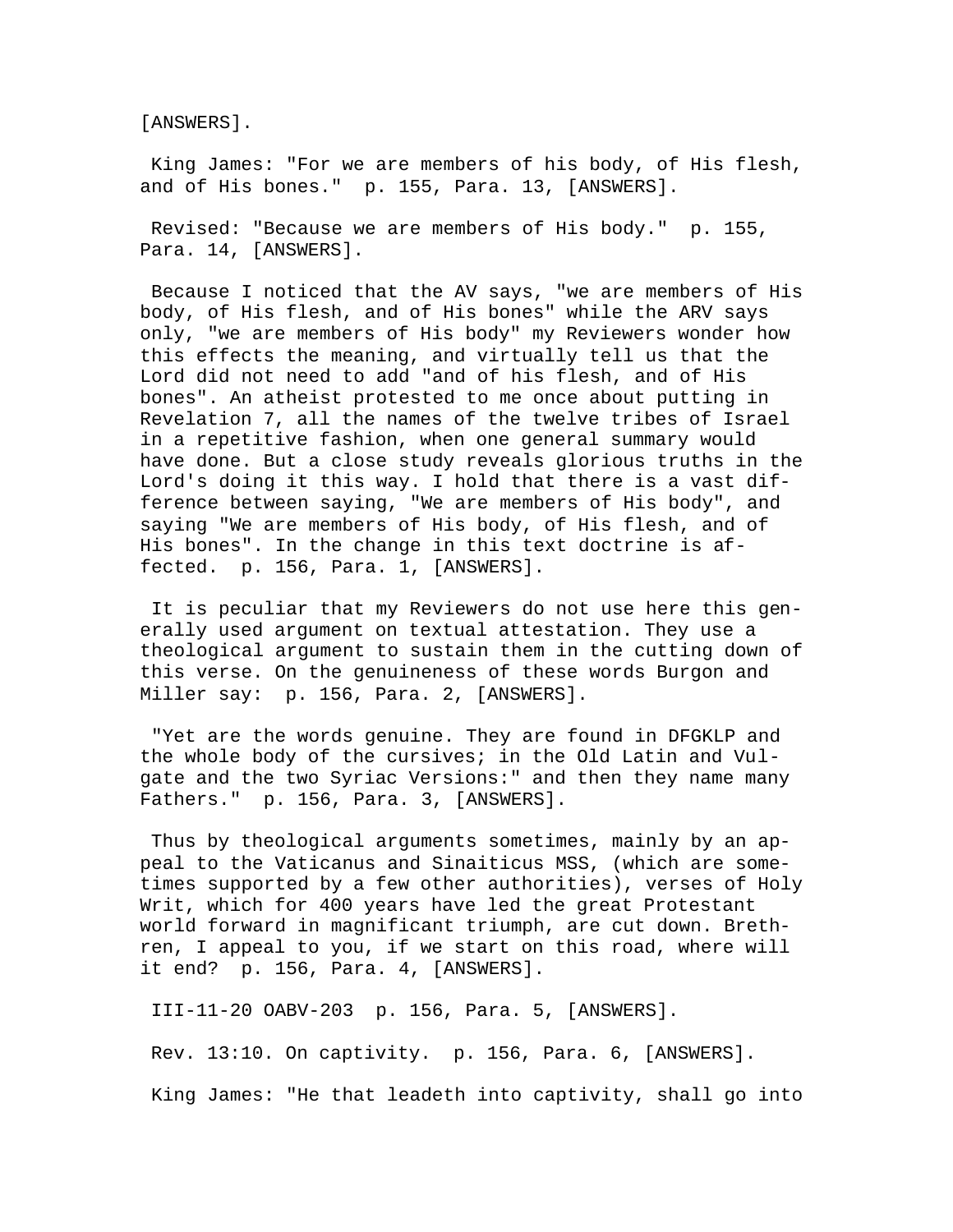[ANSWERS].

King James: "For we are members of his body, of His flesh, and of His bones."  p. 155, Para. 13, [ANSWERS].

Revised: "Because we are members of His body."  p. 155, Para. 14, [ANSWERS].

Because I noticed that the AV says, "we are members of His body, of His flesh, and of His bones" while the ARV says only, "we are members of His body" my Reviewers wonder how this effects the meaning, and virtually tell us that the Lord did not need to add "and of his flesh, and of His bones". An atheist protested to me once about putting in Revelation 7, all the names of the twelve tribes of Israel in a repetitive fashion, when one general summary would have done. But a close study reveals glorious truths in the Lord's doing it this way. I hold that there is a vast difference between saying, "We are members of His body", and saying "We are members of His body, of His flesh, and of His bones". In the change in this text doctrine is affected.  p. 156, Para. 1, [ANSWERS].

It is peculiar that my Reviewers do not use here this generally used argument on textual attestation. They use a theological argument to sustain them in the cutting down of this verse. On the genuineness of these words Burgon and Miller say:  p. 156, Para. 2, [ANSWERS].

"Yet are the words genuine. They are found in DFGKLP and the whole body of the cursives; in the Old Latin and Vulgate and the two Syriac Versions:" and then they name many Fathers."  p. 156, Para. 3, [ANSWERS].

Thus by theological arguments sometimes, mainly by an appeal to the Vaticanus and Sinaiticus MSS, (which are sometimes supported by a few other authorities), verses of Holy Writ, which for 400 years have led the great Protestant world forward in magnificant triumph, are cut down. Brethren, I appeal to you, if we start on this road, where will it end?  p. 156, Para. 4, [ANSWERS].

III-11-20 OABV-203  p. 156, Para. 5, [ANSWERS].

Rev. 13:10. On captivity.  p. 156, Para. 6, [ANSWERS].

King James: "He that leadeth into captivity, shall go into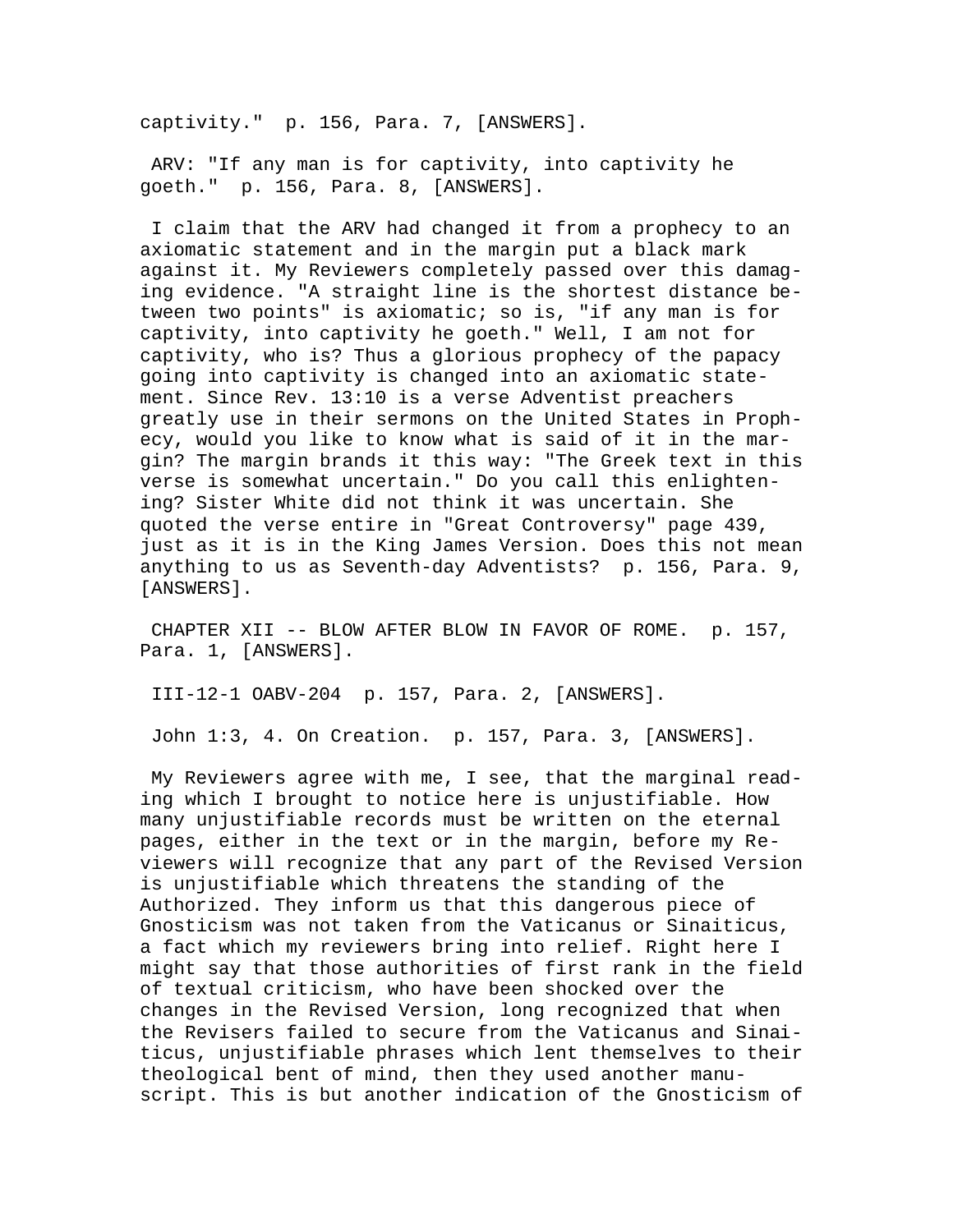captivity." p. 156, Para. 7, [ANSWERS].

ARV: "If any man is for captivity, into captivity he goeth." p. 156, Para. 8, [ANSWERS].

I claim that the ARV had changed it from a prophecy to an axiomatic statement and in the margin put a black mark against it. My Reviewers completely passed over this damaging evidence. "A straight line is the shortest distance between two points" is axiomatic; so is, "if any man is for captivity, into captivity he goeth." Well, I am not for captivity, who is? Thus a glorious prophecy of the papacy going into captivity is changed into an axiomatic statement. Since Rev. 13:10 is a verse Adventist preachers greatly use in their sermons on the United States in Prophecy, would you like to know what is said of it in the margin? The margin brands it this way: "The Greek text in this verse is somewhat uncertain." Do you call this enlightening? Sister White did not think it was uncertain. She quoted the verse entire in "Great Controversy" page 439, just as it is in the King James Version. Does this not mean anything to us as Seventh-day Adventists? p. 156, Para. 9, [ANSWERS].

CHAPTER XII -- BLOW AFTER BLOW IN FAVOR OF ROME. p. 157, Para. 1, [ANSWERS].

III-12-1 OABV-204 p. 157, Para. 2, [ANSWERS].

John 1:3, 4. On Creation. p. 157, Para. 3, [ANSWERS].

My Reviewers agree with me, I see, that the marginal reading which I brought to notice here is unjustifiable. How many unjustifiable records must be written on the eternal pages, either in the text or in the margin, before my Reviewers will recognize that any part of the Revised Version is unjustifiable which threatens the standing of the Authorized. They inform us that this dangerous piece of Gnosticism was not taken from the Vaticanus or Sinaiticus, a fact which my reviewers bring into relief. Right here I might say that those authorities of first rank in the field of textual criticism, who have been shocked over the changes in the Revised Version, long recognized that when the Revisers failed to secure from the Vaticanus and Sinaiticus, unjustifiable phrases which lent themselves to their theological bent of mind, then they used another manuscript. This is but another indication of the Gnosticism of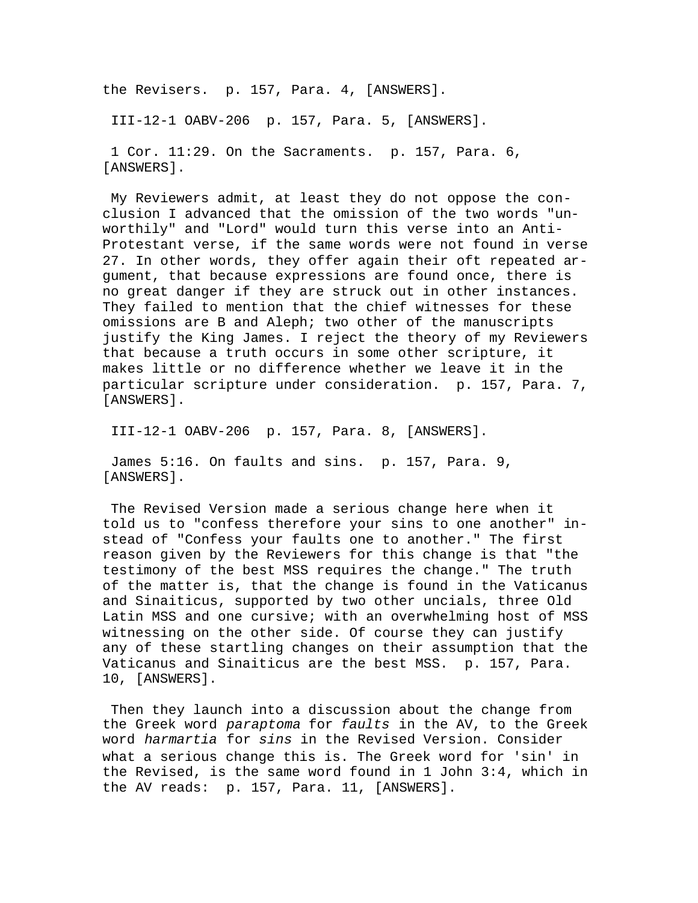the Revisers. p. 157, Para. 4, [ANSWERS].

III-12-1 OABV-206 p. 157, Para. 5, [ANSWERS].

1 Cor. 11:29. On the Sacraments. p. 157, Para. 6, [ANSWERS].

My Reviewers admit, at least they do not oppose the conclusion I advanced that the omission of the two words "unworthily" and "Lord" would turn this verse into an Anti-Protestant verse, if the same words were not found in verse 27. In other words, they offer again their oft repeated argument, that because expressions are found once, there is no great danger if they are struck out in other instances. They failed to mention that the chief witnesses for these omissions are B and Aleph; two other of the manuscripts justify the King James. I reject the theory of my Reviewers that because a truth occurs in some other scripture, it makes little or no difference whether we leave it in the particular scripture under consideration. p. 157, Para. 7, [ANSWERS].

III-12-1 OABV-206 p. 157, Para. 8, [ANSWERS].

James 5:16. On faults and sins. p. 157, Para. 9, [ANSWERS].

The Revised Version made a serious change here when it told us to "confess therefore your sins to one another" instead of "Confess your faults one to another." The first reason given by the Reviewers for this change is that "the testimony of the best MSS requires the change." The truth of the matter is, that the change is found in the Vaticanus and Sinaiticus, supported by two other uncials, three Old Latin MSS and one cursive; with an overwhelming host of MSS witnessing on the other side. Of course they can justify any of these startling changes on their assumption that the Vaticanus and Sinaiticus are the best MSS. p. 157, Para. 10, [ANSWERS].

Then they launch into a discussion about the change from the Greek word *paraptoma* for *faults* in the AV, to the Greek word *harmartia* for *sins* in the Revised Version. Consider what a serious change this is. The Greek word for 'sin' in the Revised, is the same word found in 1 John 3:4, which in the AV reads: p. 157, Para. 11, [ANSWERS].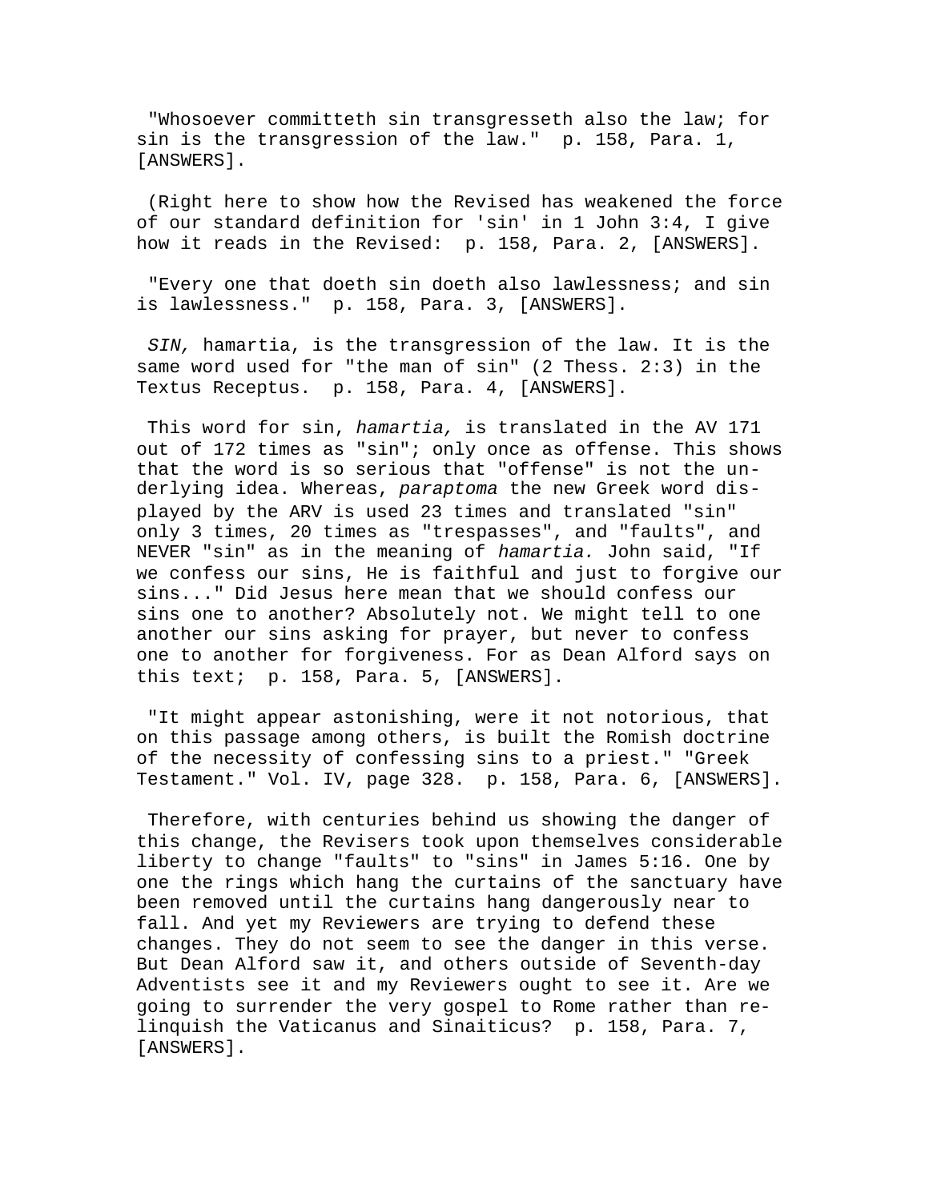"Whosoever committeth sin transgresseth also the law; for sin is the transgression of the law." p. 158, Para. 1, [ANSWERS].

(Right here to show how the Revised has weakened the force of our standard definition for 'sin' in 1 John 3:4, I give how it reads in the Revised: p. 158, Para. 2, [ANSWERS].

"Every one that doeth sin doeth also lawlessness; and sin is lawlessness." p. 158, Para. 3, [ANSWERS].

*SIN,* hamartia, is the transgression of the law. It is the same word used for "the man of sin" (2 Thess. 2:3) in the Textus Receptus. p. 158, Para. 4, [ANSWERS].

This word for sin, *hamartia,* is translated in the AV 171 out of 172 times as "sin"; only once as offense. This shows that the word is so serious that "offense" is not the underlying idea. Whereas, *paraptoma* the new Greek word displayed by the ARV is used 23 times and translated "sin" only 3 times, 20 times as "trespasses", and "faults", and NEVER "sin" as in the meaning of *hamartia.* John said, "If we confess our sins, He is faithful and just to forgive our sins..." Did Jesus here mean that we should confess our sins one to another? Absolutely not. We might tell to one another our sins asking for prayer, but never to confess one to another for forgiveness. For as Dean Alford says on this text; p. 158, Para. 5, [ANSWERS].

"It might appear astonishing, were it not notorious, that on this passage among others, is built the Romish doctrine of the necessity of confessing sins to a priest." "Greek Testament." Vol. IV, page 328. p. 158, Para. 6, [ANSWERS].

Therefore, with centuries behind us showing the danger of this change, the Revisers took upon themselves considerable liberty to change "faults" to "sins" in James 5:16. One by one the rings which hang the curtains of the sanctuary have been removed until the curtains hang dangerously near to fall. And yet my Reviewers are trying to defend these changes. They do not seem to see the danger in this verse. But Dean Alford saw it, and others outside of Seventh-day Adventists see it and my Reviewers ought to see it. Are we going to surrender the very gospel to Rome rather than relinquish the Vaticanus and Sinaiticus? p. 158, Para. 7, [ANSWERS].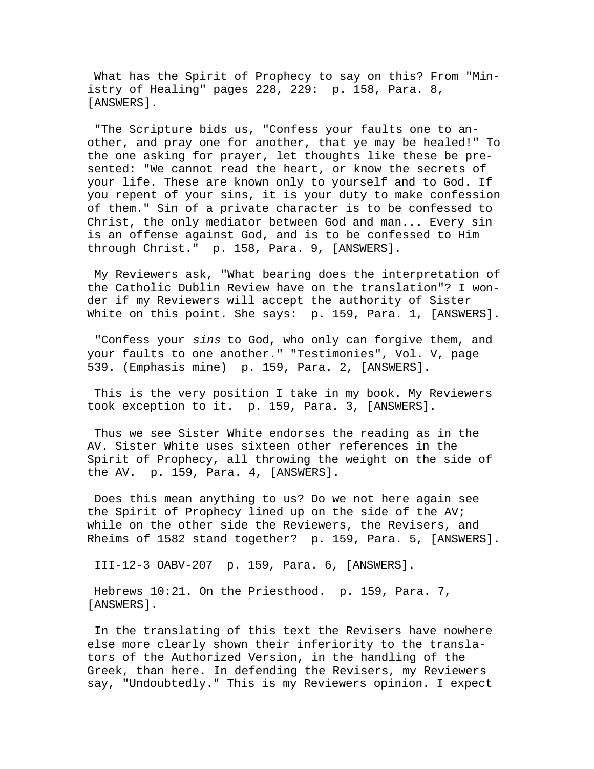What has the Spirit of Prophecy to say on this? From "Ministry of Healing" pages 228, 229: p. 158, Para. 8, [ANSWERS].

"The Scripture bids us, "Confess your faults one to another, and pray one for another, that ye may be healed!" To the one asking for prayer, let thoughts like these be presented: "We cannot read the heart, or know the secrets of your life. These are known only to yourself and to God. If you repent of your sins, it is your duty to make confession of them." Sin of a private character is to be confessed to Christ, the only mediator between God and man... Every sin is an offense against God, and is to be confessed to Him through Christ." p. 158, Para. 9, [ANSWERS].

My Reviewers ask, "What bearing does the interpretation of the Catholic Dublin Review have on the translation"? I wonder if my Reviewers will accept the authority of Sister White on this point. She says: p. 159, Para. 1, [ANSWERS].

"Confess your *sins* to God, who only can forgive them, and your faults to one another." "Testimonies", Vol. V, page 539. (Emphasis mine) p. 159, Para. 2, [ANSWERS].

This is the very position I take in my book. My Reviewers took exception to it. p. 159, Para. 3, [ANSWERS].

Thus we see Sister White endorses the reading as in the AV. Sister White uses sixteen other references in the Spirit of Prophecy, all throwing the weight on the side of the AV. p. 159, Para. 4, [ANSWERS].

Does this mean anything to us? Do we not here again see the Spirit of Prophecy lined up on the side of the AV; while on the other side the Reviewers, the Revisers, and Rheims of 1582 stand together? p. 159, Para. 5, [ANSWERS].

III-12-3 OABV-207 p. 159, Para. 6, [ANSWERS].

Hebrews 10:21. On the Priesthood. p. 159, Para. 7, [ANSWERS].

In the translating of this text the Revisers have nowhere else more clearly shown their inferiority to the translators of the Authorized Version, in the handling of the Greek, than here. In defending the Revisers, my Reviewers say, "Undoubtedly." This is my Reviewers opinion. I expect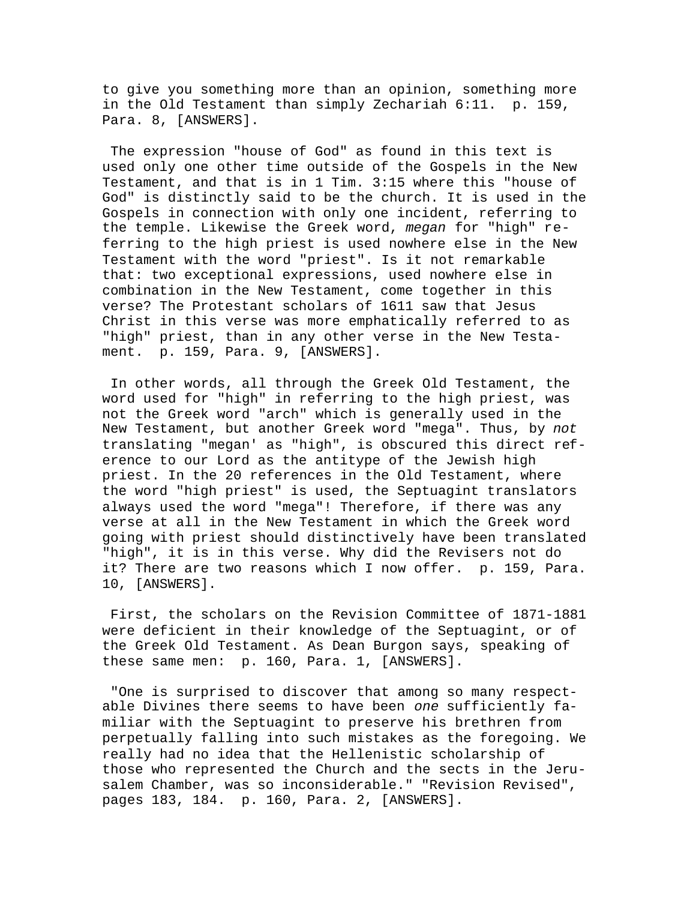to give you something more than an opinion, something more in the Old Testament than simply Zechariah 6:11. p. 159, Para. 8, [ANSWERS].

The expression "house of God" as found in this text is used only one other time outside of the Gospels in the New Testament, and that is in 1 Tim. 3:15 where this "house of God" is distinctly said to be the church. It is used in the Gospels in connection with only one incident, referring to the temple. Likewise the Greek word, *megan* for "high" referring to the high priest is used nowhere else in the New Testament with the word "priest". Is it not remarkable that: two exceptional expressions, used nowhere else in combination in the New Testament, come together in this verse? The Protestant scholars of 1611 saw that Jesus Christ in this verse was more emphatically referred to as "high" priest, than in any other verse in the New Testament. p. 159, Para. 9, [ANSWERS].

In other words, all through the Greek Old Testament, the word used for "high" in referring to the high priest, was not the Greek word "arch" which is generally used in the New Testament, but another Greek word "mega". Thus, by *not* translating "megan' as "high", is obscured this direct reference to our Lord as the antitype of the Jewish high priest. In the 20 references in the Old Testament, where the word "high priest" is used, the Septuagint translators always used the word "mega"! Therefore, if there was any verse at all in the New Testament in which the Greek word going with priest should distinctively have been translated "high", it is in this verse. Why did the Revisers not do it? There are two reasons which I now offer. p. 159, Para. 10, [ANSWERS].

First, the scholars on the Revision Committee of 1871-1881 were deficient in their knowledge of the Septuagint, or of the Greek Old Testament. As Dean Burgon says, speaking of these same men: p. 160, Para. 1, [ANSWERS].

"One is surprised to discover that among so many respectable Divines there seems to have been *one* sufficiently familiar with the Septuagint to preserve his brethren from perpetually falling into such mistakes as the foregoing. We really had no idea that the Hellenistic scholarship of those who represented the Church and the sects in the Jerusalem Chamber, was so inconsiderable." "Revision Revised", pages 183, 184. p. 160, Para. 2, [ANSWERS].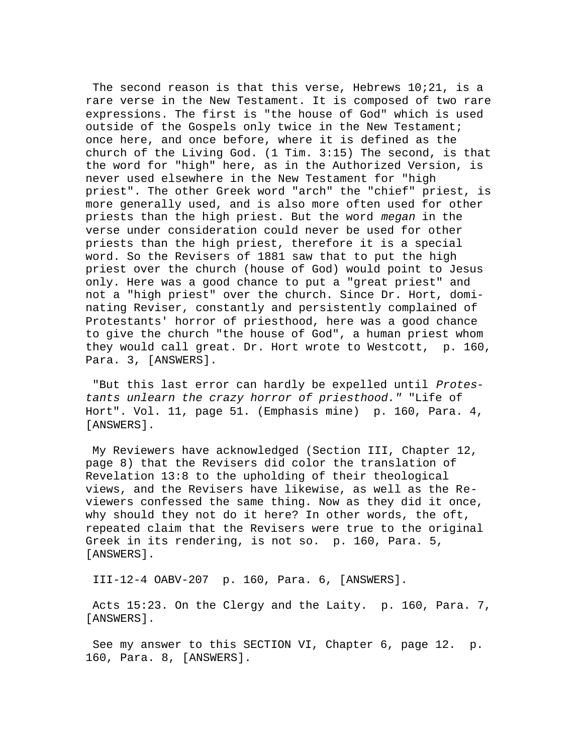The second reason is that this verse, Hebrews 10;21, is a rare verse in the New Testament. It is composed of two rare expressions. The first is "the house of God" which is used outside of the Gospels only twice in the New Testament; once here, and once before, where it is defined as the church of the Living God. (1 Tim. 3:15) The second, is that the word for "high" here, as in the Authorized Version, is never used elsewhere in the New Testament for "high priest". The other Greek word "arch" the "chief" priest, is more generally used, and is also more often used for other priests than the high priest. But the word *megan* in the verse under consideration could never be used for other priests than the high priest, therefore it is a special word. So the Revisers of 1881 saw that to put the high priest over the church (house of God) would point to Jesus only. Here was a good chance to put a "great priest" and not a "high priest" over the church. Since Dr. Hort, dominating Reviser, constantly and persistently complained of Protestants' horror of priesthood, here was a good chance to give the church "the house of God", a human priest whom they would call great. Dr. Hort wrote to Westcott, p. 160, Para. 3, [ANSWERS].

"But this last error can hardly be expelled until *Protestants unlearn the crazy horror of priesthood."* "Life of Hort". Vol. 11, page 51. (Emphasis mine) p. 160, Para. 4, [ANSWERS].

My Reviewers have acknowledged (Section III, Chapter 12, page 8) that the Revisers did color the translation of Revelation 13:8 to the upholding of their theological views, and the Revisers have likewise, as well as the Reviewers confessed the same thing. Now as they did it once, why should they not do it here? In other words, the oft, repeated claim that the Revisers were true to the original Greek in its rendering, is not so. p. 160, Para. 5, [ANSWERS].

III-12-4 OABV-207 p. 160, Para. 6, [ANSWERS].

Acts 15:23. On the Clergy and the Laity. p. 160, Para. 7, [ANSWERS].

See my answer to this SECTION VI, Chapter 6, page 12. p. 160, Para. 8, [ANSWERS].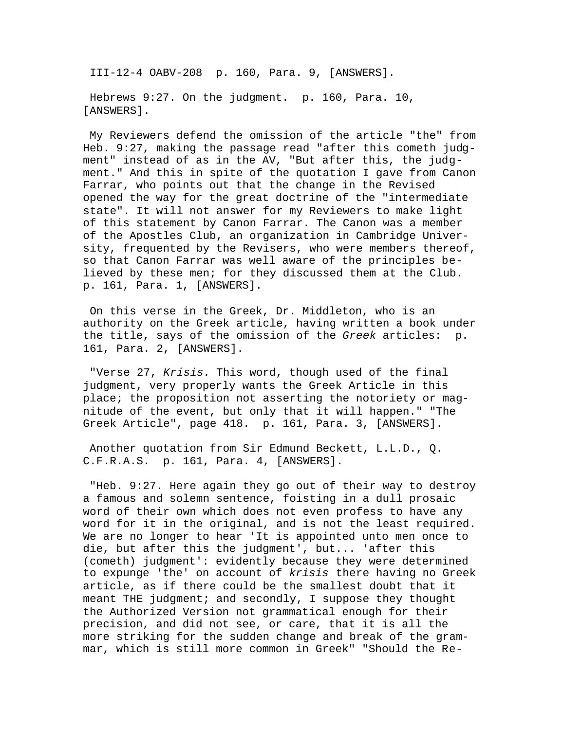III-12-4 OABV-208 p. 160, Para. 9, [ANSWERS].

Hebrews 9:27. On the judgment. p. 160, Para. 10, [ANSWERS].

My Reviewers defend the omission of the article "the" from Heb. 9:27, making the passage read "after this cometh judgment" instead of as in the AV, "But after this, the judgment." And this in spite of the quotation I gave from Canon Farrar, who points out that the change in the Revised opened the way for the great doctrine of the "intermediate state". It will not answer for my Reviewers to make light of this statement by Canon Farrar. The Canon was a member of the Apostles Club, an organization in Cambridge University, frequented by the Revisers, who were members thereof, so that Canon Farrar was well aware of the principles believed by these men; for they discussed them at the Club. p. 161, Para. 1, [ANSWERS].

On this verse in the Greek, Dr. Middleton, who is an authority on the Greek article, having written a book under the title, says of the omission of the *Greek* articles: p. 161, Para. 2, [ANSWERS].

"Verse 27, *Krisis.* This word, though used of the final judgment, very properly wants the Greek Article in this place; the proposition not asserting the notoriety or magnitude of the event, but only that it will happen." "The Greek Article", page 418. p. 161, Para. 3, [ANSWERS].

Another quotation from Sir Edmund Beckett, L.L.D., Q. C.F.R.A.S. p. 161, Para. 4, [ANSWERS].

"Heb. 9:27. Here again they go out of their way to destroy a famous and solemn sentence, foisting in a dull prosaic word of their own which does not even profess to have any word for it in the original, and is not the least required. We are no longer to hear 'It is appointed unto men once to die, but after this the judgment', but... 'after this (cometh) judgment': evidently because they were determined to expunge 'the' on account of *krisis* there having no Greek article, as if there could be the smallest doubt that it meant THE judgment; and secondly, I suppose they thought the Authorized Version not grammatical enough for their precision, and did not see, or care, that it is all the more striking for the sudden change and break of the grammar, which is still more common in Greek" "Should the Re-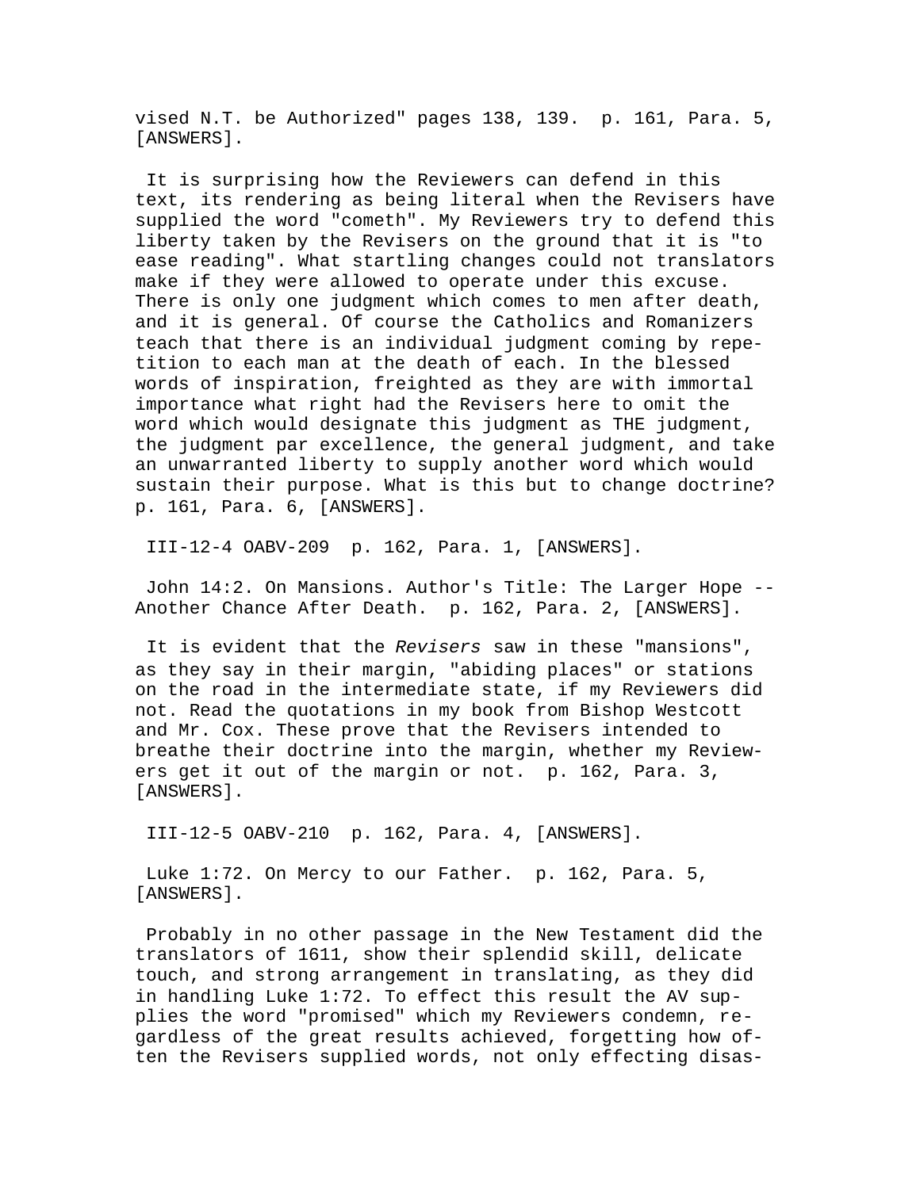vised N.T. be Authorized" pages 138, 139. p. 161, Para. 5, [ANSWERS].

It is surprising how the Reviewers can defend in this text, its rendering as being literal when the Revisers have supplied the word "cometh". My Reviewers try to defend this liberty taken by the Revisers on the ground that it is "to ease reading". What startling changes could not translators make if they were allowed to operate under this excuse. There is only one judgment which comes to men after death, and it is general. Of course the Catholics and Romanizers teach that there is an individual judgment coming by repetition to each man at the death of each. In the blessed words of inspiration, freighted as they are with immortal importance what right had the Revisers here to omit the word which would designate this judgment as THE judgment, the judgment par excellence, the general judgment, and take an unwarranted liberty to supply another word which would sustain their purpose. What is this but to change doctrine? p. 161, Para. 6, [ANSWERS].

III-12-4 OABV-209 p. 162, Para. 1, [ANSWERS].

John 14:2. On Mansions. Author's Title: The Larger Hope -- Another Chance After Death. p. 162, Para. 2, [ANSWERS].

It is evident that the *Revisers* saw in these "mansions", as they say in their margin, "abiding places" or stations on the road in the intermediate state, if my Reviewers did not. Read the quotations in my book from Bishop Westcott and Mr. Cox. These prove that the Revisers intended to breathe their doctrine into the margin, whether my Reviewers get it out of the margin or not. p. 162, Para. 3, [ANSWERS].

III-12-5 OABV-210 p. 162, Para. 4, [ANSWERS].

Luke 1:72. On Mercy to our Father. p. 162, Para. 5, [ANSWERS].

Probably in no other passage in the New Testament did the translators of 1611, show their splendid skill, delicate touch, and strong arrangement in translating, as they did in handling Luke 1:72. To effect this result the AV supplies the word "promised" which my Reviewers condemn, regardless of the great results achieved, forgetting how often the Revisers supplied words, not only effecting disas-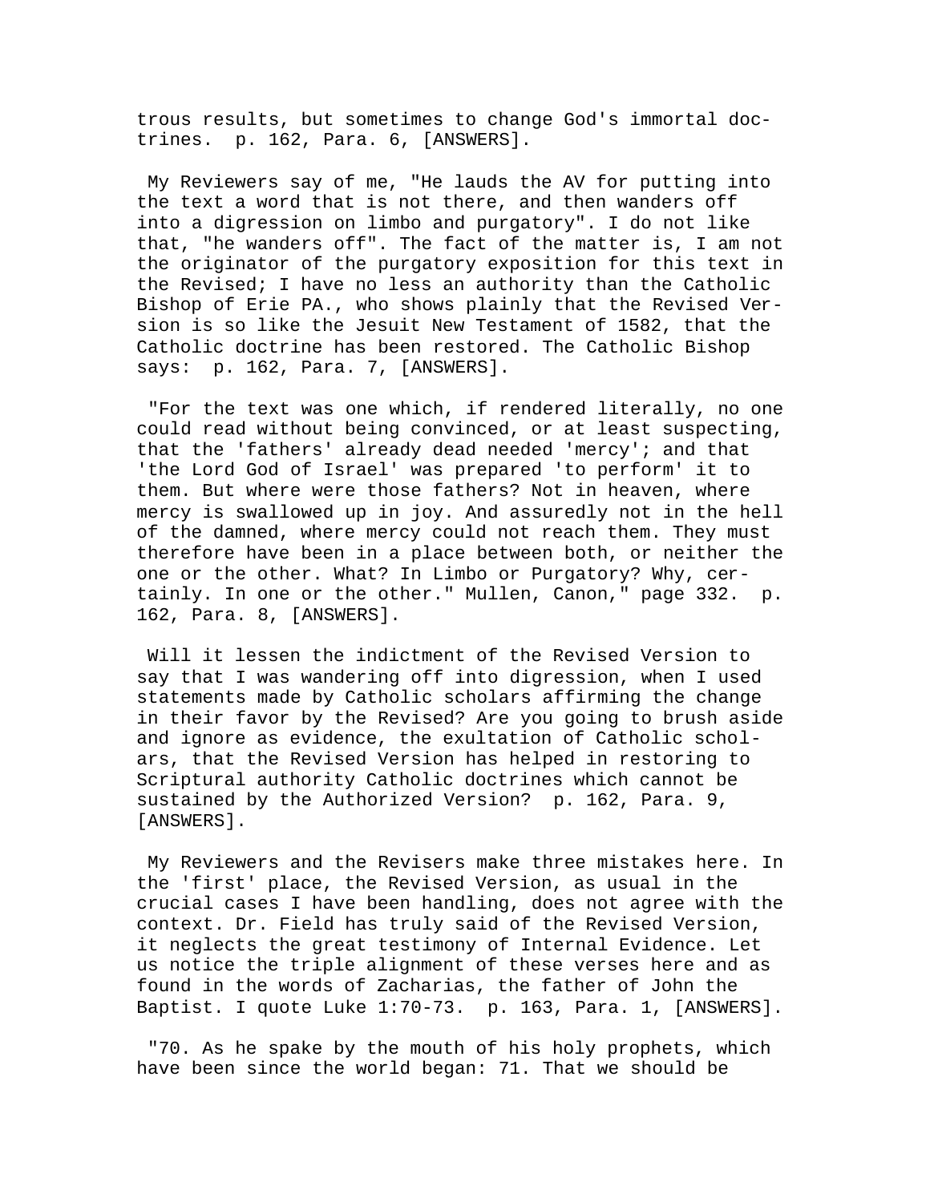trous results, but sometimes to change God's immortal doctrines. p. 162, Para. 6, [ANSWERS].

My Reviewers say of me, "He lauds the AV for putting into the text a word that is not there, and then wanders off into a digression on limbo and purgatory". I do not like that, "he wanders off". The fact of the matter is, I am not the originator of the purgatory exposition for this text in the Revised; I have no less an authority than the Catholic Bishop of Erie PA., who shows plainly that the Revised Version is so like the Jesuit New Testament of 1582, that the Catholic doctrine has been restored. The Catholic Bishop says: p. 162, Para. 7, [ANSWERS].

"For the text was one which, if rendered literally, no one could read without being convinced, or at least suspecting, that the 'fathers' already dead needed 'mercy'; and that 'the Lord God of Israel' was prepared 'to perform' it to them. But where were those fathers? Not in heaven, where mercy is swallowed up in joy. And assuredly not in the hell of the damned, where mercy could not reach them. They must therefore have been in a place between both, or neither the one or the other. What? In Limbo or Purgatory? Why, certainly. In one or the other." Mullen, Canon," page 332. p. 162, Para. 8, [ANSWERS].

Will it lessen the indictment of the Revised Version to say that I was wandering off into digression, when I used statements made by Catholic scholars affirming the change in their favor by the Revised? Are you going to brush aside and ignore as evidence, the exultation of Catholic scholars, that the Revised Version has helped in restoring to Scriptural authority Catholic doctrines which cannot be sustained by the Authorized Version? p. 162, Para. 9, [ANSWERS].

My Reviewers and the Revisers make three mistakes here. In the 'first' place, the Revised Version, as usual in the crucial cases I have been handling, does not agree with the context. Dr. Field has truly said of the Revised Version, it neglects the great testimony of Internal Evidence. Let us notice the triple alignment of these verses here and as found in the words of Zacharias, the father of John the Baptist. I quote Luke 1:70-73. p. 163, Para. 1, [ANSWERS].

"70. As he spake by the mouth of his holy prophets, which have been since the world began: 71. That we should be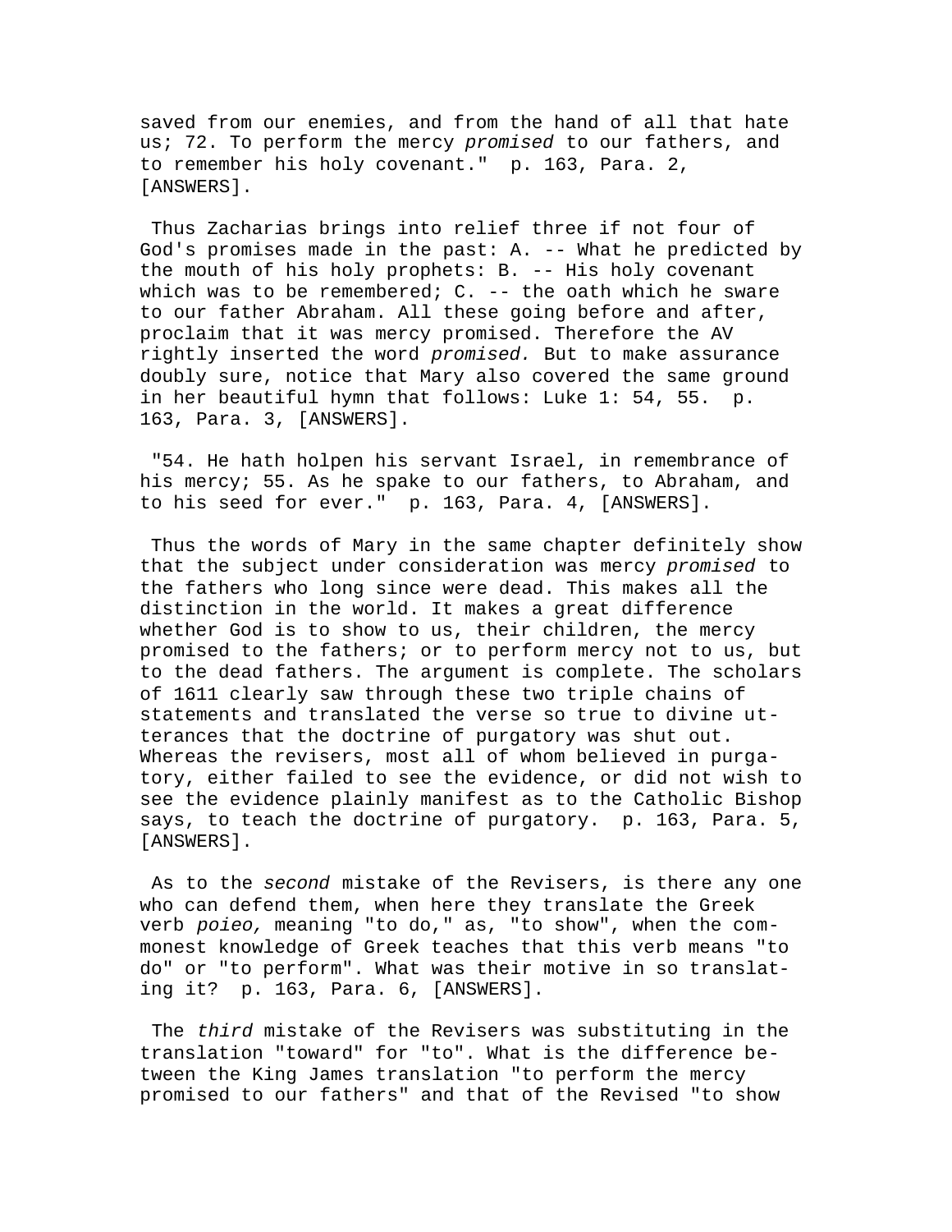saved from our enemies, and from the hand of all that hate us; 72. To perform the mercy *promised* to our fathers, and to remember his holy covenant." p. 163, Para. 2, [ANSWERS].

Thus Zacharias brings into relief three if not four of God's promises made in the past: A. -- What he predicted by the mouth of his holy prophets: B. -- His holy covenant which was to be remembered; C. -- the oath which he sware to our father Abraham. All these going before and after, proclaim that it was mercy promised. Therefore the AV rightly inserted the word *promised.* But to make assurance doubly sure, notice that Mary also covered the same ground in her beautiful hymn that follows: Luke 1: 54, 55. p. 163, Para. 3, [ANSWERS].

"54. He hath holpen his servant Israel, in remembrance of his mercy; 55. As he spake to our fathers, to Abraham, and to his seed for ever." p. 163, Para. 4, [ANSWERS].

Thus the words of Mary in the same chapter definitely show that the subject under consideration was mercy *promised* to the fathers who long since were dead. This makes all the distinction in the world. It makes a great difference whether God is to show to us, their children, the mercy promised to the fathers; or to perform mercy not to us, but to the dead fathers. The argument is complete. The scholars of 1611 clearly saw through these two triple chains of statements and translated the verse so true to divine utterances that the doctrine of purgatory was shut out. Whereas the revisers, most all of whom believed in purgatory, either failed to see the evidence, or did not wish to see the evidence plainly manifest as to the Catholic Bishop says, to teach the doctrine of purgatory. p. 163, Para. 5, [ANSWERS].

As to the *second* mistake of the Revisers, is there any one who can defend them, when here they translate the Greek verb *poieo,* meaning "to do," as, "to show", when the commonest knowledge of Greek teaches that this verb means "to do" or "to perform". What was their motive in so translating it? p. 163, Para. 6, [ANSWERS].

The *third* mistake of the Revisers was substituting in the translation "toward" for "to". What is the difference between the King James translation "to perform the mercy promised to our fathers" and that of the Revised "to show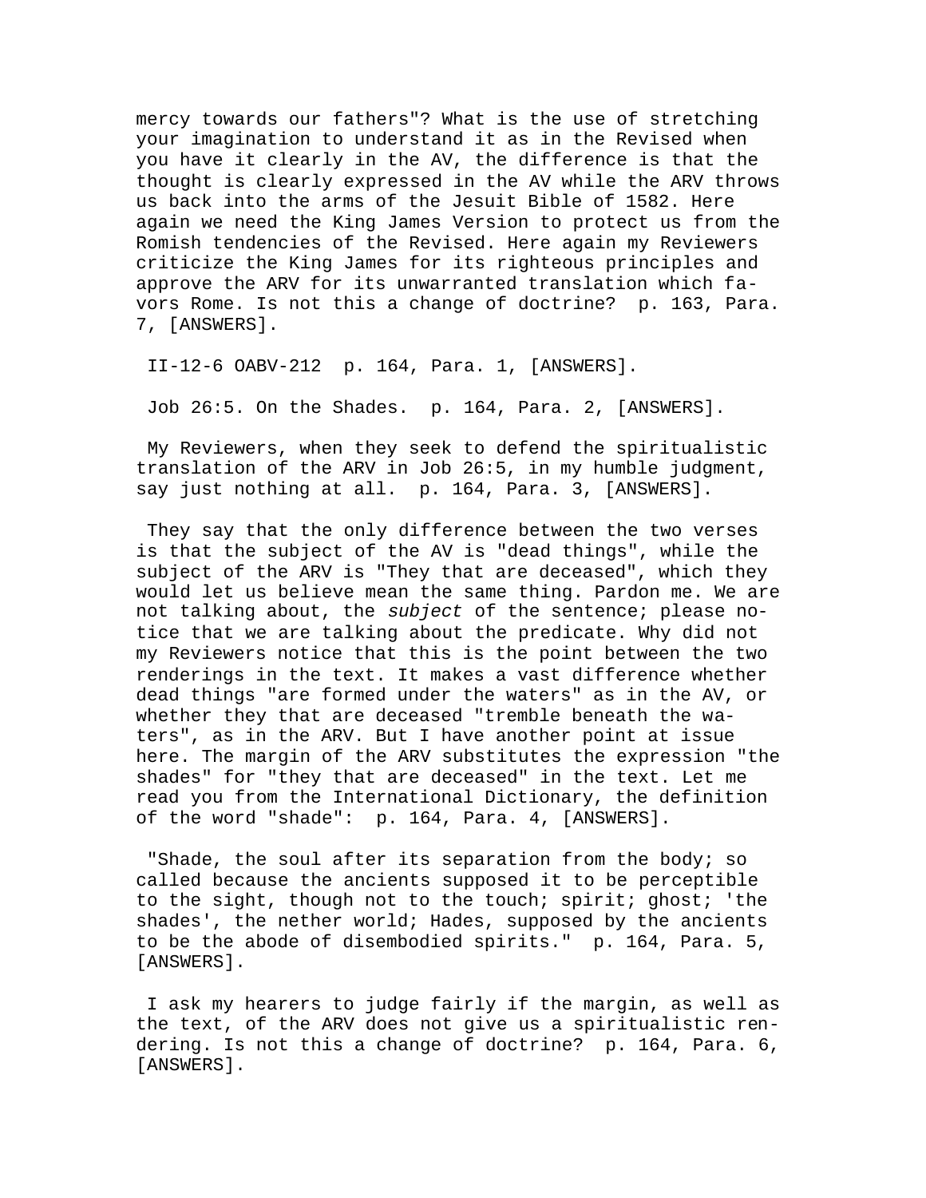mercy towards our fathers"? What is the use of stretching your imagination to understand it as in the Revised when you have it clearly in the AV, the difference is that the thought is clearly expressed in the AV while the ARV throws us back into the arms of the Jesuit Bible of 1582. Here again we need the King James Version to protect us from the Romish tendencies of the Revised. Here again my Reviewers criticize the King James for its righteous principles and approve the ARV for its unwarranted translation which favors Rome. Is not this a change of doctrine? p. 163, Para. 7, [ANSWERS].

II-12-6 OABV-212 p. 164, Para. 1, [ANSWERS].

Job 26:5. On the Shades. p. 164, Para. 2, [ANSWERS].

My Reviewers, when they seek to defend the spiritualistic translation of the ARV in Job 26:5, in my humble judgment, say just nothing at all. p. 164, Para. 3, [ANSWERS].

They say that the only difference between the two verses is that the subject of the AV is "dead things", while the subject of the ARV is "They that are deceased", which they would let us believe mean the same thing. Pardon me. We are not talking about, the *subject* of the sentence; please notice that we are talking about the predicate. Why did not my Reviewers notice that this is the point between the two renderings in the text. It makes a vast difference whether dead things "are formed under the waters" as in the AV, or whether they that are deceased "tremble beneath the waters", as in the ARV. But I have another point at issue here. The margin of the ARV substitutes the expression "the shades" for "they that are deceased" in the text. Let me read you from the International Dictionary, the definition of the word "shade": p. 164, Para. 4, [ANSWERS].

"Shade, the soul after its separation from the body; so called because the ancients supposed it to be perceptible to the sight, though not to the touch; spirit; ghost; 'the shades', the nether world; Hades, supposed by the ancients to be the abode of disembodied spirits." p. 164, Para. 5, [ANSWERS].

I ask my hearers to judge fairly if the margin, as well as the text, of the ARV does not give us a spiritualistic rendering. Is not this a change of doctrine? p. 164, Para. 6, [ANSWERS].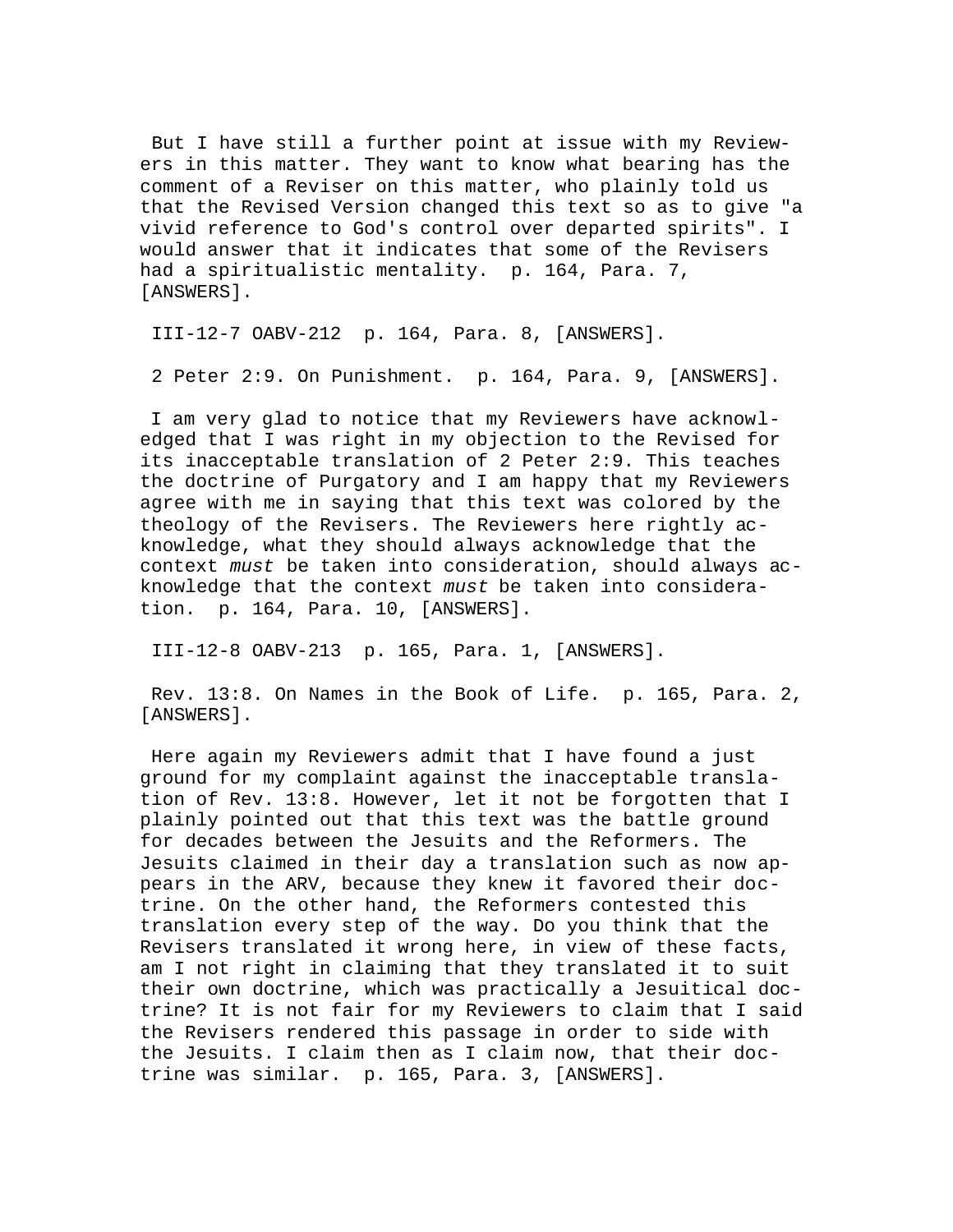But I have still a further point at issue with my Reviewers in this matter. They want to know what bearing has the comment of a Reviser on this matter, who plainly told us that the Revised Version changed this text so as to give "a vivid reference to God's control over departed spirits". I would answer that it indicates that some of the Revisers had a spiritualistic mentality.  p. 164, Para. 7, [ANSWERS].

III-12-7 OABV-212  p. 164, Para. 8, [ANSWERS].

2 Peter 2:9. On Punishment.  p. 164, Para. 9, [ANSWERS].

I am very glad to notice that my Reviewers have acknowledged that I was right in my objection to the Revised for its inacceptable translation of 2 Peter 2:9. This teaches the doctrine of Purgatory and I am happy that my Reviewers agree with me in saying that this text was colored by the theology of the Revisers. The Reviewers here rightly acknowledge, what they should always acknowledge that the context *must* be taken into consideration, should always acknowledge that the context *must* be taken into consideration.  p. 164, Para. 10, [ANSWERS].

III-12-8 OABV-213  p. 165, Para. 1, [ANSWERS].

Rev. 13:8. On Names in the Book of Life.  p. 165, Para. 2, [ANSWERS].

Here again my Reviewers admit that I have found a just ground for my complaint against the inacceptable translation of Rev. 13:8. However, let it not be forgotten that I plainly pointed out that this text was the battle ground for decades between the Jesuits and the Reformers. The Jesuits claimed in their day a translation such as now appears in the ARV, because they knew it favored their doctrine. On the other hand, the Reformers contested this translation every step of the way. Do you think that the Revisers translated it wrong here, in view of these facts, am I not right in claiming that they translated it to suit their own doctrine, which was practically a Jesuitical doctrine? It is not fair for my Reviewers to claim that I said the Revisers rendered this passage in order to side with the Jesuits. I claim then as I claim now, that their doctrine was similar.  p. 165, Para. 3, [ANSWERS].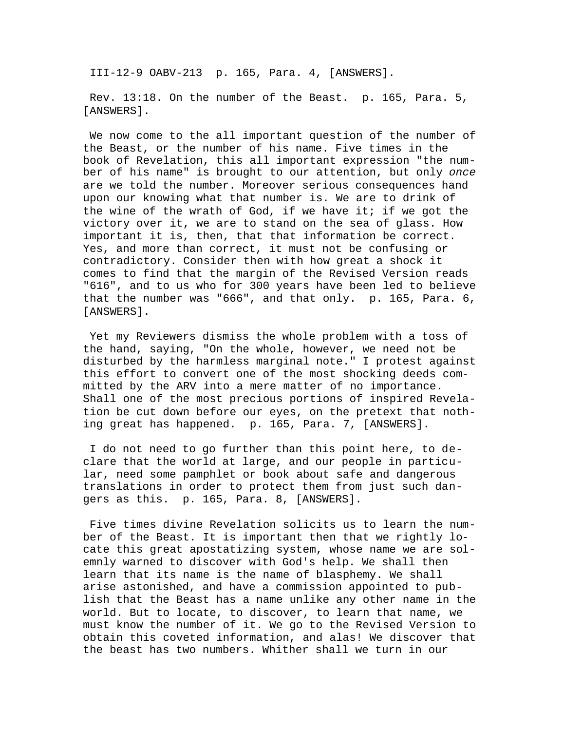III-12-9 OABV-213  p. 165, Para. 4, [ANSWERS].

Rev. 13:18. On the number of the Beast.  p. 165, Para. 5, [ANSWERS].

We now come to the all important question of the number of the Beast, or the number of his name. Five times in the book of Revelation, this all important expression "the number of his name" is brought to our attention, but only *once* are we told the number. Moreover serious consequences hand upon our knowing what that number is. We are to drink of the wine of the wrath of God, if we have it; if we got the victory over it, we are to stand on the sea of glass. How important it is, then, that that information be correct. Yes, and more than correct, it must not be confusing or contradictory. Consider then with how great a shock it comes to find that the margin of the Revised Version reads "616", and to us who for 300 years have been led to believe that the number was "666", and that only.  p. 165, Para. 6, [ANSWERS].

Yet my Reviewers dismiss the whole problem with a toss of the hand, saying, "On the whole, however, we need not be disturbed by the harmless marginal note." I protest against this effort to convert one of the most shocking deeds committed by the ARV into a mere matter of no importance. Shall one of the most precious portions of inspired Revelation be cut down before our eyes, on the pretext that nothing great has happened.  p. 165, Para. 7, [ANSWERS].

I do not need to go further than this point here, to declare that the world at large, and our people in particular, need some pamphlet or book about safe and dangerous translations in order to protect them from just such dangers as this.  p. 165, Para. 8, [ANSWERS].

Five times divine Revelation solicits us to learn the number of the Beast. It is important then that we rightly locate this great apostatizing system, whose name we are solemnly warned to discover with God's help. We shall then learn that its name is the name of blasphemy. We shall arise astonished, and have a commission appointed to publish that the Beast has a name unlike any other name in the world. But to locate, to discover, to learn that name, we must know the number of it. We go to the Revised Version to obtain this coveted information, and alas! We discover that the beast has two numbers. Whither shall we turn in our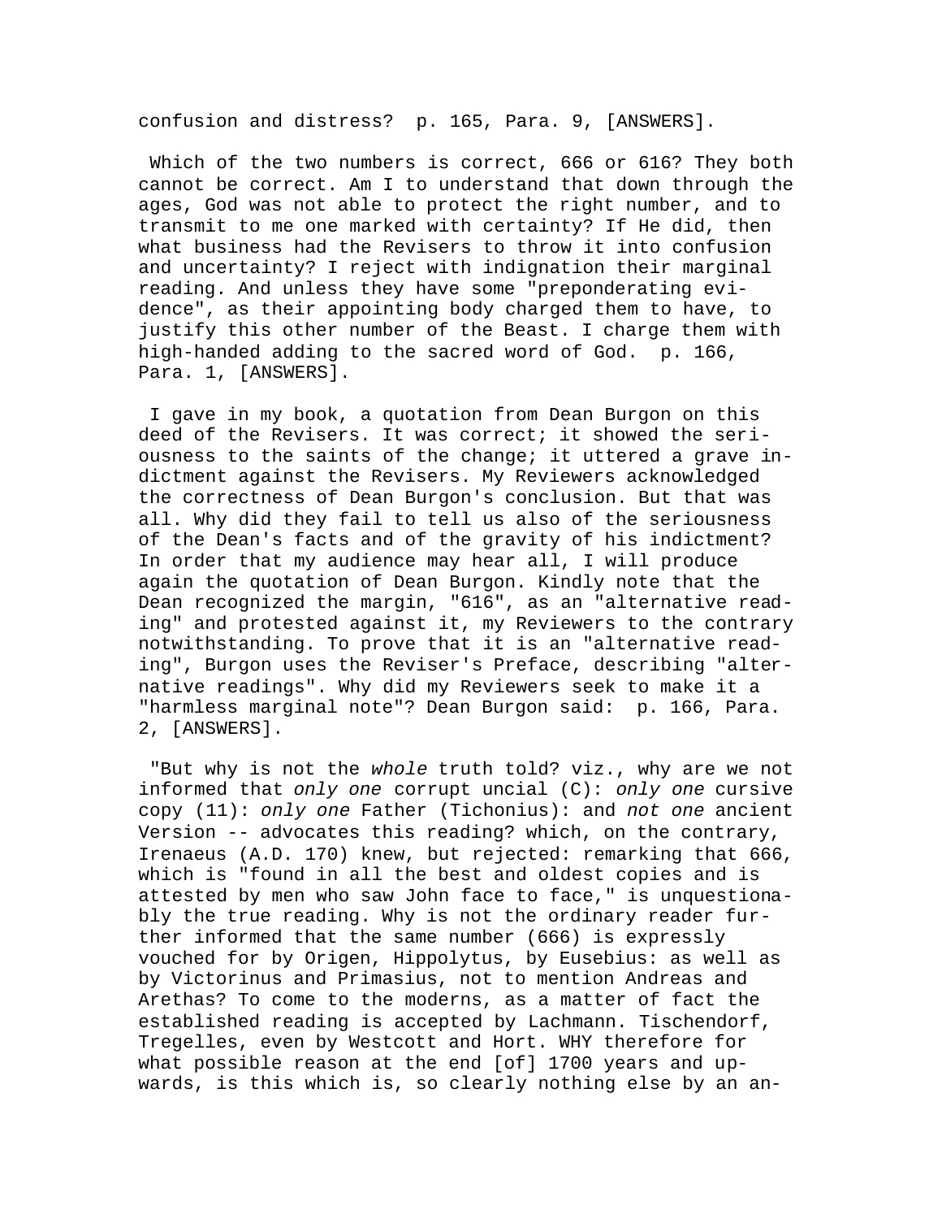confusion and distress?  p. 165, Para. 9, [ANSWERS].

Which of the two numbers is correct, 666 or 616? They both cannot be correct. Am I to understand that down through the ages, God was not able to protect the right number, and to transmit to me one marked with certainty? If He did, then what business had the Revisers to throw it into confusion and uncertainty? I reject with indignation their marginal reading. And unless they have some "preponderating evidence", as their appointing body charged them to have, to justify this other number of the Beast. I charge them with high-handed adding to the sacred word of God.  p. 166, Para. 1, [ANSWERS].

I gave in my book, a quotation from Dean Burgon on this deed of the Revisers. It was correct; it showed the seriousness to the saints of the change; it uttered a grave indictment against the Revisers. My Reviewers acknowledged the correctness of Dean Burgon's conclusion. But that was all. Why did they fail to tell us also of the seriousness of the Dean's facts and of the gravity of his indictment? In order that my audience may hear all, I will produce again the quotation of Dean Burgon. Kindly note that the Dean recognized the margin, "616", as an "alternative reading" and protested against it, my Reviewers to the contrary notwithstanding. To prove that it is an "alternative reading", Burgon uses the Reviser's Preface, describing "alternative readings". Why did my Reviewers seek to make it a "harmless marginal note"? Dean Burgon said:  p. 166, Para. 2, [ANSWERS].

"But why is not the *whole* truth told? viz., why are we not informed that *only one* corrupt uncial (C): *only one* cursive copy (11): *only one* Father (Tichonius): and *not one* ancient Version -- advocates this reading? which, on the contrary, Irenaeus (A.D. 170) knew, but rejected: remarking that 666, which is "found in all the best and oldest copies and is attested by men who saw John face to face," is unquestionably the true reading. Why is not the ordinary reader further informed that the same number (666) is expressly vouched for by Origen, Hippolytus, by Eusebius: as well as by Victorinus and Primasius, not to mention Andreas and Arethas? To come to the moderns, as a matter of fact the established reading is accepted by Lachmann. Tischendorf, Tregelles, even by Westcott and Hort. WHY therefore for what possible reason at the end [of] 1700 years and upwards, is this which is, so clearly nothing else by an an-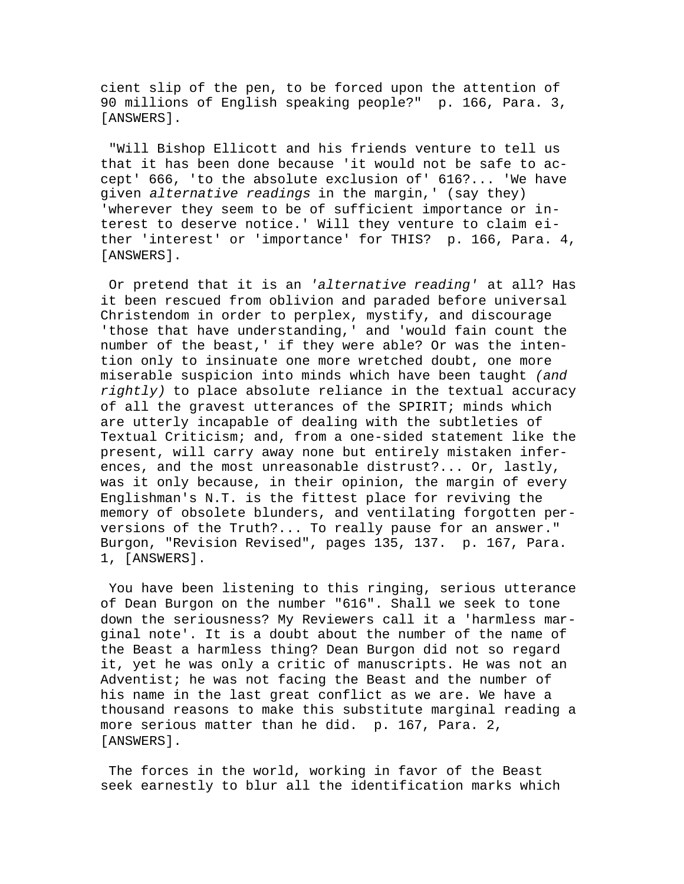cient slip of the pen, to be forced upon the attention of 90 millions of English speaking people?" p. 166, Para. 3, [ANSWERS].

"Will Bishop Ellicott and his friends venture to tell us that it has been done because 'it would not be safe to accept' 666, 'to the absolute exclusion of' 616?... 'We have given *alternative readings* in the margin,' (say they) 'wherever they seem to be of sufficient importance or interest to deserve notice.' Will they venture to claim either 'interest' or 'importance' for THIS? p. 166, Para. 4, [ANSWERS].

Or pretend that it is an *'alternative reading'* at all? Has it been rescued from oblivion and paraded before universal Christendom in order to perplex, mystify, and discourage 'those that have understanding,' and 'would fain count the number of the beast,' if they were able? Or was the intention only to insinuate one more wretched doubt, one more miserable suspicion into minds which have been taught *(and rightly)* to place absolute reliance in the textual accuracy of all the gravest utterances of the SPIRIT; minds which are utterly incapable of dealing with the subtleties of Textual Criticism; and, from a one-sided statement like the present, will carry away none but entirely mistaken inferences, and the most unreasonable distrust?... Or, lastly, was it only because, in their opinion, the margin of every Englishman's N.T. is the fittest place for reviving the memory of obsolete blunders, and ventilating forgotten perversions of the Truth?... To really pause for an answer." Burgon, "Revision Revised", pages 135, 137. p. 167, Para. 1, [ANSWERS].

You have been listening to this ringing, serious utterance of Dean Burgon on the number "616". Shall we seek to tone down the seriousness? My Reviewers call it a 'harmless marginal note'. It is a doubt about the number of the name of the Beast a harmless thing? Dean Burgon did not so regard it, yet he was only a critic of manuscripts. He was not an Adventist; he was not facing the Beast and the number of his name in the last great conflict as we are. We have a thousand reasons to make this substitute marginal reading a more serious matter than he did. p. 167, Para. 2, [ANSWERS].

The forces in the world, working in favor of the Beast seek earnestly to blur all the identification marks which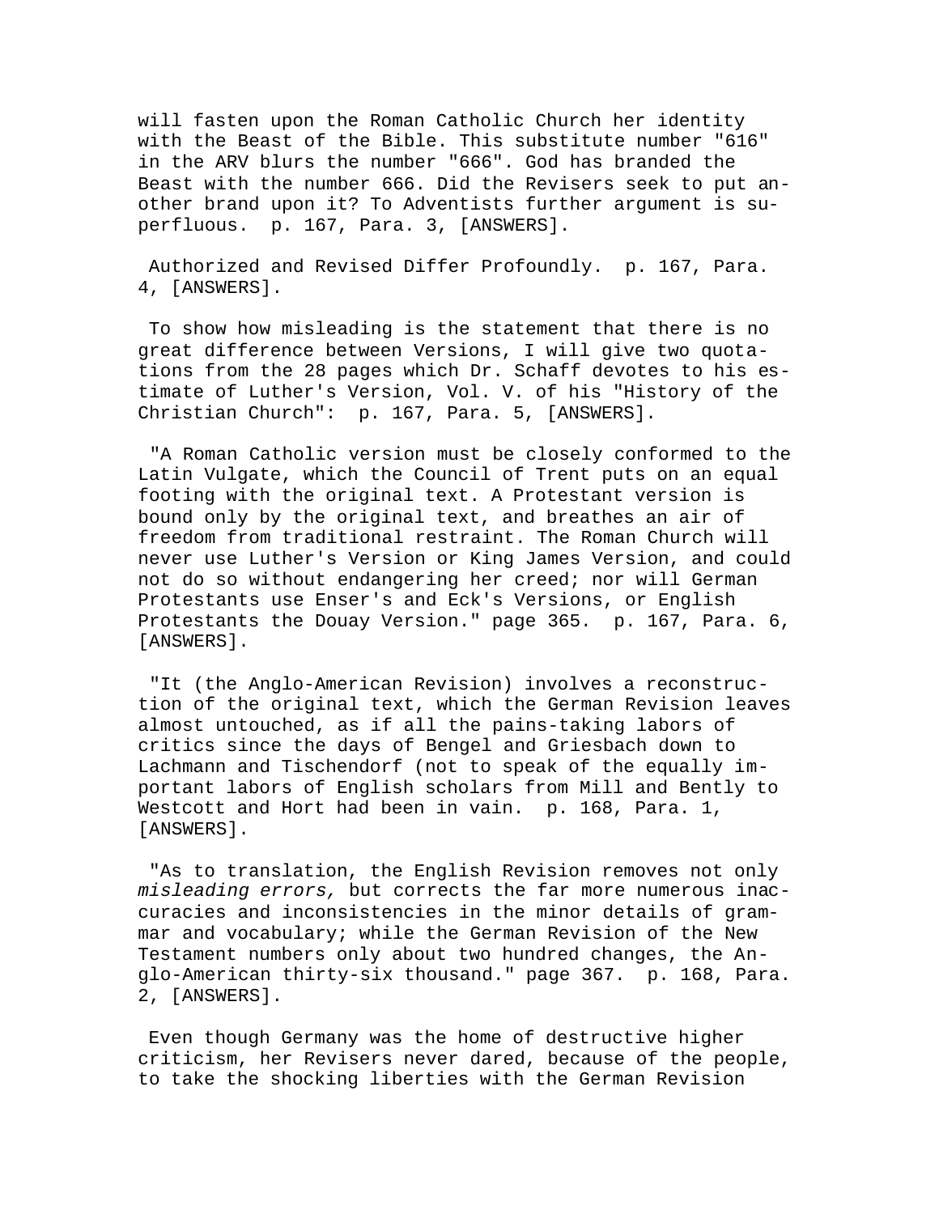will fasten upon the Roman Catholic Church her identity with the Beast of the Bible. This substitute number "616" in the ARV blurs the number "666". God has branded the Beast with the number 666. Did the Revisers seek to put another brand upon it? To Adventists further argument is superfluous. p. 167, Para. 3, [ANSWERS].

Authorized and Revised Differ Profoundly. p. 167, Para. 4, [ANSWERS].

To show how misleading is the statement that there is no great difference between Versions, I will give two quotations from the 28 pages which Dr. Schaff devotes to his estimate of Luther's Version, Vol. V. of his "History of the Christian Church": p. 167, Para. 5, [ANSWERS].

"A Roman Catholic version must be closely conformed to the Latin Vulgate, which the Council of Trent puts on an equal footing with the original text. A Protestant version is bound only by the original text, and breathes an air of freedom from traditional restraint. The Roman Church will never use Luther's Version or King James Version, and could not do so without endangering her creed; nor will German Protestants use Enser's and Eck's Versions, or English Protestants the Douay Version." page 365. p. 167, Para. 6, [ANSWERS].

"It (the Anglo-American Revision) involves a reconstruction of the original text, which the German Revision leaves almost untouched, as if all the pains-taking labors of critics since the days of Bengel and Griesbach down to Lachmann and Tischendorf (not to speak of the equally important labors of English scholars from Mill and Bently to Westcott and Hort had been in vain. p. 168, Para. 1, [ANSWERS].

"As to translation, the English Revision removes not only *misleading errors,* but corrects the far more numerous inaccuracies and inconsistencies in the minor details of grammar and vocabulary; while the German Revision of the New Testament numbers only about two hundred changes, the Anglo-American thirty-six thousand." page 367. p. 168, Para. 2, [ANSWERS].

Even though Germany was the home of destructive higher criticism, her Revisers never dared, because of the people, to take the shocking liberties with the German Revision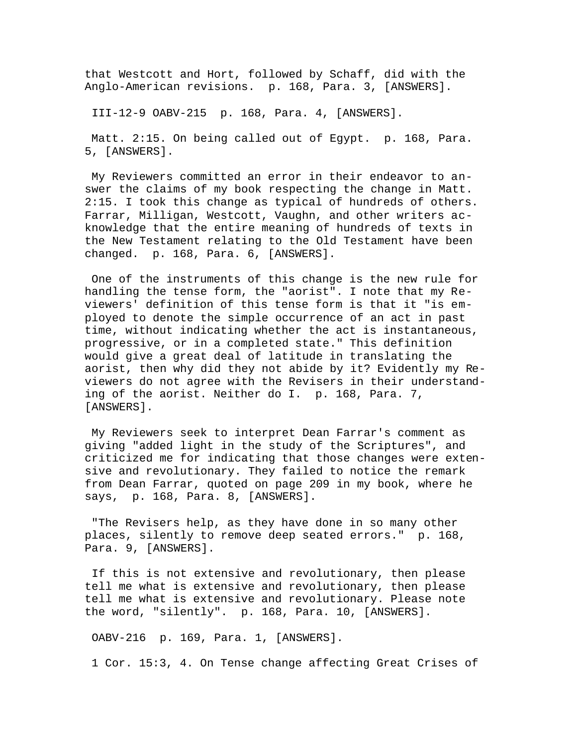that Westcott and Hort, followed by Schaff, did with the Anglo-American revisions. p. 168, Para. 3, [ANSWERS].

III-12-9 OABV-215 p. 168, Para. 4, [ANSWERS].

Matt. 2:15. On being called out of Egypt. p. 168, Para. 5, [ANSWERS].

My Reviewers committed an error in their endeavor to answer the claims of my book respecting the change in Matt. 2:15. I took this change as typical of hundreds of others. Farrar, Milligan, Westcott, Vaughn, and other writers acknowledge that the entire meaning of hundreds of texts in the New Testament relating to the Old Testament have been changed. p. 168, Para. 6, [ANSWERS].

One of the instruments of this change is the new rule for handling the tense form, the "aorist". I note that my Reviewers' definition of this tense form is that it "is employed to denote the simple occurrence of an act in past time, without indicating whether the act is instantaneous, progressive, or in a completed state." This definition would give a great deal of latitude in translating the aorist, then why did they not abide by it? Evidently my Reviewers do not agree with the Revisers in their understanding of the aorist. Neither do I. p. 168, Para. 7, [ANSWERS].

My Reviewers seek to interpret Dean Farrar's comment as giving "added light in the study of the Scriptures", and criticized me for indicating that those changes were extensive and revolutionary. They failed to notice the remark from Dean Farrar, quoted on page 209 in my book, where he says, p. 168, Para. 8, [ANSWERS].

"The Revisers help, as they have done in so many other places, silently to remove deep seated errors." p. 168, Para. 9, [ANSWERS].

If this is not extensive and revolutionary, then please tell me what is extensive and revolutionary, then please tell me what is extensive and revolutionary. Please note the word, "silently". p. 168, Para. 10, [ANSWERS].

OABV-216 p. 169, Para. 1, [ANSWERS].

1 Cor. 15:3, 4. On Tense change affecting Great Crises of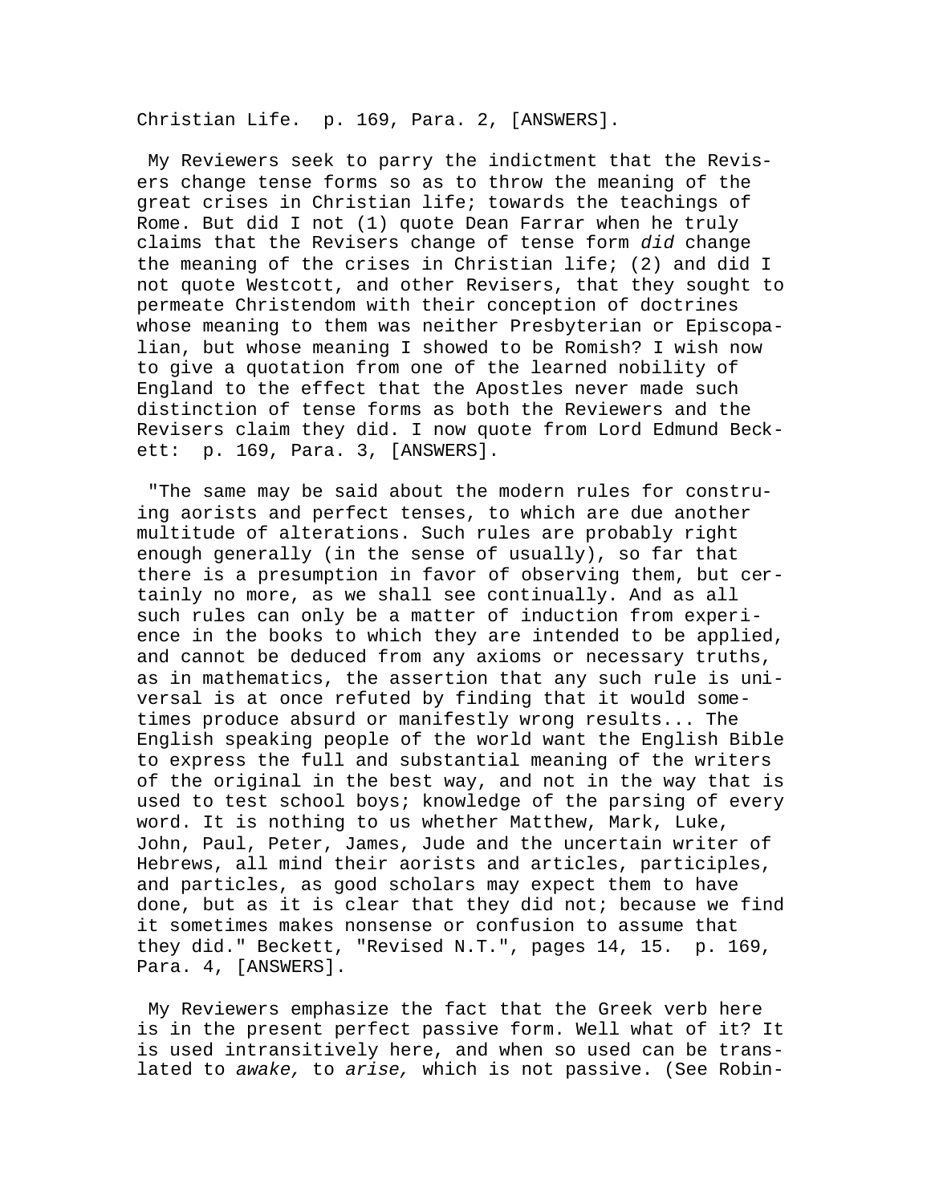Christian Life. p. 169, Para. 2, [ANSWERS].

My Reviewers seek to parry the indictment that the Revisers change tense forms so as to throw the meaning of the great crises in Christian life; towards the teachings of Rome. But did I not (1) quote Dean Farrar when he truly claims that the Revisers change of tense form *did* change the meaning of the crises in Christian life; (2) and did I not quote Westcott, and other Revisers, that they sought to permeate Christendom with their conception of doctrines whose meaning to them was neither Presbyterian or Episcopalian, but whose meaning I showed to be Romish? I wish now to give a quotation from one of the learned nobility of England to the effect that the Apostles never made such distinction of tense forms as both the Reviewers and the Revisers claim they did. I now quote from Lord Edmund Beckett: p. 169, Para. 3, [ANSWERS].

"The same may be said about the modern rules for construing aorists and perfect tenses, to which are due another multitude of alterations. Such rules are probably right enough generally (in the sense of usually), so far that there is a presumption in favor of observing them, but certainly no more, as we shall see continually. And as all such rules can only be a matter of induction from experience in the books to which they are intended to be applied, and cannot be deduced from any axioms or necessary truths, as in mathematics, the assertion that any such rule is universal is at once refuted by finding that it would sometimes produce absurd or manifestly wrong results... The English speaking people of the world want the English Bible to express the full and substantial meaning of the writers of the original in the best way, and not in the way that is used to test school boys; knowledge of the parsing of every word. It is nothing to us whether Matthew, Mark, Luke, John, Paul, Peter, James, Jude and the uncertain writer of Hebrews, all mind their aorists and articles, participles, and particles, as good scholars may expect them to have done, but as it is clear that they did not; because we find it sometimes makes nonsense or confusion to assume that they did." Beckett, "Revised N.T.", pages 14, 15. p. 169, Para. 4, [ANSWERS].

My Reviewers emphasize the fact that the Greek verb here is in the present perfect passive form. Well what of it? It is used intransitively here, and when so used can be translated to *awake,* to *arise,* which is not passive. (See Robin-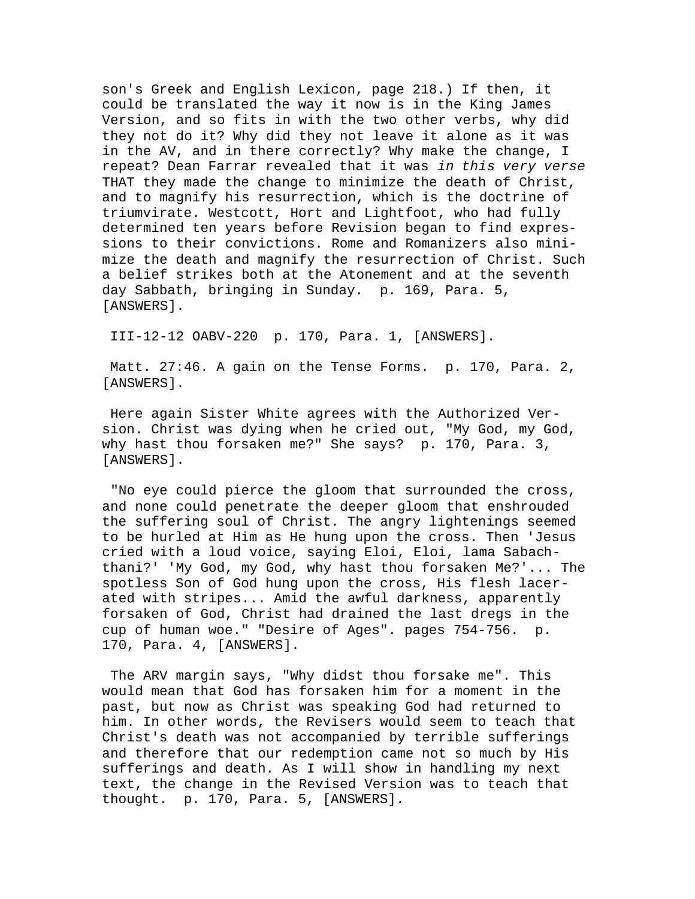son's Greek and English Lexicon, page 218.) If then, it could be translated the way it now is in the King James Version, and so fits in with the two other verbs, why did they not do it? Why did they not leave it alone as it was in the AV, and in there correctly? Why make the change, I repeat? Dean Farrar revealed that it was *in this very verse* THAT they made the change to minimize the death of Christ, and to magnify his resurrection, which is the doctrine of triumvirate. Westcott, Hort and Lightfoot, who had fully determined ten years before Revision began to find expressions to their convictions. Rome and Romanizers also minimize the death and magnify the resurrection of Christ. Such a belief strikes both at the Atonement and at the seventh day Sabbath, bringing in Sunday. p. 169, Para. 5, [ANSWERS].

III-12-12 OABV-220 p. 170, Para. 1, [ANSWERS].

Matt. 27:46. A gain on the Tense Forms. p. 170, Para. 2, [ANSWERS].

Here again Sister White agrees with the Authorized Version. Christ was dying when he cried out, "My God, my God, why hast thou forsaken me?" She says? p. 170, Para. 3, [ANSWERS].

"No eye could pierce the gloom that surrounded the cross, and none could penetrate the deeper gloom that enshrouded the suffering soul of Christ. The angry lightenings seemed to be hurled at Him as He hung upon the cross. Then 'Jesus cried with a loud voice, saying Eloi, Eloi, lama Sabachthani?' 'My God, my God, why hast thou forsaken Me?'... The spotless Son of God hung upon the cross, His flesh lacerated with stripes... Amid the awful darkness, apparently forsaken of God, Christ had drained the last dregs in the cup of human woe." "Desire of Ages". pages 754-756. p. 170, Para. 4, [ANSWERS].

The ARV margin says, "Why didst thou forsake me". This would mean that God has forsaken him for a moment in the past, but now as Christ was speaking God had returned to him. In other words, the Revisers would seem to teach that Christ's death was not accompanied by terrible sufferings and therefore that our redemption came not so much by His sufferings and death. As I will show in handling my next text, the change in the Revised Version was to teach that thought. p. 170, Para. 5, [ANSWERS].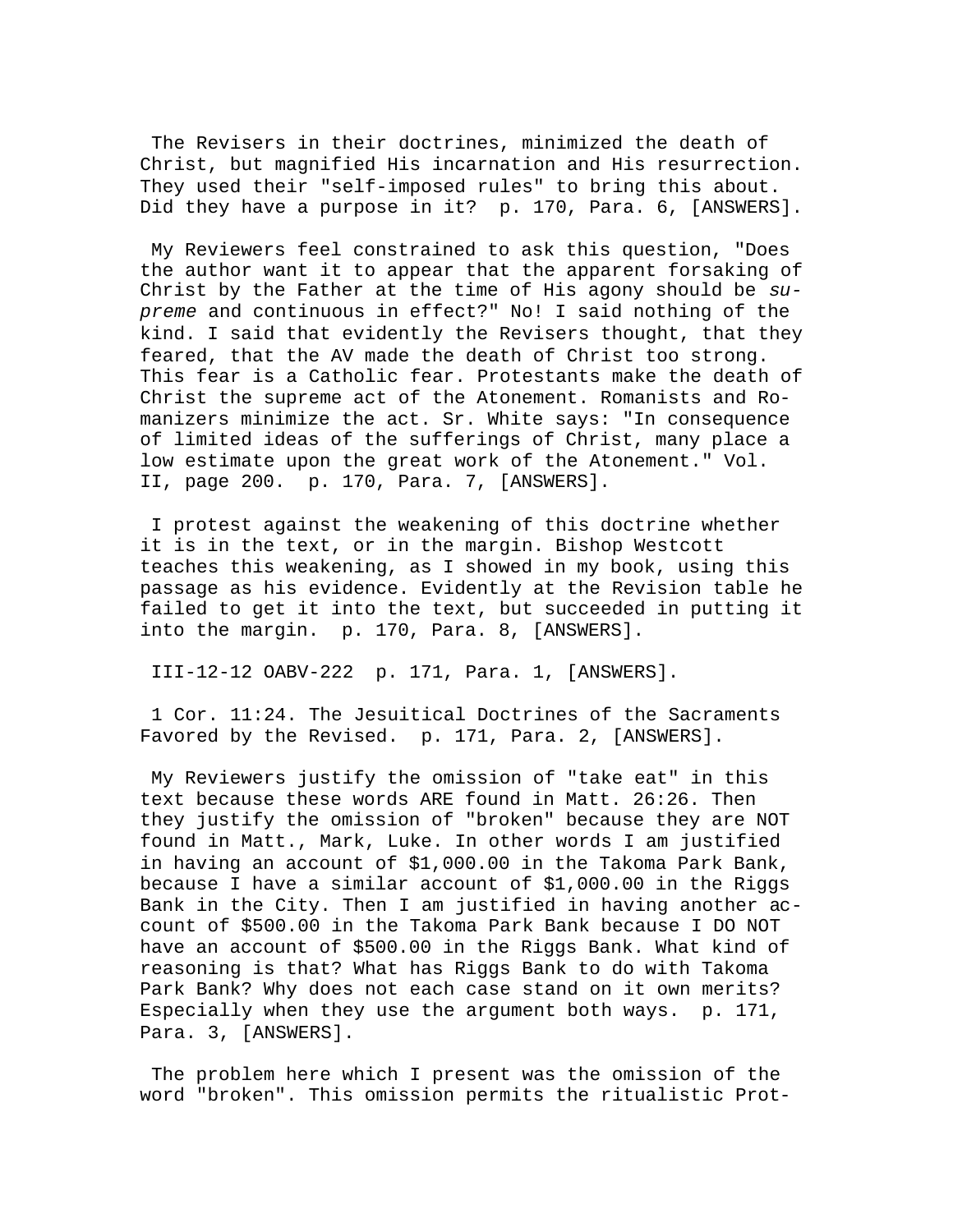The Revisers in their doctrines, minimized the death of Christ, but magnified His incarnation and His resurrection. They used their "self-imposed rules" to bring this about. Did they have a purpose in it? p. 170, Para. 6, [ANSWERS].

My Reviewers feel constrained to ask this question, "Does the author want it to appear that the apparent forsaking of Christ by the Father at the time of His agony should be *supreme* and continuous in effect?" No! I said nothing of the kind. I said that evidently the Revisers thought, that they feared, that the AV made the death of Christ too strong. This fear is a Catholic fear. Protestants make the death of Christ the supreme act of the Atonement. Romanists and Romanizers minimize the act. Sr. White says: "In consequence of limited ideas of the sufferings of Christ, many place a low estimate upon the great work of the Atonement." Vol. II, page 200. p. 170, Para. 7, [ANSWERS].

I protest against the weakening of this doctrine whether it is in the text, or in the margin. Bishop Westcott teaches this weakening, as I showed in my book, using this passage as his evidence. Evidently at the Revision table he failed to get it into the text, but succeeded in putting it into the margin. p. 170, Para. 8, [ANSWERS].

III-12-12 OABV-222 p. 171, Para. 1, [ANSWERS].

1 Cor. 11:24. The Jesuitical Doctrines of the Sacraments Favored by the Revised. p. 171, Para. 2, [ANSWERS].

My Reviewers justify the omission of "take eat" in this text because these words ARE found in Matt. 26:26. Then they justify the omission of "broken" because they are NOT found in Matt., Mark, Luke. In other words I am justified in having an account of $1,000.00 in the Takoma Park Bank, because I have a similar account of $1,000.00 in the Riggs Bank in the City. Then I am justified in having another account of $500.00 in the Takoma Park Bank because I DO NOT have an account of $500.00 in the Riggs Bank. What kind of reasoning is that? What has Riggs Bank to do with Takoma Park Bank? Why does not each case stand on it own merits? Especially when they use the argument both ways. p. 171, Para. 3, [ANSWERS].

The problem here which I present was the omission of the word "broken". This omission permits the ritualistic Prot-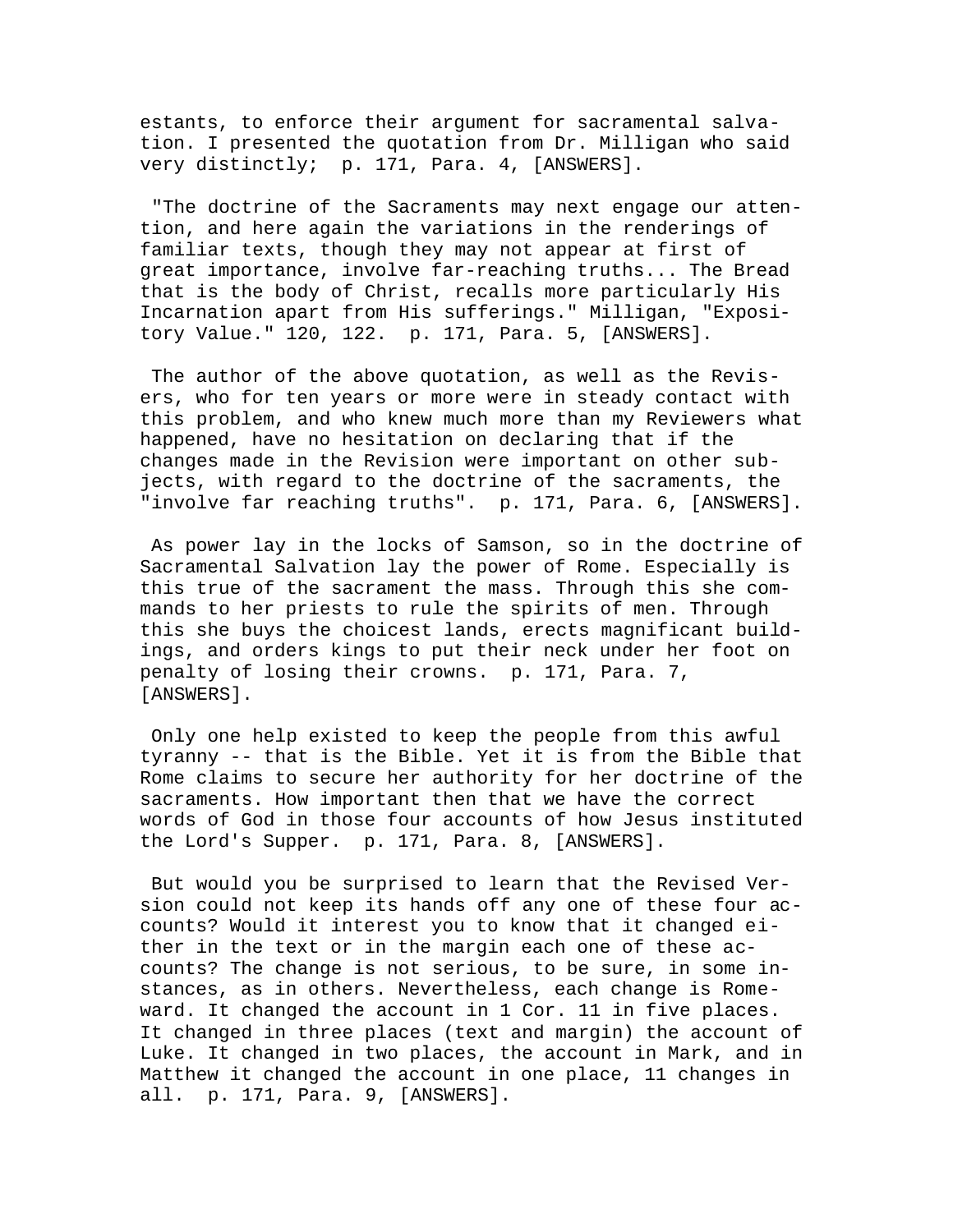estants, to enforce their argument for sacramental salvation. I presented the quotation from Dr. Milligan who said very distinctly; p. 171, Para. 4, [ANSWERS].

"The doctrine of the Sacraments may next engage our attention, and here again the variations in the renderings of familiar texts, though they may not appear at first of great importance, involve far-reaching truths... The Bread that is the body of Christ, recalls more particularly His Incarnation apart from His sufferings." Milligan, "Expository Value." 120, 122. p. 171, Para. 5, [ANSWERS].

The author of the above quotation, as well as the Revisers, who for ten years or more were in steady contact with this problem, and who knew much more than my Reviewers what happened, have no hesitation on declaring that if the changes made in the Revision were important on other subjects, with regard to the doctrine of the sacraments, the "involve far reaching truths". p. 171, Para. 6, [ANSWERS].

As power lay in the locks of Samson, so in the doctrine of Sacramental Salvation lay the power of Rome. Especially is this true of the sacrament the mass. Through this she commands to her priests to rule the spirits of men. Through this she buys the choicest lands, erects magnificant buildings, and orders kings to put their neck under her foot on penalty of losing their crowns. p. 171, Para. 7, [ANSWERS].

Only one help existed to keep the people from this awful tyranny -- that is the Bible. Yet it is from the Bible that Rome claims to secure her authority for her doctrine of the sacraments. How important then that we have the correct words of God in those four accounts of how Jesus instituted the Lord's Supper. p. 171, Para. 8, [ANSWERS].

But would you be surprised to learn that the Revised Version could not keep its hands off any one of these four accounts? Would it interest you to know that it changed either in the text or in the margin each one of these accounts? The change is not serious, to be sure, in some instances, as in others. Nevertheless, each change is Romeward. It changed the account in 1 Cor. 11 in five places. It changed in three places (text and margin) the account of Luke. It changed in two places, the account in Mark, and in Matthew it changed the account in one place, 11 changes in all. p. 171, Para. 9, [ANSWERS].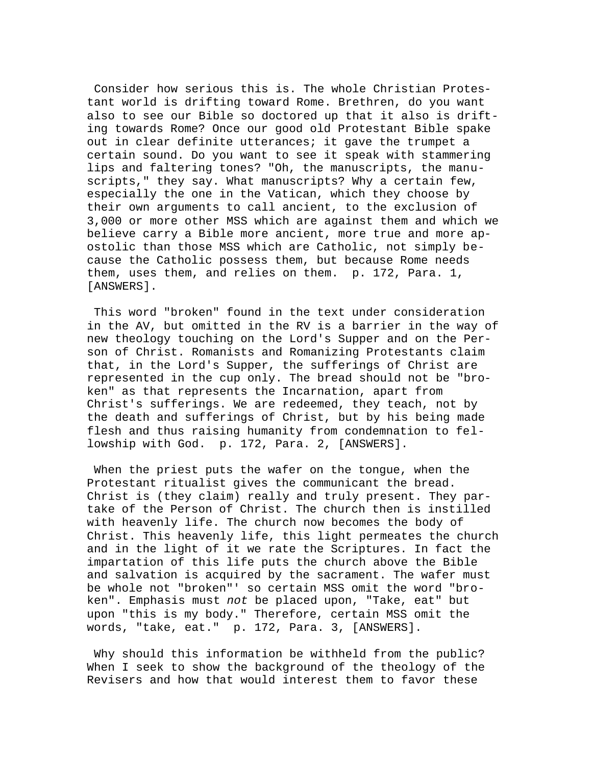Consider how serious this is. The whole Christian Protestant world is drifting toward Rome. Brethren, do you want also to see our Bible so doctored up that it also is drifting towards Rome? Once our good old Protestant Bible spake out in clear definite utterances; it gave the trumpet a certain sound. Do you want to see it speak with stammering lips and faltering tones? "Oh, the manuscripts, the manuscripts," they say. What manuscripts? Why a certain few, especially the one in the Vatican, which they choose by their own arguments to call ancient, to the exclusion of 3,000 or more other MSS which are against them and which we believe carry a Bible more ancient, more true and more apostolic than those MSS which are Catholic, not simply because the Catholic possess them, but because Rome needs them, uses them, and relies on them. p. 172, Para. 1, [ANSWERS].

This word "broken" found in the text under consideration in the AV, but omitted in the RV is a barrier in the way of new theology touching on the Lord's Supper and on the Person of Christ. Romanists and Romanizing Protestants claim that, in the Lord's Supper, the sufferings of Christ are represented in the cup only. The bread should not be "broken" as that represents the Incarnation, apart from Christ's sufferings. We are redeemed, they teach, not by the death and sufferings of Christ, but by his being made flesh and thus raising humanity from condemnation to fellowship with God. p. 172, Para. 2, [ANSWERS].

When the priest puts the wafer on the tongue, when the Protestant ritualist gives the communicant the bread. Christ is (they claim) really and truly present. They partake of the Person of Christ. The church then is instilled with heavenly life. The church now becomes the body of Christ. This heavenly life, this light permeates the church and in the light of it we rate the Scriptures. In fact the impartation of this life puts the church above the Bible and salvation is acquired by the sacrament. The wafer must be whole not "broken"' so certain MSS omit the word "broken". Emphasis must *not* be placed upon, "Take, eat" but upon "this is my body." Therefore, certain MSS omit the words, "take, eat." p. 172, Para. 3, [ANSWERS].

Why should this information be withheld from the public? When I seek to show the background of the theology of the Revisers and how that would interest them to favor these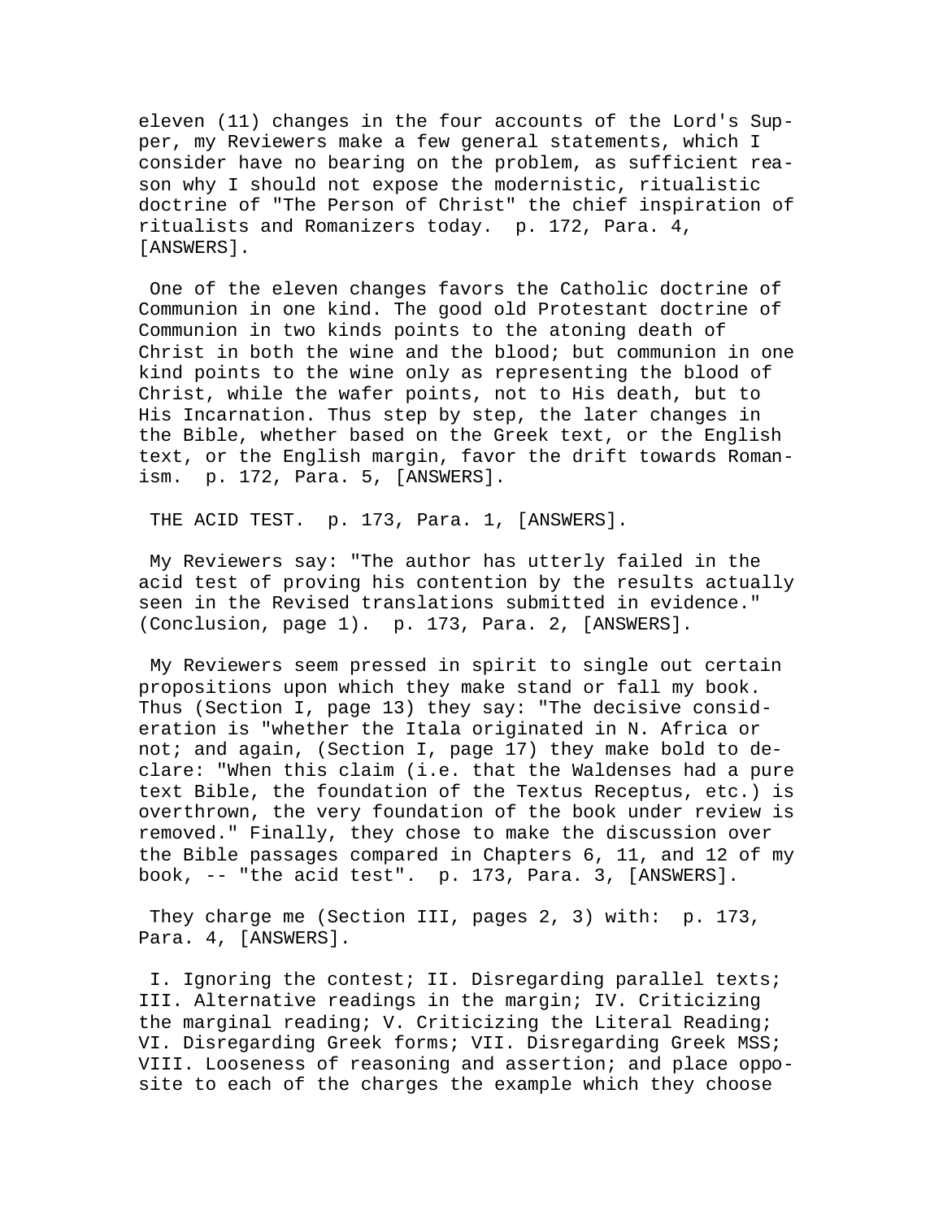eleven (11) changes in the four accounts of the Lord's Supper, my Reviewers make a few general statements, which I consider have no bearing on the problem, as sufficient reason why I should not expose the modernistic, ritualistic doctrine of "The Person of Christ" the chief inspiration of ritualists and Romanizers today. p. 172, Para. 4, [ANSWERS].

One of the eleven changes favors the Catholic doctrine of Communion in one kind. The good old Protestant doctrine of Communion in two kinds points to the atoning death of Christ in both the wine and the blood; but communion in one kind points to the wine only as representing the blood of Christ, while the wafer points, not to His death, but to His Incarnation. Thus step by step, the later changes in the Bible, whether based on the Greek text, or the English text, or the English margin, favor the drift towards Romanism. p. 172, Para. 5, [ANSWERS].

THE ACID TEST. p. 173, Para. 1, [ANSWERS].

My Reviewers say: "The author has utterly failed in the acid test of proving his contention by the results actually seen in the Revised translations submitted in evidence." (Conclusion, page 1). p. 173, Para. 2, [ANSWERS].

My Reviewers seem pressed in spirit to single out certain propositions upon which they make stand or fall my book. Thus (Section I, page 13) they say: "The decisive consideration is "whether the Itala originated in N. Africa or not; and again, (Section I, page 17) they make bold to declare: "When this claim (i.e. that the Waldenses had a pure text Bible, the foundation of the Textus Receptus, etc.) is overthrown, the very foundation of the book under review is removed." Finally, they chose to make the discussion over the Bible passages compared in Chapters 6, 11, and 12 of my book, -- "the acid test". p. 173, Para. 3, [ANSWERS].

They charge me (Section III, pages 2, 3) with: p. 173, Para. 4, [ANSWERS].

I. Ignoring the contest; II. Disregarding parallel texts; III. Alternative readings in the margin; IV. Criticizing the marginal reading; V. Criticizing the Literal Reading; VI. Disregarding Greek forms; VII. Disregarding Greek MSS; VIII. Looseness of reasoning and assertion; and place opposite to each of the charges the example which they choose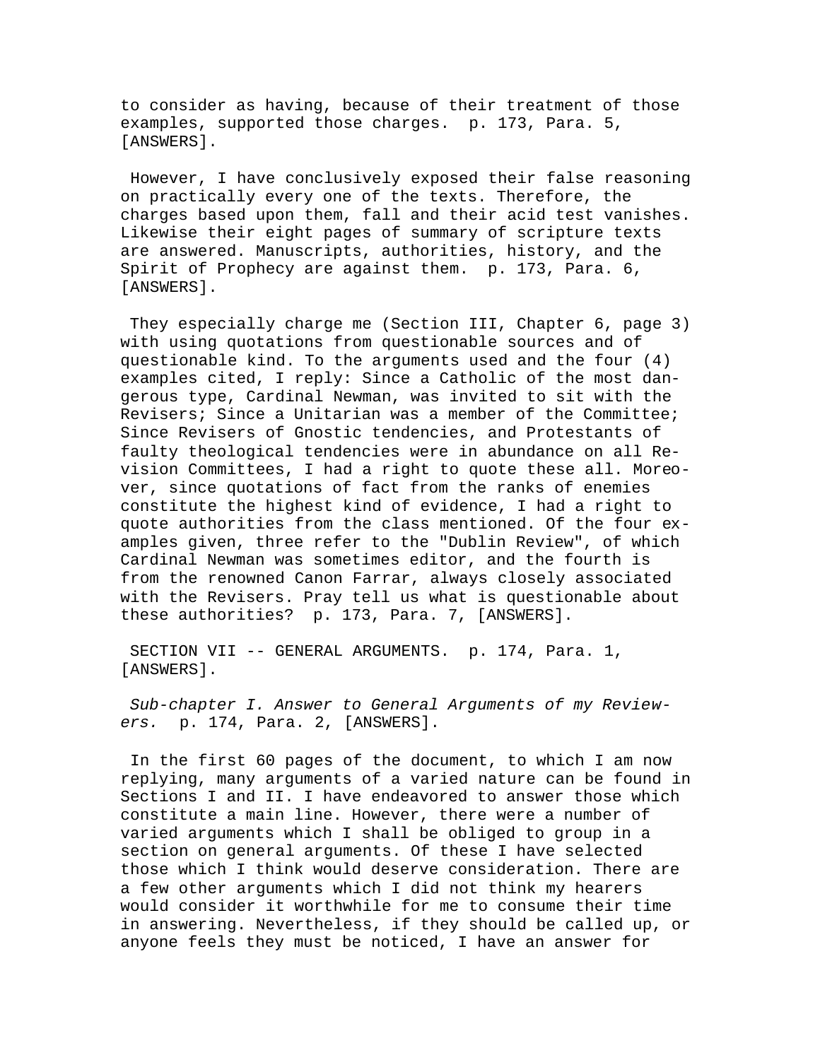to consider as having, because of their treatment of those examples, supported those charges. p. 173, Para. 5, [ANSWERS].

However, I have conclusively exposed their false reasoning on practically every one of the texts. Therefore, the charges based upon them, fall and their acid test vanishes. Likewise their eight pages of summary of scripture texts are answered. Manuscripts, authorities, history, and the Spirit of Prophecy are against them. p. 173, Para. 6, [ANSWERS].

They especially charge me (Section III, Chapter 6, page 3) with using quotations from questionable sources and of questionable kind. To the arguments used and the four (4) examples cited, I reply: Since a Catholic of the most dangerous type, Cardinal Newman, was invited to sit with the Revisers; Since a Unitarian was a member of the Committee; Since Revisers of Gnostic tendencies, and Protestants of faulty theological tendencies were in abundance on all Revision Committees, I had a right to quote these all. Moreover, since quotations of fact from the ranks of enemies constitute the highest kind of evidence, I had a right to quote authorities from the class mentioned. Of the four examples given, three refer to the "Dublin Review", of which Cardinal Newman was sometimes editor, and the fourth is from the renowned Canon Farrar, always closely associated with the Revisers. Pray tell us what is questionable about these authorities? p. 173, Para. 7, [ANSWERS].

SECTION VII -- GENERAL ARGUMENTS. p. 174, Para. 1, [ANSWERS].

*Sub-chapter I. Answer to General Arguments of my Reviewers.* p. 174, Para. 2, [ANSWERS].

In the first 60 pages of the document, to which I am now replying, many arguments of a varied nature can be found in Sections I and II. I have endeavored to answer those which constitute a main line. However, there were a number of varied arguments which I shall be obliged to group in a section on general arguments. Of these I have selected those which I think would deserve consideration. There are a few other arguments which I did not think my hearers would consider it worthwhile for me to consume their time in answering. Nevertheless, if they should be called up, or anyone feels they must be noticed, I have an answer for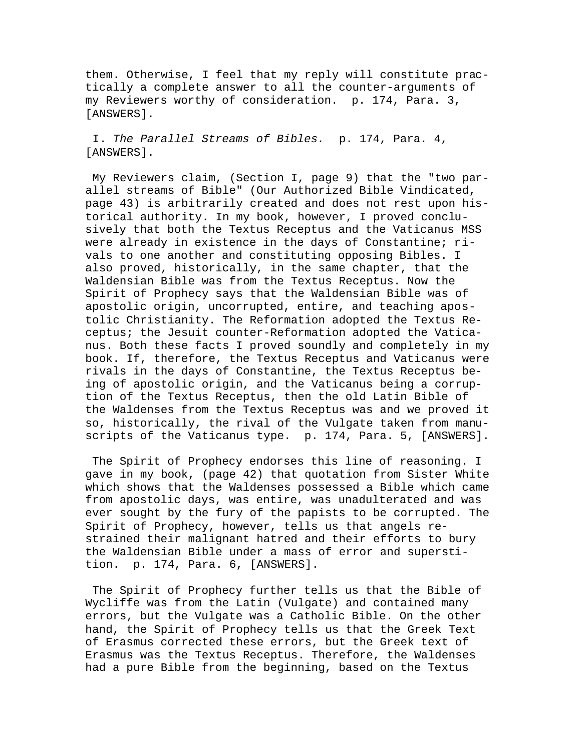them. Otherwise, I feel that my reply will constitute practically a complete answer to all the counter-arguments of my Reviewers worthy of consideration. p. 174, Para. 3, [ANSWERS].

I. *The Parallel Streams of Bibles.* p. 174, Para. 4, [ANSWERS].

My Reviewers claim, (Section I, page 9) that the "two parallel streams of Bible" (Our Authorized Bible Vindicated, page 43) is arbitrarily created and does not rest upon historical authority. In my book, however, I proved conclusively that both the Textus Receptus and the Vaticanus MSS were already in existence in the days of Constantine; rivals to one another and constituting opposing Bibles. I also proved, historically, in the same chapter, that the Waldensian Bible was from the Textus Receptus. Now the Spirit of Prophecy says that the Waldensian Bible was of apostolic origin, uncorrupted, entire, and teaching apostolic Christianity. The Reformation adopted the Textus Receptus; the Jesuit counter-Reformation adopted the Vaticanus. Both these facts I proved soundly and completely in my book. If, therefore, the Textus Receptus and Vaticanus were rivals in the days of Constantine, the Textus Receptus being of apostolic origin, and the Vaticanus being a corruption of the Textus Receptus, then the old Latin Bible of the Waldenses from the Textus Receptus was and we proved it so, historically, the rival of the Vulgate taken from manuscripts of the Vaticanus type. p. 174, Para. 5, [ANSWERS].

The Spirit of Prophecy endorses this line of reasoning. I gave in my book, (page 42) that quotation from Sister White which shows that the Waldenses possessed a Bible which came from apostolic days, was entire, was unadulterated and was ever sought by the fury of the papists to be corrupted. The Spirit of Prophecy, however, tells us that angels restrained their malignant hatred and their efforts to bury the Waldensian Bible under a mass of error and superstition. p. 174, Para. 6, [ANSWERS].

The Spirit of Prophecy further tells us that the Bible of Wycliffe was from the Latin (Vulgate) and contained many errors, but the Vulgate was a Catholic Bible. On the other hand, the Spirit of Prophecy tells us that the Greek Text of Erasmus corrected these errors, but the Greek text of Erasmus was the Textus Receptus. Therefore, the Waldenses had a pure Bible from the beginning, based on the Textus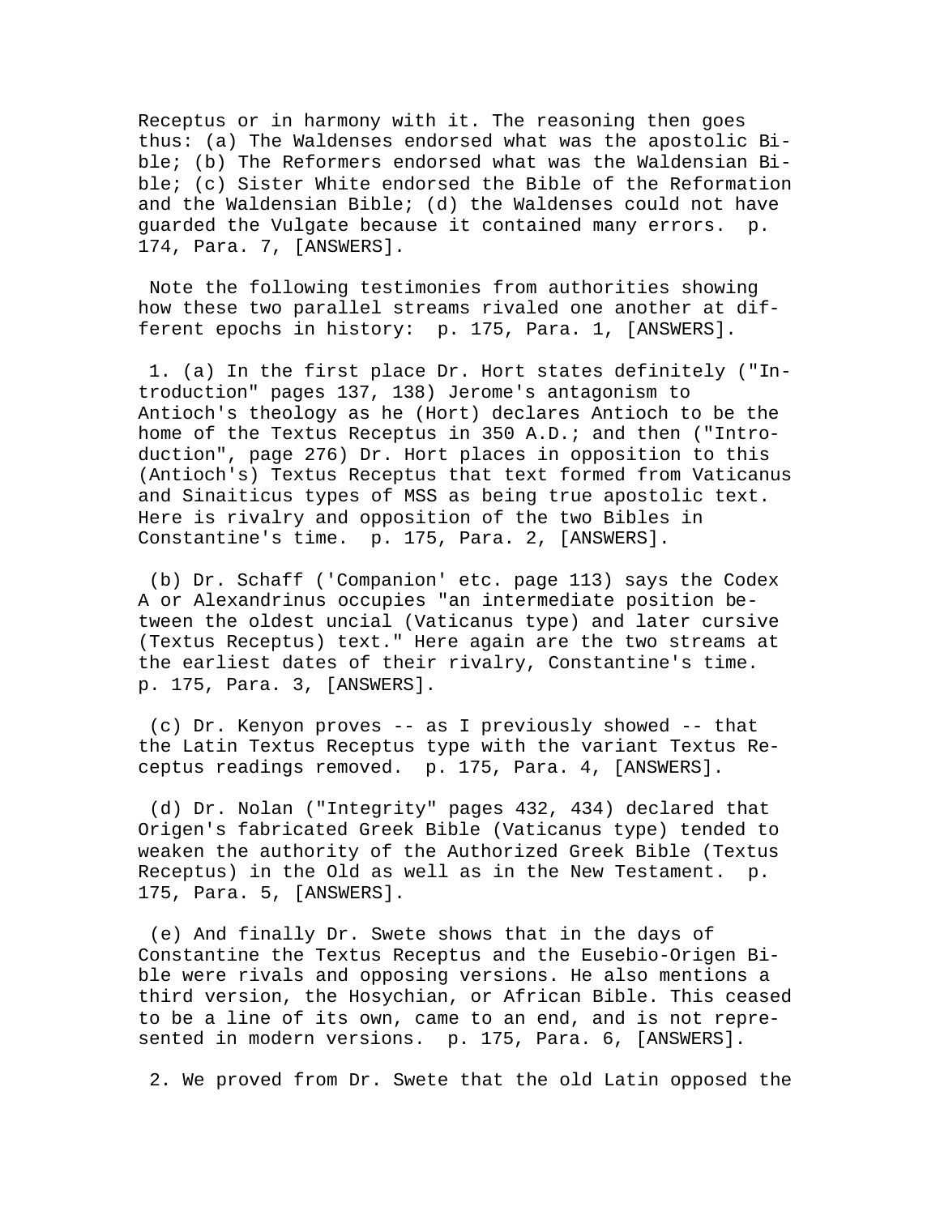Receptus or in harmony with it. The reasoning then goes thus: (a) The Waldenses endorsed what was the apostolic Bible; (b) The Reformers endorsed what was the Waldensian Bible; (c) Sister White endorsed the Bible of the Reformation and the Waldensian Bible; (d) the Waldenses could not have guarded the Vulgate because it contained many errors. p. 174, Para. 7, [ANSWERS].

Note the following testimonies from authorities showing how these two parallel streams rivaled one another at different epochs in history: p. 175, Para. 1, [ANSWERS].

1. (a) In the first place Dr. Hort states definitely ("Introduction" pages 137, 138) Jerome's antagonism to Antioch's theology as he (Hort) declares Antioch to be the home of the Textus Receptus in 350 A.D.; and then ("Introduction", page 276) Dr. Hort places in opposition to this (Antioch's) Textus Receptus that text formed from Vaticanus and Sinaiticus types of MSS as being true apostolic text. Here is rivalry and opposition of the two Bibles in Constantine's time. p. 175, Para. 2, [ANSWERS].

(b) Dr. Schaff ('Companion' etc. page 113) says the Codex A or Alexandrinus occupies "an intermediate position between the oldest uncial (Vaticanus type) and later cursive (Textus Receptus) text." Here again are the two streams at the earliest dates of their rivalry, Constantine's time. p. 175, Para. 3, [ANSWERS].

(c) Dr. Kenyon proves -- as I previously showed -- that the Latin Textus Receptus type with the variant Textus Receptus readings removed. p. 175, Para. 4, [ANSWERS].

(d) Dr. Nolan ("Integrity" pages 432, 434) declared that Origen's fabricated Greek Bible (Vaticanus type) tended to weaken the authority of the Authorized Greek Bible (Textus Receptus) in the Old as well as in the New Testament. p. 175, Para. 5, [ANSWERS].

(e) And finally Dr. Swete shows that in the days of Constantine the Textus Receptus and the Eusebio-Origen Bible were rivals and opposing versions. He also mentions a third version, the Hosychian, or African Bible. This ceased to be a line of its own, came to an end, and is not represented in modern versions. p. 175, Para. 6, [ANSWERS].

2. We proved from Dr. Swete that the old Latin opposed the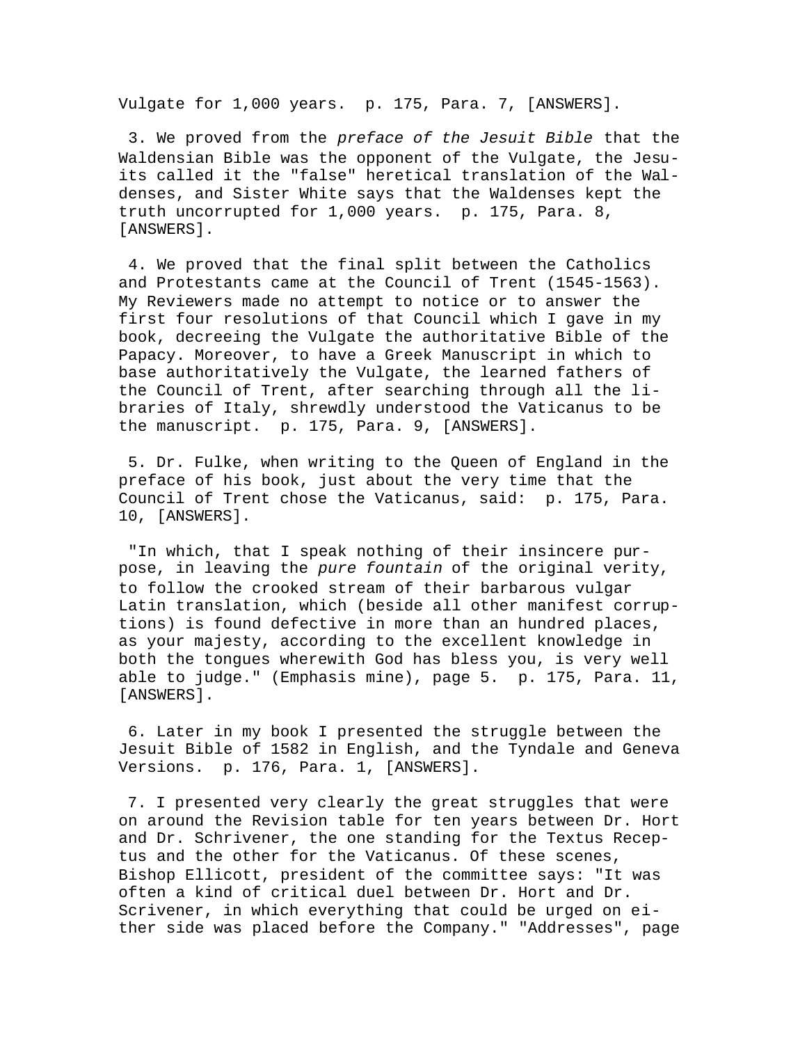Vulgate for 1,000 years.  p. 175, Para. 7, [ANSWERS].

3. We proved from the *preface of the Jesuit Bible* that the Waldensian Bible was the opponent of the Vulgate, the Jesuits called it the "false" heretical translation of the Waldenses, and Sister White says that the Waldenses kept the truth uncorrupted for 1,000 years.  p. 175, Para. 8, [ANSWERS].

4. We proved that the final split between the Catholics and Protestants came at the Council of Trent (1545-1563). My Reviewers made no attempt to notice or to answer the first four resolutions of that Council which I gave in my book, decreeing the Vulgate the authoritative Bible of the Papacy. Moreover, to have a Greek Manuscript in which to base authoritatively the Vulgate, the learned fathers of the Council of Trent, after searching through all the libraries of Italy, shrewdly understood the Vaticanus to be the manuscript.  p. 175, Para. 9, [ANSWERS].

5. Dr. Fulke, when writing to the Queen of England in the preface of his book, just about the very time that the Council of Trent chose the Vaticanus, said:  p. 175, Para. 10, [ANSWERS].

"In which, that I speak nothing of their insincere purpose, in leaving the *pure fountain* of the original verity, to follow the crooked stream of their barbarous vulgar Latin translation, which (beside all other manifest corruptions) is found defective in more than an hundred places, as your majesty, according to the excellent knowledge in both the tongues wherewith God has bless you, is very well able to judge." (Emphasis mine), page 5.  p. 175, Para. 11, [ANSWERS].

6. Later in my book I presented the struggle between the Jesuit Bible of 1582 in English, and the Tyndale and Geneva Versions.  p. 176, Para. 1, [ANSWERS].

7. I presented very clearly the great struggles that were on around the Revision table for ten years between Dr. Hort and Dr. Schrivener, the one standing for the Textus Receptus and the other for the Vaticanus. Of these scenes, Bishop Ellicott, president of the committee says: "It was often a kind of critical duel between Dr. Hort and Dr. Scrivener, in which everything that could be urged on either side was placed before the Company." "Addresses", page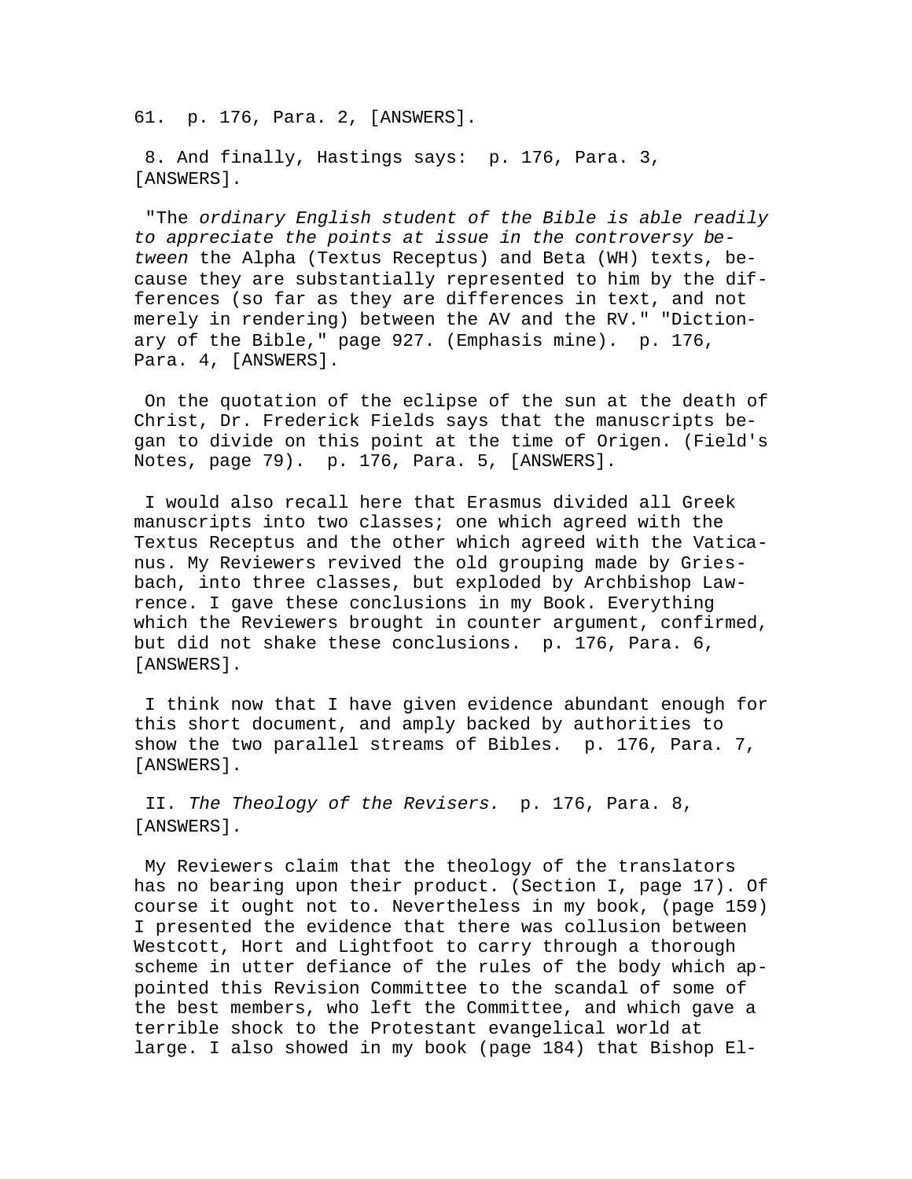61. p. 176, Para. 2, [ANSWERS].

8. And finally, Hastings says: p. 176, Para. 3, [ANSWERS].

"The *ordinary English student of the Bible is able readily to appreciate the points at issue in the controversy between* the Alpha (Textus Receptus) and Beta (WH) texts, because they are substantially represented to him by the differences (so far as they are differences in text, and not merely in rendering) between the AV and the RV." "Dictionary of the Bible," page 927. (Emphasis mine). p. 176, Para. 4, [ANSWERS].

On the quotation of the eclipse of the sun at the death of Christ, Dr. Frederick Fields says that the manuscripts began to divide on this point at the time of Origen. (Field's Notes, page 79). p. 176, Para. 5, [ANSWERS].

I would also recall here that Erasmus divided all Greek manuscripts into two classes; one which agreed with the Textus Receptus and the other which agreed with the Vaticanus. My Reviewers revived the old grouping made by Griesbach, into three classes, but exploded by Archbishop Lawrence. I gave these conclusions in my Book. Everything which the Reviewers brought in counter argument, confirmed, but did not shake these conclusions. p. 176, Para. 6, [ANSWERS].

I think now that I have given evidence abundant enough for this short document, and amply backed by authorities to show the two parallel streams of Bibles. p. 176, Para. 7, [ANSWERS].

II. *The Theology of the Revisers.* p. 176, Para. 8, [ANSWERS].

My Reviewers claim that the theology of the translators has no bearing upon their product. (Section I, page 17). Of course it ought not to. Nevertheless in my book, (page 159) I presented the evidence that there was collusion between Westcott, Hort and Lightfoot to carry through a thorough scheme in utter defiance of the rules of the body which appointed this Revision Committee to the scandal of some of the best members, who left the Committee, and which gave a terrible shock to the Protestant evangelical world at large. I also showed in my book (page 184) that Bishop El-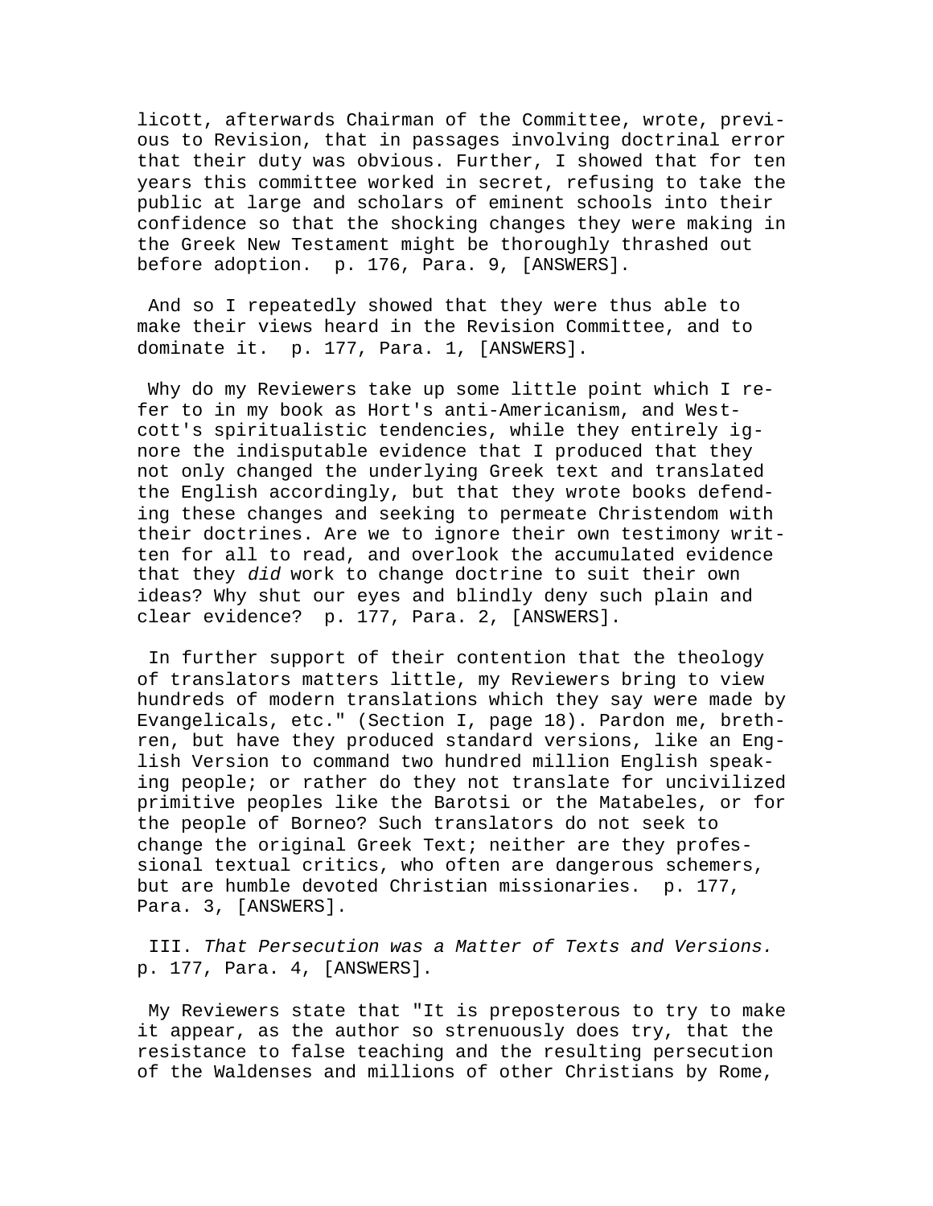licott, afterwards Chairman of the Committee, wrote, previous to Revision, that in passages involving doctrinal error that their duty was obvious. Further, I showed that for ten years this committee worked in secret, refusing to take the public at large and scholars of eminent schools into their confidence so that the shocking changes they were making in the Greek New Testament might be thoroughly thrashed out before adoption. p. 176, Para. 9, [ANSWERS].

And so I repeatedly showed that they were thus able to make their views heard in the Revision Committee, and to dominate it. p. 177, Para. 1, [ANSWERS].

Why do my Reviewers take up some little point which I refer to in my book as Hort's anti-Americanism, and Westcott's spiritualistic tendencies, while they entirely ignore the indisputable evidence that I produced that they not only changed the underlying Greek text and translated the English accordingly, but that they wrote books defending these changes and seeking to permeate Christendom with their doctrines. Are we to ignore their own testimony written for all to read, and overlook the accumulated evidence that they *did* work to change doctrine to suit their own ideas? Why shut our eyes and blindly deny such plain and clear evidence? p. 177, Para. 2, [ANSWERS].

In further support of their contention that the theology of translators matters little, my Reviewers bring to view hundreds of modern translations which they say were made by Evangelicals, etc." (Section I, page 18). Pardon me, brethren, but have they produced standard versions, like an English Version to command two hundred million English speaking people; or rather do they not translate for uncivilized primitive peoples like the Barotsi or the Matabeles, or for the people of Borneo? Such translators do not seek to change the original Greek Text; neither are they professional textual critics, who often are dangerous schemers, but are humble devoted Christian missionaries. p. 177, Para. 3, [ANSWERS].

III. *That Persecution was a Matter of Texts and Versions.* p. 177, Para. 4, [ANSWERS].

My Reviewers state that "It is preposterous to try to make it appear, as the author so strenuously does try, that the resistance to false teaching and the resulting persecution of the Waldenses and millions of other Christians by Rome,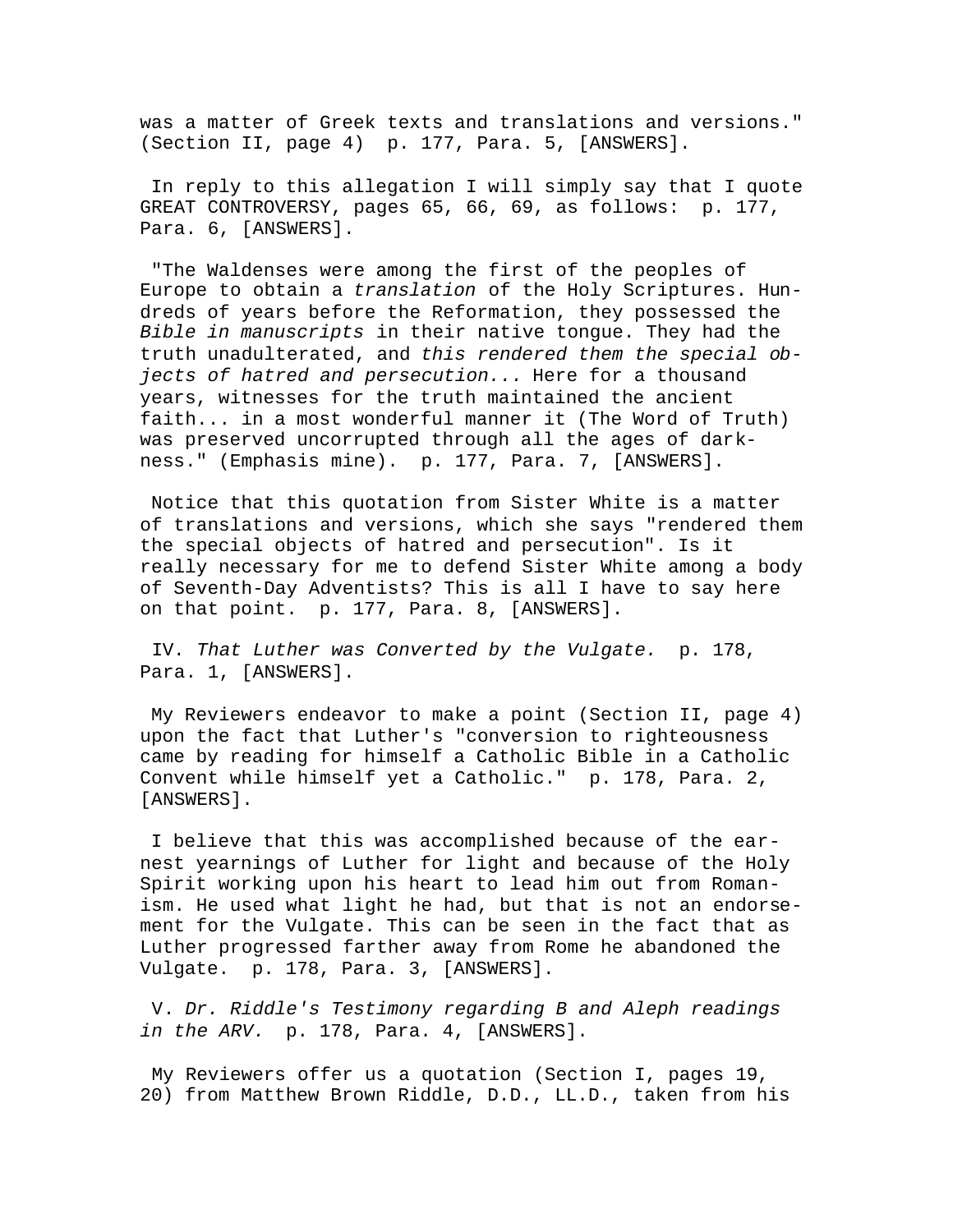was a matter of Greek texts and translations and versions." (Section II, page 4)  p. 177, Para. 5, [ANSWERS].

In reply to this allegation I will simply say that I quote GREAT CONTROVERSY, pages 65, 66, 69, as follows:  p. 177, Para. 6, [ANSWERS].

"The Waldenses were among the first of the peoples of Europe to obtain a *translation* of the Holy Scriptures. Hundreds of years before the Reformation, they possessed the *Bible in manuscripts* in their native tongue. They had the truth unadulterated, and *this rendered them the special objects of hatred and persecution...* Here for a thousand years, witnesses for the truth maintained the ancient faith... in a most wonderful manner it (The Word of Truth) was preserved uncorrupted through all the ages of darkness." (Emphasis mine).  p. 177, Para. 7, [ANSWERS].

Notice that this quotation from Sister White is a matter of translations and versions, which she says "rendered them the special objects of hatred and persecution". Is it really necessary for me to defend Sister White among a body of Seventh-Day Adventists? This is all I have to say here on that point.  p. 177, Para. 8, [ANSWERS].

IV. *That Luther was Converted by the Vulgate.*  p. 178, Para. 1, [ANSWERS].

My Reviewers endeavor to make a point (Section II, page 4) upon the fact that Luther's "conversion to righteousness came by reading for himself a Catholic Bible in a Catholic Convent while himself yet a Catholic."  p. 178, Para. 2, [ANSWERS].

I believe that this was accomplished because of the earnest yearnings of Luther for light and because of the Holy Spirit working upon his heart to lead him out from Romanism. He used what light he had, but that is not an endorsement for the Vulgate. This can be seen in the fact that as Luther progressed farther away from Rome he abandoned the Vulgate.  p. 178, Para. 3, [ANSWERS].

V. *Dr. Riddle's Testimony regarding B and Aleph readings in the ARV.*  p. 178, Para. 4, [ANSWERS].

My Reviewers offer us a quotation (Section I, pages 19, 20) from Matthew Brown Riddle, D.D., LL.D., taken from his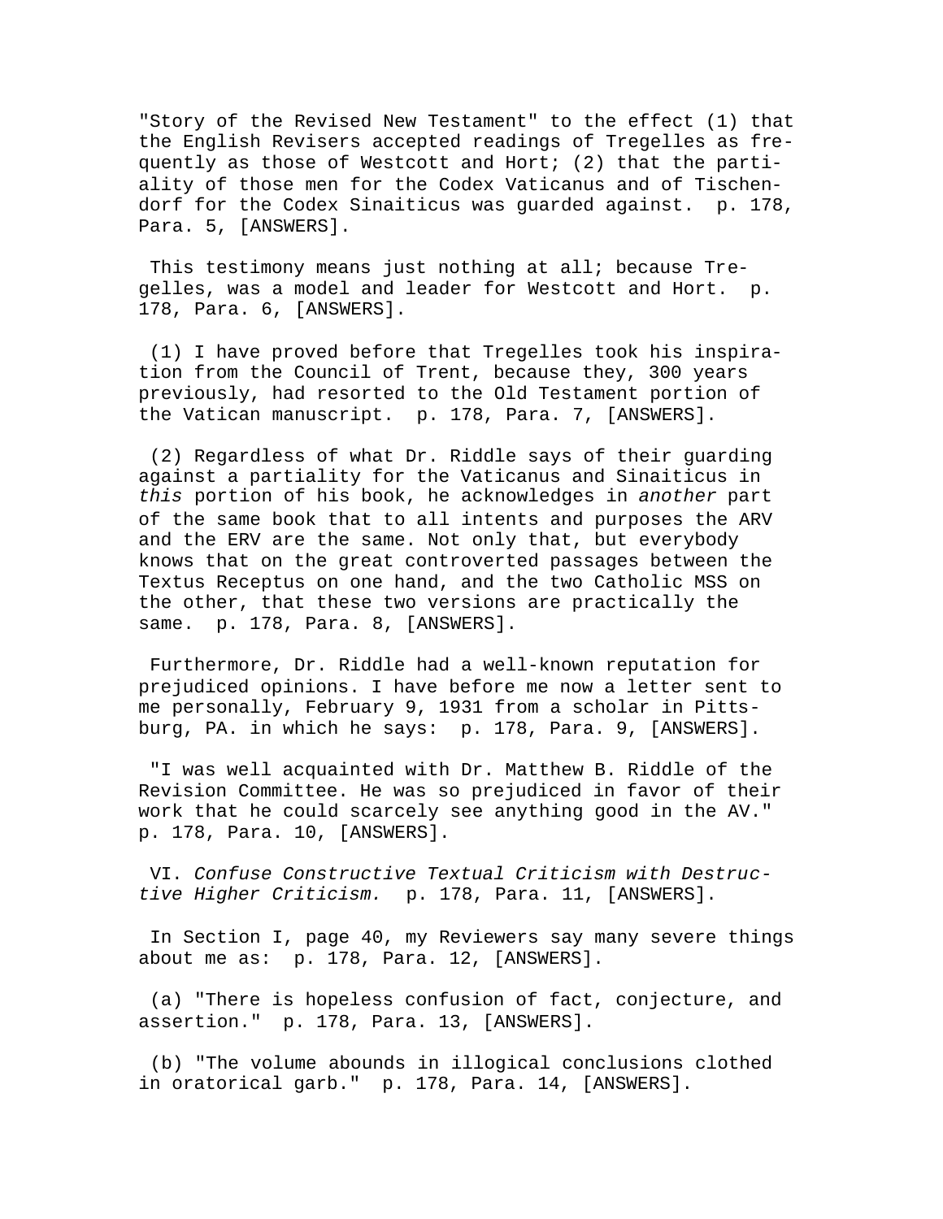"Story of the Revised New Testament" to the effect (1) that the English Revisers accepted readings of Tregelles as frequently as those of Westcott and Hort; (2) that the partiality of those men for the Codex Vaticanus and of Tischendorf for the Codex Sinaiticus was guarded against. p. 178, Para. 5, [ANSWERS].

This testimony means just nothing at all; because Tregelles, was a model and leader for Westcott and Hort. p. 178, Para. 6, [ANSWERS].

(1) I have proved before that Tregelles took his inspiration from the Council of Trent, because they, 300 years previously, had resorted to the Old Testament portion of the Vatican manuscript. p. 178, Para. 7, [ANSWERS].

(2) Regardless of what Dr. Riddle says of their guarding against a partiality for the Vaticanus and Sinaiticus in *this* portion of his book, he acknowledges in *another* part of the same book that to all intents and purposes the ARV and the ERV are the same. Not only that, but everybody knows that on the great controverted passages between the Textus Receptus on one hand, and the two Catholic MSS on the other, that these two versions are practically the same. p. 178, Para. 8, [ANSWERS].

Furthermore, Dr. Riddle had a well-known reputation for prejudiced opinions. I have before me now a letter sent to me personally, February 9, 1931 from a scholar in Pittsburg, PA. in which he says: p. 178, Para. 9, [ANSWERS].

"I was well acquainted with Dr. Matthew B. Riddle of the Revision Committee. He was so prejudiced in favor of their work that he could scarcely see anything good in the AV." p. 178, Para. 10, [ANSWERS].

VI. *Confuse Constructive Textual Criticism with Destructive Higher Criticism.* p. 178, Para. 11, [ANSWERS].

In Section I, page 40, my Reviewers say many severe things about me as: p. 178, Para. 12, [ANSWERS].

(a) "There is hopeless confusion of fact, conjecture, and assertion." p. 178, Para. 13, [ANSWERS].

(b) "The volume abounds in illogical conclusions clothed in oratorical garb." p. 178, Para. 14, [ANSWERS].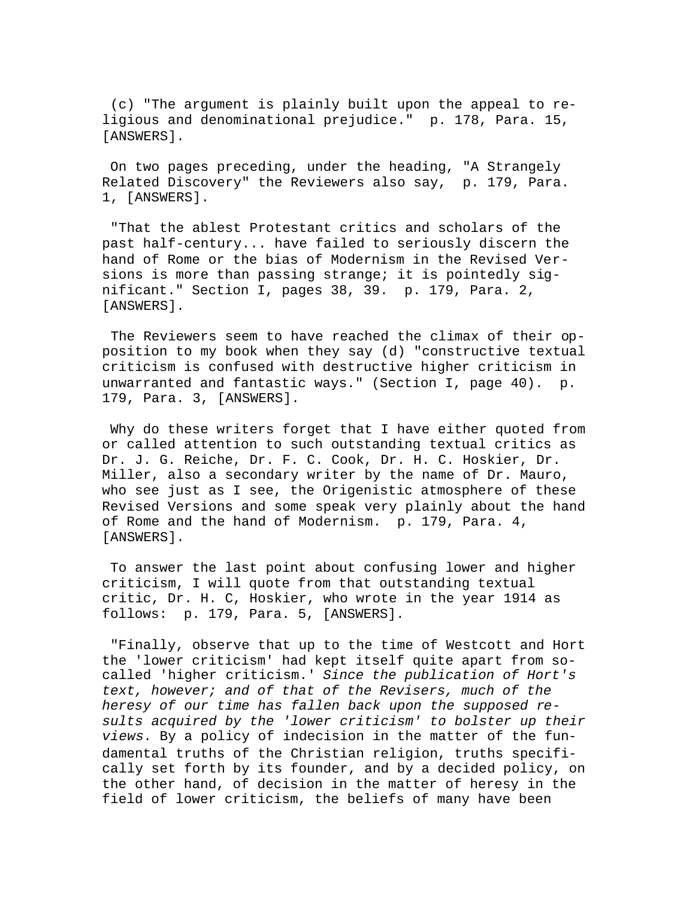(c) "The argument is plainly built upon the appeal to religious and denominational prejudice." p. 178, Para. 15, [ANSWERS].

On two pages preceding, under the heading, "A Strangely Related Discovery" the Reviewers also say, p. 179, Para. 1, [ANSWERS].

"That the ablest Protestant critics and scholars of the past half-century... have failed to seriously discern the hand of Rome or the bias of Modernism in the Revised Versions is more than passing strange; it is pointedly significant." Section I, pages 38, 39. p. 179, Para. 2, [ANSWERS].

The Reviewers seem to have reached the climax of their opposition to my book when they say (d) "constructive textual criticism is confused with destructive higher criticism in unwarranted and fantastic ways." (Section I, page 40). p. 179, Para. 3, [ANSWERS].

Why do these writers forget that I have either quoted from or called attention to such outstanding textual critics as Dr. J. G. Reiche, Dr. F. C. Cook, Dr. H. C. Hoskier, Dr. Miller, also a secondary writer by the name of Dr. Mauro, who see just as I see, the Origenistic atmosphere of these Revised Versions and some speak very plainly about the hand of Rome and the hand of Modernism. p. 179, Para. 4, [ANSWERS].

To answer the last point about confusing lower and higher criticism, I will quote from that outstanding textual critic, Dr. H. C, Hoskier, who wrote in the year 1914 as follows: p. 179, Para. 5, [ANSWERS].

"Finally, observe that up to the time of Westcott and Hort the 'lower criticism' had kept itself quite apart from so-called 'higher criticism.' *Since the publication of Hort's text, however; and of that of the Revisers, much of the heresy of our time has fallen back upon the supposed results acquired by the 'lower criticism' to bolster up their views.* By a policy of indecision in the matter of the fundamental truths of the Christian religion, truths specifically set forth by its founder, and by a decided policy, on the other hand, of decision in the matter of heresy in the field of lower criticism, the beliefs of many have been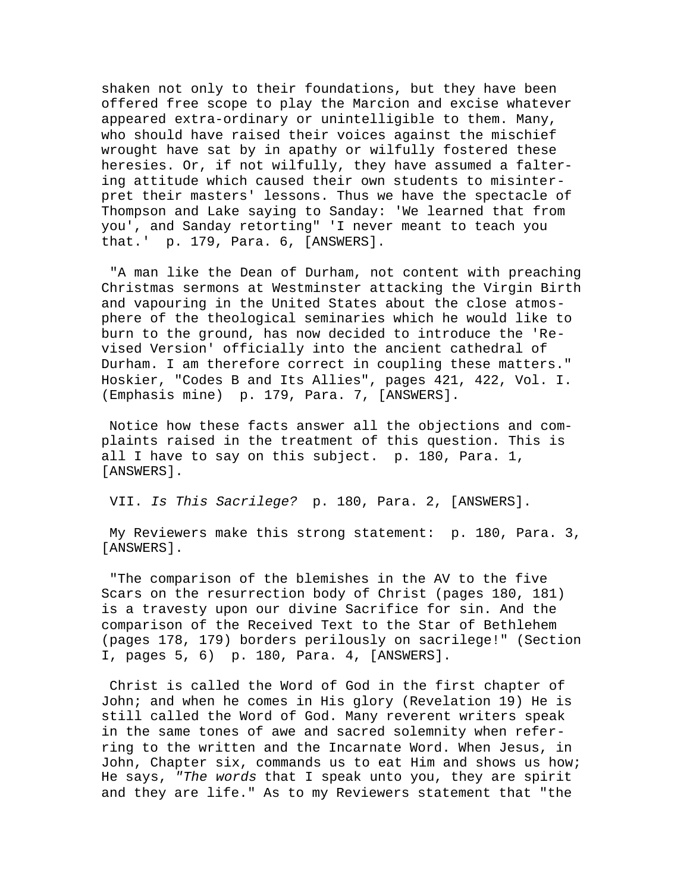shaken not only to their foundations, but they have been offered free scope to play the Marcion and excise whatever appeared extra-ordinary or unintelligible to them. Many, who should have raised their voices against the mischief wrought have sat by in apathy or wilfully fostered these heresies. Or, if not wilfully, they have assumed a faltering attitude which caused their own students to misinterpret their masters' lessons. Thus we have the spectacle of Thompson and Lake saying to Sanday: 'We learned that from you', and Sanday retorting" 'I never meant to teach you that.' p. 179, Para. 6, [ANSWERS].

"A man like the Dean of Durham, not content with preaching Christmas sermons at Westminster attacking the Virgin Birth and vapouring in the United States about the close atmosphere of the theological seminaries which he would like to burn to the ground, has now decided to introduce the 'Revised Version' officially into the ancient cathedral of Durham. I am therefore correct in coupling these matters." Hoskier, "Codes B and Its Allies", pages 421, 422, Vol. I. (Emphasis mine) p. 179, Para. 7, [ANSWERS].

Notice how these facts answer all the objections and complaints raised in the treatment of this question. This is all I have to say on this subject. p. 180, Para. 1, [ANSWERS].

VII. *Is This Sacrilege?* p. 180, Para. 2, [ANSWERS].

My Reviewers make this strong statement: p. 180, Para. 3, [ANSWERS].

"The comparison of the blemishes in the AV to the five Scars on the resurrection body of Christ (pages 180, 181) is a travesty upon our divine Sacrifice for sin. And the comparison of the Received Text to the Star of Bethlehem (pages 178, 179) borders perilously on sacrilege!" (Section I, pages 5, 6) p. 180, Para. 4, [ANSWERS].

Christ is called the Word of God in the first chapter of John; and when he comes in His glory (Revelation 19) He is still called the Word of God. Many reverent writers speak in the same tones of awe and sacred solemnity when referring to the written and the Incarnate Word. When Jesus, in John, Chapter six, commands us to eat Him and shows us how; He says, *"The words* that I speak unto you, they are spirit and they are life." As to my Reviewers statement that "the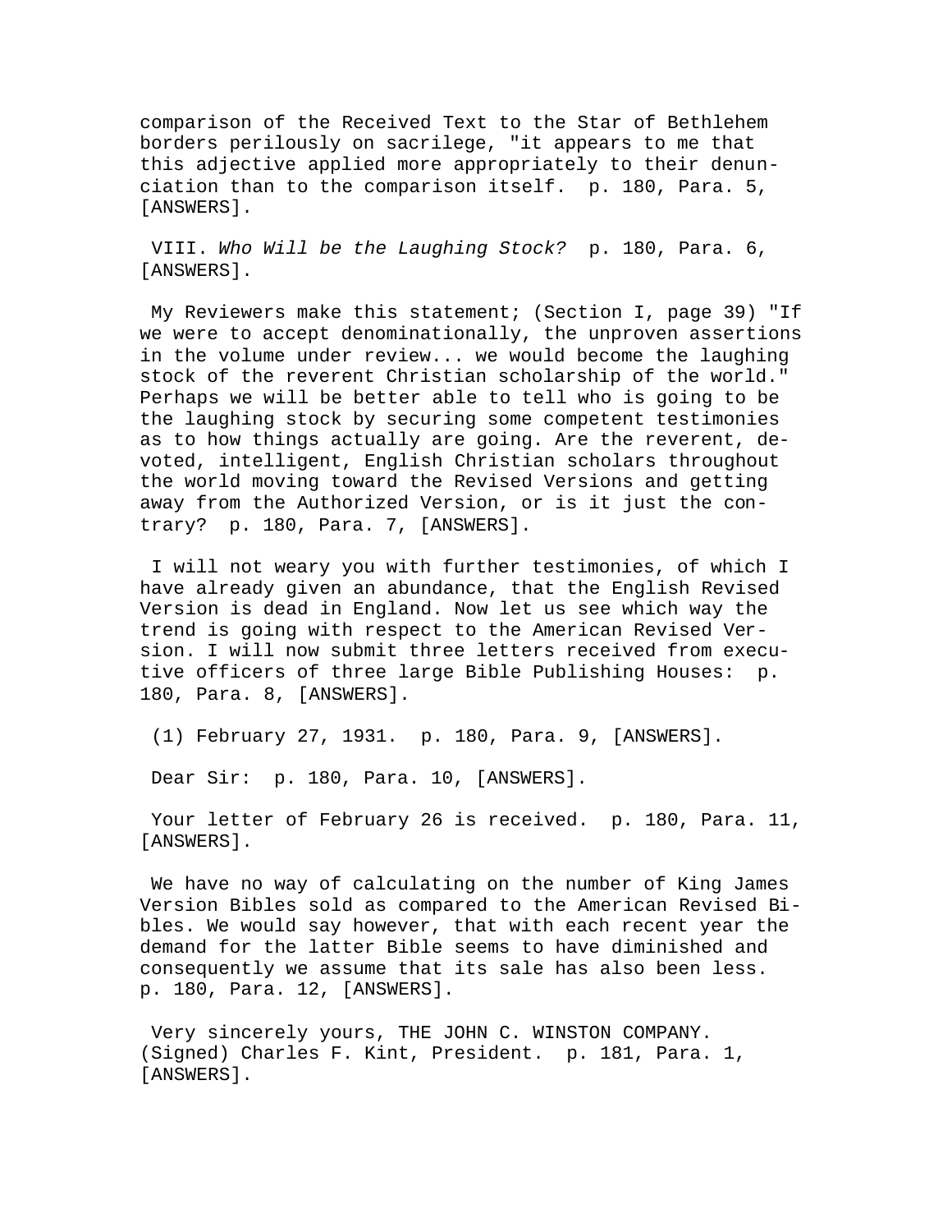comparison of the Received Text to the Star of Bethlehem borders perilously on sacrilege, "it appears to me that this adjective applied more appropriately to their denunciation than to the comparison itself. p. 180, Para. 5, [ANSWERS].

VIII. *Who Will be the Laughing Stock?* p. 180, Para. 6, [ANSWERS].

My Reviewers make this statement; (Section I, page 39) "If we were to accept denominationally, the unproven assertions in the volume under review... we would become the laughing stock of the reverent Christian scholarship of the world." Perhaps we will be better able to tell who is going to be the laughing stock by securing some competent testimonies as to how things actually are going. Are the reverent, devoted, intelligent, English Christian scholars throughout the world moving toward the Revised Versions and getting away from the Authorized Version, or is it just the contrary? p. 180, Para. 7, [ANSWERS].

I will not weary you with further testimonies, of which I have already given an abundance, that the English Revised Version is dead in England. Now let us see which way the trend is going with respect to the American Revised Version. I will now submit three letters received from executive officers of three large Bible Publishing Houses: p. 180, Para. 8, [ANSWERS].

(1) February 27, 1931. p. 180, Para. 9, [ANSWERS].

Dear Sir: p. 180, Para. 10, [ANSWERS].

Your letter of February 26 is received. p. 180, Para. 11, [ANSWERS].

We have no way of calculating on the number of King James Version Bibles sold as compared to the American Revised Bibles. We would say however, that with each recent year the demand for the latter Bible seems to have diminished and consequently we assume that its sale has also been less. p. 180, Para. 12, [ANSWERS].

Very sincerely yours, THE JOHN C. WINSTON COMPANY. (Signed) Charles F. Kint, President. p. 181, Para. 1, [ANSWERS].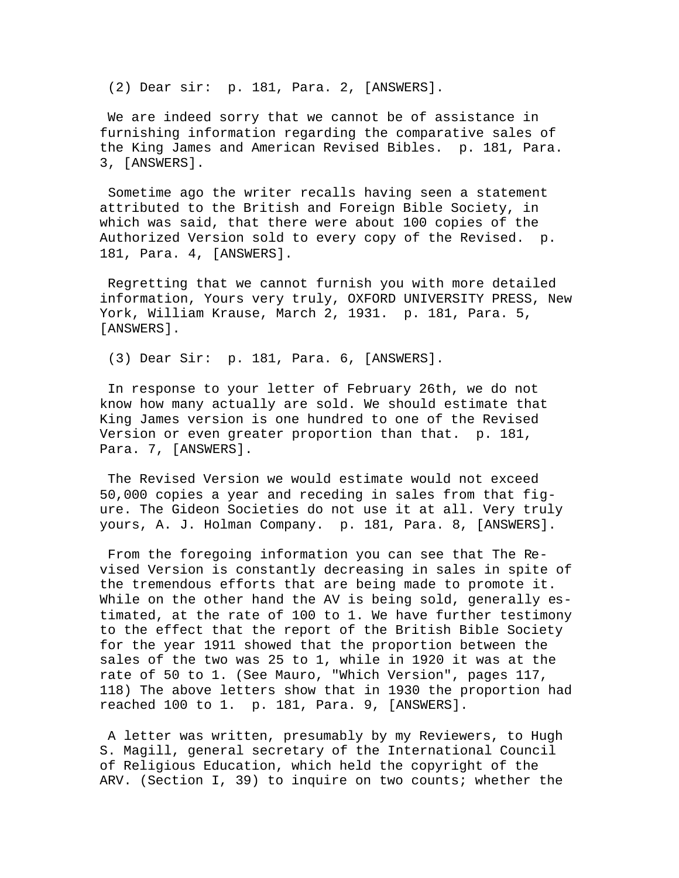(2) Dear sir:  p. 181, Para. 2, [ANSWERS].

We are indeed sorry that we cannot be of assistance in furnishing information regarding the comparative sales of the King James and American Revised Bibles.  p. 181, Para. 3, [ANSWERS].

Sometime ago the writer recalls having seen a statement attributed to the British and Foreign Bible Society, in which was said, that there were about 100 copies of the Authorized Version sold to every copy of the Revised.  p. 181, Para. 4, [ANSWERS].

Regretting that we cannot furnish you with more detailed information, Yours very truly, OXFORD UNIVERSITY PRESS, New York, William Krause, March 2, 1931.  p. 181, Para. 5, [ANSWERS].

(3) Dear Sir:  p. 181, Para. 6, [ANSWERS].

In response to your letter of February 26th, we do not know how many actually are sold. We should estimate that King James version is one hundred to one of the Revised Version or even greater proportion than that.  p. 181, Para. 7, [ANSWERS].

The Revised Version we would estimate would not exceed 50,000 copies a year and receding in sales from that figure. The Gideon Societies do not use it at all. Very truly yours, A. J. Holman Company.  p. 181, Para. 8, [ANSWERS].

From the foregoing information you can see that The Revised Version is constantly decreasing in sales in spite of the tremendous efforts that are being made to promote it. While on the other hand the AV is being sold, generally estimated, at the rate of 100 to 1. We have further testimony to the effect that the report of the British Bible Society for the year 1911 showed that the proportion between the sales of the two was 25 to 1, while in 1920 it was at the rate of 50 to 1. (See Mauro, "Which Version", pages 117, 118) The above letters show that in 1930 the proportion had reached 100 to 1.  p. 181, Para. 9, [ANSWERS].

A letter was written, presumably by my Reviewers, to Hugh S. Magill, general secretary of the International Council of Religious Education, which held the copyright of the ARV. (Section I, 39) to inquire on two counts; whether the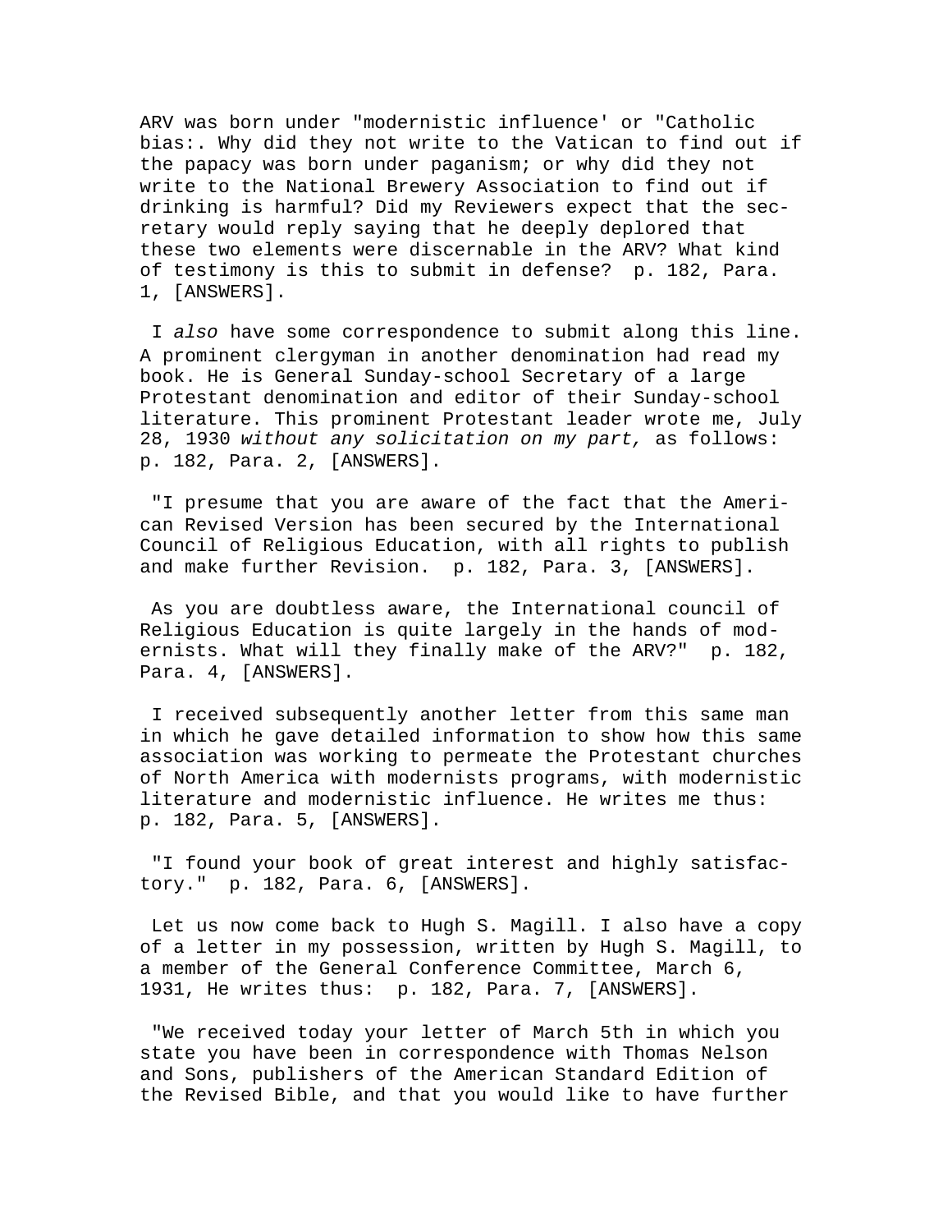ARV was born under "modernistic influence' or "Catholic bias:. Why did they not write to the Vatican to find out if the papacy was born under paganism; or why did they not write to the National Brewery Association to find out if drinking is harmful? Did my Reviewers expect that the secretary would reply saying that he deeply deplored that these two elements were discernable in the ARV? What kind of testimony is this to submit in defense? p. 182, Para. 1, [ANSWERS].

I *also* have some correspondence to submit along this line. A prominent clergyman in another denomination had read my book. He is General Sunday-school Secretary of a large Protestant denomination and editor of their Sunday-school literature. This prominent Protestant leader wrote me, July 28, 1930 *without any solicitation on my part,* as follows: p. 182, Para. 2, [ANSWERS].

"I presume that you are aware of the fact that the American Revised Version has been secured by the International Council of Religious Education, with all rights to publish and make further Revision. p. 182, Para. 3, [ANSWERS].

As you are doubtless aware, the International council of Religious Education is quite largely in the hands of modernists. What will they finally make of the ARV?" p. 182, Para. 4, [ANSWERS].

I received subsequently another letter from this same man in which he gave detailed information to show how this same association was working to permeate the Protestant churches of North America with modernists programs, with modernistic literature and modernistic influence. He writes me thus: p. 182, Para. 5, [ANSWERS].

"I found your book of great interest and highly satisfactory." p. 182, Para. 6, [ANSWERS].

Let us now come back to Hugh S. Magill. I also have a copy of a letter in my possession, written by Hugh S. Magill, to a member of the General Conference Committee, March 6, 1931, He writes thus: p. 182, Para. 7, [ANSWERS].

"We received today your letter of March 5th in which you state you have been in correspondence with Thomas Nelson and Sons, publishers of the American Standard Edition of the Revised Bible, and that you would like to have further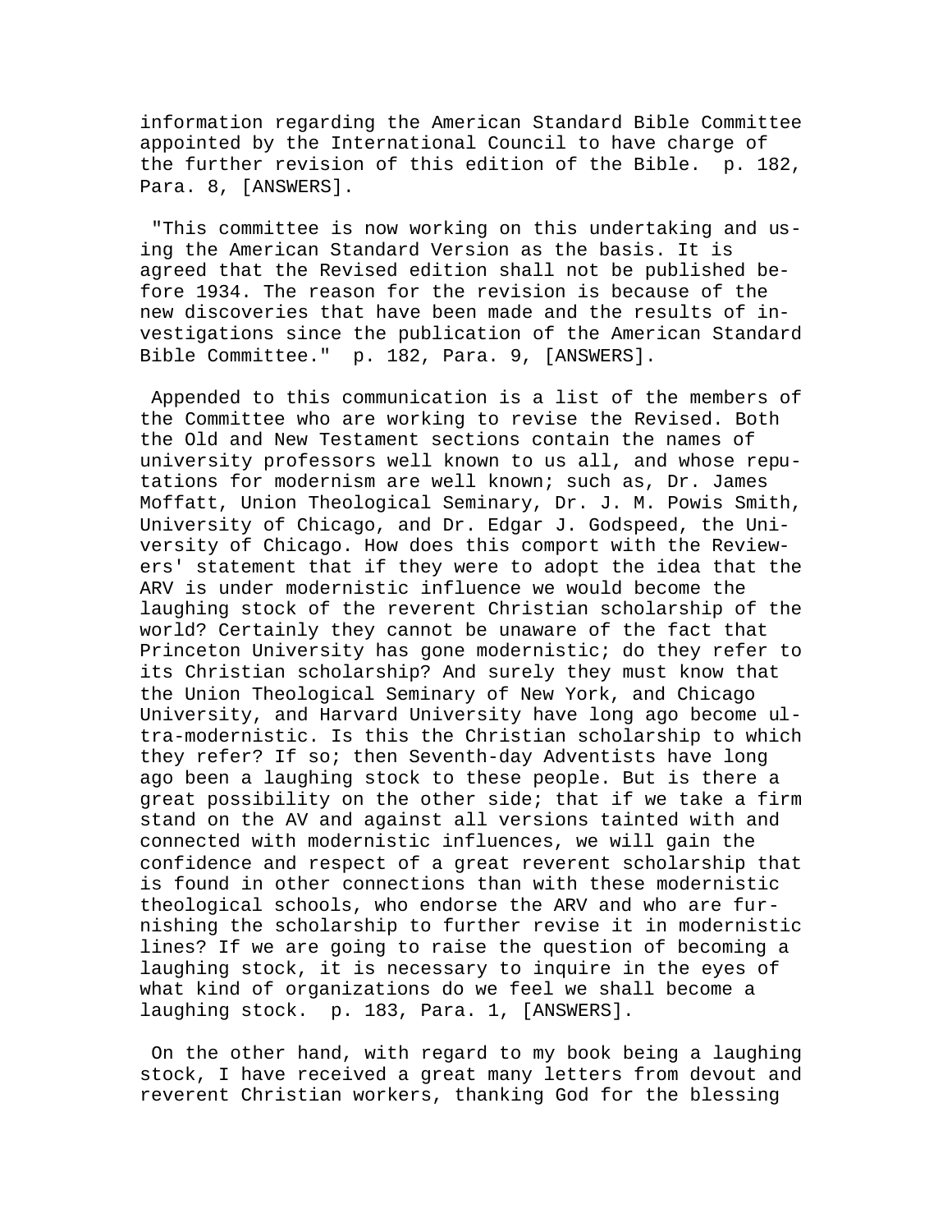information regarding the American Standard Bible Committee appointed by the International Council to have charge of the further revision of this edition of the Bible.  p. 182, Para. 8, [ANSWERS].

"This committee is now working on this undertaking and using the American Standard Version as the basis. It is agreed that the Revised edition shall not be published before 1934. The reason for the revision is because of the new discoveries that have been made and the results of investigations since the publication of the American Standard Bible Committee."  p. 182, Para. 9, [ANSWERS].

Appended to this communication is a list of the members of the Committee who are working to revise the Revised. Both the Old and New Testament sections contain the names of university professors well known to us all, and whose reputations for modernism are well known; such as, Dr. James Moffatt, Union Theological Seminary, Dr. J. M. Powis Smith, University of Chicago, and Dr. Edgar J. Godspeed, the University of Chicago. How does this comport with the Reviewers' statement that if they were to adopt the idea that the ARV is under modernistic influence we would become the laughing stock of the reverent Christian scholarship of the world? Certainly they cannot be unaware of the fact that Princeton University has gone modernistic; do they refer to its Christian scholarship? And surely they must know that the Union Theological Seminary of New York, and Chicago University, and Harvard University have long ago become ultra-modernistic. Is this the Christian scholarship to which they refer? If so; then Seventh-day Adventists have long ago been a laughing stock to these people. But is there a great possibility on the other side; that if we take a firm stand on the AV and against all versions tainted with and connected with modernistic influences, we will gain the confidence and respect of a great reverent scholarship that is found in other connections than with these modernistic theological schools, who endorse the ARV and who are furnishing the scholarship to further revise it in modernistic lines? If we are going to raise the question of becoming a laughing stock, it is necessary to inquire in the eyes of what kind of organizations do we feel we shall become a laughing stock.  p. 183, Para. 1, [ANSWERS].

On the other hand, with regard to my book being a laughing stock, I have received a great many letters from devout and reverent Christian workers, thanking God for the blessing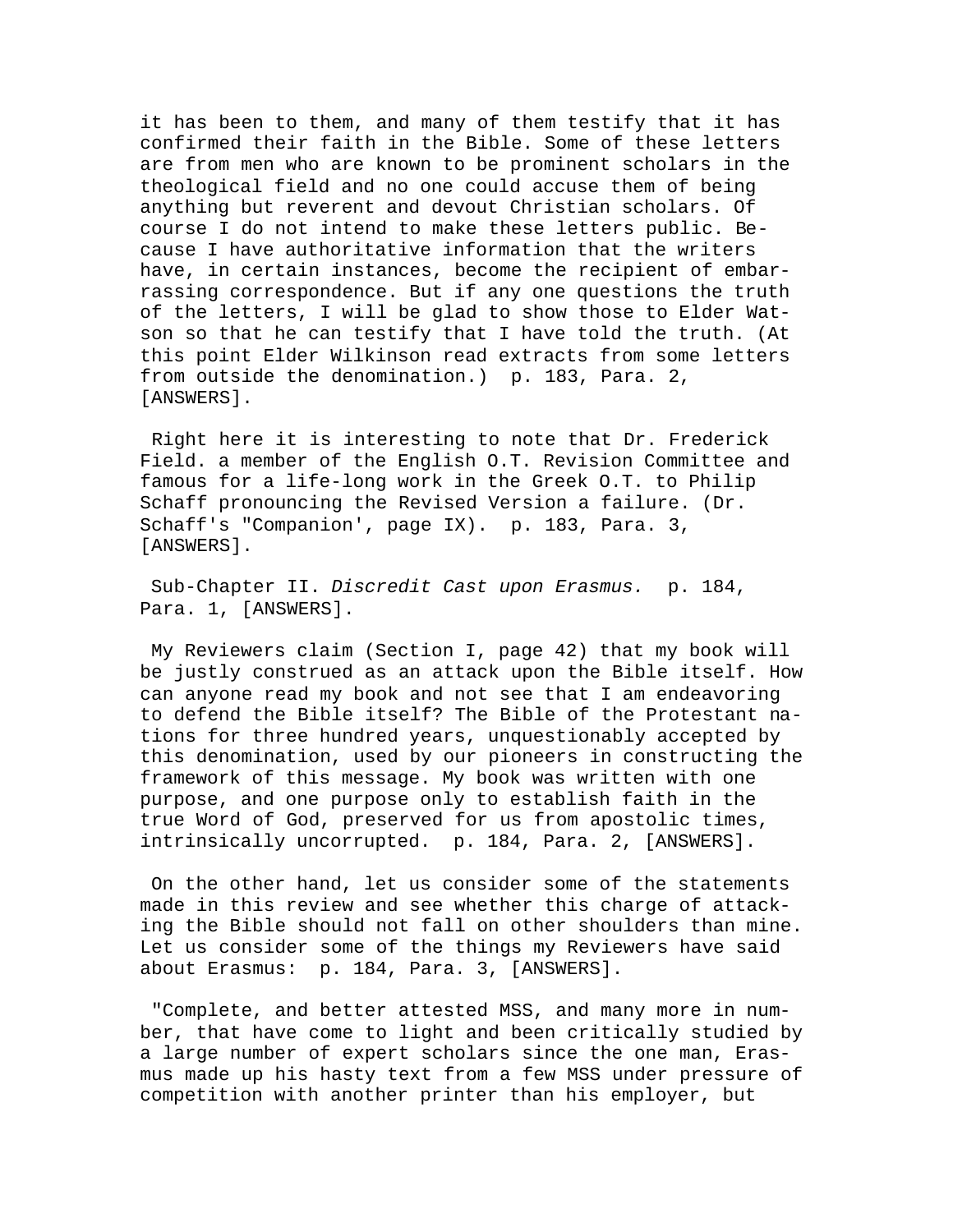it has been to them, and many of them testify that it has confirmed their faith in the Bible. Some of these letters are from men who are known to be prominent scholars in the theological field and no one could accuse them of being anything but reverent and devout Christian scholars. Of course I do not intend to make these letters public. Because I have authoritative information that the writers have, in certain instances, become the recipient of embarrassing correspondence. But if any one questions the truth of the letters, I will be glad to show those to Elder Watson so that he can testify that I have told the truth. (At this point Elder Wilkinson read extracts from some letters from outside the denomination.)  p. 183, Para. 2, [ANSWERS].

Right here it is interesting to note that Dr. Frederick Field. a member of the English O.T. Revision Committee and famous for a life-long work in the Greek O.T. to Philip Schaff pronouncing the Revised Version a failure. (Dr. Schaff's "Companion', page IX).  p. 183, Para. 3, [ANSWERS].

Sub-Chapter II. *Discredit Cast upon Erasmus.*  p. 184, Para. 1, [ANSWERS].

My Reviewers claim (Section I, page 42) that my book will be justly construed as an attack upon the Bible itself. How can anyone read my book and not see that I am endeavoring to defend the Bible itself? The Bible of the Protestant nations for three hundred years, unquestionably accepted by this denomination, used by our pioneers in constructing the framework of this message. My book was written with one purpose, and one purpose only to establish faith in the true Word of God, preserved for us from apostolic times, intrinsically uncorrupted.  p. 184, Para. 2, [ANSWERS].

On the other hand, let us consider some of the statements made in this review and see whether this charge of attacking the Bible should not fall on other shoulders than mine. Let us consider some of the things my Reviewers have said about Erasmus:  p. 184, Para. 3, [ANSWERS].

"Complete, and better attested MSS, and many more in number, that have come to light and been critically studied by a large number of expert scholars since the one man, Erasmus made up his hasty text from a few MSS under pressure of competition with another printer than his employer, but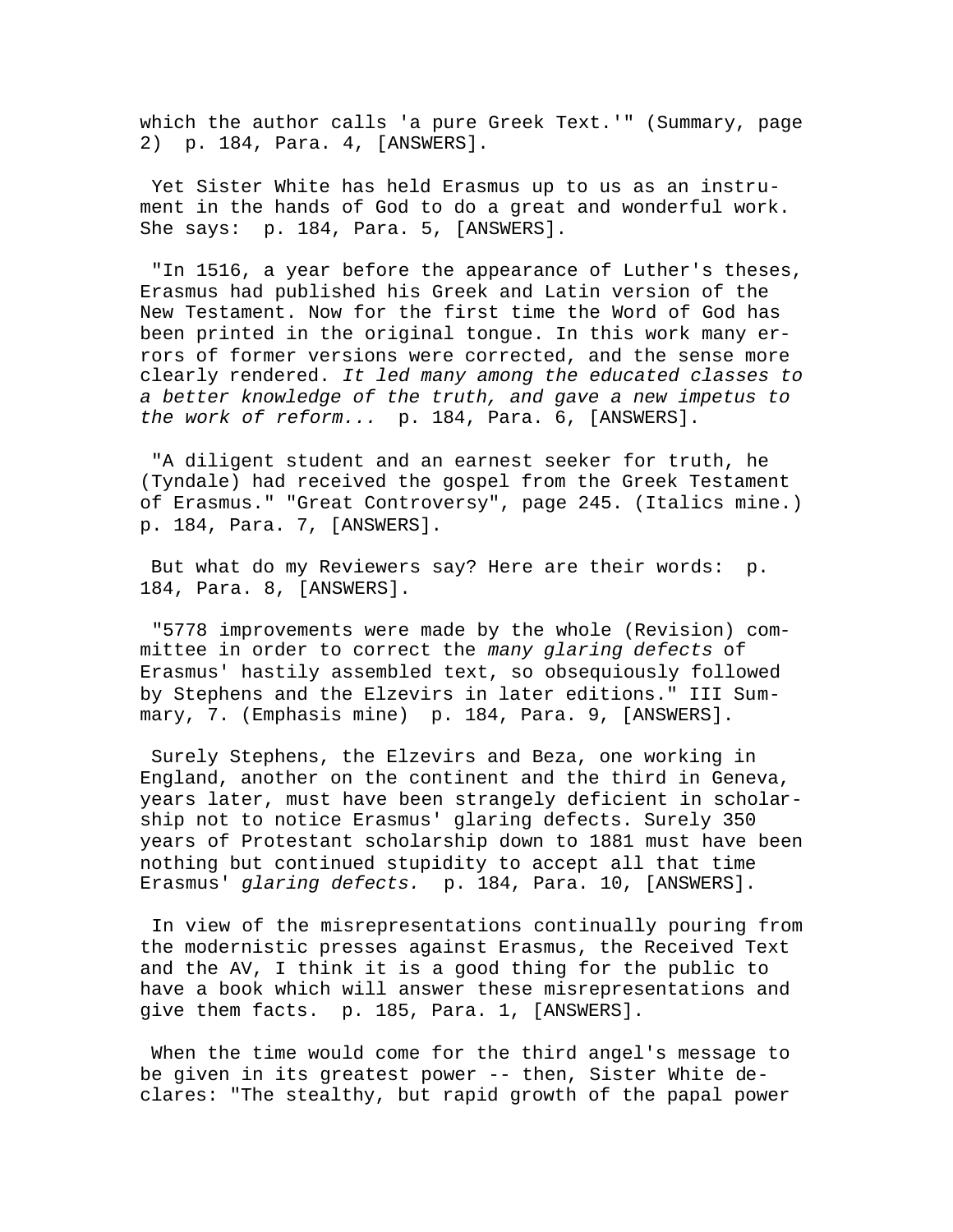which the author calls 'a pure Greek Text.'" (Summary, page 2)  p. 184, Para. 4, [ANSWERS].

Yet Sister White has held Erasmus up to us as an instrument in the hands of God to do a great and wonderful work. She says:  p. 184, Para. 5, [ANSWERS].

"In 1516, a year before the appearance of Luther's theses, Erasmus had published his Greek and Latin version of the New Testament. Now for the first time the Word of God has been printed in the original tongue. In this work many errors of former versions were corrected, and the sense more clearly rendered. *It led many among the educated classes to a better knowledge of the truth, and gave a new impetus to the work of reform...*  p. 184, Para. 6, [ANSWERS].

"A diligent student and an earnest seeker for truth, he (Tyndale) had received the gospel from the Greek Testament of Erasmus." "Great Controversy", page 245. (Italics mine.)  p. 184, Para. 7, [ANSWERS].

But what do my Reviewers say? Here are their words:  p. 184, Para. 8, [ANSWERS].

"5778 improvements were made by the whole (Revision) committee in order to correct the *many glaring defects* of Erasmus' hastily assembled text, so obsequiously followed by Stephens and the Elzevirs in later editions." III Summary, 7. (Emphasis mine)  p. 184, Para. 9, [ANSWERS].

Surely Stephens, the Elzevirs and Beza, one working in England, another on the continent and the third in Geneva, years later, must have been strangely deficient in scholarship not to notice Erasmus' glaring defects. Surely 350 years of Protestant scholarship down to 1881 must have been nothing but continued stupidity to accept all that time Erasmus' *glaring defects.*  p. 184, Para. 10, [ANSWERS].

In view of the misrepresentations continually pouring from the modernistic presses against Erasmus, the Received Text and the AV, I think it is a good thing for the public to have a book which will answer these misrepresentations and give them facts.  p. 185, Para. 1, [ANSWERS].

When the time would come for the third angel's message to be given in its greatest power -- then, Sister White declares: "The stealthy, but rapid growth of the papal power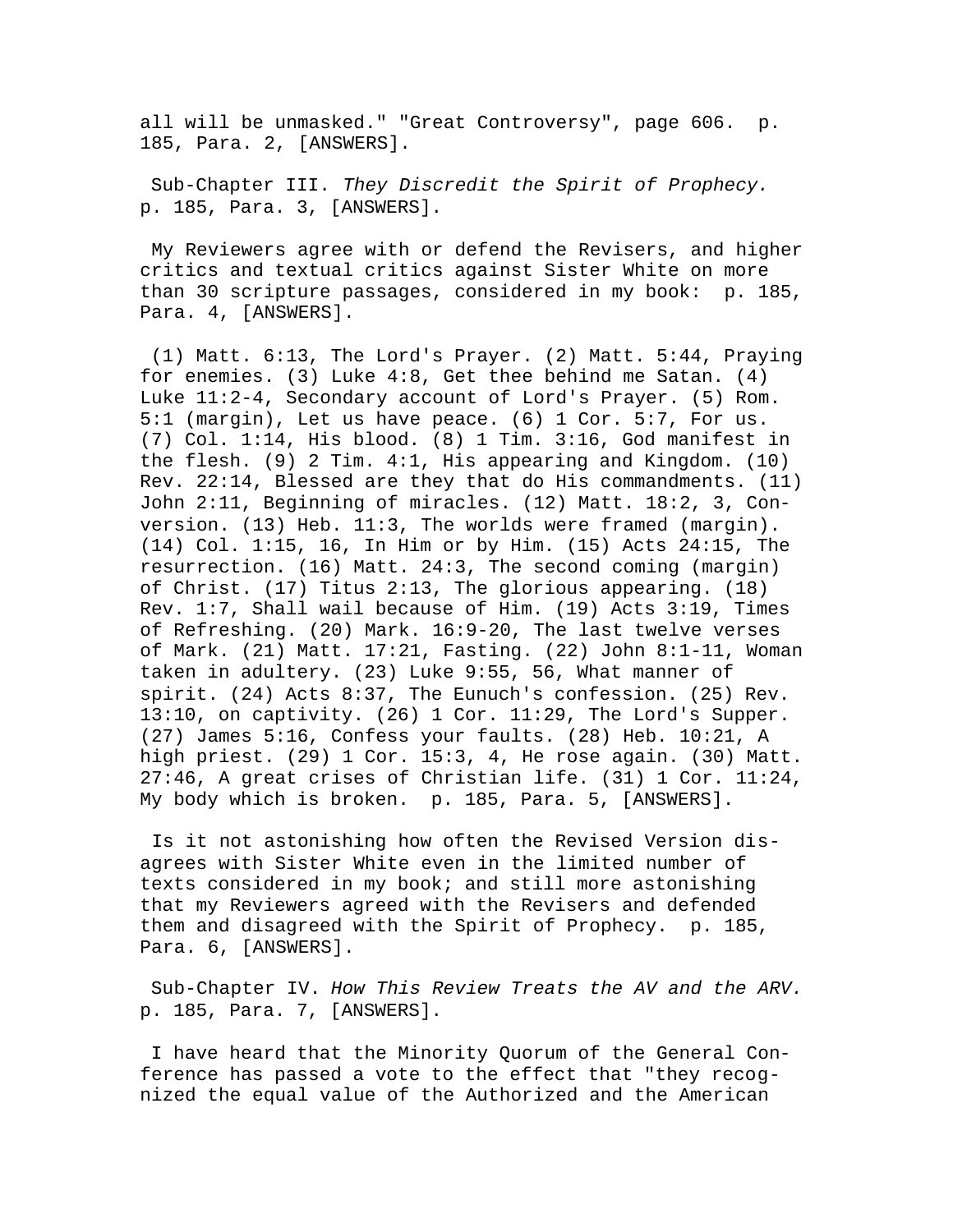all will be unmasked." "Great Controversy", page 606. p. 185, Para. 2, [ANSWERS].

Sub-Chapter III. *They Discredit the Spirit of Prophecy.* p. 185, Para. 3, [ANSWERS].

My Reviewers agree with or defend the Revisers, and higher critics and textual critics against Sister White on more than 30 scripture passages, considered in my book: p. 185, Para. 4, [ANSWERS].

(1) Matt. 6:13, The Lord's Prayer. (2) Matt. 5:44, Praying for enemies. (3) Luke 4:8, Get thee behind me Satan. (4) Luke 11:2-4, Secondary account of Lord's Prayer. (5) Rom. 5:1 (margin), Let us have peace. (6) 1 Cor. 5:7, For us. (7) Col. 1:14, His blood. (8) 1 Tim. 3:16, God manifest in the flesh. (9) 2 Tim. 4:1, His appearing and Kingdom. (10) Rev. 22:14, Blessed are they that do His commandments. (11) John 2:11, Beginning of miracles. (12) Matt. 18:2, 3, Conversion. (13) Heb. 11:3, The worlds were framed (margin). (14) Col. 1:15, 16, In Him or by Him. (15) Acts 24:15, The resurrection. (16) Matt. 24:3, The second coming (margin) of Christ. (17) Titus 2:13, The glorious appearing. (18) Rev. 1:7, Shall wail because of Him. (19) Acts 3:19, Times of Refreshing. (20) Mark. 16:9-20, The last twelve verses of Mark. (21) Matt. 17:21, Fasting. (22) John 8:1-11, Woman taken in adultery. (23) Luke 9:55, 56, What manner of spirit. (24) Acts 8:37, The Eunuch's confession. (25) Rev. 13:10, on captivity. (26) 1 Cor. 11:29, The Lord's Supper. (27) James 5:16, Confess your faults. (28) Heb. 10:21, A high priest. (29) 1 Cor. 15:3, 4, He rose again. (30) Matt. 27:46, A great crises of Christian life. (31) 1 Cor. 11:24, My body which is broken. p. 185, Para. 5, [ANSWERS].

Is it not astonishing how often the Revised Version disagrees with Sister White even in the limited number of texts considered in my book; and still more astonishing that my Reviewers agreed with the Revisers and defended them and disagreed with the Spirit of Prophecy. p. 185, Para. 6, [ANSWERS].

Sub-Chapter IV. *How This Review Treats the AV and the ARV.* p. 185, Para. 7, [ANSWERS].

I have heard that the Minority Quorum of the General Conference has passed a vote to the effect that "they recognized the equal value of the Authorized and the American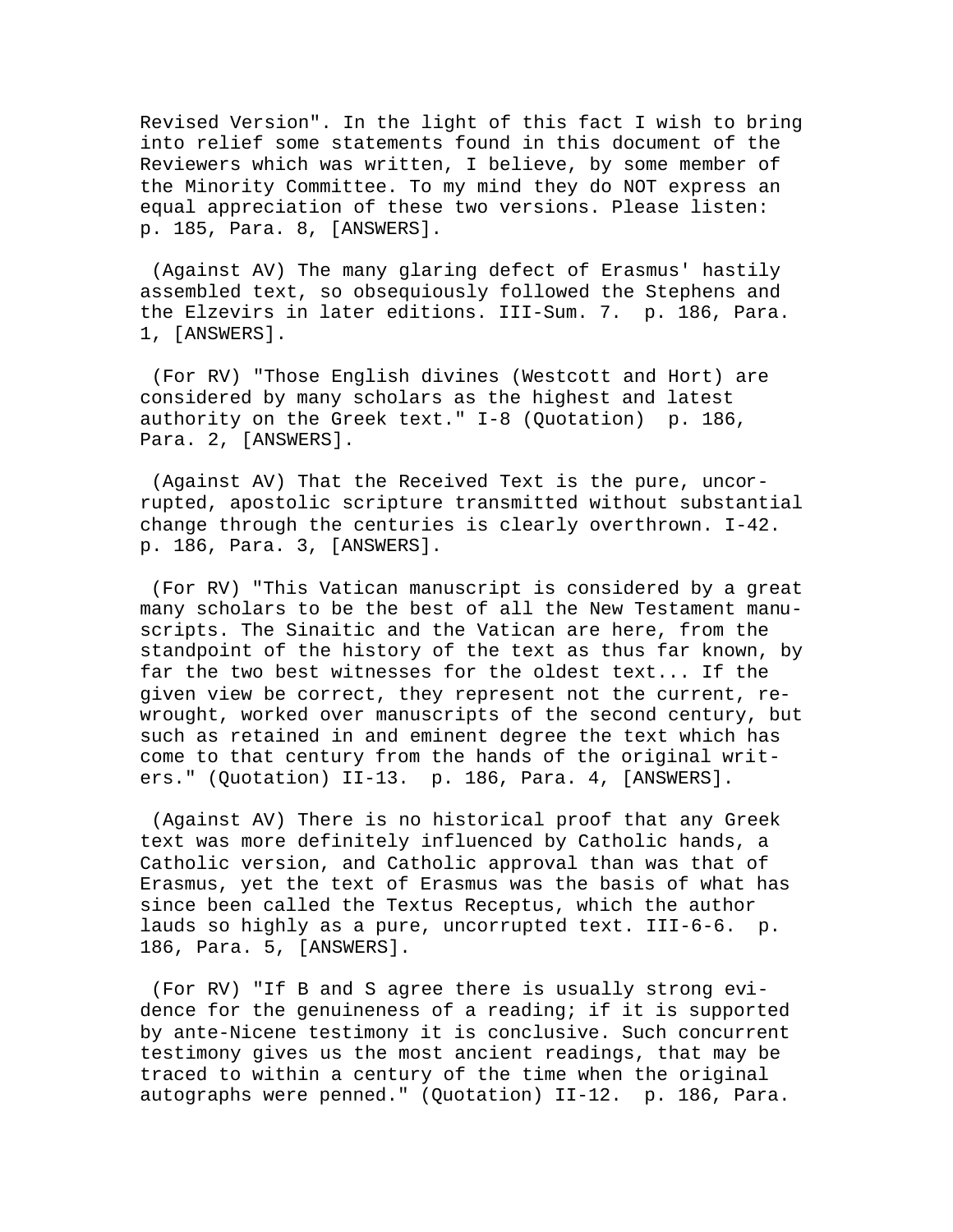Revised Version". In the light of this fact I wish to bring into relief some statements found in this document of the Reviewers which was written, I believe, by some member of the Minority Committee. To my mind they do NOT express an equal appreciation of these two versions. Please listen: p. 185, Para. 8, [ANSWERS].

(Against AV) The many glaring defect of Erasmus' hastily assembled text, so obsequiously followed the Stephens and the Elzevirs in later editions. III-Sum. 7. p. 186, Para. 1, [ANSWERS].

(For RV) "Those English divines (Westcott and Hort) are considered by many scholars as the highest and latest authority on the Greek text." I-8 (Quotation) p. 186, Para. 2, [ANSWERS].

(Against AV) That the Received Text is the pure, uncorrupted, apostolic scripture transmitted without substantial change through the centuries is clearly overthrown. I-42. p. 186, Para. 3, [ANSWERS].

(For RV) "This Vatican manuscript is considered by a great many scholars to be the best of all the New Testament manuscripts. The Sinaitic and the Vatican are here, from the standpoint of the history of the text as thus far known, by far the two best witnesses for the oldest text... If the given view be correct, they represent not the current, rewrought, worked over manuscripts of the second century, but such as retained in and eminent degree the text which has come to that century from the hands of the original writers." (Quotation) II-13. p. 186, Para. 4, [ANSWERS].

(Against AV) There is no historical proof that any Greek text was more definitely influenced by Catholic hands, a Catholic version, and Catholic approval than was that of Erasmus, yet the text of Erasmus was the basis of what has since been called the Textus Receptus, which the author lauds so highly as a pure, uncorrupted text. III-6-6. p. 186, Para. 5, [ANSWERS].

(For RV) "If B and S agree there is usually strong evidence for the genuineness of a reading; if it is supported by ante-Nicene testimony it is conclusive. Such concurrent testimony gives us the most ancient readings, that may be traced to within a century of the time when the original autographs were penned." (Quotation) II-12. p. 186, Para.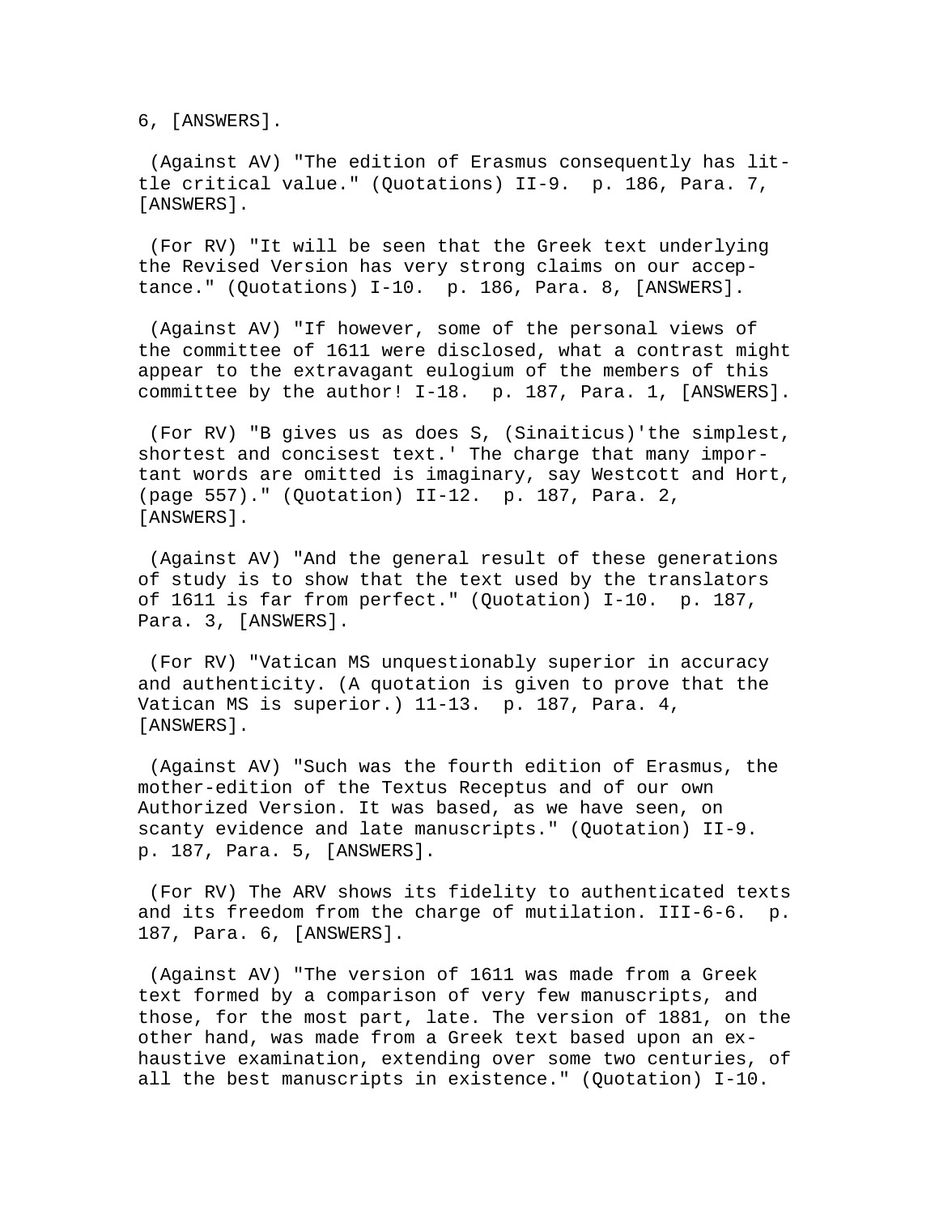6, [ANSWERS].

(Against AV) "The edition of Erasmus consequently has little critical value." (Quotations) II-9. p. 186, Para. 7, [ANSWERS].

(For RV) "It will be seen that the Greek text underlying the Revised Version has very strong claims on our acceptance." (Quotations) I-10. p. 186, Para. 8, [ANSWERS].

(Against AV) "If however, some of the personal views of the committee of 1611 were disclosed, what a contrast might appear to the extravagant eulogium of the members of this committee by the author! I-18. p. 187, Para. 1, [ANSWERS].

(For RV) "B gives us as does S, (Sinaiticus)'the simplest, shortest and concisest text.' The charge that many important words are omitted is imaginary, say Westcott and Hort, (page 557)." (Quotation) II-12. p. 187, Para. 2, [ANSWERS].

(Against AV) "And the general result of these generations of study is to show that the text used by the translators of 1611 is far from perfect." (Quotation) I-10. p. 187, Para. 3, [ANSWERS].

(For RV) "Vatican MS unquestionably superior in accuracy and authenticity. (A quotation is given to prove that the Vatican MS is superior.) 11-13. p. 187, Para. 4, [ANSWERS].

(Against AV) "Such was the fourth edition of Erasmus, the mother-edition of the Textus Receptus and of our own Authorized Version. It was based, as we have seen, on scanty evidence and late manuscripts." (Quotation) II-9. p. 187, Para. 5, [ANSWERS].

(For RV) The ARV shows its fidelity to authenticated texts and its freedom from the charge of mutilation. III-6-6. p. 187, Para. 6, [ANSWERS].

(Against AV) "The version of 1611 was made from a Greek text formed by a comparison of very few manuscripts, and those, for the most part, late. The version of 1881, on the other hand, was made from a Greek text based upon an exhaustive examination, extending over some two centuries, of all the best manuscripts in existence." (Quotation) I-10.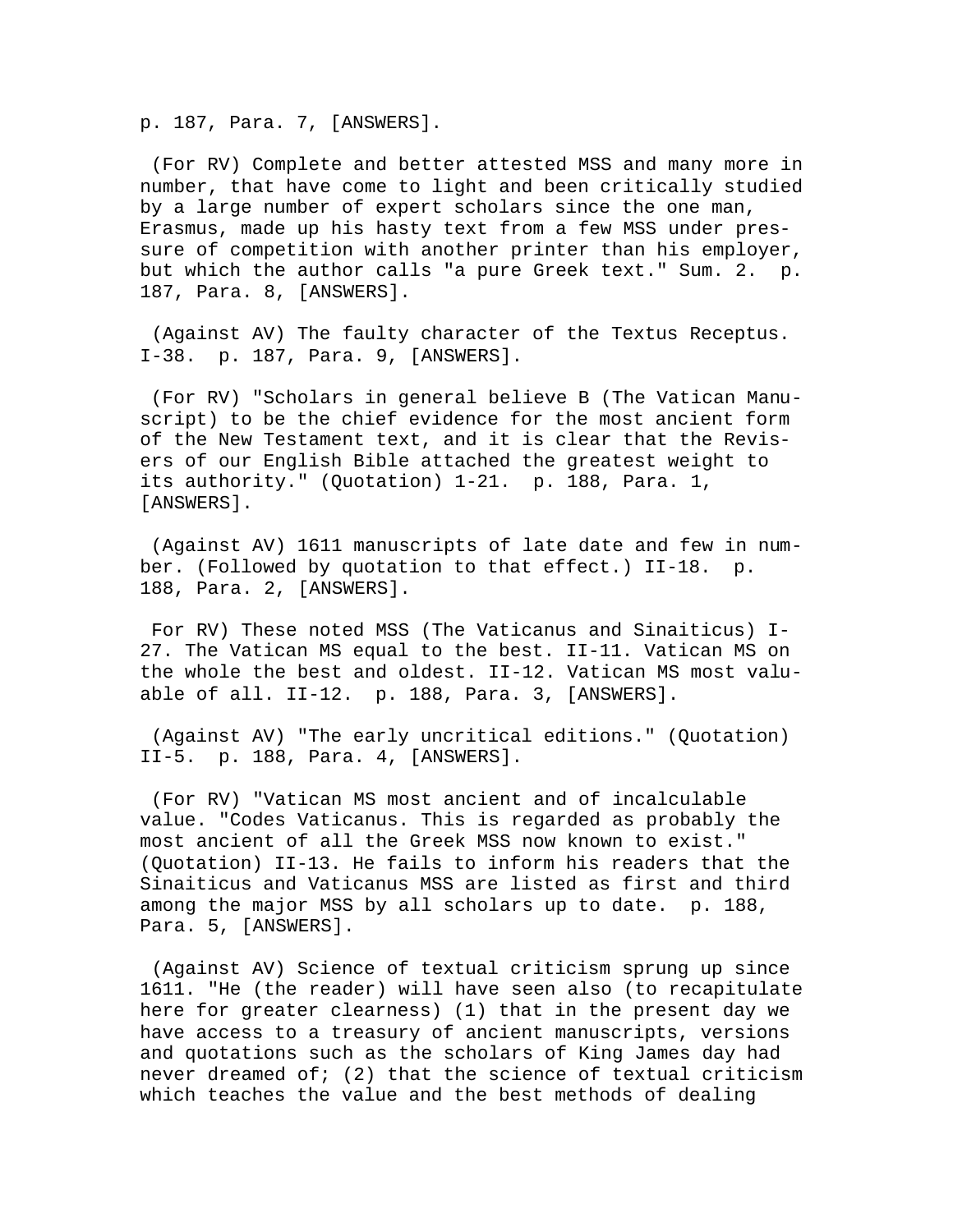p. 187, Para. 7, [ANSWERS].

(For RV) Complete and better attested MSS and many more in number, that have come to light and been critically studied by a large number of expert scholars since the one man, Erasmus, made up his hasty text from a few MSS under pressure of competition with another printer than his employer, but which the author calls "a pure Greek text." Sum. 2. p. 187, Para. 8, [ANSWERS].

(Against AV) The faulty character of the Textus Receptus. I-38. p. 187, Para. 9, [ANSWERS].

(For RV) "Scholars in general believe B (The Vatican Manuscript) to be the chief evidence for the most ancient form of the New Testament text, and it is clear that the Revisers of our English Bible attached the greatest weight to its authority." (Quotation) 1-21. p. 188, Para. 1, [ANSWERS].

(Against AV) 1611 manuscripts of late date and few in number. (Followed by quotation to that effect.) II-18. p. 188, Para. 2, [ANSWERS].

For RV) These noted MSS (The Vaticanus and Sinaiticus) I-27. The Vatican MS equal to the best. II-11. Vatican MS on the whole the best and oldest. II-12. Vatican MS most valuable of all. II-12. p. 188, Para. 3, [ANSWERS].

(Against AV) "The early uncritical editions." (Quotation) II-5. p. 188, Para. 4, [ANSWERS].

(For RV) "Vatican MS most ancient and of incalculable value. "Codes Vaticanus. This is regarded as probably the most ancient of all the Greek MSS now known to exist." (Quotation) II-13. He fails to inform his readers that the Sinaiticus and Vaticanus MSS are listed as first and third among the major MSS by all scholars up to date. p. 188, Para. 5, [ANSWERS].

(Against AV) Science of textual criticism sprung up since 1611. "He (the reader) will have seen also (to recapitulate here for greater clearness) (1) that in the present day we have access to a treasury of ancient manuscripts, versions and quotations such as the scholars of King James day had never dreamed of; (2) that the science of textual criticism which teaches the value and the best methods of dealing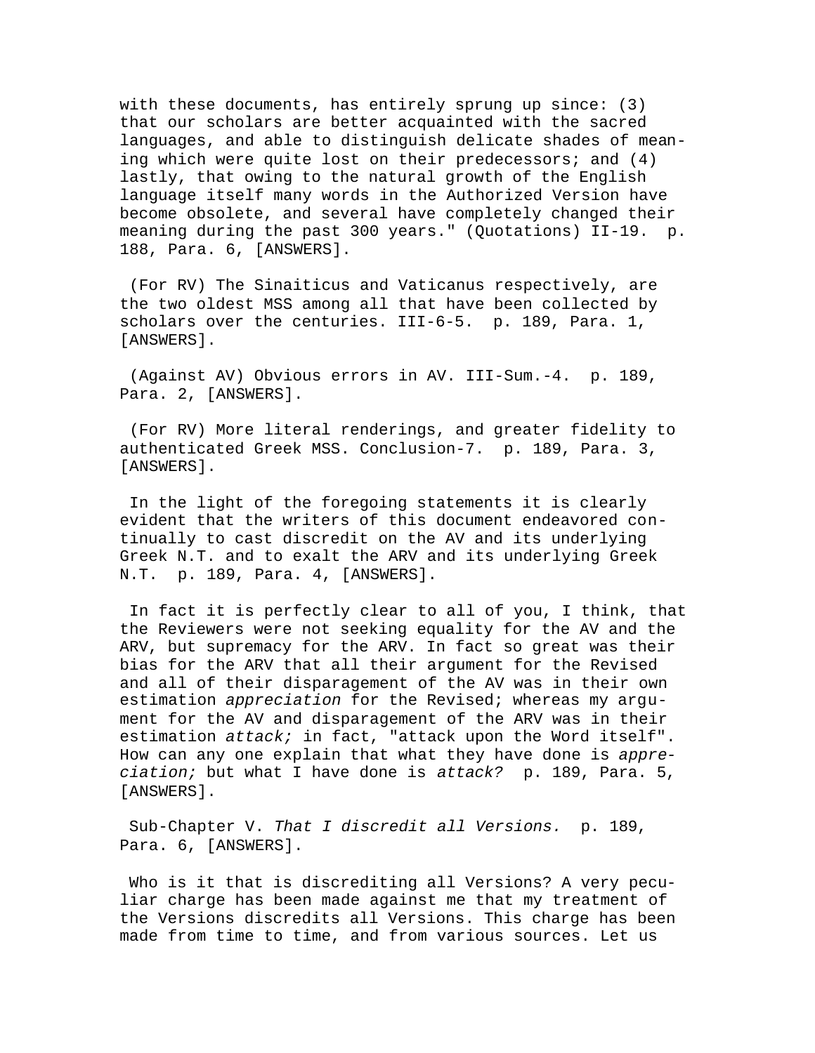with these documents, has entirely sprung up since: (3) that our scholars are better acquainted with the sacred languages, and able to distinguish delicate shades of meaning which were quite lost on their predecessors; and (4) lastly, that owing to the natural growth of the English language itself many words in the Authorized Version have become obsolete, and several have completely changed their meaning during the past 300 years." (Quotations) II-19. p. 188, Para. 6, [ANSWERS].

(For RV) The Sinaiticus and Vaticanus respectively, are the two oldest MSS among all that have been collected by scholars over the centuries. III-6-5. p. 189, Para. 1, [ANSWERS].

(Against AV) Obvious errors in AV. III-Sum.-4. p. 189, Para. 2, [ANSWERS].

(For RV) More literal renderings, and greater fidelity to authenticated Greek MSS. Conclusion-7. p. 189, Para. 3, [ANSWERS].

In the light of the foregoing statements it is clearly evident that the writers of this document endeavored continually to cast discredit on the AV and its underlying Greek N.T. and to exalt the ARV and its underlying Greek N.T. p. 189, Para. 4, [ANSWERS].

In fact it is perfectly clear to all of you, I think, that the Reviewers were not seeking equality for the AV and the ARV, but supremacy for the ARV. In fact so great was their bias for the ARV that all their argument for the Revised and all of their disparagement of the AV was in their own estimation *appreciation* for the Revised; whereas my argument for the AV and disparagement of the ARV was in their estimation *attack;* in fact, "attack upon the Word itself". How can any one explain that what they have done is *appreciation;* but what I have done is *attack?* p. 189, Para. 5, [ANSWERS].

Sub-Chapter V. *That I discredit all Versions.* p. 189, Para. 6, [ANSWERS].

Who is it that is discrediting all Versions? A very peculiar charge has been made against me that my treatment of the Versions discredits all Versions. This charge has been made from time to time, and from various sources. Let us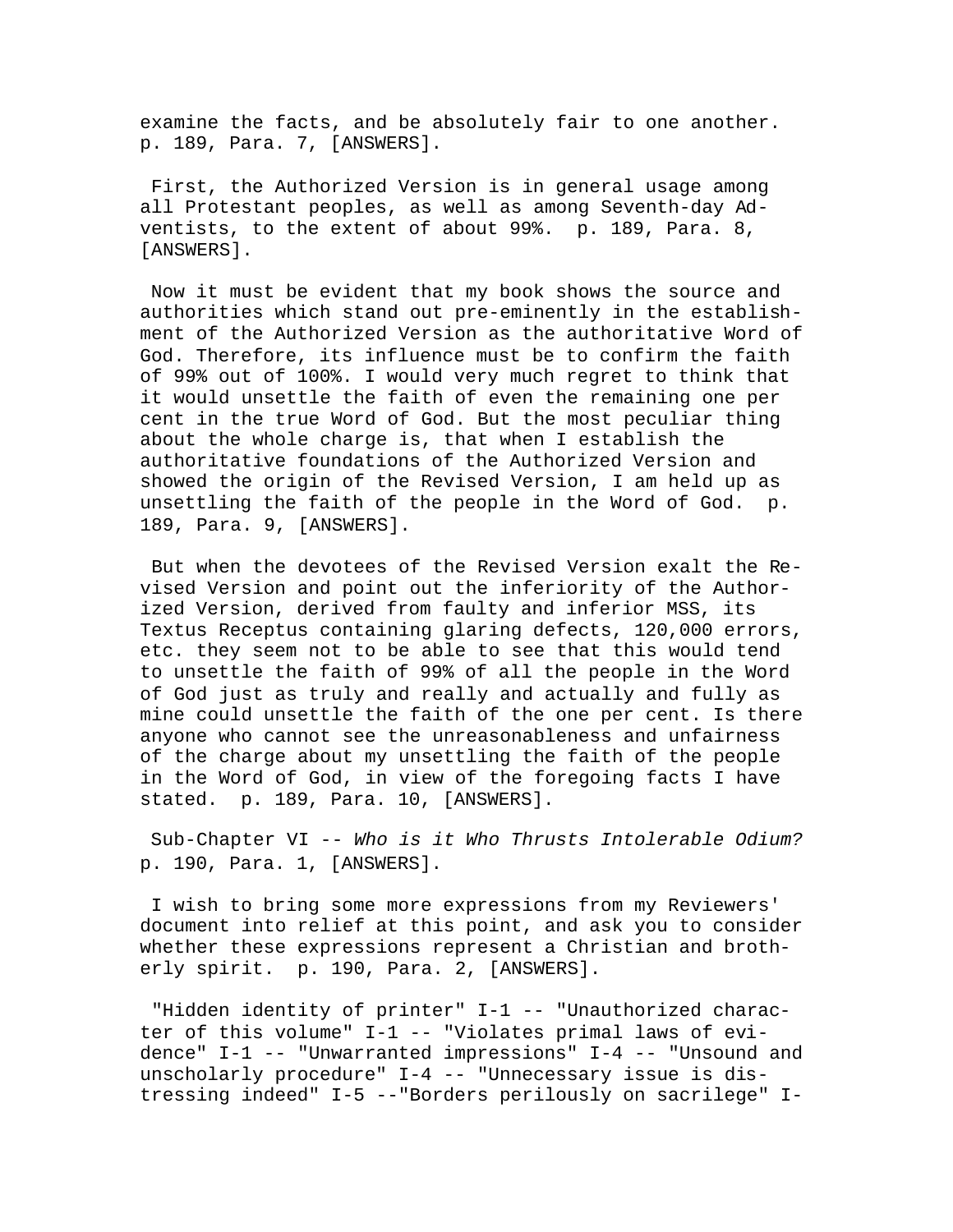examine the facts, and be absolutely fair to one another. p. 189, Para. 7, [ANSWERS].

First, the Authorized Version is in general usage among all Protestant peoples, as well as among Seventh-day Adventists, to the extent of about 99%. p. 189, Para. 8, [ANSWERS].

Now it must be evident that my book shows the source and authorities which stand out pre-eminently in the establishment of the Authorized Version as the authoritative Word of God. Therefore, its influence must be to confirm the faith of 99% out of 100%. I would very much regret to think that it would unsettle the faith of even the remaining one per cent in the true Word of God. But the most peculiar thing about the whole charge is, that when I establish the authoritative foundations of the Authorized Version and showed the origin of the Revised Version, I am held up as unsettling the faith of the people in the Word of God. p. 189, Para. 9, [ANSWERS].

But when the devotees of the Revised Version exalt the Revised Version and point out the inferiority of the Authorized Version, derived from faulty and inferior MSS, its Textus Receptus containing glaring defects, 120,000 errors, etc. they seem not to be able to see that this would tend to unsettle the faith of 99% of all the people in the Word of God just as truly and really and actually and fully as mine could unsettle the faith of the one per cent. Is there anyone who cannot see the unreasonableness and unfairness of the charge about my unsettling the faith of the people in the Word of God, in view of the foregoing facts I have stated. p. 189, Para. 10, [ANSWERS].

Sub-Chapter VI -- *Who is it Who Thrusts Intolerable Odium?* p. 190, Para. 1, [ANSWERS].

I wish to bring some more expressions from my Reviewers' document into relief at this point, and ask you to consider whether these expressions represent a Christian and brotherly spirit. p. 190, Para. 2, [ANSWERS].

"Hidden identity of printer" I-1 -- "Unauthorized character of this volume" I-1 -- "Violates primal laws of evidence" I-1 -- "Unwarranted impressions" I-4 -- "Unsound and unscholarly procedure" I-4 -- "Unnecessary issue is distressing indeed" I-5 --"Borders perilously on sacrilege" I-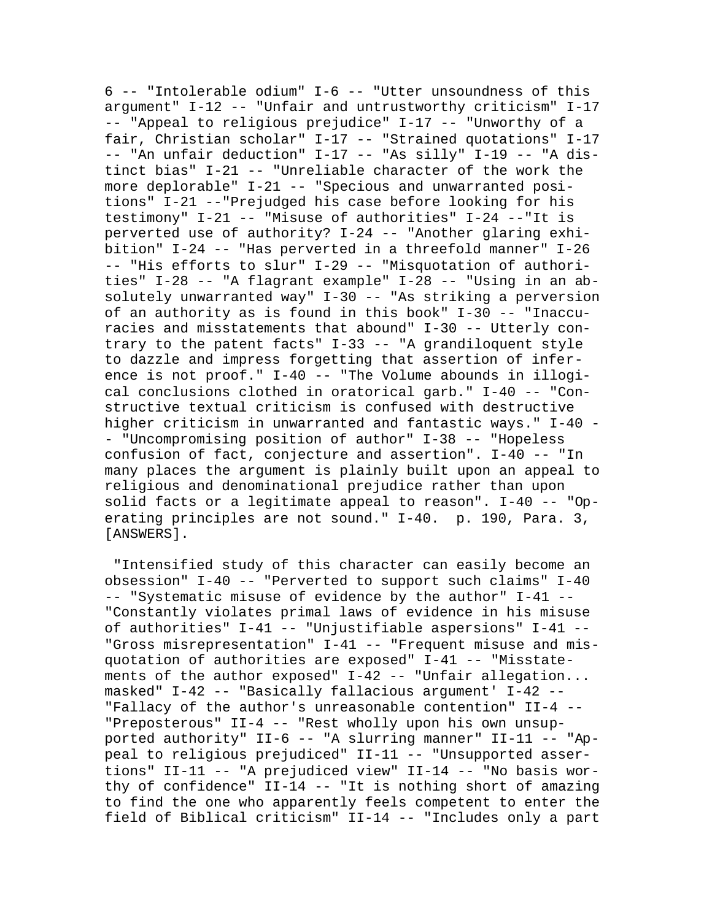6 -- "Intolerable odium" I-6 -- "Utter unsoundness of this argument" I-12 -- "Unfair and untrustworthy criticism" I-17 -- "Appeal to religious prejudice" I-17 -- "Unworthy of a fair, Christian scholar" I-17 -- "Strained quotations" I-17 -- "An unfair deduction" I-17 -- "As silly" I-19 -- "A distinct bias" I-21 -- "Unreliable character of the work the more deplorable" I-21 -- "Specious and unwarranted positions" I-21 --"Prejudged his case before looking for his testimony" I-21 -- "Misuse of authorities" I-24 --"It is perverted use of authority? I-24 -- "Another glaring exhibition" I-24 -- "Has perverted in a threefold manner" I-26 -- "His efforts to slur" I-29 -- "Misquotation of authorities" I-28 -- "A flagrant example" I-28 -- "Using in an absolutely unwarranted way" I-30 -- "As striking a perversion of an authority as is found in this book" I-30 -- "Inaccuracies and misstatements that abound" I-30 -- Utterly contrary to the patent facts" I-33 -- "A grandiloquent style to dazzle and impress forgetting that assertion of inference is not proof." I-40 -- "The Volume abounds in illogical conclusions clothed in oratorical garb." I-40 -- "Constructive textual criticism is confused with destructive higher criticism in unwarranted and fantastic ways." I-40 -- "Uncompromising position of author" I-38 -- "Hopeless confusion of fact, conjecture and assertion". I-40 -- "In many places the argument is plainly built upon an appeal to religious and denominational prejudice rather than upon solid facts or a legitimate appeal to reason". I-40 -- "Operating principles are not sound." I-40. p. 190, Para. 3, [ANSWERS].

"Intensified study of this character can easily become an obsession" I-40 -- "Perverted to support such claims" I-40 -- "Systematic misuse of evidence by the author" I-41 -- "Constantly violates primal laws of evidence in his misuse of authorities" I-41 -- "Unjustifiable aspersions" I-41 -- "Gross misrepresentation" I-41 -- "Frequent misuse and misquotation of authorities are exposed" I-41 -- "Misstatements of the author exposed" I-42 -- "Unfair allegation... masked" I-42 -- "Basically fallacious argument' I-42 -- "Fallacy of the author's unreasonable contention" II-4 -- "Preposterous" II-4 -- "Rest wholly upon his own unsupported authority" II-6 -- "A slurring manner" II-11 -- "Appeal to religious prejudiced" II-11 -- "Unsupported assertions" II-11 -- "A prejudiced view" II-14 -- "No basis worthy of confidence" II-14 -- "It is nothing short of amazing to find the one who apparently feels competent to enter the field of Biblical criticism" II-14 -- "Includes only a part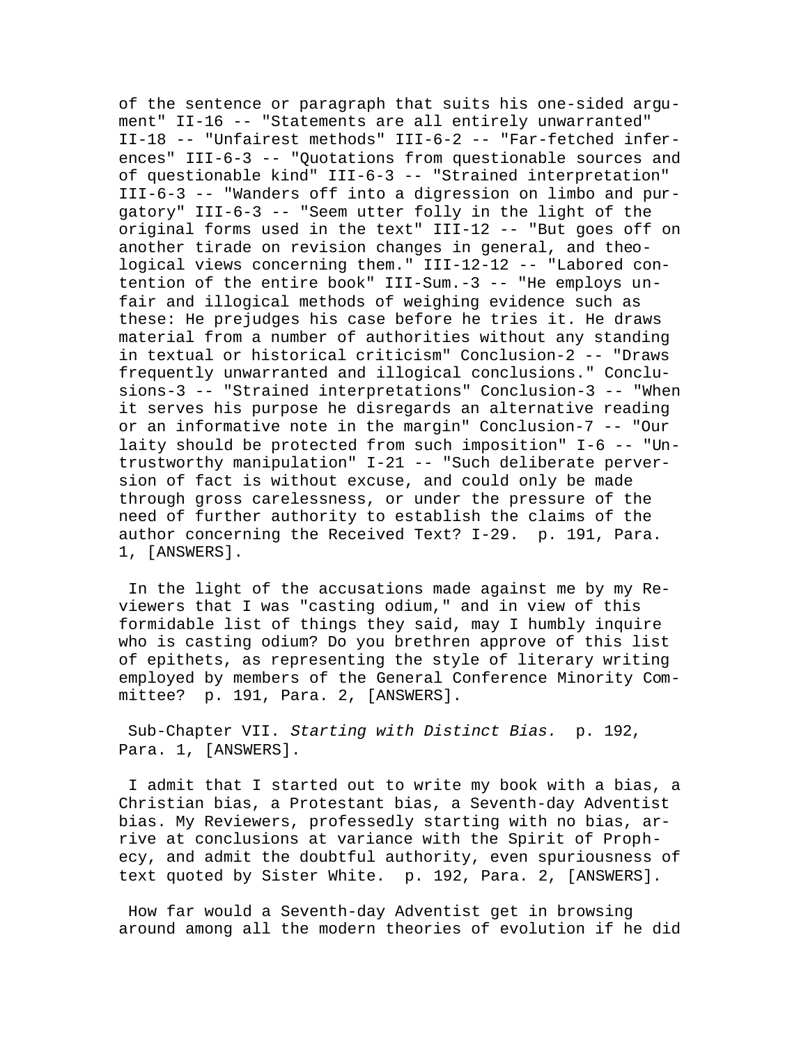of the sentence or paragraph that suits his one-sided argument" II-16 -- "Statements are all entirely unwarranted" II-18 -- "Unfairest methods" III-6-2 -- "Far-fetched inferences" III-6-3 -- "Quotations from questionable sources and of questionable kind" III-6-3 -- "Strained interpretation" III-6-3 -- "Wanders off into a digression on limbo and purgatory" III-6-3 -- "Seem utter folly in the light of the original forms used in the text" III-12 -- "But goes off on another tirade on revision changes in general, and theological views concerning them." III-12-12 -- "Labored contention of the entire book" III-Sum.-3 -- "He employs unfair and illogical methods of weighing evidence such as these: He prejudges his case before he tries it. He draws material from a number of authorities without any standing in textual or historical criticism" Conclusion-2 -- "Draws frequently unwarranted and illogical conclusions." Conclusions-3 -- "Strained interpretations" Conclusion-3 -- "When it serves his purpose he disregards an alternative reading or an informative note in the margin" Conclusion-7 -- "Our laity should be protected from such imposition" I-6 -- "Untrustworthy manipulation" I-21 -- "Such deliberate perversion of fact is without excuse, and could only be made through gross carelessness, or under the pressure of the need of further authority to establish the claims of the author concerning the Received Text? I-29.  p. 191, Para. 1, [ANSWERS].

In the light of the accusations made against me by my Reviewers that I was "casting odium," and in view of this formidable list of things they said, may I humbly inquire who is casting odium? Do you brethren approve of this list of epithets, as representing the style of literary writing employed by members of the General Conference Minority Committee?  p. 191, Para. 2, [ANSWERS].

Sub-Chapter VII. *Starting with Distinct Bias.*  p. 192, Para. 1, [ANSWERS].

I admit that I started out to write my book with a bias, a Christian bias, a Protestant bias, a Seventh-day Adventist bias. My Reviewers, professedly starting with no bias, arrive at conclusions at variance with the Spirit of Prophecy, and admit the doubtful authority, even spuriousness of text quoted by Sister White.  p. 192, Para. 2, [ANSWERS].

How far would a Seventh-day Adventist get in browsing around among all the modern theories of evolution if he did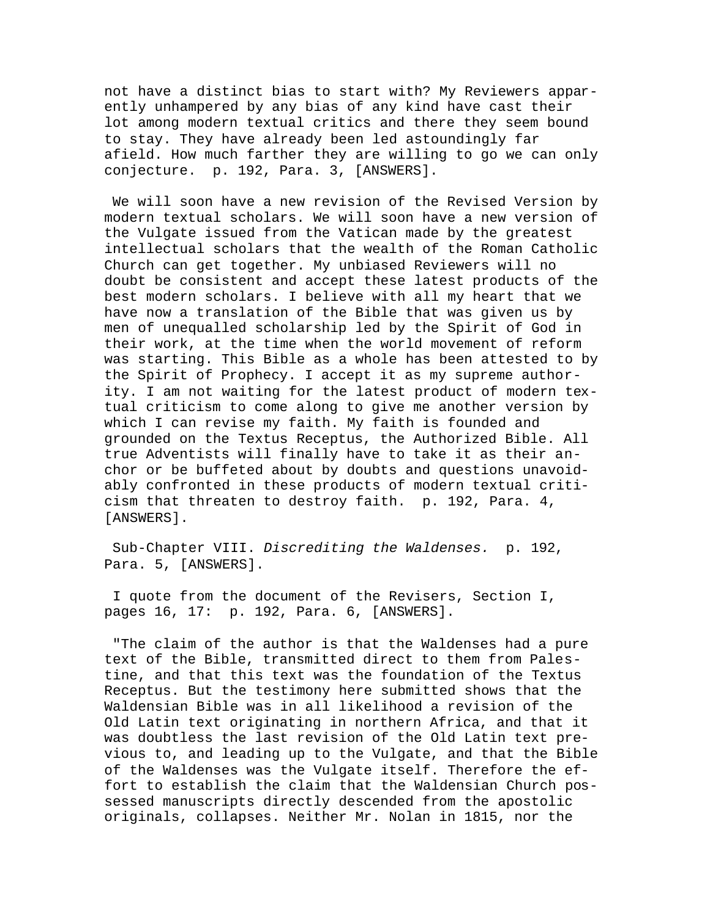not have a distinct bias to start with? My Reviewers apparently unhampered by any bias of any kind have cast their lot among modern textual critics and there they seem bound to stay. They have already been led astoundingly far afield. How much farther they are willing to go we can only conjecture.  p. 192, Para. 3, [ANSWERS].

We will soon have a new revision of the Revised Version by modern textual scholars. We will soon have a new version of the Vulgate issued from the Vatican made by the greatest intellectual scholars that the wealth of the Roman Catholic Church can get together. My unbiased Reviewers will no doubt be consistent and accept these latest products of the best modern scholars. I believe with all my heart that we have now a translation of the Bible that was given us by men of unequalled scholarship led by the Spirit of God in their work, at the time when the world movement of reform was starting. This Bible as a whole has been attested to by the Spirit of Prophecy. I accept it as my supreme authority. I am not waiting for the latest product of modern textual criticism to come along to give me another version by which I can revise my faith. My faith is founded and grounded on the Textus Receptus, the Authorized Bible. All true Adventists will finally have to take it as their anchor or be buffeted about by doubts and questions unavoidably confronted in these products of modern textual criticism that threaten to destroy faith.  p. 192, Para. 4, [ANSWERS].

Sub-Chapter VIII. *Discrediting the Waldenses.*  p. 192, Para. 5, [ANSWERS].

I quote from the document of the Revisers, Section I, pages 16, 17:  p. 192, Para. 6, [ANSWERS].

"The claim of the author is that the Waldenses had a pure text of the Bible, transmitted direct to them from Palestine, and that this text was the foundation of the Textus Receptus. But the testimony here submitted shows that the Waldensian Bible was in all likelihood a revision of the Old Latin text originating in northern Africa, and that it was doubtless the last revision of the Old Latin text previous to, and leading up to the Vulgate, and that the Bible of the Waldenses was the Vulgate itself. Therefore the effort to establish the claim that the Waldensian Church possessed manuscripts directly descended from the apostolic originals, collapses. Neither Mr. Nolan in 1815, nor the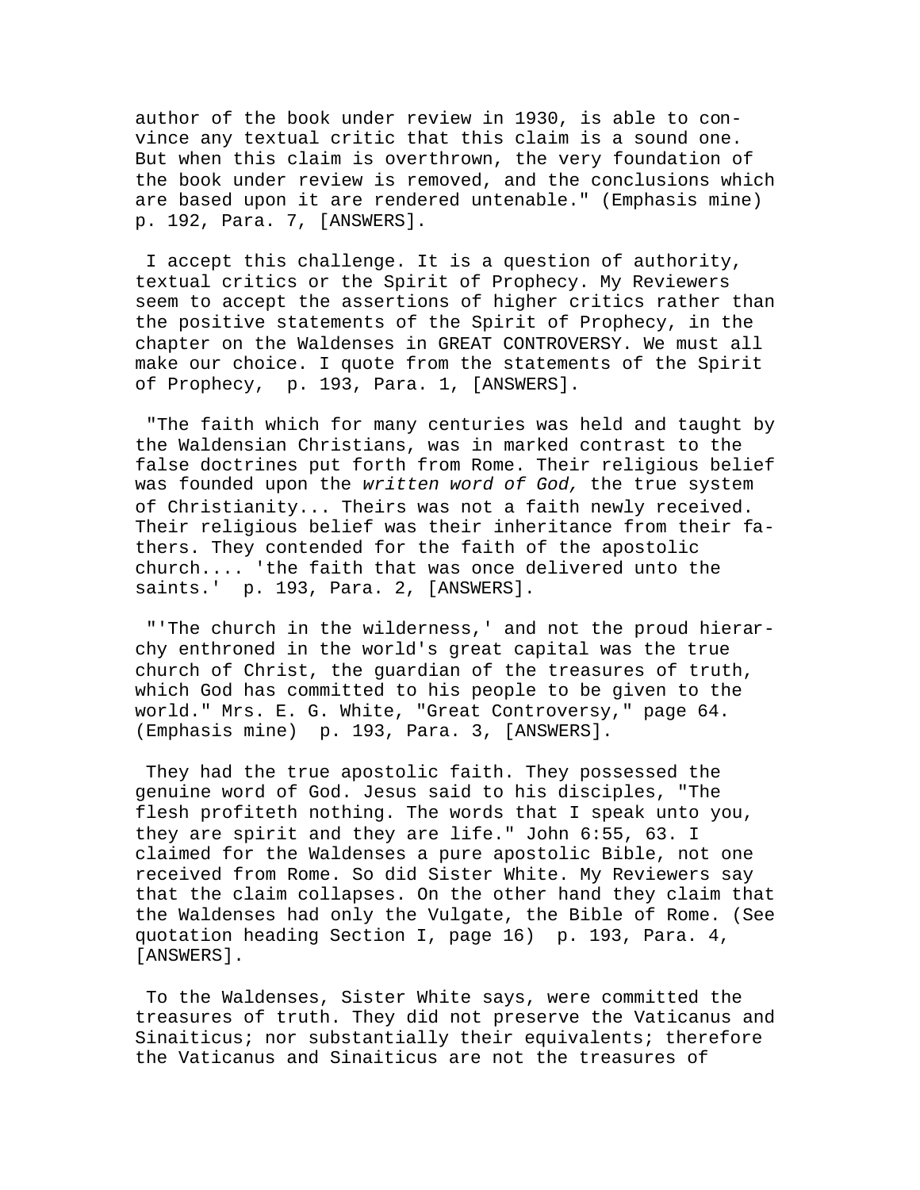author of the book under review in 1930, is able to convince any textual critic that this claim is a sound one. But when this claim is overthrown, the very foundation of the book under review is removed, and the conclusions which are based upon it are rendered untenable." (Emphasis mine) p. 192, Para. 7, [ANSWERS].

I accept this challenge. It is a question of authority, textual critics or the Spirit of Prophecy. My Reviewers seem to accept the assertions of higher critics rather than the positive statements of the Spirit of Prophecy, in the chapter on the Waldenses in GREAT CONTROVERSY. We must all make our choice. I quote from the statements of the Spirit of Prophecy, p. 193, Para. 1, [ANSWERS].

"The faith which for many centuries was held and taught by the Waldensian Christians, was in marked contrast to the false doctrines put forth from Rome. Their religious belief was founded upon the *written word of God,* the true system of Christianity... Theirs was not a faith newly received. Their religious belief was their inheritance from their fathers. They contended for the faith of the apostolic church.... 'the faith that was once delivered unto the saints.' p. 193, Para. 2, [ANSWERS].

"'The church in the wilderness,' and not the proud hierarchy enthroned in the world's great capital was the true church of Christ, the guardian of the treasures of truth, which God has committed to his people to be given to the world." Mrs. E. G. White, "Great Controversy," page 64. (Emphasis mine) p. 193, Para. 3, [ANSWERS].

They had the true apostolic faith. They possessed the genuine word of God. Jesus said to his disciples, "The flesh profiteth nothing. The words that I speak unto you, they are spirit and they are life." John 6:55, 63. I claimed for the Waldenses a pure apostolic Bible, not one received from Rome. So did Sister White. My Reviewers say that the claim collapses. On the other hand they claim that the Waldenses had only the Vulgate, the Bible of Rome. (See quotation heading Section I, page 16) p. 193, Para. 4, [ANSWERS].

To the Waldenses, Sister White says, were committed the treasures of truth. They did not preserve the Vaticanus and Sinaiticus; nor substantially their equivalents; therefore the Vaticanus and Sinaiticus are not the treasures of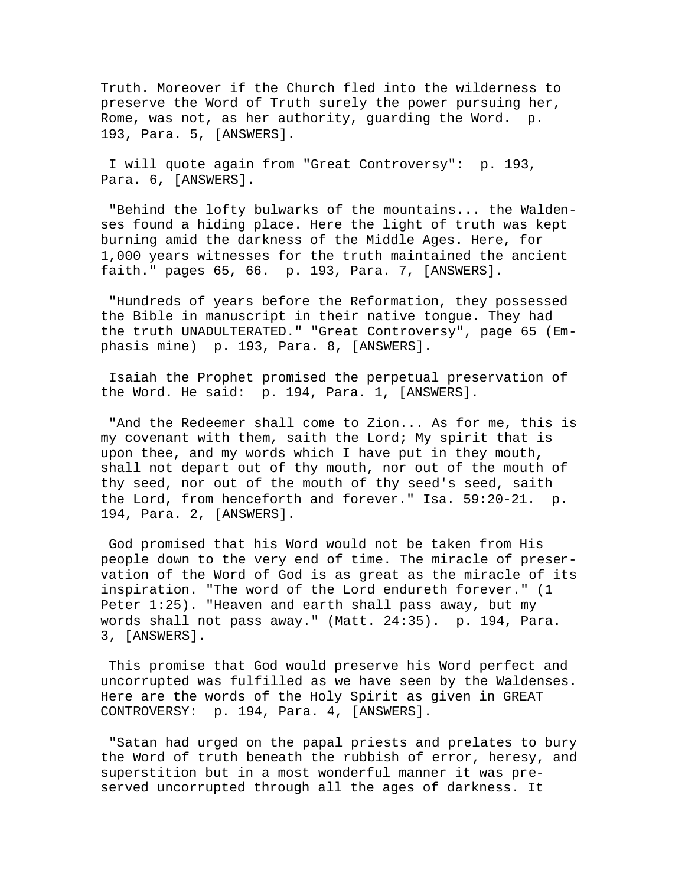Truth. Moreover if the Church fled into the wilderness to preserve the Word of Truth surely the power pursuing her, Rome, was not, as her authority, guarding the Word. p. 193, Para. 5, [ANSWERS].

I will quote again from "Great Controversy": p. 193, Para. 6, [ANSWERS].

"Behind the lofty bulwarks of the mountains... the Waldenses found a hiding place. Here the light of truth was kept burning amid the darkness of the Middle Ages. Here, for 1,000 years witnesses for the truth maintained the ancient faith." pages 65, 66. p. 193, Para. 7, [ANSWERS].

"Hundreds of years before the Reformation, they possessed the Bible in manuscript in their native tongue. They had the truth UNADULTERATED." "Great Controversy", page 65 (Emphasis mine) p. 193, Para. 8, [ANSWERS].

Isaiah the Prophet promised the perpetual preservation of the Word. He said: p. 194, Para. 1, [ANSWERS].

"And the Redeemer shall come to Zion... As for me, this is my covenant with them, saith the Lord; My spirit that is upon thee, and my words which I have put in they mouth, shall not depart out of thy mouth, nor out of the mouth of thy seed, nor out of the mouth of thy seed's seed, saith the Lord, from henceforth and forever." Isa. 59:20-21. p. 194, Para. 2, [ANSWERS].

God promised that his Word would not be taken from His people down to the very end of time. The miracle of preservation of the Word of God is as great as the miracle of its inspiration. "The word of the Lord endureth forever." (1 Peter 1:25). "Heaven and earth shall pass away, but my words shall not pass away." (Matt. 24:35). p. 194, Para. 3, [ANSWERS].

This promise that God would preserve his Word perfect and uncorrupted was fulfilled as we have seen by the Waldenses. Here are the words of the Holy Spirit as given in GREAT CONTROVERSY: p. 194, Para. 4, [ANSWERS].

"Satan had urged on the papal priests and prelates to bury the Word of truth beneath the rubbish of error, heresy, and superstition but in a most wonderful manner it was preserved uncorrupted through all the ages of darkness. It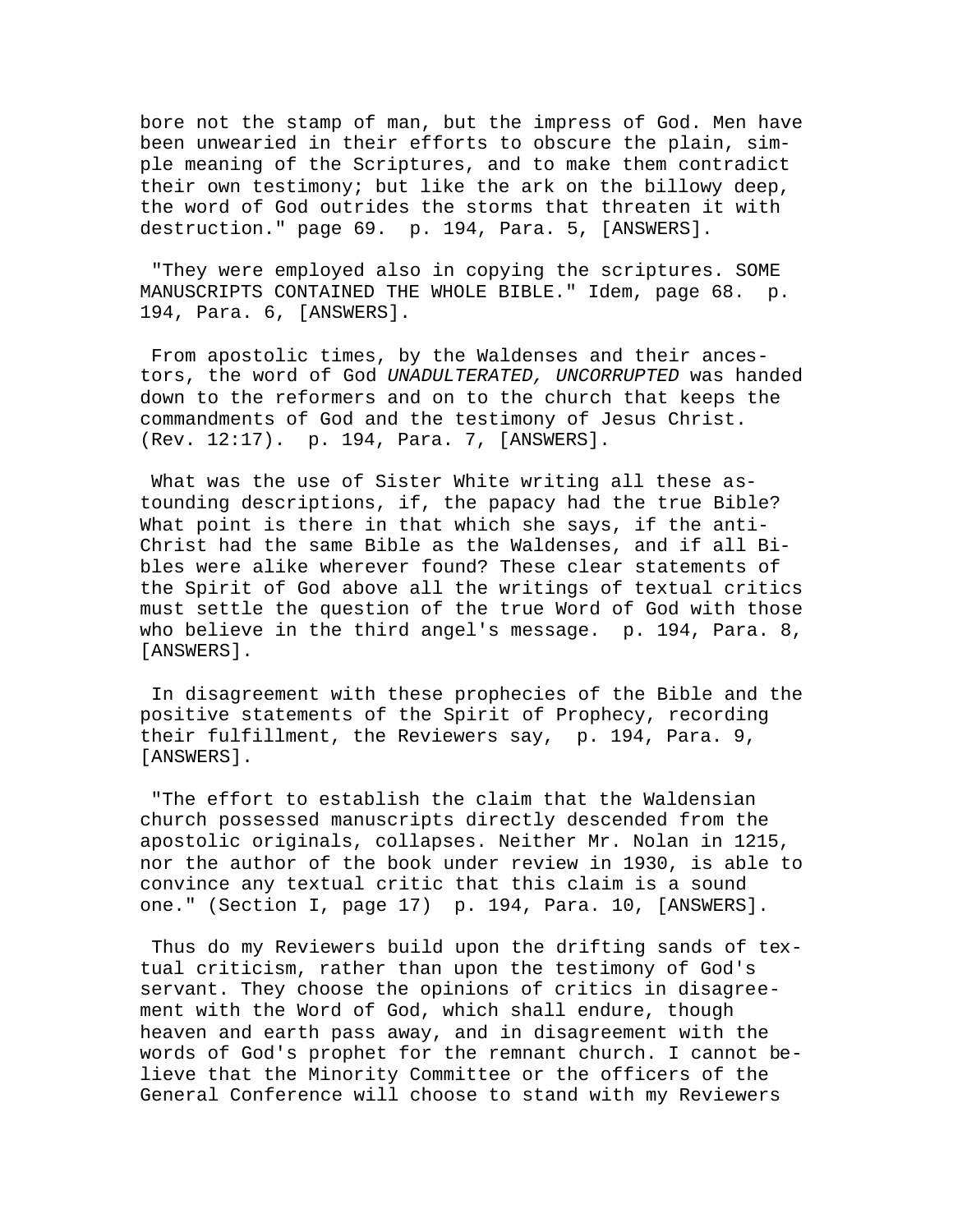bore not the stamp of man, but the impress of God. Men have been unwearied in their efforts to obscure the plain, simple meaning of the Scriptures, and to make them contradict their own testimony; but like the ark on the billowy deep, the word of God outrides the storms that threaten it with destruction." page 69.  p. 194, Para. 5, [ANSWERS].

"They were employed also in copying the scriptures. SOME MANUSCRIPTS CONTAINED THE WHOLE BIBLE." Idem, page 68.  p. 194, Para. 6, [ANSWERS].

From apostolic times, by the Waldenses and their ancestors, the word of God *UNADULTERATED, UNCORRUPTED* was handed down to the reformers and on to the church that keeps the commandments of God and the testimony of Jesus Christ. (Rev. 12:17).  p. 194, Para. 7, [ANSWERS].

What was the use of Sister White writing all these astounding descriptions, if, the papacy had the true Bible? What point is there in that which she says, if the anti-Christ had the same Bible as the Waldenses, and if all Bibles were alike wherever found? These clear statements of the Spirit of God above all the writings of textual critics must settle the question of the true Word of God with those who believe in the third angel's message.  p. 194, Para. 8, [ANSWERS].

In disagreement with these prophecies of the Bible and the positive statements of the Spirit of Prophecy, recording their fulfillment, the Reviewers say,  p. 194, Para. 9, [ANSWERS].

"The effort to establish the claim that the Waldensian church possessed manuscripts directly descended from the apostolic originals, collapses. Neither Mr. Nolan in 1215, nor the author of the book under review in 1930, is able to convince any textual critic that this claim is a sound one." (Section I, page 17)  p. 194, Para. 10, [ANSWERS].

Thus do my Reviewers build upon the drifting sands of textual criticism, rather than upon the testimony of God's servant. They choose the opinions of critics in disagreement with the Word of God, which shall endure, though heaven and earth pass away, and in disagreement with the words of God's prophet for the remnant church. I cannot believe that the Minority Committee or the officers of the General Conference will choose to stand with my Reviewers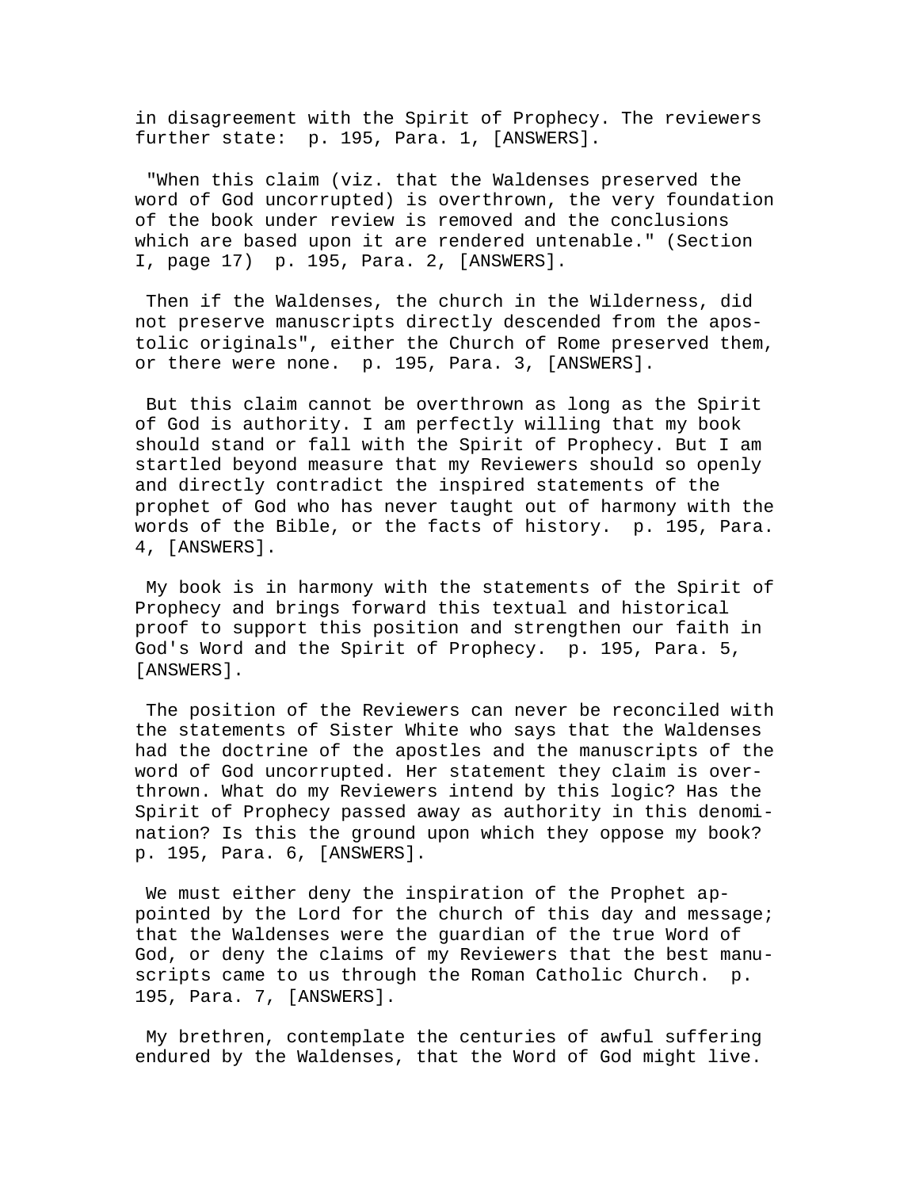in disagreement with the Spirit of Prophecy. The reviewers further state: p. 195, Para. 1, [ANSWERS].

"When this claim (viz. that the Waldenses preserved the word of God uncorrupted) is overthrown, the very foundation of the book under review is removed and the conclusions which are based upon it are rendered untenable." (Section I, page 17) p. 195, Para. 2, [ANSWERS].

Then if the Waldenses, the church in the Wilderness, did not preserve manuscripts directly descended from the apostolic originals", either the Church of Rome preserved them, or there were none. p. 195, Para. 3, [ANSWERS].

But this claim cannot be overthrown as long as the Spirit of God is authority. I am perfectly willing that my book should stand or fall with the Spirit of Prophecy. But I am startled beyond measure that my Reviewers should so openly and directly contradict the inspired statements of the prophet of God who has never taught out of harmony with the words of the Bible, or the facts of history. p. 195, Para. 4, [ANSWERS].

My book is in harmony with the statements of the Spirit of Prophecy and brings forward this textual and historical proof to support this position and strengthen our faith in God's Word and the Spirit of Prophecy. p. 195, Para. 5, [ANSWERS].

The position of the Reviewers can never be reconciled with the statements of Sister White who says that the Waldenses had the doctrine of the apostles and the manuscripts of the word of God uncorrupted. Her statement they claim is overthrown. What do my Reviewers intend by this logic? Has the Spirit of Prophecy passed away as authority in this denomination? Is this the ground upon which they oppose my book? p. 195, Para. 6, [ANSWERS].

We must either deny the inspiration of the Prophet appointed by the Lord for the church of this day and message; that the Waldenses were the guardian of the true Word of God, or deny the claims of my Reviewers that the best manuscripts came to us through the Roman Catholic Church. p. 195, Para. 7, [ANSWERS].

My brethren, contemplate the centuries of awful suffering endured by the Waldenses, that the Word of God might live.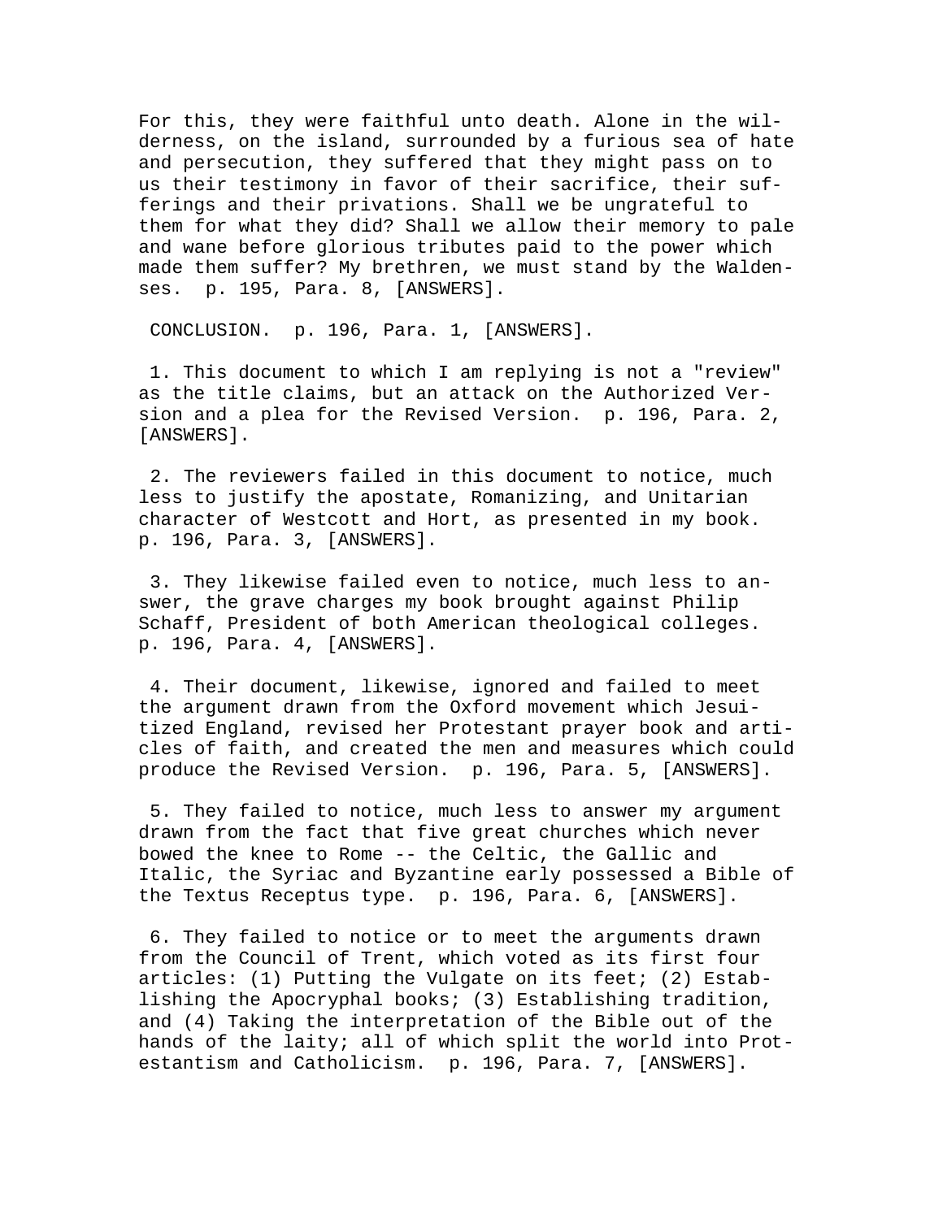For this, they were faithful unto death. Alone in the wilderness, on the island, surrounded by a furious sea of hate and persecution, they suffered that they might pass on to us their testimony in favor of their sacrifice, their sufferings and their privations. Shall we be ungrateful to them for what they did? Shall we allow their memory to pale and wane before glorious tributes paid to the power which made them suffer? My brethren, we must stand by the Waldenses. p. 195, Para. 8, [ANSWERS].

CONCLUSION. p. 196, Para. 1, [ANSWERS].

1. This document to which I am replying is not a "review" as the title claims, but an attack on the Authorized Version and a plea for the Revised Version. p. 196, Para. 2, [ANSWERS].

2. The reviewers failed in this document to notice, much less to justify the apostate, Romanizing, and Unitarian character of Westcott and Hort, as presented in my book. p. 196, Para. 3, [ANSWERS].

3. They likewise failed even to notice, much less to answer, the grave charges my book brought against Philip Schaff, President of both American theological colleges. p. 196, Para. 4, [ANSWERS].

4. Their document, likewise, ignored and failed to meet the argument drawn from the Oxford movement which Jesuitized England, revised her Protestant prayer book and articles of faith, and created the men and measures which could produce the Revised Version. p. 196, Para. 5, [ANSWERS].

5. They failed to notice, much less to answer my argument drawn from the fact that five great churches which never bowed the knee to Rome -- the Celtic, the Gallic and Italic, the Syriac and Byzantine early possessed a Bible of the Textus Receptus type. p. 196, Para. 6, [ANSWERS].

6. They failed to notice or to meet the arguments drawn from the Council of Trent, which voted as its first four articles: (1) Putting the Vulgate on its feet; (2) Establishing the Apocryphal books; (3) Establishing tradition, and (4) Taking the interpretation of the Bible out of the hands of the laity; all of which split the world into Protestantism and Catholicism. p. 196, Para. 7, [ANSWERS].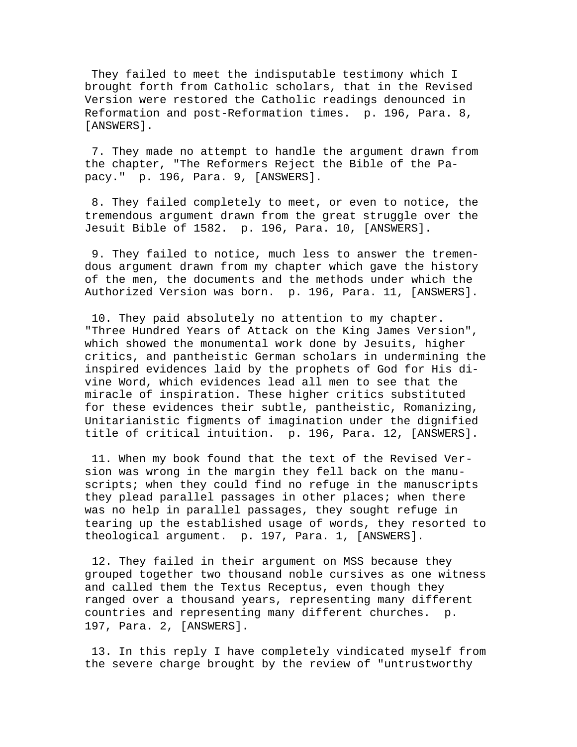They failed to meet the indisputable testimony which I brought forth from Catholic scholars, that in the Revised Version were restored the Catholic readings denounced in Reformation and post-Reformation times. p. 196, Para. 8, [ANSWERS].

7. They made no attempt to handle the argument drawn from the chapter, "The Reformers Reject the Bible of the Papacy." p. 196, Para. 9, [ANSWERS].

8. They failed completely to meet, or even to notice, the tremendous argument drawn from the great struggle over the Jesuit Bible of 1582. p. 196, Para. 10, [ANSWERS].

9. They failed to notice, much less to answer the tremendous argument drawn from my chapter which gave the history of the men, the documents and the methods under which the Authorized Version was born. p. 196, Para. 11, [ANSWERS].

10. They paid absolutely no attention to my chapter. "Three Hundred Years of Attack on the King James Version", which showed the monumental work done by Jesuits, higher critics, and pantheistic German scholars in undermining the inspired evidences laid by the prophets of God for His divine Word, which evidences lead all men to see that the miracle of inspiration. These higher critics substituted for these evidences their subtle, pantheistic, Romanizing, Unitarianistic figments of imagination under the dignified title of critical intuition. p. 196, Para. 12, [ANSWERS].

11. When my book found that the text of the Revised Version was wrong in the margin they fell back on the manuscripts; when they could find no refuge in the manuscripts they plead parallel passages in other places; when there was no help in parallel passages, they sought refuge in tearing up the established usage of words, they resorted to theological argument. p. 197, Para. 1, [ANSWERS].

12. They failed in their argument on MSS because they grouped together two thousand noble cursives as one witness and called them the Textus Receptus, even though they ranged over a thousand years, representing many different countries and representing many different churches. p. 197, Para. 2, [ANSWERS].

13. In this reply I have completely vindicated myself from the severe charge brought by the review of "untrustworthy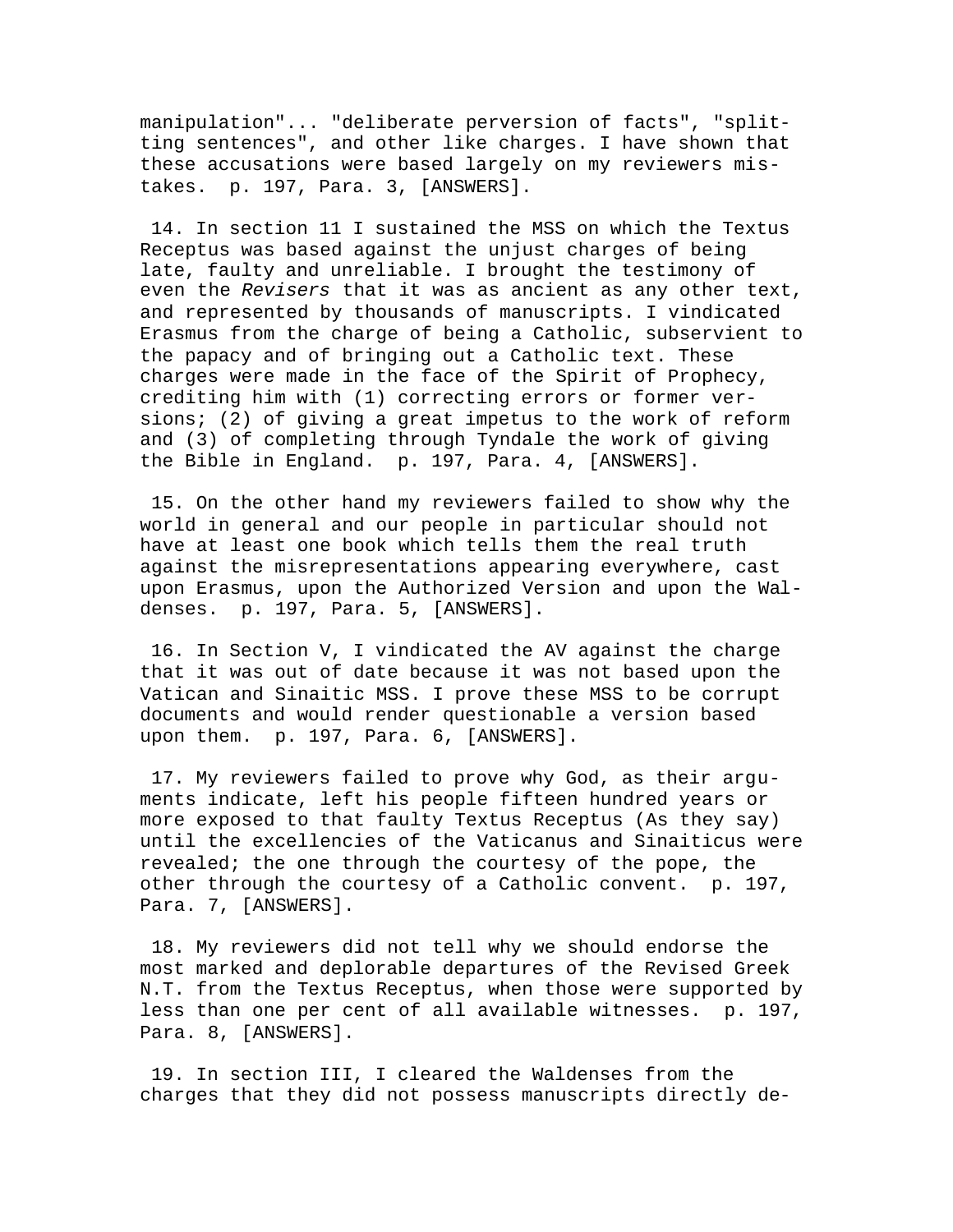manipulation"... "deliberate perversion of facts", "splitting sentences", and other like charges. I have shown that these accusations were based largely on my reviewers mistakes. p. 197, Para. 3, [ANSWERS].

14. In section 11 I sustained the MSS on which the Textus Receptus was based against the unjust charges of being late, faulty and unreliable. I brought the testimony of even the *Revisers* that it was as ancient as any other text, and represented by thousands of manuscripts. I vindicated Erasmus from the charge of being a Catholic, subservient to the papacy and of bringing out a Catholic text. These charges were made in the face of the Spirit of Prophecy, crediting him with (1) correcting errors or former versions; (2) of giving a great impetus to the work of reform and (3) of completing through Tyndale the work of giving the Bible in England. p. 197, Para. 4, [ANSWERS].

15. On the other hand my reviewers failed to show why the world in general and our people in particular should not have at least one book which tells them the real truth against the misrepresentations appearing everywhere, cast upon Erasmus, upon the Authorized Version and upon the Waldenses. p. 197, Para. 5, [ANSWERS].

16. In Section V, I vindicated the AV against the charge that it was out of date because it was not based upon the Vatican and Sinaitic MSS. I prove these MSS to be corrupt documents and would render questionable a version based upon them. p. 197, Para. 6, [ANSWERS].

17. My reviewers failed to prove why God, as their arguments indicate, left his people fifteen hundred years or more exposed to that faulty Textus Receptus (As they say) until the excellencies of the Vaticanus and Sinaiticus were revealed; the one through the courtesy of the pope, the other through the courtesy of a Catholic convent. p. 197, Para. 7, [ANSWERS].

18. My reviewers did not tell why we should endorse the most marked and deplorable departures of the Revised Greek N.T. from the Textus Receptus, when those were supported by less than one per cent of all available witnesses. p. 197, Para. 8, [ANSWERS].

19. In section III, I cleared the Waldenses from the charges that they did not possess manuscripts directly de-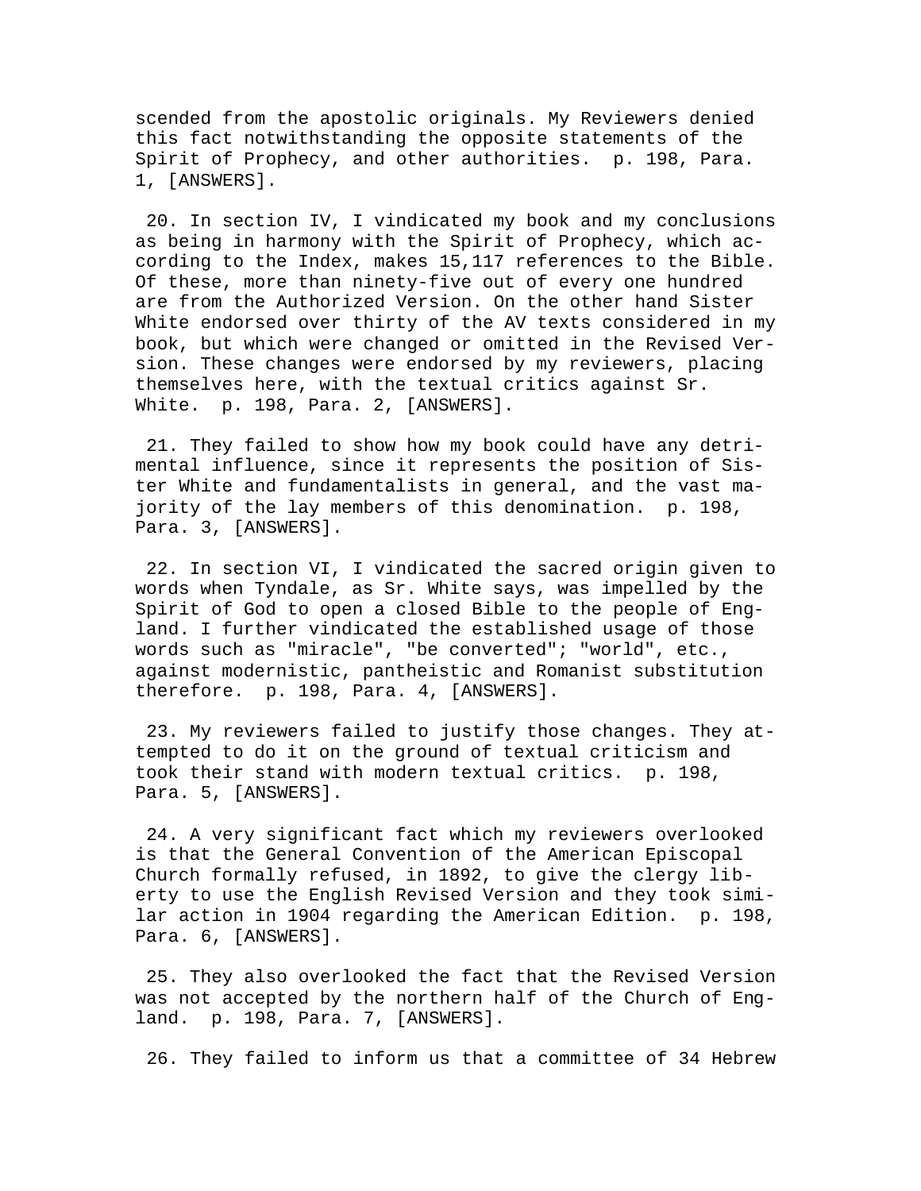scended from the apostolic originals. My Reviewers denied this fact notwithstanding the opposite statements of the Spirit of Prophecy, and other authorities. p. 198, Para. 1, [ANSWERS].

20. In section IV, I vindicated my book and my conclusions as being in harmony with the Spirit of Prophecy, which according to the Index, makes 15,117 references to the Bible. Of these, more than ninety-five out of every one hundred are from the Authorized Version. On the other hand Sister White endorsed over thirty of the AV texts considered in my book, but which were changed or omitted in the Revised Version. These changes were endorsed by my reviewers, placing themselves here, with the textual critics against Sr. White. p. 198, Para. 2, [ANSWERS].

21. They failed to show how my book could have any detrimental influence, since it represents the position of Sister White and fundamentalists in general, and the vast majority of the lay members of this denomination. p. 198, Para. 3, [ANSWERS].

22. In section VI, I vindicated the sacred origin given to words when Tyndale, as Sr. White says, was impelled by the Spirit of God to open a closed Bible to the people of England. I further vindicated the established usage of those words such as "miracle", "be converted"; "world", etc., against modernistic, pantheistic and Romanist substitution therefore. p. 198, Para. 4, [ANSWERS].

23. My reviewers failed to justify those changes. They attempted to do it on the ground of textual criticism and took their stand with modern textual critics. p. 198, Para. 5, [ANSWERS].

24. A very significant fact which my reviewers overlooked is that the General Convention of the American Episcopal Church formally refused, in 1892, to give the clergy liberty to use the English Revised Version and they took similar action in 1904 regarding the American Edition. p. 198, Para. 6, [ANSWERS].

25. They also overlooked the fact that the Revised Version was not accepted by the northern half of the Church of England. p. 198, Para. 7, [ANSWERS].

26. They failed to inform us that a committee of 34 Hebrew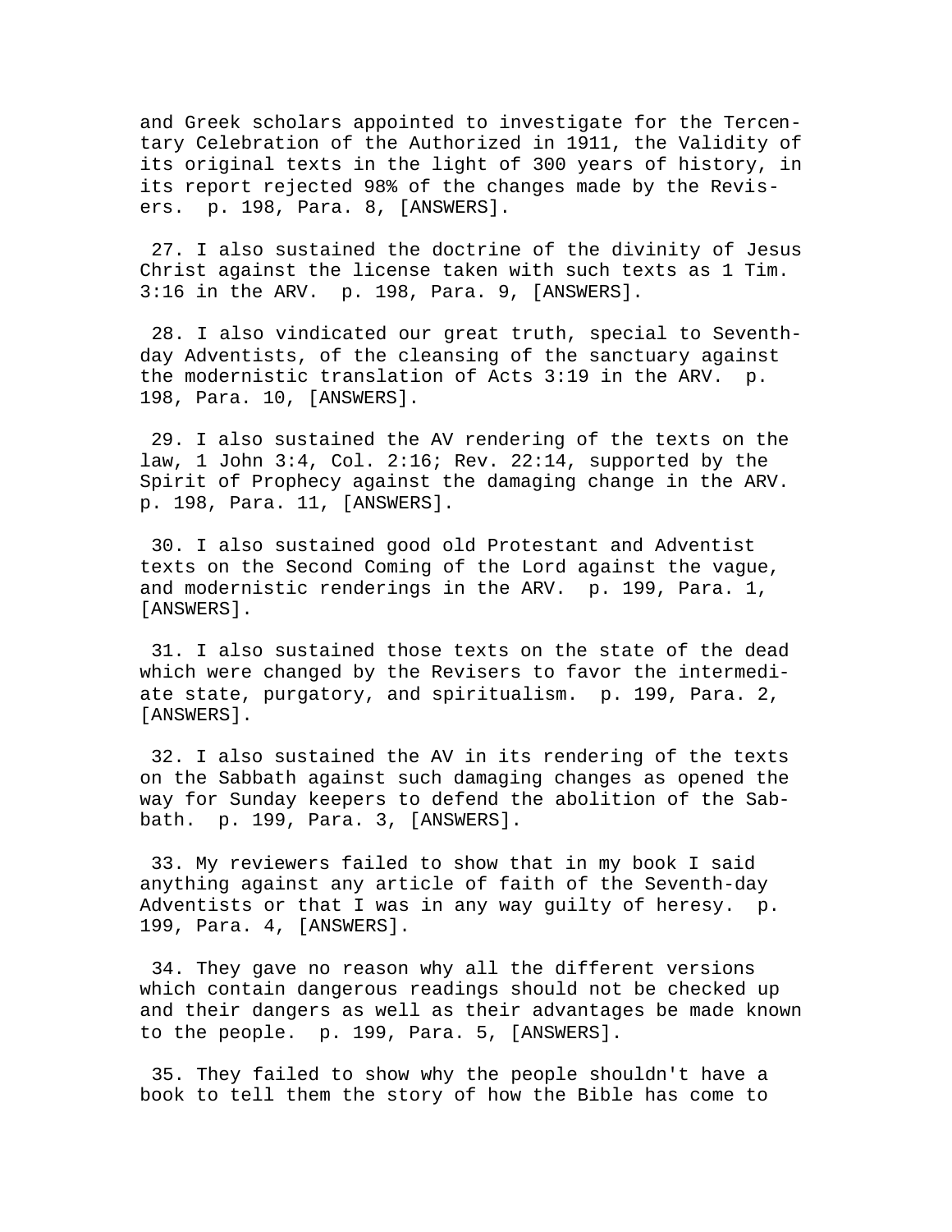and Greek scholars appointed to investigate for the Tercentary Celebration of the Authorized in 1911, the Validity of its original texts in the light of 300 years of history, in its report rejected 98% of the changes made by the Revisers. p. 198, Para. 8, [ANSWERS].

27. I also sustained the doctrine of the divinity of Jesus Christ against the license taken with such texts as 1 Tim. 3:16 in the ARV. p. 198, Para. 9, [ANSWERS].

28. I also vindicated our great truth, special to Seventh-day Adventists, of the cleansing of the sanctuary against the modernistic translation of Acts 3:19 in the ARV. p. 198, Para. 10, [ANSWERS].

29. I also sustained the AV rendering of the texts on the law, 1 John 3:4, Col. 2:16; Rev. 22:14, supported by the Spirit of Prophecy against the damaging change in the ARV. p. 198, Para. 11, [ANSWERS].

30. I also sustained good old Protestant and Adventist texts on the Second Coming of the Lord against the vague, and modernistic renderings in the ARV. p. 199, Para. 1, [ANSWERS].

31. I also sustained those texts on the state of the dead which were changed by the Revisers to favor the intermediate state, purgatory, and spiritualism. p. 199, Para. 2, [ANSWERS].

32. I also sustained the AV in its rendering of the texts on the Sabbath against such damaging changes as opened the way for Sunday keepers to defend the abolition of the Sabbath. p. 199, Para. 3, [ANSWERS].

33. My reviewers failed to show that in my book I said anything against any article of faith of the Seventh-day Adventists or that I was in any way guilty of heresy. p. 199, Para. 4, [ANSWERS].

34. They gave no reason why all the different versions which contain dangerous readings should not be checked up and their dangers as well as their advantages be made known to the people. p. 199, Para. 5, [ANSWERS].

35. They failed to show why the people shouldn't have a book to tell them the story of how the Bible has come to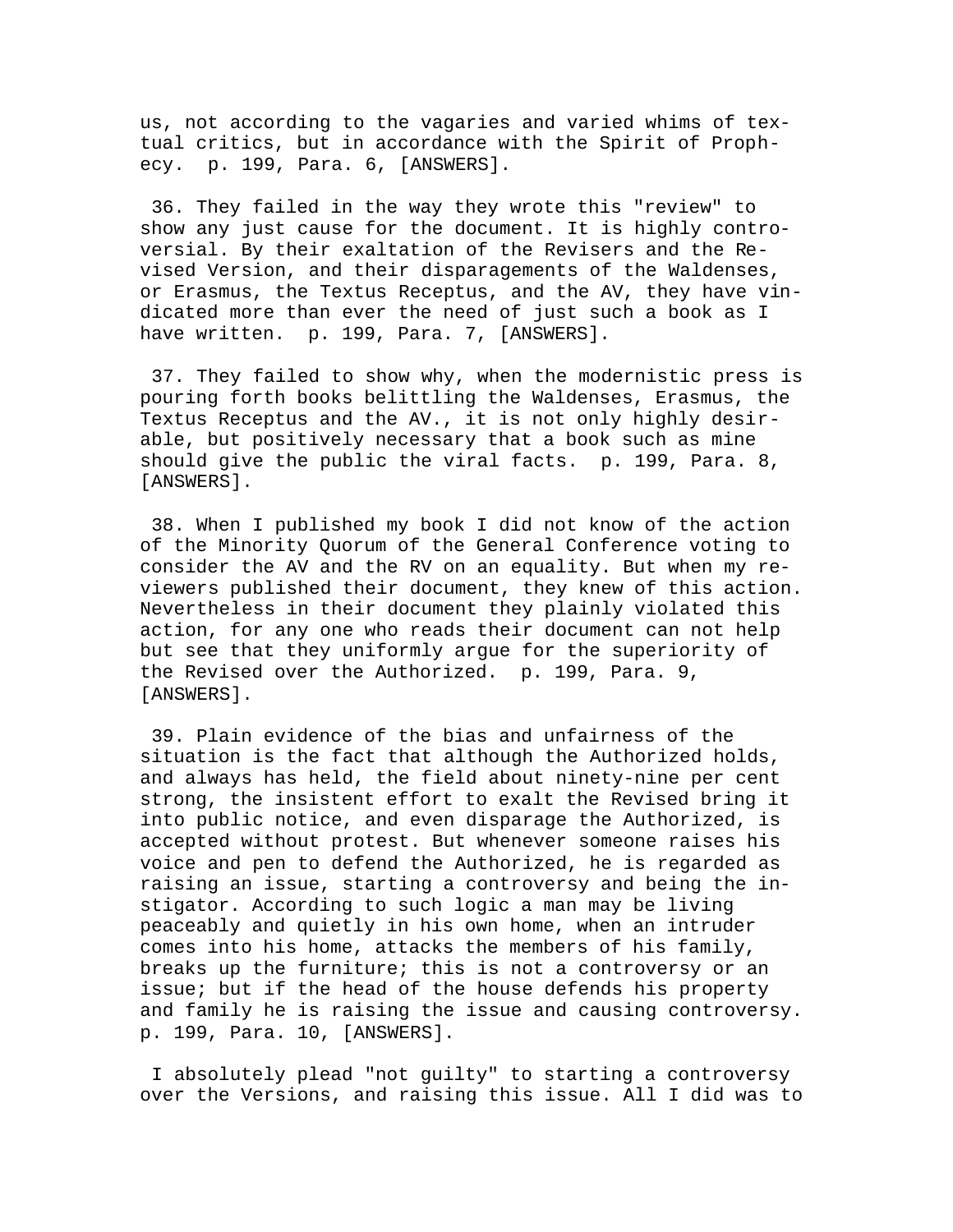us, not according to the vagaries and varied whims of textual critics, but in accordance with the Spirit of Prophecy. p. 199, Para. 6, [ANSWERS].

36. They failed in the way they wrote this "review" to show any just cause for the document. It is highly controversial. By their exaltation of the Revisers and the Revised Version, and their disparagements of the Waldenses, or Erasmus, the Textus Receptus, and the AV, they have vindicated more than ever the need of just such a book as I have written. p. 199, Para. 7, [ANSWERS].

37. They failed to show why, when the modernistic press is pouring forth books belittling the Waldenses, Erasmus, the Textus Receptus and the AV., it is not only highly desirable, but positively necessary that a book such as mine should give the public the viral facts. p. 199, Para. 8, [ANSWERS].

38. When I published my book I did not know of the action of the Minority Quorum of the General Conference voting to consider the AV and the RV on an equality. But when my reviewers published their document, they knew of this action. Nevertheless in their document they plainly violated this action, for any one who reads their document can not help but see that they uniformly argue for the superiority of the Revised over the Authorized. p. 199, Para. 9, [ANSWERS].

39. Plain evidence of the bias and unfairness of the situation is the fact that although the Authorized holds, and always has held, the field about ninety-nine per cent strong, the insistent effort to exalt the Revised bring it into public notice, and even disparage the Authorized, is accepted without protest. But whenever someone raises his voice and pen to defend the Authorized, he is regarded as raising an issue, starting a controversy and being the instigator. According to such logic a man may be living peaceably and quietly in his own home, when an intruder comes into his home, attacks the members of his family, breaks up the furniture; this is not a controversy or an issue; but if the head of the house defends his property and family he is raising the issue and causing controversy. p. 199, Para. 10, [ANSWERS].

I absolutely plead "not guilty" to starting a controversy over the Versions, and raising this issue. All I did was to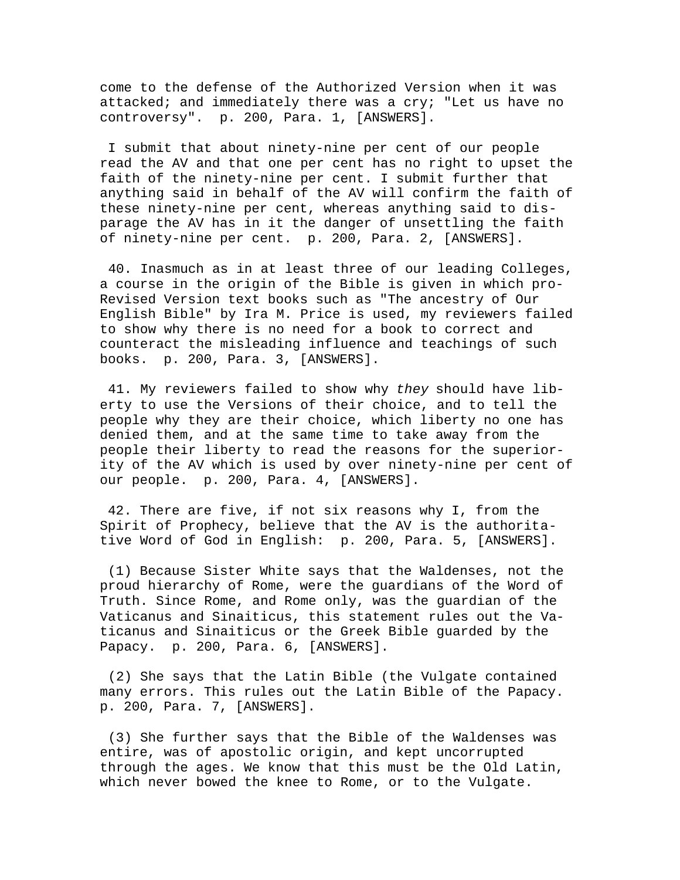come to the defense of the Authorized Version when it was attacked; and immediately there was a cry; "Let us have no controversy". p. 200, Para. 1, [ANSWERS].

I submit that about ninety-nine per cent of our people read the AV and that one per cent has no right to upset the faith of the ninety-nine per cent. I submit further that anything said in behalf of the AV will confirm the faith of these ninety-nine per cent, whereas anything said to disparage the AV has in it the danger of unsettling the faith of ninety-nine per cent. p. 200, Para. 2, [ANSWERS].

40. Inasmuch as in at least three of our leading Colleges, a course in the origin of the Bible is given in which pro-Revised Version text books such as "The ancestry of Our English Bible" by Ira M. Price is used, my reviewers failed to show why there is no need for a book to correct and counteract the misleading influence and teachings of such books. p. 200, Para. 3, [ANSWERS].

41. My reviewers failed to show why *they* should have liberty to use the Versions of their choice, and to tell the people why they are their choice, which liberty no one has denied them, and at the same time to take away from the people their liberty to read the reasons for the superiority of the AV which is used by over ninety-nine per cent of our people. p. 200, Para. 4, [ANSWERS].

42. There are five, if not six reasons why I, from the Spirit of Prophecy, believe that the AV is the authoritative Word of God in English: p. 200, Para. 5, [ANSWERS].

(1) Because Sister White says that the Waldenses, not the proud hierarchy of Rome, were the guardians of the Word of Truth. Since Rome, and Rome only, was the guardian of the Vaticanus and Sinaiticus, this statement rules out the Vaticanus and Sinaiticus or the Greek Bible guarded by the Papacy. p. 200, Para. 6, [ANSWERS].

(2) She says that the Latin Bible (the Vulgate contained many errors. This rules out the Latin Bible of the Papacy. p. 200, Para. 7, [ANSWERS].

(3) She further says that the Bible of the Waldenses was entire, was of apostolic origin, and kept uncorrupted through the ages. We know that this must be the Old Latin, which never bowed the knee to Rome, or to the Vulgate.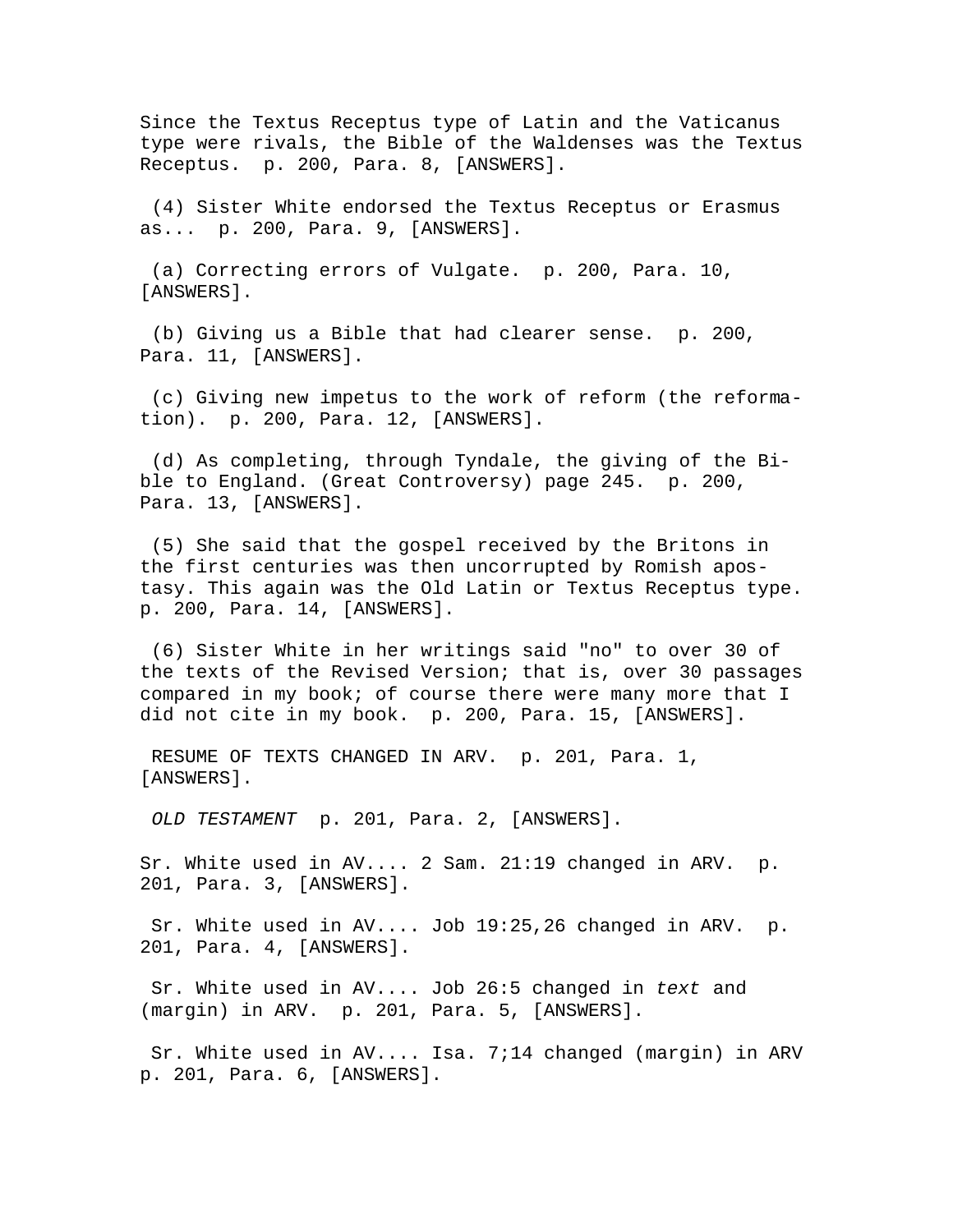Since the Textus Receptus type of Latin and the Vaticanus type were rivals, the Bible of the Waldenses was the Textus Receptus. p. 200, Para. 8, [ANSWERS].

(4) Sister White endorsed the Textus Receptus or Erasmus as... p. 200, Para. 9, [ANSWERS].

(a) Correcting errors of Vulgate. p. 200, Para. 10, [ANSWERS].

(b) Giving us a Bible that had clearer sense. p. 200, Para. 11, [ANSWERS].

(c) Giving new impetus to the work of reform (the reformation). p. 200, Para. 12, [ANSWERS].

(d) As completing, through Tyndale, the giving of the Bible to England. (Great Controversy) page 245. p. 200, Para. 13, [ANSWERS].

(5) She said that the gospel received by the Britons in the first centuries was then uncorrupted by Romish apostasy. This again was the Old Latin or Textus Receptus type. p. 200, Para. 14, [ANSWERS].

(6) Sister White in her writings said "no" to over 30 of the texts of the Revised Version; that is, over 30 passages compared in my book; of course there were many more that I did not cite in my book. p. 200, Para. 15, [ANSWERS].

RESUME OF TEXTS CHANGED IN ARV. p. 201, Para. 1, [ANSWERS].

*OLD TESTAMENT* p. 201, Para. 2, [ANSWERS].

Sr. White used in AV.... 2 Sam. 21:19 changed in ARV. p. 201, Para. 3, [ANSWERS].

Sr. White used in AV.... Job 19:25,26 changed in ARV. p. 201, Para. 4, [ANSWERS].

Sr. White used in AV.... Job 26:5 changed in *text* and (margin) in ARV. p. 201, Para. 5, [ANSWERS].

Sr. White used in AV.... Isa. 7;14 changed (margin) in ARV p. 201, Para. 6, [ANSWERS].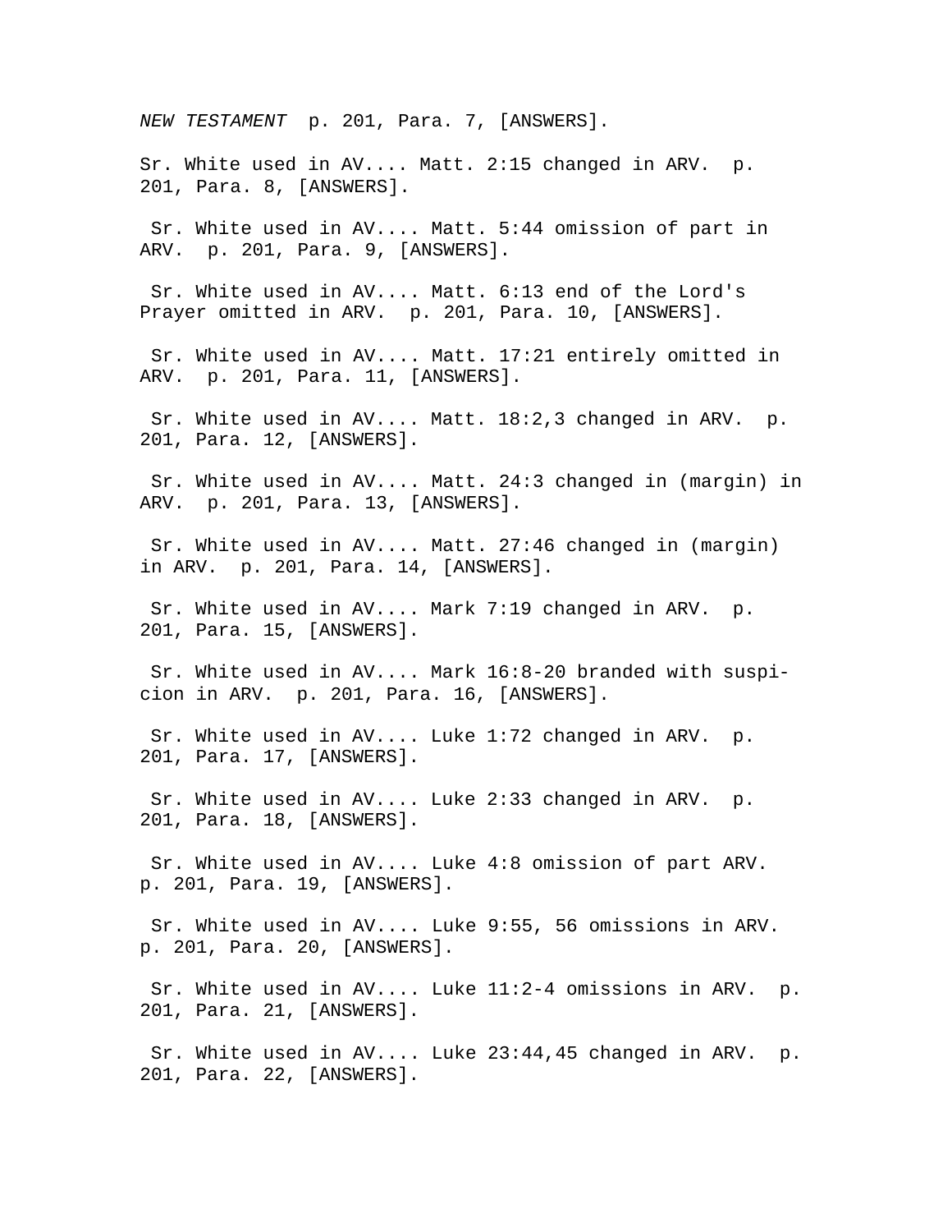*NEW TESTAMENT* p. 201, Para. 7, [ANSWERS].

Sr. White used in AV.... Matt. 2:15 changed in ARV. p. 201, Para. 8, [ANSWERS].

Sr. White used in AV.... Matt. 5:44 omission of part in ARV. p. 201, Para. 9, [ANSWERS].

Sr. White used in AV.... Matt. 6:13 end of the Lord's Prayer omitted in ARV. p. 201, Para. 10, [ANSWERS].

Sr. White used in AV.... Matt. 17:21 entirely omitted in ARV. p. 201, Para. 11, [ANSWERS].

Sr. White used in AV.... Matt. 18:2,3 changed in ARV. p. 201, Para. 12, [ANSWERS].

Sr. White used in AV.... Matt. 24:3 changed in (margin) in ARV. p. 201, Para. 13, [ANSWERS].

Sr. White used in AV.... Matt. 27:46 changed in (margin) in ARV. p. 201, Para. 14, [ANSWERS].

Sr. White used in AV.... Mark 7:19 changed in ARV. p. 201, Para. 15, [ANSWERS].

Sr. White used in AV.... Mark 16:8-20 branded with suspicion in ARV. p. 201, Para. 16, [ANSWERS].

Sr. White used in AV.... Luke 1:72 changed in ARV. p. 201, Para. 17, [ANSWERS].

Sr. White used in AV.... Luke 2:33 changed in ARV. p. 201, Para. 18, [ANSWERS].

Sr. White used in AV.... Luke 4:8 omission of part ARV. p. 201, Para. 19, [ANSWERS].

Sr. White used in AV.... Luke 9:55, 56 omissions in ARV. p. 201, Para. 20, [ANSWERS].

Sr. White used in AV.... Luke 11:2-4 omissions in ARV. p. 201, Para. 21, [ANSWERS].

Sr. White used in AV.... Luke 23:44,45 changed in ARV. p. 201, Para. 22, [ANSWERS].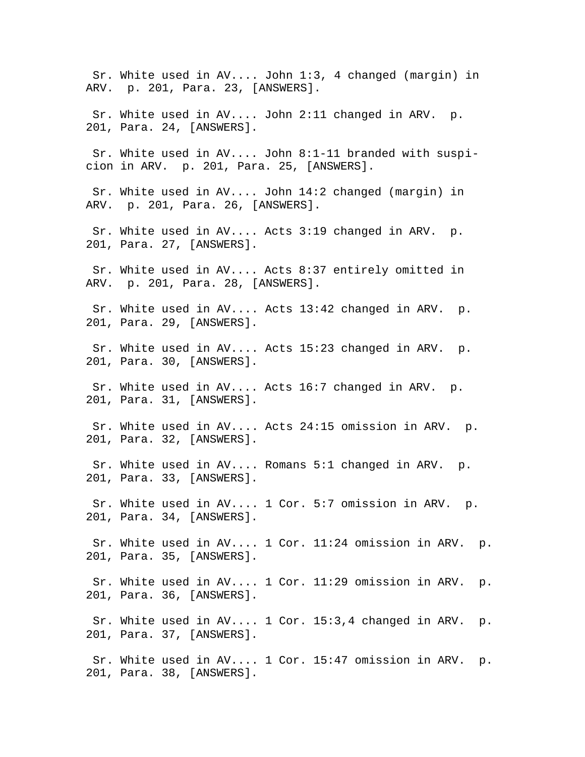Sr. White used in AV.... John 1:3, 4 changed (margin) in ARV. p. 201, Para. 23, [ANSWERS].

Sr. White used in AV.... John 2:11 changed in ARV. p. 201, Para. 24, [ANSWERS].

Sr. White used in AV.... John 8:1-11 branded with suspicion in ARV. p. 201, Para. 25, [ANSWERS].

Sr. White used in AV.... John 14:2 changed (margin) in ARV. p. 201, Para. 26, [ANSWERS].

Sr. White used in AV.... Acts 3:19 changed in ARV. p. 201, Para. 27, [ANSWERS].

Sr. White used in AV.... Acts 8:37 entirely omitted in ARV. p. 201, Para. 28, [ANSWERS].

Sr. White used in AV.... Acts 13:42 changed in ARV. p. 201, Para. 29, [ANSWERS].

Sr. White used in AV.... Acts 15:23 changed in ARV. p. 201, Para. 30, [ANSWERS].

Sr. White used in AV.... Acts 16:7 changed in ARV. p. 201, Para. 31, [ANSWERS].

Sr. White used in AV.... Acts 24:15 omission in ARV. p. 201, Para. 32, [ANSWERS].

Sr. White used in AV.... Romans 5:1 changed in ARV. p. 201, Para. 33, [ANSWERS].

Sr. White used in AV.... 1 Cor. 5:7 omission in ARV. p. 201, Para. 34, [ANSWERS].

Sr. White used in AV.... 1 Cor. 11:24 omission in ARV. p. 201, Para. 35, [ANSWERS].

Sr. White used in AV.... 1 Cor. 11:29 omission in ARV. p. 201, Para. 36, [ANSWERS].

Sr. White used in AV.... 1 Cor. 15:3,4 changed in ARV. p. 201, Para. 37, [ANSWERS].

Sr. White used in AV.... 1 Cor. 15:47 omission in ARV. p. 201, Para. 38, [ANSWERS].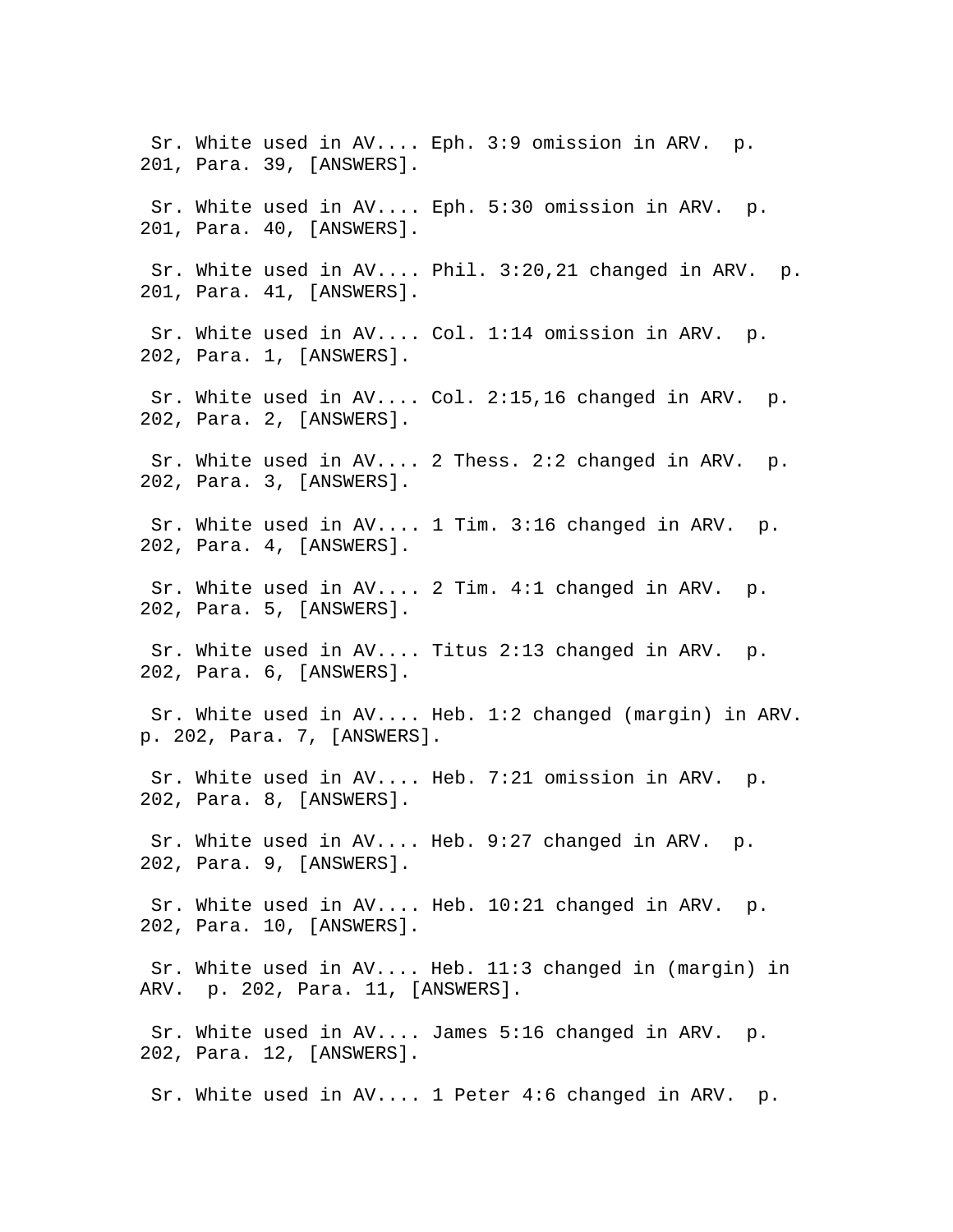Sr. White used in AV.... Eph. 3:9 omission in ARV. p. 201, Para. 39, [ANSWERS].

Sr. White used in AV.... Eph. 5:30 omission in ARV. p. 201, Para. 40, [ANSWERS].

Sr. White used in AV.... Phil. 3:20,21 changed in ARV. p. 201, Para. 41, [ANSWERS].

Sr. White used in AV.... Col. 1:14 omission in ARV. p. 202, Para. 1, [ANSWERS].

Sr. White used in AV.... Col. 2:15,16 changed in ARV. p. 202, Para. 2, [ANSWERS].

Sr. White used in AV.... 2 Thess. 2:2 changed in ARV. p. 202, Para. 3, [ANSWERS].

Sr. White used in AV.... 1 Tim. 3:16 changed in ARV. p. 202, Para. 4, [ANSWERS].

Sr. White used in AV.... 2 Tim. 4:1 changed in ARV. p. 202, Para. 5, [ANSWERS].

Sr. White used in AV.... Titus 2:13 changed in ARV. p. 202, Para. 6, [ANSWERS].

Sr. White used in AV.... Heb. 1:2 changed (margin) in ARV. p. 202, Para. 7, [ANSWERS].

Sr. White used in AV.... Heb. 7:21 omission in ARV. p. 202, Para. 8, [ANSWERS].

Sr. White used in AV.... Heb. 9:27 changed in ARV. p. 202, Para. 9, [ANSWERS].

Sr. White used in AV.... Heb. 10:21 changed in ARV. p. 202, Para. 10, [ANSWERS].

Sr. White used in AV.... Heb. 11:3 changed in (margin) in ARV. p. 202, Para. 11, [ANSWERS].

Sr. White used in AV.... James 5:16 changed in ARV. p. 202, Para. 12, [ANSWERS].

Sr. White used in AV.... 1 Peter 4:6 changed in ARV. p.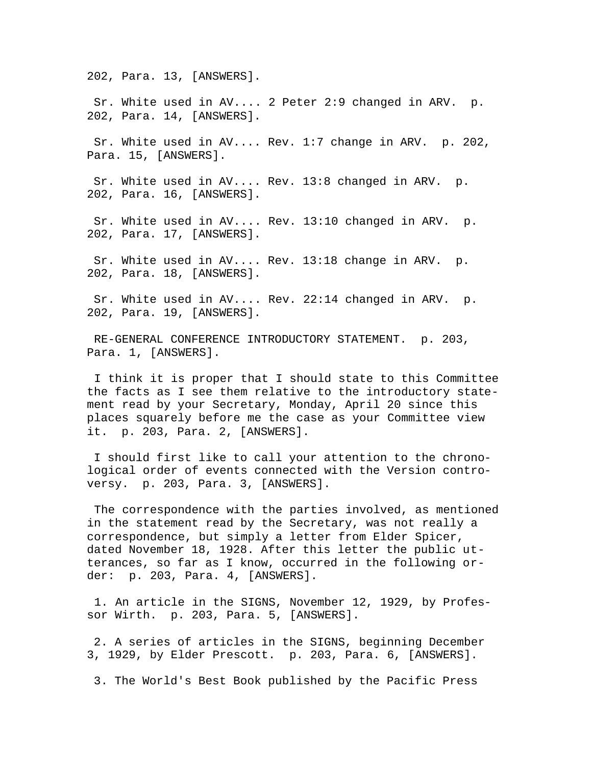202, Para. 13, [ANSWERS].

Sr. White used in AV.... 2 Peter 2:9 changed in ARV. p. 202, Para. 14, [ANSWERS].

Sr. White used in AV.... Rev. 1:7 change in ARV. p. 202, Para. 15, [ANSWERS].

Sr. White used in AV.... Rev. 13:8 changed in ARV. p. 202, Para. 16, [ANSWERS].

Sr. White used in AV.... Rev. 13:10 changed in ARV. p. 202, Para. 17, [ANSWERS].

Sr. White used in AV.... Rev. 13:18 change in ARV. p. 202, Para. 18, [ANSWERS].

Sr. White used in AV.... Rev. 22:14 changed in ARV. p. 202, Para. 19, [ANSWERS].

RE-GENERAL CONFERENCE INTRODUCTORY STATEMENT. p. 203, Para. 1, [ANSWERS].

I think it is proper that I should state to this Committee the facts as I see them relative to the introductory statement read by your Secretary, Monday, April 20 since this places squarely before me the case as your Committee view it. p. 203, Para. 2, [ANSWERS].

I should first like to call your attention to the chronological order of events connected with the Version controversy. p. 203, Para. 3, [ANSWERS].

The correspondence with the parties involved, as mentioned in the statement read by the Secretary, was not really a correspondence, but simply a letter from Elder Spicer, dated November 18, 1928. After this letter the public utterances, so far as I know, occurred in the following order: p. 203, Para. 4, [ANSWERS].

1. An article in the SIGNS, November 12, 1929, by Professor Wirth. p. 203, Para. 5, [ANSWERS].

2. A series of articles in the SIGNS, beginning December 3, 1929, by Elder Prescott. p. 203, Para. 6, [ANSWERS].

3. The World's Best Book published by the Pacific Press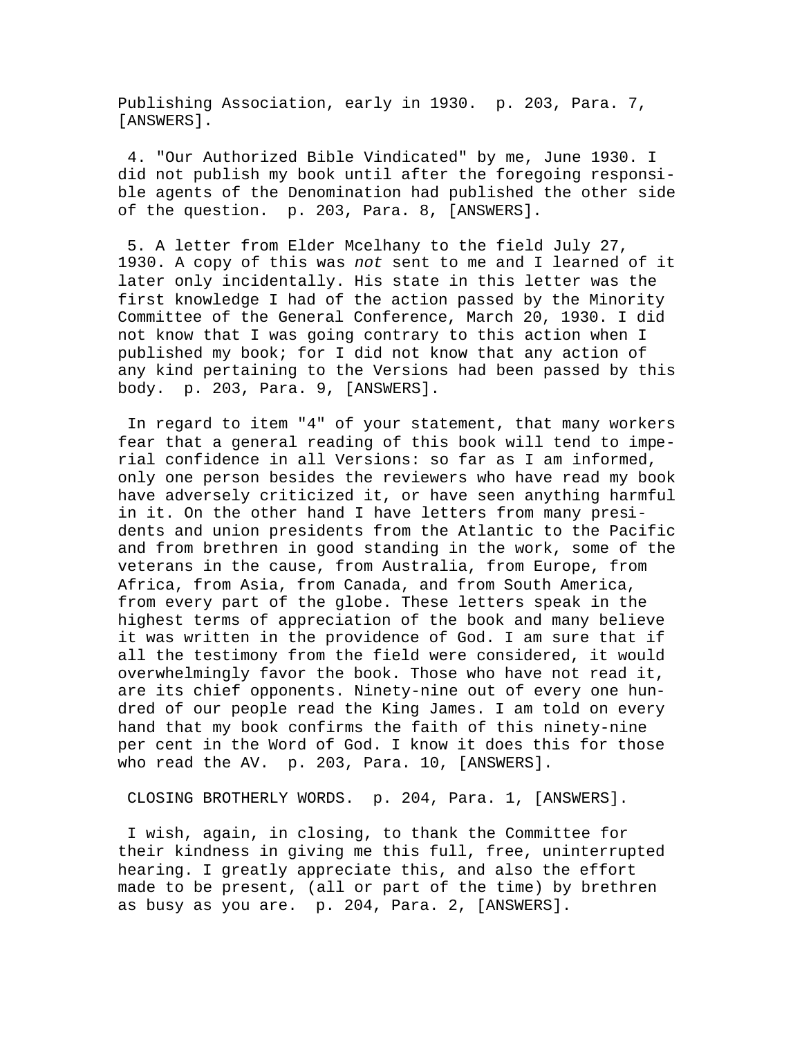Publishing Association, early in 1930. p. 203, Para. 7, [ANSWERS].

4. "Our Authorized Bible Vindicated" by me, June 1930. I did not publish my book until after the foregoing responsible agents of the Denomination had published the other side of the question. p. 203, Para. 8, [ANSWERS].

5. A letter from Elder Mcelhany to the field July 27, 1930. A copy of this was *not* sent to me and I learned of it later only incidentally. His state in this letter was the first knowledge I had of the action passed by the Minority Committee of the General Conference, March 20, 1930. I did not know that I was going contrary to this action when I published my book; for I did not know that any action of any kind pertaining to the Versions had been passed by this body. p. 203, Para. 9, [ANSWERS].

In regard to item "4" of your statement, that many workers fear that a general reading of this book will tend to imperial confidence in all Versions: so far as I am informed, only one person besides the reviewers who have read my book have adversely criticized it, or have seen anything harmful in it. On the other hand I have letters from many presidents and union presidents from the Atlantic to the Pacific and from brethren in good standing in the work, some of the veterans in the cause, from Australia, from Europe, from Africa, from Asia, from Canada, and from South America, from every part of the globe. These letters speak in the highest terms of appreciation of the book and many believe it was written in the providence of God. I am sure that if all the testimony from the field were considered, it would overwhelmingly favor the book. Those who have not read it, are its chief opponents. Ninety-nine out of every one hundred of our people read the King James. I am told on every hand that my book confirms the faith of this ninety-nine per cent in the Word of God. I know it does this for those who read the AV. p. 203, Para. 10, [ANSWERS].

CLOSING BROTHERLY WORDS. p. 204, Para. 1, [ANSWERS].

I wish, again, in closing, to thank the Committee for their kindness in giving me this full, free, uninterrupted hearing. I greatly appreciate this, and also the effort made to be present, (all or part of the time) by brethren as busy as you are. p. 204, Para. 2, [ANSWERS].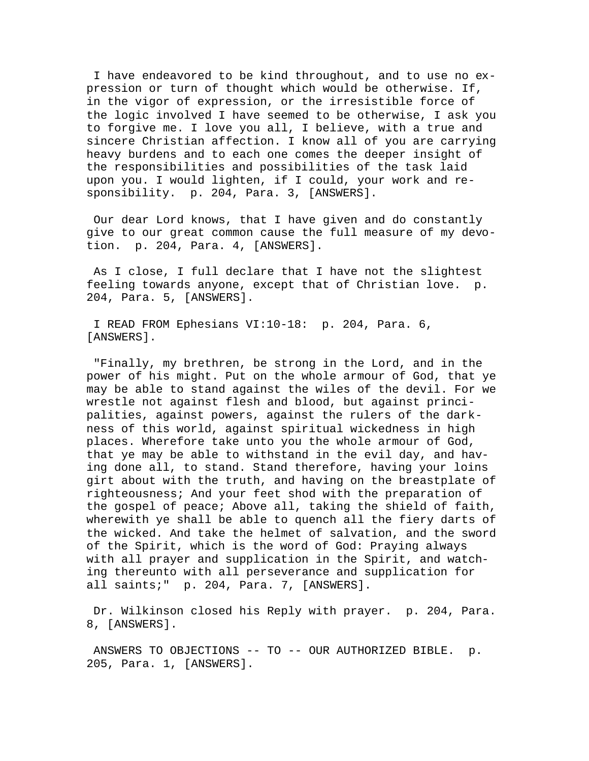I have endeavored to be kind throughout, and to use no expression or turn of thought which would be otherwise. If, in the vigor of expression, or the irresistible force of the logic involved I have seemed to be otherwise, I ask you to forgive me. I love you all, I believe, with a true and sincere Christian affection. I know all of you are carrying heavy burdens and to each one comes the deeper insight of the responsibilities and possibilities of the task laid upon you. I would lighten, if I could, your work and responsibility.  p. 204, Para. 3, [ANSWERS].

Our dear Lord knows, that I have given and do constantly give to our great common cause the full measure of my devotion.  p. 204, Para. 4, [ANSWERS].

As I close, I full declare that I have not the slightest feeling towards anyone, except that of Christian love.  p. 204, Para. 5, [ANSWERS].

I READ FROM Ephesians VI:10-18:  p. 204, Para. 6, [ANSWERS].

"Finally, my brethren, be strong in the Lord, and in the power of his might. Put on the whole armour of God, that ye may be able to stand against the wiles of the devil. For we wrestle not against flesh and blood, but against principalities, against powers, against the rulers of the darkness of this world, against spiritual wickedness in high places. Wherefore take unto you the whole armour of God, that ye may be able to withstand in the evil day, and having done all, to stand. Stand therefore, having your loins girt about with the truth, and having on the breastplate of righteousness; And your feet shod with the preparation of the gospel of peace; Above all, taking the shield of faith, wherewith ye shall be able to quench all the fiery darts of the wicked. And take the helmet of salvation, and the sword of the Spirit, which is the word of God: Praying always with all prayer and supplication in the Spirit, and watching thereunto with all perseverance and supplication for all saints;"  p. 204, Para. 7, [ANSWERS].

Dr. Wilkinson closed his Reply with prayer.  p. 204, Para. 8, [ANSWERS].

ANSWERS TO OBJECTIONS -- TO -- OUR AUTHORIZED BIBLE.  p. 205, Para. 1, [ANSWERS].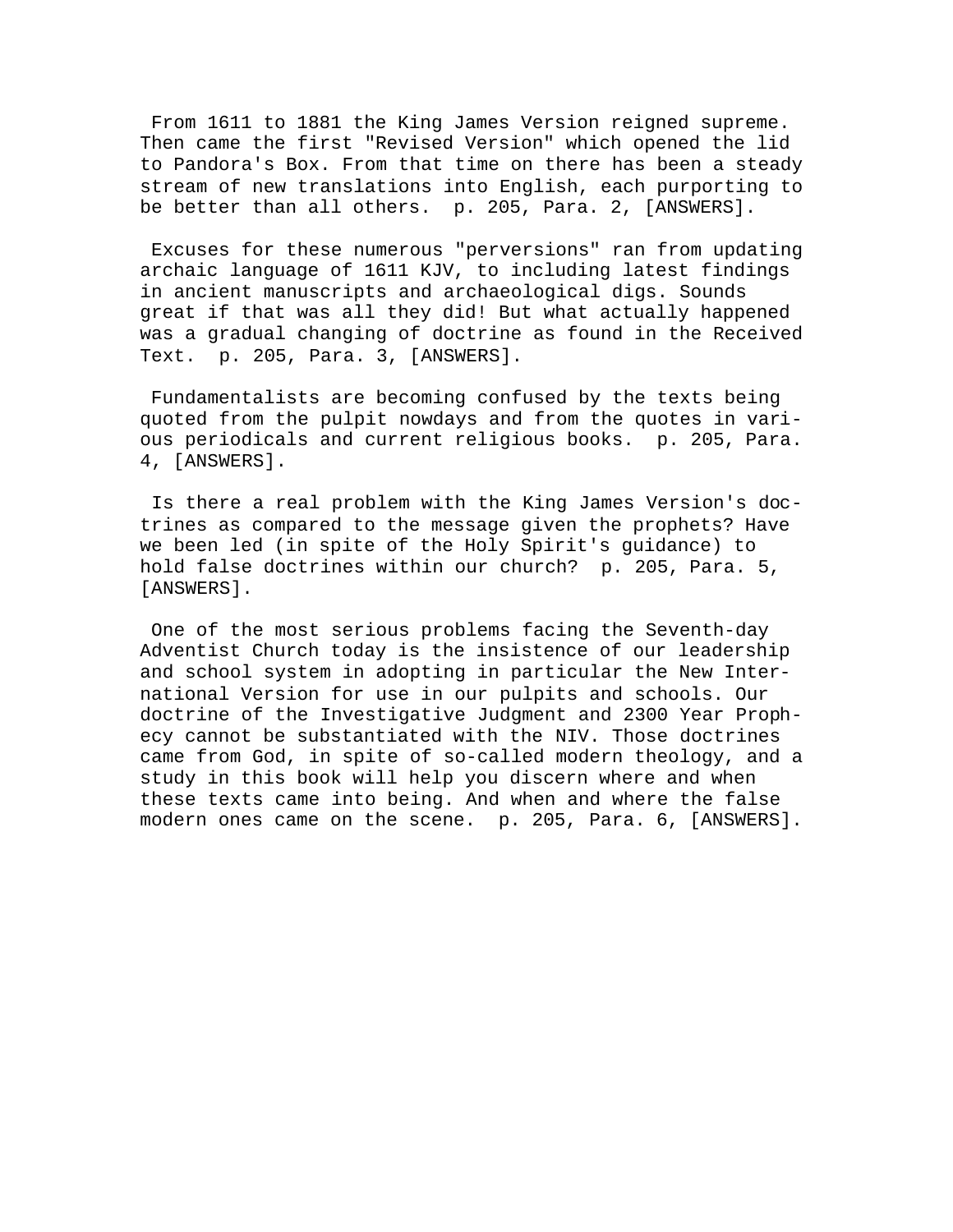From 1611 to 1881 the King James Version reigned supreme. Then came the first "Revised Version" which opened the lid to Pandora's Box. From that time on there has been a steady stream of new translations into English, each purporting to be better than all others. p. 205, Para. 2, [ANSWERS].

Excuses for these numerous "perversions" ran from updating archaic language of 1611 KJV, to including latest findings in ancient manuscripts and archaeological digs. Sounds great if that was all they did! But what actually happened was a gradual changing of doctrine as found in the Received Text. p. 205, Para. 3, [ANSWERS].

Fundamentalists are becoming confused by the texts being quoted from the pulpit nowdays and from the quotes in various periodicals and current religious books. p. 205, Para. 4, [ANSWERS].

Is there a real problem with the King James Version's doctrines as compared to the message given the prophets? Have we been led (in spite of the Holy Spirit's guidance) to hold false doctrines within our church? p. 205, Para. 5, [ANSWERS].

One of the most serious problems facing the Seventh-day Adventist Church today is the insistence of our leadership and school system in adopting in particular the New International Version for use in our pulpits and schools. Our doctrine of the Investigative Judgment and 2300 Year Prophecy cannot be substantiated with the NIV. Those doctrines came from God, in spite of so-called modern theology, and a study in this book will help you discern where and when these texts came into being. And when and where the false modern ones came on the scene. p. 205, Para. 6, [ANSWERS].